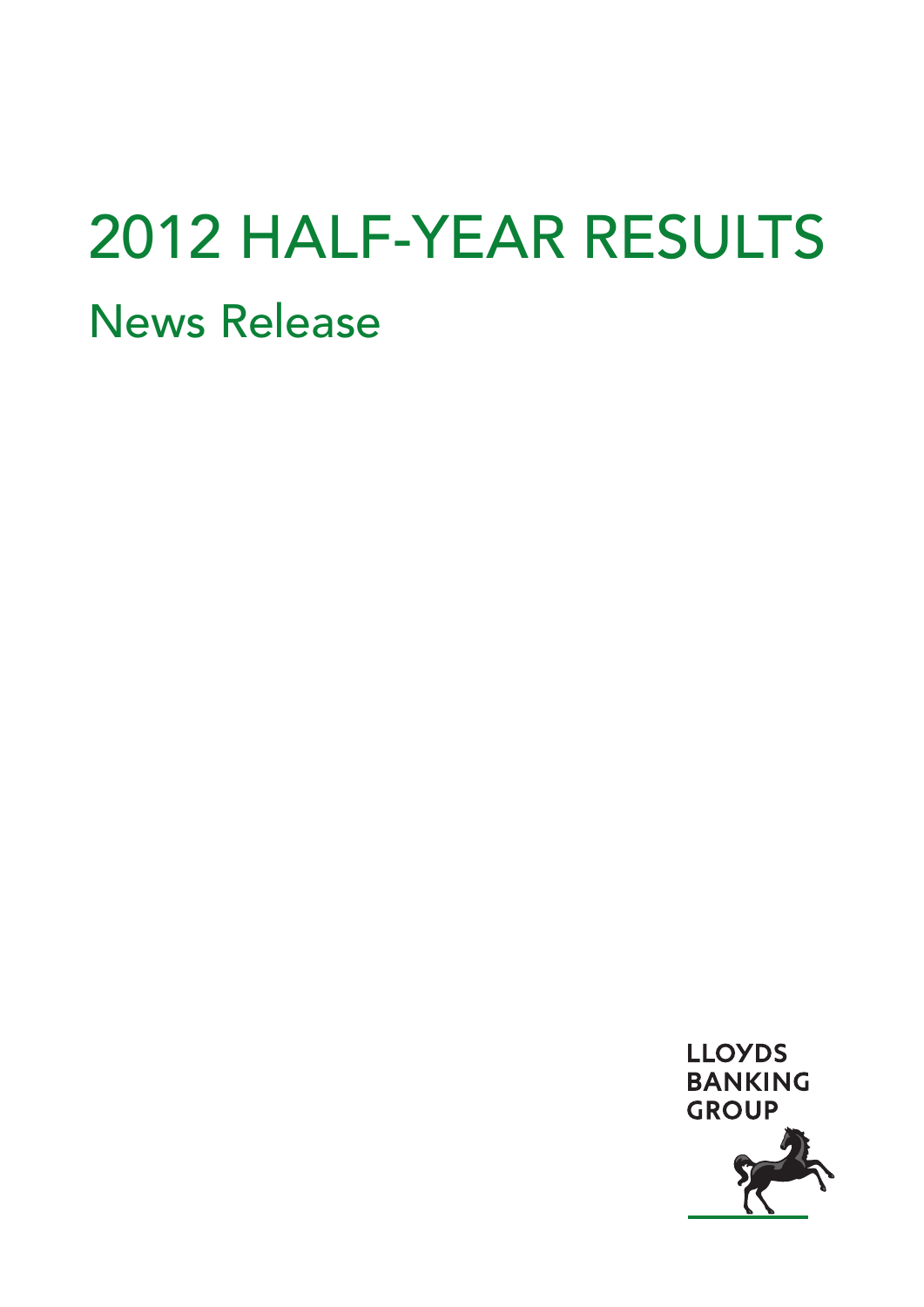# 2012 HALF-YEAR RESULTS

## News Release

LLOYDS BANKING GROUP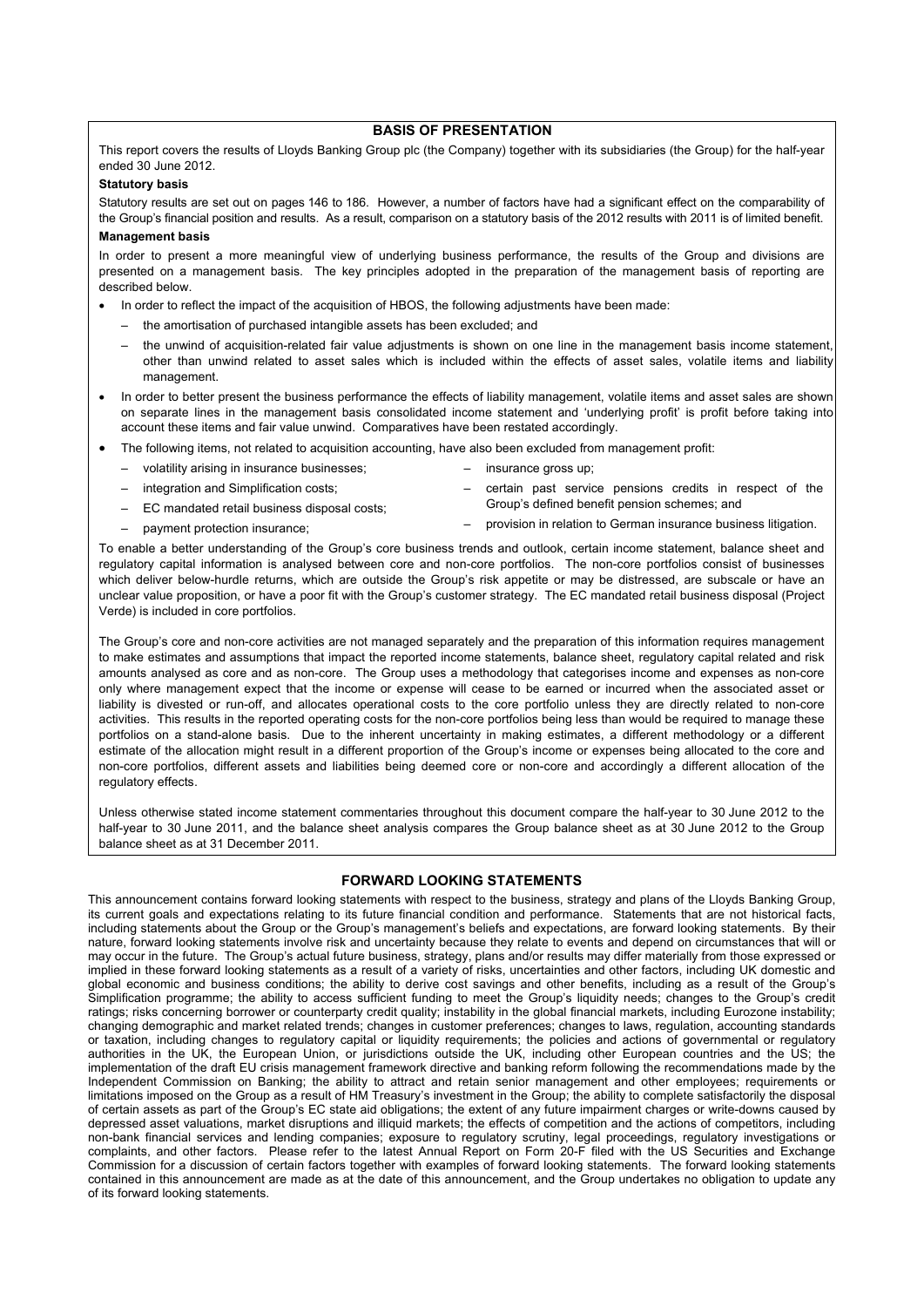## BASIS OF PRESENTATION

This report covers the results of Lloyds Banking Group plc (the Company) together with its subsidiaries (the Group) for the half-year ended 30 June 2012.

**Statutory basis**

Statutory results are set out on pages 146 to 186. However, a number of factors have had a significant effect on the comparability of the Group's financial position and results. As a result, comparison on a statutory basis of the 2012 results with 2011 is of limited benefit.

**Management basis**

In order to present a more meaningful view of underlying business performance, the results of the Group and divisions are presented on a management basis. The key principles adopted in the preparation of the management basis of reporting are described below.

- In order to reflect the impact of the acquisition of HBOS, the following adjustments have been made:
  - the amortisation of purchased intangible assets has been excluded; and
  - the unwind of acquisition-related fair value adjustments is shown on one line in the management basis income statement, other than unwind related to asset sales which is included within the effects of asset sales, volatile items and liability management.
- In order to better present the business performance the effects of liability management, volatile items and asset sales are shown on separate lines in the management basis consolidated income statement and 'underlying profit' is profit before taking into account these items and fair value unwind. Comparatives have been restated accordingly.
- The following items, not related to acquisition accounting, have also been excluded from management profit:
  - volatility arising in insurance businesses;
  - integration and Simplification costs;
  - EC mandated retail business disposal costs;
  - payment protection insurance;
  - insurance gross up;
  - certain past service pensions credits in respect of the Group's defined benefit pension schemes; and
  - provision in relation to German insurance business litigation.

To enable a better understanding of the Group's core business trends and outlook, certain income statement, balance sheet and regulatory capital information is analysed between core and non-core portfolios. The non-core portfolios consist of businesses which deliver below-hurdle returns, which are outside the Group's risk appetite or may be distressed, are subscale or have an unclear value proposition, or have a poor fit with the Group's customer strategy. The EC mandated retail business disposal (Project Verde) is included in core portfolios.

The Group's core and non-core activities are not managed separately and the preparation of this information requires management to make estimates and assumptions that impact the reported income statements, balance sheet, regulatory capital related and risk amounts analysed as core and as non-core. The Group uses a methodology that categorises income and expenses as non-core only where management expect that the income or expense will cease to be earned or incurred when the associated asset or liability is divested or run-off, and allocates operational costs to the core portfolio unless they are directly related to non-core activities. This results in the reported operating costs for the non-core portfolios being less than would be required to manage these portfolios on a stand-alone basis. Due to the inherent uncertainty in making estimates, a different methodology or a different estimate of the allocation might result in a different proportion of the Group's income or expenses being allocated to the core and non-core portfolios, different assets and liabilities being deemed core or non-core and accordingly a different allocation of the regulatory effects.

Unless otherwise stated income statement commentaries throughout this document compare the half-year to 30 June 2012 to the half-year to 30 June 2011, and the balance sheet analysis compares the Group balance sheet as at 30 June 2012 to the Group balance sheet as at 31 December 2011.

## FORWARD LOOKING STATEMENTS

This announcement contains forward looking statements with respect to the business, strategy and plans of the Lloyds Banking Group, its current goals and expectations relating to its future financial condition and performance. Statements that are not historical facts, including statements about the Group or the Group's management's beliefs and expectations, are forward looking statements. By their nature, forward looking statements involve risk and uncertainty because they relate to events and depend on circumstances that will or may occur in the future. The Group's actual future business, strategy, plans and/or results may differ materially from those expressed or implied in these forward looking statements as a result of a variety of risks, uncertainties and other factors, including UK domestic and global economic and business conditions; the ability to derive cost savings and other benefits, including as a result of the Group's Simplification programme; the ability to access sufficient funding to meet the Group's liquidity needs; changes to the Group's credit ratings; risks concerning borrower or counterparty credit quality; instability in the global financial markets, including Eurozone instability; changing demographic and market related trends; changes in customer preferences; changes to laws, regulation, accounting standards or taxation, including changes to regulatory capital or liquidity requirements; the policies and actions of governmental or regulatory authorities in the UK, the European Union, or jurisdictions outside the UK, including other European countries and the US; the implementation of the draft EU crisis management framework directive and banking reform following the recommendations made by the Independent Commission on Banking; the ability to attract and retain senior management and other employees; requirements or limitations imposed on the Group as a result of HM Treasury's investment in the Group; the ability to complete satisfactorily the disposal of certain assets as part of the Group's EC state aid obligations; the extent of any future impairment charges or write-downs caused by depressed asset valuations, market disruptions and illiquid markets; the effects of competition and the actions of competitors, including non-bank financial services and lending companies; exposure to regulatory scrutiny, legal proceedings, regulatory investigations or complaints, and other factors. Please refer to the latest Annual Report on Form 20-F filed with the US Securities and Exchange Commission for a discussion of certain factors together with examples of forward looking statements. The forward looking statements contained in this announcement are made as at the date of this announcement, and the Group undertakes no obligation to update any of its forward looking statements.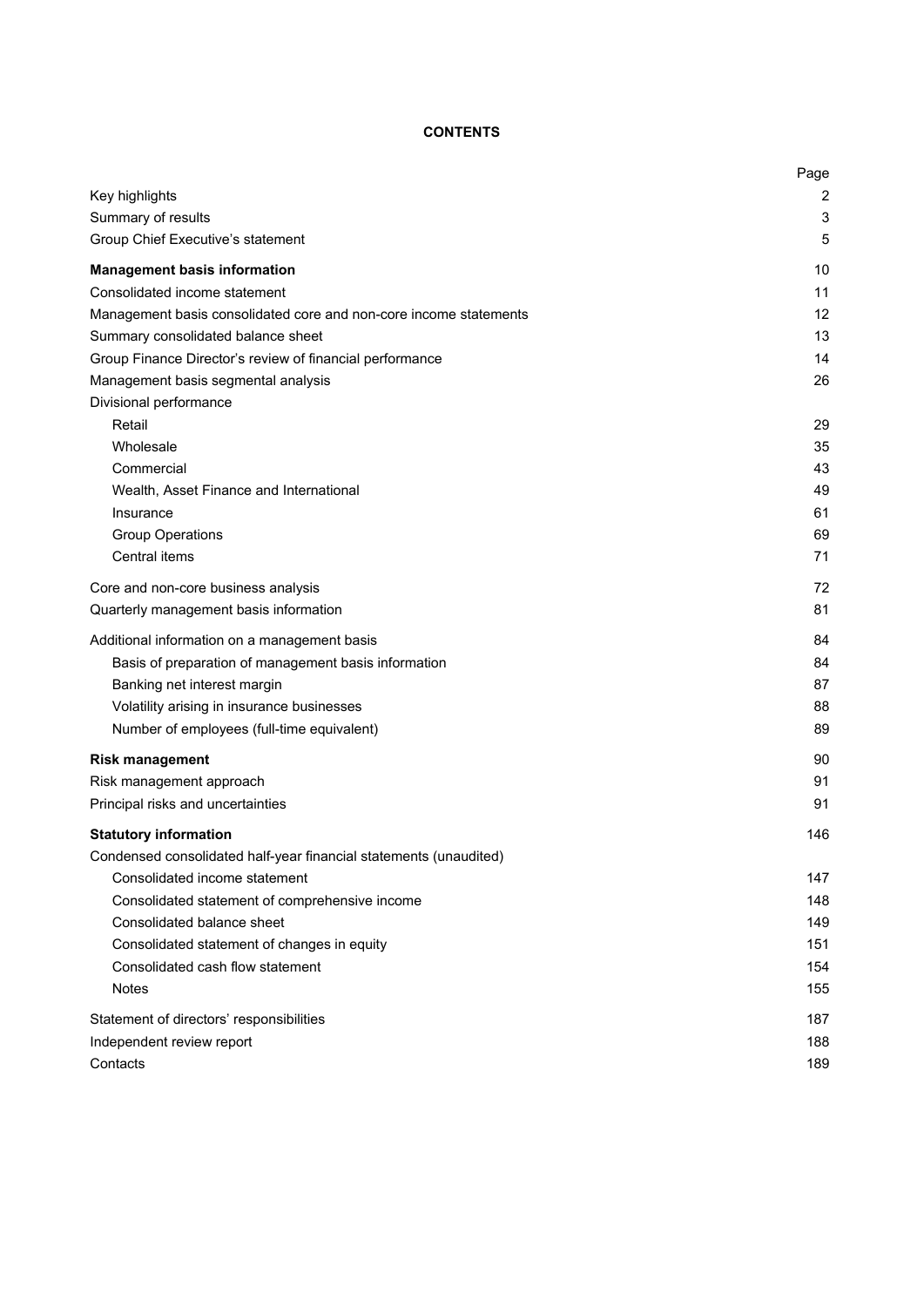# CONTENTS

| | Page |
|---|---|
| Key highlights | 2 |
| Summary of results | 3 |
| Group Chief Executive's statement | 5 |
| **Management basis information** | 10 |
| Consolidated income statement | 11 |
| Management basis consolidated core and non-core income statements | 12 |
| Summary consolidated balance sheet | 13 |
| Group Finance Director's review of financial performance | 14 |
| Management basis segmental analysis | 26 |
| Divisional performance | |
| Retail | 29 |
| Wholesale | 35 |
| Commercial | 43 |
| Wealth, Asset Finance and International | 49 |
| Insurance | 61 |
| Group Operations | 69 |
| Central items | 71 |
| Core and non-core business analysis | 72 |
| Quarterly management basis information | 81 |
| Additional information on a management basis | 84 |
| Basis of preparation of management basis information | 84 |
| Banking net interest margin | 87 |
| Volatility arising in insurance businesses | 88 |
| Number of employees (full-time equivalent) | 89 |
| **Risk management** | 90 |
| Risk management approach | 91 |
| Principal risks and uncertainties | 91 |
| **Statutory information** | 146 |
| Condensed consolidated half-year financial statements (unaudited) | |
| Consolidated income statement | 147 |
| Consolidated statement of comprehensive income | 148 |
| Consolidated balance sheet | 149 |
| Consolidated statement of changes in equity | 151 |
| Consolidated cash flow statement | 154 |
| Notes | 155 |
| Statement of directors' responsibilities | 187 |
| Independent review report | 188 |
| Contacts | 189 |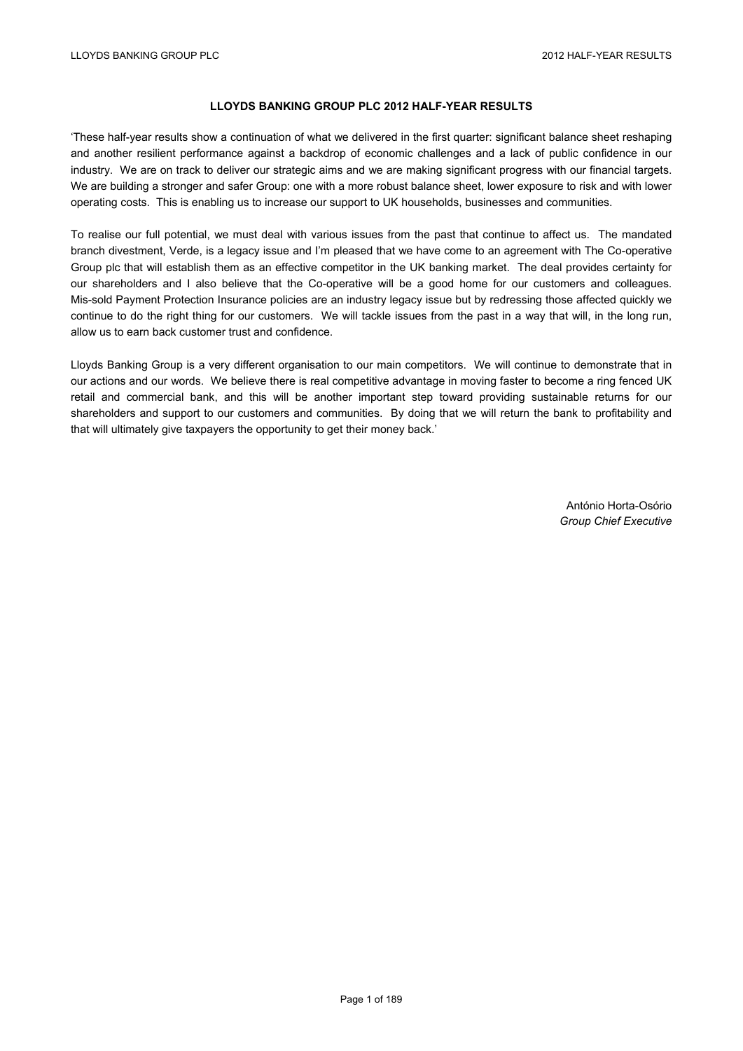**LLOYDS BANKING GROUP PLC 2012 HALF-YEAR RESULTS**

'These half-year results show a continuation of what we delivered in the first quarter: significant balance sheet reshaping and another resilient performance against a backdrop of economic challenges and a lack of public confidence in our industry. We are on track to deliver our strategic aims and we are making significant progress with our financial targets. We are building a stronger and safer Group: one with a more robust balance sheet, lower exposure to risk and with lower operating costs. This is enabling us to increase our support to UK households, businesses and communities.

To realise our full potential, we must deal with various issues from the past that continue to affect us. The mandated branch divestment, Verde, is a legacy issue and I'm pleased that we have come to an agreement with The Co-operative Group plc that will establish them as an effective competitor in the UK banking market. The deal provides certainty for our shareholders and I also believe that the Co-operative will be a good home for our customers and colleagues. Mis-sold Payment Protection Insurance policies are an industry legacy issue but by redressing those affected quickly we continue to do the right thing for our customers. We will tackle issues from the past in a way that will, in the long run, allow us to earn back customer trust and confidence.

Lloyds Banking Group is a very different organisation to our main competitors. We will continue to demonstrate that in our actions and our words. We believe there is real competitive advantage in moving faster to become a ring fenced UK retail and commercial bank, and this will be another important step toward providing sustainable returns for our shareholders and support to our customers and communities. By doing that we will return the bank to profitability and that will ultimately give taxpayers the opportunity to get their money back.'

António Horta-Osório
*Group Chief Executive*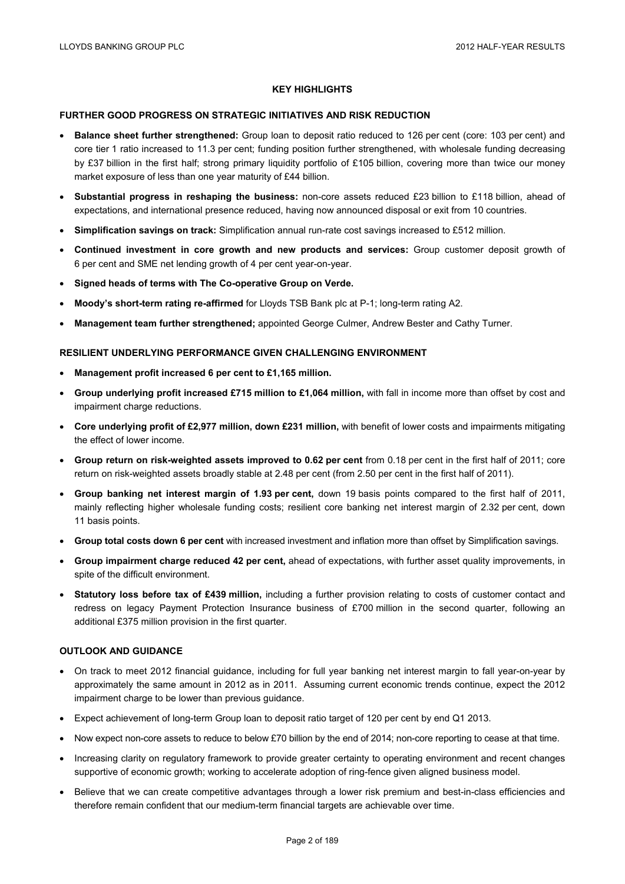## KEY HIGHLIGHTS

### FURTHER GOOD PROGRESS ON STRATEGIC INITIATIVES AND RISK REDUCTION

- **Balance sheet further strengthened:** Group loan to deposit ratio reduced to 126 per cent (core: 103 per cent) and core tier 1 ratio increased to 11.3 per cent; funding position further strengthened, with wholesale funding decreasing by £37 billion in the first half; strong primary liquidity portfolio of £105 billion, covering more than twice our money market exposure of less than one year maturity of £44 billion.
- **Substantial progress in reshaping the business:** non-core assets reduced £23 billion to £118 billion, ahead of expectations, and international presence reduced, having now announced disposal or exit from 10 countries.
- **Simplification savings on track:** Simplification annual run-rate cost savings increased to £512 million.
- **Continued investment in core growth and new products and services:** Group customer deposit growth of 6 per cent and SME net lending growth of 4 per cent year-on-year.
- **Signed heads of terms with The Co-operative Group on Verde.**
- **Moody's short-term rating re-affirmed** for Lloyds TSB Bank plc at P-1; long-term rating A2.
- **Management team further strengthened;** appointed George Culmer, Andrew Bester and Cathy Turner.

### RESILIENT UNDERLYING PERFORMANCE GIVEN CHALLENGING ENVIRONMENT

- **Management profit increased 6 per cent to £1,165 million.**
- **Group underlying profit increased £715 million to £1,064 million,** with fall in income more than offset by cost and impairment charge reductions.
- **Core underlying profit of £2,977 million, down £231 million,** with benefit of lower costs and impairments mitigating the effect of lower income.
- **Group return on risk-weighted assets improved to 0.62 per cent** from 0.18 per cent in the first half of 2011; core return on risk-weighted assets broadly stable at 2.48 per cent (from 2.50 per cent in the first half of 2011).
- **Group banking net interest margin of 1.93 per cent,** down 19 basis points compared to the first half of 2011, mainly reflecting higher wholesale funding costs; resilient core banking net interest margin of 2.32 per cent, down 11 basis points.
- **Group total costs down 6 per cent** with increased investment and inflation more than offset by Simplification savings.
- **Group impairment charge reduced 42 per cent,** ahead of expectations, with further asset quality improvements, in spite of the difficult environment.
- **Statutory loss before tax of £439 million,** including a further provision relating to costs of customer contact and redress on legacy Payment Protection Insurance business of £700 million in the second quarter, following an additional £375 million provision in the first quarter.

### OUTLOOK AND GUIDANCE

- On track to meet 2012 financial guidance, including for full year banking net interest margin to fall year-on-year by approximately the same amount in 2012 as in 2011. Assuming current economic trends continue, expect the 2012 impairment charge to be lower than previous guidance.
- Expect achievement of long-term Group loan to deposit ratio target of 120 per cent by end Q1 2013.
- Now expect non-core assets to reduce to below £70 billion by the end of 2014; non-core reporting to cease at that time.
- Increasing clarity on regulatory framework to provide greater certainty to operating environment and recent changes supportive of economic growth; working to accelerate adoption of ring-fence given aligned business model.
- Believe that we can create competitive advantages through a lower risk premium and best-in-class efficiencies and therefore remain confident that our medium-term financial targets are achievable over time.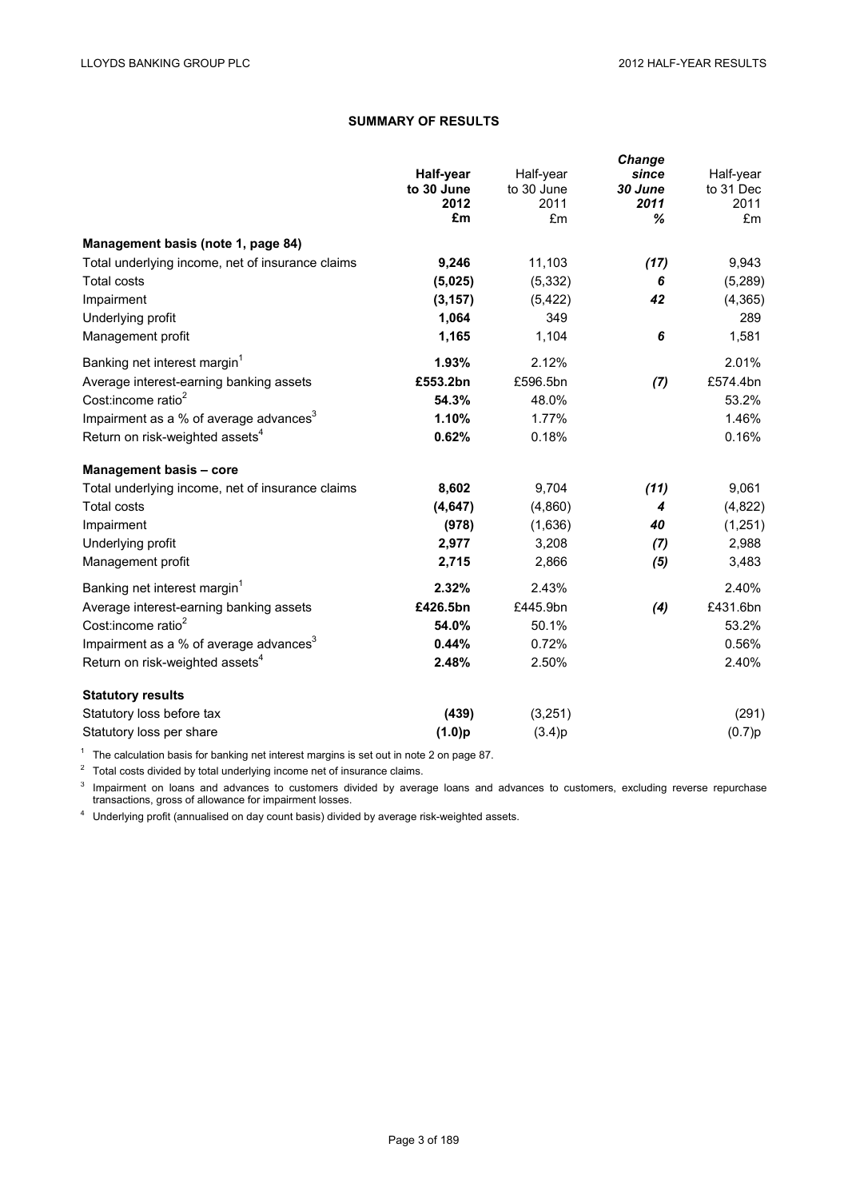## SUMMARY OF RESULTS

| | **Half-year to 30 June 2012 £m** | Half-year to 30 June 2011 £m | ***Change since 30 June 2011 %*** | Half-year to 31 Dec 2011 £m |
|---|---|---|---|---|
| **Management basis (note 1, page 84)** | | | | |
| Total underlying income, net of insurance claims | **9,246** | 11,103 | ***(17)*** | 9,943 |
| Total costs | **(5,025)** | (5,332) | ***6*** | (5,289) |
| Impairment | **(3,157)** | (5,422) | ***42*** | (4,365) |
| Underlying profit | **1,064** | 349 | | 289 |
| Management profit | **1,165** | 1,104 | ***6*** | 1,581 |
| Banking net interest margin[1] | **1.93%** | 2.12% | | 2.01% |
| Average interest-earning banking assets | **£553.2bn** | £596.5bn | ***(7)*** | £574.4bn |
| Cost:income ratio[2] | **54.3%** | 48.0% | | 53.2% |
| Impairment as a % of average advances[3] | **1.10%** | 1.77% | | 1.46% |
| Return on risk-weighted assets[4] | **0.62%** | 0.18% | | 0.16% |
| **Management basis – core** | | | | |
| Total underlying income, net of insurance claims | **8,602** | 9,704 | ***(11)*** | 9,061 |
| Total costs | **(4,647)** | (4,860) | ***4*** | (4,822) |
| Impairment | **(978)** | (1,636) | ***40*** | (1,251) |
| Underlying profit | **2,977** | 3,208 | ***(7)*** | 2,988 |
| Management profit | **2,715** | 2,866 | ***(5)*** | 3,483 |
| Banking net interest margin[1] | **2.32%** | 2.43% | | 2.40% |
| Average interest-earning banking assets | **£426.5bn** | £445.9bn | ***(4)*** | £431.6bn |
| Cost:income ratio[2] | **54.0%** | 50.1% | | 53.2% |
| Impairment as a % of average advances[3] | **0.44%** | 0.72% | | 0.56% |
| Return on risk-weighted assets[4] | **2.48%** | 2.50% | | 2.40% |
| **Statutory results** | | | | |
| Statutory loss before tax | **(439)** | (3,251) | | (291) |
| Statutory loss per share | **(1.0)p** | (3.4)p | | (0.7)p |

[1] The calculation basis for banking net interest margins is set out in note 2 on page 87.

[2] Total costs divided by total underlying income net of insurance claims.

[3] Impairment on loans and advances to customers divided by average loans and advances to customers, excluding reverse repurchase transactions, gross of allowance for impairment losses.

[4] Underlying profit (annualised on day count basis) divided by average risk-weighted assets.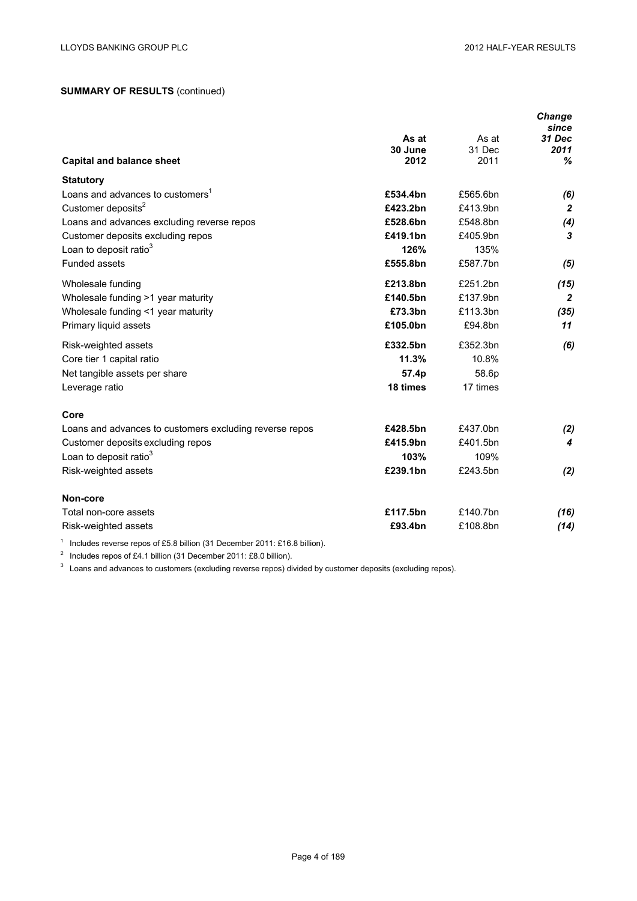**SUMMARY OF RESULTS** (continued)

| Capital and balance sheet | As at 30 June 2012 | As at 31 Dec 2011 | *Change since 31 Dec 2011 %* |
|---|---|---|---|
| **Statutory** | | | |
| Loans and advances to customers[1] | **£534.4bn** | £565.6bn | ***(6)*** |
| Customer deposits[2] | **£423.2bn** | £413.9bn | ***2*** |
| Loans and advances excluding reverse repos | **£528.6bn** | £548.8bn | ***(4)*** |
| Customer deposits excluding repos | **£419.1bn** | £405.9bn | ***3*** |
| Loan to deposit ratio[3] | **126%** | 135% | |
| Funded assets | **£555.8bn** | £587.7bn | ***(5)*** |
| Wholesale funding | **£213.8bn** | £251.2bn | ***(15)*** |
| Wholesale funding >1 year maturity | **£140.5bn** | £137.9bn | ***2*** |
| Wholesale funding <1 year maturity | **£73.3bn** | £113.3bn | ***(35)*** |
| Primary liquid assets | **£105.0bn** | £94.8bn | ***11*** |
| Risk-weighted assets | **£332.5bn** | £352.3bn | ***(6)*** |
| Core tier 1 capital ratio | **11.3%** | 10.8% | |
| Net tangible assets per share | **57.4p** | 58.6p | |
| Leverage ratio | **18 times** | 17 times | |
| **Core** | | | |
| Loans and advances to customers excluding reverse repos | **£428.5bn** | £437.0bn | ***(2)*** |
| Customer deposits excluding repos | **£415.9bn** | £401.5bn | ***4*** |
| Loan to deposit ratio[3] | **103%** | 109% | |
| Risk-weighted assets | **£239.1bn** | £243.5bn | ***(2)*** |
| **Non-core** | | | |
| Total non-core assets | **£117.5bn** | £140.7bn | ***(16)*** |
| Risk-weighted assets | **£93.4bn** | £108.8bn | ***(14)*** |

[1] Includes reverse repos of £5.8 billion (31 December 2011: £16.8 billion).

[2] Includes repos of £4.1 billion (31 December 2011: £8.0 billion).

[3] Loans and advances to customers (excluding reverse repos) divided by customer deposits (excluding repos).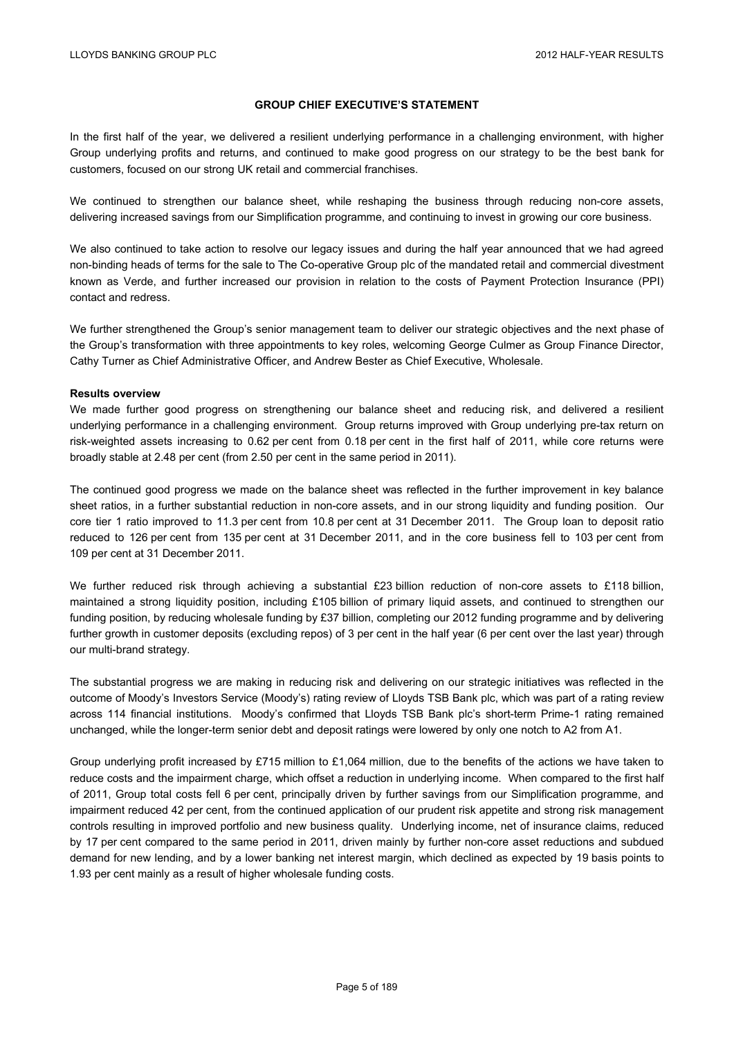## GROUP CHIEF EXECUTIVE'S STATEMENT

In the first half of the year, we delivered a resilient underlying performance in a challenging environment, with higher Group underlying profits and returns, and continued to make good progress on our strategy to be the best bank for customers, focused on our strong UK retail and commercial franchises.

We continued to strengthen our balance sheet, while reshaping the business through reducing non-core assets, delivering increased savings from our Simplification programme, and continuing to invest in growing our core business.

We also continued to take action to resolve our legacy issues and during the half year announced that we had agreed non-binding heads of terms for the sale to The Co-operative Group plc of the mandated retail and commercial divestment known as Verde, and further increased our provision in relation to the costs of Payment Protection Insurance (PPI) contact and redress.

We further strengthened the Group's senior management team to deliver our strategic objectives and the next phase of the Group's transformation with three appointments to key roles, welcoming George Culmer as Group Finance Director, Cathy Turner as Chief Administrative Officer, and Andrew Bester as Chief Executive, Wholesale.

**Results overview**

We made further good progress on strengthening our balance sheet and reducing risk, and delivered a resilient underlying performance in a challenging environment. Group returns improved with Group underlying pre-tax return on risk-weighted assets increasing to 0.62 per cent from 0.18 per cent in the first half of 2011, while core returns were broadly stable at 2.48 per cent (from 2.50 per cent in the same period in 2011).

The continued good progress we made on the balance sheet was reflected in the further improvement in key balance sheet ratios, in a further substantial reduction in non-core assets, and in our strong liquidity and funding position. Our core tier 1 ratio improved to 11.3 per cent from 10.8 per cent at 31 December 2011. The Group loan to deposit ratio reduced to 126 per cent from 135 per cent at 31 December 2011, and in the core business fell to 103 per cent from 109 per cent at 31 December 2011.

We further reduced risk through achieving a substantial £23 billion reduction of non-core assets to £118 billion, maintained a strong liquidity position, including £105 billion of primary liquid assets, and continued to strengthen our funding position, by reducing wholesale funding by £37 billion, completing our 2012 funding programme and by delivering further growth in customer deposits (excluding repos) of 3 per cent in the half year (6 per cent over the last year) through our multi-brand strategy.

The substantial progress we are making in reducing risk and delivering on our strategic initiatives was reflected in the outcome of Moody's Investors Service (Moody's) rating review of Lloyds TSB Bank plc, which was part of a rating review across 114 financial institutions. Moody's confirmed that Lloyds TSB Bank plc's short-term Prime-1 rating remained unchanged, while the longer-term senior debt and deposit ratings were lowered by only one notch to A2 from A1.

Group underlying profit increased by £715 million to £1,064 million, due to the benefits of the actions we have taken to reduce costs and the impairment charge, which offset a reduction in underlying income. When compared to the first half of 2011, Group total costs fell 6 per cent, principally driven by further savings from our Simplification programme, and impairment reduced 42 per cent, from the continued application of our prudent risk appetite and strong risk management controls resulting in improved portfolio and new business quality. Underlying income, net of insurance claims, reduced by 17 per cent compared to the same period in 2011, driven mainly by further non-core asset reductions and subdued demand for new lending, and by a lower banking net interest margin, which declined as expected by 19 basis points to 1.93 per cent mainly as a result of higher wholesale funding costs.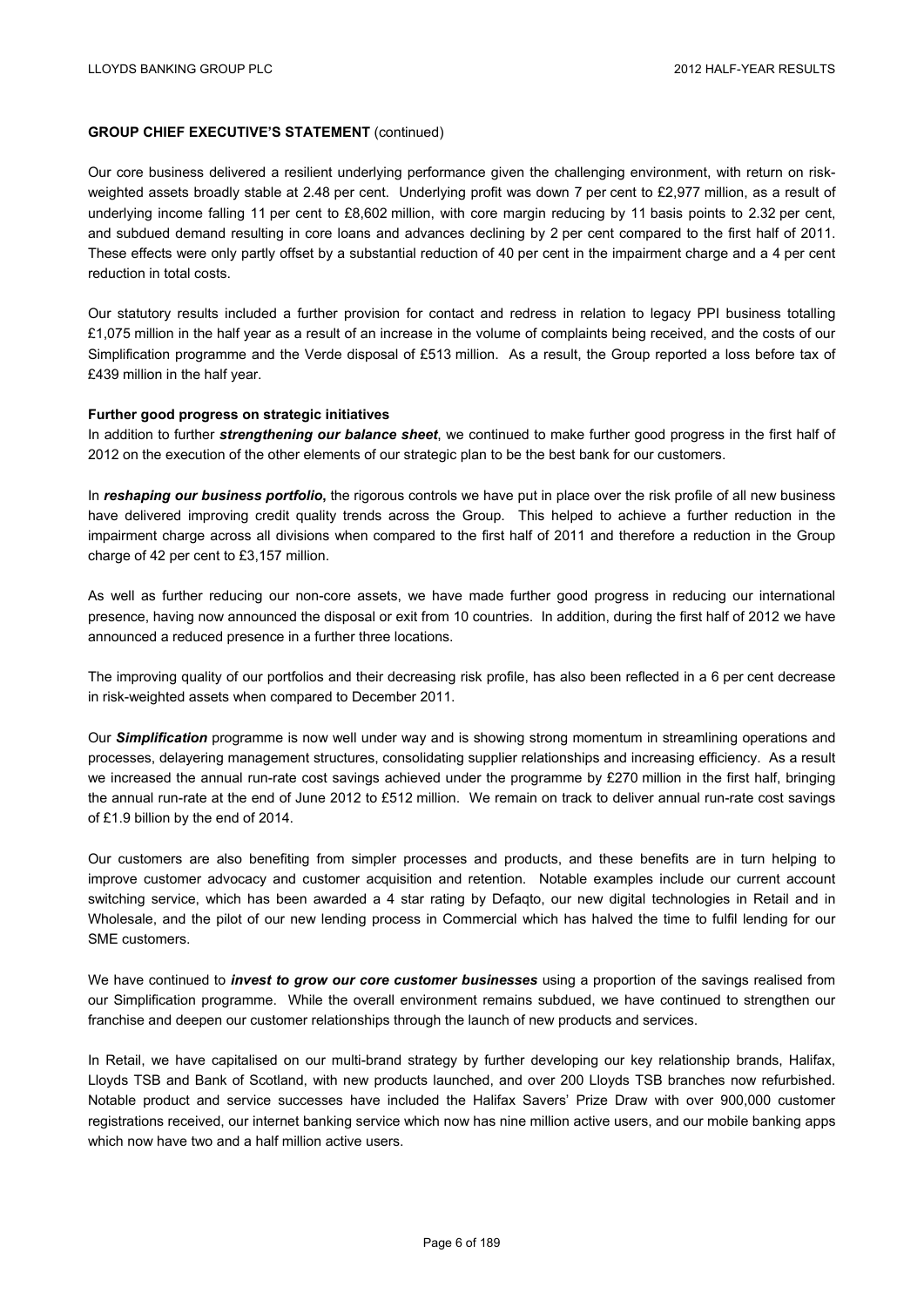**GROUP CHIEF EXECUTIVE'S STATEMENT** (continued)

Our core business delivered a resilient underlying performance given the challenging environment, with return on risk-weighted assets broadly stable at 2.48 per cent. Underlying profit was down 7 per cent to £2,977 million, as a result of underlying income falling 11 per cent to £8,602 million, with core margin reducing by 11 basis points to 2.32 per cent, and subdued demand resulting in core loans and advances declining by 2 per cent compared to the first half of 2011. These effects were only partly offset by a substantial reduction of 40 per cent in the impairment charge and a 4 per cent reduction in total costs.

Our statutory results included a further provision for contact and redress in relation to legacy PPI business totalling £1,075 million in the half year as a result of an increase in the volume of complaints being received, and the costs of our Simplification programme and the Verde disposal of £513 million. As a result, the Group reported a loss before tax of £439 million in the half year.

**Further good progress on strategic initiatives**

In addition to further ***strengthening our balance sheet***, we continued to make further good progress in the first half of 2012 on the execution of the other elements of our strategic plan to be the best bank for our customers.

In ***reshaping our business portfolio,*** the rigorous controls we have put in place over the risk profile of all new business have delivered improving credit quality trends across the Group. This helped to achieve a further reduction in the impairment charge across all divisions when compared to the first half of 2011 and therefore a reduction in the Group charge of 42 per cent to £3,157 million.

As well as further reducing our non-core assets, we have made further good progress in reducing our international presence, having now announced the disposal or exit from 10 countries. In addition, during the first half of 2012 we have announced a reduced presence in a further three locations.

The improving quality of our portfolios and their decreasing risk profile, has also been reflected in a 6 per cent decrease in risk-weighted assets when compared to December 2011.

Our ***Simplification*** programme is now well under way and is showing strong momentum in streamlining operations and processes, delayering management structures, consolidating supplier relationships and increasing efficiency. As a result we increased the annual run-rate cost savings achieved under the programme by £270 million in the first half, bringing the annual run-rate at the end of June 2012 to £512 million. We remain on track to deliver annual run-rate cost savings of £1.9 billion by the end of 2014.

Our customers are also benefiting from simpler processes and products, and these benefits are in turn helping to improve customer advocacy and customer acquisition and retention. Notable examples include our current account switching service, which has been awarded a 4 star rating by Defaqto, our new digital technologies in Retail and in Wholesale, and the pilot of our new lending process in Commercial which has halved the time to fulfil lending for our SME customers.

We have continued to ***invest to grow our core customer businesses*** using a proportion of the savings realised from our Simplification programme. While the overall environment remains subdued, we have continued to strengthen our franchise and deepen our customer relationships through the launch of new products and services.

In Retail, we have capitalised on our multi-brand strategy by further developing our key relationship brands, Halifax, Lloyds TSB and Bank of Scotland, with new products launched, and over 200 Lloyds TSB branches now refurbished. Notable product and service successes have included the Halifax Savers' Prize Draw with over 900,000 customer registrations received, our internet banking service which now has nine million active users, and our mobile banking apps which now have two and a half million active users.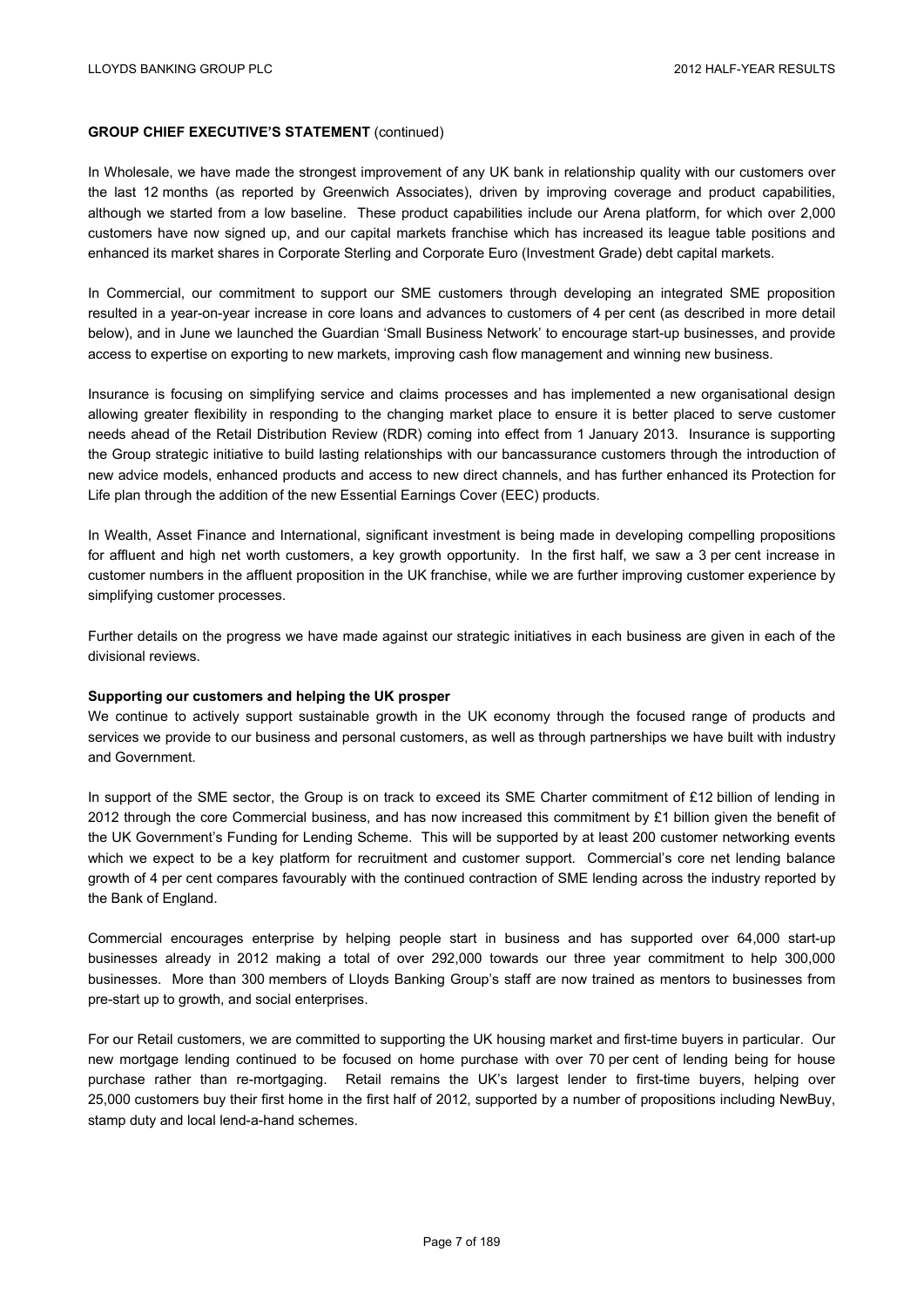**GROUP CHIEF EXECUTIVE'S STATEMENT** (continued)

In Wholesale, we have made the strongest improvement of any UK bank in relationship quality with our customers over the last 12 months (as reported by Greenwich Associates), driven by improving coverage and product capabilities, although we started from a low baseline. These product capabilities include our Arena platform, for which over 2,000 customers have now signed up, and our capital markets franchise which has increased its league table positions and enhanced its market shares in Corporate Sterling and Corporate Euro (Investment Grade) debt capital markets.

In Commercial, our commitment to support our SME customers through developing an integrated SME proposition resulted in a year-on-year increase in core loans and advances to customers of 4 per cent (as described in more detail below), and in June we launched the Guardian 'Small Business Network' to encourage start-up businesses, and provide access to expertise on exporting to new markets, improving cash flow management and winning new business.

Insurance is focusing on simplifying service and claims processes and has implemented a new organisational design allowing greater flexibility in responding to the changing market place to ensure it is better placed to serve customer needs ahead of the Retail Distribution Review (RDR) coming into effect from 1 January 2013. Insurance is supporting the Group strategic initiative to build lasting relationships with our bancassurance customers through the introduction of new advice models, enhanced products and access to new direct channels, and has further enhanced its Protection for Life plan through the addition of the new Essential Earnings Cover (EEC) products.

In Wealth, Asset Finance and International, significant investment is being made in developing compelling propositions for affluent and high net worth customers, a key growth opportunity. In the first half, we saw a 3 per cent increase in customer numbers in the affluent proposition in the UK franchise, while we are further improving customer experience by simplifying customer processes.

Further details on the progress we have made against our strategic initiatives in each business are given in each of the divisional reviews.

**Supporting our customers and helping the UK prosper**

We continue to actively support sustainable growth in the UK economy through the focused range of products and services we provide to our business and personal customers, as well as through partnerships we have built with industry and Government.

In support of the SME sector, the Group is on track to exceed its SME Charter commitment of £12 billion of lending in 2012 through the core Commercial business, and has now increased this commitment by £1 billion given the benefit of the UK Government's Funding for Lending Scheme. This will be supported by at least 200 customer networking events which we expect to be a key platform for recruitment and customer support. Commercial's core net lending balance growth of 4 per cent compares favourably with the continued contraction of SME lending across the industry reported by the Bank of England.

Commercial encourages enterprise by helping people start in business and has supported over 64,000 start-up businesses already in 2012 making a total of over 292,000 towards our three year commitment to help 300,000 businesses. More than 300 members of Lloyds Banking Group's staff are now trained as mentors to businesses from pre-start up to growth, and social enterprises.

For our Retail customers, we are committed to supporting the UK housing market and first-time buyers in particular. Our new mortgage lending continued to be focused on home purchase with over 70 per cent of lending being for house purchase rather than re-mortgaging. Retail remains the UK's largest lender to first-time buyers, helping over 25,000 customers buy their first home in the first half of 2012, supported by a number of propositions including NewBuy, stamp duty and local lend-a-hand schemes.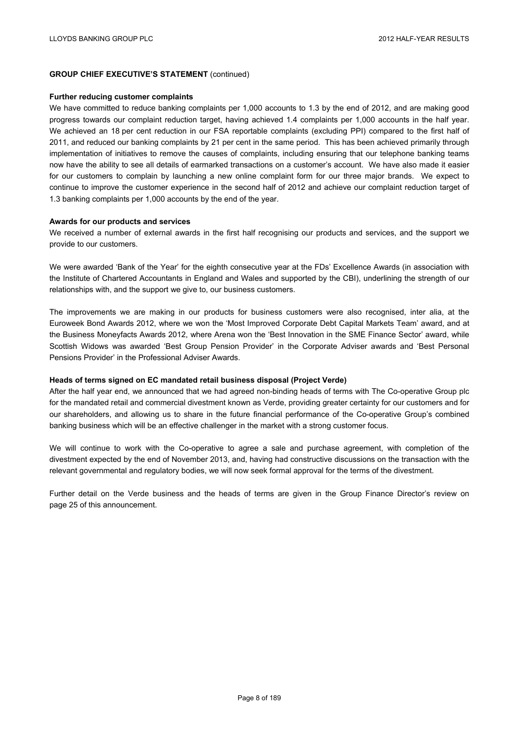**GROUP CHIEF EXECUTIVE'S STATEMENT** (continued)

**Further reducing customer complaints**

We have committed to reduce banking complaints per 1,000 accounts to 1.3 by the end of 2012, and are making good progress towards our complaint reduction target, having achieved 1.4 complaints per 1,000 accounts in the half year. We achieved an 18 per cent reduction in our FSA reportable complaints (excluding PPI) compared to the first half of 2011, and reduced our banking complaints by 21 per cent in the same period. This has been achieved primarily through implementation of initiatives to remove the causes of complaints, including ensuring that our telephone banking teams now have the ability to see all details of earmarked transactions on a customer's account. We have also made it easier for our customers to complain by launching a new online complaint form for our three major brands. We expect to continue to improve the customer experience in the second half of 2012 and achieve our complaint reduction target of 1.3 banking complaints per 1,000 accounts by the end of the year.

**Awards for our products and services**

We received a number of external awards in the first half recognising our products and services, and the support we provide to our customers.

We were awarded 'Bank of the Year' for the eighth consecutive year at the FDs' Excellence Awards (in association with the Institute of Chartered Accountants in England and Wales and supported by the CBI), underlining the strength of our relationships with, and the support we give to, our business customers.

The improvements we are making in our products for business customers were also recognised, inter alia, at the Euroweek Bond Awards 2012, where we won the 'Most Improved Corporate Debt Capital Markets Team' award, and at the Business Moneyfacts Awards 2012, where Arena won the 'Best Innovation in the SME Finance Sector' award, while Scottish Widows was awarded 'Best Group Pension Provider' in the Corporate Adviser awards and 'Best Personal Pensions Provider' in the Professional Adviser Awards.

**Heads of terms signed on EC mandated retail business disposal (Project Verde)**

After the half year end, we announced that we had agreed non-binding heads of terms with The Co-operative Group plc for the mandated retail and commercial divestment known as Verde, providing greater certainty for our customers and for our shareholders, and allowing us to share in the future financial performance of the Co-operative Group's combined banking business which will be an effective challenger in the market with a strong customer focus.

We will continue to work with the Co-operative to agree a sale and purchase agreement, with completion of the divestment expected by the end of November 2013, and, having had constructive discussions on the transaction with the relevant governmental and regulatory bodies, we will now seek formal approval for the terms of the divestment.

Further detail on the Verde business and the heads of terms are given in the Group Finance Director's review on page 25 of this announcement.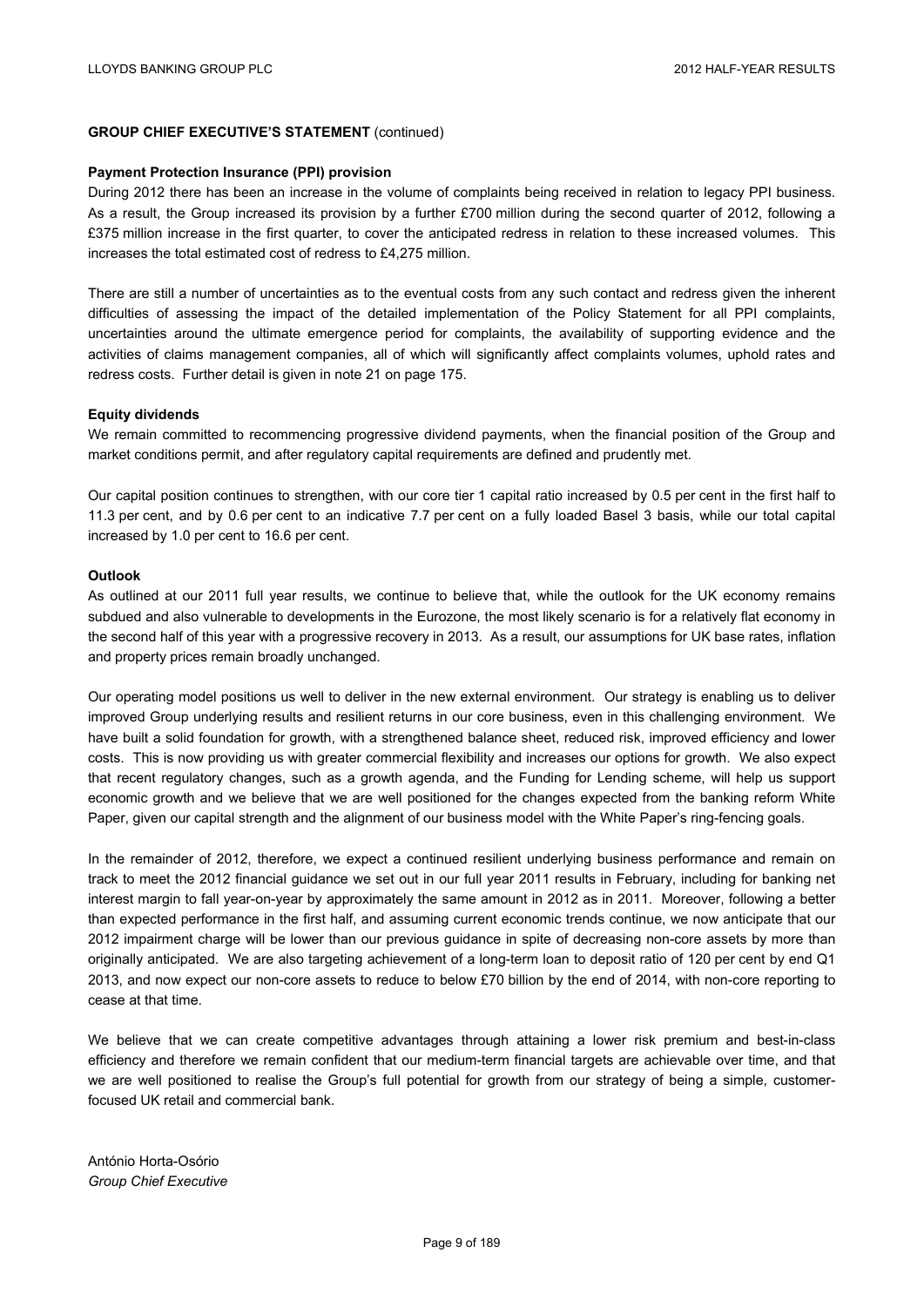## GROUP CHIEF EXECUTIVE'S STATEMENT (continued)

### Payment Protection Insurance (PPI) provision

During 2012 there has been an increase in the volume of complaints being received in relation to legacy PPI business. As a result, the Group increased its provision by a further £700 million during the second quarter of 2012, following a £375 million increase in the first quarter, to cover the anticipated redress in relation to these increased volumes. This increases the total estimated cost of redress to £4,275 million.

There are still a number of uncertainties as to the eventual costs from any such contact and redress given the inherent difficulties of assessing the impact of the detailed implementation of the Policy Statement for all PPI complaints, uncertainties around the ultimate emergence period for complaints, the availability of supporting evidence and the activities of claims management companies, all of which will significantly affect complaints volumes, uphold rates and redress costs. Further detail is given in note 21 on page 175.

### Equity dividends

We remain committed to recommencing progressive dividend payments, when the financial position of the Group and market conditions permit, and after regulatory capital requirements are defined and prudently met.

Our capital position continues to strengthen, with our core tier 1 capital ratio increased by 0.5 per cent in the first half to 11.3 per cent, and by 0.6 per cent to an indicative 7.7 per cent on a fully loaded Basel 3 basis, while our total capital increased by 1.0 per cent to 16.6 per cent.

### Outlook

As outlined at our 2011 full year results, we continue to believe that, while the outlook for the UK economy remains subdued and also vulnerable to developments in the Eurozone, the most likely scenario is for a relatively flat economy in the second half of this year with a progressive recovery in 2013. As a result, our assumptions for UK base rates, inflation and property prices remain broadly unchanged.

Our operating model positions us well to deliver in the new external environment. Our strategy is enabling us to deliver improved Group underlying results and resilient returns in our core business, even in this challenging environment. We have built a solid foundation for growth, with a strengthened balance sheet, reduced risk, improved efficiency and lower costs. This is now providing us with greater commercial flexibility and increases our options for growth. We also expect that recent regulatory changes, such as a growth agenda, and the Funding for Lending scheme, will help us support economic growth and we believe that we are well positioned for the changes expected from the banking reform White Paper, given our capital strength and the alignment of our business model with the White Paper's ring-fencing goals.

In the remainder of 2012, therefore, we expect a continued resilient underlying business performance and remain on track to meet the 2012 financial guidance we set out in our full year 2011 results in February, including for banking net interest margin to fall year-on-year by approximately the same amount in 2012 as in 2011. Moreover, following a better than expected performance in the first half, and assuming current economic trends continue, we now anticipate that our 2012 impairment charge will be lower than our previous guidance in spite of decreasing non-core assets by more than originally anticipated. We are also targeting achievement of a long-term loan to deposit ratio of 120 per cent by end Q1 2013, and now expect our non-core assets to reduce to below £70 billion by the end of 2014, with non-core reporting to cease at that time.

We believe that we can create competitive advantages through attaining a lower risk premium and best-in-class efficiency and therefore we remain confident that our medium-term financial targets are achievable over time, and that we are well positioned to realise the Group's full potential for growth from our strategy of being a simple, customer-focused UK retail and commercial bank.

António Horta-Osório
*Group Chief Executive*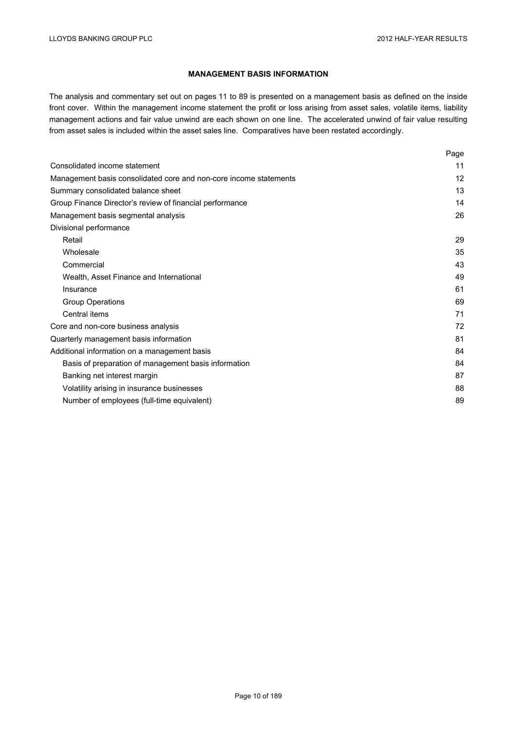## MANAGEMENT BASIS INFORMATION

The analysis and commentary set out on pages 11 to 89 is presented on a management basis as defined on the inside front cover. Within the management income statement the profit or loss arising from asset sales, volatile items, liability management actions and fair value unwind are each shown on one line. The accelerated unwind of fair value resulting from asset sales is included within the asset sales line. Comparatives have been restated accordingly.

| | Page |
|---|---|
| Consolidated income statement | 11 |
| Management basis consolidated core and non-core income statements | 12 |
| Summary consolidated balance sheet | 13 |
| Group Finance Director's review of financial performance | 14 |
| Management basis segmental analysis | 26 |
| Divisional performance | |
| Retail | 29 |
| Wholesale | 35 |
| Commercial | 43 |
| Wealth, Asset Finance and International | 49 |
| Insurance | 61 |
| Group Operations | 69 |
| Central items | 71 |
| Core and non-core business analysis | 72 |
| Quarterly management basis information | 81 |
| Additional information on a management basis | 84 |
| Basis of preparation of management basis information | 84 |
| Banking net interest margin | 87 |
| Volatility arising in insurance businesses | 88 |
| Number of employees (full-time equivalent) | 89 |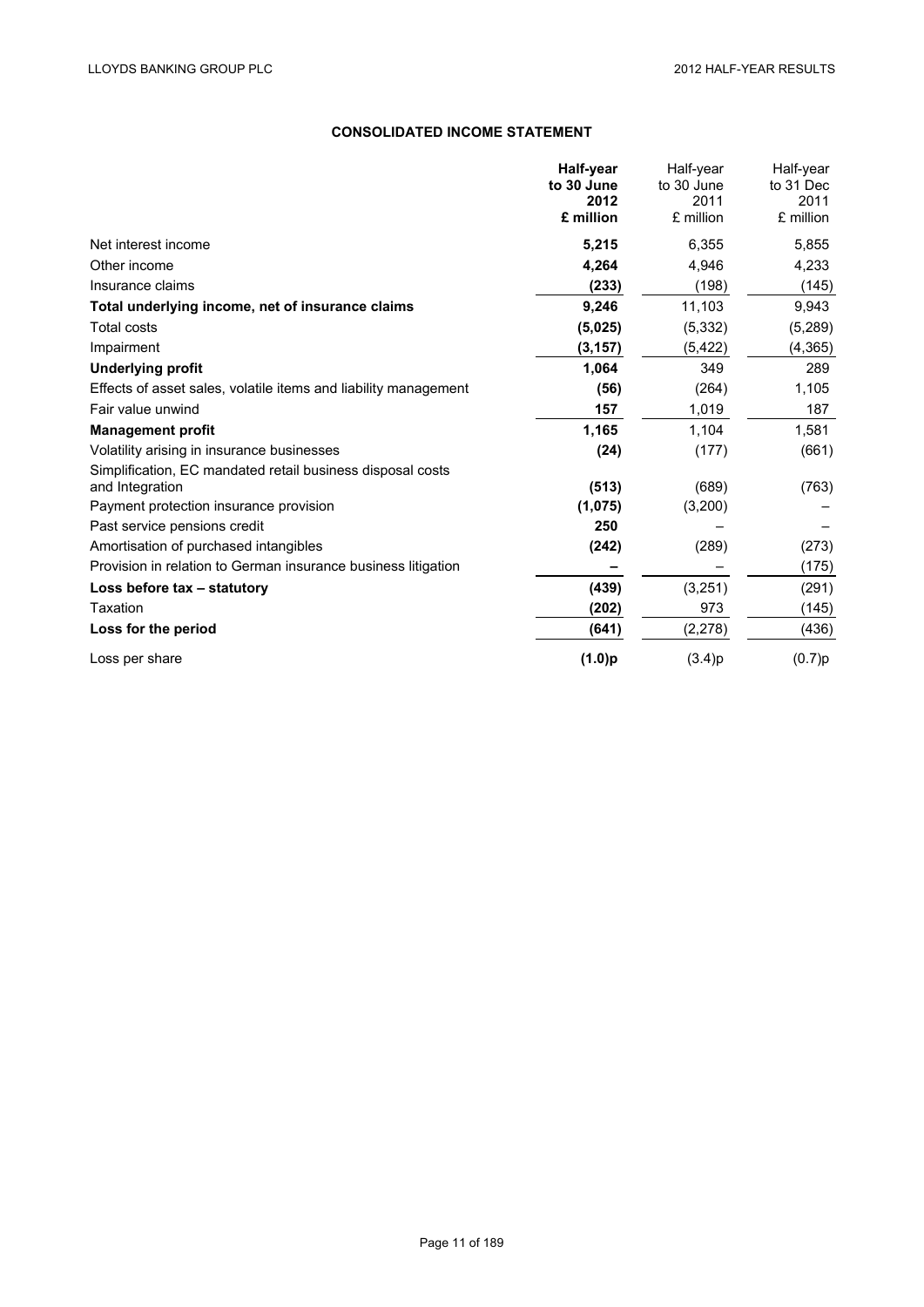## CONSOLIDATED INCOME STATEMENT

| | **Half-year to 30 June 2012 £ million** | Half-year to 30 June 2011 £ million | Half-year to 31 Dec 2011 £ million |
|---|---|---|---|
| Net interest income | **5,215** | 6,355 | 5,855 |
| Other income | **4,264** | 4,946 | 4,233 |
| Insurance claims | **(233)** | (198) | (145) |
| **Total underlying income, net of insurance claims** | **9,246** | 11,103 | 9,943 |
| Total costs | **(5,025)** | (5,332) | (5,289) |
| Impairment | **(3,157)** | (5,422) | (4,365) |
| **Underlying profit** | **1,064** | 349 | 289 |
| Effects of asset sales, volatile items and liability management | **(56)** | (264) | 1,105 |
| Fair value unwind | **157** | 1,019 | 187 |
| **Management profit** | **1,165** | 1,104 | 1,581 |
| Volatility arising in insurance businesses | **(24)** | (177) | (661) |
| Simplification, EC mandated retail business disposal costs and Integration | **(513)** | (689) | (763) |
| Payment protection insurance provision | **(1,075)** | (3,200) | – |
| Past service pensions credit | **250** | – | – |
| Amortisation of purchased intangibles | **(242)** | (289) | (273) |
| Provision in relation to German insurance business litigation | **–** | – | (175) |
| **Loss before tax – statutory** | **(439)** | (3,251) | (291) |
| Taxation | **(202)** | 973 | (145) |
| **Loss for the period** | **(641)** | (2,278) | (436) |
| Loss per share | **(1.0)p** | (3.4)p | (0.7)p |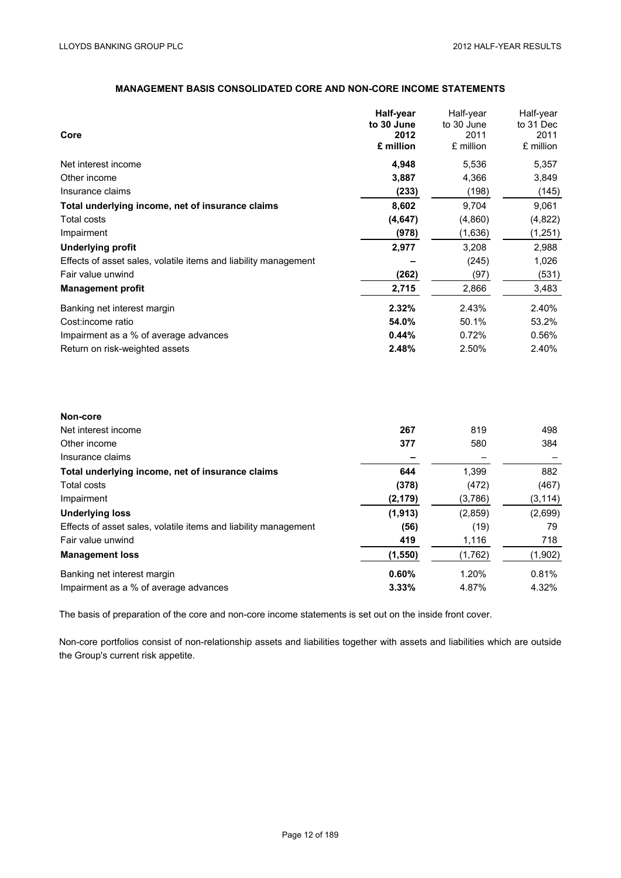## MANAGEMENT BASIS CONSOLIDATED CORE AND NON-CORE INCOME STATEMENTS

| Core | **Half-year to 30 June 2012 £ million** | Half-year to 30 June 2011 £ million | Half-year to 31 Dec 2011 £ million |
|---|---|---|---|
| Net interest income | **4,948** | 5,536 | 5,357 |
| Other income | **3,887** | 4,366 | 3,849 |
| Insurance claims | **(233)** | (198) | (145) |
| **Total underlying income, net of insurance claims** | **8,602** | 9,704 | 9,061 |
| Total costs | **(4,647)** | (4,860) | (4,822) |
| Impairment | **(978)** | (1,636) | (1,251) |
| **Underlying profit** | **2,977** | 3,208 | 2,988 |
| Effects of asset sales, volatile items and liability management | **–** | (245) | 1,026 |
| Fair value unwind | **(262)** | (97) | (531) |
| **Management profit** | **2,715** | 2,866 | 3,483 |
| Banking net interest margin | **2.32%** | 2.43% | 2.40% |
| Cost:income ratio | **54.0%** | 50.1% | 53.2% |
| Impairment as a % of average advances | **0.44%** | 0.72% | 0.56% |
| Return on risk-weighted assets | **2.48%** | 2.50% | 2.40% |

| Non-core | **Half-year to 30 June 2012 £ million** | Half-year to 30 June 2011 £ million | Half-year to 31 Dec 2011 £ million |
|---|---|---|---|
| Net interest income | **267** | 819 | 498 |
| Other income | **377** | 580 | 384 |
| Insurance claims | **–** | – | – |
| **Total underlying income, net of insurance claims** | **644** | 1,399 | 882 |
| Total costs | **(378)** | (472) | (467) |
| Impairment | **(2,179)** | (3,786) | (3,114) |
| **Underlying loss** | **(1,913)** | (2,859) | (2,699) |
| Effects of asset sales, volatile items and liability management | **(56)** | (19) | 79 |
| Fair value unwind | **419** | 1,116 | 718 |
| **Management loss** | **(1,550)** | (1,762) | (1,902) |
| Banking net interest margin | **0.60%** | 1.20% | 0.81% |
| Impairment as a % of average advances | **3.33%** | 4.87% | 4.32% |

The basis of preparation of the core and non-core income statements is set out on the inside front cover.

Non-core portfolios consist of non-relationship assets and liabilities together with assets and liabilities which are outside the Group's current risk appetite.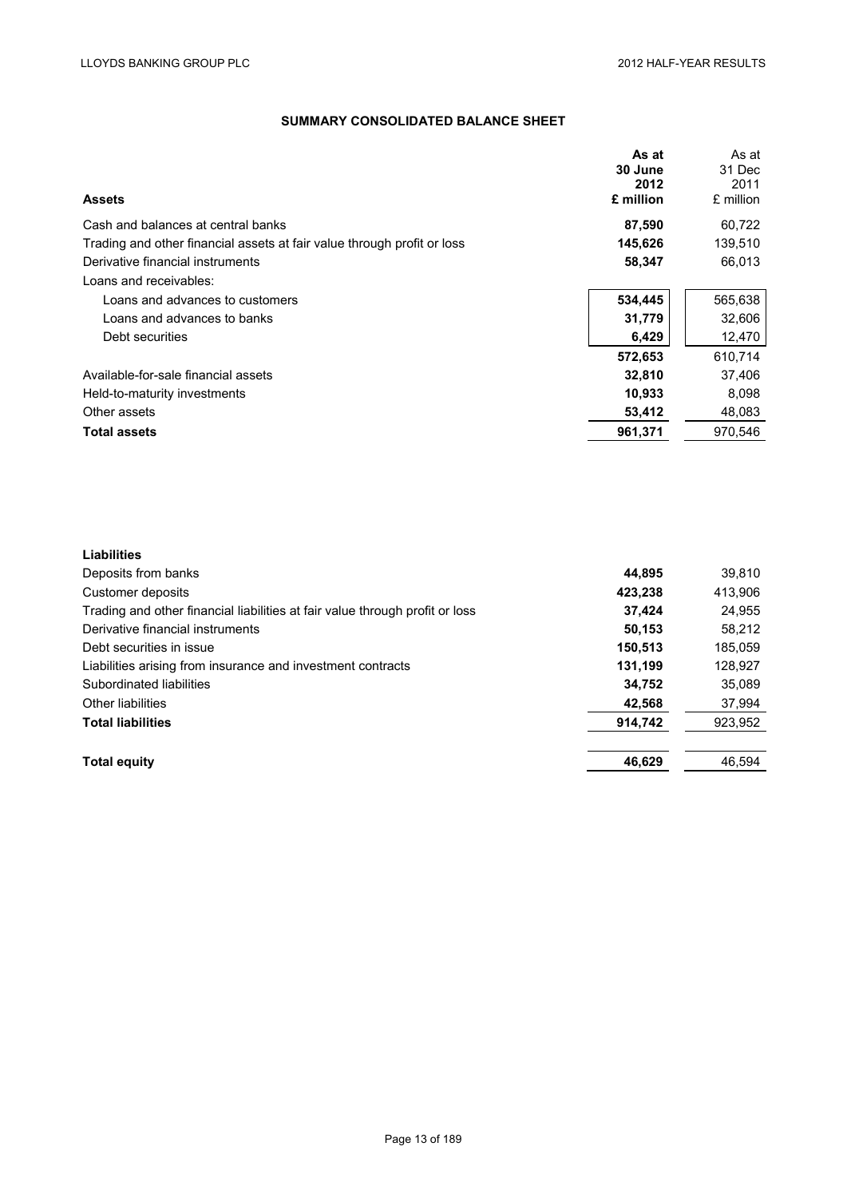## SUMMARY CONSOLIDATED BALANCE SHEET

| Assets | As at 30 June 2012 £ million | As at 31 Dec 2011 £ million |
|---|---|---|
| Cash and balances at central banks | **87,590** | 60,722 |
| Trading and other financial assets at fair value through profit or loss | **145,626** | 139,510 |
| Derivative financial instruments | **58,347** | 66,013 |
| Loans and receivables: | | |
| Loans and advances to customers | **534,445** | 565,638 |
| Loans and advances to banks | **31,779** | 32,606 |
| Debt securities | **6,429** | 12,470 |
| | **572,653** | 610,714 |
| Available-for-sale financial assets | **32,810** | 37,406 |
| Held-to-maturity investments | **10,933** | 8,098 |
| Other assets | **53,412** | 48,083 |
| **Total assets** | **961,371** | 970,546 |

| Liabilities | As at 30 June 2012 £ million | As at 31 Dec 2011 £ million |
|---|---|---|
| Deposits from banks | **44,895** | 39,810 |
| Customer deposits | **423,238** | 413,906 |
| Trading and other financial liabilities at fair value through profit or loss | **37,424** | 24,955 |
| Derivative financial instruments | **50,153** | 58,212 |
| Debt securities in issue | **150,513** | 185,059 |
| Liabilities arising from insurance and investment contracts | **131,199** | 128,927 |
| Subordinated liabilities | **34,752** | 35,089 |
| Other liabilities | **42,568** | 37,994 |
| **Total liabilities** | **914,742** | 923,952 |
| | | |
| **Total equity** | **46,629** | 46,594 |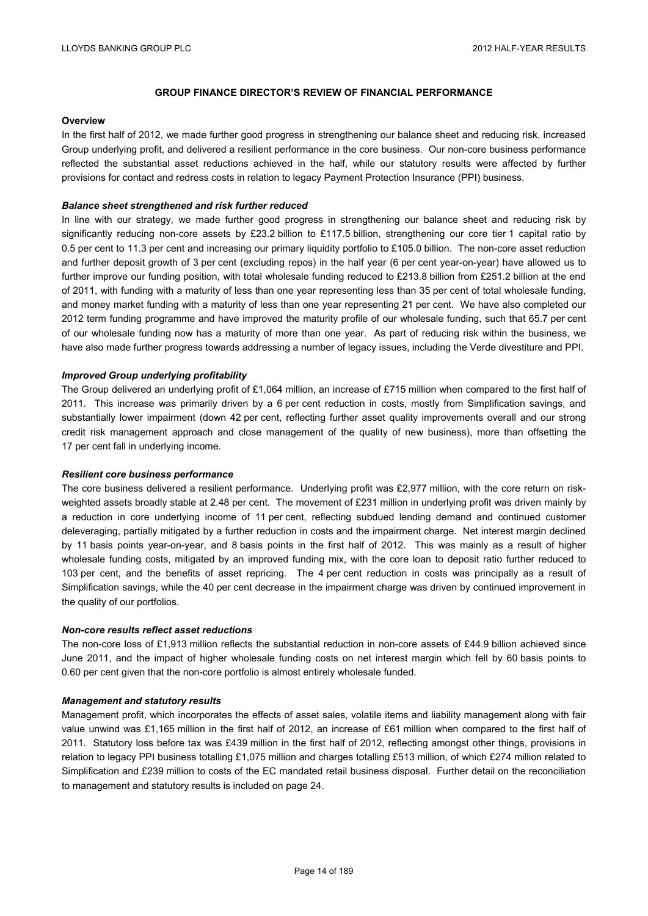## GROUP FINANCE DIRECTOR'S REVIEW OF FINANCIAL PERFORMANCE

**Overview**

In the first half of 2012, we made further good progress in strengthening our balance sheet and reducing risk, increased Group underlying profit, and delivered a resilient performance in the core business. Our non-core business performance reflected the substantial asset reductions achieved in the half, while our statutory results were affected by further provisions for contact and redress costs in relation to legacy Payment Protection Insurance (PPI) business.

***Balance sheet strengthened and risk further reduced***

In line with our strategy, we made further good progress in strengthening our balance sheet and reducing risk by significantly reducing non-core assets by £23.2 billion to £117.5 billion, strengthening our core tier 1 capital ratio by 0.5 per cent to 11.3 per cent and increasing our primary liquidity portfolio to £105.0 billion. The non-core asset reduction and further deposit growth of 3 per cent (excluding repos) in the half year (6 per cent year-on-year) have allowed us to further improve our funding position, with total wholesale funding reduced to £213.8 billion from £251.2 billion at the end of 2011, with funding with a maturity of less than one year representing less than 35 per cent of total wholesale funding, and money market funding with a maturity of less than one year representing 21 per cent. We have also completed our 2012 term funding programme and have improved the maturity profile of our wholesale funding, such that 65.7 per cent of our wholesale funding now has a maturity of more than one year. As part of reducing risk within the business, we have also made further progress towards addressing a number of legacy issues, including the Verde divestiture and PPI.

***Improved Group underlying profitability***

The Group delivered an underlying profit of £1,064 million, an increase of £715 million when compared to the first half of 2011. This increase was primarily driven by a 6 per cent reduction in costs, mostly from Simplification savings, and substantially lower impairment (down 42 per cent, reflecting further asset quality improvements overall and our strong credit risk management approach and close management of the quality of new business), more than offsetting the 17 per cent fall in underlying income.

***Resilient core business performance***

The core business delivered a resilient performance. Underlying profit was £2,977 million, with the core return on risk-weighted assets broadly stable at 2.48 per cent. The movement of £231 million in underlying profit was driven mainly by a reduction in core underlying income of 11 per cent, reflecting subdued lending demand and continued customer deleveraging, partially mitigated by a further reduction in costs and the impairment charge. Net interest margin declined by 11 basis points year-on-year, and 8 basis points in the first half of 2012. This was mainly as a result of higher wholesale funding costs, mitigated by an improved funding mix, with the core loan to deposit ratio further reduced to 103 per cent, and the benefits of asset repricing. The 4 per cent reduction in costs was principally as a result of Simplification savings, while the 40 per cent decrease in the impairment charge was driven by continued improvement in the quality of our portfolios.

***Non-core results reflect asset reductions***

The non-core loss of £1,913 million reflects the substantial reduction in non-core assets of £44.9 billion achieved since June 2011, and the impact of higher wholesale funding costs on net interest margin which fell by 60 basis points to 0.60 per cent given that the non-core portfolio is almost entirely wholesale funded.

***Management and statutory results***

Management profit, which incorporates the effects of asset sales, volatile items and liability management along with fair value unwind was £1,165 million in the first half of 2012, an increase of £61 million when compared to the first half of 2011. Statutory loss before tax was £439 million in the first half of 2012, reflecting amongst other things, provisions in relation to legacy PPI business totalling £1,075 million and charges totalling £513 million, of which £274 million related to Simplification and £239 million to costs of the EC mandated retail business disposal. Further detail on the reconciliation to management and statutory results is included on page 24.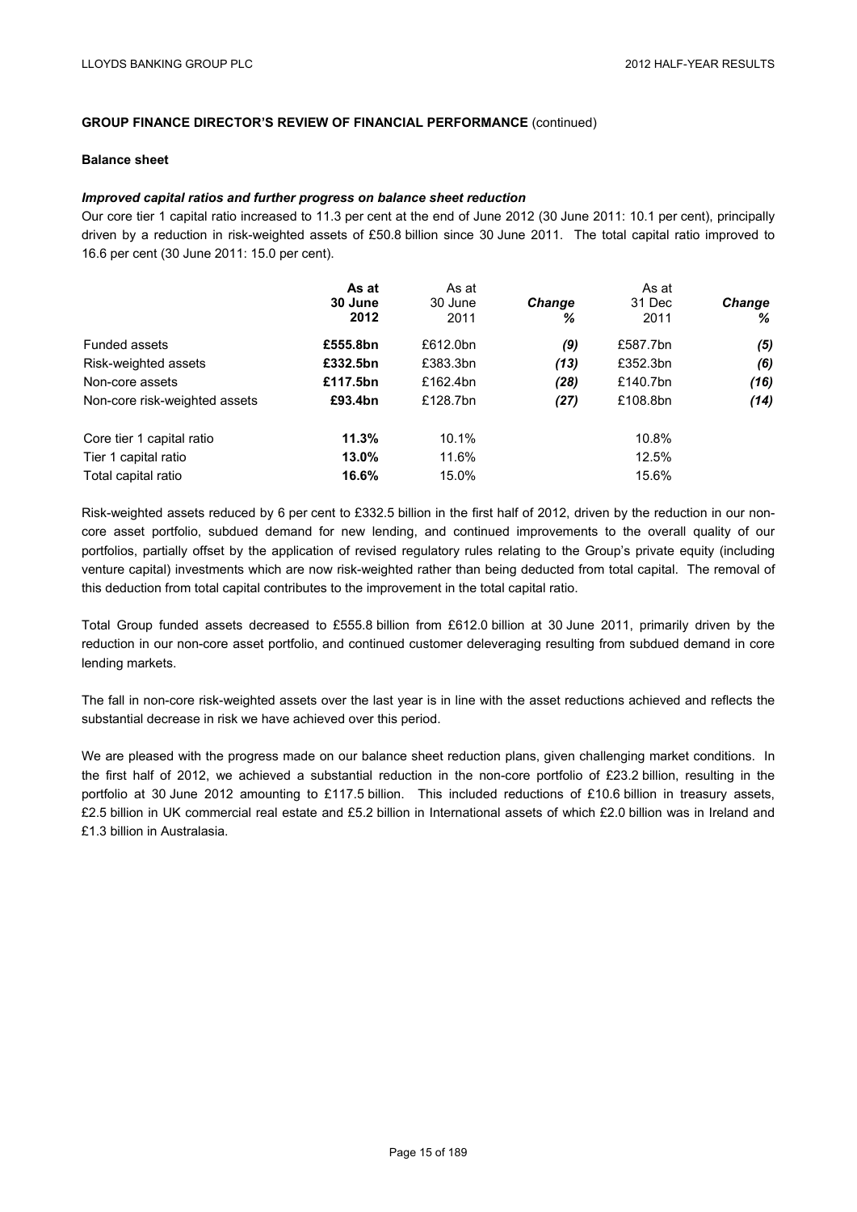**GROUP FINANCE DIRECTOR'S REVIEW OF FINANCIAL PERFORMANCE** (continued)

**Balance sheet**

***Improved capital ratios and further progress on balance sheet reduction***

Our core tier 1 capital ratio increased to 11.3 per cent at the end of June 2012 (30 June 2011: 10.1 per cent), principally driven by a reduction in risk-weighted assets of £50.8 billion since 30 June 2011. The total capital ratio improved to 16.6 per cent (30 June 2011: 15.0 per cent).

| | **As at 30 June 2012** | As at 30 June 2011 | ***Change %*** | As at 31 Dec 2011 | ***Change %*** |
|---|---|---|---|---|---|
| Funded assets | **£555.8bn** | £612.0bn | ***(9)*** | £587.7bn | ***(5)*** |
| Risk-weighted assets | **£332.5bn** | £383.3bn | ***(13)*** | £352.3bn | ***(6)*** |
| Non-core assets | **£117.5bn** | £162.4bn | ***(28)*** | £140.7bn | ***(16)*** |
| Non-core risk-weighted assets | **£93.4bn** | £128.7bn | ***(27)*** | £108.8bn | ***(14)*** |
| Core tier 1 capital ratio | **11.3%** | 10.1% | | 10.8% | |
| Tier 1 capital ratio | **13.0%** | 11.6% | | 12.5% | |
| Total capital ratio | **16.6%** | 15.0% | | 15.6% | |

Risk-weighted assets reduced by 6 per cent to £332.5 billion in the first half of 2012, driven by the reduction in our non-core asset portfolio, subdued demand for new lending, and continued improvements to the overall quality of our portfolios, partially offset by the application of revised regulatory rules relating to the Group's private equity (including venture capital) investments which are now risk-weighted rather than being deducted from total capital. The removal of this deduction from total capital contributes to the improvement in the total capital ratio.

Total Group funded assets decreased to £555.8 billion from £612.0 billion at 30 June 2011, primarily driven by the reduction in our non-core asset portfolio, and continued customer deleveraging resulting from subdued demand in core lending markets.

The fall in non-core risk-weighted assets over the last year is in line with the asset reductions achieved and reflects the substantial decrease in risk we have achieved over this period.

We are pleased with the progress made on our balance sheet reduction plans, given challenging market conditions. In the first half of 2012, we achieved a substantial reduction in the non-core portfolio of £23.2 billion, resulting in the portfolio at 30 June 2012 amounting to £117.5 billion. This included reductions of £10.6 billion in treasury assets, £2.5 billion in UK commercial real estate and £5.2 billion in International assets of which £2.0 billion was in Ireland and £1.3 billion in Australasia.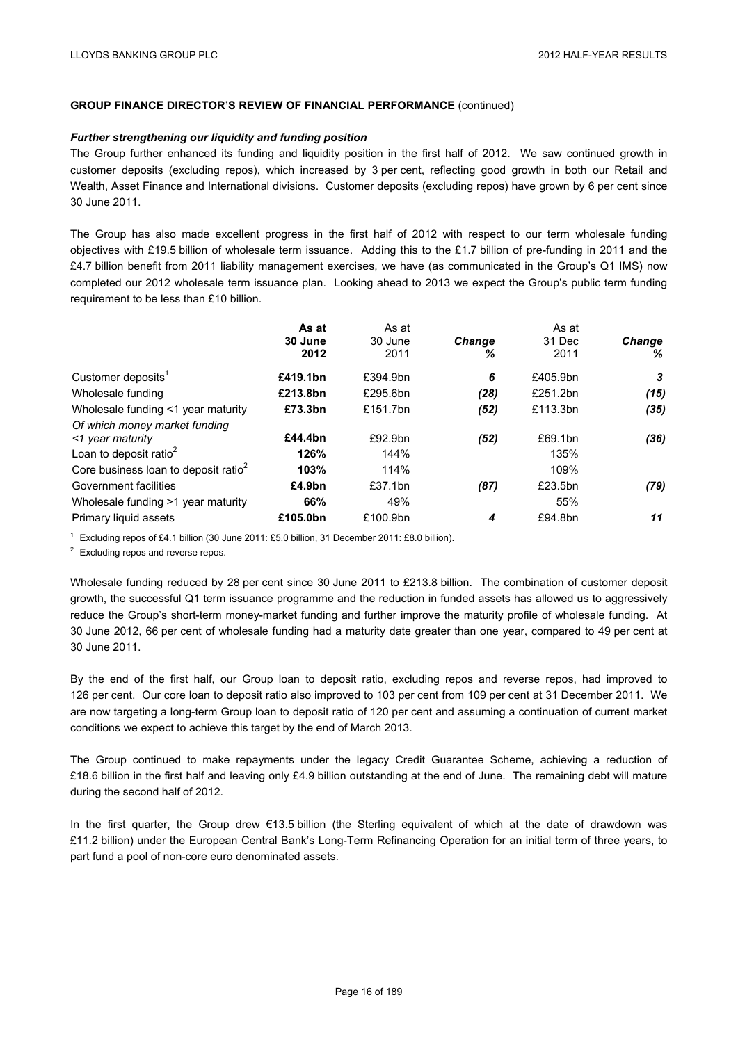## GROUP FINANCE DIRECTOR'S REVIEW OF FINANCIAL PERFORMANCE (continued)

### *Further strengthening our liquidity and funding position*

The Group further enhanced its funding and liquidity position in the first half of 2012. We saw continued growth in customer deposits (excluding repos), which increased by 3 per cent, reflecting good growth in both our Retail and Wealth, Asset Finance and International divisions. Customer deposits (excluding repos) have grown by 6 per cent since 30 June 2011.

The Group has also made excellent progress in the first half of 2012 with respect to our term wholesale funding objectives with £19.5 billion of wholesale term issuance. Adding this to the £1.7 billion of pre-funding in 2011 and the £4.7 billion benefit from 2011 liability management exercises, we have (as communicated in the Group's Q1 IMS) now completed our 2012 wholesale term issuance plan. Looking ahead to 2013 we expect the Group's public term funding requirement to be less than £10 billion.

| | **As at 30 June 2012** | As at 30 June 2011 | ***Change %*** | As at 31 Dec 2011 | ***Change %*** |
|---|---|---|---|---|---|
| Customer deposits[1] | **£419.1bn** | £394.9bn | ***6*** | £405.9bn | ***3*** |
| Wholesale funding | **£213.8bn** | £295.6bn | ***(28)*** | £251.2bn | ***(15)*** |
| Wholesale funding <1 year maturity | **£73.3bn** | £151.7bn | ***(52)*** | £113.3bn | ***(35)*** |
| *Of which money market funding <1 year maturity* | **£44.4bn** | £92.9bn | ***(52)*** | £69.1bn | ***(36)*** |
| Loan to deposit ratio[2] | **126%** | 144% | | 135% | |
| Core business loan to deposit ratio[2] | **103%** | 114% | | 109% | |
| Government facilities | **£4.9bn** | £37.1bn | ***(87)*** | £23.5bn | ***(79)*** |
| Wholesale funding >1 year maturity | **66%** | 49% | | 55% | |
| Primary liquid assets | **£105.0bn** | £100.9bn | ***4*** | £94.8bn | ***11*** |

[1] Excluding repos of £4.1 billion (30 June 2011: £5.0 billion, 31 December 2011: £8.0 billion).

[2] Excluding repos and reverse repos.

Wholesale funding reduced by 28 per cent since 30 June 2011 to £213.8 billion. The combination of customer deposit growth, the successful Q1 term issuance programme and the reduction in funded assets has allowed us to aggressively reduce the Group's short-term money-market funding and further improve the maturity profile of wholesale funding. At 30 June 2012, 66 per cent of wholesale funding had a maturity date greater than one year, compared to 49 per cent at 30 June 2011.

By the end of the first half, our Group loan to deposit ratio, excluding repos and reverse repos, had improved to 126 per cent. Our core loan to deposit ratio also improved to 103 per cent from 109 per cent at 31 December 2011. We are now targeting a long-term Group loan to deposit ratio of 120 per cent and assuming a continuation of current market conditions we expect to achieve this target by the end of March 2013.

The Group continued to make repayments under the legacy Credit Guarantee Scheme, achieving a reduction of £18.6 billion in the first half and leaving only £4.9 billion outstanding at the end of June. The remaining debt will mature during the second half of 2012.

In the first quarter, the Group drew €13.5 billion (the Sterling equivalent of which at the date of drawdown was £11.2 billion) under the European Central Bank's Long-Term Refinancing Operation for an initial term of three years, to part fund a pool of non-core euro denominated assets.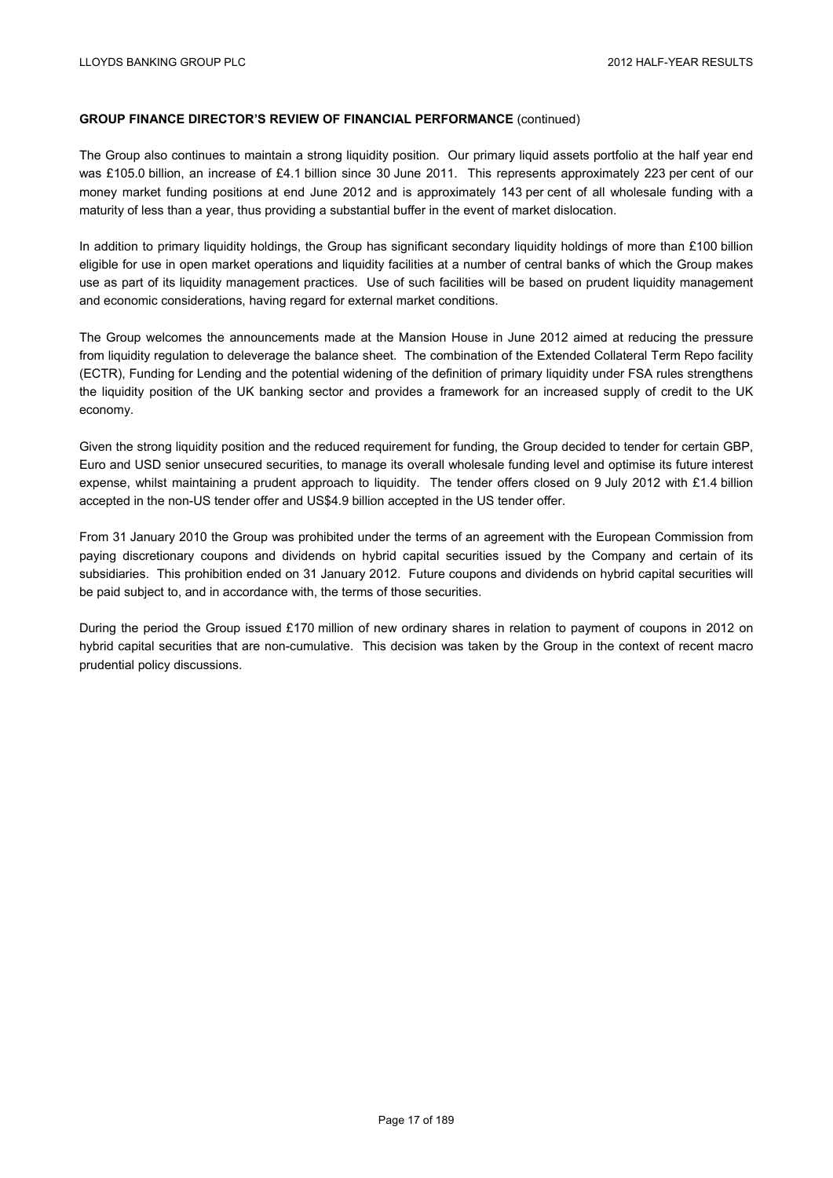**GROUP FINANCE DIRECTOR'S REVIEW OF FINANCIAL PERFORMANCE** (continued)

The Group also continues to maintain a strong liquidity position. Our primary liquid assets portfolio at the half year end was £105.0 billion, an increase of £4.1 billion since 30 June 2011. This represents approximately 223 per cent of our money market funding positions at end June 2012 and is approximately 143 per cent of all wholesale funding with a maturity of less than a year, thus providing a substantial buffer in the event of market dislocation.

In addition to primary liquidity holdings, the Group has significant secondary liquidity holdings of more than £100 billion eligible for use in open market operations and liquidity facilities at a number of central banks of which the Group makes use as part of its liquidity management practices. Use of such facilities will be based on prudent liquidity management and economic considerations, having regard for external market conditions.

The Group welcomes the announcements made at the Mansion House in June 2012 aimed at reducing the pressure from liquidity regulation to deleverage the balance sheet. The combination of the Extended Collateral Term Repo facility (ECTR), Funding for Lending and the potential widening of the definition of primary liquidity under FSA rules strengthens the liquidity position of the UK banking sector and provides a framework for an increased supply of credit to the UK economy.

Given the strong liquidity position and the reduced requirement for funding, the Group decided to tender for certain GBP, Euro and USD senior unsecured securities, to manage its overall wholesale funding level and optimise its future interest expense, whilst maintaining a prudent approach to liquidity. The tender offers closed on 9 July 2012 with £1.4 billion accepted in the non-US tender offer and US$4.9 billion accepted in the US tender offer.

From 31 January 2010 the Group was prohibited under the terms of an agreement with the European Commission from paying discretionary coupons and dividends on hybrid capital securities issued by the Company and certain of its subsidiaries. This prohibition ended on 31 January 2012. Future coupons and dividends on hybrid capital securities will be paid subject to, and in accordance with, the terms of those securities.

During the period the Group issued £170 million of new ordinary shares in relation to payment of coupons in 2012 on hybrid capital securities that are non-cumulative. This decision was taken by the Group in the context of recent macro prudential policy discussions.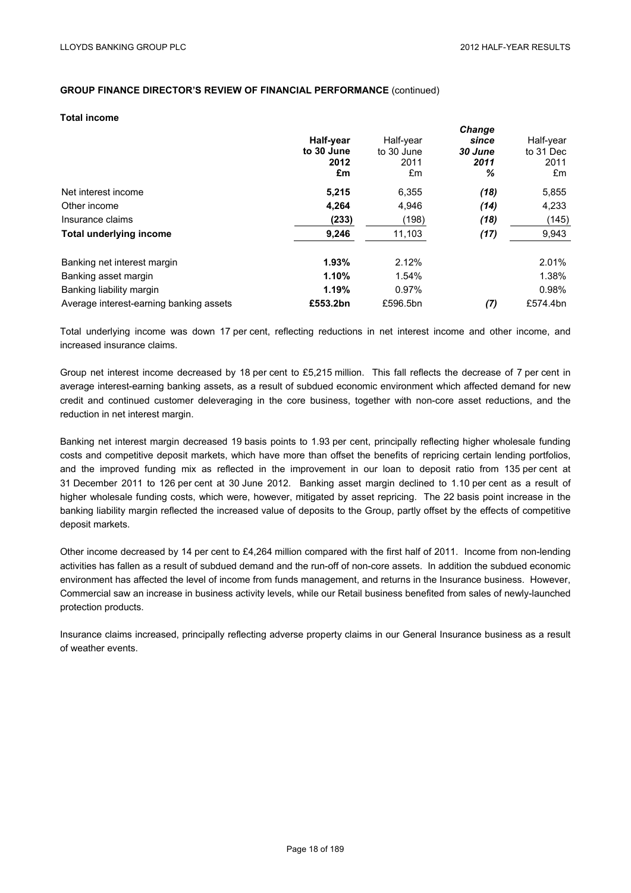**GROUP FINANCE DIRECTOR'S REVIEW OF FINANCIAL PERFORMANCE** (continued)

**Total income**

| | **Half-year to 30 June 2012 £m** | Half-year to 30 June 2011 £m | ***Change since 30 June 2011 %*** | Half-year to 31 Dec 2011 £m |
|---|---|---|---|---|
| Net interest income | **5,215** | 6,355 | ***(18)*** | 5,855 |
| Other income | **4,264** | 4,946 | ***(14)*** | 4,233 |
| Insurance claims | **(233)** | (198) | ***(18)*** | (145) |
| **Total underlying income** | **9,246** | 11,103 | ***(17)*** | 9,943 |
| | | | | |
| Banking net interest margin | **1.93%** | 2.12% | | 2.01% |
| Banking asset margin | **1.10%** | 1.54% | | 1.38% |
| Banking liability margin | **1.19%** | 0.97% | | 0.98% |
| Average interest-earning banking assets | **£553.2bn** | £596.5bn | ***(7)*** | £574.4bn |

Total underlying income was down 17 per cent, reflecting reductions in net interest income and other income, and increased insurance claims.

Group net interest income decreased by 18 per cent to £5,215 million. This fall reflects the decrease of 7 per cent in average interest-earning banking assets, as a result of subdued economic environment which affected demand for new credit and continued customer deleveraging in the core business, together with non-core asset reductions, and the reduction in net interest margin.

Banking net interest margin decreased 19 basis points to 1.93 per cent, principally reflecting higher wholesale funding costs and competitive deposit markets, which have more than offset the benefits of repricing certain lending portfolios, and the improved funding mix as reflected in the improvement in our loan to deposit ratio from 135 per cent at 31 December 2011 to 126 per cent at 30 June 2012. Banking asset margin declined to 1.10 per cent as a result of higher wholesale funding costs, which were, however, mitigated by asset repricing. The 22 basis point increase in the banking liability margin reflected the increased value of deposits to the Group, partly offset by the effects of competitive deposit markets.

Other income decreased by 14 per cent to £4,264 million compared with the first half of 2011. Income from non-lending activities has fallen as a result of subdued demand and the run-off of non-core assets. In addition the subdued economic environment has affected the level of income from funds management, and returns in the Insurance business. However, Commercial saw an increase in business activity levels, while our Retail business benefited from sales of newly-launched protection products.

Insurance claims increased, principally reflecting adverse property claims in our General Insurance business as a result of weather events.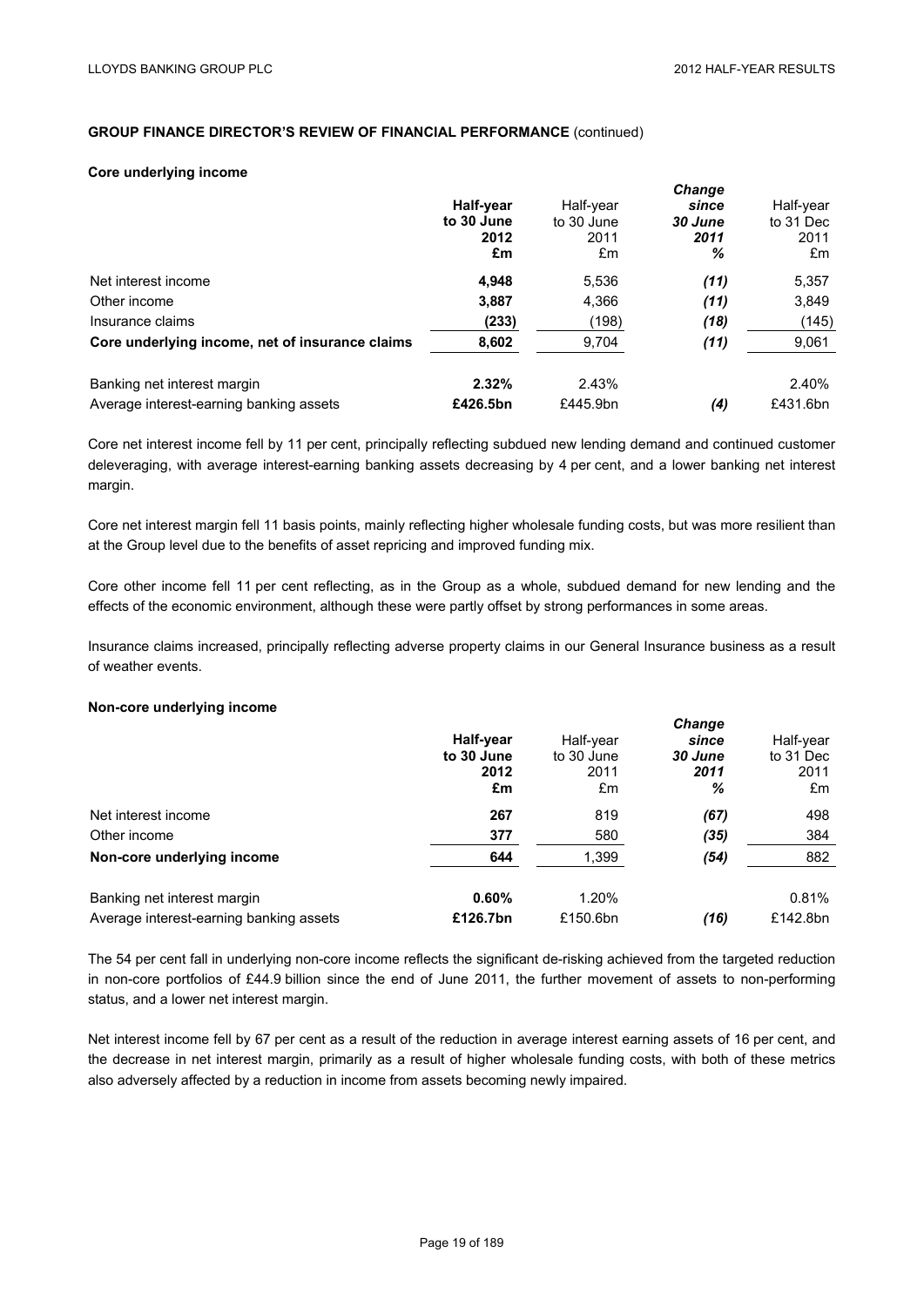**GROUP FINANCE DIRECTOR'S REVIEW OF FINANCIAL PERFORMANCE** (continued)

**Core underlying income**

| | **Half-year to 30 June 2012 £m** | Half-year to 30 June 2011 £m | ***Change since 30 June 2011 %*** | Half-year to 31 Dec 2011 £m |
|---|---|---|---|---|
| Net interest income | **4,948** | 5,536 | ***(11)*** | 5,357 |
| Other income | **3,887** | 4,366 | ***(11)*** | 3,849 |
| Insurance claims | **(233)** | (198) | ***(18)*** | (145) |
| **Core underlying income, net of insurance claims** | **8,602** | 9,704 | ***(11)*** | 9,061 |
| | | | | |
| Banking net interest margin | **2.32%** | 2.43% | | 2.40% |
| Average interest-earning banking assets | **£426.5bn** | £445.9bn | ***(4)*** | £431.6bn |

Core net interest income fell by 11 per cent, principally reflecting subdued new lending demand and continued customer deleveraging, with average interest-earning banking assets decreasing by 4 per cent, and a lower banking net interest margin.

Core net interest margin fell 11 basis points, mainly reflecting higher wholesale funding costs, but was more resilient than at the Group level due to the benefits of asset repricing and improved funding mix.

Core other income fell 11 per cent reflecting, as in the Group as a whole, subdued demand for new lending and the effects of the economic environment, although these were partly offset by strong performances in some areas.

Insurance claims increased, principally reflecting adverse property claims in our General Insurance business as a result of weather events.

**Non-core underlying income**

| | **Half-year to 30 June 2012 £m** | Half-year to 30 June 2011 £m | ***Change since 30 June 2011 %*** | Half-year to 31 Dec 2011 £m |
|---|---|---|---|---|
| Net interest income | **267** | 819 | ***(67)*** | 498 |
| Other income | **377** | 580 | ***(35)*** | 384 |
| **Non-core underlying income** | **644** | 1,399 | ***(54)*** | 882 |
| | | | | |
| Banking net interest margin | **0.60%** | 1.20% | | 0.81% |
| Average interest-earning banking assets | **£126.7bn** | £150.6bn | ***(16)*** | £142.8bn |

The 54 per cent fall in underlying non-core income reflects the significant de-risking achieved from the targeted reduction in non-core portfolios of £44.9 billion since the end of June 2011, the further movement of assets to non-performing status, and a lower net interest margin.

Net interest income fell by 67 per cent as a result of the reduction in average interest earning assets of 16 per cent, and the decrease in net interest margin, primarily as a result of higher wholesale funding costs, with both of these metrics also adversely affected by a reduction in income from assets becoming newly impaired.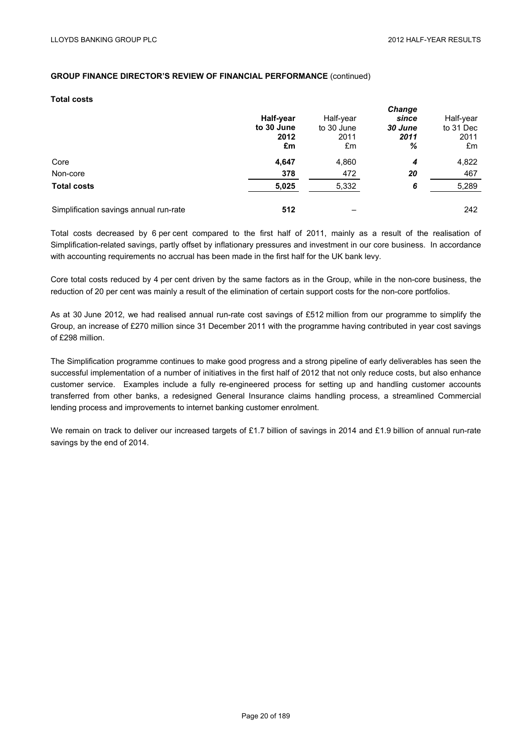**GROUP FINANCE DIRECTOR'S REVIEW OF FINANCIAL PERFORMANCE** (continued)

**Total costs**

| | **Half-year to 30 June 2012 £m** | Half-year to 30 June 2011 £m | ***Change since 30 June 2011 %*** | Half-year to 31 Dec 2011 £m |
|---|---|---|---|---|
| Core | **4,647** | 4,860 | ***4*** | 4,822 |
| Non-core | **378** | 472 | ***20*** | 467 |
| **Total costs** | **5,025** | 5,332 | ***6*** | 5,289 |
| | | | | |
| Simplification savings annual run-rate | **512** | – | | 242 |

Total costs decreased by 6 per cent compared to the first half of 2011, mainly as a result of the realisation of Simplification-related savings, partly offset by inflationary pressures and investment in our core business. In accordance with accounting requirements no accrual has been made in the first half for the UK bank levy.

Core total costs reduced by 4 per cent driven by the same factors as in the Group, while in the non-core business, the reduction of 20 per cent was mainly a result of the elimination of certain support costs for the non-core portfolios.

As at 30 June 2012, we had realised annual run-rate cost savings of £512 million from our programme to simplify the Group, an increase of £270 million since 31 December 2011 with the programme having contributed in year cost savings of £298 million.

The Simplification programme continues to make good progress and a strong pipeline of early deliverables has seen the successful implementation of a number of initiatives in the first half of 2012 that not only reduce costs, but also enhance customer service. Examples include a fully re-engineered process for setting up and handling customer accounts transferred from other banks, a redesigned General Insurance claims handling process, a streamlined Commercial lending process and improvements to internet banking customer enrolment.

We remain on track to deliver our increased targets of £1.7 billion of savings in 2014 and £1.9 billion of annual run-rate savings by the end of 2014.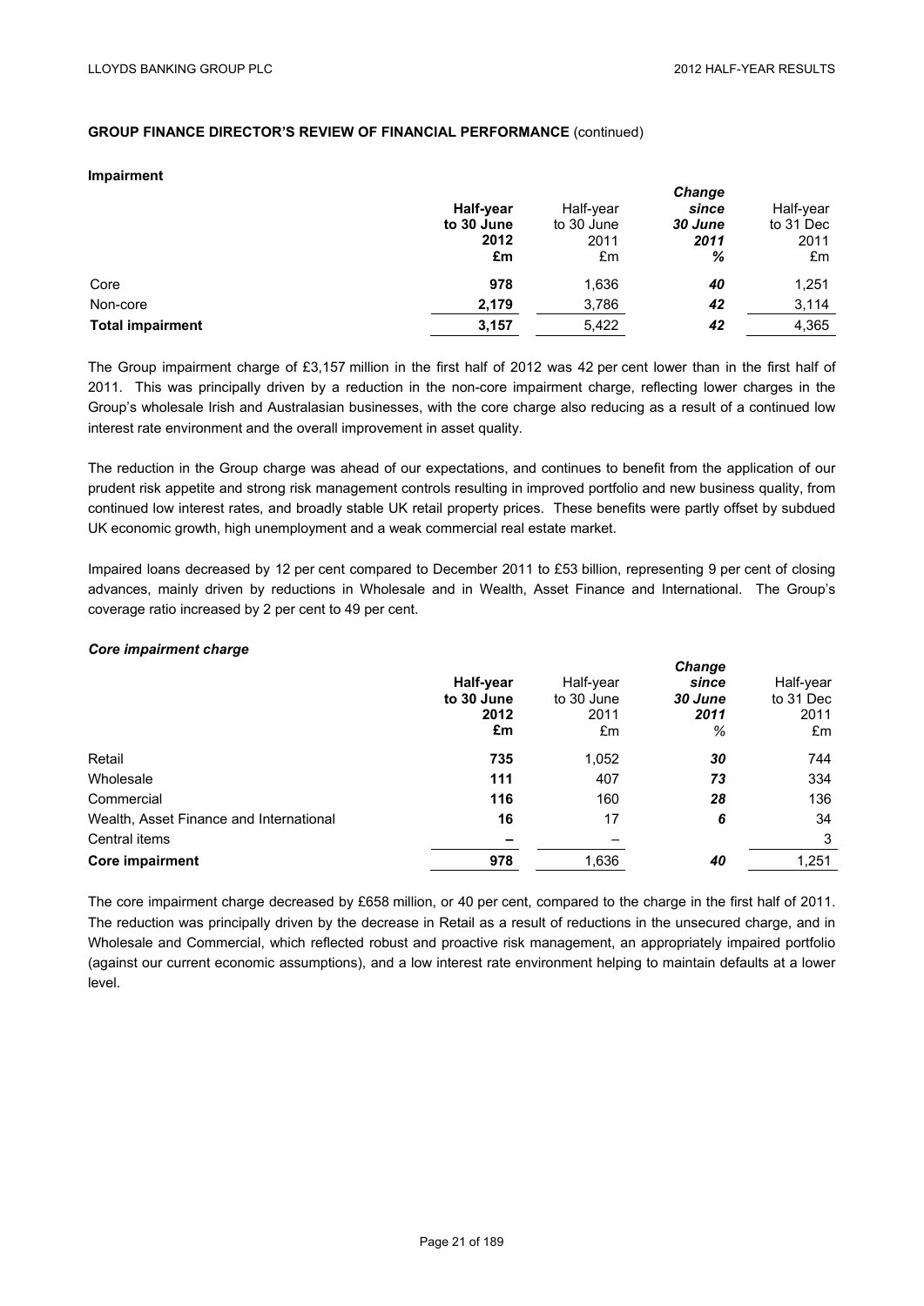**GROUP FINANCE DIRECTOR'S REVIEW OF FINANCIAL PERFORMANCE** (continued)

**Impairment**

| | **Half-year to 30 June 2012 £m** | Half-year to 30 June 2011 £m | ***Change since 30 June 2011 %*** | Half-year to 31 Dec 2011 £m |
|---|---|---|---|---|
| Core | **978** | 1,636 | ***40*** | 1,251 |
| Non-core | **2,179** | 3,786 | ***42*** | 3,114 |
| **Total impairment** | **3,157** | 5,422 | ***42*** | 4,365 |

The Group impairment charge of £3,157 million in the first half of 2012 was 42 per cent lower than in the first half of 2011. This was principally driven by a reduction in the non-core impairment charge, reflecting lower charges in the Group's wholesale Irish and Australasian businesses, with the core charge also reducing as a result of a continued low interest rate environment and the overall improvement in asset quality.

The reduction in the Group charge was ahead of our expectations, and continues to benefit from the application of our prudent risk appetite and strong risk management controls resulting in improved portfolio and new business quality, from continued low interest rates, and broadly stable UK retail property prices. These benefits were partly offset by subdued UK economic growth, high unemployment and a weak commercial real estate market.

Impaired loans decreased by 12 per cent compared to December 2011 to £53 billion, representing 9 per cent of closing advances, mainly driven by reductions in Wholesale and in Wealth, Asset Finance and International. The Group's coverage ratio increased by 2 per cent to 49 per cent.

***Core impairment charge***

| | **Half-year to 30 June 2012 £m** | Half-year to 30 June 2011 £m | ***Change since 30 June 2011 %*** | Half-year to 31 Dec 2011 £m |
|---|---|---|---|---|
| Retail | **735** | 1,052 | ***30*** | 744 |
| Wholesale | **111** | 407 | ***73*** | 334 |
| Commercial | **116** | 160 | ***28*** | 136 |
| Wealth, Asset Finance and International | **16** | 17 | ***6*** | 34 |
| Central items | **–** | – | | 3 |
| **Core impairment** | **978** | 1,636 | ***40*** | 1,251 |

The core impairment charge decreased by £658 million, or 40 per cent, compared to the charge in the first half of 2011. The reduction was principally driven by the decrease in Retail as a result of reductions in the unsecured charge, and in Wholesale and Commercial, which reflected robust and proactive risk management, an appropriately impaired portfolio (against our current economic assumptions), and a low interest rate environment helping to maintain defaults at a lower level.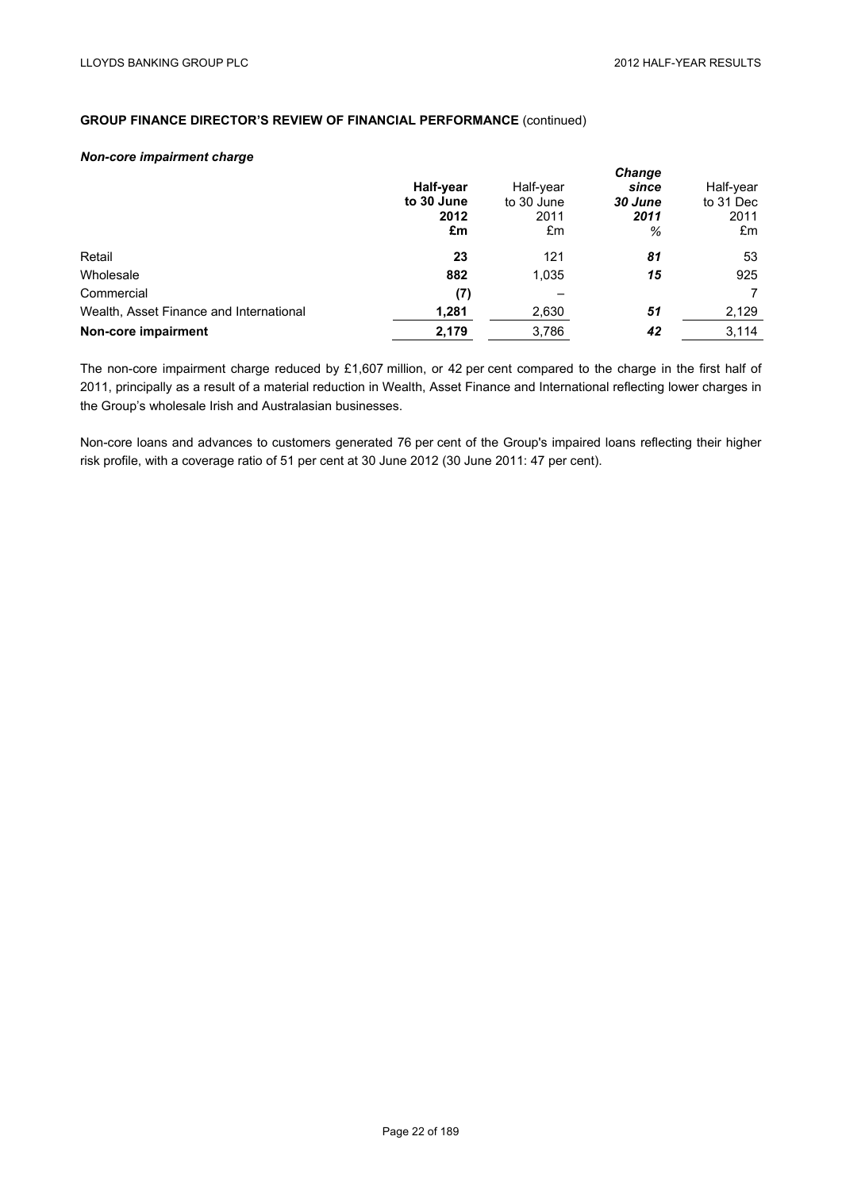**GROUP FINANCE DIRECTOR'S REVIEW OF FINANCIAL PERFORMANCE** (continued)

***Non-core impairment charge***

| | **Half-year to 30 June 2012 £m** | Half-year to 30 June 2011 £m | ***Change since 30 June 2011 %*** | Half-year to 31 Dec 2011 £m |
|---|---|---|---|---|
| Retail | **23** | 121 | ***81*** | 53 |
| Wholesale | **882** | 1,035 | ***15*** | 925 |
| Commercial | **(7)** | – | | 7 |
| Wealth, Asset Finance and International | **1,281** | 2,630 | ***51*** | 2,129 |
| **Non-core impairment** | **2,179** | 3,786 | ***42*** | 3,114 |

The non-core impairment charge reduced by £1,607 million, or 42 per cent compared to the charge in the first half of 2011, principally as a result of a material reduction in Wealth, Asset Finance and International reflecting lower charges in the Group's wholesale Irish and Australasian businesses.

Non-core loans and advances to customers generated 76 per cent of the Group's impaired loans reflecting their higher risk profile, with a coverage ratio of 51 per cent at 30 June 2012 (30 June 2011: 47 per cent).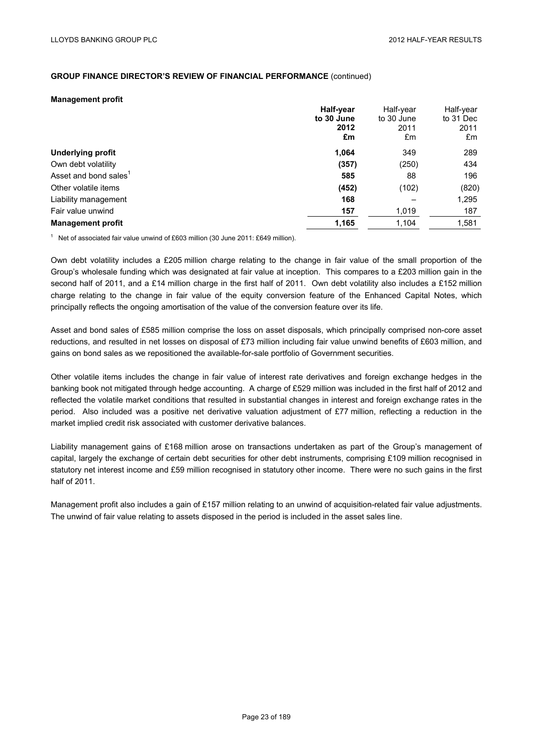**GROUP FINANCE DIRECTOR'S REVIEW OF FINANCIAL PERFORMANCE** (continued)

**Management profit**

| | **Half-year to 30 June 2012 £m** | Half-year to 30 June 2011 £m | Half-year to 31 Dec 2011 £m |
|---|---|---|---|
| **Underlying profit** | **1,064** | 349 | 289 |
| Own debt volatility | **(357)** | (250) | 434 |
| Asset and bond sales[1] | **585** | 88 | 196 |
| Other volatile items | **(452)** | (102) | (820) |
| Liability management | **168** | – | 1,295 |
| Fair value unwind | **157** | 1,019 | 187 |
| **Management profit** | **1,165** | 1,104 | 1,581 |

[1] Net of associated fair value unwind of £603 million (30 June 2011: £649 million).

Own debt volatility includes a £205 million charge relating to the change in fair value of the small proportion of the Group's wholesale funding which was designated at fair value at inception. This compares to a £203 million gain in the second half of 2011, and a £14 million charge in the first half of 2011. Own debt volatility also includes a £152 million charge relating to the change in fair value of the equity conversion feature of the Enhanced Capital Notes, which principally reflects the ongoing amortisation of the value of the conversion feature over its life.

Asset and bond sales of £585 million comprise the loss on asset disposals, which principally comprised non-core asset reductions, and resulted in net losses on disposal of £73 million including fair value unwind benefits of £603 million, and gains on bond sales as we repositioned the available-for-sale portfolio of Government securities.

Other volatile items includes the change in fair value of interest rate derivatives and foreign exchange hedges in the banking book not mitigated through hedge accounting. A charge of £529 million was included in the first half of 2012 and reflected the volatile market conditions that resulted in substantial changes in interest and foreign exchange rates in the period. Also included was a positive net derivative valuation adjustment of £77 million, reflecting a reduction in the market implied credit risk associated with customer derivative balances.

Liability management gains of £168 million arose on transactions undertaken as part of the Group's management of capital, largely the exchange of certain debt securities for other debt instruments, comprising £109 million recognised in statutory net interest income and £59 million recognised in statutory other income. There were no such gains in the first half of 2011.

Management profit also includes a gain of £157 million relating to an unwind of acquisition-related fair value adjustments. The unwind of fair value relating to assets disposed in the period is included in the asset sales line.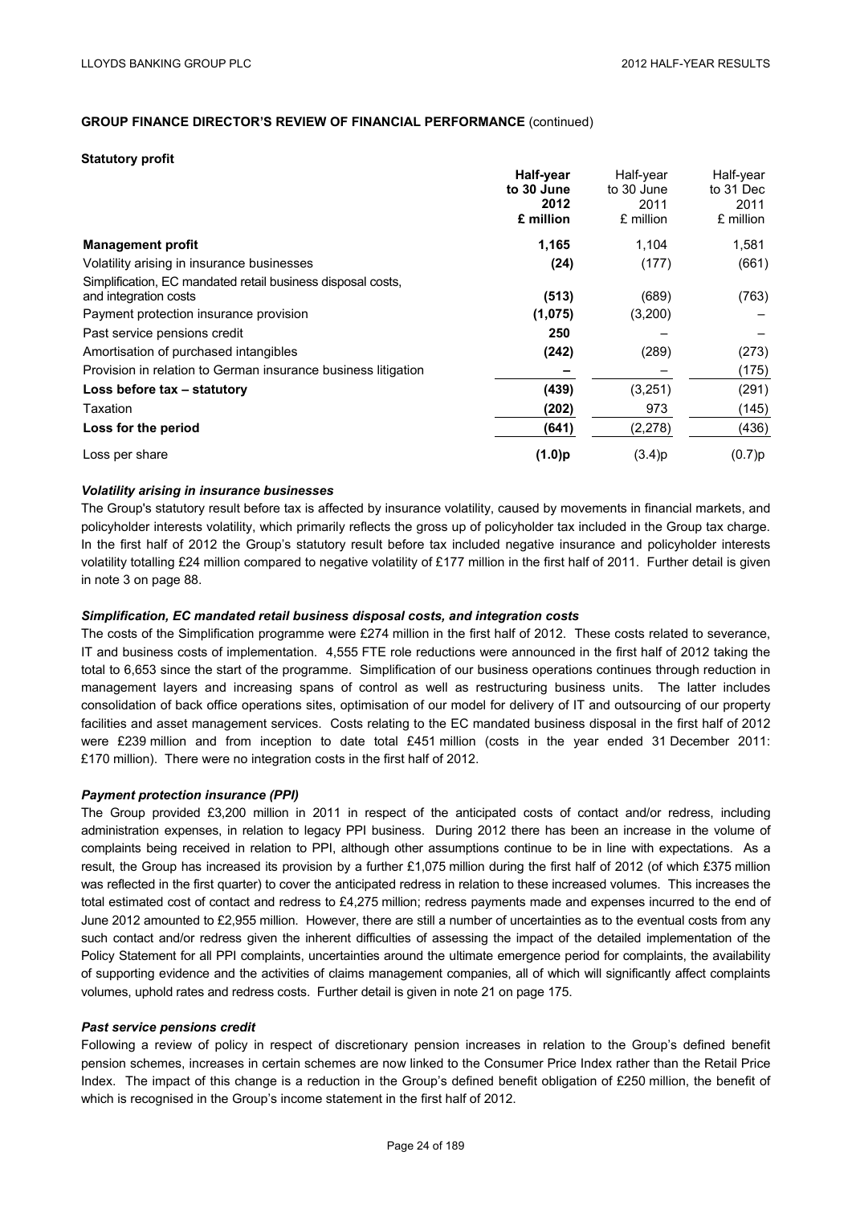## GROUP FINANCE DIRECTOR'S REVIEW OF FINANCIAL PERFORMANCE (continued)

### Statutory profit

| | **Half-year to 30 June 2012 £ million** | Half-year to 30 June 2011 £ million | Half-year to 31 Dec 2011 £ million |
|---|---|---|---|
| **Management profit** | **1,165** | 1,104 | 1,581 |
| Volatility arising in insurance businesses | **(24)** | (177) | (661) |
| Simplification, EC mandated retail business disposal costs, and integration costs | **(513)** | (689) | (763) |
| Payment protection insurance provision | **(1,075)** | (3,200) | – |
| Past service pensions credit | **250** | – | – |
| Amortisation of purchased intangibles | **(242)** | (289) | (273) |
| Provision in relation to German insurance business litigation | **–** | – | (175) |
| **Loss before tax – statutory** | **(439)** | (3,251) | (291) |
| Taxation | **(202)** | 973 | (145) |
| **Loss for the period** | **(641)** | (2,278) | (436) |
| Loss per share | **(1.0)p** | (3.4)p | (0.7)p |

***Volatility arising in insurance businesses***

The Group's statutory result before tax is affected by insurance volatility, caused by movements in financial markets, and policyholder interests volatility, which primarily reflects the gross up of policyholder tax included in the Group tax charge. In the first half of 2012 the Group's statutory result before tax included negative insurance and policyholder interests volatility totalling £24 million compared to negative volatility of £177 million in the first half of 2011. Further detail is given in note 3 on page 88.

***Simplification, EC mandated retail business disposal costs, and integration costs***

The costs of the Simplification programme were £274 million in the first half of 2012. These costs related to severance, IT and business costs of implementation. 4,555 FTE role reductions were announced in the first half of 2012 taking the total to 6,653 since the start of the programme. Simplification of our business operations continues through reduction in management layers and increasing spans of control as well as restructuring business units. The latter includes consolidation of back office operations sites, optimisation of our model for delivery of IT and outsourcing of our property facilities and asset management services. Costs relating to the EC mandated business disposal in the first half of 2012 were £239 million and from inception to date total £451 million (costs in the year ended 31 December 2011: £170 million). There were no integration costs in the first half of 2012.

***Payment protection insurance (PPI)***

The Group provided £3,200 million in 2011 in respect of the anticipated costs of contact and/or redress, including administration expenses, in relation to legacy PPI business. During 2012 there has been an increase in the volume of complaints being received in relation to PPI, although other assumptions continue to be in line with expectations. As a result, the Group has increased its provision by a further £1,075 million during the first half of 2012 (of which £375 million was reflected in the first quarter) to cover the anticipated redress in relation to these increased volumes. This increases the total estimated cost of contact and redress to £4,275 million; redress payments made and expenses incurred to the end of June 2012 amounted to £2,955 million. However, there are still a number of uncertainties as to the eventual costs from any such contact and/or redress given the inherent difficulties of assessing the impact of the detailed implementation of the Policy Statement for all PPI complaints, uncertainties around the ultimate emergence period for complaints, the availability of supporting evidence and the activities of claims management companies, all of which will significantly affect complaints volumes, uphold rates and redress costs. Further detail is given in note 21 on page 175.

***Past service pensions credit***

Following a review of policy in respect of discretionary pension increases in relation to the Group's defined benefit pension schemes, increases in certain schemes are now linked to the Consumer Price Index rather than the Retail Price Index. The impact of this change is a reduction in the Group's defined benefit obligation of £250 million, the benefit of which is recognised in the Group's income statement in the first half of 2012.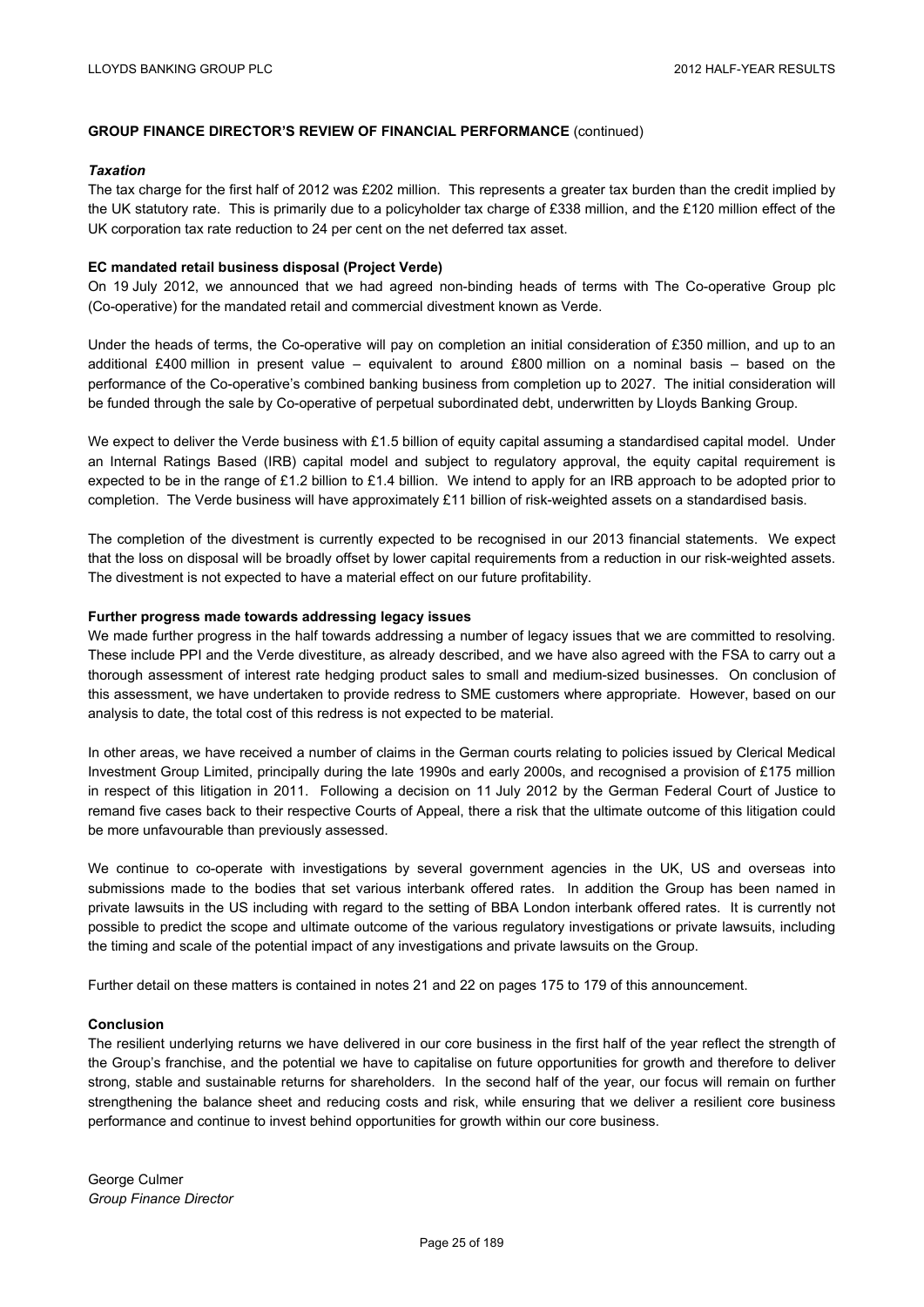## GROUP FINANCE DIRECTOR'S REVIEW OF FINANCIAL PERFORMANCE (continued)

### *Taxation*

The tax charge for the first half of 2012 was £202 million. This represents a greater tax burden than the credit implied by the UK statutory rate. This is primarily due to a policyholder tax charge of £338 million, and the £120 million effect of the UK corporation tax rate reduction to 24 per cent on the net deferred tax asset.

### EC mandated retail business disposal (Project Verde)

On 19 July 2012, we announced that we had agreed non-binding heads of terms with The Co-operative Group plc (Co-operative) for the mandated retail and commercial divestment known as Verde.

Under the heads of terms, the Co-operative will pay on completion an initial consideration of £350 million, and up to an additional £400 million in present value – equivalent to around £800 million on a nominal basis – based on the performance of the Co-operative's combined banking business from completion up to 2027. The initial consideration will be funded through the sale by Co-operative of perpetual subordinated debt, underwritten by Lloyds Banking Group.

We expect to deliver the Verde business with £1.5 billion of equity capital assuming a standardised capital model. Under an Internal Ratings Based (IRB) capital model and subject to regulatory approval, the equity capital requirement is expected to be in the range of £1.2 billion to £1.4 billion. We intend to apply for an IRB approach to be adopted prior to completion. The Verde business will have approximately £11 billion of risk-weighted assets on a standardised basis.

The completion of the divestment is currently expected to be recognised in our 2013 financial statements. We expect that the loss on disposal will be broadly offset by lower capital requirements from a reduction in our risk-weighted assets. The divestment is not expected to have a material effect on our future profitability.

### Further progress made towards addressing legacy issues

We made further progress in the half towards addressing a number of legacy issues that we are committed to resolving. These include PPI and the Verde divestiture, as already described, and we have also agreed with the FSA to carry out a thorough assessment of interest rate hedging product sales to small and medium-sized businesses. On conclusion of this assessment, we have undertaken to provide redress to SME customers where appropriate. However, based on our analysis to date, the total cost of this redress is not expected to be material.

In other areas, we have received a number of claims in the German courts relating to policies issued by Clerical Medical Investment Group Limited, principally during the late 1990s and early 2000s, and recognised a provision of £175 million in respect of this litigation in 2011. Following a decision on 11 July 2012 by the German Federal Court of Justice to remand five cases back to their respective Courts of Appeal, there a risk that the ultimate outcome of this litigation could be more unfavourable than previously assessed.

We continue to co-operate with investigations by several government agencies in the UK, US and overseas into submissions made to the bodies that set various interbank offered rates. In addition the Group has been named in private lawsuits in the US including with regard to the setting of BBA London interbank offered rates. It is currently not possible to predict the scope and ultimate outcome of the various regulatory investigations or private lawsuits, including the timing and scale of the potential impact of any investigations and private lawsuits on the Group.

Further detail on these matters is contained in notes 21 and 22 on pages 175 to 179 of this announcement.

### Conclusion

The resilient underlying returns we have delivered in our core business in the first half of the year reflect the strength of the Group's franchise, and the potential we have to capitalise on future opportunities for growth and therefore to deliver strong, stable and sustainable returns for shareholders. In the second half of the year, our focus will remain on further strengthening the balance sheet and reducing costs and risk, while ensuring that we deliver a resilient core business performance and continue to invest behind opportunities for growth within our core business.

George Culmer
*Group Finance Director*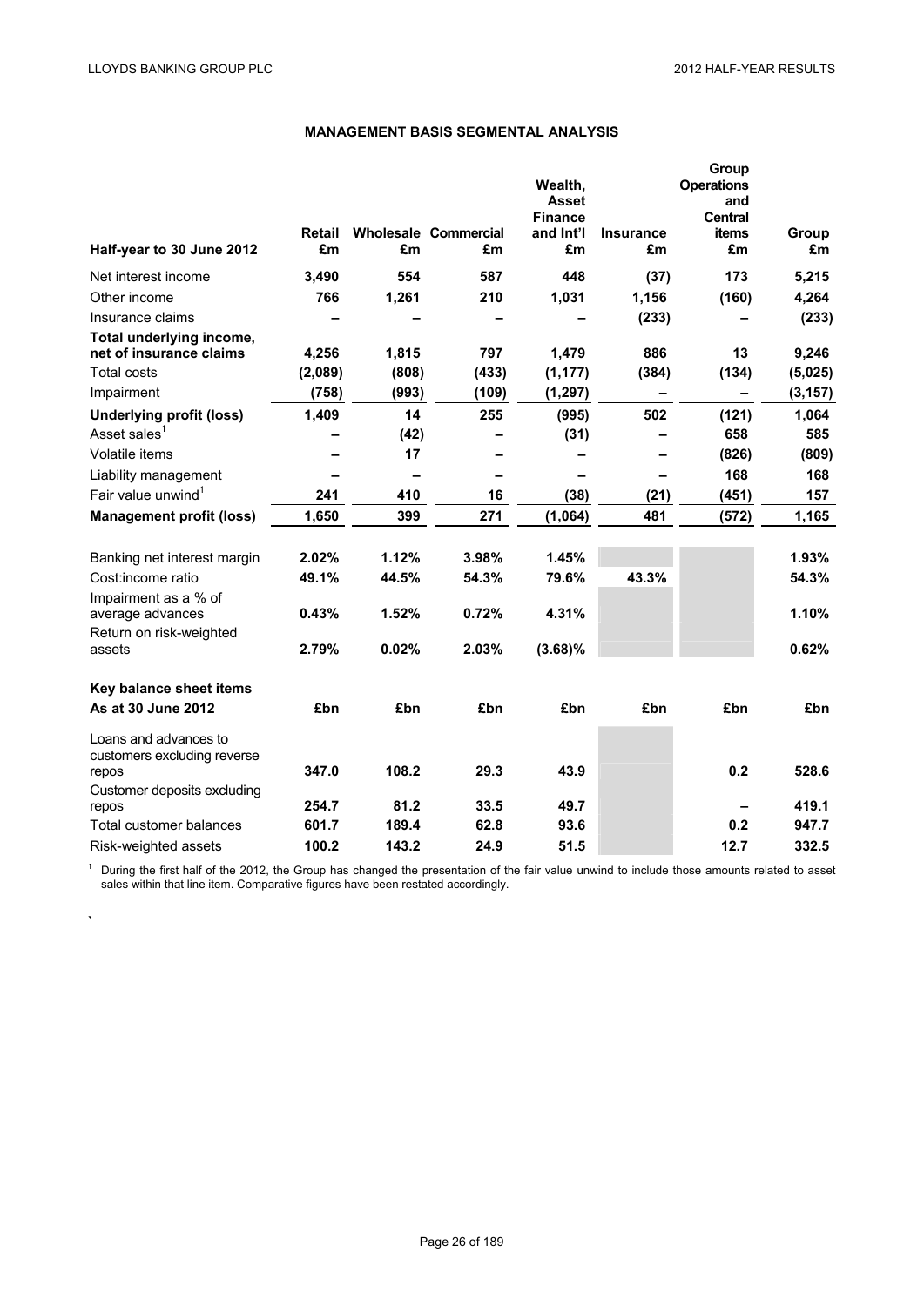## MANAGEMENT BASIS SEGMENTAL ANALYSIS

| Half-year to 30 June 2012 | Retail £m | Wholesale £m | Commercial £m | Wealth, Asset Finance and Int'l £m | Insurance £m | Group Operations and Central items £m | Group £m |
|---|---|---|---|---|---|---|---|
| Net interest income | **3,490** | **554** | **587** | **448** | **(37)** | **173** | **5,215** |
| Other income | **766** | **1,261** | **210** | **1,031** | **1,156** | **(160)** | **4,264** |
| Insurance claims | **–** | **–** | **–** | **–** | **(233)** | **–** | **(233)** |
| **Total underlying income, net of insurance claims** | **4,256** | **1,815** | **797** | **1,479** | **886** | **13** | **9,246** |
| Total costs | **(2,089)** | **(808)** | **(433)** | **(1,177)** | **(384)** | **(134)** | **(5,025)** |
| Impairment | **(758)** | **(993)** | **(109)** | **(1,297)** | **–** | **–** | **(3,157)** |
| **Underlying profit (loss)** | **1,409** | **14** | **255** | **(995)** | **502** | **(121)** | **1,064** |
| Asset sales[1] | **–** | **(42)** | **–** | **(31)** | **–** | **658** | **585** |
| Volatile items | **–** | **17** | **–** | **–** | **–** | **(826)** | **(809)** |
| Liability management | **–** | **–** | **–** | **–** | **–** | **168** | **168** |
| Fair value unwind[1] | **241** | **410** | **16** | **(38)** | **(21)** | **(451)** | **157** |
| **Management profit (loss)** | **1,650** | **399** | **271** | **(1,064)** | **481** | **(572)** | **1,165** |
| | | | | | | | |
| Banking net interest margin | **2.02%** | **1.12%** | **3.98%** | **1.45%** | | | **1.93%** |
| Cost:income ratio | **49.1%** | **44.5%** | **54.3%** | **79.6%** | **43.3%** | | **54.3%** |
| Impairment as a % of average advances | **0.43%** | **1.52%** | **0.72%** | **4.31%** | | | **1.10%** |
| Return on risk-weighted assets | **2.79%** | **0.02%** | **2.03%** | **(3.68)%** | | | **0.62%** |
| | | | | | | | |
| **Key balance sheet items** | | | | | | | |
| **As at 30 June 2012** | **£bn** | **£bn** | **£bn** | **£bn** | **£bn** | **£bn** | **£bn** |
| Loans and advances to customers excluding reverse repos | **347.0** | **108.2** | **29.3** | **43.9** | | **0.2** | **528.6** |
| Customer deposits excluding repos | **254.7** | **81.2** | **33.5** | **49.7** | | **–** | **419.1** |
| Total customer balances | **601.7** | **189.4** | **62.8** | **93.6** | | **0.2** | **947.7** |
| Risk-weighted assets | **100.2** | **143.2** | **24.9** | **51.5** | | **12.7** | **332.5** |

[1] During the first half of the 2012, the Group has changed the presentation of the fair value unwind to include those amounts related to asset sales within that line item. Comparative figures have been restated accordingly.

`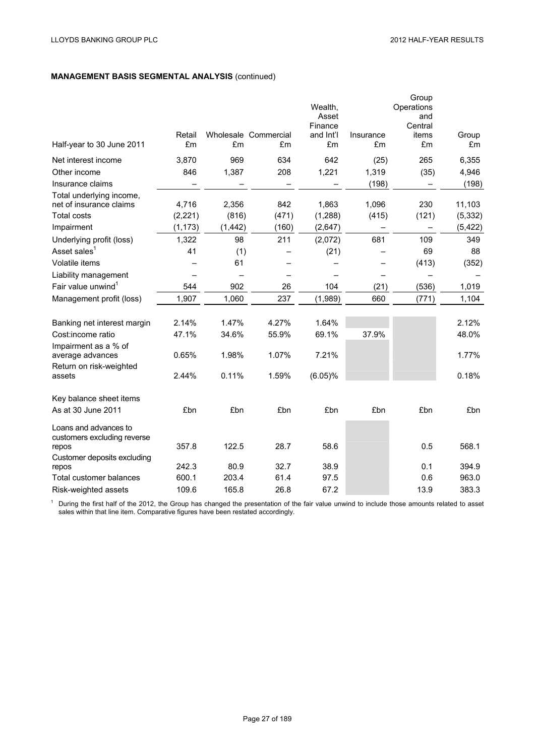## MANAGEMENT BASIS SEGMENTAL ANALYSIS (continued)

| Half-year to 30 June 2011 | Retail £m | Wholesale £m | Commercial £m | Wealth, Asset Finance and Int'l £m | Insurance £m | Group Operations and Central items £m | Group £m |
|---|---|---|---|---|---|---|---|
| Net interest income | 3,870 | 969 | 634 | 642 | (25) | 265 | 6,355 |
| Other income | 846 | 1,387 | 208 | 1,221 | 1,319 | (35) | 4,946 |
| Insurance claims | – | – | – | – | (198) | – | (198) |
| Total underlying income, net of insurance claims | 4,716 | 2,356 | 842 | 1,863 | 1,096 | 230 | 11,103 |
| Total costs | (2,221) | (816) | (471) | (1,288) | (415) | (121) | (5,332) |
| Impairment | (1,173) | (1,442) | (160) | (2,647) | – | – | (5,422) |
| Underlying profit (loss) | 1,322 | 98 | 211 | (2,072) | 681 | 109 | 349 |
| Asset sales[1] | 41 | (1) | – | (21) | – | 69 | 88 |
| Volatile items | – | 61 | – | – | – | (413) | (352) |
| Liability management | – | – | – | – | – | – | – |
| Fair value unwind[1] | 544 | 902 | 26 | 104 | (21) | (536) | 1,019 |
| Management profit (loss) | 1,907 | 1,060 | 237 | (1,989) | 660 | (771) | 1,104 |
| | | | | | | | |
| Banking net interest margin | 2.14% | 1.47% | 4.27% | 1.64% | | | 2.12% |
| Cost:income ratio | 47.1% | 34.6% | 55.9% | 69.1% | 37.9% | | 48.0% |
| Impairment as a % of average advances | 0.65% | 1.98% | 1.07% | 7.21% | | | 1.77% |
| Return on risk-weighted assets | 2.44% | 0.11% | 1.59% | (6.05)% | | | 0.18% |
| | | | | | | | |
| Key balance sheet items | | | | | | | |
| As at 30 June 2011 | £bn | £bn | £bn | £bn | £bn | £bn | £bn |
| Loans and advances to customers excluding reverse repos | 357.8 | 122.5 | 28.7 | 58.6 | | 0.5 | 568.1 |
| Customer deposits excluding repos | 242.3 | 80.9 | 32.7 | 38.9 | | 0.1 | 394.9 |
| Total customer balances | 600.1 | 203.4 | 61.4 | 97.5 | | 0.6 | 963.0 |
| Risk-weighted assets | 109.6 | 165.8 | 26.8 | 67.2 | | 13.9 | 383.3 |

[1] During the first half of the 2012, the Group has changed the presentation of the fair value unwind to include those amounts related to asset sales within that line item. Comparative figures have been restated accordingly.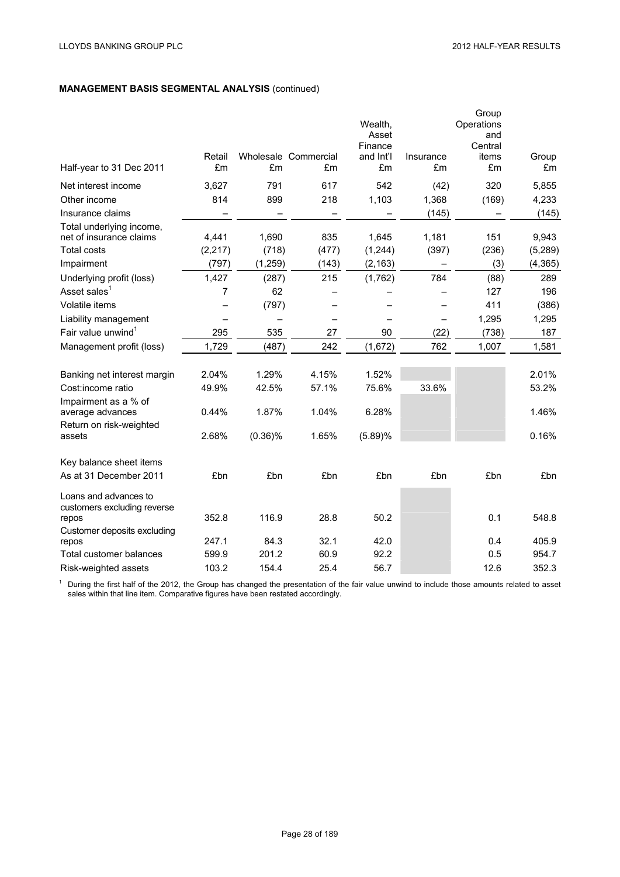**MANAGEMENT BASIS SEGMENTAL ANALYSIS** (continued)

| Half-year to 31 Dec 2011 | Retail £m | Wholesale £m | Commercial £m | Wealth, Asset Finance and Int'l £m | Insurance £m | Group Operations and Central items £m | Group £m |
|---|---|---|---|---|---|---|---|
| Net interest income | 3,627 | 791 | 617 | 542 | (42) | 320 | 5,855 |
| Other income | 814 | 899 | 218 | 1,103 | 1,368 | (169) | 4,233 |
| Insurance claims | – | – | – | – | (145) | – | (145) |
| Total underlying income, net of insurance claims | 4,441 | 1,690 | 835 | 1,645 | 1,181 | 151 | 9,943 |
| Total costs | (2,217) | (718) | (477) | (1,244) | (397) | (236) | (5,289) |
| Impairment | (797) | (1,259) | (143) | (2,163) | – | (3) | (4,365) |
| Underlying profit (loss) | 1,427 | (287) | 215 | (1,762) | 784 | (88) | 289 |
| Asset sales[1] | 7 | 62 | – | – | – | 127 | 196 |
| Volatile items | – | (797) | – | – | – | 411 | (386) |
| Liability management | – | – | – | – | – | 1,295 | 1,295 |
| Fair value unwind[1] | 295 | 535 | 27 | 90 | (22) | (738) | 187 |
| Management profit (loss) | 1,729 | (487) | 242 | (1,672) | 762 | 1,007 | 1,581 |
| | | | | | | | |
| Banking net interest margin | 2.04% | 1.29% | 4.15% | 1.52% | | | 2.01% |
| Cost:income ratio | 49.9% | 42.5% | 57.1% | 75.6% | 33.6% | | 53.2% |
| Impairment as a % of average advances | 0.44% | 1.87% | 1.04% | 6.28% | | | 1.46% |
| Return on risk-weighted assets | 2.68% | (0.36)% | 1.65% | (5.89)% | | | 0.16% |
| | | | | | | | |
| Key balance sheet items<br>As at 31 December 2011 | £bn | £bn | £bn | £bn | £bn | £bn | £bn |
| Loans and advances to customers excluding reverse repos | 352.8 | 116.9 | 28.8 | 50.2 | | 0.1 | 548.8 |
| Customer deposits excluding repos | 247.1 | 84.3 | 32.1 | 42.0 | | 0.4 | 405.9 |
| Total customer balances | 599.9 | 201.2 | 60.9 | 92.2 | | 0.5 | 954.7 |
| Risk-weighted assets | 103.2 | 154.4 | 25.4 | 56.7 | | 12.6 | 352.3 |

[1] During the first half of the 2012, the Group has changed the presentation of the fair value unwind to include those amounts related to asset sales within that line item. Comparative figures have been restated accordingly.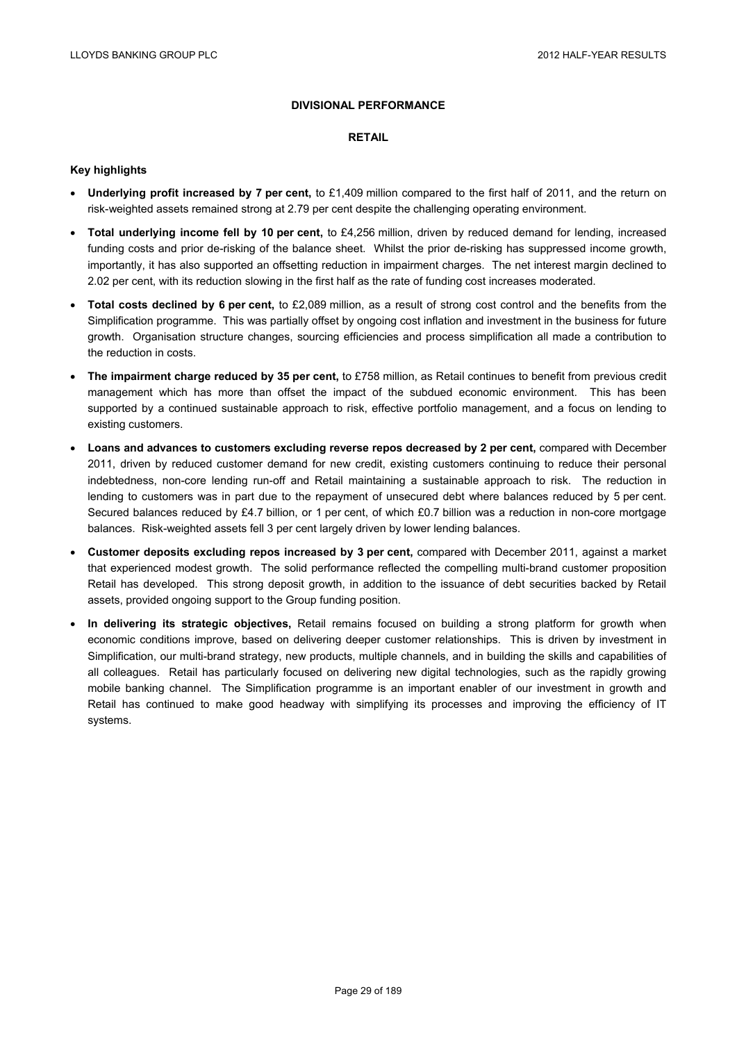## DIVISIONAL PERFORMANCE

### RETAIL

**Key highlights**

- **Underlying profit increased by 7 per cent,** to £1,409 million compared to the first half of 2011, and the return on risk-weighted assets remained strong at 2.79 per cent despite the challenging operating environment.
- **Total underlying income fell by 10 per cent,** to £4,256 million, driven by reduced demand for lending, increased funding costs and prior de-risking of the balance sheet. Whilst the prior de-risking has suppressed income growth, importantly, it has also supported an offsetting reduction in impairment charges. The net interest margin declined to 2.02 per cent, with its reduction slowing in the first half as the rate of funding cost increases moderated.
- **Total costs declined by 6 per cent,** to £2,089 million, as a result of strong cost control and the benefits from the Simplification programme. This was partially offset by ongoing cost inflation and investment in the business for future growth. Organisation structure changes, sourcing efficiencies and process simplification all made a contribution to the reduction in costs.
- **The impairment charge reduced by 35 per cent,** to £758 million, as Retail continues to benefit from previous credit management which has more than offset the impact of the subdued economic environment. This has been supported by a continued sustainable approach to risk, effective portfolio management, and a focus on lending to existing customers.
- **Loans and advances to customers excluding reverse repos decreased by 2 per cent,** compared with December 2011, driven by reduced customer demand for new credit, existing customers continuing to reduce their personal indebtedness, non-core lending run-off and Retail maintaining a sustainable approach to risk. The reduction in lending to customers was in part due to the repayment of unsecured debt where balances reduced by 5 per cent. Secured balances reduced by £4.7 billion, or 1 per cent, of which £0.7 billion was a reduction in non-core mortgage balances. Risk-weighted assets fell 3 per cent largely driven by lower lending balances.
- **Customer deposits excluding repos increased by 3 per cent,** compared with December 2011, against a market that experienced modest growth. The solid performance reflected the compelling multi-brand customer proposition Retail has developed. This strong deposit growth, in addition to the issuance of debt securities backed by Retail assets, provided ongoing support to the Group funding position.
- **In delivering its strategic objectives,** Retail remains focused on building a strong platform for growth when economic conditions improve, based on delivering deeper customer relationships. This is driven by investment in Simplification, our multi-brand strategy, new products, multiple channels, and in building the skills and capabilities of all colleagues. Retail has particularly focused on delivering new digital technologies, such as the rapidly growing mobile banking channel. The Simplification programme is an important enabler of our investment in growth and Retail has continued to make good headway with simplifying its processes and improving the efficiency of IT systems.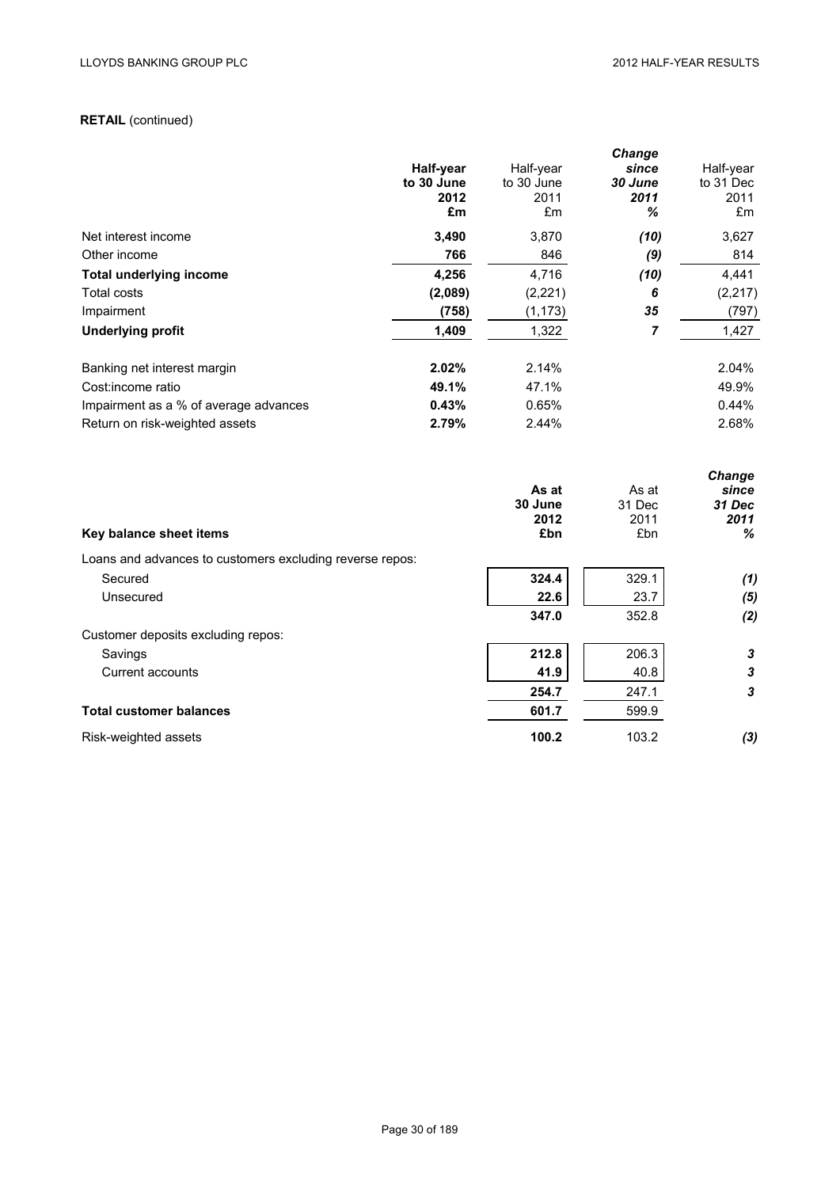**RETAIL** (continued)

| | **Half-year to 30 June 2012 £m** | Half-year to 30 June 2011 £m | ***Change since 30 June 2011 %*** | Half-year to 31 Dec 2011 £m |
|---|---|---|---|---|
| Net interest income | **3,490** | 3,870 | ***(10)*** | 3,627 |
| Other income | **766** | 846 | ***(9)*** | 814 |
| **Total underlying income** | **4,256** | 4,716 | ***(10)*** | 4,441 |
| Total costs | **(2,089)** | (2,221) | ***6*** | (2,217) |
| Impairment | **(758)** | (1,173) | ***35*** | (797) |
| **Underlying profit** | **1,409** | 1,322 | ***7*** | 1,427 |
| | | | | |
| Banking net interest margin | **2.02%** | 2.14% | | 2.04% |
| Cost:income ratio | **49.1%** | 47.1% | | 49.9% |
| Impairment as a % of average advances | **0.43%** | 0.65% | | 0.44% |
| Return on risk-weighted assets | **2.79%** | 2.44% | | 2.68% |

| **Key balance sheet items** | **As at 30 June 2012 £bn** | As at 31 Dec 2011 £bn | ***Change since 31 Dec 2011 %*** |
|---|---|---|---|
| Loans and advances to customers excluding reverse repos: | | | |
| Secured | **324.4** | 329.1 | ***(1)*** |
| Unsecured | **22.6** | 23.7 | ***(5)*** |
| | **347.0** | 352.8 | ***(2)*** |
| Customer deposits excluding repos: | | | |
| Savings | **212.8** | 206.3 | ***3*** |
| Current accounts | **41.9** | 40.8 | ***3*** |
| | **254.7** | 247.1 | ***3*** |
| **Total customer balances** | **601.7** | 599.9 | |
| Risk-weighted assets | **100.2** | 103.2 | ***(3)*** |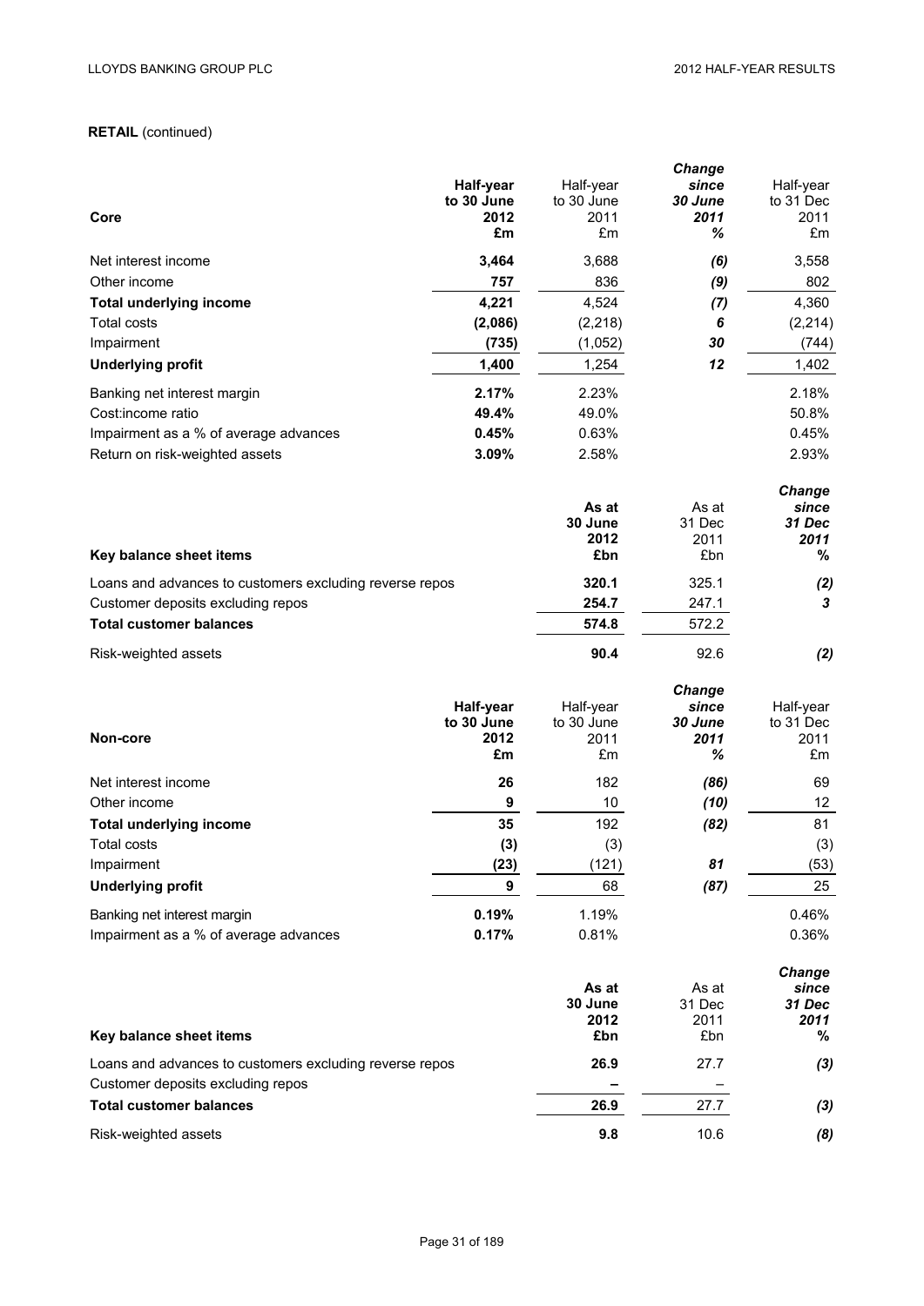**RETAIL** (continued)

| Core | Half-year to 30 June 2012 £m | Half-year to 30 June 2011 £m | *Change since 30 June 2011 %* | Half-year to 31 Dec 2011 £m |
|---|---|---|---|---|
| Net interest income | **3,464** | 3,688 | *(6)* | 3,558 |
| Other income | **757** | 836 | *(9)* | 802 |
| **Total underlying income** | **4,221** | 4,524 | *(7)* | 4,360 |
| Total costs | **(2,086)** | (2,218) | *6* | (2,214) |
| Impairment | **(735)** | (1,052) | *30* | (744) |
| **Underlying profit** | **1,400** | 1,254 | *12* | 1,402 |
| Banking net interest margin | **2.17%** | 2.23% | | 2.18% |
| Cost:income ratio | **49.4%** | 49.0% | | 50.8% |
| Impairment as a % of average advances | **0.45%** | 0.63% | | 0.45% |
| Return on risk-weighted assets | **3.09%** | 2.58% | | 2.93% |

| Key balance sheet items | As at 30 June 2012 £bn | As at 31 Dec 2011 £bn | *Change since 31 Dec 2011 %* |
|---|---|---|---|
| Loans and advances to customers excluding reverse repos | **320.1** | 325.1 | *(2)* |
| Customer deposits excluding repos | **254.7** | 247.1 | *3* |
| **Total customer balances** | **574.8** | 572.2 | |
| Risk-weighted assets | **90.4** | 92.6 | *(2)* |

| Non-core | Half-year to 30 June 2012 £m | Half-year to 30 June 2011 £m | *Change since 30 June 2011 %* | Half-year to 31 Dec 2011 £m |
|---|---|---|---|---|
| Net interest income | **26** | 182 | *(86)* | 69 |
| Other income | **9** | 10 | *(10)* | 12 |
| **Total underlying income** | **35** | 192 | *(82)* | 81 |
| Total costs | **(3)** | (3) | | (3) |
| Impairment | **(23)** | (121) | *81* | (53) |
| **Underlying profit** | **9** | 68 | *(87)* | 25 |
| Banking net interest margin | **0.19%** | 1.19% | | 0.46% |
| Impairment as a % of average advances | **0.17%** | 0.81% | | 0.36% |

| Key balance sheet items | As at 30 June 2012 £bn | As at 31 Dec 2011 £bn | *Change since 31 Dec 2011 %* |
|---|---|---|---|
| Loans and advances to customers excluding reverse repos | **26.9** | 27.7 | *(3)* |
| Customer deposits excluding repos | **–** | – | |
| **Total customer balances** | **26.9** | 27.7 | *(3)* |
| Risk-weighted assets | **9.8** | 10.6 | *(8)* |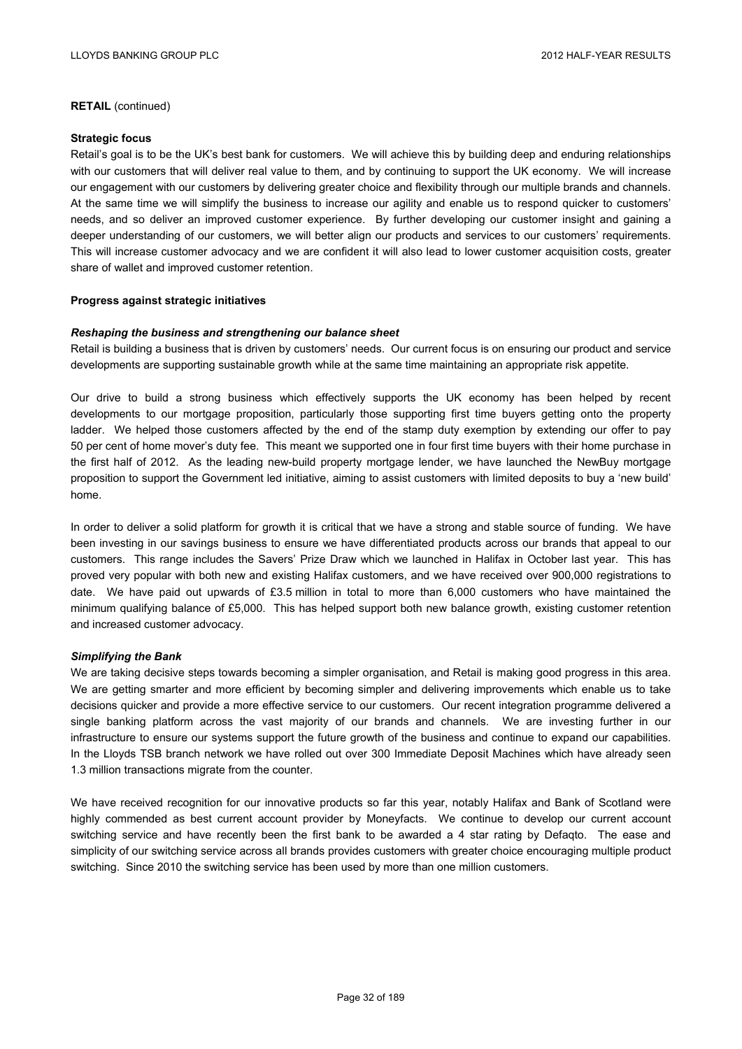**RETAIL** (continued)

**Strategic focus**

Retail's goal is to be the UK's best bank for customers. We will achieve this by building deep and enduring relationships with our customers that will deliver real value to them, and by continuing to support the UK economy. We will increase our engagement with our customers by delivering greater choice and flexibility through our multiple brands and channels. At the same time we will simplify the business to increase our agility and enable us to respond quicker to customers' needs, and so deliver an improved customer experience. By further developing our customer insight and gaining a deeper understanding of our customers, we will better align our products and services to our customers' requirements. This will increase customer advocacy and we are confident it will also lead to lower customer acquisition costs, greater share of wallet and improved customer retention.

**Progress against strategic initiatives**

***Reshaping the business and strengthening our balance sheet***

Retail is building a business that is driven by customers' needs. Our current focus is on ensuring our product and service developments are supporting sustainable growth while at the same time maintaining an appropriate risk appetite.

Our drive to build a strong business which effectively supports the UK economy has been helped by recent developments to our mortgage proposition, particularly those supporting first time buyers getting onto the property ladder. We helped those customers affected by the end of the stamp duty exemption by extending our offer to pay 50 per cent of home mover's duty fee. This meant we supported one in four first time buyers with their home purchase in the first half of 2012. As the leading new-build property mortgage lender, we have launched the NewBuy mortgage proposition to support the Government led initiative, aiming to assist customers with limited deposits to buy a 'new build' home.

In order to deliver a solid platform for growth it is critical that we have a strong and stable source of funding. We have been investing in our savings business to ensure we have differentiated products across our brands that appeal to our customers. This range includes the Savers' Prize Draw which we launched in Halifax in October last year. This has proved very popular with both new and existing Halifax customers, and we have received over 900,000 registrations to date. We have paid out upwards of £3.5 million in total to more than 6,000 customers who have maintained the minimum qualifying balance of £5,000. This has helped support both new balance growth, existing customer retention and increased customer advocacy.

***Simplifying the Bank***

We are taking decisive steps towards becoming a simpler organisation, and Retail is making good progress in this area. We are getting smarter and more efficient by becoming simpler and delivering improvements which enable us to take decisions quicker and provide a more effective service to our customers. Our recent integration programme delivered a single banking platform across the vast majority of our brands and channels. We are investing further in our infrastructure to ensure our systems support the future growth of the business and continue to expand our capabilities. In the Lloyds TSB branch network we have rolled out over 300 Immediate Deposit Machines which have already seen 1.3 million transactions migrate from the counter.

We have received recognition for our innovative products so far this year, notably Halifax and Bank of Scotland were highly commended as best current account provider by Moneyfacts. We continue to develop our current account switching service and have recently been the first bank to be awarded a 4 star rating by Defaqto. The ease and simplicity of our switching service across all brands provides customers with greater choice encouraging multiple product switching. Since 2010 the switching service has been used by more than one million customers.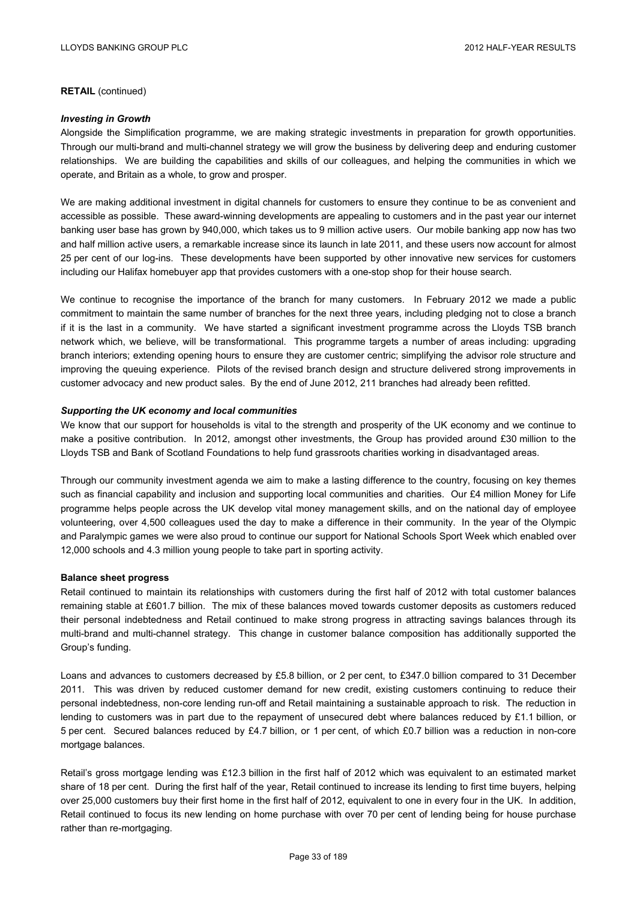**RETAIL** (continued)

***Investing in Growth***

Alongside the Simplification programme, we are making strategic investments in preparation for growth opportunities. Through our multi-brand and multi-channel strategy we will grow the business by delivering deep and enduring customer relationships. We are building the capabilities and skills of our colleagues, and helping the communities in which we operate, and Britain as a whole, to grow and prosper.

We are making additional investment in digital channels for customers to ensure they continue to be as convenient and accessible as possible. These award-winning developments are appealing to customers and in the past year our internet banking user base has grown by 940,000, which takes us to 9 million active users. Our mobile banking app now has two and half million active users, a remarkable increase since its launch in late 2011, and these users now account for almost 25 per cent of our log-ins. These developments have been supported by other innovative new services for customers including our Halifax homebuyer app that provides customers with a one-stop shop for their house search.

We continue to recognise the importance of the branch for many customers. In February 2012 we made a public commitment to maintain the same number of branches for the next three years, including pledging not to close a branch if it is the last in a community. We have started a significant investment programme across the Lloyds TSB branch network which, we believe, will be transformational. This programme targets a number of areas including: upgrading branch interiors; extending opening hours to ensure they are customer centric; simplifying the advisor role structure and improving the queuing experience. Pilots of the revised branch design and structure delivered strong improvements in customer advocacy and new product sales. By the end of June 2012, 211 branches had already been refitted.

***Supporting the UK economy and local communities***

We know that our support for households is vital to the strength and prosperity of the UK economy and we continue to make a positive contribution. In 2012, amongst other investments, the Group has provided around £30 million to the Lloyds TSB and Bank of Scotland Foundations to help fund grassroots charities working in disadvantaged areas.

Through our community investment agenda we aim to make a lasting difference to the country, focusing on key themes such as financial capability and inclusion and supporting local communities and charities. Our £4 million Money for Life programme helps people across the UK develop vital money management skills, and on the national day of employee volunteering, over 4,500 colleagues used the day to make a difference in their community. In the year of the Olympic and Paralympic games we were also proud to continue our support for National Schools Sport Week which enabled over 12,000 schools and 4.3 million young people to take part in sporting activity.

**Balance sheet progress**

Retail continued to maintain its relationships with customers during the first half of 2012 with total customer balances remaining stable at £601.7 billion. The mix of these balances moved towards customer deposits as customers reduced their personal indebtedness and Retail continued to make strong progress in attracting savings balances through its multi-brand and multi-channel strategy. This change in customer balance composition has additionally supported the Group's funding.

Loans and advances to customers decreased by £5.8 billion, or 2 per cent, to £347.0 billion compared to 31 December 2011. This was driven by reduced customer demand for new credit, existing customers continuing to reduce their personal indebtedness, non-core lending run-off and Retail maintaining a sustainable approach to risk. The reduction in lending to customers was in part due to the repayment of unsecured debt where balances reduced by £1.1 billion, or 5 per cent. Secured balances reduced by £4.7 billion, or 1 per cent, of which £0.7 billion was a reduction in non-core mortgage balances.

Retail's gross mortgage lending was £12.3 billion in the first half of 2012 which was equivalent to an estimated market share of 18 per cent. During the first half of the year, Retail continued to increase its lending to first time buyers, helping over 25,000 customers buy their first home in the first half of 2012, equivalent to one in every four in the UK. In addition, Retail continued to focus its new lending on home purchase with over 70 per cent of lending being for house purchase rather than re-mortgaging.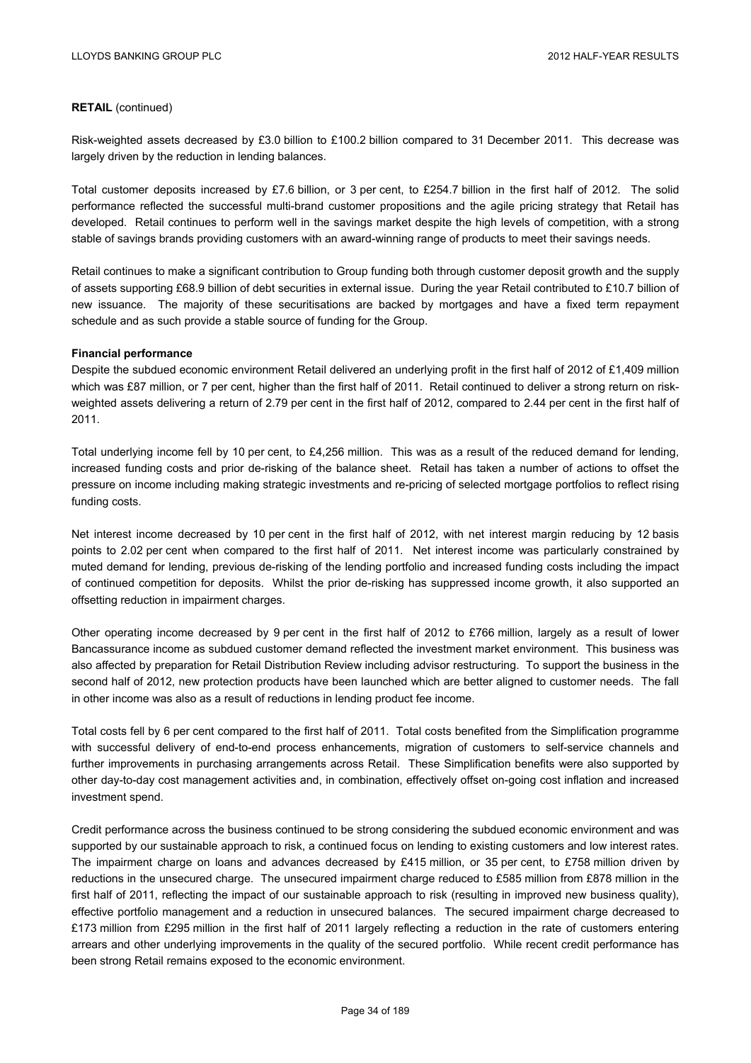**RETAIL** (continued)

Risk-weighted assets decreased by £3.0 billion to £100.2 billion compared to 31 December 2011. This decrease was largely driven by the reduction in lending balances.

Total customer deposits increased by £7.6 billion, or 3 per cent, to £254.7 billion in the first half of 2012. The solid performance reflected the successful multi-brand customer propositions and the agile pricing strategy that Retail has developed. Retail continues to perform well in the savings market despite the high levels of competition, with a strong stable of savings brands providing customers with an award-winning range of products to meet their savings needs.

Retail continues to make a significant contribution to Group funding both through customer deposit growth and the supply of assets supporting £68.9 billion of debt securities in external issue. During the year Retail contributed to £10.7 billion of new issuance. The majority of these securitisations are backed by mortgages and have a fixed term repayment schedule and as such provide a stable source of funding for the Group.

**Financial performance**

Despite the subdued economic environment Retail delivered an underlying profit in the first half of 2012 of £1,409 million which was £87 million, or 7 per cent, higher than the first half of 2011. Retail continued to deliver a strong return on risk-weighted assets delivering a return of 2.79 per cent in the first half of 2012, compared to 2.44 per cent in the first half of 2011.

Total underlying income fell by 10 per cent, to £4,256 million. This was as a result of the reduced demand for lending, increased funding costs and prior de-risking of the balance sheet. Retail has taken a number of actions to offset the pressure on income including making strategic investments and re-pricing of selected mortgage portfolios to reflect rising funding costs.

Net interest income decreased by 10 per cent in the first half of 2012, with net interest margin reducing by 12 basis points to 2.02 per cent when compared to the first half of 2011. Net interest income was particularly constrained by muted demand for lending, previous de-risking of the lending portfolio and increased funding costs including the impact of continued competition for deposits. Whilst the prior de-risking has suppressed income growth, it also supported an offsetting reduction in impairment charges.

Other operating income decreased by 9 per cent in the first half of 2012 to £766 million, largely as a result of lower Bancassurance income as subdued customer demand reflected the investment market environment. This business was also affected by preparation for Retail Distribution Review including advisor restructuring. To support the business in the second half of 2012, new protection products have been launched which are better aligned to customer needs. The fall in other income was also as a result of reductions in lending product fee income.

Total costs fell by 6 per cent compared to the first half of 2011. Total costs benefited from the Simplification programme with successful delivery of end-to-end process enhancements, migration of customers to self-service channels and further improvements in purchasing arrangements across Retail. These Simplification benefits were also supported by other day-to-day cost management activities and, in combination, effectively offset on-going cost inflation and increased investment spend.

Credit performance across the business continued to be strong considering the subdued economic environment and was supported by our sustainable approach to risk, a continued focus on lending to existing customers and low interest rates. The impairment charge on loans and advances decreased by £415 million, or 35 per cent, to £758 million driven by reductions in the unsecured charge. The unsecured impairment charge reduced to £585 million from £878 million in the first half of 2011, reflecting the impact of our sustainable approach to risk (resulting in improved new business quality), effective portfolio management and a reduction in unsecured balances. The secured impairment charge decreased to £173 million from £295 million in the first half of 2011 largely reflecting a reduction in the rate of customers entering arrears and other underlying improvements in the quality of the secured portfolio. While recent credit performance has been strong Retail remains exposed to the economic environment.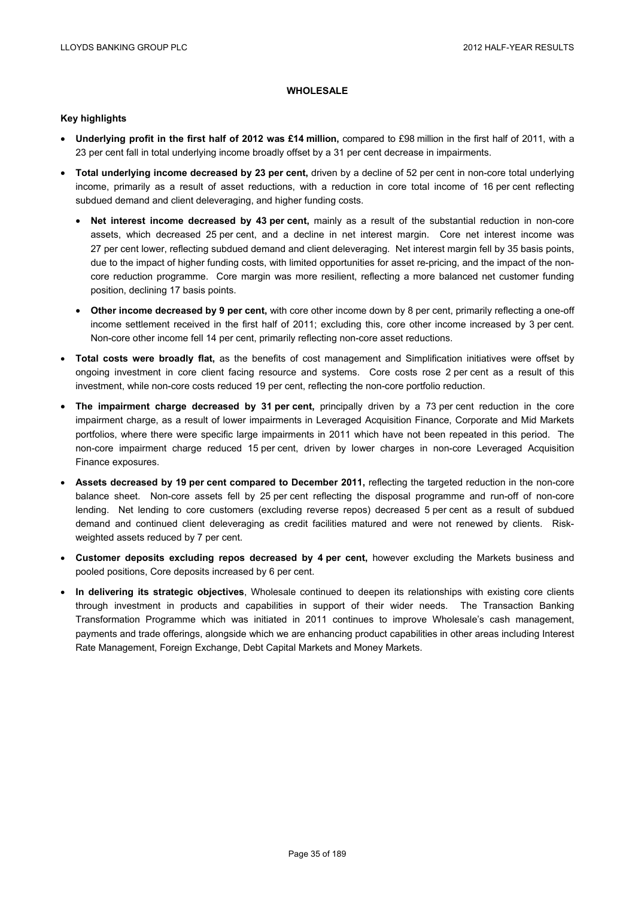## WHOLESALE

### Key highlights

- **Underlying profit in the first half of 2012 was £14 million,** compared to £98 million in the first half of 2011, with a 23 per cent fall in total underlying income broadly offset by a 31 per cent decrease in impairments.
- **Total underlying income decreased by 23 per cent,** driven by a decline of 52 per cent in non-core total underlying income, primarily as a result of asset reductions, with a reduction in core total income of 16 per cent reflecting subdued demand and client deleveraging, and higher funding costs.
  - **Net interest income decreased by 43 per cent,** mainly as a result of the substantial reduction in non-core assets, which decreased 25 per cent, and a decline in net interest margin. Core net interest income was 27 per cent lower, reflecting subdued demand and client deleveraging. Net interest margin fell by 35 basis points, due to the impact of higher funding costs, with limited opportunities for asset re-pricing, and the impact of the non-core reduction programme. Core margin was more resilient, reflecting a more balanced net customer funding position, declining 17 basis points.
  - **Other income decreased by 9 per cent,** with core other income down by 8 per cent, primarily reflecting a one-off income settlement received in the first half of 2011; excluding this, core other income increased by 3 per cent. Non-core other income fell 14 per cent, primarily reflecting non-core asset reductions.
- **Total costs were broadly flat,** as the benefits of cost management and Simplification initiatives were offset by ongoing investment in core client facing resource and systems. Core costs rose 2 per cent as a result of this investment, while non-core costs reduced 19 per cent, reflecting the non-core portfolio reduction.
- **The impairment charge decreased by 31 per cent,** principally driven by a 73 per cent reduction in the core impairment charge, as a result of lower impairments in Leveraged Acquisition Finance, Corporate and Mid Markets portfolios, where there were specific large impairments in 2011 which have not been repeated in this period. The non-core impairment charge reduced 15 per cent, driven by lower charges in non-core Leveraged Acquisition Finance exposures.
- **Assets decreased by 19 per cent compared to December 2011,** reflecting the targeted reduction in the non-core balance sheet. Non-core assets fell by 25 per cent reflecting the disposal programme and run-off of non-core lending. Net lending to core customers (excluding reverse repos) decreased 5 per cent as a result of subdued demand and continued client deleveraging as credit facilities matured and were not renewed by clients. Risk-weighted assets reduced by 7 per cent.
- **Customer deposits excluding repos decreased by 4 per cent,** however excluding the Markets business and pooled positions, Core deposits increased by 6 per cent.
- **In delivering its strategic objectives**, Wholesale continued to deepen its relationships with existing core clients through investment in products and capabilities in support of their wider needs. The Transaction Banking Transformation Programme which was initiated in 2011 continues to improve Wholesale's cash management, payments and trade offerings, alongside which we are enhancing product capabilities in other areas including Interest Rate Management, Foreign Exchange, Debt Capital Markets and Money Markets.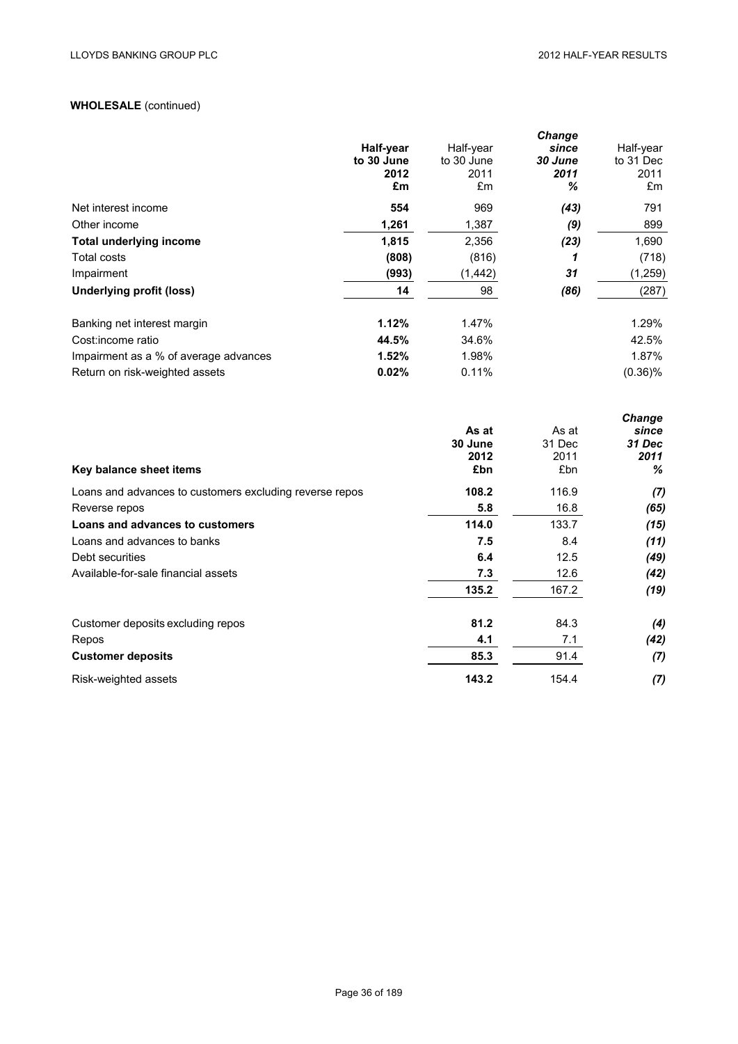**WHOLESALE** (continued)

| | **Half-year to 30 June 2012 £m** | Half-year to 30 June 2011 £m | ***Change since 30 June 2011 %*** | Half-year to 31 Dec 2011 £m |
|---|---|---|---|---|
| Net interest income | **554** | 969 | ***(43)*** | 791 |
| Other income | **1,261** | 1,387 | ***(9)*** | 899 |
| **Total underlying income** | **1,815** | 2,356 | ***(23)*** | 1,690 |
| Total costs | **(808)** | (816) | ***1*** | (718) |
| Impairment | **(993)** | (1,442) | ***31*** | (1,259) |
| **Underlying profit (loss)** | **14** | 98 | ***(86)*** | (287) |
| | | | | |
| Banking net interest margin | **1.12%** | 1.47% | | 1.29% |
| Cost:income ratio | **44.5%** | 34.6% | | 42.5% |
| Impairment as a % of average advances | **1.52%** | 1.98% | | 1.87% |
| Return on risk-weighted assets | **0.02%** | 0.11% | | (0.36)% |

| **Key balance sheet items** | **As at 30 June 2012 £bn** | As at 31 Dec 2011 £bn | ***Change since 31 Dec 2011 %*** |
|---|---|---|---|
| Loans and advances to customers excluding reverse repos | **108.2** | 116.9 | ***(7)*** |
| Reverse repos | **5.8** | 16.8 | ***(65)*** |
| **Loans and advances to customers** | **114.0** | 133.7 | ***(15)*** |
| Loans and advances to banks | **7.5** | 8.4 | ***(11)*** |
| Debt securities | **6.4** | 12.5 | ***(49)*** |
| Available-for-sale financial assets | **7.3** | 12.6 | ***(42)*** |
| | **135.2** | 167.2 | ***(19)*** |
| | | | |
| Customer deposits excluding repos | **81.2** | 84.3 | ***(4)*** |
| Repos | **4.1** | 7.1 | ***(42)*** |
| **Customer deposits** | **85.3** | 91.4 | ***(7)*** |
| Risk-weighted assets | **143.2** | 154.4 | ***(7)*** |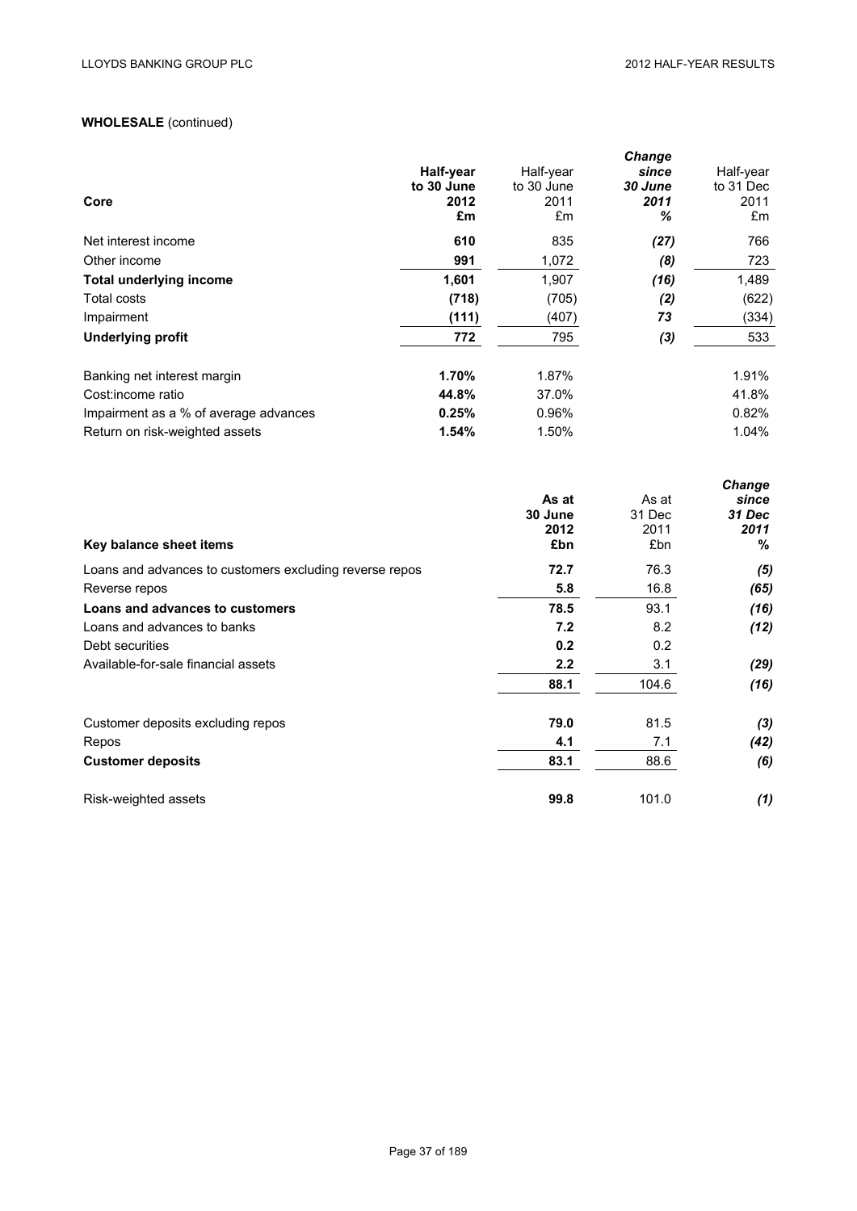**WHOLESALE** (continued)

| Core | Half-year to 30 June 2012 £m | Half-year to 30 June 2011 £m | *Change since 30 June 2011 %* | Half-year to 31 Dec 2011 £m |
|---|---|---|---|---|
| Net interest income | **610** | 835 | *(27)* | 766 |
| Other income | **991** | 1,072 | *(8)* | 723 |
| **Total underlying income** | **1,601** | 1,907 | *(16)* | 1,489 |
| Total costs | **(718)** | (705) | *(2)* | (622) |
| Impairment | **(111)** | (407) | *73* | (334) |
| **Underlying profit** | **772** | 795 | *(3)* | 533 |
| | | | | |
| Banking net interest margin | **1.70%** | 1.87% | | 1.91% |
| Cost:income ratio | **44.8%** | 37.0% | | 41.8% |
| Impairment as a % of average advances | **0.25%** | 0.96% | | 0.82% |
| Return on risk-weighted assets | **1.54%** | 1.50% | | 1.04% |

| Key balance sheet items | As at 30 June 2012 £bn | As at 31 Dec 2011 £bn | *Change since 31 Dec 2011 %* |
|---|---|---|---|
| Loans and advances to customers excluding reverse repos | **72.7** | 76.3 | *(5)* |
| Reverse repos | **5.8** | 16.8 | *(65)* |
| **Loans and advances to customers** | **78.5** | 93.1 | *(16)* |
| Loans and advances to banks | **7.2** | 8.2 | *(12)* |
| Debt securities | **0.2** | 0.2 | |
| Available-for-sale financial assets | **2.2** | 3.1 | *(29)* |
| | **88.1** | 104.6 | *(16)* |
| | | | |
| Customer deposits excluding repos | **79.0** | 81.5 | *(3)* |
| Repos | **4.1** | 7.1 | *(42)* |
| **Customer deposits** | **83.1** | 88.6 | *(6)* |
| | | | |
| Risk-weighted assets | **99.8** | 101.0 | *(1)* |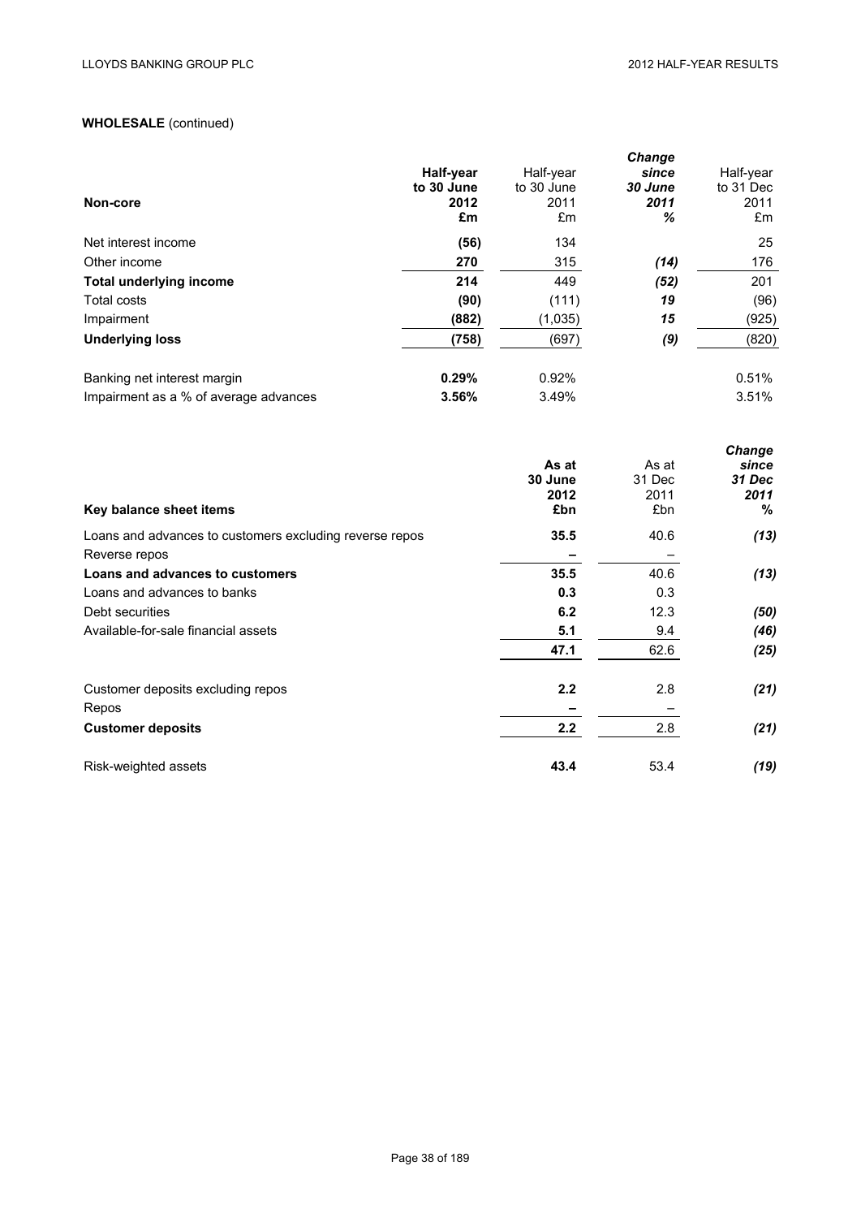**WHOLESALE** (continued)

| **Non-core** | **Half-year to 30 June 2012 £m** | Half-year to 30 June 2011 £m | ***Change since 30 June 2011 %*** | Half-year to 31 Dec 2011 £m |
|---|---|---|---|---|
| Net interest income | **(56)** | 134 | | 25 |
| Other income | **270** | 315 | ***(14)*** | 176 |
| **Total underlying income** | **214** | 449 | ***(52)*** | 201 |
| Total costs | **(90)** | (111) | ***19*** | (96) |
| Impairment | **(882)** | (1,035) | ***15*** | (925) |
| **Underlying loss** | **(758)** | (697) | ***(9)*** | (820) |
| | | | | |
| Banking net interest margin | **0.29%** | 0.92% | | 0.51% |
| Impairment as a % of average advances | **3.56%** | 3.49% | | 3.51% |

| **Key balance sheet items** | **As at 30 June 2012 £bn** | As at 31 Dec 2011 £bn | ***Change since 31 Dec 2011 %*** |
|---|---|---|---|
| Loans and advances to customers excluding reverse repos | **35.5** | 40.6 | ***(13)*** |
| Reverse repos | **–** | – | |
| **Loans and advances to customers** | **35.5** | 40.6 | ***(13)*** |
| Loans and advances to banks | **0.3** | 0.3 | |
| Debt securities | **6.2** | 12.3 | ***(50)*** |
| Available-for-sale financial assets | **5.1** | 9.4 | ***(46)*** |
| | **47.1** | 62.6 | ***(25)*** |
| | | | |
| Customer deposits excluding repos | **2.2** | 2.8 | ***(21)*** |
| Repos | **–** | – | |
| **Customer deposits** | **2.2** | 2.8 | ***(21)*** |
| | | | |
| Risk-weighted assets | **43.4** | 53.4 | ***(19)*** |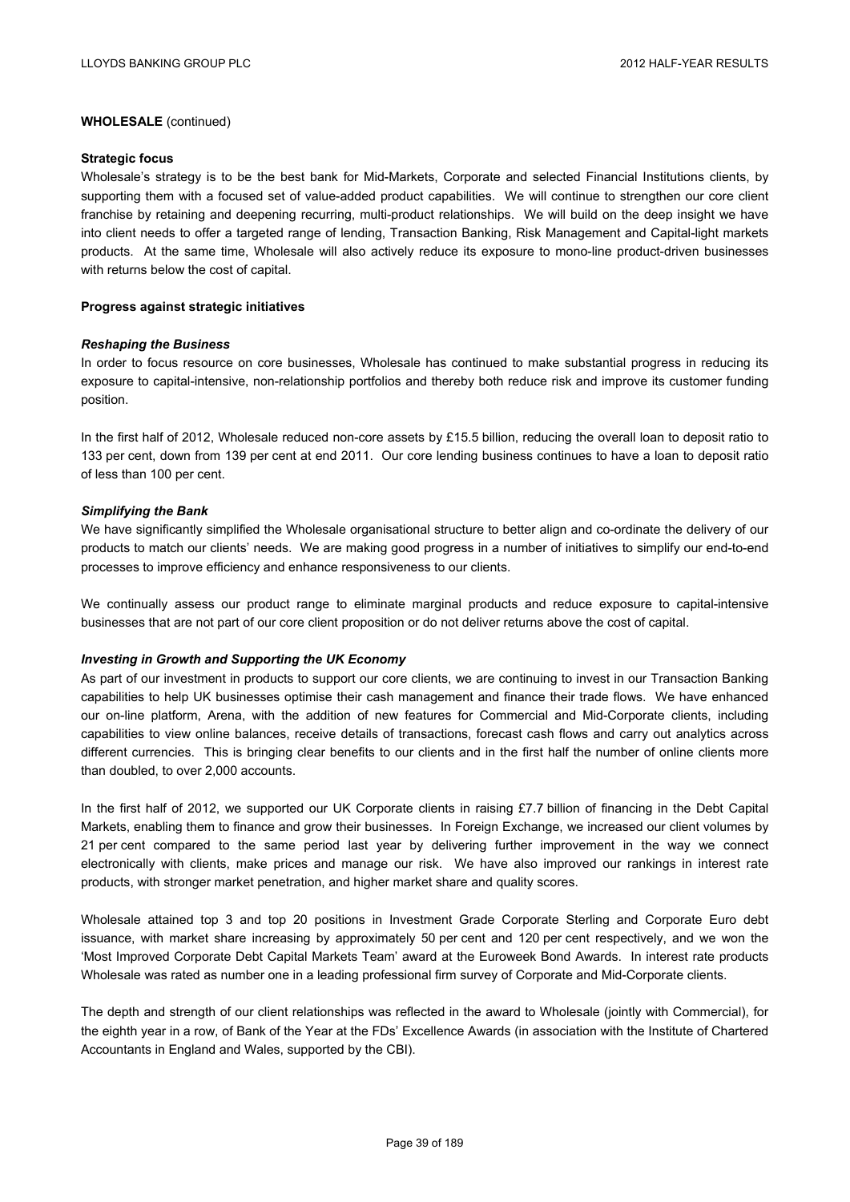**WHOLESALE** (continued)

**Strategic focus**

Wholesale's strategy is to be the best bank for Mid-Markets, Corporate and selected Financial Institutions clients, by supporting them with a focused set of value-added product capabilities. We will continue to strengthen our core client franchise by retaining and deepening recurring, multi-product relationships. We will build on the deep insight we have into client needs to offer a targeted range of lending, Transaction Banking, Risk Management and Capital-light markets products. At the same time, Wholesale will also actively reduce its exposure to mono-line product-driven businesses with returns below the cost of capital.

**Progress against strategic initiatives**

***Reshaping the Business***

In order to focus resource on core businesses, Wholesale has continued to make substantial progress in reducing its exposure to capital-intensive, non-relationship portfolios and thereby both reduce risk and improve its customer funding position.

In the first half of 2012, Wholesale reduced non-core assets by £15.5 billion, reducing the overall loan to deposit ratio to 133 per cent, down from 139 per cent at end 2011. Our core lending business continues to have a loan to deposit ratio of less than 100 per cent.

***Simplifying the Bank***

We have significantly simplified the Wholesale organisational structure to better align and co-ordinate the delivery of our products to match our clients' needs. We are making good progress in a number of initiatives to simplify our end-to-end processes to improve efficiency and enhance responsiveness to our clients.

We continually assess our product range to eliminate marginal products and reduce exposure to capital-intensive businesses that are not part of our core client proposition or do not deliver returns above the cost of capital.

***Investing in Growth and Supporting the UK Economy***

As part of our investment in products to support our core clients, we are continuing to invest in our Transaction Banking capabilities to help UK businesses optimise their cash management and finance their trade flows. We have enhanced our on-line platform, Arena, with the addition of new features for Commercial and Mid-Corporate clients, including capabilities to view online balances, receive details of transactions, forecast cash flows and carry out analytics across different currencies. This is bringing clear benefits to our clients and in the first half the number of online clients more than doubled, to over 2,000 accounts.

In the first half of 2012, we supported our UK Corporate clients in raising £7.7 billion of financing in the Debt Capital Markets, enabling them to finance and grow their businesses. In Foreign Exchange, we increased our client volumes by 21 per cent compared to the same period last year by delivering further improvement in the way we connect electronically with clients, make prices and manage our risk. We have also improved our rankings in interest rate products, with stronger market penetration, and higher market share and quality scores.

Wholesale attained top 3 and top 20 positions in Investment Grade Corporate Sterling and Corporate Euro debt issuance, with market share increasing by approximately 50 per cent and 120 per cent respectively, and we won the 'Most Improved Corporate Debt Capital Markets Team' award at the Euroweek Bond Awards. In interest rate products Wholesale was rated as number one in a leading professional firm survey of Corporate and Mid-Corporate clients.

The depth and strength of our client relationships was reflected in the award to Wholesale (jointly with Commercial), for the eighth year in a row, of Bank of the Year at the FDs' Excellence Awards (in association with the Institute of Chartered Accountants in England and Wales, supported by the CBI).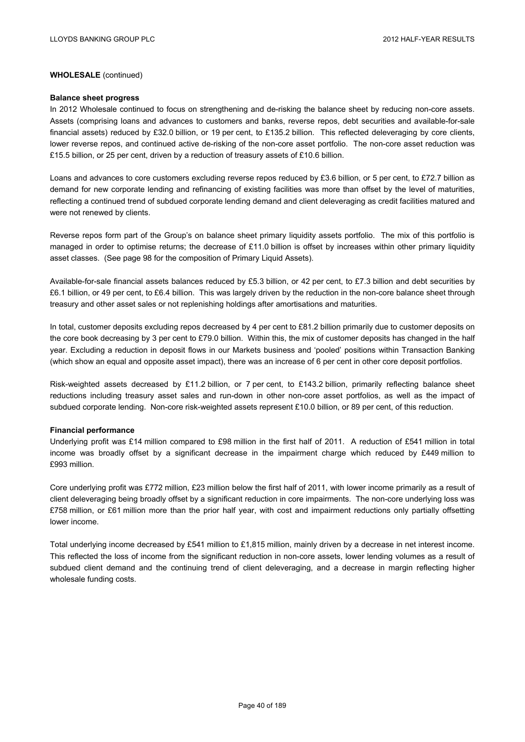**WHOLESALE** (continued)

**Balance sheet progress**

In 2012 Wholesale continued to focus on strengthening and de-risking the balance sheet by reducing non-core assets. Assets (comprising loans and advances to customers and banks, reverse repos, debt securities and available-for-sale financial assets) reduced by £32.0 billion, or 19 per cent, to £135.2 billion. This reflected deleveraging by core clients, lower reverse repos, and continued active de-risking of the non-core asset portfolio. The non-core asset reduction was £15.5 billion, or 25 per cent, driven by a reduction of treasury assets of £10.6 billion.

Loans and advances to core customers excluding reverse repos reduced by £3.6 billion, or 5 per cent, to £72.7 billion as demand for new corporate lending and refinancing of existing facilities was more than offset by the level of maturities, reflecting a continued trend of subdued corporate lending demand and client deleveraging as credit facilities matured and were not renewed by clients.

Reverse repos form part of the Group's on balance sheet primary liquidity assets portfolio. The mix of this portfolio is managed in order to optimise returns; the decrease of £11.0 billion is offset by increases within other primary liquidity asset classes. (See page 98 for the composition of Primary Liquid Assets).

Available-for-sale financial assets balances reduced by £5.3 billion, or 42 per cent, to £7.3 billion and debt securities by £6.1 billion, or 49 per cent, to £6.4 billion. This was largely driven by the reduction in the non-core balance sheet through treasury and other asset sales or not replenishing holdings after amortisations and maturities.

In total, customer deposits excluding repos decreased by 4 per cent to £81.2 billion primarily due to customer deposits on the core book decreasing by 3 per cent to £79.0 billion. Within this, the mix of customer deposits has changed in the half year. Excluding a reduction in deposit flows in our Markets business and 'pooled' positions within Transaction Banking (which show an equal and opposite asset impact), there was an increase of 6 per cent in other core deposit portfolios.

Risk-weighted assets decreased by £11.2 billion, or 7 per cent, to £143.2 billion, primarily reflecting balance sheet reductions including treasury asset sales and run-down in other non-core asset portfolios, as well as the impact of subdued corporate lending. Non-core risk-weighted assets represent £10.0 billion, or 89 per cent, of this reduction.

**Financial performance**

Underlying profit was £14 million compared to £98 million in the first half of 2011. A reduction of £541 million in total income was broadly offset by a significant decrease in the impairment charge which reduced by £449 million to £993 million.

Core underlying profit was £772 million, £23 million below the first half of 2011, with lower income primarily as a result of client deleveraging being broadly offset by a significant reduction in core impairments. The non-core underlying loss was £758 million, or £61 million more than the prior half year, with cost and impairment reductions only partially offsetting lower income.

Total underlying income decreased by £541 million to £1,815 million, mainly driven by a decrease in net interest income. This reflected the loss of income from the significant reduction in non-core assets, lower lending volumes as a result of subdued client demand and the continuing trend of client deleveraging, and a decrease in margin reflecting higher wholesale funding costs.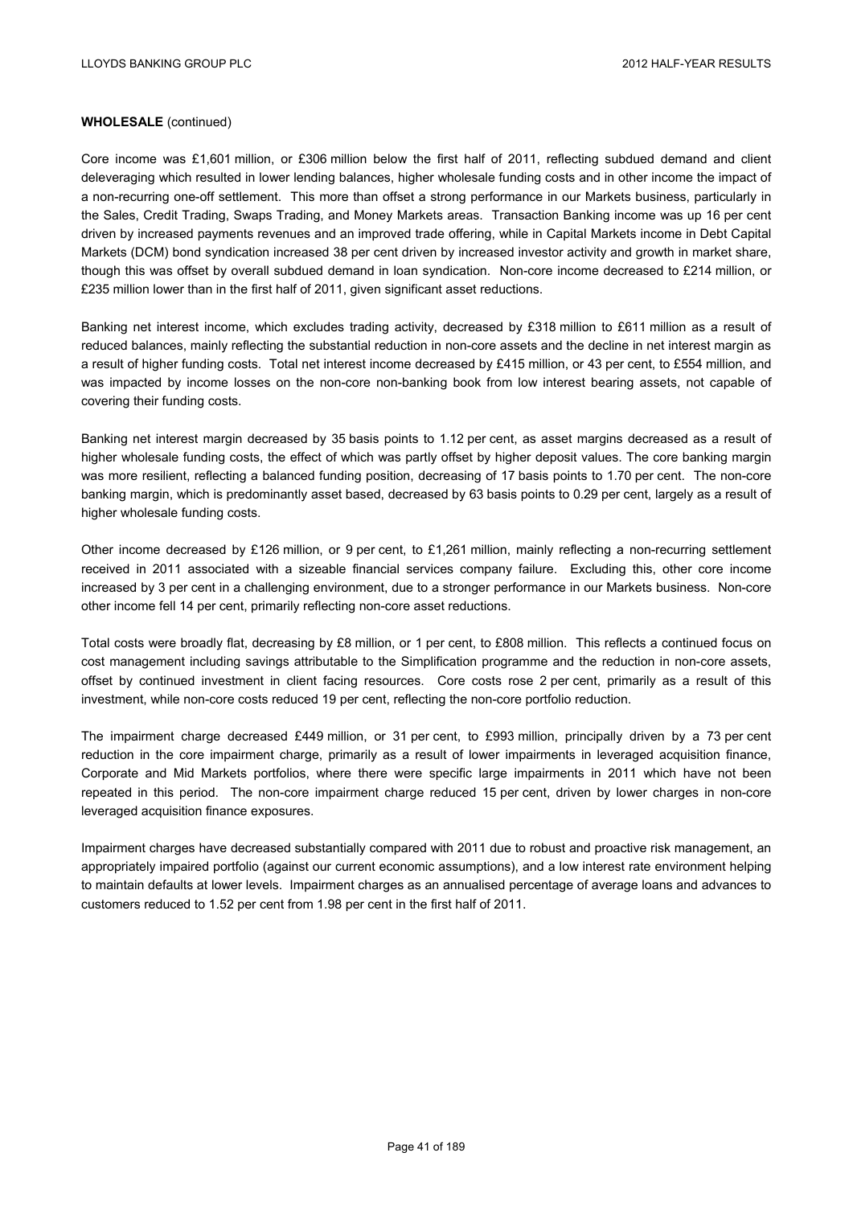**WHOLESALE** (continued)

Core income was £1,601 million, or £306 million below the first half of 2011, reflecting subdued demand and client deleveraging which resulted in lower lending balances, higher wholesale funding costs and in other income the impact of a non-recurring one-off settlement. This more than offset a strong performance in our Markets business, particularly in the Sales, Credit Trading, Swaps Trading, and Money Markets areas. Transaction Banking income was up 16 per cent driven by increased payments revenues and an improved trade offering, while in Capital Markets income in Debt Capital Markets (DCM) bond syndication increased 38 per cent driven by increased investor activity and growth in market share, though this was offset by overall subdued demand in loan syndication. Non-core income decreased to £214 million, or £235 million lower than in the first half of 2011, given significant asset reductions.

Banking net interest income, which excludes trading activity, decreased by £318 million to £611 million as a result of reduced balances, mainly reflecting the substantial reduction in non-core assets and the decline in net interest margin as a result of higher funding costs. Total net interest income decreased by £415 million, or 43 per cent, to £554 million, and was impacted by income losses on the non-core non-banking book from low interest bearing assets, not capable of covering their funding costs.

Banking net interest margin decreased by 35 basis points to 1.12 per cent, as asset margins decreased as a result of higher wholesale funding costs, the effect of which was partly offset by higher deposit values. The core banking margin was more resilient, reflecting a balanced funding position, decreasing of 17 basis points to 1.70 per cent. The non-core banking margin, which is predominantly asset based, decreased by 63 basis points to 0.29 per cent, largely as a result of higher wholesale funding costs.

Other income decreased by £126 million, or 9 per cent, to £1,261 million, mainly reflecting a non-recurring settlement received in 2011 associated with a sizeable financial services company failure. Excluding this, other core income increased by 3 per cent in a challenging environment, due to a stronger performance in our Markets business. Non-core other income fell 14 per cent, primarily reflecting non-core asset reductions.

Total costs were broadly flat, decreasing by £8 million, or 1 per cent, to £808 million. This reflects a continued focus on cost management including savings attributable to the Simplification programme and the reduction in non-core assets, offset by continued investment in client facing resources. Core costs rose 2 per cent, primarily as a result of this investment, while non-core costs reduced 19 per cent, reflecting the non-core portfolio reduction.

The impairment charge decreased £449 million, or 31 per cent, to £993 million, principally driven by a 73 per cent reduction in the core impairment charge, primarily as a result of lower impairments in leveraged acquisition finance, Corporate and Mid Markets portfolios, where there were specific large impairments in 2011 which have not been repeated in this period. The non-core impairment charge reduced 15 per cent, driven by lower charges in non-core leveraged acquisition finance exposures.

Impairment charges have decreased substantially compared with 2011 due to robust and proactive risk management, an appropriately impaired portfolio (against our current economic assumptions), and a low interest rate environment helping to maintain defaults at lower levels. Impairment charges as an annualised percentage of average loans and advances to customers reduced to 1.52 per cent from 1.98 per cent in the first half of 2011.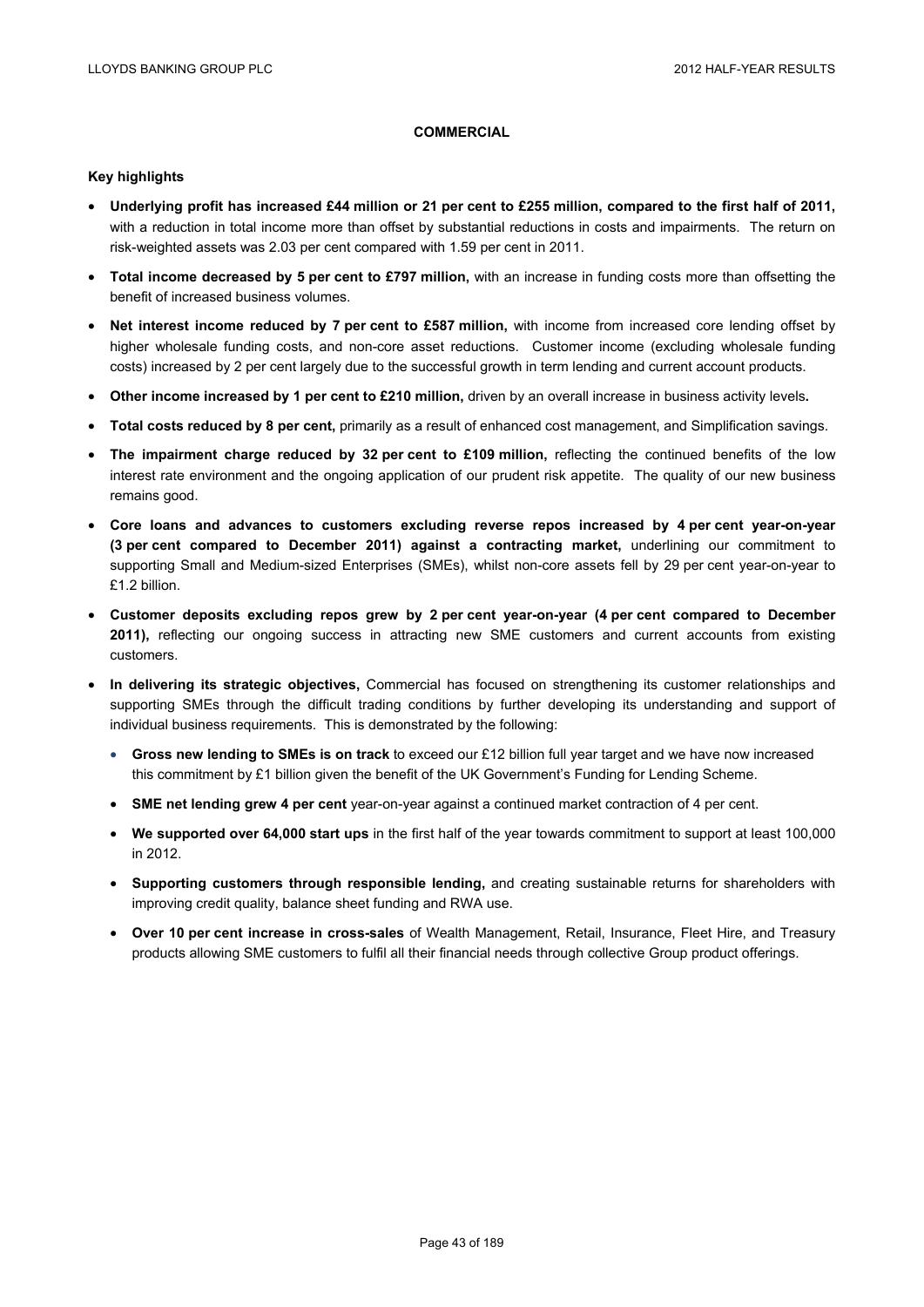## COMMERCIAL

### Key highlights

- **Underlying profit has increased £44 million or 21 per cent to £255 million, compared to the first half of 2011,** with a reduction in total income more than offset by substantial reductions in costs and impairments. The return on risk-weighted assets was 2.03 per cent compared with 1.59 per cent in 2011.
- **Total income decreased by 5 per cent to £797 million,** with an increase in funding costs more than offsetting the benefit of increased business volumes.
- **Net interest income reduced by 7 per cent to £587 million,** with income from increased core lending offset by higher wholesale funding costs, and non-core asset reductions. Customer income (excluding wholesale funding costs) increased by 2 per cent largely due to the successful growth in term lending and current account products.
- **Other income increased by 1 per cent to £210 million,** driven by an overall increase in business activity levels**.**
- **Total costs reduced by 8 per cent,** primarily as a result of enhanced cost management, and Simplification savings.
- **The impairment charge reduced by 32 per cent to £109 million,** reflecting the continued benefits of the low interest rate environment and the ongoing application of our prudent risk appetite. The quality of our new business remains good.
- **Core loans and advances to customers excluding reverse repos increased by 4 per cent year-on-year (3 per cent compared to December 2011) against a contracting market,** underlining our commitment to supporting Small and Medium-sized Enterprises (SMEs), whilst non-core assets fell by 29 per cent year-on-year to £1.2 billion.
- **Customer deposits excluding repos grew by 2 per cent year-on-year (4 per cent compared to December 2011),** reflecting our ongoing success in attracting new SME customers and current accounts from existing customers.
- **In delivering its strategic objectives,** Commercial has focused on strengthening its customer relationships and supporting SMEs through the difficult trading conditions by further developing its understanding and support of individual business requirements. This is demonstrated by the following:
  - **Gross new lending to SMEs is on track** to exceed our £12 billion full year target and we have now increased this commitment by £1 billion given the benefit of the UK Government's Funding for Lending Scheme.
  - **SME net lending grew 4 per cent** year-on-year against a continued market contraction of 4 per cent.
  - **We supported over 64,000 start ups** in the first half of the year towards commitment to support at least 100,000 in 2012.
  - **Supporting customers through responsible lending,** and creating sustainable returns for shareholders with improving credit quality, balance sheet funding and RWA use.
  - **Over 10 per cent increase in cross-sales** of Wealth Management, Retail, Insurance, Fleet Hire, and Treasury products allowing SME customers to fulfil all their financial needs through collective Group product offerings.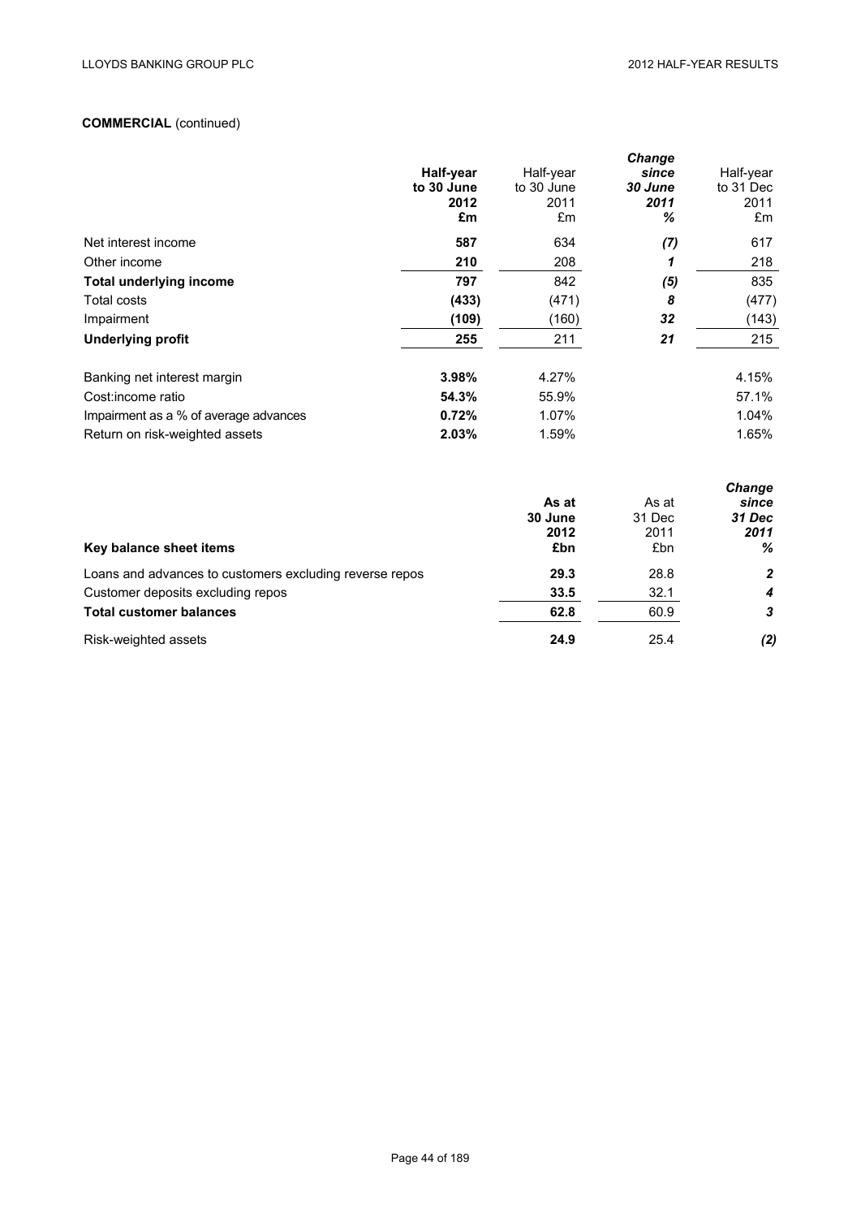**COMMERCIAL** (continued)

| | **Half-year to 30 June 2012 £m** | Half-year to 30 June 2011 £m | ***Change since 30 June 2011 %*** | Half-year to 31 Dec 2011 £m |
|---|---|---|---|---|
| Net interest income | **587** | 634 | ***(7)*** | 617 |
| Other income | **210** | 208 | ***1*** | 218 |
| **Total underlying income** | **797** | 842 | ***(5)*** | 835 |
| Total costs | **(433)** | (471) | ***8*** | (477) |
| Impairment | **(109)** | (160) | ***32*** | (143) |
| **Underlying profit** | **255** | 211 | ***21*** | 215 |
| | | | | |
| Banking net interest margin | **3.98%** | 4.27% | | 4.15% |
| Cost:income ratio | **54.3%** | 55.9% | | 57.1% |
| Impairment as a % of average advances | **0.72%** | 1.07% | | 1.04% |
| Return on risk-weighted assets | **2.03%** | 1.59% | | 1.65% |

| **Key balance sheet items** | **As at 30 June 2012 £bn** | As at 31 Dec 2011 £bn | ***Change since 31 Dec 2011 %*** |
|---|---|---|---|
| Loans and advances to customers excluding reverse repos | **29.3** | 28.8 | ***2*** |
| Customer deposits excluding repos | **33.5** | 32.1 | ***4*** |
| **Total customer balances** | **62.8** | 60.9 | ***3*** |
| | | | |
| Risk-weighted assets | **24.9** | 25.4 | ***(2)*** |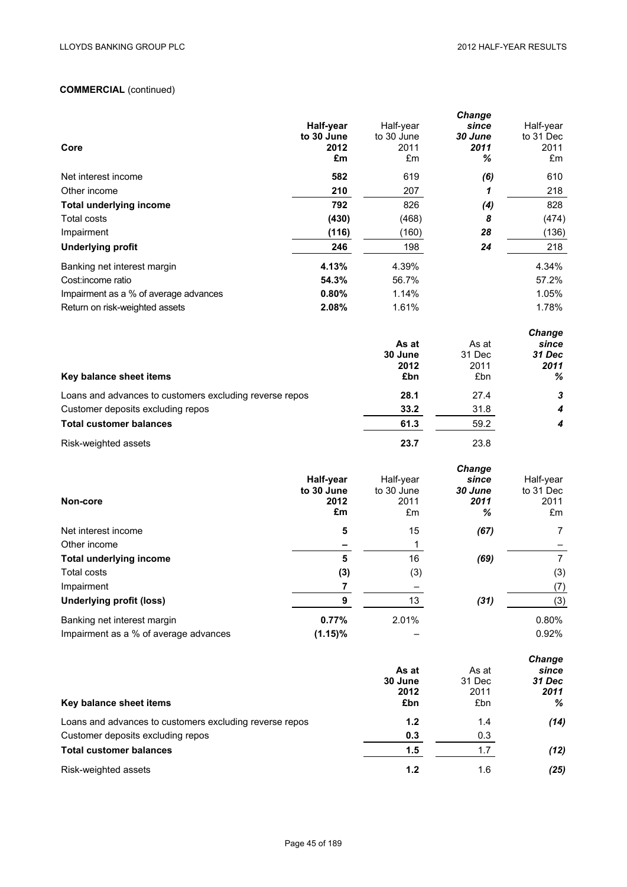**COMMERCIAL** (continued)

| Core | Half-year to 30 June 2012 £m | Half-year to 30 June 2011 £m | *Change since 30 June 2011 %* | Half-year to 31 Dec 2011 £m |
|---|---|---|---|---|
| Net interest income | **582** | 619 | *(6)* | 610 |
| Other income | **210** | 207 | *1* | 218 |
| **Total underlying income** | **792** | 826 | *(4)* | 828 |
| Total costs | **(430)** | (468) | *8* | (474) |
| Impairment | **(116)** | (160) | *28* | (136) |
| **Underlying profit** | **246** | 198 | *24* | 218 |
| Banking net interest margin | **4.13%** | 4.39% | | 4.34% |
| Cost:income ratio | **54.3%** | 56.7% | | 57.2% |
| Impairment as a % of average advances | **0.80%** | 1.14% | | 1.05% |
| Return on risk-weighted assets | **2.08%** | 1.61% | | 1.78% |

| Key balance sheet items | As at 30 June 2012 £bn | As at 31 Dec 2011 £bn | *Change since 31 Dec 2011 %* |
|---|---|---|---|
| Loans and advances to customers excluding reverse repos | **28.1** | 27.4 | *3* |
| Customer deposits excluding repos | **33.2** | 31.8 | *4* |
| **Total customer balances** | **61.3** | 59.2 | *4* |
| Risk-weighted assets | **23.7** | 23.8 | |

| Non-core | Half-year to 30 June 2012 £m | Half-year to 30 June 2011 £m | *Change since 30 June 2011 %* | Half-year to 31 Dec 2011 £m |
|---|---|---|---|---|
| Net interest income | **5** | 15 | *(67)* | 7 |
| Other income | **–** | 1 | | – |
| **Total underlying income** | **5** | 16 | *(69)* | 7 |
| Total costs | **(3)** | (3) | | (3) |
| Impairment | **7** | – | | (7) |
| **Underlying profit (loss)** | **9** | 13 | *(31)* | (3) |
| Banking net interest margin | **0.77%** | 2.01% | | 0.80% |
| Impairment as a % of average advances | **(1.15)%** | – | | 0.92% |

| Key balance sheet items | As at 30 June 2012 £bn | As at 31 Dec 2011 £bn | *Change since 31 Dec 2011 %* |
|---|---|---|---|
| Loans and advances to customers excluding reverse repos | **1.2** | 1.4 | *(14)* |
| Customer deposits excluding repos | **0.3** | 0.3 | |
| **Total customer balances** | **1.5** | 1.7 | *(12)* |
| Risk-weighted assets | **1.2** | 1.6 | *(25)* |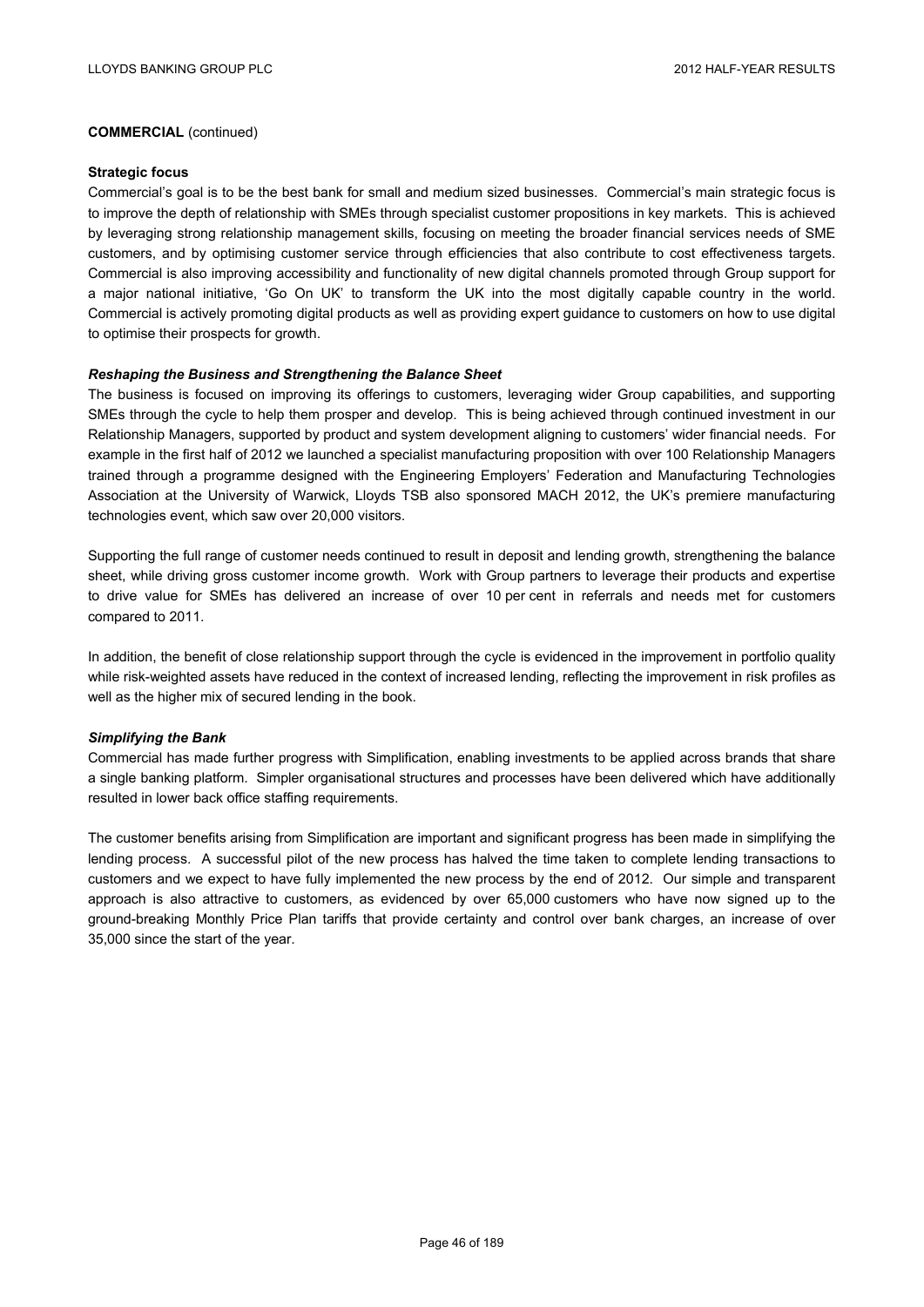**COMMERCIAL** (continued)

**Strategic focus**

Commercial's goal is to be the best bank for small and medium sized businesses. Commercial's main strategic focus is to improve the depth of relationship with SMEs through specialist customer propositions in key markets. This is achieved by leveraging strong relationship management skills, focusing on meeting the broader financial services needs of SME customers, and by optimising customer service through efficiencies that also contribute to cost effectiveness targets. Commercial is also improving accessibility and functionality of new digital channels promoted through Group support for a major national initiative, 'Go On UK' to transform the UK into the most digitally capable country in the world. Commercial is actively promoting digital products as well as providing expert guidance to customers on how to use digital to optimise their prospects for growth.

***Reshaping the Business and Strengthening the Balance Sheet***

The business is focused on improving its offerings to customers, leveraging wider Group capabilities, and supporting SMEs through the cycle to help them prosper and develop. This is being achieved through continued investment in our Relationship Managers, supported by product and system development aligning to customers' wider financial needs. For example in the first half of 2012 we launched a specialist manufacturing proposition with over 100 Relationship Managers trained through a programme designed with the Engineering Employers' Federation and Manufacturing Technologies Association at the University of Warwick, Lloyds TSB also sponsored MACH 2012, the UK's premiere manufacturing technologies event, which saw over 20,000 visitors.

Supporting the full range of customer needs continued to result in deposit and lending growth, strengthening the balance sheet, while driving gross customer income growth. Work with Group partners to leverage their products and expertise to drive value for SMEs has delivered an increase of over 10 per cent in referrals and needs met for customers compared to 2011.

In addition, the benefit of close relationship support through the cycle is evidenced in the improvement in portfolio quality while risk-weighted assets have reduced in the context of increased lending, reflecting the improvement in risk profiles as well as the higher mix of secured lending in the book.

***Simplifying the Bank***

Commercial has made further progress with Simplification, enabling investments to be applied across brands that share a single banking platform. Simpler organisational structures and processes have been delivered which have additionally resulted in lower back office staffing requirements.

The customer benefits arising from Simplification are important and significant progress has been made in simplifying the lending process. A successful pilot of the new process has halved the time taken to complete lending transactions to customers and we expect to have fully implemented the new process by the end of 2012. Our simple and transparent approach is also attractive to customers, as evidenced by over 65,000 customers who have now signed up to the ground-breaking Monthly Price Plan tariffs that provide certainty and control over bank charges, an increase of over 35,000 since the start of the year.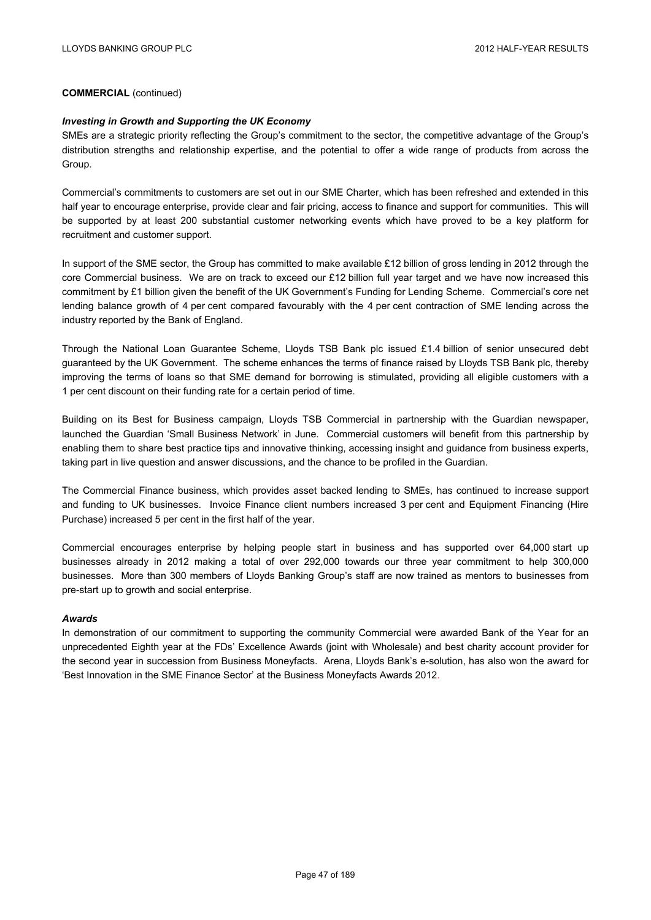**COMMERCIAL** (continued)

***Investing in Growth and Supporting the UK Economy***

SMEs are a strategic priority reflecting the Group's commitment to the sector, the competitive advantage of the Group's distribution strengths and relationship expertise, and the potential to offer a wide range of products from across the Group.

Commercial's commitments to customers are set out in our SME Charter, which has been refreshed and extended in this half year to encourage enterprise, provide clear and fair pricing, access to finance and support for communities. This will be supported by at least 200 substantial customer networking events which have proved to be a key platform for recruitment and customer support.

In support of the SME sector, the Group has committed to make available £12 billion of gross lending in 2012 through the core Commercial business. We are on track to exceed our £12 billion full year target and we have now increased this commitment by £1 billion given the benefit of the UK Government's Funding for Lending Scheme. Commercial's core net lending balance growth of 4 per cent compared favourably with the 4 per cent contraction of SME lending across the industry reported by the Bank of England.

Through the National Loan Guarantee Scheme, Lloyds TSB Bank plc issued £1.4 billion of senior unsecured debt guaranteed by the UK Government. The scheme enhances the terms of finance raised by Lloyds TSB Bank plc, thereby improving the terms of loans so that SME demand for borrowing is stimulated, providing all eligible customers with a 1 per cent discount on their funding rate for a certain period of time.

Building on its Best for Business campaign, Lloyds TSB Commercial in partnership with the Guardian newspaper, launched the Guardian 'Small Business Network' in June. Commercial customers will benefit from this partnership by enabling them to share best practice tips and innovative thinking, accessing insight and guidance from business experts, taking part in live question and answer discussions, and the chance to be profiled in the Guardian.

The Commercial Finance business, which provides asset backed lending to SMEs, has continued to increase support and funding to UK businesses. Invoice Finance client numbers increased 3 per cent and Equipment Financing (Hire Purchase) increased 5 per cent in the first half of the year.

Commercial encourages enterprise by helping people start in business and has supported over 64,000 start up businesses already in 2012 making a total of over 292,000 towards our three year commitment to help 300,000 businesses. More than 300 members of Lloyds Banking Group's staff are now trained as mentors to businesses from pre-start up to growth and social enterprise.

***Awards***

In demonstration of our commitment to supporting the community Commercial were awarded Bank of the Year for an unprecedented Eighth year at the FDs' Excellence Awards (joint with Wholesale) and best charity account provider for the second year in succession from Business Moneyfacts. Arena, Lloyds Bank's e-solution, has also won the award for 'Best Innovation in the SME Finance Sector' at the Business Moneyfacts Awards 2012.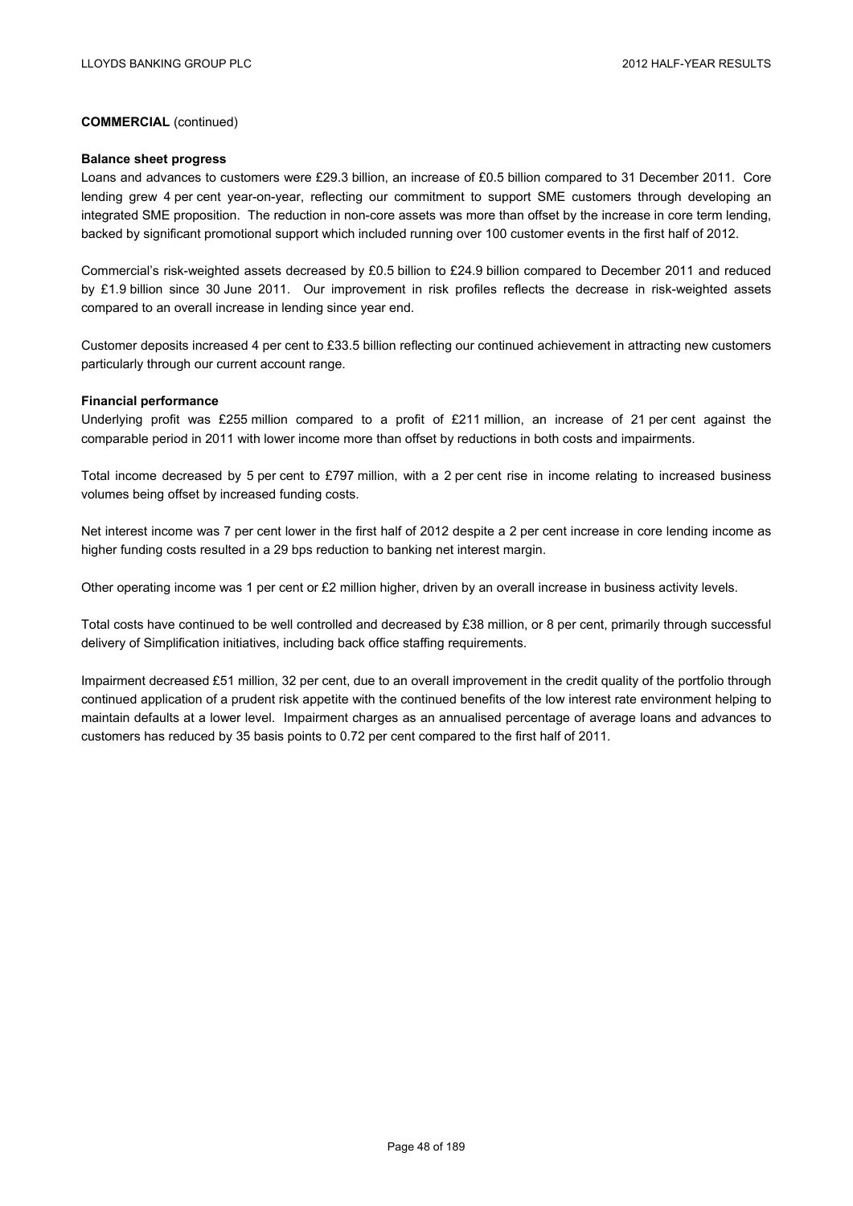**COMMERCIAL** (continued)

**Balance sheet progress**

Loans and advances to customers were £29.3 billion, an increase of £0.5 billion compared to 31 December 2011. Core lending grew 4 per cent year-on-year, reflecting our commitment to support SME customers through developing an integrated SME proposition. The reduction in non-core assets was more than offset by the increase in core term lending, backed by significant promotional support which included running over 100 customer events in the first half of 2012.

Commercial's risk-weighted assets decreased by £0.5 billion to £24.9 billion compared to December 2011 and reduced by £1.9 billion since 30 June 2011. Our improvement in risk profiles reflects the decrease in risk-weighted assets compared to an overall increase in lending since year end.

Customer deposits increased 4 per cent to £33.5 billion reflecting our continued achievement in attracting new customers particularly through our current account range.

**Financial performance**

Underlying profit was £255 million compared to a profit of £211 million, an increase of 21 per cent against the comparable period in 2011 with lower income more than offset by reductions in both costs and impairments.

Total income decreased by 5 per cent to £797 million, with a 2 per cent rise in income relating to increased business volumes being offset by increased funding costs.

Net interest income was 7 per cent lower in the first half of 2012 despite a 2 per cent increase in core lending income as higher funding costs resulted in a 29 bps reduction to banking net interest margin.

Other operating income was 1 per cent or £2 million higher, driven by an overall increase in business activity levels.

Total costs have continued to be well controlled and decreased by £38 million, or 8 per cent, primarily through successful delivery of Simplification initiatives, including back office staffing requirements.

Impairment decreased £51 million, 32 per cent, due to an overall improvement in the credit quality of the portfolio through continued application of a prudent risk appetite with the continued benefits of the low interest rate environment helping to maintain defaults at a lower level. Impairment charges as an annualised percentage of average loans and advances to customers has reduced by 35 basis points to 0.72 per cent compared to the first half of 2011.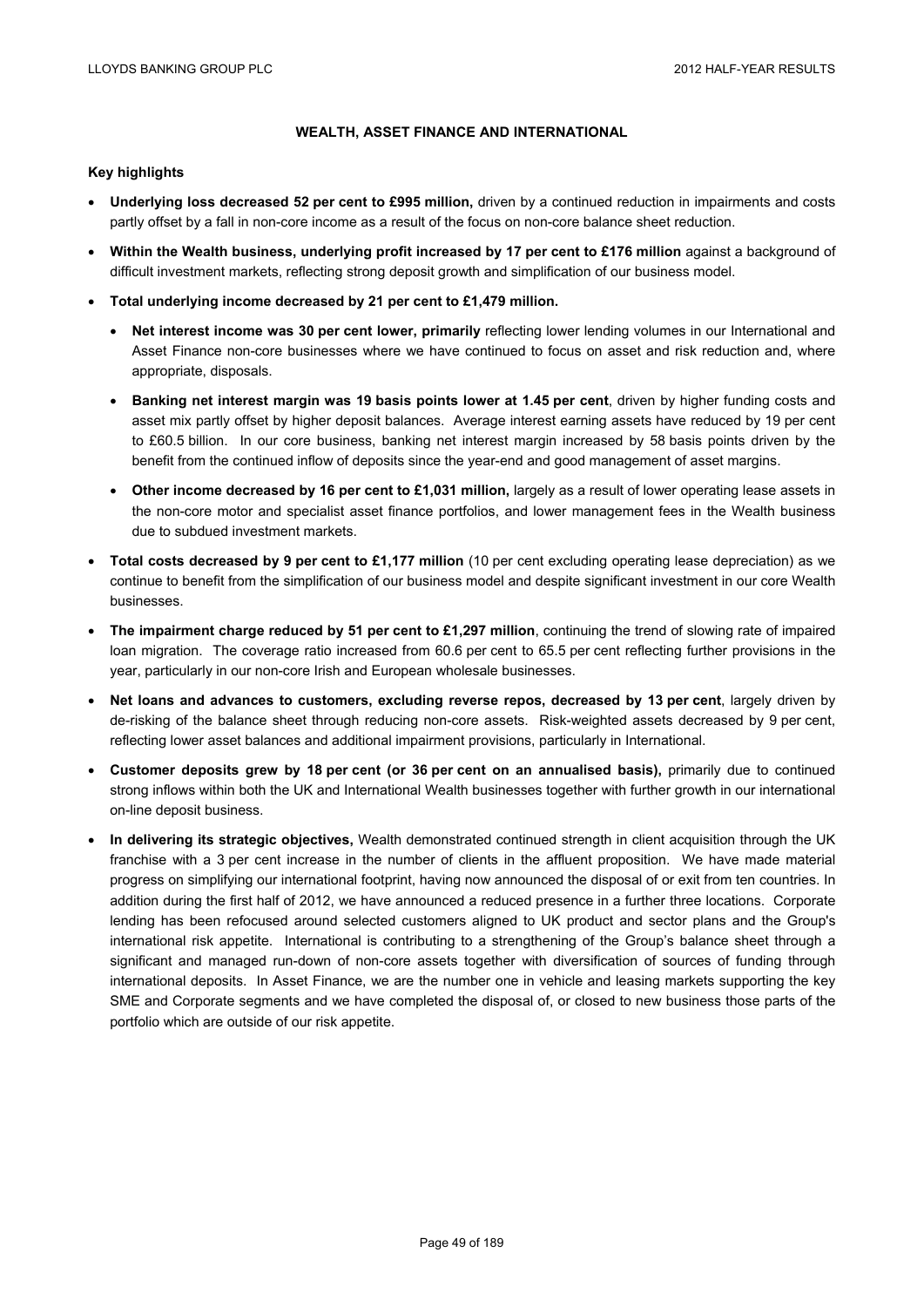## WEALTH, ASSET FINANCE AND INTERNATIONAL

### Key highlights

- **Underlying loss decreased 52 per cent to £995 million,** driven by a continued reduction in impairments and costs partly offset by a fall in non-core income as a result of the focus on non-core balance sheet reduction.
- **Within the Wealth business, underlying profit increased by 17 per cent to £176 million** against a background of difficult investment markets, reflecting strong deposit growth and simplification of our business model.
- **Total underlying income decreased by 21 per cent to £1,479 million.**
  - **Net interest income was 30 per cent lower, primarily** reflecting lower lending volumes in our International and Asset Finance non-core businesses where we have continued to focus on asset and risk reduction and, where appropriate, disposals.
  - **Banking net interest margin was 19 basis points lower at 1.45 per cent**, driven by higher funding costs and asset mix partly offset by higher deposit balances. Average interest earning assets have reduced by 19 per cent to £60.5 billion. In our core business, banking net interest margin increased by 58 basis points driven by the benefit from the continued inflow of deposits since the year-end and good management of asset margins.
  - **Other income decreased by 16 per cent to £1,031 million,** largely as a result of lower operating lease assets in the non-core motor and specialist asset finance portfolios, and lower management fees in the Wealth business due to subdued investment markets.
- **Total costs decreased by 9 per cent to £1,177 million** (10 per cent excluding operating lease depreciation) as we continue to benefit from the simplification of our business model and despite significant investment in our core Wealth businesses.
- **The impairment charge reduced by 51 per cent to £1,297 million**, continuing the trend of slowing rate of impaired loan migration. The coverage ratio increased from 60.6 per cent to 65.5 per cent reflecting further provisions in the year, particularly in our non-core Irish and European wholesale businesses.
- **Net loans and advances to customers, excluding reverse repos, decreased by 13 per cent**, largely driven by de-risking of the balance sheet through reducing non-core assets. Risk-weighted assets decreased by 9 per cent, reflecting lower asset balances and additional impairment provisions, particularly in International.
- **Customer deposits grew by 18 per cent (or 36 per cent on an annualised basis),** primarily due to continued strong inflows within both the UK and International Wealth businesses together with further growth in our international on-line deposit business.
- **In delivering its strategic objectives,** Wealth demonstrated continued strength in client acquisition through the UK franchise with a 3 per cent increase in the number of clients in the affluent proposition. We have made material progress on simplifying our international footprint, having now announced the disposal of or exit from ten countries. In addition during the first half of 2012, we have announced a reduced presence in a further three locations. Corporate lending has been refocused around selected customers aligned to UK product and sector plans and the Group's international risk appetite. International is contributing to a strengthening of the Group's balance sheet through a significant and managed run-down of non-core assets together with diversification of sources of funding through international deposits. In Asset Finance, we are the number one in vehicle and leasing markets supporting the key SME and Corporate segments and we have completed the disposal of, or closed to new business those parts of the portfolio which are outside of our risk appetite.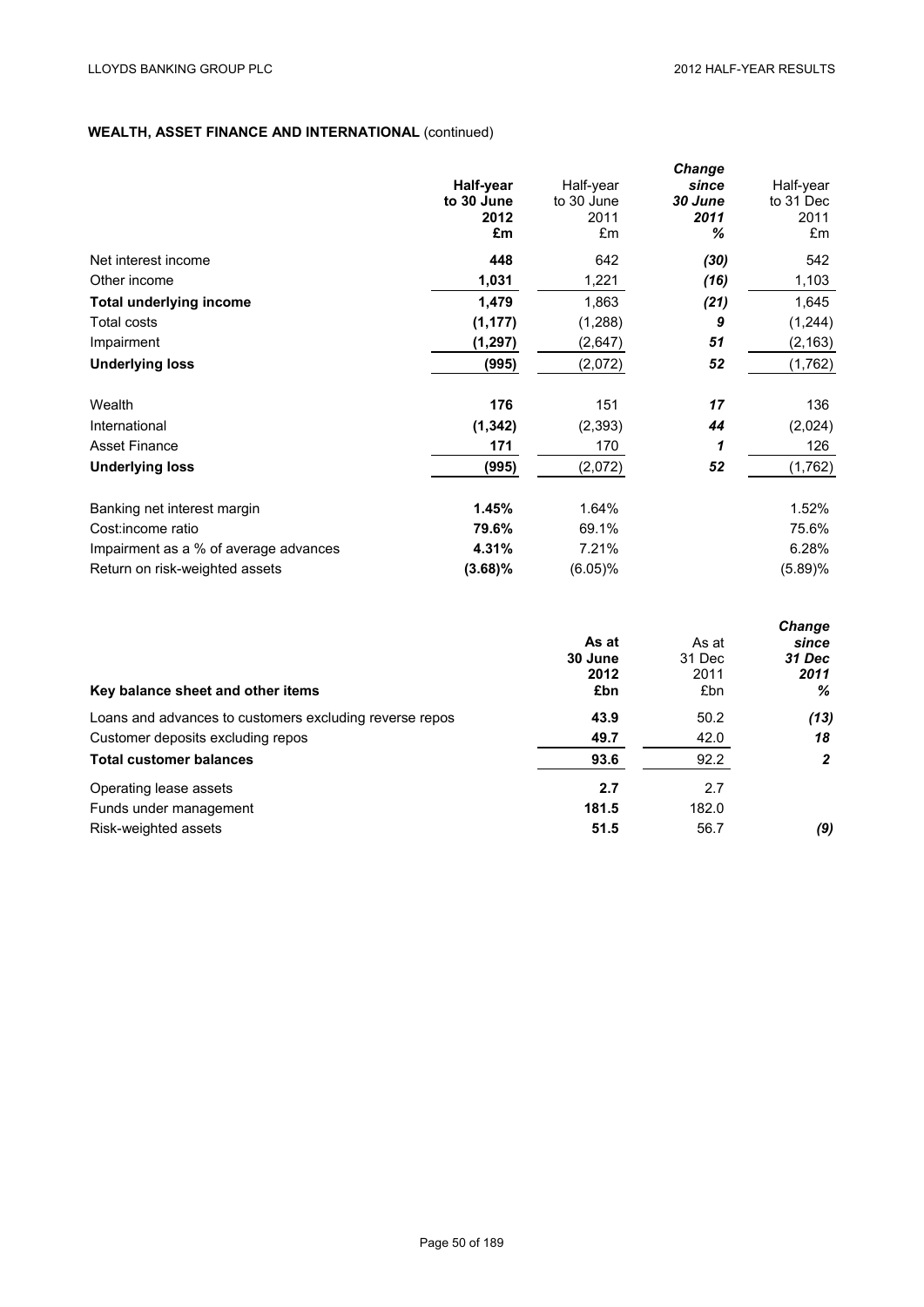**WEALTH, ASSET FINANCE AND INTERNATIONAL** (continued)

| | **Half-year to 30 June 2012 £m** | Half-year to 30 June 2011 £m | ***Change since 30 June 2011 %*** | Half-year to 31 Dec 2011 £m |
|---|---|---|---|---|
| Net interest income | **448** | 642 | ***(30)*** | 542 |
| Other income | **1,031** | 1,221 | ***(16)*** | 1,103 |
| **Total underlying income** | **1,479** | 1,863 | ***(21)*** | 1,645 |
| Total costs | **(1,177)** | (1,288) | ***9*** | (1,244) |
| Impairment | **(1,297)** | (2,647) | ***51*** | (2,163) |
| **Underlying loss** | **(995)** | (2,072) | ***52*** | (1,762) |
| | | | | |
| Wealth | **176** | 151 | ***17*** | 136 |
| International | **(1,342)** | (2,393) | ***44*** | (2,024) |
| Asset Finance | **171** | 170 | ***1*** | 126 |
| **Underlying loss** | **(995)** | (2,072) | ***52*** | (1,762) |
| | | | | |
| Banking net interest margin | **1.45%** | 1.64% | | 1.52% |
| Cost:income ratio | **79.6%** | 69.1% | | 75.6% |
| Impairment as a % of average advances | **4.31%** | 7.21% | | 6.28% |
| Return on risk-weighted assets | **(3.68)%** | (6.05)% | | (5.89)% |

| **Key balance sheet and other items** | **As at 30 June 2012 £bn** | As at 31 Dec 2011 £bn | ***Change since 31 Dec 2011 %*** |
|---|---|---|---|
| Loans and advances to customers excluding reverse repos | **43.9** | 50.2 | ***(13)*** |
| Customer deposits excluding repos | **49.7** | 42.0 | ***18*** |
| **Total customer balances** | **93.6** | 92.2 | ***2*** |
| Operating lease assets | **2.7** | 2.7 | |
| Funds under management | **181.5** | 182.0 | |
| Risk-weighted assets | **51.5** | 56.7 | ***(9)*** |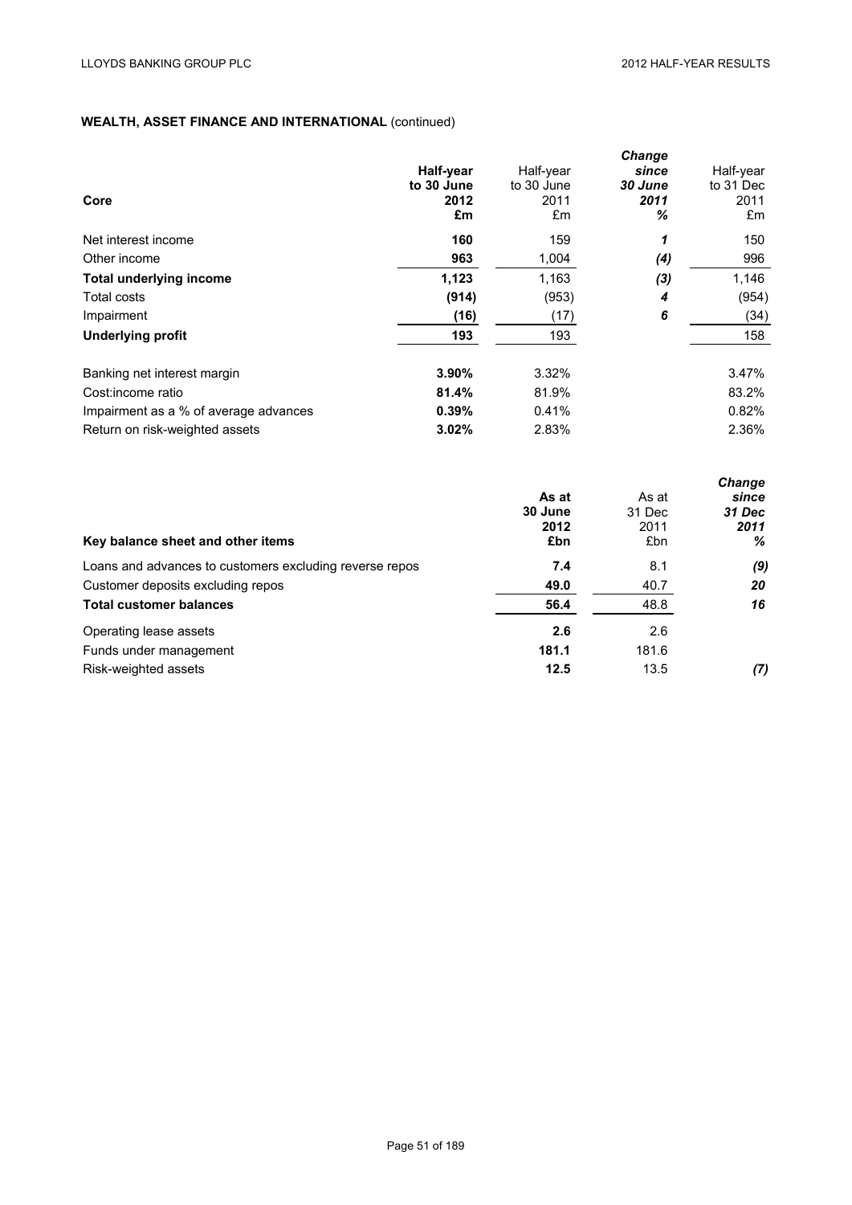**WEALTH, ASSET FINANCE AND INTERNATIONAL** (continued)

| Core | **Half-year to 30 June 2012 £m** | Half-year to 30 June 2011 £m | *Change since 30 June 2011 %* | Half-year to 31 Dec 2011 £m |
|---|---|---|---|---|
| Net interest income | **160** | 159 | *1* | 150 |
| Other income | **963** | 1,004 | *(4)* | 996 |
| **Total underlying income** | **1,123** | 1,163 | *(3)* | 1,146 |
| Total costs | **(914)** | (953) | *4* | (954) |
| Impairment | **(16)** | (17) | *6* | (34) |
| **Underlying profit** | **193** | 193 | | 158 |
| | | | | |
| Banking net interest margin | **3.90%** | 3.32% | | 3.47% |
| Cost:income ratio | **81.4%** | 81.9% | | 83.2% |
| Impairment as a % of average advances | **0.39%** | 0.41% | | 0.82% |
| Return on risk-weighted assets | **3.02%** | 2.83% | | 2.36% |

| Key balance sheet and other items | **As at 30 June 2012 £bn** | As at 31 Dec 2011 £bn | *Change since 31 Dec 2011 %* |
|---|---|---|---|
| Loans and advances to customers excluding reverse repos | **7.4** | 8.1 | *(9)* |
| Customer deposits excluding repos | **49.0** | 40.7 | *20* |
| **Total customer balances** | **56.4** | 48.8 | *16* |
| Operating lease assets | **2.6** | 2.6 | |
| Funds under management | **181.1** | 181.6 | |
| Risk-weighted assets | **12.5** | 13.5 | *(7)* |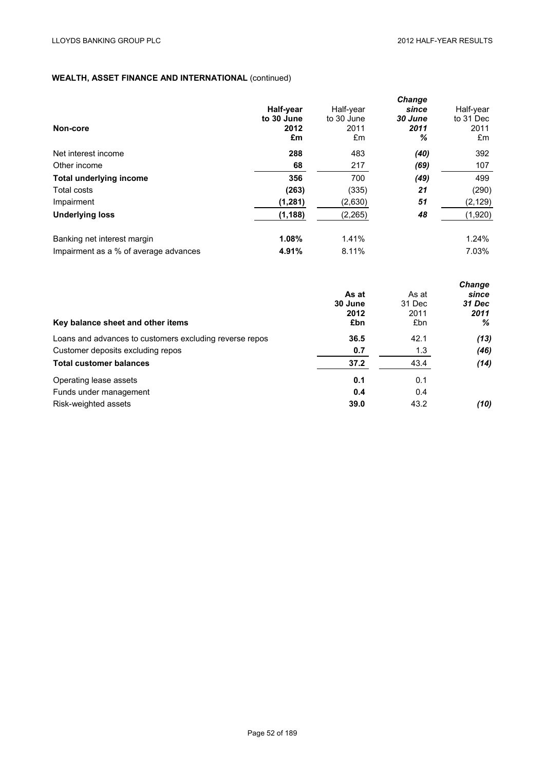**WEALTH, ASSET FINANCE AND INTERNATIONAL** (continued)

| **Non-core** | **Half-year to 30 June 2012 £m** | Half-year to 30 June 2011 £m | ***Change since 30 June 2011 %*** | Half-year to 31 Dec 2011 £m |
|---|---|---|---|---|
| Net interest income | **288** | 483 | ***(40)*** | 392 |
| Other income | **68** | 217 | ***(69)*** | 107 |
| **Total underlying income** | **356** | 700 | ***(49)*** | 499 |
| Total costs | **(263)** | (335) | ***21*** | (290) |
| Impairment | **(1,281)** | (2,630) | ***51*** | (2,129) |
| **Underlying loss** | **(1,188)** | (2,265) | ***48*** | (1,920) |
| | | | | |
| Banking net interest margin | **1.08%** | 1.41% | | 1.24% |
| Impairment as a % of average advances | **4.91%** | 8.11% | | 7.03% |

| **Key balance sheet and other items** | **As at 30 June 2012 £bn** | As at 31 Dec 2011 £bn | ***Change since 31 Dec 2011 %*** |
|---|---|---|---|
| Loans and advances to customers excluding reverse repos | **36.5** | 42.1 | ***(13)*** |
| Customer deposits excluding repos | **0.7** | 1.3 | ***(46)*** |
| **Total customer balances** | **37.2** | 43.4 | ***(14)*** |
| | | | |
| Operating lease assets | **0.1** | 0.1 | |
| Funds under management | **0.4** | 0.4 | |
| Risk-weighted assets | **39.0** | 43.2 | ***(10)*** |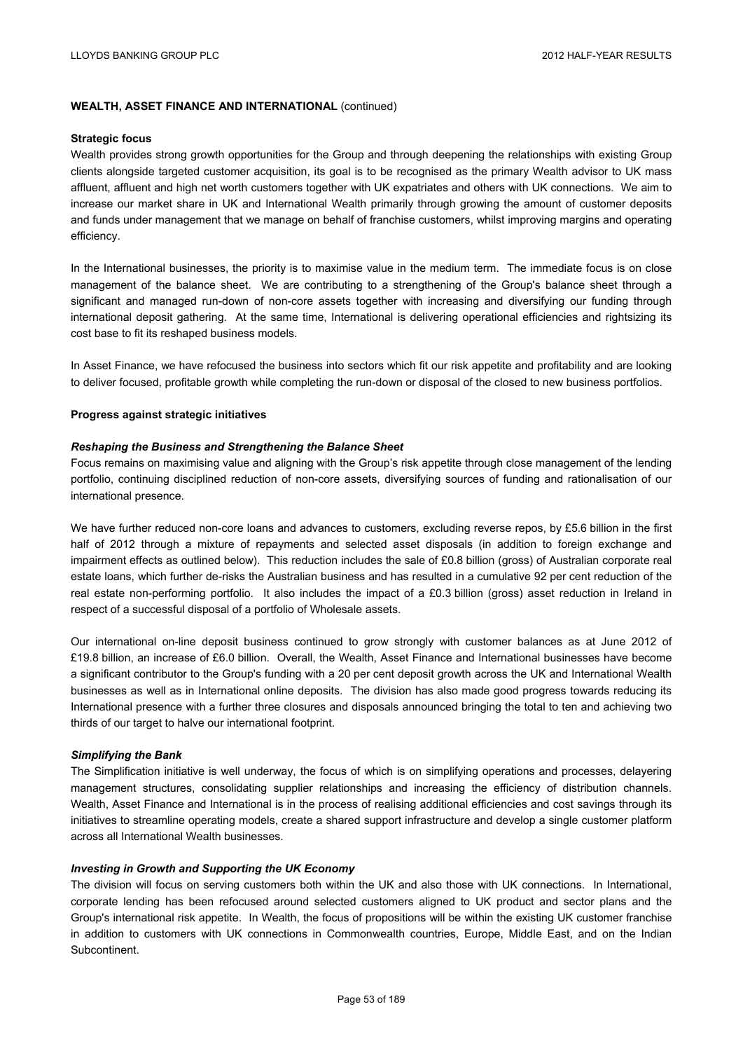**WEALTH, ASSET FINANCE AND INTERNATIONAL** (continued)

**Strategic focus**

Wealth provides strong growth opportunities for the Group and through deepening the relationships with existing Group clients alongside targeted customer acquisition, its goal is to be recognised as the primary Wealth advisor to UK mass affluent, affluent and high net worth customers together with UK expatriates and others with UK connections. We aim to increase our market share in UK and International Wealth primarily through growing the amount of customer deposits and funds under management that we manage on behalf of franchise customers, whilst improving margins and operating efficiency.

In the International businesses, the priority is to maximise value in the medium term. The immediate focus is on close management of the balance sheet. We are contributing to a strengthening of the Group's balance sheet through a significant and managed run-down of non-core assets together with increasing and diversifying our funding through international deposit gathering. At the same time, International is delivering operational efficiencies and rightsizing its cost base to fit its reshaped business models.

In Asset Finance, we have refocused the business into sectors which fit our risk appetite and profitability and are looking to deliver focused, profitable growth while completing the run-down or disposal of the closed to new business portfolios.

**Progress against strategic initiatives**

***Reshaping the Business and Strengthening the Balance Sheet***

Focus remains on maximising value and aligning with the Group's risk appetite through close management of the lending portfolio, continuing disciplined reduction of non-core assets, diversifying sources of funding and rationalisation of our international presence.

We have further reduced non-core loans and advances to customers, excluding reverse repos, by £5.6 billion in the first half of 2012 through a mixture of repayments and selected asset disposals (in addition to foreign exchange and impairment effects as outlined below). This reduction includes the sale of £0.8 billion (gross) of Australian corporate real estate loans, which further de-risks the Australian business and has resulted in a cumulative 92 per cent reduction of the real estate non-performing portfolio. It also includes the impact of a £0.3 billion (gross) asset reduction in Ireland in respect of a successful disposal of a portfolio of Wholesale assets.

Our international on-line deposit business continued to grow strongly with customer balances as at June 2012 of £19.8 billion, an increase of £6.0 billion. Overall, the Wealth, Asset Finance and International businesses have become a significant contributor to the Group's funding with a 20 per cent deposit growth across the UK and International Wealth businesses as well as in International online deposits. The division has also made good progress towards reducing its International presence with a further three closures and disposals announced bringing the total to ten and achieving two thirds of our target to halve our international footprint.

***Simplifying the Bank***

The Simplification initiative is well underway, the focus of which is on simplifying operations and processes, delayering management structures, consolidating supplier relationships and increasing the efficiency of distribution channels. Wealth, Asset Finance and International is in the process of realising additional efficiencies and cost savings through its initiatives to streamline operating models, create a shared support infrastructure and develop a single customer platform across all International Wealth businesses.

***Investing in Growth and Supporting the UK Economy***

The division will focus on serving customers both within the UK and also those with UK connections. In International, corporate lending has been refocused around selected customers aligned to UK product and sector plans and the Group's international risk appetite. In Wealth, the focus of propositions will be within the existing UK customer franchise in addition to customers with UK connections in Commonwealth countries, Europe, Middle East, and on the Indian Subcontinent.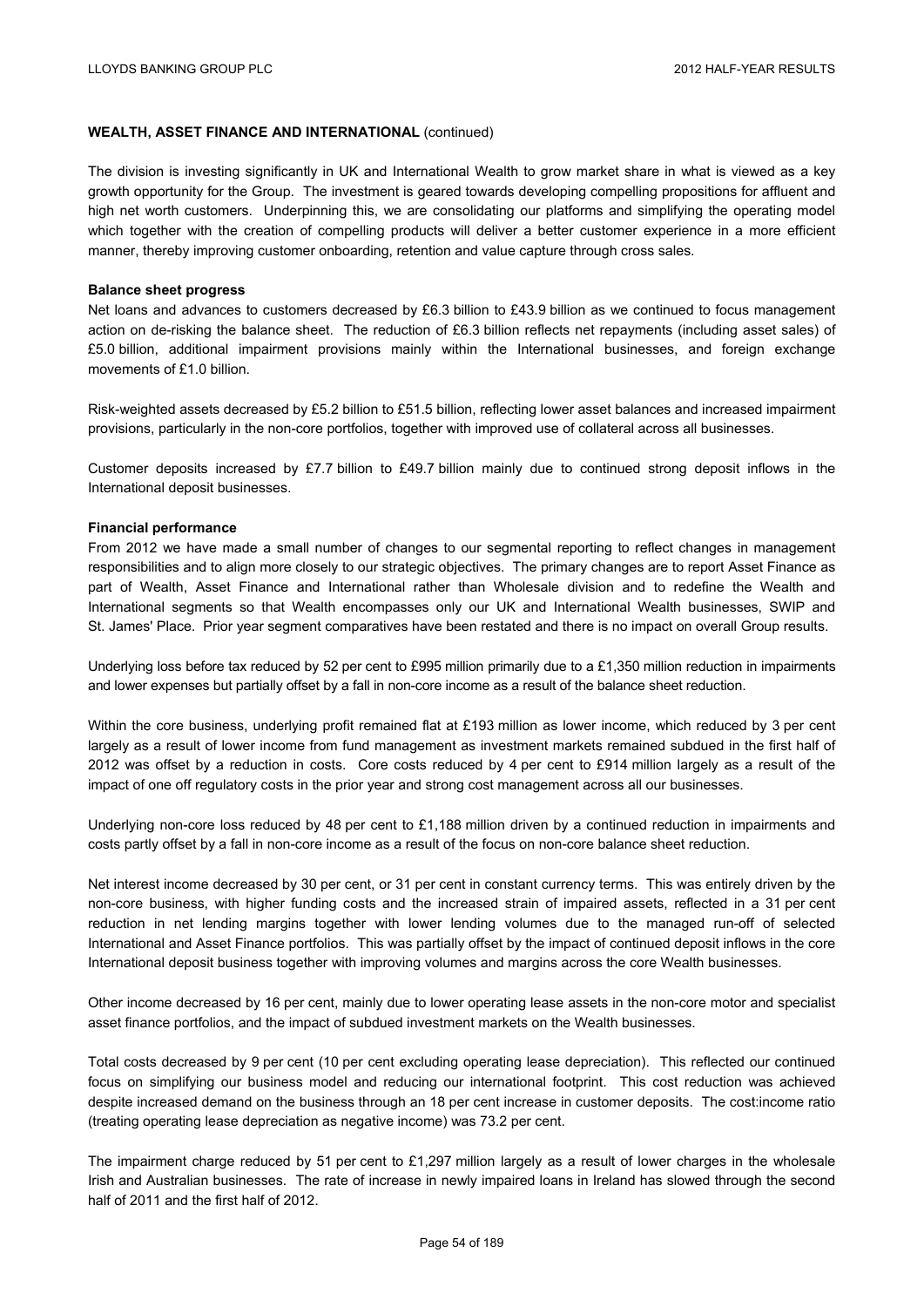**WEALTH, ASSET FINANCE AND INTERNATIONAL** (continued)

The division is investing significantly in UK and International Wealth to grow market share in what is viewed as a key growth opportunity for the Group. The investment is geared towards developing compelling propositions for affluent and high net worth customers. Underpinning this, we are consolidating our platforms and simplifying the operating model which together with the creation of compelling products will deliver a better customer experience in a more efficient manner, thereby improving customer onboarding, retention and value capture through cross sales.

**Balance sheet progress**

Net loans and advances to customers decreased by £6.3 billion to £43.9 billion as we continued to focus management action on de-risking the balance sheet. The reduction of £6.3 billion reflects net repayments (including asset sales) of £5.0 billion, additional impairment provisions mainly within the International businesses, and foreign exchange movements of £1.0 billion.

Risk-weighted assets decreased by £5.2 billion to £51.5 billion, reflecting lower asset balances and increased impairment provisions, particularly in the non-core portfolios, together with improved use of collateral across all businesses.

Customer deposits increased by £7.7 billion to £49.7 billion mainly due to continued strong deposit inflows in the International deposit businesses.

**Financial performance**

From 2012 we have made a small number of changes to our segmental reporting to reflect changes in management responsibilities and to align more closely to our strategic objectives. The primary changes are to report Asset Finance as part of Wealth, Asset Finance and International rather than Wholesale division and to redefine the Wealth and International segments so that Wealth encompasses only our UK and International Wealth businesses, SWIP and St. James' Place. Prior year segment comparatives have been restated and there is no impact on overall Group results.

Underlying loss before tax reduced by 52 per cent to £995 million primarily due to a £1,350 million reduction in impairments and lower expenses but partially offset by a fall in non-core income as a result of the balance sheet reduction.

Within the core business, underlying profit remained flat at £193 million as lower income, which reduced by 3 per cent largely as a result of lower income from fund management as investment markets remained subdued in the first half of 2012 was offset by a reduction in costs. Core costs reduced by 4 per cent to £914 million largely as a result of the impact of one off regulatory costs in the prior year and strong cost management across all our businesses.

Underlying non-core loss reduced by 48 per cent to £1,188 million driven by a continued reduction in impairments and costs partly offset by a fall in non-core income as a result of the focus on non-core balance sheet reduction.

Net interest income decreased by 30 per cent, or 31 per cent in constant currency terms. This was entirely driven by the non-core business, with higher funding costs and the increased strain of impaired assets, reflected in a 31 per cent reduction in net lending margins together with lower lending volumes due to the managed run-off of selected International and Asset Finance portfolios. This was partially offset by the impact of continued deposit inflows in the core International deposit business together with improving volumes and margins across the core Wealth businesses.

Other income decreased by 16 per cent, mainly due to lower operating lease assets in the non-core motor and specialist asset finance portfolios, and the impact of subdued investment markets on the Wealth businesses.

Total costs decreased by 9 per cent (10 per cent excluding operating lease depreciation). This reflected our continued focus on simplifying our business model and reducing our international footprint. This cost reduction was achieved despite increased demand on the business through an 18 per cent increase in customer deposits. The cost:income ratio (treating operating lease depreciation as negative income) was 73.2 per cent.

The impairment charge reduced by 51 per cent to £1,297 million largely as a result of lower charges in the wholesale Irish and Australian businesses. The rate of increase in newly impaired loans in Ireland has slowed through the second half of 2011 and the first half of 2012.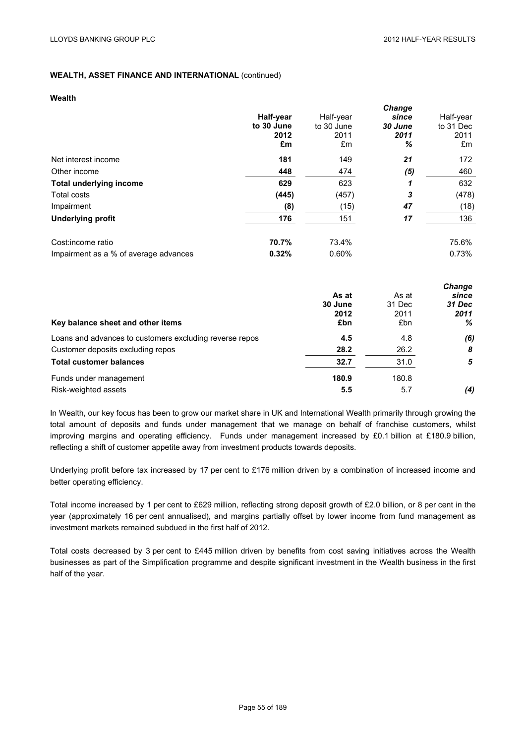**WEALTH, ASSET FINANCE AND INTERNATIONAL** (continued)

**Wealth**

| | **Half-year to 30 June 2012 £m** | Half-year to 30 June 2011 £m | ***Change since 30 June 2011 %*** | Half-year to 31 Dec 2011 £m |
|---|---|---|---|---|
| Net interest income | **181** | 149 | ***21*** | 172 |
| Other income | **448** | 474 | ***(5)*** | 460 |
| **Total underlying income** | **629** | 623 | ***1*** | 632 |
| Total costs | **(445)** | (457) | ***3*** | (478) |
| Impairment | **(8)** | (15) | ***47*** | (18) |
| **Underlying profit** | **176** | 151 | ***17*** | 136 |
| | | | | |
| Cost:income ratio | **70.7%** | 73.4% | | 75.6% |
| Impairment as a % of average advances | **0.32%** | 0.60% | | 0.73% |

| **Key balance sheet and other items** | **As at 30 June 2012 £bn** | As at 31 Dec 2011 £bn | ***Change since 31 Dec 2011 %*** |
|---|---|---|---|
| Loans and advances to customers excluding reverse repos | **4.5** | 4.8 | ***(6)*** |
| Customer deposits excluding repos | **28.2** | 26.2 | ***8*** |
| **Total customer balances** | **32.7** | 31.0 | ***5*** |
| | | | |
| Funds under management | **180.9** | 180.8 | |
| Risk-weighted assets | **5.5** | 5.7 | ***(4)*** |

In Wealth, our key focus has been to grow our market share in UK and International Wealth primarily through growing the total amount of deposits and funds under management that we manage on behalf of franchise customers, whilst improving margins and operating efficiency. Funds under management increased by £0.1 billion at £180.9 billion, reflecting a shift of customer appetite away from investment products towards deposits.

Underlying profit before tax increased by 17 per cent to £176 million driven by a combination of increased income and better operating efficiency.

Total income increased by 1 per cent to £629 million, reflecting strong deposit growth of £2.0 billion, or 8 per cent in the year (approximately 16 per cent annualised), and margins partially offset by lower income from fund management as investment markets remained subdued in the first half of 2012.

Total costs decreased by 3 per cent to £445 million driven by benefits from cost saving initiatives across the Wealth businesses as part of the Simplification programme and despite significant investment in the Wealth business in the first half of the year.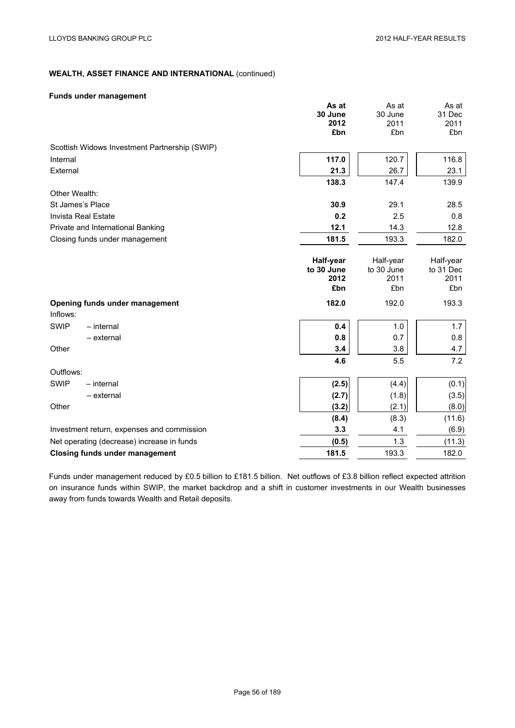## WEALTH, ASSET FINANCE AND INTERNATIONAL (continued)

### Funds under management

| | **As at 30 June 2012 £bn** | As at 30 June 2011 £bn | As at 31 Dec 2011 £bn |
|---|---|---|---|
| Scottish Widows Investment Partnership (SWIP) | | | |
| Internal | **117.0** | 120.7 | 116.8 |
| External | **21.3** | 26.7 | 23.1 |
| | **138.3** | 147.4 | 139.9 |
| Other Wealth: | | | |
| St James's Place | **30.9** | 29.1 | 28.5 |
| Invista Real Estate | **0.2** | 2.5 | 0.8 |
| Private and International Banking | **12.1** | 14.3 | 12.8 |
| Closing funds under management | **181.5** | 193.3 | 182.0 |

| | **Half-year to 30 June 2012 £bn** | Half-year to 30 June 2011 £bn | Half-year to 31 Dec 2011 £bn |
|---|---|---|---|
| **Opening funds under management** | **182.0** | 192.0 | 193.3 |
| Inflows: | | | |
| SWIP – internal | **0.4** | 1.0 | 1.7 |
| – external | **0.8** | 0.7 | 0.8 |
| Other | **3.4** | 3.8 | 4.7 |
| | **4.6** | 5.5 | 7.2 |
| Outflows: | | | |
| SWIP – internal | **(2.5)** | (4.4) | (0.1) |
| – external | **(2.7)** | (1.8) | (3.5) |
| Other | **(3.2)** | (2.1) | (8.0) |
| | **(8.4)** | (8.3) | (11.6) |
| Investment return, expenses and commission | **3.3** | 4.1 | (6.9) |
| Net operating (decrease) increase in funds | **(0.5)** | 1.3 | (11.3) |
| **Closing funds under management** | **181.5** | 193.3 | 182.0 |

Funds under management reduced by £0.5 billion to £181.5 billion. Net outflows of £3.8 billion reflect expected attrition on insurance funds within SWIP, the market backdrop and a shift in customer investments in our Wealth businesses away from funds towards Wealth and Retail deposits.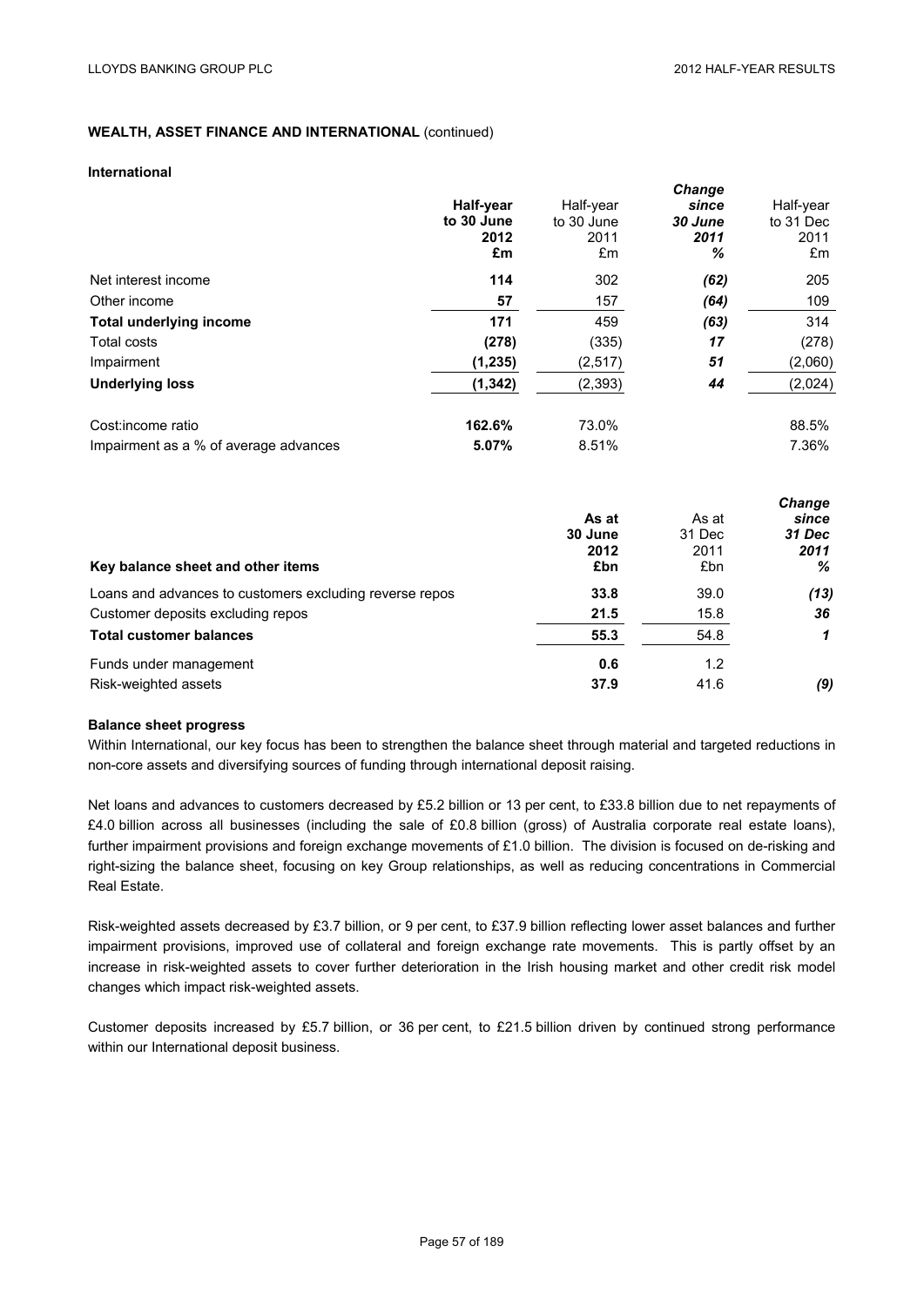**WEALTH, ASSET FINANCE AND INTERNATIONAL** (continued)

**International**

| | **Half-year to 30 June 2012 £m** | Half-year to 30 June 2011 £m | ***Change since 30 June 2011 %*** | Half-year to 31 Dec 2011 £m |
|---|---|---|---|---|
| Net interest income | **114** | 302 | ***(62)*** | 205 |
| Other income | **57** | 157 | ***(64)*** | 109 |
| **Total underlying income** | **171** | 459 | ***(63)*** | 314 |
| Total costs | **(278)** | (335) | ***17*** | (278) |
| Impairment | **(1,235)** | (2,517) | ***51*** | (2,060) |
| **Underlying loss** | **(1,342)** | (2,393) | ***44*** | (2,024) |
| | | | | |
| Cost:income ratio | **162.6%** | 73.0% | | 88.5% |
| Impairment as a % of average advances | **5.07%** | 8.51% | | 7.36% |

| **Key balance sheet and other items** | **As at 30 June 2012 £bn** | As at 31 Dec 2011 £bn | ***Change since 31 Dec 2011 %*** |
|---|---|---|---|
| Loans and advances to customers excluding reverse repos | **33.8** | 39.0 | ***(13)*** |
| Customer deposits excluding repos | **21.5** | 15.8 | ***36*** |
| **Total customer balances** | **55.3** | 54.8 | ***1*** |
| Funds under management | **0.6** | 1.2 | |
| Risk-weighted assets | **37.9** | 41.6 | ***(9)*** |

**Balance sheet progress**

Within International, our key focus has been to strengthen the balance sheet through material and targeted reductions in non-core assets and diversifying sources of funding through international deposit raising.

Net loans and advances to customers decreased by £5.2 billion or 13 per cent, to £33.8 billion due to net repayments of £4.0 billion across all businesses (including the sale of £0.8 billion (gross) of Australia corporate real estate loans), further impairment provisions and foreign exchange movements of £1.0 billion. The division is focused on de-risking and right-sizing the balance sheet, focusing on key Group relationships, as well as reducing concentrations in Commercial Real Estate.

Risk-weighted assets decreased by £3.7 billion, or 9 per cent, to £37.9 billion reflecting lower asset balances and further impairment provisions, improved use of collateral and foreign exchange rate movements. This is partly offset by an increase in risk-weighted assets to cover further deterioration in the Irish housing market and other credit risk model changes which impact risk-weighted assets.

Customer deposits increased by £5.7 billion, or 36 per cent, to £21.5 billion driven by continued strong performance within our International deposit business.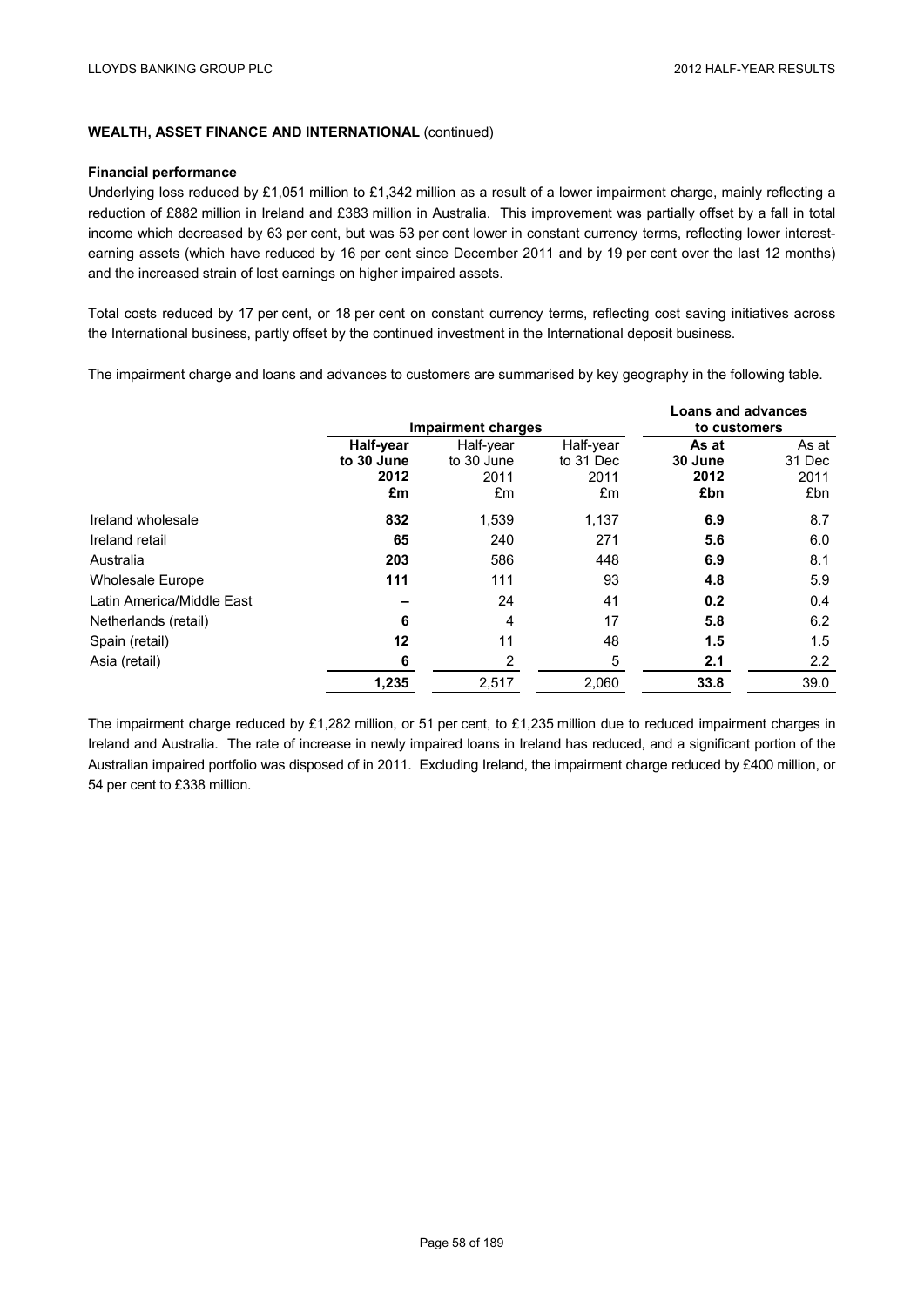**WEALTH, ASSET FINANCE AND INTERNATIONAL** (continued)

**Financial performance**

Underlying loss reduced by £1,051 million to £1,342 million as a result of a lower impairment charge, mainly reflecting a reduction of £882 million in Ireland and £383 million in Australia. This improvement was partially offset by a fall in total income which decreased by 63 per cent, but was 53 per cent lower in constant currency terms, reflecting lower interest-earning assets (which have reduced by 16 per cent since December 2011 and by 19 per cent over the last 12 months) and the increased strain of lost earnings on higher impaired assets.

Total costs reduced by 17 per cent, or 18 per cent on constant currency terms, reflecting cost saving initiatives across the International business, partly offset by the continued investment in the International deposit business.

The impairment charge and loans and advances to customers are summarised by key geography in the following table.

| | Impairment charges | | | Loans and advances to customers | |
|---|---|---|---|---|---|
| | **Half-year to 30 June 2012 £m** | Half-year to 30 June 2011 £m | Half-year to 31 Dec 2011 £m | **As at 30 June 2012 £bn** | As at 31 Dec 2011 £bn |
| Ireland wholesale | **832** | 1,539 | 1,137 | **6.9** | 8.7 |
| Ireland retail | **65** | 240 | 271 | **5.6** | 6.0 |
| Australia | **203** | 586 | 448 | **6.9** | 8.1 |
| Wholesale Europe | **111** | 111 | 93 | **4.8** | 5.9 |
| Latin America/Middle East | **–** | 24 | 41 | **0.2** | 0.4 |
| Netherlands (retail) | **6** | 4 | 17 | **5.8** | 6.2 |
| Spain (retail) | **12** | 11 | 48 | **1.5** | 1.5 |
| Asia (retail) | **6** | 2 | 5 | **2.1** | 2.2 |
| | **1,235** | 2,517 | 2,060 | **33.8** | 39.0 |

The impairment charge reduced by £1,282 million, or 51 per cent, to £1,235 million due to reduced impairment charges in Ireland and Australia. The rate of increase in newly impaired loans in Ireland has reduced, and a significant portion of the Australian impaired portfolio was disposed of in 2011. Excluding Ireland, the impairment charge reduced by £400 million, or 54 per cent to £338 million.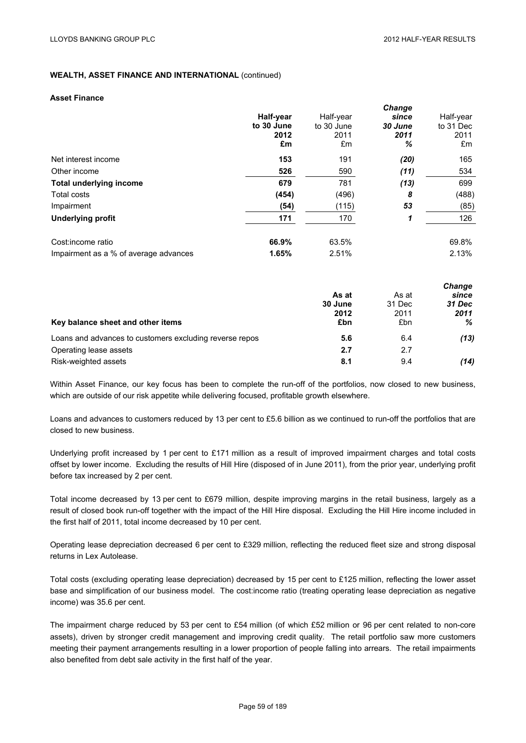**WEALTH, ASSET FINANCE AND INTERNATIONAL** (continued)

**Asset Finance**

| | **Half-year to 30 June 2012 £m** | Half-year to 30 June 2011 £m | ***Change since 30 June 2011 %*** | Half-year to 31 Dec 2011 £m |
|---|---|---|---|---|
| Net interest income | **153** | 191 | ***(20)*** | 165 |
| Other income | **526** | 590 | ***(11)*** | 534 |
| **Total underlying income** | **679** | 781 | ***(13)*** | 699 |
| Total costs | **(454)** | (496) | ***8*** | (488) |
| Impairment | **(54)** | (115) | ***53*** | (85) |
| **Underlying profit** | **171** | 170 | ***1*** | 126 |
| | | | | |
| Cost:income ratio | **66.9%** | 63.5% | | 69.8% |
| Impairment as a % of average advances | **1.65%** | 2.51% | | 2.13% |

| **Key balance sheet and other items** | **As at 30 June 2012 £bn** | As at 31 Dec 2011 £bn | ***Change since 31 Dec 2011 %*** |
|---|---|---|---|
| Loans and advances to customers excluding reverse repos | **5.6** | 6.4 | ***(13)*** |
| Operating lease assets | **2.7** | 2.7 | |
| Risk-weighted assets | **8.1** | 9.4 | ***(14)*** |

Within Asset Finance, our key focus has been to complete the run-off of the portfolios, now closed to new business, which are outside of our risk appetite while delivering focused, profitable growth elsewhere.

Loans and advances to customers reduced by 13 per cent to £5.6 billion as we continued to run-off the portfolios that are closed to new business.

Underlying profit increased by 1 per cent to £171 million as a result of improved impairment charges and total costs offset by lower income. Excluding the results of Hill Hire (disposed of in June 2011), from the prior year, underlying profit before tax increased by 2 per cent.

Total income decreased by 13 per cent to £679 million, despite improving margins in the retail business, largely as a result of closed book run-off together with the impact of the Hill Hire disposal. Excluding the Hill Hire income included in the first half of 2011, total income decreased by 10 per cent.

Operating lease depreciation decreased 6 per cent to £329 million, reflecting the reduced fleet size and strong disposal returns in Lex Autolease.

Total costs (excluding operating lease depreciation) decreased by 15 per cent to £125 million, reflecting the lower asset base and simplification of our business model. The cost:income ratio (treating operating lease depreciation as negative income) was 35.6 per cent.

The impairment charge reduced by 53 per cent to £54 million (of which £52 million or 96 per cent related to non-core assets), driven by stronger credit management and improving credit quality. The retail portfolio saw more customers meeting their payment arrangements resulting in a lower proportion of people falling into arrears. The retail impairments also benefited from debt sale activity in the first half of the year.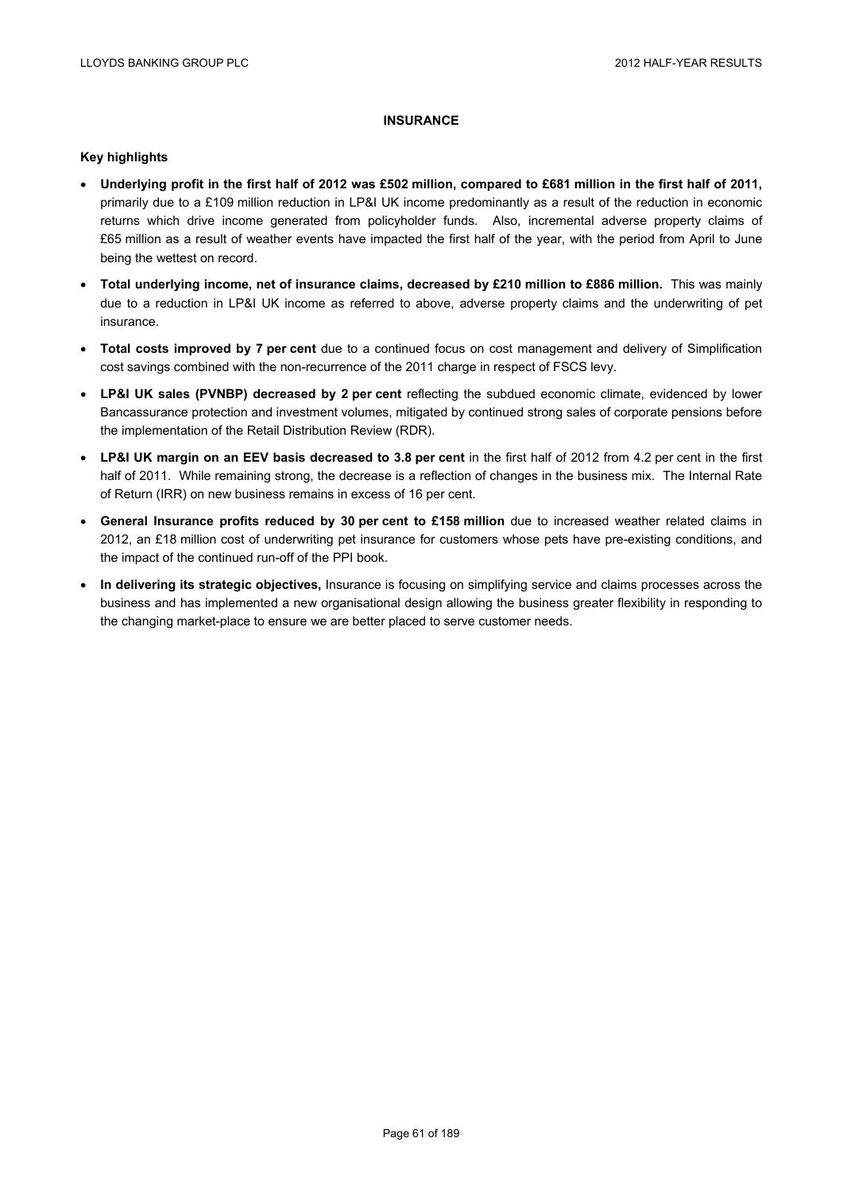## INSURANCE

### Key highlights

- **Underlying profit in the first half of 2012 was £502 million, compared to £681 million in the first half of 2011,** primarily due to a £109 million reduction in LP&I UK income predominantly as a result of the reduction in economic returns which drive income generated from policyholder funds. Also, incremental adverse property claims of £65 million as a result of weather events have impacted the first half of the year, with the period from April to June being the wettest on record.
- **Total underlying income, net of insurance claims, decreased by £210 million to £886 million.** This was mainly due to a reduction in LP&I UK income as referred to above, adverse property claims and the underwriting of pet insurance.
- **Total costs improved by 7 per cent** due to a continued focus on cost management and delivery of Simplification cost savings combined with the non-recurrence of the 2011 charge in respect of FSCS levy.
- **LP&I UK sales (PVNBP) decreased by 2 per cent** reflecting the subdued economic climate, evidenced by lower Bancassurance protection and investment volumes, mitigated by continued strong sales of corporate pensions before the implementation of the Retail Distribution Review (RDR).
- **LP&I UK margin on an EEV basis decreased to 3.8 per cent** in the first half of 2012 from 4.2 per cent in the first half of 2011. While remaining strong, the decrease is a reflection of changes in the business mix. The Internal Rate of Return (IRR) on new business remains in excess of 16 per cent.
- **General Insurance profits reduced by 30 per cent to £158 million** due to increased weather related claims in 2012, an £18 million cost of underwriting pet insurance for customers whose pets have pre-existing conditions, and the impact of the continued run-off of the PPI book.
- **In delivering its strategic objectives,** Insurance is focusing on simplifying service and claims processes across the business and has implemented a new organisational design allowing the business greater flexibility in responding to the changing market-place to ensure we are better placed to serve customer needs.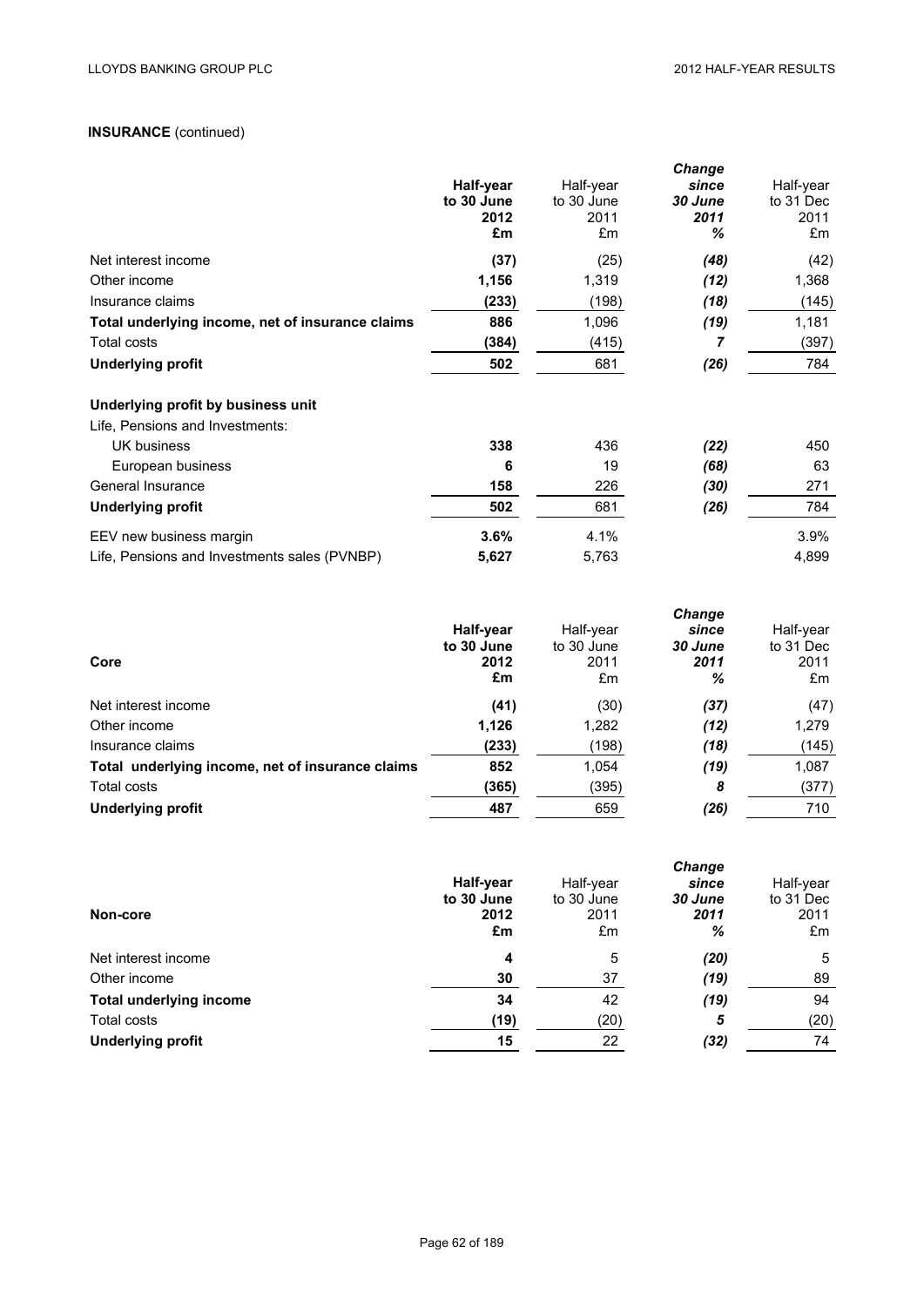**INSURANCE** (continued)

| | **Half-year to 30 June 2012 £m** | Half-year to 30 June 2011 £m | ***Change since 30 June 2011 %*** | Half-year to 31 Dec 2011 £m |
|---|---|---|---|---|
| Net interest income | **(37)** | (25) | ***(48)*** | (42) |
| Other income | **1,156** | 1,319 | ***(12)*** | 1,368 |
| Insurance claims | **(233)** | (198) | ***(18)*** | (145) |
| **Total underlying income, net of insurance claims** | **886** | 1,096 | ***(19)*** | 1,181 |
| Total costs | **(384)** | (415) | ***7*** | (397) |
| **Underlying profit** | **502** | 681 | ***(26)*** | 784 |
| | | | | |
| **Underlying profit by business unit** | | | | |
| Life, Pensions and Investments: | | | | |
| UK business | **338** | 436 | ***(22)*** | 450 |
| European business | **6** | 19 | ***(68)*** | 63 |
| General Insurance | **158** | 226 | ***(30)*** | 271 |
| **Underlying profit** | **502** | 681 | ***(26)*** | 784 |
| EEV new business margin | **3.6%** | 4.1% | | 3.9% |
| Life, Pensions and Investments sales (PVNBP) | **5,627** | 5,763 | | 4,899 |

| **Core** | **Half-year to 30 June 2012 £m** | Half-year to 30 June 2011 £m | ***Change since 30 June 2011 %*** | Half-year to 31 Dec 2011 £m |
|---|---|---|---|---|
| Net interest income | **(41)** | (30) | ***(37)*** | (47) |
| Other income | **1,126** | 1,282 | ***(12)*** | 1,279 |
| Insurance claims | **(233)** | (198) | ***(18)*** | (145) |
| **Total underlying income, net of insurance claims** | **852** | 1,054 | ***(19)*** | 1,087 |
| Total costs | **(365)** | (395) | ***8*** | (377) |
| **Underlying profit** | **487** | 659 | ***(26)*** | 710 |

| **Non-core** | **Half-year to 30 June 2012 £m** | Half-year to 30 June 2011 £m | ***Change since 30 June 2011 %*** | Half-year to 31 Dec 2011 £m |
|---|---|---|---|---|
| Net interest income | **4** | 5 | ***(20)*** | 5 |
| Other income | **30** | 37 | ***(19)*** | 89 |
| **Total underlying income** | **34** | 42 | ***(19)*** | 94 |
| Total costs | **(19)** | (20) | ***5*** | (20) |
| **Underlying profit** | **15** | 22 | ***(32)*** | 74 |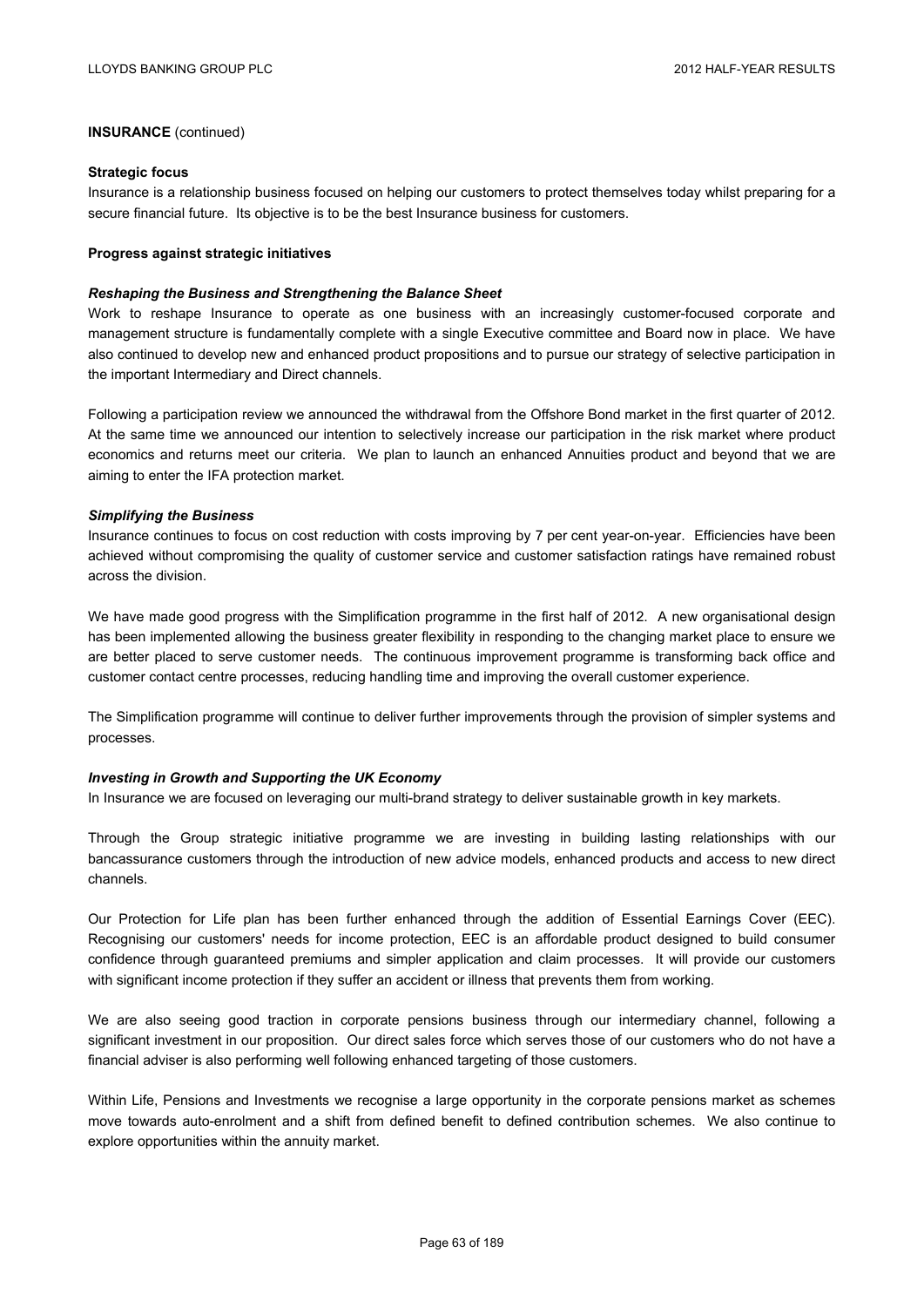**INSURANCE** (continued)

**Strategic focus**

Insurance is a relationship business focused on helping our customers to protect themselves today whilst preparing for a secure financial future. Its objective is to be the best Insurance business for customers.

**Progress against strategic initiatives**

***Reshaping the Business and Strengthening the Balance Sheet***

Work to reshape Insurance to operate as one business with an increasingly customer-focused corporate and management structure is fundamentally complete with a single Executive committee and Board now in place. We have also continued to develop new and enhanced product propositions and to pursue our strategy of selective participation in the important Intermediary and Direct channels.

Following a participation review we announced the withdrawal from the Offshore Bond market in the first quarter of 2012. At the same time we announced our intention to selectively increase our participation in the risk market where product economics and returns meet our criteria. We plan to launch an enhanced Annuities product and beyond that we are aiming to enter the IFA protection market.

***Simplifying the Business***

Insurance continues to focus on cost reduction with costs improving by 7 per cent year-on-year. Efficiencies have been achieved without compromising the quality of customer service and customer satisfaction ratings have remained robust across the division.

We have made good progress with the Simplification programme in the first half of 2012. A new organisational design has been implemented allowing the business greater flexibility in responding to the changing market place to ensure we are better placed to serve customer needs. The continuous improvement programme is transforming back office and customer contact centre processes, reducing handling time and improving the overall customer experience.

The Simplification programme will continue to deliver further improvements through the provision of simpler systems and processes.

***Investing in Growth and Supporting the UK Economy***

In Insurance we are focused on leveraging our multi-brand strategy to deliver sustainable growth in key markets.

Through the Group strategic initiative programme we are investing in building lasting relationships with our bancassurance customers through the introduction of new advice models, enhanced products and access to new direct channels.

Our Protection for Life plan has been further enhanced through the addition of Essential Earnings Cover (EEC). Recognising our customers' needs for income protection, EEC is an affordable product designed to build consumer confidence through guaranteed premiums and simpler application and claim processes. It will provide our customers with significant income protection if they suffer an accident or illness that prevents them from working.

We are also seeing good traction in corporate pensions business through our intermediary channel, following a significant investment in our proposition. Our direct sales force which serves those of our customers who do not have a financial adviser is also performing well following enhanced targeting of those customers.

Within Life, Pensions and Investments we recognise a large opportunity in the corporate pensions market as schemes move towards auto-enrolment and a shift from defined benefit to defined contribution schemes. We also continue to explore opportunities within the annuity market.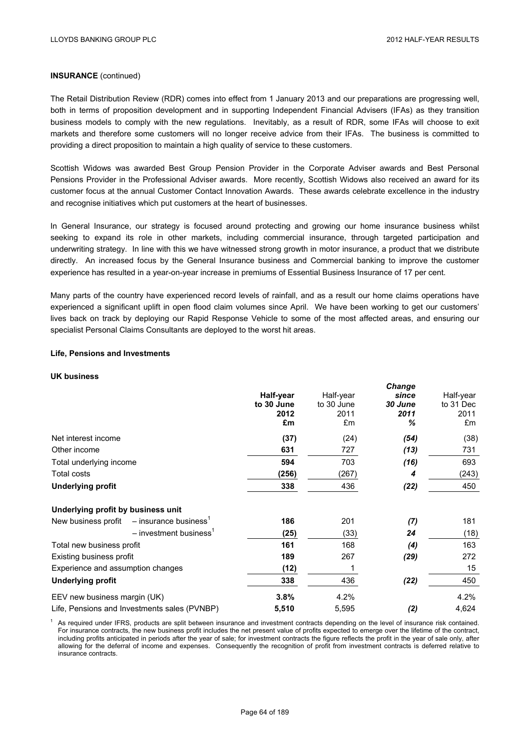**INSURANCE** (continued)

The Retail Distribution Review (RDR) comes into effect from 1 January 2013 and our preparations are progressing well, both in terms of proposition development and in supporting Independent Financial Advisers (IFAs) as they transition business models to comply with the new regulations. Inevitably, as a result of RDR, some IFAs will choose to exit markets and therefore some customers will no longer receive advice from their IFAs. The business is committed to providing a direct proposition to maintain a high quality of service to these customers.

Scottish Widows was awarded Best Group Pension Provider in the Corporate Adviser awards and Best Personal Pensions Provider in the Professional Adviser awards. More recently, Scottish Widows also received an award for its customer focus at the annual Customer Contact Innovation Awards. These awards celebrate excellence in the industry and recognise initiatives which put customers at the heart of businesses.

In General Insurance, our strategy is focused around protecting and growing our home insurance business whilst seeking to expand its role in other markets, including commercial insurance, through targeted participation and underwriting strategy. In line with this we have witnessed strong growth in motor insurance, a product that we distribute directly. An increased focus by the General Insurance business and Commercial banking to improve the customer experience has resulted in a year-on-year increase in premiums of Essential Business Insurance of 17 per cent.

Many parts of the country have experienced record levels of rainfall, and as a result our home claims operations have experienced a significant uplift in open flood claim volumes since April. We have been working to get our customers' lives back on track by deploying our Rapid Response Vehicle to some of the most affected areas, and ensuring our specialist Personal Claims Consultants are deployed to the worst hit areas.

**Life, Pensions and Investments**

**UK business**

| | **Half-year to 30 June 2012 £m** | Half-year to 30 June 2011 £m | ***Change since 30 June 2011 %*** | Half-year to 31 Dec 2011 £m |
|---|---|---|---|---|
| Net interest income | **(37)** | (24) | ***(54)*** | (38) |
| Other income | **631** | 727 | ***(13)*** | 731 |
| Total underlying income | **594** | 703 | ***(16)*** | 693 |
| Total costs | **(256)** | (267) | ***4*** | (243) |
| **Underlying profit** | **338** | 436 | ***(22)*** | 450 |
| | | | | |
| **Underlying profit by business unit** | | | | |
| New business profit – insurance business[1] | **186** | 201 | ***(7)*** | 181 |
| – investment business[1] | **(25)** | (33) | ***24*** | (18) |
| Total new business profit | **161** | 168 | ***(4)*** | 163 |
| Existing business profit | **189** | 267 | ***(29)*** | 272 |
| Experience and assumption changes | **(12)** | 1 | | 15 |
| **Underlying profit** | **338** | 436 | ***(22)*** | 450 |
| EEV new business margin (UK) | **3.8%** | 4.2% | | 4.2% |
| Life, Pensions and Investments sales (PVNBP) | **5,510** | 5,595 | ***(2)*** | 4,624 |

[1] As required under IFRS, products are split between insurance and investment contracts depending on the level of insurance risk contained. For insurance contracts, the new business profit includes the net present value of profits expected to emerge over the lifetime of the contract, including profits anticipated in periods after the year of sale; for investment contracts the figure reflects the profit in the year of sale only, after allowing for the deferral of income and expenses. Consequently the recognition of profit from investment contracts is deferred relative to insurance contracts.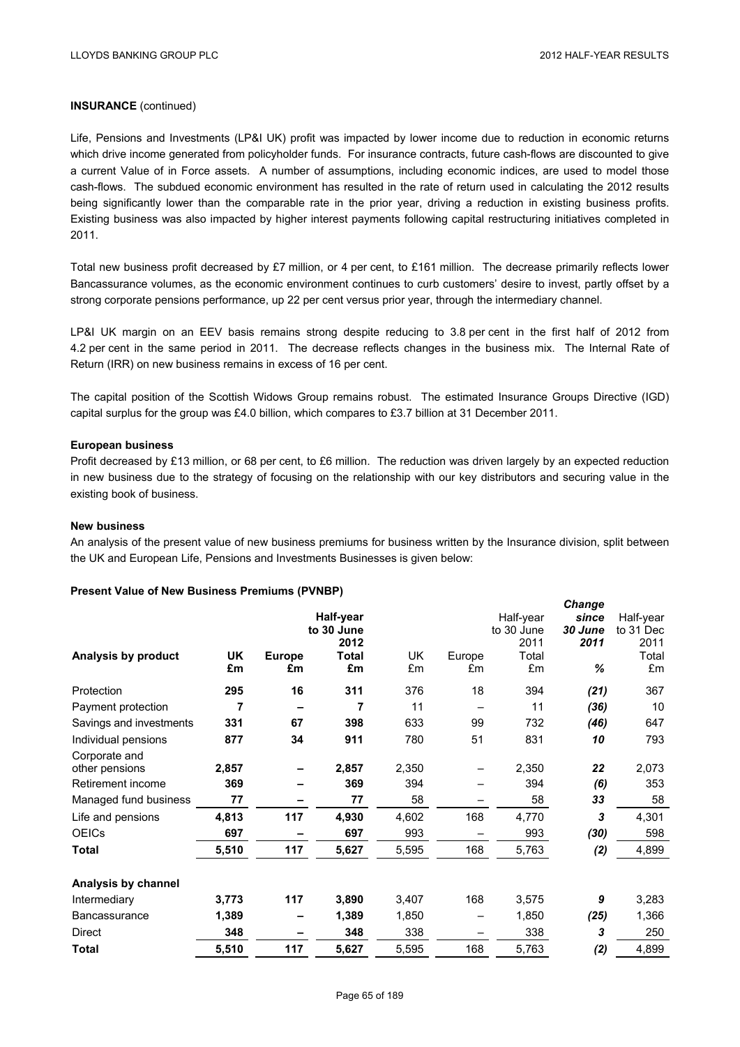**INSURANCE** (continued)

Life, Pensions and Investments (LP&I UK) profit was impacted by lower income due to reduction in economic returns which drive income generated from policyholder funds. For insurance contracts, future cash-flows are discounted to give a current Value of in Force assets. A number of assumptions, including economic indices, are used to model those cash-flows. The subdued economic environment has resulted in the rate of return used in calculating the 2012 results being significantly lower than the comparable rate in the prior year, driving a reduction in existing business profits. Existing business was also impacted by higher interest payments following capital restructuring initiatives completed in 2011.

Total new business profit decreased by £7 million, or 4 per cent, to £161 million. The decrease primarily reflects lower Bancassurance volumes, as the economic environment continues to curb customers' desire to invest, partly offset by a strong corporate pensions performance, up 22 per cent versus prior year, through the intermediary channel.

LP&I UK margin on an EEV basis remains strong despite reducing to 3.8 per cent in the first half of 2012 from 4.2 per cent in the same period in 2011. The decrease reflects changes in the business mix. The Internal Rate of Return (IRR) on new business remains in excess of 16 per cent.

The capital position of the Scottish Widows Group remains robust. The estimated Insurance Groups Directive (IGD) capital surplus for the group was £4.0 billion, which compares to £3.7 billion at 31 December 2011.

**European business**

Profit decreased by £13 million, or 68 per cent, to £6 million. The reduction was driven largely by an expected reduction in new business due to the strategy of focusing on the relationship with our key distributors and securing value in the existing book of business.

**New business**

An analysis of the present value of new business premiums for business written by the Insurance division, split between the UK and European Life, Pensions and Investments Businesses is given below:

**Present Value of New Business Premiums (PVNBP)**

| Analysis by product | **UK £m** | **Europe £m** | **Half-year to 30 June 2012 Total £m** | UK £m | Europe £m | Half-year to 30 June 2011 Total £m | ***Change since 30 June 2011 %*** | Half-year to 31 Dec 2011 Total £m |
|---|---|---|---|---|---|---|---|---|
| Protection | **295** | **16** | **311** | 376 | 18 | 394 | ***(21)*** | 367 |
| Payment protection | **7** | **–** | **7** | 11 | – | 11 | ***(36)*** | 10 |
| Savings and investments | **331** | **67** | **398** | 633 | 99 | 732 | ***(46)*** | 647 |
| Individual pensions | **877** | **34** | **911** | 780 | 51 | 831 | ***10*** | 793 |
| Corporate and other pensions | **2,857** | **–** | **2,857** | 2,350 | – | 2,350 | ***22*** | 2,073 |
| Retirement income | **369** | **–** | **369** | 394 | – | 394 | ***(6)*** | 353 |
| Managed fund business | **77** | **–** | **77** | 58 | – | 58 | ***33*** | 58 |
| Life and pensions | **4,813** | **117** | **4,930** | 4,602 | 168 | 4,770 | ***3*** | 4,301 |
| OEICs | **697** | **–** | **697** | 993 | – | 993 | ***(30)*** | 598 |
| **Total** | **5,510** | **117** | **5,627** | 5,595 | 168 | 5,763 | ***(2)*** | 4,899 |
| | | | | | | | | |
| **Analysis by channel** | | | | | | | | |
| Intermediary | **3,773** | **117** | **3,890** | 3,407 | 168 | 3,575 | ***9*** | 3,283 |
| Bancassurance | **1,389** | **–** | **1,389** | 1,850 | – | 1,850 | ***(25)*** | 1,366 |
| Direct | **348** | **–** | **348** | 338 | – | 338 | ***3*** | 250 |
| **Total** | **5,510** | **117** | **5,627** | 5,595 | 168 | 5,763 | ***(2)*** | 4,899 |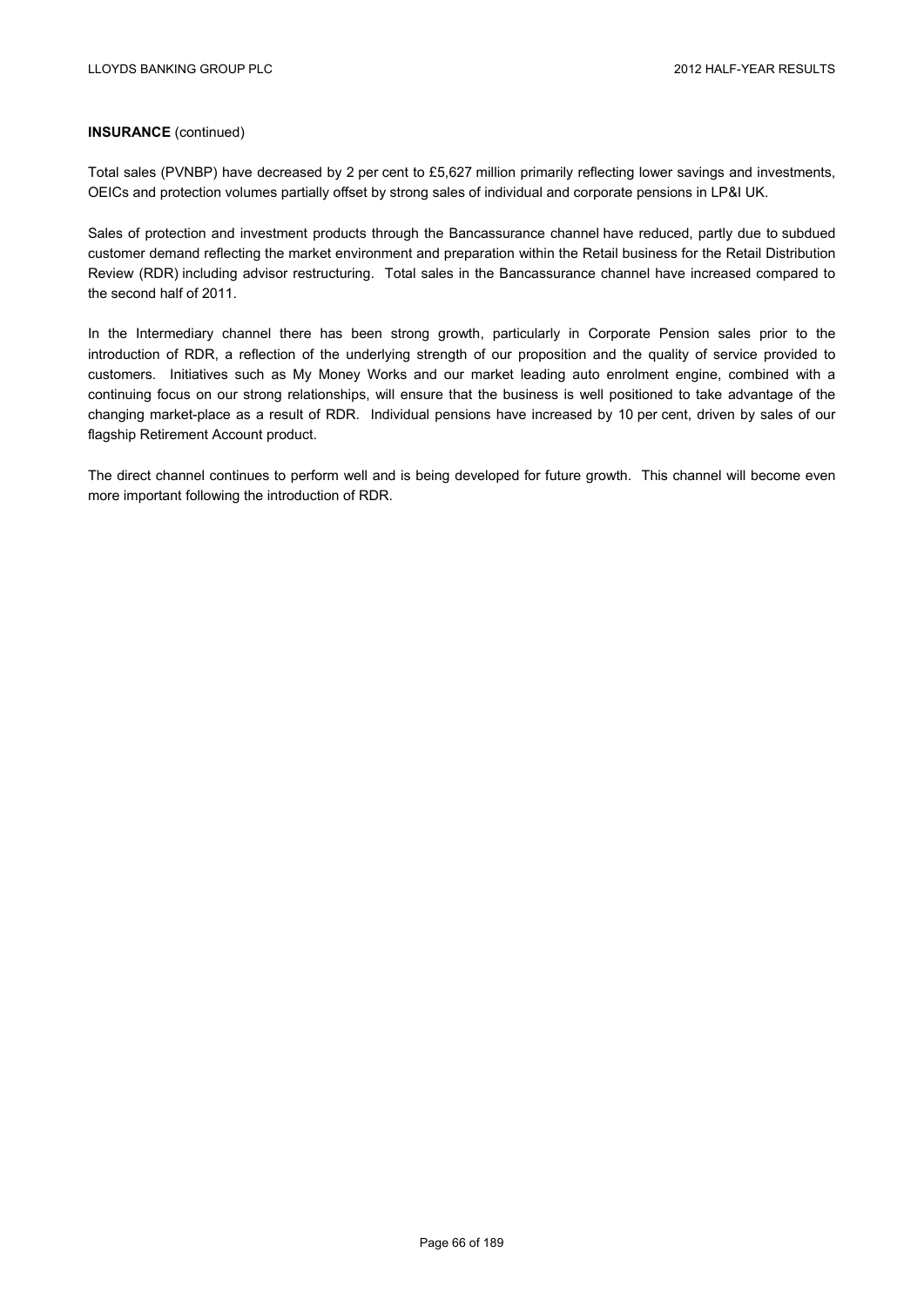**INSURANCE** (continued)

Total sales (PVNBP) have decreased by 2 per cent to £5,627 million primarily reflecting lower savings and investments, OEICs and protection volumes partially offset by strong sales of individual and corporate pensions in LP&I UK.

Sales of protection and investment products through the Bancassurance channel have reduced, partly due to subdued customer demand reflecting the market environment and preparation within the Retail business for the Retail Distribution Review (RDR) including advisor restructuring. Total sales in the Bancassurance channel have increased compared to the second half of 2011.

In the Intermediary channel there has been strong growth, particularly in Corporate Pension sales prior to the introduction of RDR, a reflection of the underlying strength of our proposition and the quality of service provided to customers. Initiatives such as My Money Works and our market leading auto enrolment engine, combined with a continuing focus on our strong relationships, will ensure that the business is well positioned to take advantage of the changing market-place as a result of RDR. Individual pensions have increased by 10 per cent, driven by sales of our flagship Retirement Account product.

The direct channel continues to perform well and is being developed for future growth. This channel will become even more important following the introduction of RDR.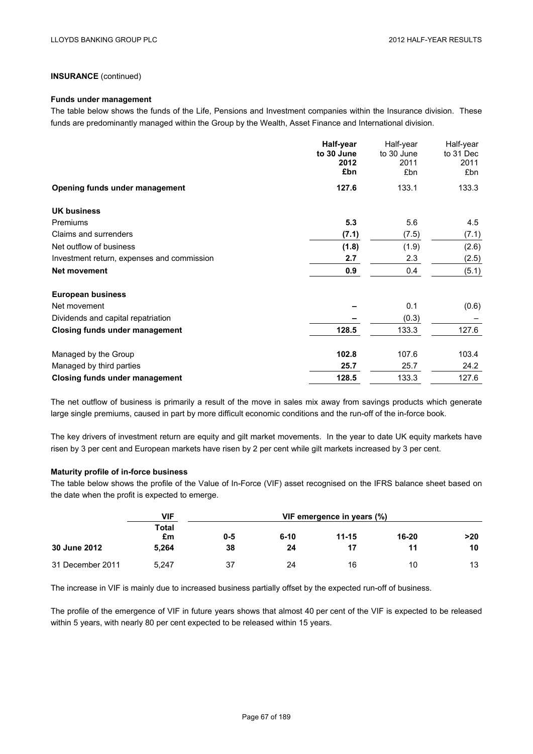**INSURANCE** (continued)

**Funds under management**

The table below shows the funds of the Life, Pensions and Investment companies within the Insurance division. These funds are predominantly managed within the Group by the Wealth, Asset Finance and International division.

| | **Half-year to 30 June 2012 £bn** | Half-year to 30 June 2011 £bn | Half-year to 31 Dec 2011 £bn |
|---|---|---|---|
| **Opening funds under management** | **127.6** | 133.1 | 133.3 |
| **UK business** | | | |
| Premiums | **5.3** | 5.6 | 4.5 |
| Claims and surrenders | **(7.1)** | (7.5) | (7.1) |
| Net outflow of business | **(1.8)** | (1.9) | (2.6) |
| Investment return, expenses and commission | **2.7** | 2.3 | (2.5) |
| **Net movement** | **0.9** | 0.4 | (5.1) |
| **European business** | | | |
| Net movement | **–** | 0.1 | (0.6) |
| Dividends and capital repatriation | **–** | (0.3) | – |
| **Closing funds under management** | **128.5** | 133.3 | 127.6 |
| Managed by the Group | **102.8** | 107.6 | 103.4 |
| Managed by third parties | **25.7** | 25.7 | 24.2 |
| **Closing funds under management** | **128.5** | 133.3 | 127.6 |

The net outflow of business is primarily a result of the move in sales mix away from savings products which generate large single premiums, caused in part by more difficult economic conditions and the run-off of the in-force book.

The key drivers of investment return are equity and gilt market movements. In the year to date UK equity markets have risen by 3 per cent and European markets have risen by 2 per cent while gilt markets increased by 3 per cent.

**Maturity profile of in-force business**

The table below shows the profile of the Value of In-Force (VIF) asset recognised on the IFRS balance sheet based on the date when the profit is expected to emerge.

| | **VIF** | **VIF emergence in years (%)** | | | | |
|---|---|---|---|---|---|---|
| | **Total £m** | **0-5** | **6-10** | **11-15** | **16-20** | **>20** |
| **30 June 2012** | **5,264** | **38** | **24** | **17** | **11** | **10** |
| 31 December 2011 | 5,247 | 37 | 24 | 16 | 10 | 13 |

The increase in VIF is mainly due to increased business partially offset by the expected run-off of business.

The profile of the emergence of VIF in future years shows that almost 40 per cent of the VIF is expected to be released within 5 years, with nearly 80 per cent expected to be released within 15 years.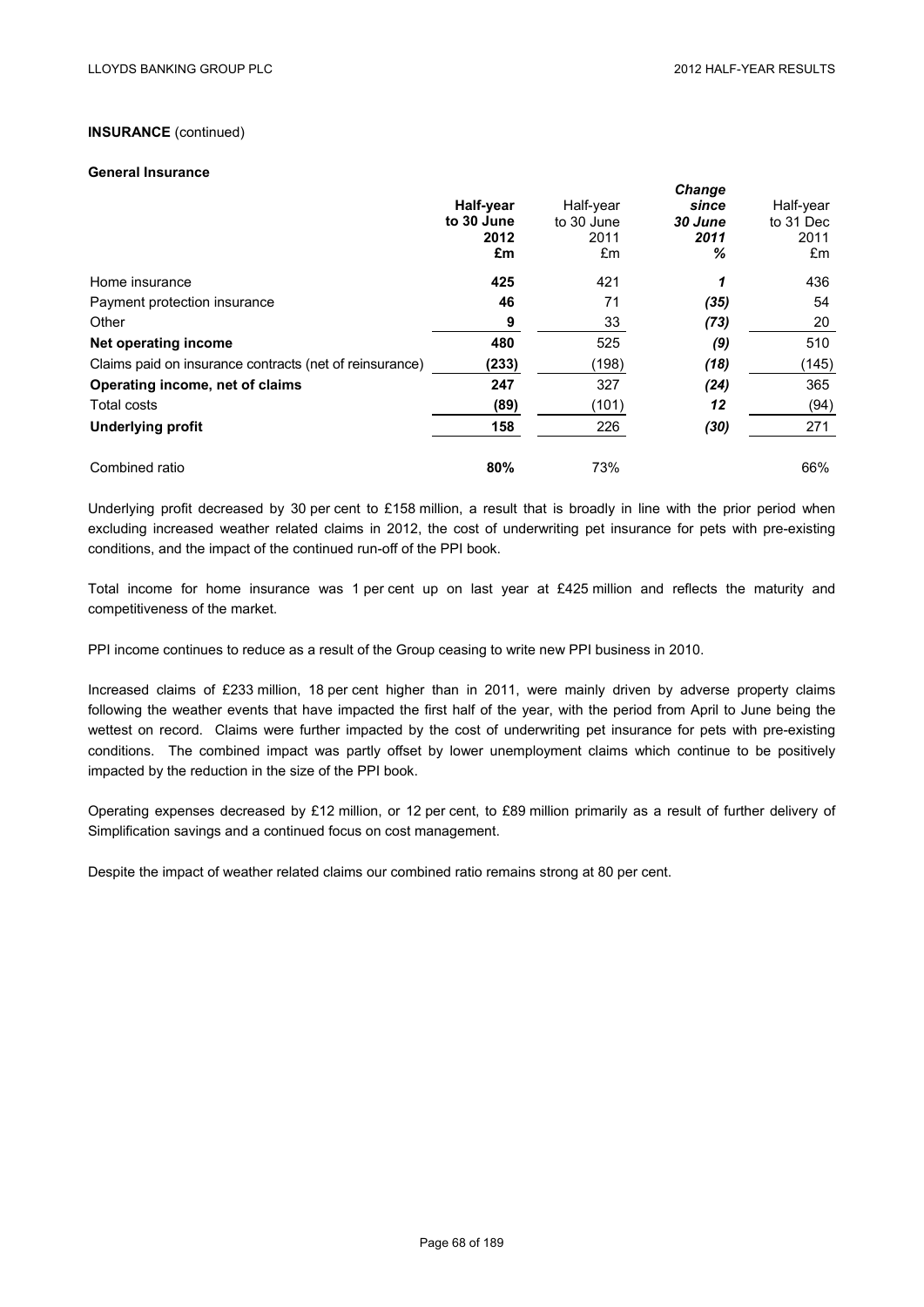**INSURANCE** (continued)

**General Insurance**

| | **Half-year to 30 June 2012 £m** | Half-year to 30 June 2011 £m | ***Change since 30 June 2011 %*** | Half-year to 31 Dec 2011 £m |
|---|---|---|---|---|
| Home insurance | **425** | 421 | ***1*** | 436 |
| Payment protection insurance | **46** | 71 | ***(35)*** | 54 |
| Other | **9** | 33 | ***(73)*** | 20 |
| **Net operating income** | **480** | 525 | ***(9)*** | 510 |
| Claims paid on insurance contracts (net of reinsurance) | **(233)** | (198) | ***(18)*** | (145) |
| **Operating income, net of claims** | **247** | 327 | ***(24)*** | 365 |
| Total costs | **(89)** | (101) | ***12*** | (94) |
| **Underlying profit** | **158** | 226 | ***(30)*** | 271 |
| | | | | |
| Combined ratio | **80%** | 73% | | 66% |

Underlying profit decreased by 30 per cent to £158 million, a result that is broadly in line with the prior period when excluding increased weather related claims in 2012, the cost of underwriting pet insurance for pets with pre-existing conditions, and the impact of the continued run-off of the PPI book.

Total income for home insurance was 1 per cent up on last year at £425 million and reflects the maturity and competitiveness of the market.

PPI income continues to reduce as a result of the Group ceasing to write new PPI business in 2010.

Increased claims of £233 million, 18 per cent higher than in 2011, were mainly driven by adverse property claims following the weather events that have impacted the first half of the year, with the period from April to June being the wettest on record. Claims were further impacted by the cost of underwriting pet insurance for pets with pre-existing conditions. The combined impact was partly offset by lower unemployment claims which continue to be positively impacted by the reduction in the size of the PPI book.

Operating expenses decreased by £12 million, or 12 per cent, to £89 million primarily as a result of further delivery of Simplification savings and a continued focus on cost management.

Despite the impact of weather related claims our combined ratio remains strong at 80 per cent.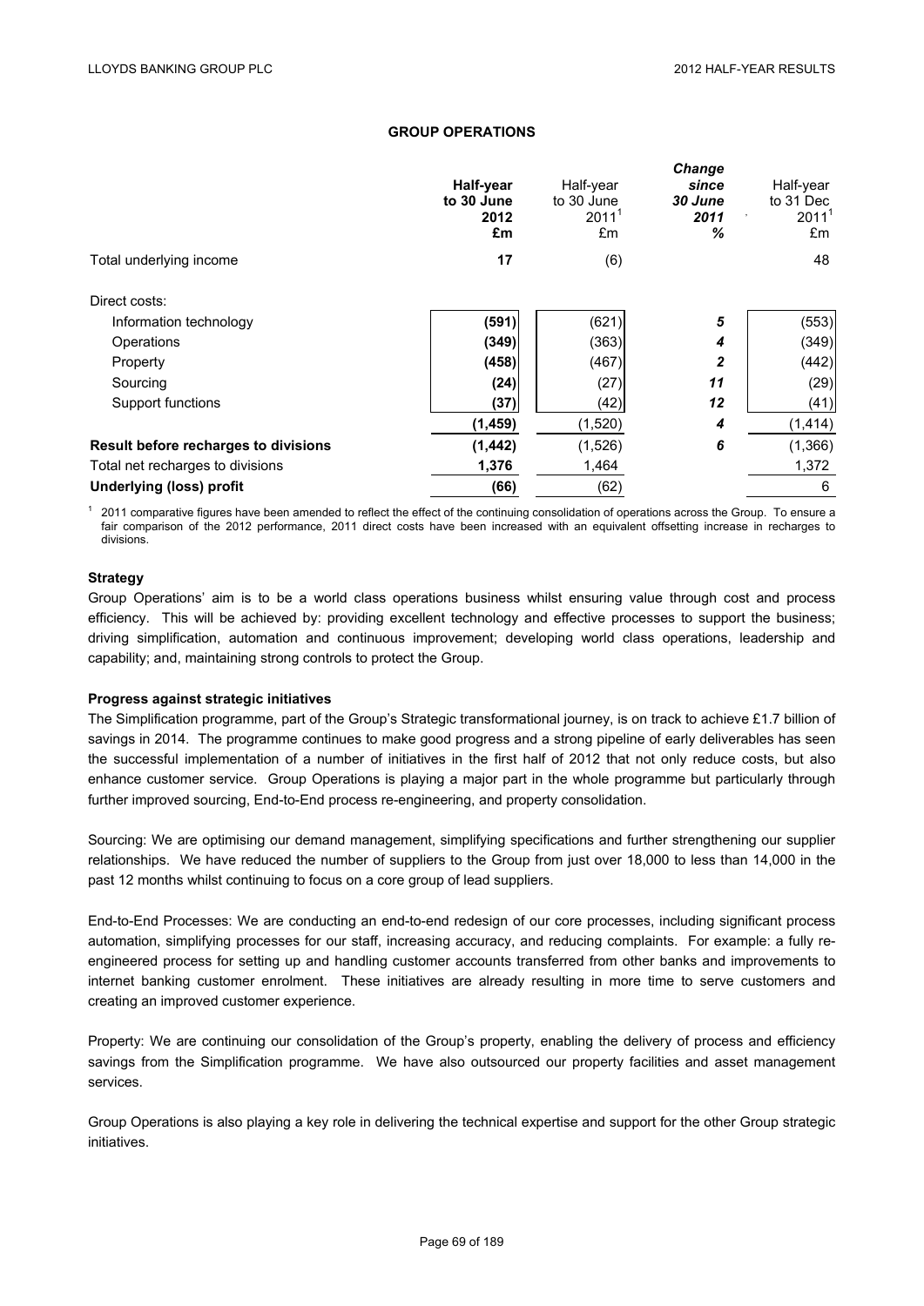## GROUP OPERATIONS

| | **Half-year to 30 June 2012 £m** | Half-year to 30 June 2011[1] £m | ***Change since 30 June 2011 %*** | Half-year to 31 Dec 2011[1] £m |
|---|---|---|---|---|
| Total underlying income | **17** | (6) | | 48 |
| Direct costs: | | | | |
| Information technology | **(591)** | (621) | ***5*** | (553) |
| Operations | **(349)** | (363) | ***4*** | (349) |
| Property | **(458)** | (467) | ***2*** | (442) |
| Sourcing | **(24)** | (27) | ***11*** | (29) |
| Support functions | **(37)** | (42) | ***12*** | (41) |
| | **(1,459)** | (1,520) | ***4*** | (1,414) |
| **Result before recharges to divisions** | **(1,442)** | (1,526) | ***6*** | (1,366) |
| Total net recharges to divisions | **1,376** | 1,464 | | 1,372 |
| **Underlying (loss) profit** | **(66)** | (62) | | 6 |

[1] 2011 comparative figures have been amended to reflect the effect of the continuing consolidation of operations across the Group. To ensure a fair comparison of the 2012 performance, 2011 direct costs have been increased with an equivalent offsetting increase in recharges to divisions.

**Strategy**

Group Operations' aim is to be a world class operations business whilst ensuring value through cost and process efficiency. This will be achieved by: providing excellent technology and effective processes to support the business; driving simplification, automation and continuous improvement; developing world class operations, leadership and capability; and, maintaining strong controls to protect the Group.

**Progress against strategic initiatives**

The Simplification programme, part of the Group's Strategic transformational journey, is on track to achieve £1.7 billion of savings in 2014. The programme continues to make good progress and a strong pipeline of early deliverables has seen the successful implementation of a number of initiatives in the first half of 2012 that not only reduce costs, but also enhance customer service. Group Operations is playing a major part in the whole programme but particularly through further improved sourcing, End-to-End process re-engineering, and property consolidation.

Sourcing: We are optimising our demand management, simplifying specifications and further strengthening our supplier relationships. We have reduced the number of suppliers to the Group from just over 18,000 to less than 14,000 in the past 12 months whilst continuing to focus on a core group of lead suppliers.

End-to-End Processes: We are conducting an end-to-end redesign of our core processes, including significant process automation, simplifying processes for our staff, increasing accuracy, and reducing complaints. For example: a fully re-engineered process for setting up and handling customer accounts transferred from other banks and improvements to internet banking customer enrolment. These initiatives are already resulting in more time to serve customers and creating an improved customer experience.

Property: We are continuing our consolidation of the Group's property, enabling the delivery of process and efficiency savings from the Simplification programme. We have also outsourced our property facilities and asset management services.

Group Operations is also playing a key role in delivering the technical expertise and support for the other Group strategic initiatives.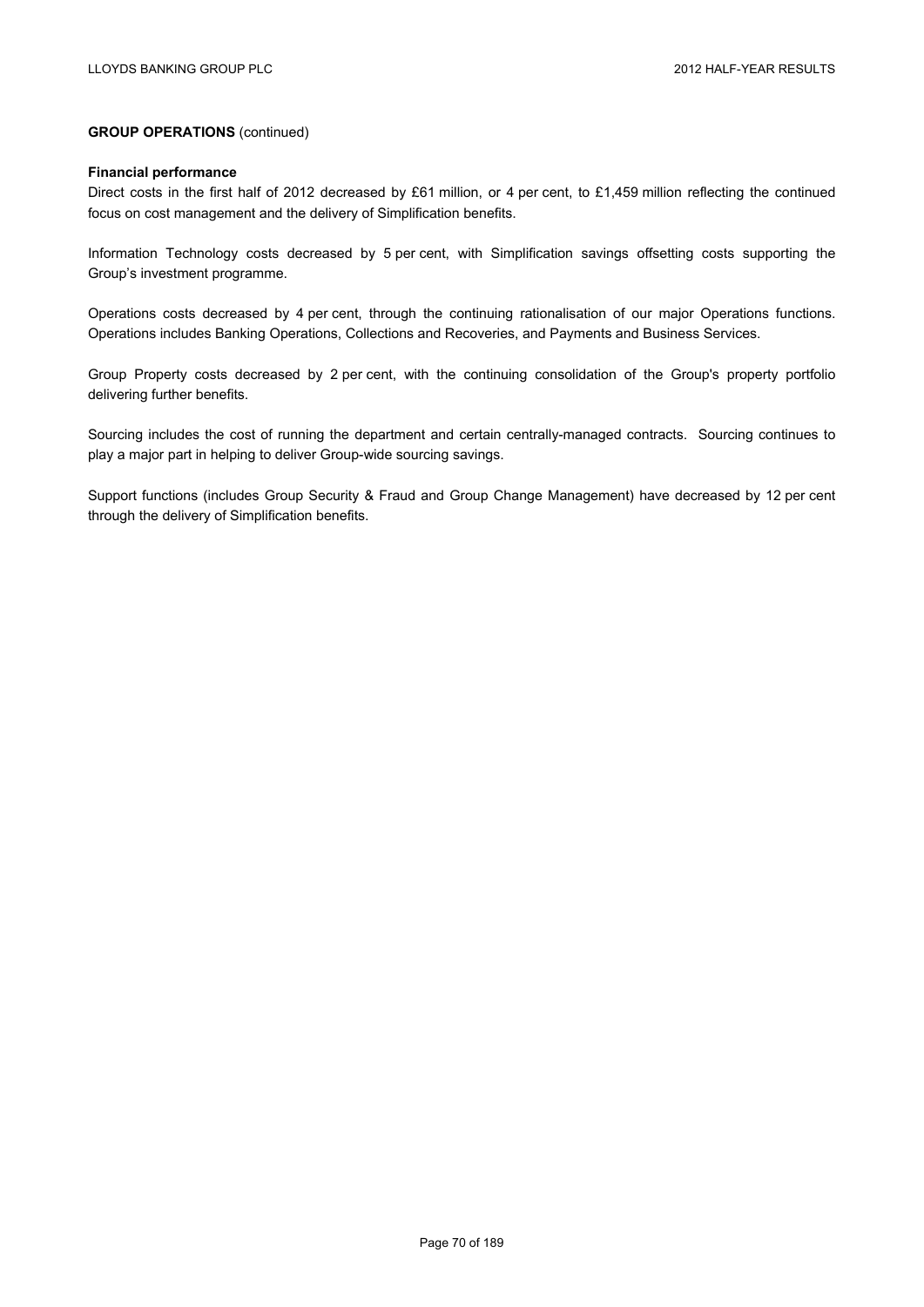**GROUP OPERATIONS** (continued)

**Financial performance**

Direct costs in the first half of 2012 decreased by £61 million, or 4 per cent, to £1,459 million reflecting the continued focus on cost management and the delivery of Simplification benefits.

Information Technology costs decreased by 5 per cent, with Simplification savings offsetting costs supporting the Group's investment programme.

Operations costs decreased by 4 per cent, through the continuing rationalisation of our major Operations functions. Operations includes Banking Operations, Collections and Recoveries, and Payments and Business Services.

Group Property costs decreased by 2 per cent, with the continuing consolidation of the Group's property portfolio delivering further benefits.

Sourcing includes the cost of running the department and certain centrally-managed contracts. Sourcing continues to play a major part in helping to deliver Group-wide sourcing savings.

Support functions (includes Group Security & Fraud and Group Change Management) have decreased by 12 per cent through the delivery of Simplification benefits.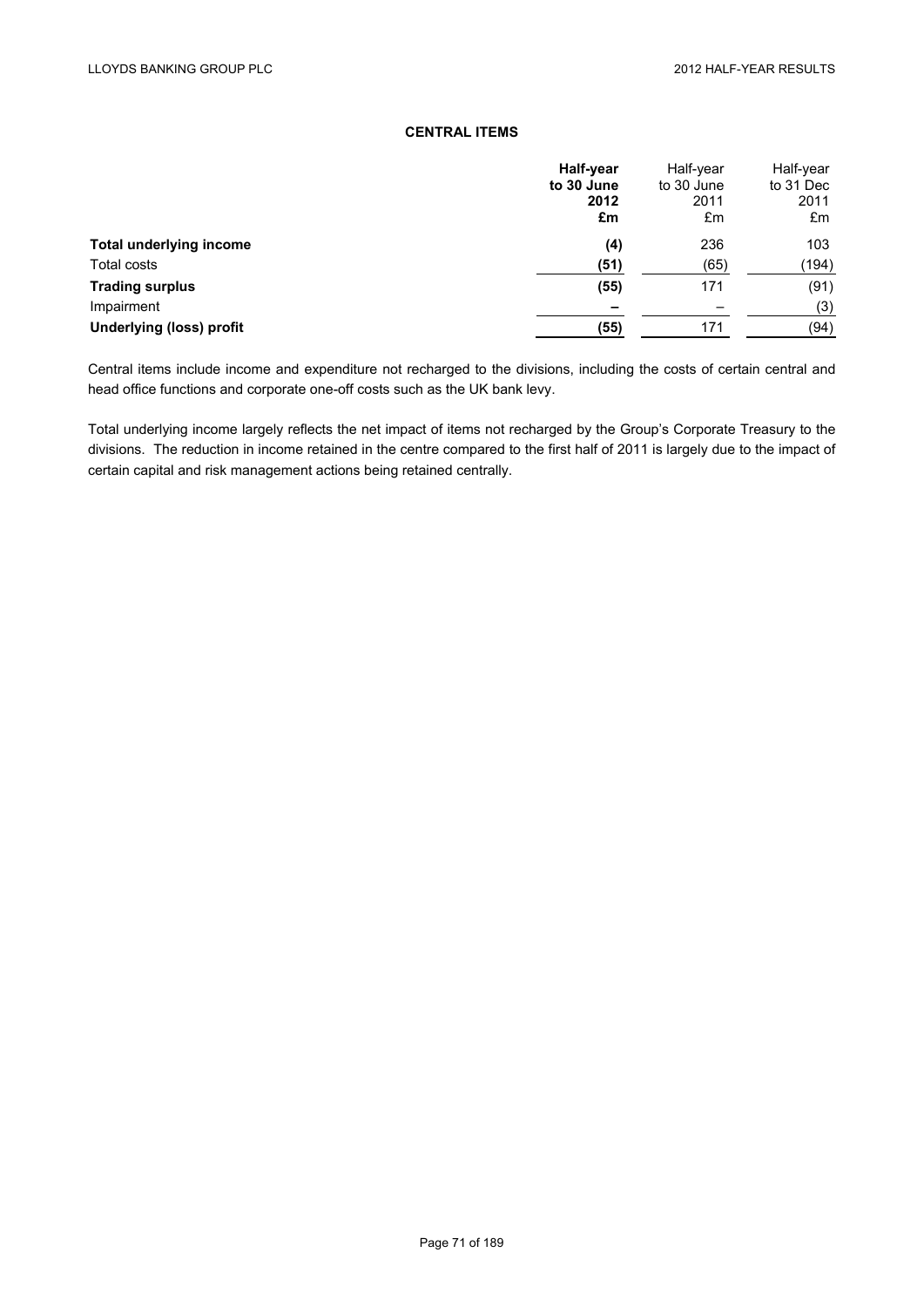## CENTRAL ITEMS

| | **Half-year to 30 June 2012 £m** | Half-year to 30 June 2011 £m | Half-year to 31 Dec 2011 £m |
|---|---|---|---|
| **Total underlying income** | **(4)** | 236 | 103 |
| Total costs | **(51)** | (65) | (194) |
| **Trading surplus** | **(55)** | 171 | (91) |
| Impairment | **–** | – | (3) |
| **Underlying (loss) profit** | **(55)** | 171 | (94) |

Central items include income and expenditure not recharged to the divisions, including the costs of certain central and head office functions and corporate one-off costs such as the UK bank levy.

Total underlying income largely reflects the net impact of items not recharged by the Group's Corporate Treasury to the divisions. The reduction in income retained in the centre compared to the first half of 2011 is largely due to the impact of certain capital and risk management actions being retained centrally.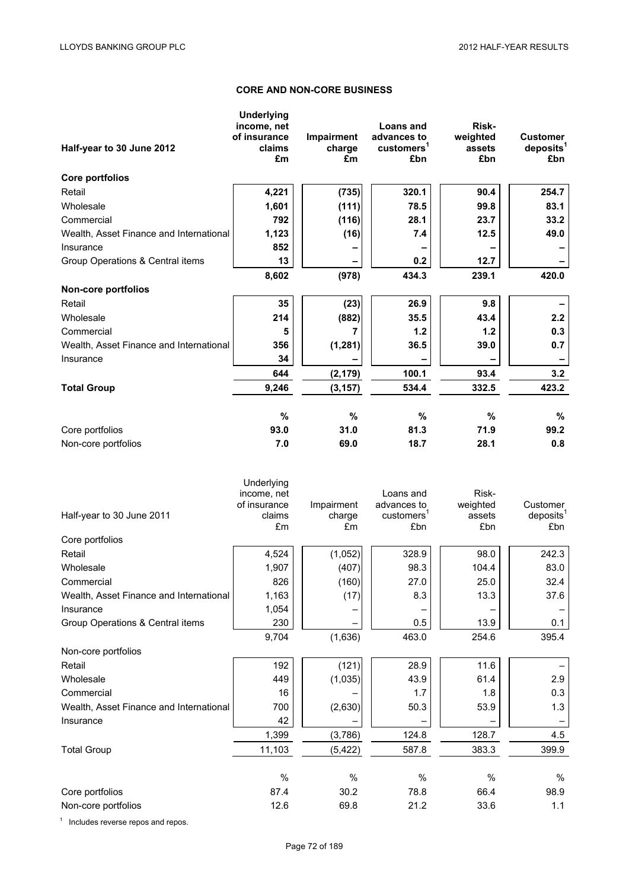## CORE AND NON-CORE BUSINESS

| Half-year to 30 June 2012 | Underlying income, net of insurance claims £m | Impairment charge £m | Loans and advances to customers[1] £bn | Risk-weighted assets £bn | Customer deposits[1] £bn |
|---|---|---|---|---|---|
| **Core portfolios** | | | | | |
| Retail | **4,221** | **(735)** | **320.1** | **90.4** | **254.7** |
| Wholesale | **1,601** | **(111)** | **78.5** | **99.8** | **83.1** |
| Commercial | **792** | **(116)** | **28.1** | **23.7** | **33.2** |
| Wealth, Asset Finance and International | **1,123** | **(16)** | **7.4** | **12.5** | **49.0** |
| Insurance | **852** | **–** | **–** | **–** | **–** |
| Group Operations & Central items | **13** | **–** | **0.2** | **12.7** | **–** |
| | **8,602** | **(978)** | **434.3** | **239.1** | **420.0** |
| **Non-core portfolios** | | | | | |
| Retail | **35** | **(23)** | **26.9** | **9.8** | **–** |
| Wholesale | **214** | **(882)** | **35.5** | **43.4** | **2.2** |
| Commercial | **5** | **7** | **1.2** | **1.2** | **0.3** |
| Wealth, Asset Finance and International | **356** | **(1,281)** | **36.5** | **39.0** | **0.7** |
| Insurance | **34** | **–** | **–** | **–** | **–** |
| | **644** | **(2,179)** | **100.1** | **93.4** | **3.2** |
| **Total Group** | **9,246** | **(3,157)** | **534.4** | **332.5** | **423.2** |
| | **%** | **%** | **%** | **%** | **%** |
| Core portfolios | **93.0** | **31.0** | **81.3** | **71.9** | **99.2** |
| Non-core portfolios | **7.0** | **69.0** | **18.7** | **28.1** | **0.8** |

| Half-year to 30 June 2011 | Underlying income, net of insurance claims £m | Impairment charge £m | Loans and advances to customers[1] £bn | Risk-weighted assets £bn | Customer deposits[1] £bn |
|---|---|---|---|---|---|
| Core portfolios | | | | | |
| Retail | 4,524 | (1,052) | 328.9 | 98.0 | 242.3 |
| Wholesale | 1,907 | (407) | 98.3 | 104.4 | 83.0 |
| Commercial | 826 | (160) | 27.0 | 25.0 | 32.4 |
| Wealth, Asset Finance and International | 1,163 | (17) | 8.3 | 13.3 | 37.6 |
| Insurance | 1,054 | – | – | – | – |
| Group Operations & Central items | 230 | – | 0.5 | 13.9 | 0.1 |
| | 9,704 | (1,636) | 463.0 | 254.6 | 395.4 |
| Non-core portfolios | | | | | |
| Retail | 192 | (121) | 28.9 | 11.6 | – |
| Wholesale | 449 | (1,035) | 43.9 | 61.4 | 2.9 |
| Commercial | 16 | – | 1.7 | 1.8 | 0.3 |
| Wealth, Asset Finance and International | 700 | (2,630) | 50.3 | 53.9 | 1.3 |
| Insurance | 42 | – | – | – | – |
| | 1,399 | (3,786) | 124.8 | 128.7 | 4.5 |
| Total Group | 11,103 | (5,422) | 587.8 | 383.3 | 399.9 |
| | % | % | % | % | % |
| Core portfolios | 87.4 | 30.2 | 78.8 | 66.4 | 98.9 |
| Non-core portfolios | 12.6 | 69.8 | 21.2 | 33.6 | 1.1 |

[1] Includes reverse repos and repos.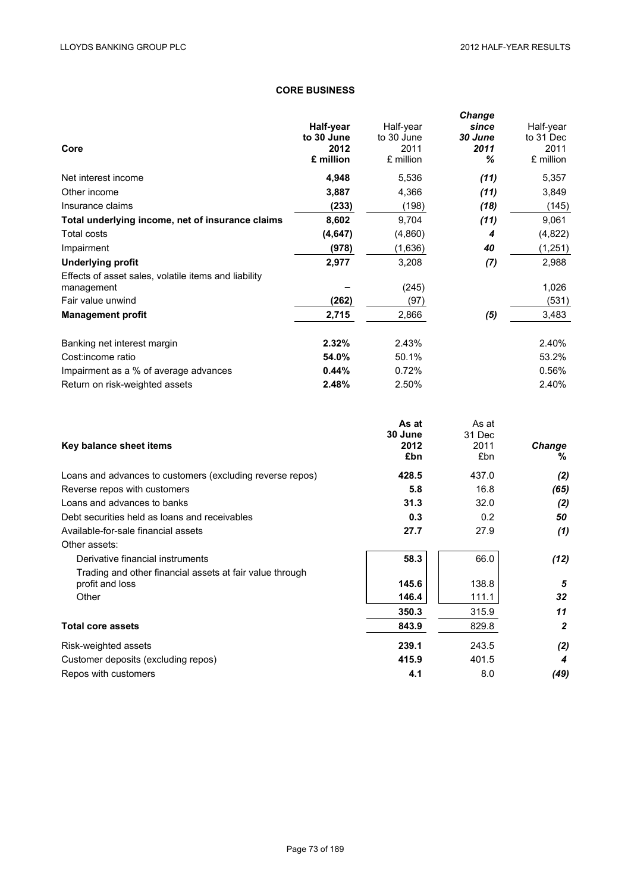## CORE BUSINESS

| Core | Half-year to 30 June 2012 £ million | Half-year to 30 June 2011 £ million | *Change since 30 June 2011 %* | Half-year to 31 Dec 2011 £ million |
|---|---|---|---|---|
| Net interest income | **4,948** | 5,536 | *(11)* | 5,357 |
| Other income | **3,887** | 4,366 | *(11)* | 3,849 |
| Insurance claims | **(233)** | (198) | *(18)* | (145) |
| **Total underlying income, net of insurance claims** | **8,602** | 9,704 | *(11)* | 9,061 |
| Total costs | **(4,647)** | (4,860) | *4* | (4,822) |
| Impairment | **(978)** | (1,636) | *40* | (1,251) |
| **Underlying profit** | **2,977** | 3,208 | *(7)* | 2,988 |
| Effects of asset sales, volatile items and liability management | **–** | (245) | | 1,026 |
| Fair value unwind | **(262)** | (97) | | (531) |
| **Management profit** | **2,715** | 2,866 | *(5)* | 3,483 |
| | | | | |
| Banking net interest margin | **2.32%** | 2.43% | | 2.40% |
| Cost:income ratio | **54.0%** | 50.1% | | 53.2% |
| Impairment as a % of average advances | **0.44%** | 0.72% | | 0.56% |
| Return on risk-weighted assets | **2.48%** | 2.50% | | 2.40% |

| Key balance sheet items | As at 30 June 2012 £bn | As at 31 Dec 2011 £bn | *Change %* |
|---|---|---|---|
| Loans and advances to customers (excluding reverse repos) | **428.5** | 437.0 | *(2)* |
| Reverse repos with customers | **5.8** | 16.8 | *(65)* |
| Loans and advances to banks | **31.3** | 32.0 | *(2)* |
| Debt securities held as loans and receivables | **0.3** | 0.2 | *50* |
| Available-for-sale financial assets | **27.7** | 27.9 | *(1)* |
| Other assets: | | | |
| Derivative financial instruments | **58.3** | 66.0 | *(12)* |
| Trading and other financial assets at fair value through profit and loss | **145.6** | 138.8 | *5* |
| Other | **146.4** | 111.1 | *32* |
| | **350.3** | 315.9 | *11* |
| **Total core assets** | **843.9** | 829.8 | *2* |
| Risk-weighted assets | **239.1** | 243.5 | *(2)* |
| Customer deposits (excluding repos) | **415.9** | 401.5 | *4* |
| Repos with customers | **4.1** | 8.0 | *(49)* |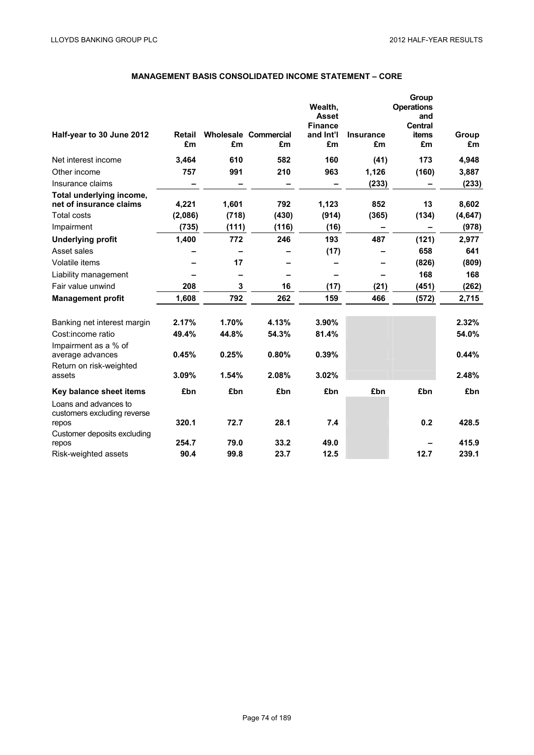## MANAGEMENT BASIS CONSOLIDATED INCOME STATEMENT – CORE

| Half-year to 30 June 2012 | Retail £m | Wholesale £m | Commercial £m | Wealth, Asset Finance and Int'l £m | Insurance £m | Group Operations and Central items £m | Group £m |
|---|---|---|---|---|---|---|---|
| Net interest income | **3,464** | **610** | **582** | **160** | **(41)** | **173** | **4,948** |
| Other income | **757** | **991** | **210** | **963** | **1,126** | **(160)** | **3,887** |
| Insurance claims | **–** | **–** | **–** | **–** | **(233)** | **–** | **(233)** |
| **Total underlying income, net of insurance claims** | **4,221** | **1,601** | **792** | **1,123** | **852** | **13** | **8,602** |
| Total costs | **(2,086)** | **(718)** | **(430)** | **(914)** | **(365)** | **(134)** | **(4,647)** |
| Impairment | **(735)** | **(111)** | **(116)** | **(16)** | **–** | **–** | **(978)** |
| **Underlying profit** | **1,400** | **772** | **246** | **193** | **487** | **(121)** | **2,977** |
| Asset sales | **–** | **–** | **–** | **(17)** | **–** | **658** | **641** |
| Volatile items | **–** | **17** | **–** | **–** | **–** | **(826)** | **(809)** |
| Liability management | **–** | **–** | **–** | **–** | **–** | **168** | **168** |
| Fair value unwind | **208** | **3** | **16** | **(17)** | **(21)** | **(451)** | **(262)** |
| **Management profit** | **1,608** | **792** | **262** | **159** | **466** | **(572)** | **2,715** |
| | | | | | | | |
| Banking net interest margin | **2.17%** | **1.70%** | **4.13%** | **3.90%** | | | **2.32%** |
| Cost:income ratio | **49.4%** | **44.8%** | **54.3%** | **81.4%** | | | **54.0%** |
| Impairment as a % of average advances | **0.45%** | **0.25%** | **0.80%** | **0.39%** | | | **0.44%** |
| Return on risk-weighted assets | **3.09%** | **1.54%** | **2.08%** | **3.02%** | | | **2.48%** |
| **Key balance sheet items** | **£bn** | **£bn** | **£bn** | **£bn** | **£bn** | **£bn** | **£bn** |
| Loans and advances to customers excluding reverse repos | **320.1** | **72.7** | **28.1** | **7.4** | | **0.2** | **428.5** |
| Customer deposits excluding repos | **254.7** | **79.0** | **33.2** | **49.0** | | **–** | **415.9** |
| Risk-weighted assets | **90.4** | **99.8** | **23.7** | **12.5** | | **12.7** | **239.1** |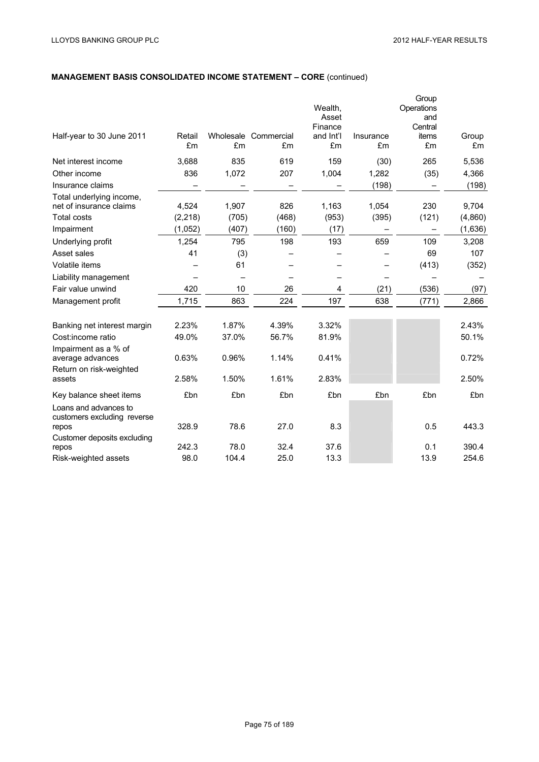**MANAGEMENT BASIS CONSOLIDATED INCOME STATEMENT – CORE** (continued)

| Half-year to 30 June 2011 | Retail £m | Wholesale £m | Commercial £m | Wealth, Asset Finance and Int'l £m | Insurance £m | Group Operations and Central items £m | Group £m |
|---|---|---|---|---|---|---|---|
| Net interest income | 3,688 | 835 | 619 | 159 | (30) | 265 | 5,536 |
| Other income | 836 | 1,072 | 207 | 1,004 | 1,282 | (35) | 4,366 |
| Insurance claims | – | – | – | – | (198) | – | (198) |
| Total underlying income, net of insurance claims | 4,524 | 1,907 | 826 | 1,163 | 1,054 | 230 | 9,704 |
| Total costs | (2,218) | (705) | (468) | (953) | (395) | (121) | (4,860) |
| Impairment | (1,052) | (407) | (160) | (17) | – | – | (1,636) |
| Underlying profit | 1,254 | 795 | 198 | 193 | 659 | 109 | 3,208 |
| Asset sales | 41 | (3) | – | – | – | 69 | 107 |
| Volatile items | – | 61 | – | – | – | (413) | (352) |
| Liability management | – | – | – | – | – | – | – |
| Fair value unwind | 420 | 10 | 26 | 4 | (21) | (536) | (97) |
| Management profit | 1,715 | 863 | 224 | 197 | 638 | (771) | 2,866 |
| | | | | | | | |
| Banking net interest margin | 2.23% | 1.87% | 4.39% | 3.32% | | | 2.43% |
| Cost:income ratio | 49.0% | 37.0% | 56.7% | 81.9% | | | 50.1% |
| Impairment as a % of average advances | 0.63% | 0.96% | 1.14% | 0.41% | | | 0.72% |
| Return on risk-weighted assets | 2.58% | 1.50% | 1.61% | 2.83% | | | 2.50% |
| Key balance sheet items | £bn | £bn | £bn | £bn | £bn | £bn | £bn |
| Loans and advances to customers excluding reverse repos | 328.9 | 78.6 | 27.0 | 8.3 | | 0.5 | 443.3 |
| Customer deposits excluding repos | 242.3 | 78.0 | 32.4 | 37.6 | | 0.1 | 390.4 |
| Risk-weighted assets | 98.0 | 104.4 | 25.0 | 13.3 | | 13.9 | 254.6 |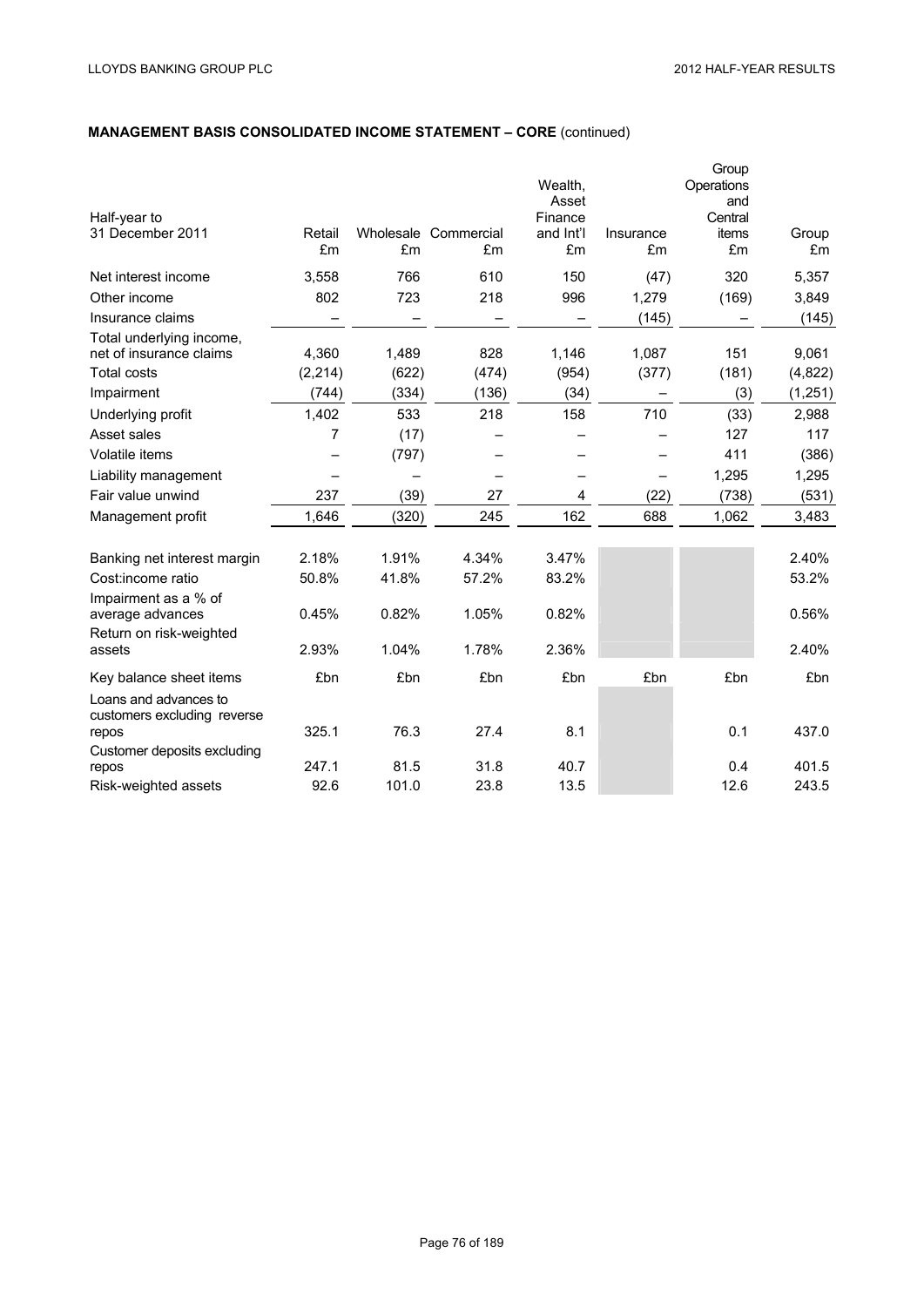**MANAGEMENT BASIS CONSOLIDATED INCOME STATEMENT – CORE** (continued)

| Half-year to 31 December 2011 | Retail £m | Wholesale £m | Commercial £m | Wealth, Asset Finance and Int'l £m | Insurance £m | Group Operations and Central items £m | Group £m |
|---|---|---|---|---|---|---|---|
| Net interest income | 3,558 | 766 | 610 | 150 | (47) | 320 | 5,357 |
| Other income | 802 | 723 | 218 | 996 | 1,279 | (169) | 3,849 |
| Insurance claims | – | – | – | – | (145) | – | (145) |
| Total underlying income, net of insurance claims | 4,360 | 1,489 | 828 | 1,146 | 1,087 | 151 | 9,061 |
| Total costs | (2,214) | (622) | (474) | (954) | (377) | (181) | (4,822) |
| Impairment | (744) | (334) | (136) | (34) | – | (3) | (1,251) |
| Underlying profit | 1,402 | 533 | 218 | 158 | 710 | (33) | 2,988 |
| Asset sales | 7 | (17) | – | – | – | 127 | 117 |
| Volatile items | – | (797) | – | – | – | 411 | (386) |
| Liability management | – | – | – | – | – | 1,295 | 1,295 |
| Fair value unwind | 237 | (39) | 27 | 4 | (22) | (738) | (531) |
| Management profit | 1,646 | (320) | 245 | 162 | 688 | 1,062 | 3,483 |
| | | | | | | | |
| Banking net interest margin | 2.18% | 1.91% | 4.34% | 3.47% | | | 2.40% |
| Cost:income ratio | 50.8% | 41.8% | 57.2% | 83.2% | | | 53.2% |
| Impairment as a % of average advances | 0.45% | 0.82% | 1.05% | 0.82% | | | 0.56% |
| Return on risk-weighted assets | 2.93% | 1.04% | 1.78% | 2.36% | | | 2.40% |
| Key balance sheet items | £bn | £bn | £bn | £bn | £bn | £bn | £bn |
| Loans and advances to customers excluding reverse repos | 325.1 | 76.3 | 27.4 | 8.1 | | 0.1 | 437.0 |
| Customer deposits excluding repos | 247.1 | 81.5 | 31.8 | 40.7 | | 0.4 | 401.5 |
| Risk-weighted assets | 92.6 | 101.0 | 23.8 | 13.5 | | 12.6 | 243.5 |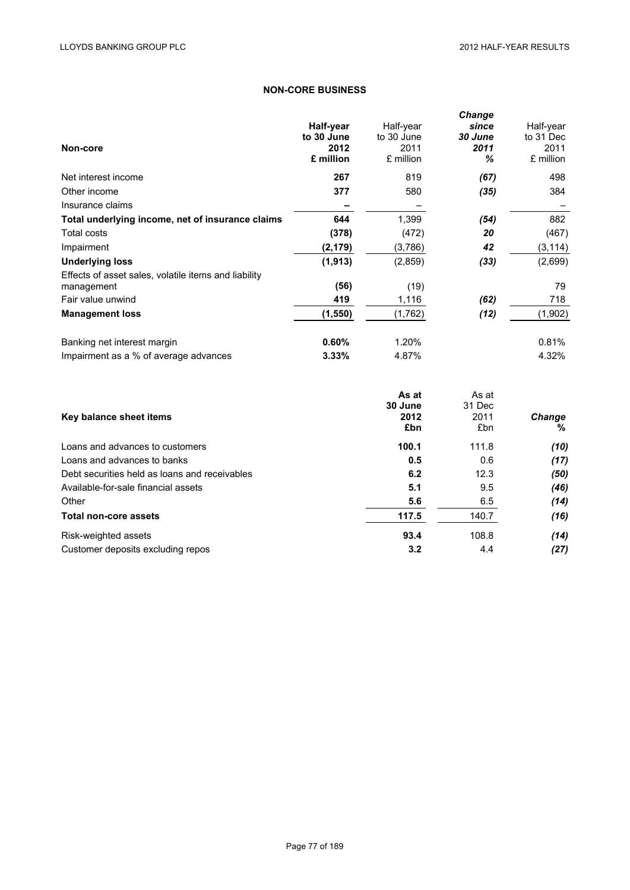## NON-CORE BUSINESS

| Non-core | **Half-year to 30 June 2012 £ million** | Half-year to 30 June 2011 £ million | ***Change since 30 June 2011 %*** | Half-year to 31 Dec 2011 £ million |
|---|---|---|---|---|
| Net interest income | **267** | 819 | ***(67)*** | 498 |
| Other income | **377** | 580 | ***(35)*** | 384 |
| Insurance claims | **–** | – | | – |
| **Total underlying income, net of insurance claims** | **644** | 1,399 | ***(54)*** | 882 |
| Total costs | **(378)** | (472) | ***20*** | (467) |
| Impairment | **(2,179)** | (3,786) | ***42*** | (3,114) |
| **Underlying loss** | **(1,913)** | (2,859) | ***(33)*** | (2,699) |
| Effects of asset sales, volatile items and liability management | **(56)** | (19) | | 79 |
| Fair value unwind | **419** | 1,116 | ***(62)*** | 718 |
| **Management loss** | **(1,550)** | (1,762) | ***(12)*** | (1,902) |
| | | | | |
| Banking net interest margin | **0.60%** | 1.20% | | 0.81% |
| Impairment as a % of average advances | **3.33%** | 4.87% | | 4.32% |

| Key balance sheet items | **As at 30 June 2012 £bn** | As at 31 Dec 2011 £bn | ***Change %*** |
|---|---|---|---|
| Loans and advances to customers | **100.1** | 111.8 | ***(10)*** |
| Loans and advances to banks | **0.5** | 0.6 | ***(17)*** |
| Debt securities held as loans and receivables | **6.2** | 12.3 | ***(50)*** |
| Available-for-sale financial assets | **5.1** | 9.5 | ***(46)*** |
| Other | **5.6** | 6.5 | ***(14)*** |
| **Total non-core assets** | **117.5** | 140.7 | ***(16)*** |
| | | | |
| Risk-weighted assets | **93.4** | 108.8 | ***(14)*** |
| Customer deposits excluding repos | **3.2** | 4.4 | ***(27)*** |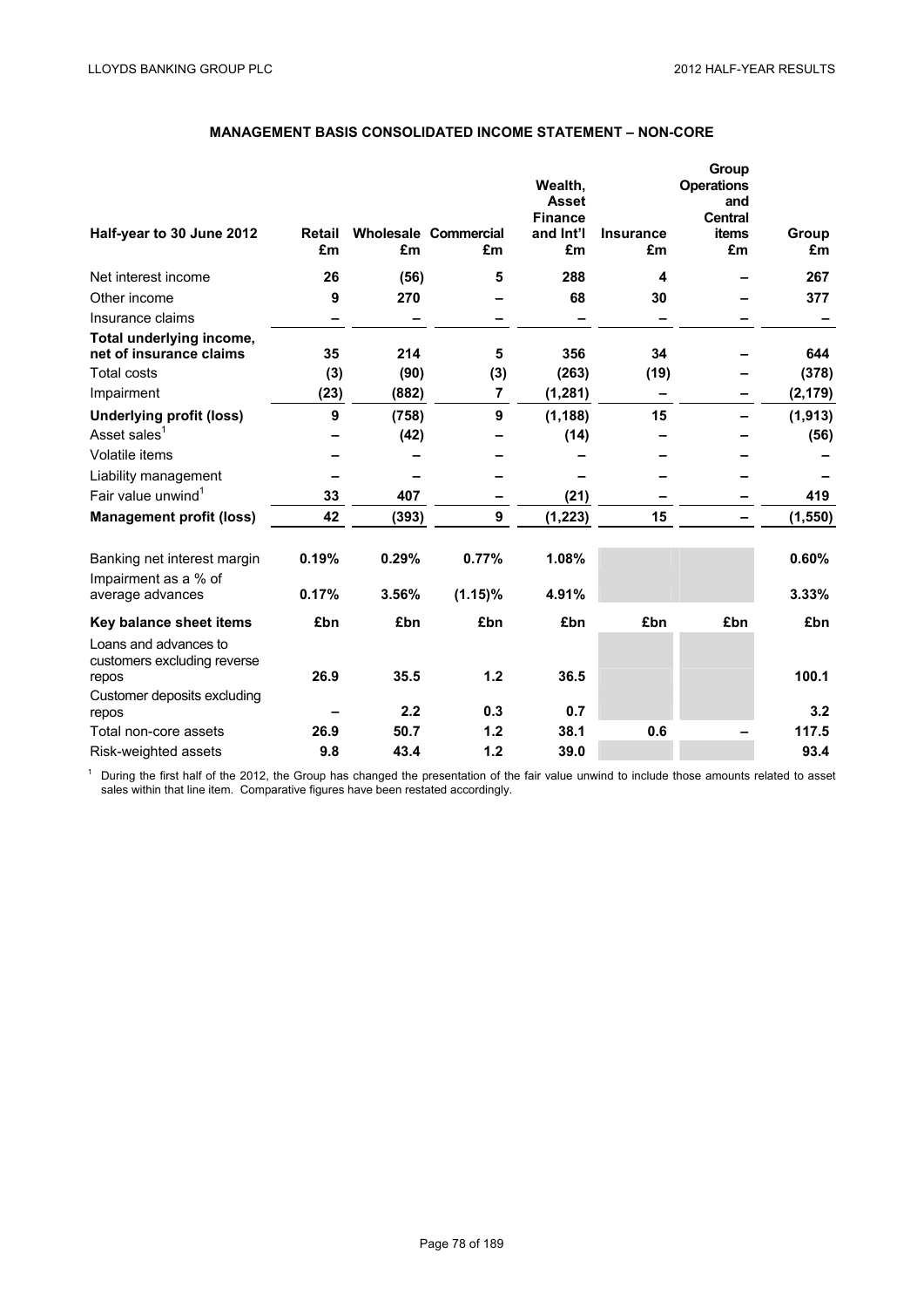## MANAGEMENT BASIS CONSOLIDATED INCOME STATEMENT – NON-CORE

| Half-year to 30 June 2012 | Retail £m | Wholesale £m | Commercial £m | Wealth, Asset Finance and Int'l £m | Insurance £m | Group Operations and Central items £m | Group £m |
|---|---|---|---|---|---|---|---|
| Net interest income | **26** | **(56)** | **5** | **288** | **4** | **–** | **267** |
| Other income | **9** | **270** | **–** | **68** | **30** | **–** | **377** |
| Insurance claims | **–** | **–** | **–** | **–** | **–** | **–** | **–** |
| **Total underlying income, net of insurance claims** | **35** | **214** | **5** | **356** | **34** | **–** | **644** |
| Total costs | **(3)** | **(90)** | **(3)** | **(263)** | **(19)** | **–** | **(378)** |
| Impairment | **(23)** | **(882)** | **7** | **(1,281)** | **–** | **–** | **(2,179)** |
| **Underlying profit (loss)** | **9** | **(758)** | **9** | **(1,188)** | **15** | **–** | **(1,913)** |
| Asset sales[1] | **–** | **(42)** | **–** | **(14)** | **–** | **–** | **(56)** |
| Volatile items | **–** | **–** | **–** | **–** | **–** | **–** | **–** |
| Liability management | **–** | **–** | **–** | **–** | **–** | **–** | **–** |
| Fair value unwind[1] | **33** | **407** | **–** | **(21)** | **–** | **–** | **419** |
| **Management profit (loss)** | **42** | **(393)** | **9** | **(1,223)** | **15** | **–** | **(1,550)** |
| | | | | | | | |
| Banking net interest margin | **0.19%** | **0.29%** | **0.77%** | **1.08%** | | | **0.60%** |
| Impairment as a % of average advances | **0.17%** | **3.56%** | **(1.15)%** | **4.91%** | | | **3.33%** |
| **Key balance sheet items** | **£bn** | **£bn** | **£bn** | **£bn** | **£bn** | **£bn** | **£bn** |
| Loans and advances to customers excluding reverse repos | **26.9** | **35.5** | **1.2** | **36.5** | | | **100.1** |
| Customer deposits excluding repos | **–** | **2.2** | **0.3** | **0.7** | | | **3.2** |
| Total non-core assets | **26.9** | **50.7** | **1.2** | **38.1** | **0.6** | **–** | **117.5** |
| Risk-weighted assets | **9.8** | **43.4** | **1.2** | **39.0** | | | **93.4** |

[1] During the first half of the 2012, the Group has changed the presentation of the fair value unwind to include those amounts related to asset sales within that line item. Comparative figures have been restated accordingly.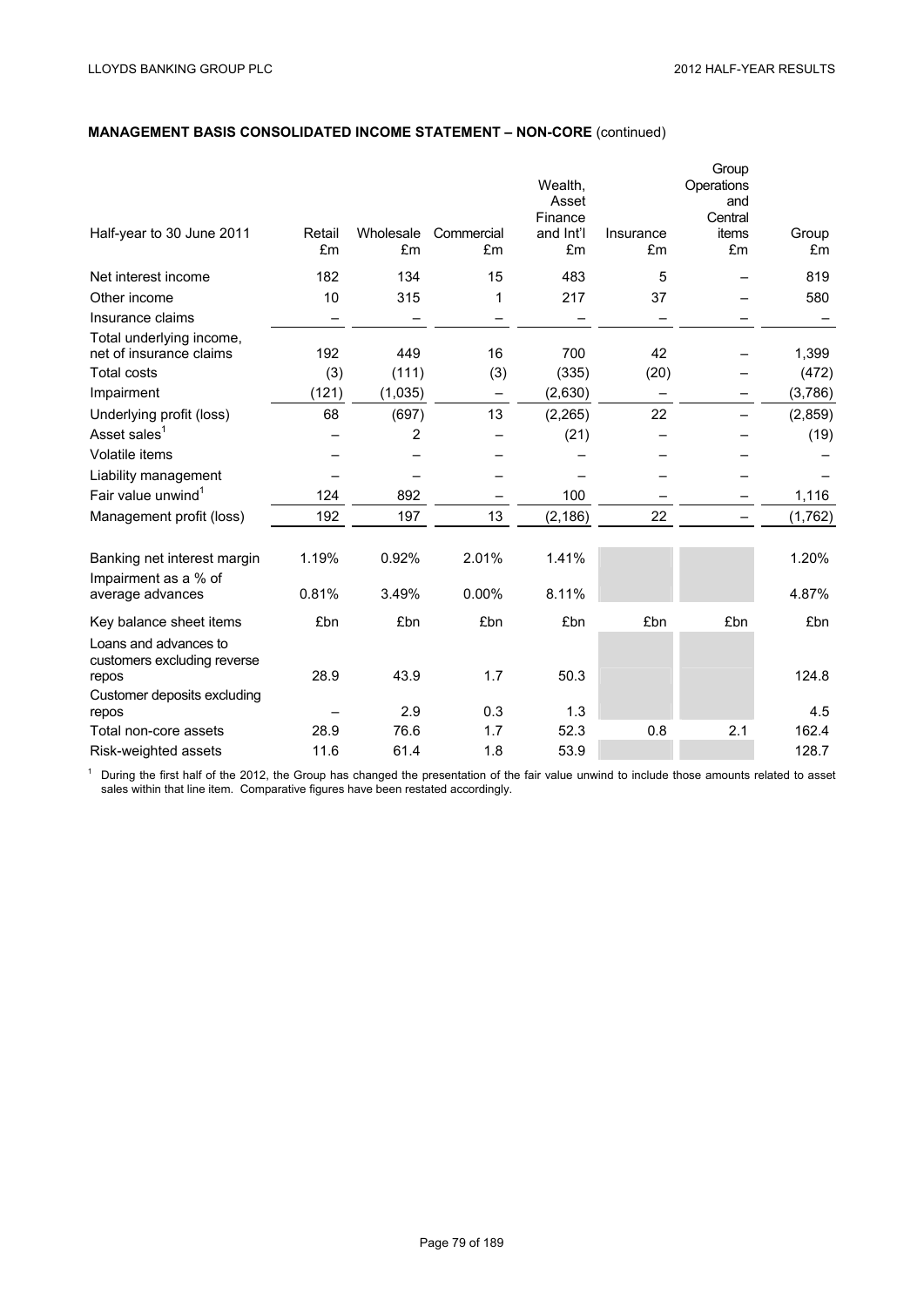## MANAGEMENT BASIS CONSOLIDATED INCOME STATEMENT – NON-CORE (continued)

| Half-year to 30 June 2011 | Retail £m | Wholesale £m | Commercial £m | Wealth, Asset Finance and Int'l £m | Insurance £m | Group Operations and Central items £m | Group £m |
|---|---|---|---|---|---|---|---|
| Net interest income | 182 | 134 | 15 | 483 | 5 | – | 819 |
| Other income | 10 | 315 | 1 | 217 | 37 | – | 580 |
| Insurance claims | – | – | – | – | – | – | – |
| Total underlying income, net of insurance claims | 192 | 449 | 16 | 700 | 42 | – | 1,399 |
| Total costs | (3) | (111) | (3) | (335) | (20) | – | (472) |
| Impairment | (121) | (1,035) | – | (2,630) | – | – | (3,786) |
| Underlying profit (loss) | 68 | (697) | 13 | (2,265) | 22 | – | (2,859) |
| Asset sales[1] | – | 2 | – | (21) | – | – | (19) |
| Volatile items | – | – | – | – | – | – | – |
| Liability management | – | – | – | – | – | – | – |
| Fair value unwind[1] | 124 | 892 | – | 100 | – | – | 1,116 |
| Management profit (loss) | 192 | 197 | 13 | (2,186) | 22 | – | (1,762) |
| | | | | | | | |
| Banking net interest margin | 1.19% | 0.92% | 2.01% | 1.41% | | | 1.20% |
| Impairment as a % of average advances | 0.81% | 3.49% | 0.00% | 8.11% | | | 4.87% |
| Key balance sheet items | £bn | £bn | £bn | £bn | £bn | £bn | £bn |
| Loans and advances to customers excluding reverse repos | 28.9 | 43.9 | 1.7 | 50.3 | | | 124.8 |
| Customer deposits excluding repos | – | 2.9 | 0.3 | 1.3 | | | 4.5 |
| Total non-core assets | 28.9 | 76.6 | 1.7 | 52.3 | 0.8 | 2.1 | 162.4 |
| Risk-weighted assets | 11.6 | 61.4 | 1.8 | 53.9 | | | 128.7 |

[1] During the first half of the 2012, the Group has changed the presentation of the fair value unwind to include those amounts related to asset sales within that line item. Comparative figures have been restated accordingly.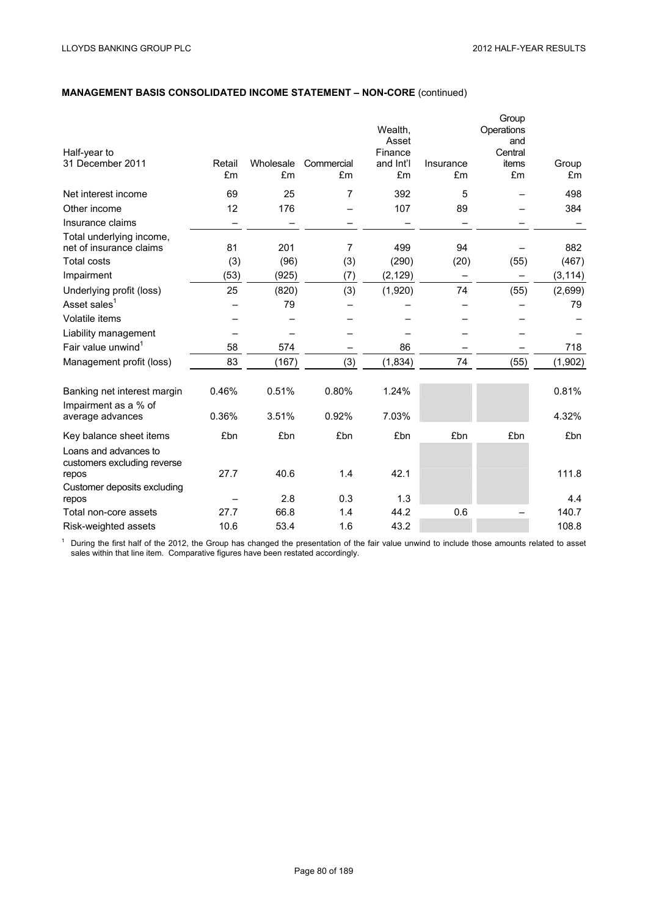**MANAGEMENT BASIS CONSOLIDATED INCOME STATEMENT – NON-CORE** (continued)

| Half-year to 31 December 2011 | Retail £m | Wholesale £m | Commercial £m | Wealth, Asset Finance and Int'l £m | Insurance £m | Group Operations and Central items £m | Group £m |
|---|---|---|---|---|---|---|---|
| Net interest income | 69 | 25 | 7 | 392 | 5 | – | 498 |
| Other income | 12 | 176 | – | 107 | 89 | – | 384 |
| Insurance claims | – | – | – | – | – | – | – |
| Total underlying income, net of insurance claims | 81 | 201 | 7 | 499 | 94 | – | 882 |
| Total costs | (3) | (96) | (3) | (290) | (20) | (55) | (467) |
| Impairment | (53) | (925) | (7) | (2,129) | – | – | (3,114) |
| Underlying profit (loss) | 25 | (820) | (3) | (1,920) | 74 | (55) | (2,699) |
| Asset sales[1] | – | 79 | – | – | – | – | 79 |
| Volatile items | – | – | – | – | – | – | – |
| Liability management | – | – | – | – | – | – | – |
| Fair value unwind[1] | 58 | 574 | – | 86 | – | – | 718 |
| Management profit (loss) | 83 | (167) | (3) | (1,834) | 74 | (55) | (1,902) |
| | | | | | | | |
| Banking net interest margin | 0.46% | 0.51% | 0.80% | 1.24% | | | 0.81% |
| Impairment as a % of average advances | 0.36% | 3.51% | 0.92% | 7.03% | | | 4.32% |
| Key balance sheet items | £bn | £bn | £bn | £bn | £bn | £bn | £bn |
| Loans and advances to customers excluding reverse repos | 27.7 | 40.6 | 1.4 | 42.1 | | | 111.8 |
| Customer deposits excluding repos | – | 2.8 | 0.3 | 1.3 | | | 4.4 |
| Total non-core assets | 27.7 | 66.8 | 1.4 | 44.2 | 0.6 | – | 140.7 |
| Risk-weighted assets | 10.6 | 53.4 | 1.6 | 43.2 | | | 108.8 |

[1] During the first half of the 2012, the Group has changed the presentation of the fair value unwind to include those amounts related to asset sales within that line item. Comparative figures have been restated accordingly.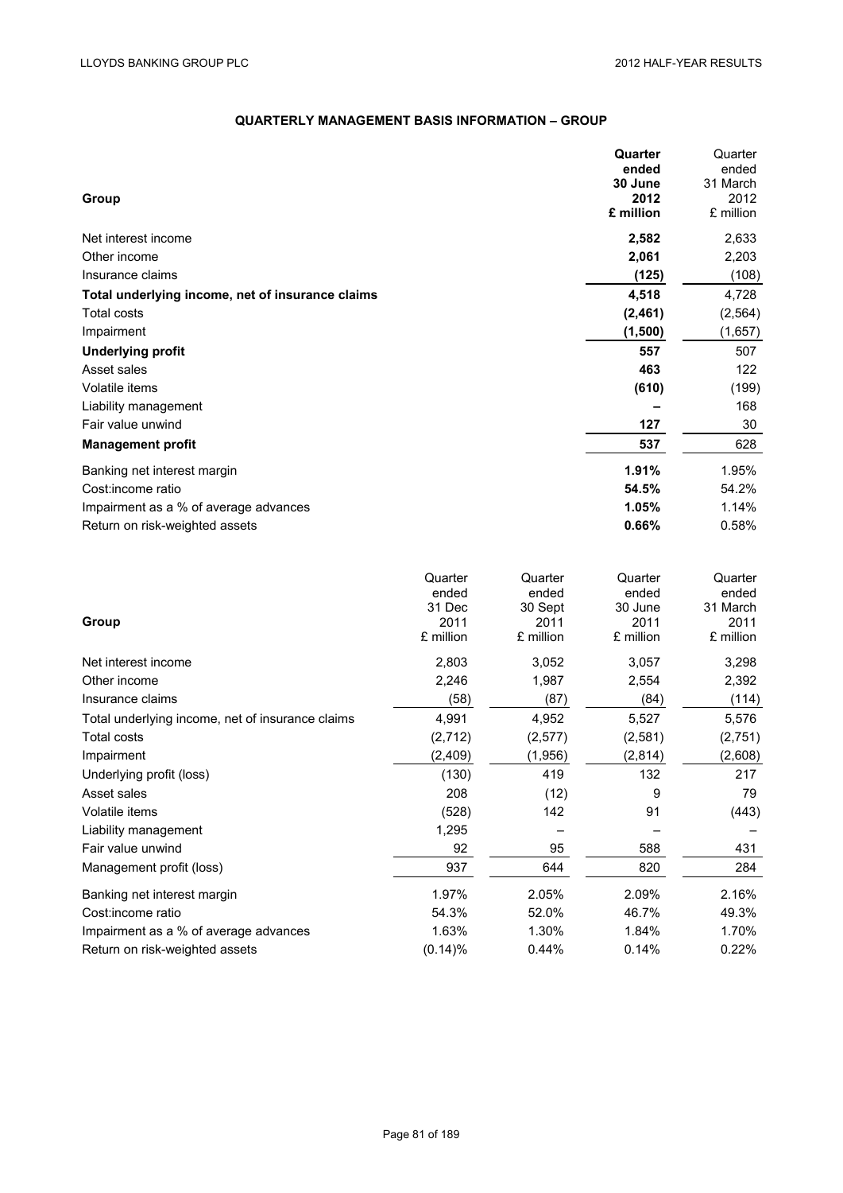## QUARTERLY MANAGEMENT BASIS INFORMATION – GROUP

| Group | **Quarter ended 30 June 2012 £ million** | Quarter ended 31 March 2012 £ million |
|---|---|---|
| Net interest income | **2,582** | 2,633 |
| Other income | **2,061** | 2,203 |
| Insurance claims | **(125)** | (108) |
| **Total underlying income, net of insurance claims** | **4,518** | 4,728 |
| Total costs | **(2,461)** | (2,564) |
| Impairment | **(1,500)** | (1,657) |
| **Underlying profit** | **557** | 507 |
| Asset sales | **463** | 122 |
| Volatile items | **(610)** | (199) |
| Liability management | **–** | 168 |
| Fair value unwind | **127** | 30 |
| **Management profit** | **537** | 628 |
| Banking net interest margin | **1.91%** | 1.95% |
| Cost:income ratio | **54.5%** | 54.2% |
| Impairment as a % of average advances | **1.05%** | 1.14% |
| Return on risk-weighted assets | **0.66%** | 0.58% |

| Group | Quarter ended 31 Dec 2011 £ million | Quarter ended 30 Sept 2011 £ million | Quarter ended 30 June 2011 £ million | Quarter ended 31 March 2011 £ million |
|---|---|---|---|---|
| Net interest income | 2,803 | 3,052 | 3,057 | 3,298 |
| Other income | 2,246 | 1,987 | 2,554 | 2,392 |
| Insurance claims | (58) | (87) | (84) | (114) |
| Total underlying income, net of insurance claims | 4,991 | 4,952 | 5,527 | 5,576 |
| Total costs | (2,712) | (2,577) | (2,581) | (2,751) |
| Impairment | (2,409) | (1,956) | (2,814) | (2,608) |
| Underlying profit (loss) | (130) | 419 | 132 | 217 |
| Asset sales | 208 | (12) | 9 | 79 |
| Volatile items | (528) | 142 | 91 | (443) |
| Liability management | 1,295 | – | – | – |
| Fair value unwind | 92 | 95 | 588 | 431 |
| Management profit (loss) | 937 | 644 | 820 | 284 |
| Banking net interest margin | 1.97% | 2.05% | 2.09% | 2.16% |
| Cost:income ratio | 54.3% | 52.0% | 46.7% | 49.3% |
| Impairment as a % of average advances | 1.63% | 1.30% | 1.84% | 1.70% |
| Return on risk-weighted assets | (0.14)% | 0.44% | 0.14% | 0.22% |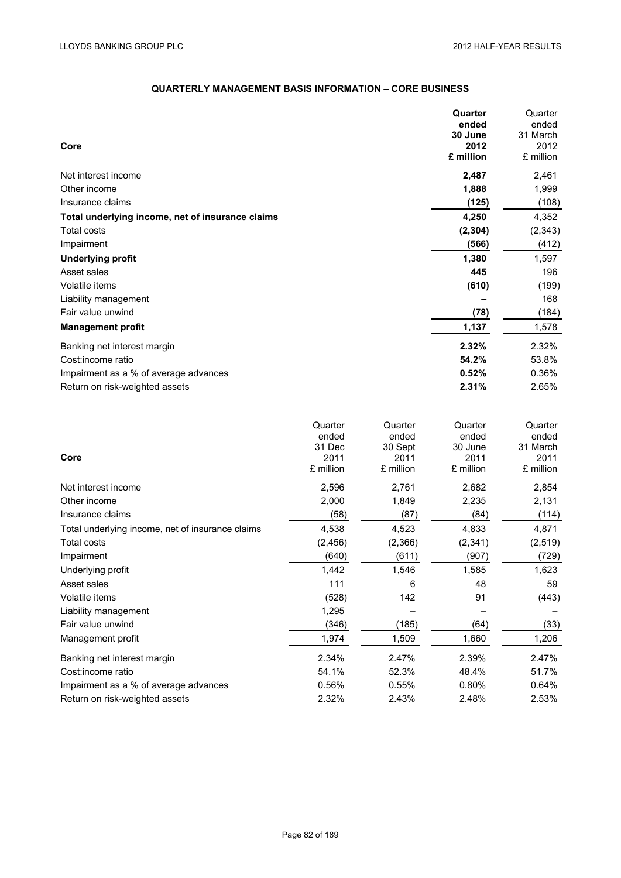## QUARTERLY MANAGEMENT BASIS INFORMATION – CORE BUSINESS

| Core | **Quarter ended 30 June 2012 £ million** | Quarter ended 31 March 2012 £ million |
|---|---|---|
| Net interest income | **2,487** | 2,461 |
| Other income | **1,888** | 1,999 |
| Insurance claims | **(125)** | (108) |
| **Total underlying income, net of insurance claims** | **4,250** | 4,352 |
| Total costs | **(2,304)** | (2,343) |
| Impairment | **(566)** | (412) |
| **Underlying profit** | **1,380** | 1,597 |
| Asset sales | **445** | 196 |
| Volatile items | **(610)** | (199) |
| Liability management | **–** | 168 |
| Fair value unwind | **(78)** | (184) |
| **Management profit** | **1,137** | 1,578 |
| Banking net interest margin | **2.32%** | 2.32% |
| Cost:income ratio | **54.2%** | 53.8% |
| Impairment as a % of average advances | **0.52%** | 0.36% |
| Return on risk-weighted assets | **2.31%** | 2.65% |

| Core | Quarter ended 31 Dec 2011 £ million | Quarter ended 30 Sept 2011 £ million | Quarter ended 30 June 2011 £ million | Quarter ended 31 March 2011 £ million |
|---|---|---|---|---|
| Net interest income | 2,596 | 2,761 | 2,682 | 2,854 |
| Other income | 2,000 | 1,849 | 2,235 | 2,131 |
| Insurance claims | (58) | (87) | (84) | (114) |
| Total underlying income, net of insurance claims | 4,538 | 4,523 | 4,833 | 4,871 |
| Total costs | (2,456) | (2,366) | (2,341) | (2,519) |
| Impairment | (640) | (611) | (907) | (729) |
| Underlying profit | 1,442 | 1,546 | 1,585 | 1,623 |
| Asset sales | 111 | 6 | 48 | 59 |
| Volatile items | (528) | 142 | 91 | (443) |
| Liability management | 1,295 | – | – | – |
| Fair value unwind | (346) | (185) | (64) | (33) |
| Management profit | 1,974 | 1,509 | 1,660 | 1,206 |
| Banking net interest margin | 2.34% | 2.47% | 2.39% | 2.47% |
| Cost:income ratio | 54.1% | 52.3% | 48.4% | 51.7% |
| Impairment as a % of average advances | 0.56% | 0.55% | 0.80% | 0.64% |
| Return on risk-weighted assets | 2.32% | 2.43% | 2.48% | 2.53% |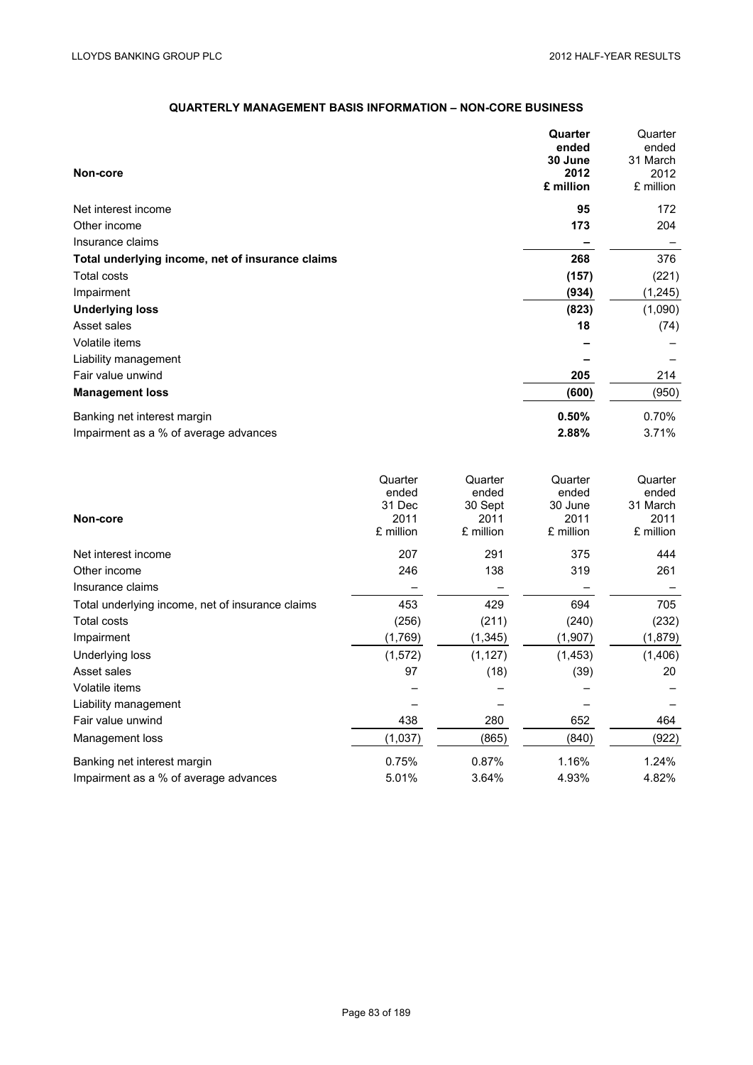## QUARTERLY MANAGEMENT BASIS INFORMATION – NON-CORE BUSINESS

| Non-core | **Quarter ended 30 June 2012 £ million** | Quarter ended 31 March 2012 £ million |
|---|---|---|
| Net interest income | **95** | 172 |
| Other income | **173** | 204 |
| Insurance claims | **–** | – |
| **Total underlying income, net of insurance claims** | **268** | 376 |
| Total costs | **(157)** | (221) |
| Impairment | **(934)** | (1,245) |
| **Underlying loss** | **(823)** | (1,090) |
| Asset sales | **18** | (74) |
| Volatile items | **–** | – |
| Liability management | **–** | – |
| Fair value unwind | **205** | 214 |
| **Management loss** | **(600)** | (950) |
| Banking net interest margin | **0.50%** | 0.70% |
| Impairment as a % of average advances | **2.88%** | 3.71% |

| Non-core | Quarter ended 31 Dec 2011 £ million | Quarter ended 30 Sept 2011 £ million | Quarter ended 30 June 2011 £ million | Quarter ended 31 March 2011 £ million |
|---|---|---|---|---|
| Net interest income | 207 | 291 | 375 | 444 |
| Other income | 246 | 138 | 319 | 261 |
| Insurance claims | – | – | – | – |
| Total underlying income, net of insurance claims | 453 | 429 | 694 | 705 |
| Total costs | (256) | (211) | (240) | (232) |
| Impairment | (1,769) | (1,345) | (1,907) | (1,879) |
| Underlying loss | (1,572) | (1,127) | (1,453) | (1,406) |
| Asset sales | 97 | (18) | (39) | 20 |
| Volatile items | – | – | – | – |
| Liability management | – | – | – | – |
| Fair value unwind | 438 | 280 | 652 | 464 |
| Management loss | (1,037) | (865) | (840) | (922) |
| Banking net interest margin | 0.75% | 0.87% | 1.16% | 1.24% |
| Impairment as a % of average advances | 5.01% | 3.64% | 4.93% | 4.82% |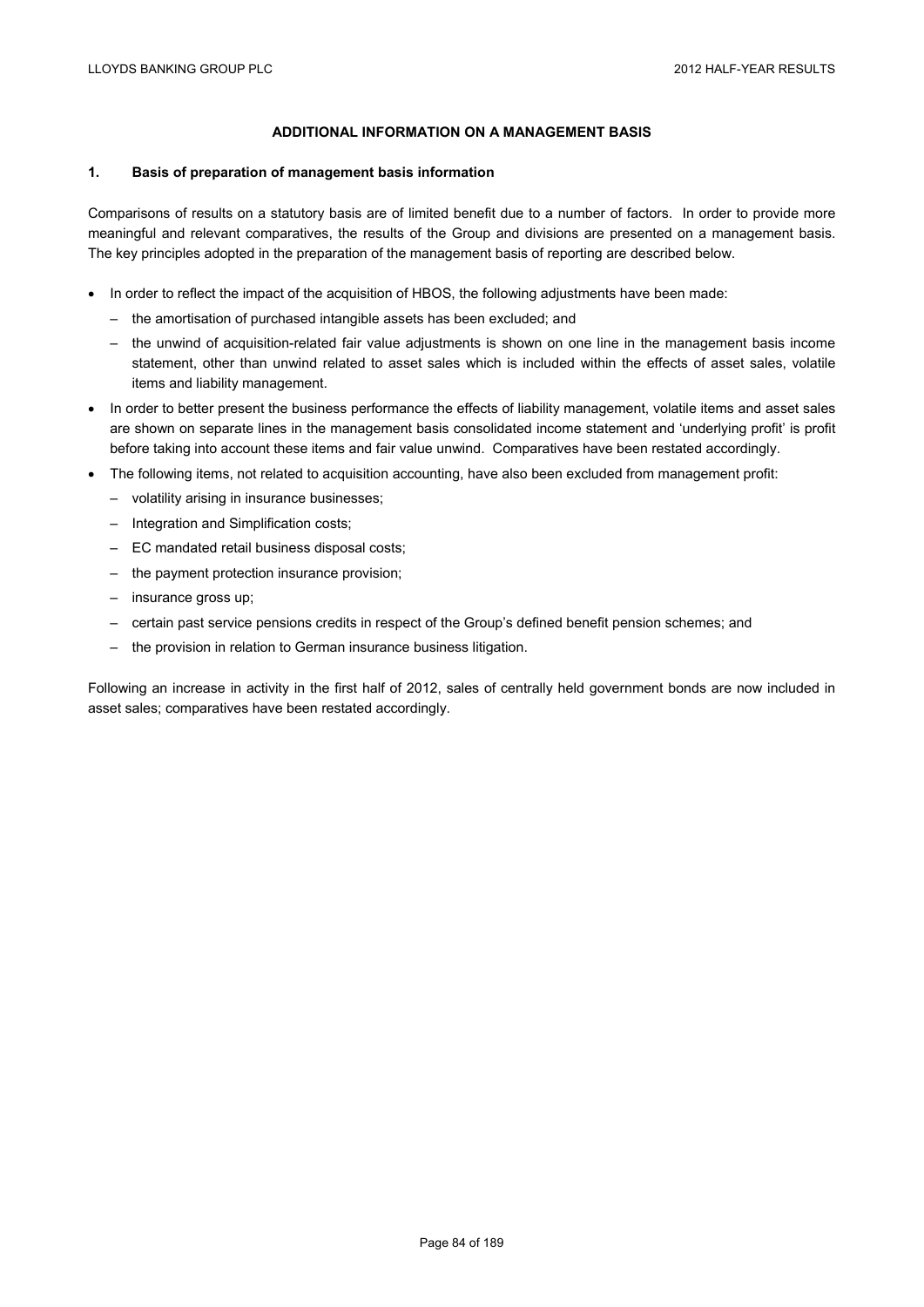## ADDITIONAL INFORMATION ON A MANAGEMENT BASIS

### 1. Basis of preparation of management basis information

Comparisons of results on a statutory basis are of limited benefit due to a number of factors. In order to provide more meaningful and relevant comparatives, the results of the Group and divisions are presented on a management basis. The key principles adopted in the preparation of the management basis of reporting are described below.

- In order to reflect the impact of the acquisition of HBOS, the following adjustments have been made:
  - the amortisation of purchased intangible assets has been excluded; and
  - the unwind of acquisition-related fair value adjustments is shown on one line in the management basis income statement, other than unwind related to asset sales which is included within the effects of asset sales, volatile items and liability management.
- In order to better present the business performance the effects of liability management, volatile items and asset sales are shown on separate lines in the management basis consolidated income statement and 'underlying profit' is profit before taking into account these items and fair value unwind. Comparatives have been restated accordingly.
- The following items, not related to acquisition accounting, have also been excluded from management profit:
  - volatility arising in insurance businesses;
  - Integration and Simplification costs;
  - EC mandated retail business disposal costs;
  - the payment protection insurance provision;
  - insurance gross up;
  - certain past service pensions credits in respect of the Group's defined benefit pension schemes; and
  - the provision in relation to German insurance business litigation.

Following an increase in activity in the first half of 2012, sales of centrally held government bonds are now included in asset sales; comparatives have been restated accordingly.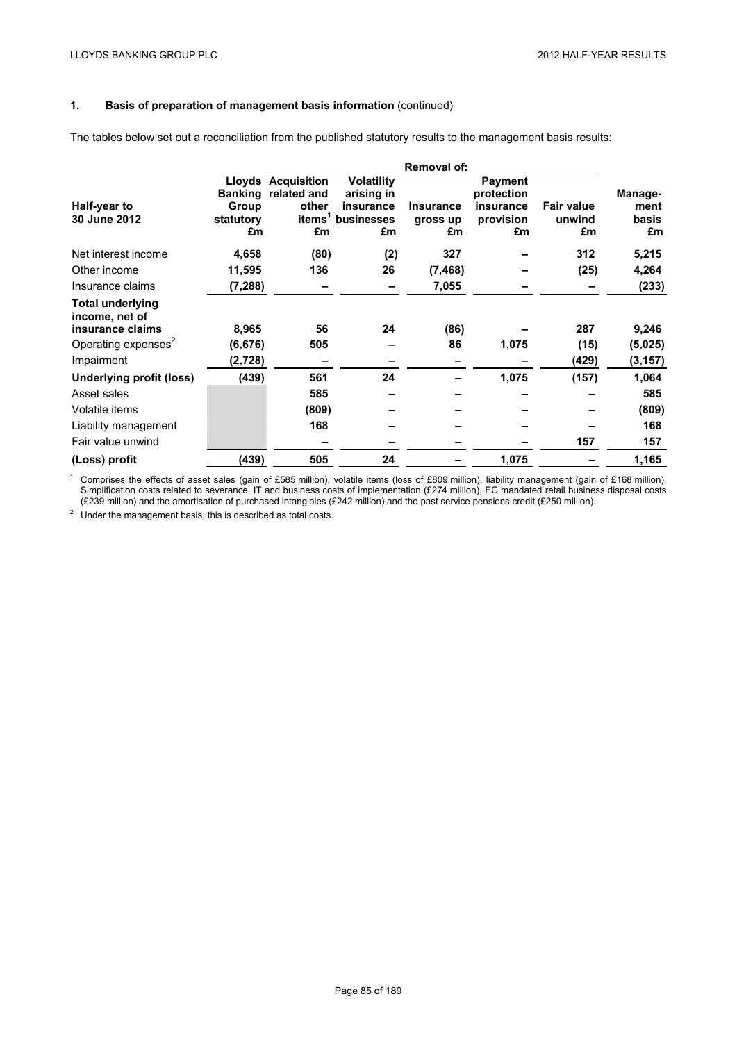## 1. Basis of preparation of management basis information (continued)

The tables below set out a reconciliation from the published statutory results to the management basis results:

| Half-year to 30 June 2012 | Lloyds Banking Group statutory £m | Removal of: Acquisition related and other items[1] £m | Volatility arising in insurance businesses £m | Insurance gross up £m | Payment protection insurance provision £m | Fair value unwind £m | Management basis £m |
|---|---|---|---|---|---|---|---|
| Net interest income | 4,658 | (80) | (2) | 327 | – | 312 | 5,215 |
| Other income | 11,595 | 136 | 26 | (7,468) | – | (25) | 4,264 |
| Insurance claims | (7,288) | – | – | 7,055 | – | – | (233) |
| **Total underlying income, net of insurance claims** | 8,965 | 56 | 24 | (86) | – | 287 | 9,246 |
| Operating expenses[2] | (6,676) | 505 | – | 86 | 1,075 | (15) | (5,025) |
| Impairment | (2,728) | – | – | – | – | (429) | (3,157) |
| **Underlying profit (loss)** | (439) | 561 | 24 | – | 1,075 | (157) | 1,064 |
| Asset sales | | 585 | – | – | – | – | 585 |
| Volatile items | | (809) | – | – | – | – | (809) |
| Liability management | | 168 | – | – | – | – | 168 |
| Fair value unwind | | – | – | – | – | 157 | 157 |
| **(Loss) profit** | (439) | 505 | 24 | – | 1,075 | – | 1,165 |

[1] Comprises the effects of asset sales (gain of £585 million), volatile items (loss of £809 million), liability management (gain of £168 million), Simplification costs related to severance, IT and business costs of implementation (£274 million), EC mandated retail business disposal costs (£239 million) and the amortisation of purchased intangibles (£242 million) and the past service pensions credit (£250 million).

[2] Under the management basis, this is described as total costs.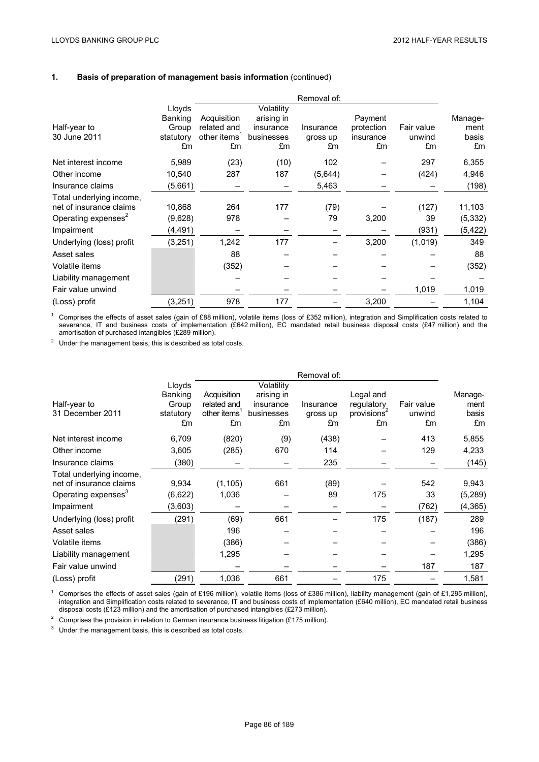## 1. Basis of preparation of management basis information (continued)

| Half-year to 30 June 2011 | Lloyds Banking Group statutory £m | Removal of: Acquisition related and other items[1] £m | Volatility arising in insurance businesses £m | Insurance gross up £m | Payment protection insurance £m | Fair value unwind £m | Management basis £m |
|---|---|---|---|---|---|---|---|
| Net interest income | 5,989 | (23) | (10) | 102 | – | 297 | 6,355 |
| Other income | 10,540 | 287 | 187 | (5,644) | – | (424) | 4,946 |
| Insurance claims | (5,661) | – | – | 5,463 | – | – | (198) |
| Total underlying income, net of insurance claims | 10,868 | 264 | 177 | (79) | – | (127) | 11,103 |
| Operating expenses[2] | (9,628) | 978 | – | 79 | 3,200 | 39 | (5,332) |
| Impairment | (4,491) | – | – | – | – | (931) | (5,422) |
| Underlying (loss) profit | (3,251) | 1,242 | 177 | – | 3,200 | (1,019) | 349 |
| Asset sales | | 88 | – | – | – | – | 88 |
| Volatile items | | (352) | – | – | – | – | (352) |
| Liability management | | – | – | – | – | – | – |
| Fair value unwind | | – | – | – | – | 1,019 | 1,019 |
| (Loss) profit | (3,251) | 978 | 177 | – | 3,200 | – | 1,104 |

[1] Comprises the effects of asset sales (gain of £88 million), volatile items (loss of £352 million), integration and Simplification costs related to severance, IT and business costs of implementation (£642 million), EC mandated retail business disposal costs (£47 million) and the amortisation of purchased intangibles (£289 million).

[2] Under the management basis, this is described as total costs.

| Half-year to 31 December 2011 | Lloyds Banking Group statutory £m | Removal of: Acquisition related and other items[1] £m | Volatility arising in insurance businesses £m | Insurance gross up £m | Legal and regulatory provisions[2] £m | Fair value unwind £m | Management basis £m |
|---|---|---|---|---|---|---|---|
| Net interest income | 6,709 | (820) | (9) | (438) | – | 413 | 5,855 |
| Other income | 3,605 | (285) | 670 | 114 | – | 129 | 4,233 |
| Insurance claims | (380) | – | – | 235 | – | – | (145) |
| Total underlying income, net of insurance claims | 9,934 | (1,105) | 661 | (89) | – | 542 | 9,943 |
| Operating expenses[3] | (6,622) | 1,036 | – | 89 | 175 | 33 | (5,289) |
| Impairment | (3,603) | – | – | – | – | (762) | (4,365) |
| Underlying (loss) profit | (291) | (69) | 661 | – | 175 | (187) | 289 |
| Asset sales | | 196 | – | – | – | – | 196 |
| Volatile items | | (386) | – | – | – | – | (386) |
| Liability management | | 1,295 | – | – | – | – | 1,295 |
| Fair value unwind | | – | – | – | – | 187 | 187 |
| (Loss) profit | (291) | 1,036 | 661 | – | 175 | – | 1,581 |

[1] Comprises the effects of asset sales (gain of £196 million), volatile items (loss of £386 million), liability management (gain of £1,295 million), integration and Simplification costs related to severance, IT and business costs of implementation (£640 million), EC mandated retail business disposal costs (£123 million) and the amortisation of purchased intangibles (£273 million).

[2] Comprises the provision in relation to German insurance business litigation (£175 million).

[3] Under the management basis, this is described as total costs.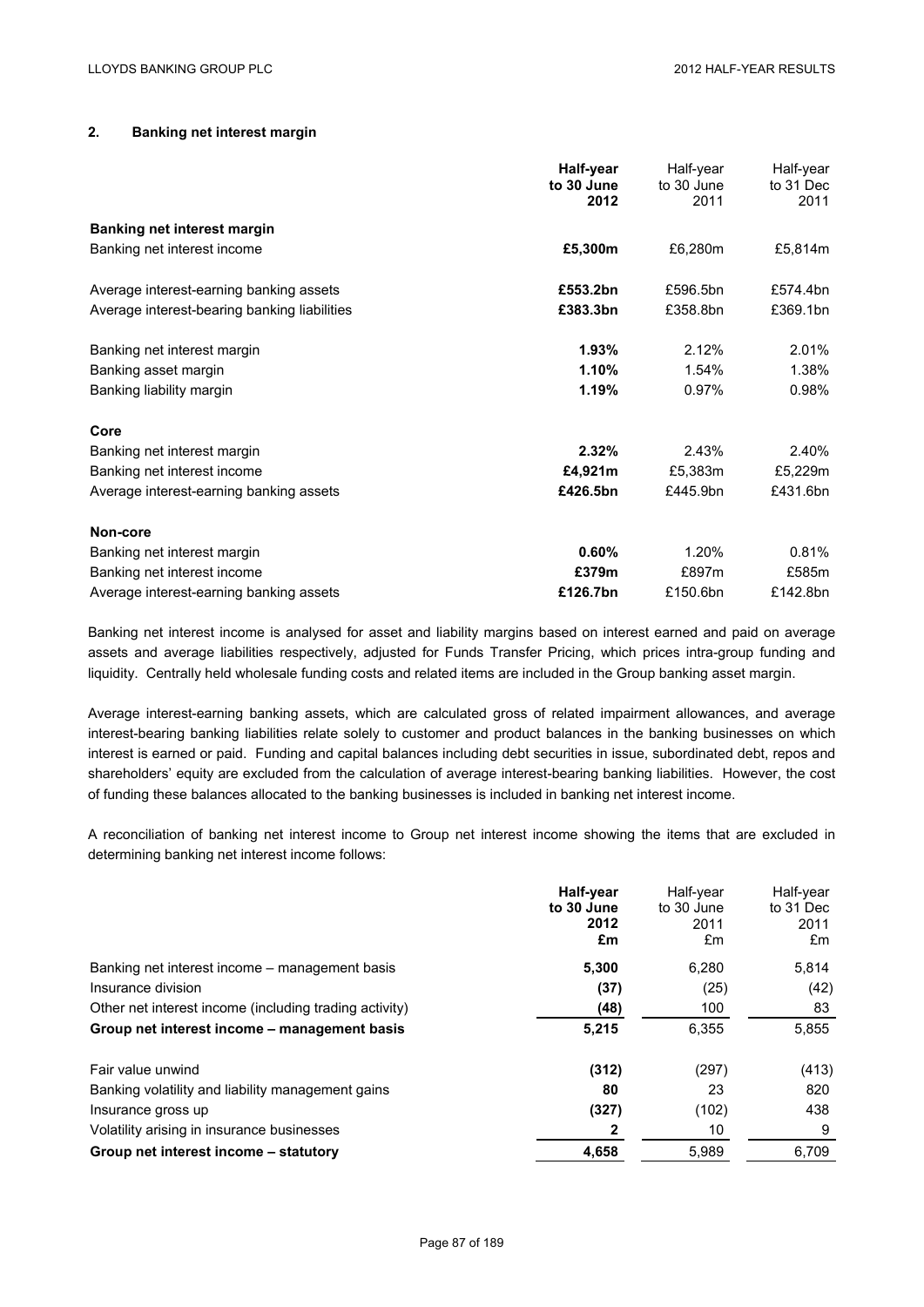## 2. Banking net interest margin

| | Half-year to 30 June 2012 | Half-year to 30 June 2011 | Half-year to 31 Dec 2011 |
|---|---|---|---|
| **Banking net interest margin** | | | |
| Banking net interest income | **£5,300m** | £6,280m | £5,814m |
| Average interest-earning banking assets | **£553.2bn** | £596.5bn | £574.4bn |
| Average interest-bearing banking liabilities | **£383.3bn** | £358.8bn | £369.1bn |
| Banking net interest margin | **1.93%** | 2.12% | 2.01% |
| Banking asset margin | **1.10%** | 1.54% | 1.38% |
| Banking liability margin | **1.19%** | 0.97% | 0.98% |
| **Core** | | | |
| Banking net interest margin | **2.32%** | 2.43% | 2.40% |
| Banking net interest income | **£4,921m** | £5,383m | £5,229m |
| Average interest-earning banking assets | **£426.5bn** | £445.9bn | £431.6bn |
| **Non-core** | | | |
| Banking net interest margin | **0.60%** | 1.20% | 0.81% |
| Banking net interest income | **£379m** | £897m | £585m |
| Average interest-earning banking assets | **£126.7bn** | £150.6bn | £142.8bn |

Banking net interest income is analysed for asset and liability margins based on interest earned and paid on average assets and average liabilities respectively, adjusted for Funds Transfer Pricing, which prices intra-group funding and liquidity. Centrally held wholesale funding costs and related items are included in the Group banking asset margin.

Average interest-earning banking assets, which are calculated gross of related impairment allowances, and average interest-bearing banking liabilities relate solely to customer and product balances in the banking businesses on which interest is earned or paid. Funding and capital balances including debt securities in issue, subordinated debt, repos and shareholders' equity are excluded from the calculation of average interest-bearing banking liabilities. However, the cost of funding these balances allocated to the banking businesses is included in banking net interest income.

A reconciliation of banking net interest income to Group net interest income showing the items that are excluded in determining banking net interest income follows:

| | Half-year to 30 June 2012 £m | Half-year to 30 June 2011 £m | Half-year to 31 Dec 2011 £m |
|---|---|---|---|
| Banking net interest income – management basis | **5,300** | 6,280 | 5,814 |
| Insurance division | **(37)** | (25) | (42) |
| Other net interest income (including trading activity) | **(48)** | 100 | 83 |
| **Group net interest income – management basis** | **5,215** | 6,355 | 5,855 |
| Fair value unwind | **(312)** | (297) | (413) |
| Banking volatility and liability management gains | **80** | 23 | 820 |
| Insurance gross up | **(327)** | (102) | 438 |
| Volatility arising in insurance businesses | **2** | 10 | 9 |
| **Group net interest income – statutory** | **4,658** | 5,989 | 6,709 |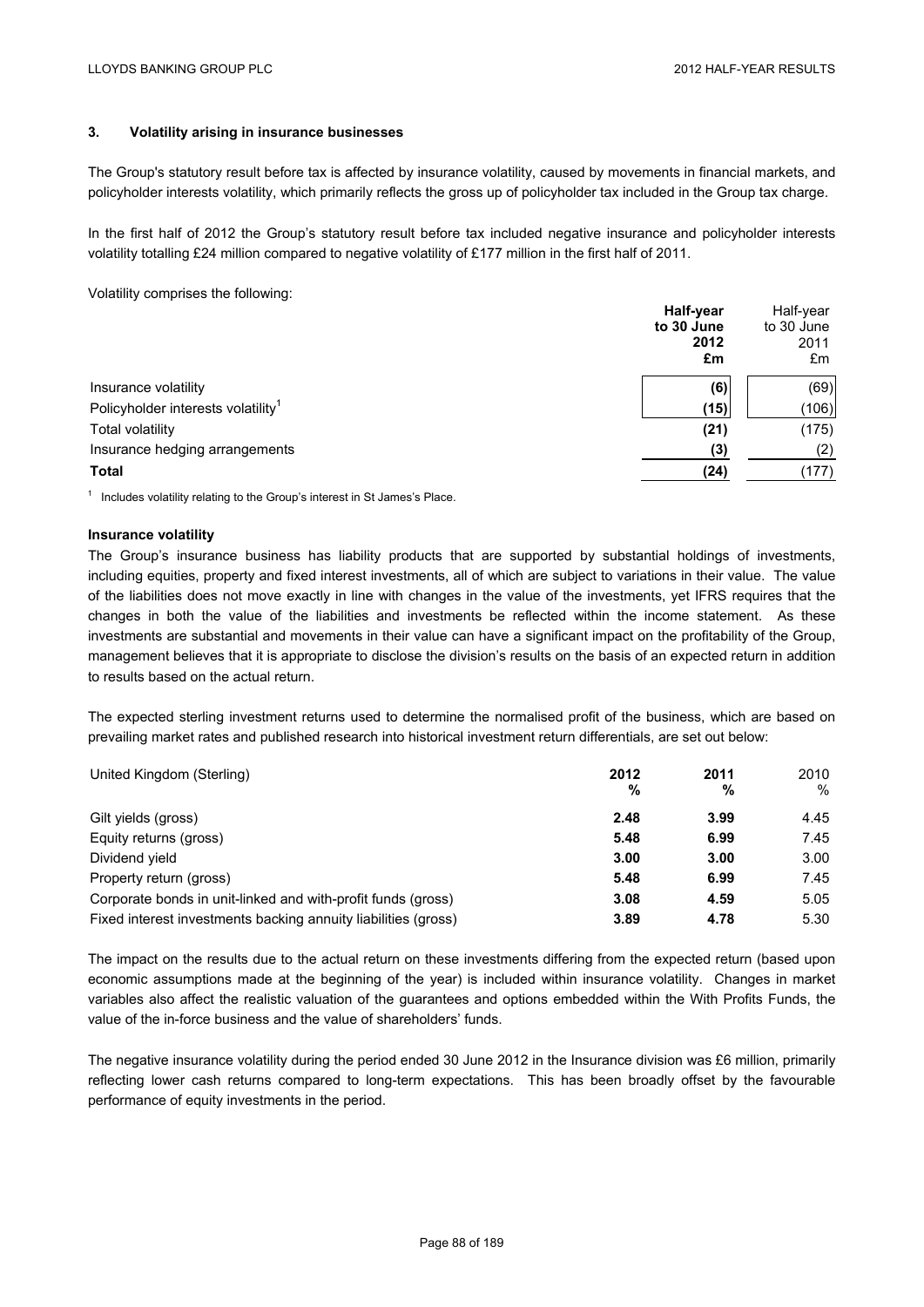### 3. Volatility arising in insurance businesses

The Group's statutory result before tax is affected by insurance volatility, caused by movements in financial markets, and policyholder interests volatility, which primarily reflects the gross up of policyholder tax included in the Group tax charge.

In the first half of 2012 the Group's statutory result before tax included negative insurance and policyholder interests volatility totalling £24 million compared to negative volatility of £177 million in the first half of 2011.

Volatility comprises the following:

| | **Half-year to 30 June 2012 £m** | Half-year to 30 June 2011 £m |
|---|---|---|
| Insurance volatility | **(6)** | (69) |
| Policyholder interests volatility[1] | **(15)** | (106) |
| Total volatility | **(21)** | (175) |
| Insurance hedging arrangements | **(3)** | (2) |
| **Total** | **(24)** | (177) |

[1] Includes volatility relating to the Group's interest in St James's Place.

**Insurance volatility**

The Group's insurance business has liability products that are supported by substantial holdings of investments, including equities, property and fixed interest investments, all of which are subject to variations in their value. The value of the liabilities does not move exactly in line with changes in the value of the investments, yet IFRS requires that the changes in both the value of the liabilities and investments be reflected within the income statement. As these investments are substantial and movements in their value can have a significant impact on the profitability of the Group, management believes that it is appropriate to disclose the division's results on the basis of an expected return in addition to results based on the actual return.

The expected sterling investment returns used to determine the normalised profit of the business, which are based on prevailing market rates and published research into historical investment return differentials, are set out below:

| United Kingdom (Sterling) | **2012 %** | **2011 %** | 2010 % |
|---|---|---|---|
| Gilt yields (gross) | **2.48** | **3.99** | 4.45 |
| Equity returns (gross) | **5.48** | **6.99** | 7.45 |
| Dividend yield | **3.00** | **3.00** | 3.00 |
| Property return (gross) | **5.48** | **6.99** | 7.45 |
| Corporate bonds in unit-linked and with-profit funds (gross) | **3.08** | **4.59** | 5.05 |
| Fixed interest investments backing annuity liabilities (gross) | **3.89** | **4.78** | 5.30 |

The impact on the results due to the actual return on these investments differing from the expected return (based upon economic assumptions made at the beginning of the year) is included within insurance volatility. Changes in market variables also affect the realistic valuation of the guarantees and options embedded within the With Profits Funds, the value of the in-force business and the value of shareholders' funds.

The negative insurance volatility during the period ended 30 June 2012 in the Insurance division was £6 million, primarily reflecting lower cash returns compared to long-term expectations. This has been broadly offset by the favourable performance of equity investments in the period.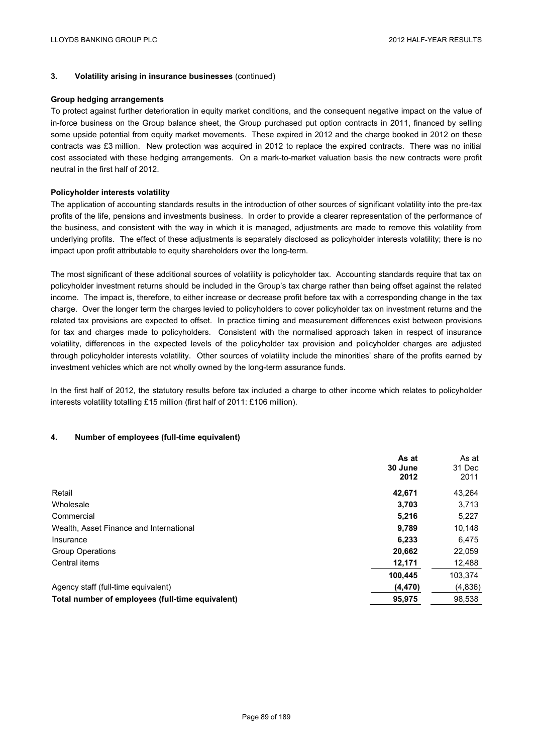## 3. Volatility arising in insurance businesses (continued)

**Group hedging arrangements**

To protect against further deterioration in equity market conditions, and the consequent negative impact on the value of in-force business on the Group balance sheet, the Group purchased put option contracts in 2011, financed by selling some upside potential from equity market movements. These expired in 2012 and the charge booked in 2012 on these contracts was £3 million. New protection was acquired in 2012 to replace the expired contracts. There was no initial cost associated with these hedging arrangements. On a mark-to-market valuation basis the new contracts were profit neutral in the first half of 2012.

**Policyholder interests volatility**

The application of accounting standards results in the introduction of other sources of significant volatility into the pre-tax profits of the life, pensions and investments business. In order to provide a clearer representation of the performance of the business, and consistent with the way in which it is managed, adjustments are made to remove this volatility from underlying profits. The effect of these adjustments is separately disclosed as policyholder interests volatility; there is no impact upon profit attributable to equity shareholders over the long-term.

The most significant of these additional sources of volatility is policyholder tax. Accounting standards require that tax on policyholder investment returns should be included in the Group's tax charge rather than being offset against the related income. The impact is, therefore, to either increase or decrease profit before tax with a corresponding change in the tax charge. Over the longer term the charges levied to policyholders to cover policyholder tax on investment returns and the related tax provisions are expected to offset. In practice timing and measurement differences exist between provisions for tax and charges made to policyholders. Consistent with the normalised approach taken in respect of insurance volatility, differences in the expected levels of the policyholder tax provision and policyholder charges are adjusted through policyholder interests volatility. Other sources of volatility include the minorities' share of the profits earned by investment vehicles which are not wholly owned by the long-term assurance funds.

In the first half of 2012, the statutory results before tax included a charge to other income which relates to policyholder interests volatility totalling £15 million (first half of 2011: £106 million).

## 4. Number of employees (full-time equivalent)

| | **As at 30 June 2012** | As at 31 Dec 2011 |
|---|---|---|
| Retail | **42,671** | 43,264 |
| Wholesale | **3,703** | 3,713 |
| Commercial | **5,216** | 5,227 |
| Wealth, Asset Finance and International | **9,789** | 10,148 |
| Insurance | **6,233** | 6,475 |
| Group Operations | **20,662** | 22,059 |
| Central items | **12,171** | 12,488 |
| | **100,445** | 103,374 |
| Agency staff (full-time equivalent) | **(4,470)** | (4,836) |
| **Total number of employees (full-time equivalent)** | **95,975** | 98,538 |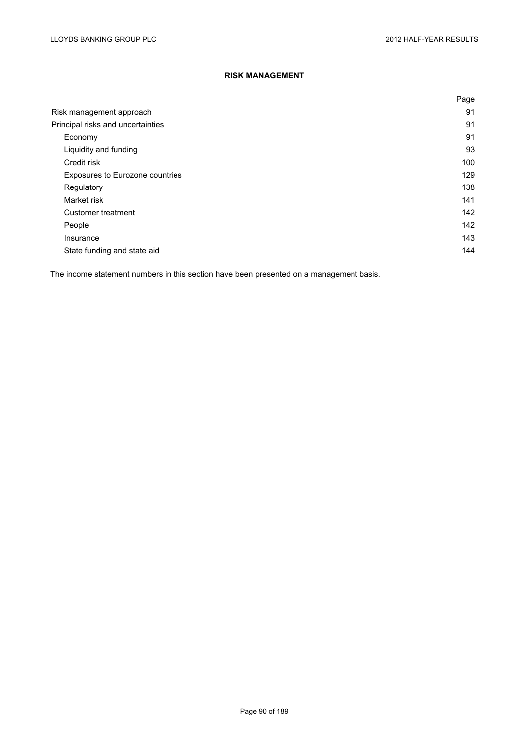# RISK MANAGEMENT

| | Page |
|---|---|
| Risk management approach | 91 |
| Principal risks and uncertainties | 91 |
| Economy | 91 |
| Liquidity and funding | 93 |
| Credit risk | 100 |
| Exposures to Eurozone countries | 129 |
| Regulatory | 138 |
| Market risk | 141 |
| Customer treatment | 142 |
| People | 142 |
| Insurance | 143 |
| State funding and state aid | 144 |

The income statement numbers in this section have been presented on a management basis.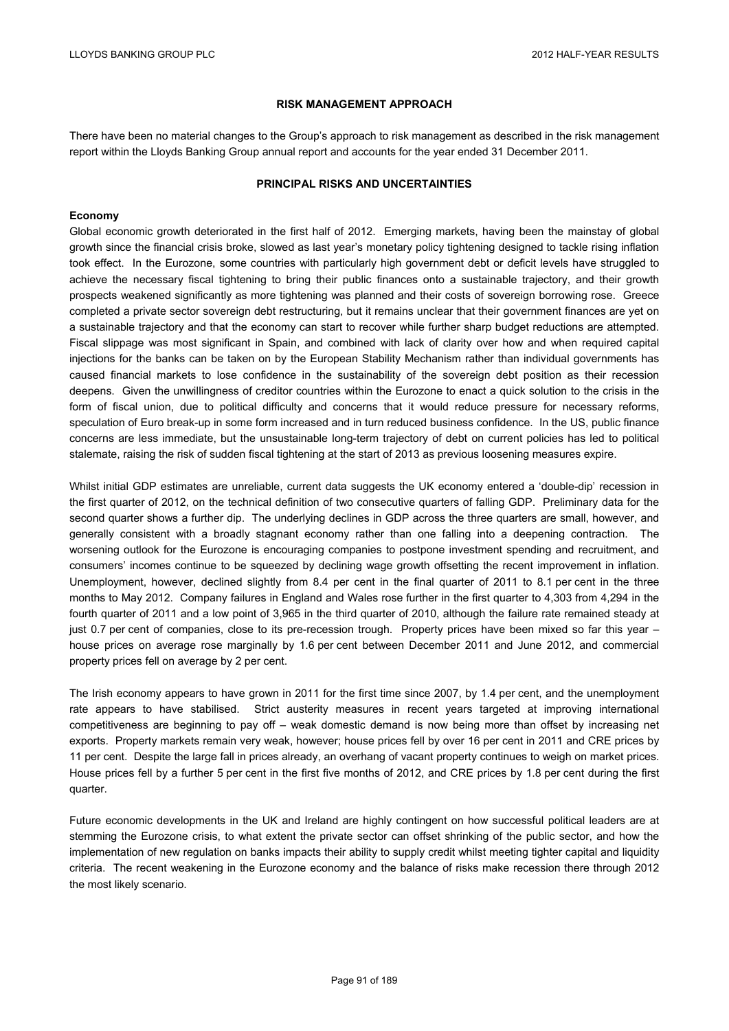## RISK MANAGEMENT APPROACH

There have been no material changes to the Group's approach to risk management as described in the risk management report within the Lloyds Banking Group annual report and accounts for the year ended 31 December 2011.

## PRINCIPAL RISKS AND UNCERTAINTIES

### Economy

Global economic growth deteriorated in the first half of 2012. Emerging markets, having been the mainstay of global growth since the financial crisis broke, slowed as last year's monetary policy tightening designed to tackle rising inflation took effect. In the Eurozone, some countries with particularly high government debt or deficit levels have struggled to achieve the necessary fiscal tightening to bring their public finances onto a sustainable trajectory, and their growth prospects weakened significantly as more tightening was planned and their costs of sovereign borrowing rose. Greece completed a private sector sovereign debt restructuring, but it remains unclear that their government finances are yet on a sustainable trajectory and that the economy can start to recover while further sharp budget reductions are attempted. Fiscal slippage was most significant in Spain, and combined with lack of clarity over how and when required capital injections for the banks can be taken on by the European Stability Mechanism rather than individual governments has caused financial markets to lose confidence in the sustainability of the sovereign debt position as their recession deepens. Given the unwillingness of creditor countries within the Eurozone to enact a quick solution to the crisis in the form of fiscal union, due to political difficulty and concerns that it would reduce pressure for necessary reforms, speculation of Euro break-up in some form increased and in turn reduced business confidence. In the US, public finance concerns are less immediate, but the unsustainable long-term trajectory of debt on current policies has led to political stalemate, raising the risk of sudden fiscal tightening at the start of 2013 as previous loosening measures expire.

Whilst initial GDP estimates are unreliable, current data suggests the UK economy entered a 'double-dip' recession in the first quarter of 2012, on the technical definition of two consecutive quarters of falling GDP. Preliminary data for the second quarter shows a further dip. The underlying declines in GDP across the three quarters are small, however, and generally consistent with a broadly stagnant economy rather than one falling into a deepening contraction. The worsening outlook for the Eurozone is encouraging companies to postpone investment spending and recruitment, and consumers' incomes continue to be squeezed by declining wage growth offsetting the recent improvement in inflation. Unemployment, however, declined slightly from 8.4 per cent in the final quarter of 2011 to 8.1 per cent in the three months to May 2012. Company failures in England and Wales rose further in the first quarter to 4,303 from 4,294 in the fourth quarter of 2011 and a low point of 3,965 in the third quarter of 2010, although the failure rate remained steady at just 0.7 per cent of companies, close to its pre-recession trough. Property prices have been mixed so far this year – house prices on average rose marginally by 1.6 per cent between December 2011 and June 2012, and commercial property prices fell on average by 2 per cent.

The Irish economy appears to have grown in 2011 for the first time since 2007, by 1.4 per cent, and the unemployment rate appears to have stabilised. Strict austerity measures in recent years targeted at improving international competitiveness are beginning to pay off – weak domestic demand is now being more than offset by increasing net exports. Property markets remain very weak, however; house prices fell by over 16 per cent in 2011 and CRE prices by 11 per cent. Despite the large fall in prices already, an overhang of vacant property continues to weigh on market prices. House prices fell by a further 5 per cent in the first five months of 2012, and CRE prices by 1.8 per cent during the first quarter.

Future economic developments in the UK and Ireland are highly contingent on how successful political leaders are at stemming the Eurozone crisis, to what extent the private sector can offset shrinking of the public sector, and how the implementation of new regulation on banks impacts their ability to supply credit whilst meeting tighter capital and liquidity criteria. The recent weakening in the Eurozone economy and the balance of risks make recession there through 2012 the most likely scenario.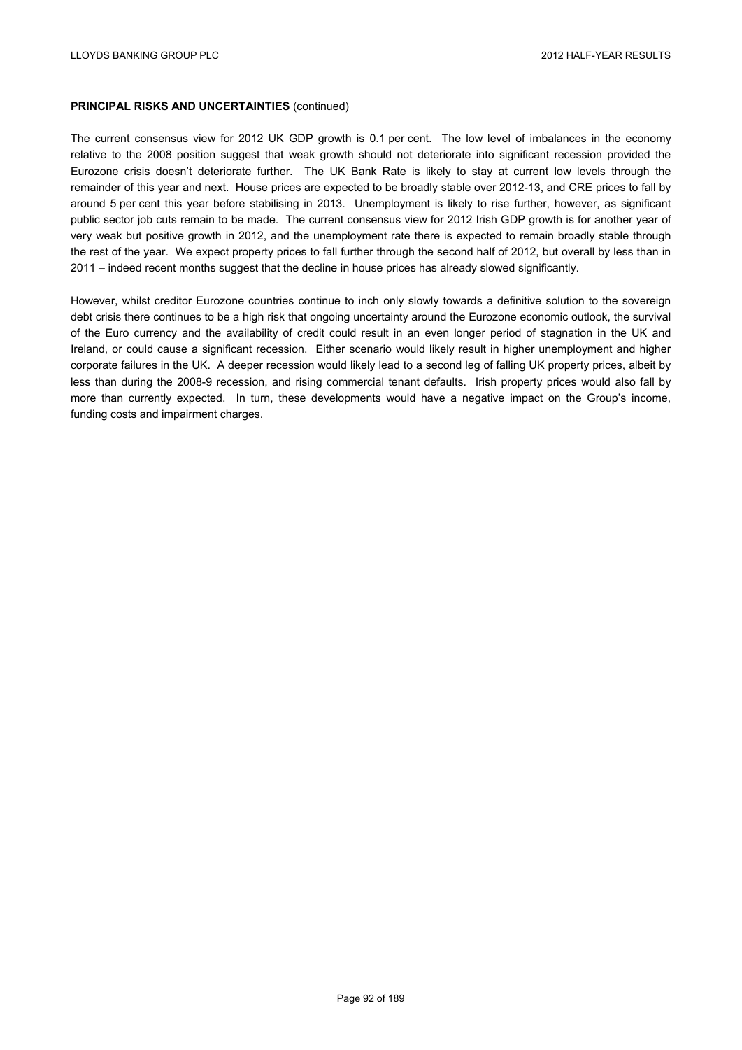**PRINCIPAL RISKS AND UNCERTAINTIES** (continued)

The current consensus view for 2012 UK GDP growth is 0.1 per cent. The low level of imbalances in the economy relative to the 2008 position suggest that weak growth should not deteriorate into significant recession provided the Eurozone crisis doesn't deteriorate further. The UK Bank Rate is likely to stay at current low levels through the remainder of this year and next. House prices are expected to be broadly stable over 2012-13, and CRE prices to fall by around 5 per cent this year before stabilising in 2013. Unemployment is likely to rise further, however, as significant public sector job cuts remain to be made. The current consensus view for 2012 Irish GDP growth is for another year of very weak but positive growth in 2012, and the unemployment rate there is expected to remain broadly stable through the rest of the year. We expect property prices to fall further through the second half of 2012, but overall by less than in 2011 – indeed recent months suggest that the decline in house prices has already slowed significantly.

However, whilst creditor Eurozone countries continue to inch only slowly towards a definitive solution to the sovereign debt crisis there continues to be a high risk that ongoing uncertainty around the Eurozone economic outlook, the survival of the Euro currency and the availability of credit could result in an even longer period of stagnation in the UK and Ireland, or could cause a significant recession. Either scenario would likely result in higher unemployment and higher corporate failures in the UK. A deeper recession would likely lead to a second leg of falling UK property prices, albeit by less than during the 2008-9 recession, and rising commercial tenant defaults. Irish property prices would also fall by more than currently expected. In turn, these developments would have a negative impact on the Group's income, funding costs and impairment charges.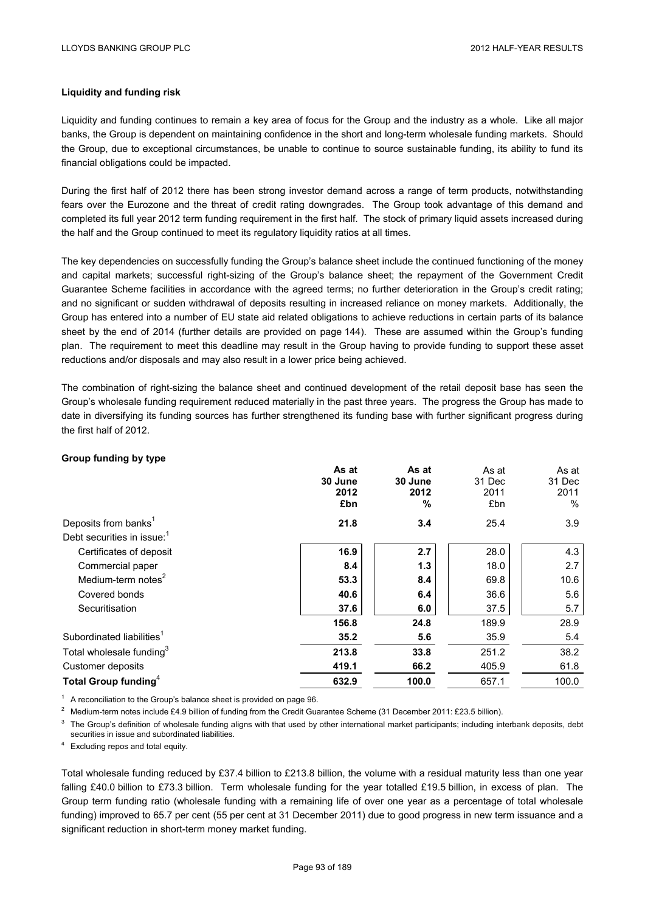### Liquidity and funding risk

Liquidity and funding continues to remain a key area of focus for the Group and the industry as a whole. Like all major banks, the Group is dependent on maintaining confidence in the short and long-term wholesale funding markets. Should the Group, due to exceptional circumstances, be unable to continue to source sustainable funding, its ability to fund its financial obligations could be impacted.

During the first half of 2012 there has been strong investor demand across a range of term products, notwithstanding fears over the Eurozone and the threat of credit rating downgrades. The Group took advantage of this demand and completed its full year 2012 term funding requirement in the first half. The stock of primary liquid assets increased during the half and the Group continued to meet its regulatory liquidity ratios at all times.

The key dependencies on successfully funding the Group's balance sheet include the continued functioning of the money and capital markets; successful right-sizing of the Group's balance sheet; the repayment of the Government Credit Guarantee Scheme facilities in accordance with the agreed terms; no further deterioration in the Group's credit rating; and no significant or sudden withdrawal of deposits resulting in increased reliance on money markets. Additionally, the Group has entered into a number of EU state aid related obligations to achieve reductions in certain parts of its balance sheet by the end of 2014 (further details are provided on page 144). These are assumed within the Group's funding plan. The requirement to meet this deadline may result in the Group having to provide funding to support these asset reductions and/or disposals and may also result in a lower price being achieved.

The combination of right-sizing the balance sheet and continued development of the retail deposit base has seen the Group's wholesale funding requirement reduced materially in the past three years. The progress the Group has made to date in diversifying its funding sources has further strengthened its funding base with further significant progress during the first half of 2012.

**Group funding by type**

| | As at 30 June 2012 £bn | As at 30 June 2012 % | As at 31 Dec 2011 £bn | As at 31 Dec 2011 % |
|---|---|---|---|---|
| Deposits from banks[1] | **21.8** | **3.4** | 25.4 | 3.9 |
| Debt securities in issue:[1] | | | | |
| Certificates of deposit | **16.9** | **2.7** | 28.0 | 4.3 |
| Commercial paper | **8.4** | **1.3** | 18.0 | 2.7 |
| Medium-term notes[2] | **53.3** | **8.4** | 69.8 | 10.6 |
| Covered bonds | **40.6** | **6.4** | 36.6 | 5.6 |
| Securitisation | **37.6** | **6.0** | 37.5 | 5.7 |
| | **156.8** | **24.8** | 189.9 | 28.9 |
| Subordinated liabilities[1] | **35.2** | **5.6** | 35.9 | 5.4 |
| Total wholesale funding[3] | **213.8** | **33.8** | 251.2 | 38.2 |
| Customer deposits | **419.1** | **66.2** | 405.9 | 61.8 |
| **Total Group funding[4]** | **632.9** | **100.0** | 657.1 | 100.0 |

[1] A reconciliation to the Group's balance sheet is provided on page 96.

[2] Medium-term notes include £4.9 billion of funding from the Credit Guarantee Scheme (31 December 2011: £23.5 billion).

[3] The Group's definition of wholesale funding aligns with that used by other international market participants; including interbank deposits, debt securities in issue and subordinated liabilities.

[4] Excluding repos and total equity.

Total wholesale funding reduced by £37.4 billion to £213.8 billion, the volume with a residual maturity less than one year falling £40.0 billion to £73.3 billion. Term wholesale funding for the year totalled £19.5 billion, in excess of plan. The Group term funding ratio (wholesale funding with a remaining life of over one year as a percentage of total wholesale funding) improved to 65.7 per cent (55 per cent at 31 December 2011) due to good progress in new term issuance and a significant reduction in short-term money market funding.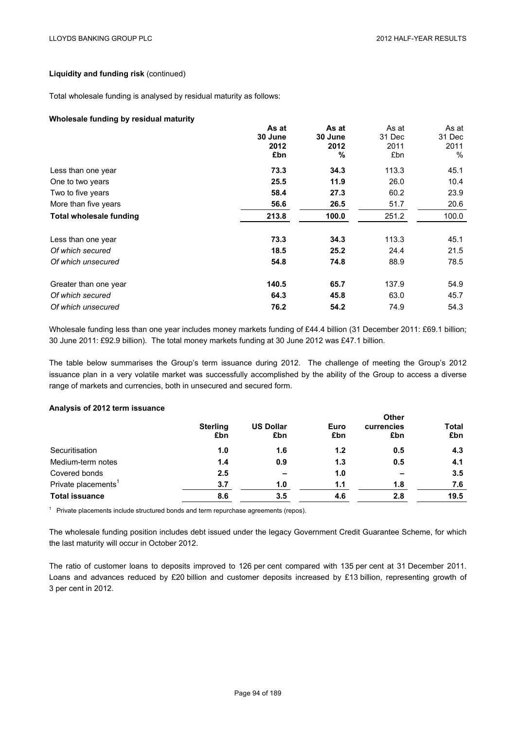**Liquidity and funding risk** (continued)

Total wholesale funding is analysed by residual maturity as follows:

**Wholesale funding by residual maturity**

| | **As at 30 June 2012 £bn** | **As at 30 June 2012 %** | As at 31 Dec 2011 £bn | As at 31 Dec 2011 % |
|---|---|---|---|---|
| Less than one year | **73.3** | **34.3** | 113.3 | 45.1 |
| One to two years | **25.5** | **11.9** | 26.0 | 10.4 |
| Two to five years | **58.4** | **27.3** | 60.2 | 23.9 |
| More than five years | **56.6** | **26.5** | 51.7 | 20.6 |
| **Total wholesale funding** | **213.8** | **100.0** | 251.2 | 100.0 |
| | | | | |
| Less than one year | **73.3** | **34.3** | 113.3 | 45.1 |
| *Of which secured* | **18.5** | **25.2** | 24.4 | 21.5 |
| *Of which unsecured* | **54.8** | **74.8** | 88.9 | 78.5 |
| | | | | |
| Greater than one year | **140.5** | **65.7** | 137.9 | 54.9 |
| *Of which secured* | **64.3** | **45.8** | 63.0 | 45.7 |
| *Of which unsecured* | **76.2** | **54.2** | 74.9 | 54.3 |

Wholesale funding less than one year includes money markets funding of £44.4 billion (31 December 2011: £69.1 billion; 30 June 2011: £92.9 billion). The total money markets funding at 30 June 2012 was £47.1 billion.

The table below summarises the Group's term issuance during 2012. The challenge of meeting the Group's 2012 issuance plan in a very volatile market was successfully accomplished by the ability of the Group to access a diverse range of markets and currencies, both in unsecured and secured form.

**Analysis of 2012 term issuance**

| | **Sterling £bn** | **US Dollar £bn** | **Euro £bn** | **Other currencies £bn** | **Total £bn** |
|---|---|---|---|---|---|
| Securitisation | **1.0** | **1.6** | **1.2** | **0.5** | **4.3** |
| Medium-term notes | **1.4** | **0.9** | **1.3** | **0.5** | **4.1** |
| Covered bonds | **2.5** | **–** | **1.0** | **–** | **3.5** |
| Private placements[1] | **3.7** | **1.0** | **1.1** | **1.8** | **7.6** |
| **Total issuance** | **8.6** | **3.5** | **4.6** | **2.8** | **19.5** |

[1] Private placements include structured bonds and term repurchase agreements (repos).

The wholesale funding position includes debt issued under the legacy Government Credit Guarantee Scheme, for which the last maturity will occur in October 2012.

The ratio of customer loans to deposits improved to 126 per cent compared with 135 per cent at 31 December 2011. Loans and advances reduced by £20 billion and customer deposits increased by £13 billion, representing growth of 3 per cent in 2012.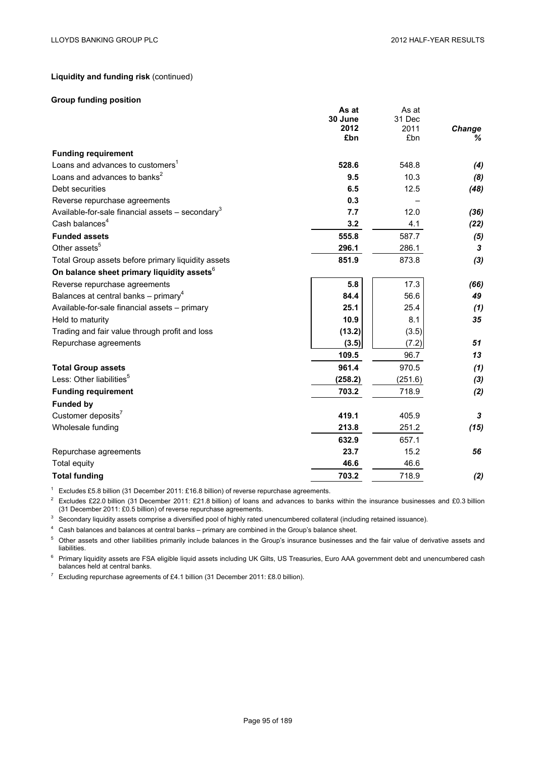**Liquidity and funding risk** (continued)

**Group funding position**

| | As at 30 June 2012 £bn | As at 31 Dec 2011 £bn | *Change %* |
|---|---|---|---|
| **Funding requirement** | | | |
| Loans and advances to customers[1] | **528.6** | 548.8 | *(4)* |
| Loans and advances to banks[2] | **9.5** | 10.3 | *(8)* |
| Debt securities | **6.5** | 12.5 | *(48)* |
| Reverse repurchase agreements | **0.3** | – | |
| Available-for-sale financial assets – secondary[3] | **7.7** | 12.0 | *(36)* |
| Cash balances[4] | **3.2** | 4.1 | *(22)* |
| **Funded assets** | **555.8** | 587.7 | *(5)* |
| Other assets[5] | **296.1** | 286.1 | *3* |
| Total Group assets before primary liquidity assets | **851.9** | 873.8 | *(3)* |
| **On balance sheet primary liquidity assets**[6] | | | |
| Reverse repurchase agreements | **5.8** | 17.3 | *(66)* |
| Balances at central banks – primary[4] | **84.4** | 56.6 | *49* |
| Available-for-sale financial assets – primary | **25.1** | 25.4 | *(1)* |
| Held to maturity | **10.9** | 8.1 | *35* |
| Trading and fair value through profit and loss | **(13.2)** | (3.5) | |
| Repurchase agreements | **(3.5)** | (7.2) | *51* |
| | **109.5** | 96.7 | *13* |
| **Total Group assets** | **961.4** | 970.5 | *(1)* |
| Less: Other liabilities[5] | **(258.2)** | (251.6) | *(3)* |
| **Funding requirement** | **703.2** | 718.9 | *(2)* |
| **Funded by** | | | |
| Customer deposits[7] | **419.1** | 405.9 | *3* |
| Wholesale funding | **213.8** | 251.2 | *(15)* |
| | **632.9** | 657.1 | |
| Repurchase agreements | **23.7** | 15.2 | *56* |
| Total equity | **46.6** | 46.6 | |
| **Total funding** | **703.2** | 718.9 | *(2)* |

[1] Excludes £5.8 billion (31 December 2011: £16.8 billion) of reverse repurchase agreements.

[2] Excludes £22.0 billion (31 December 2011: £21.8 billion) of loans and advances to banks within the insurance businesses and £0.3 billion (31 December 2011: £0.5 billion) of reverse repurchase agreements.

[3] Secondary liquidity assets comprise a diversified pool of highly rated unencumbered collateral (including retained issuance).

[4] Cash balances and balances at central banks – primary are combined in the Group's balance sheet.

[5] Other assets and other liabilities primarily include balances in the Group's insurance businesses and the fair value of derivative assets and liabilities.

[6] Primary liquidity assets are FSA eligible liquid assets including UK Gilts, US Treasuries, Euro AAA government debt and unencumbered cash balances held at central banks.

[7] Excluding repurchase agreements of £4.1 billion (31 December 2011: £8.0 billion).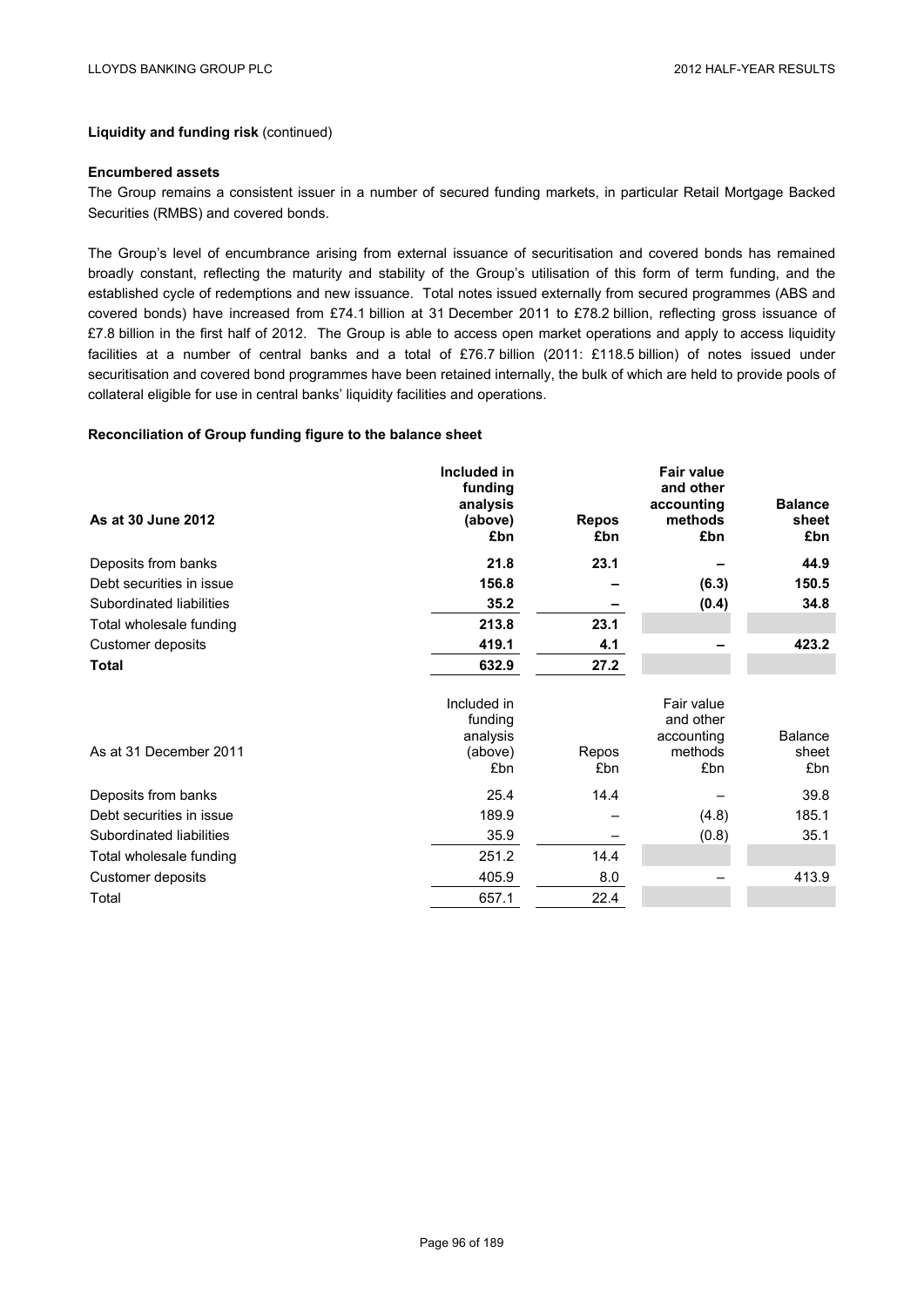**Liquidity and funding risk** (continued)

**Encumbered assets**

The Group remains a consistent issuer in a number of secured funding markets, in particular Retail Mortgage Backed Securities (RMBS) and covered bonds.

The Group's level of encumbrance arising from external issuance of securitisation and covered bonds has remained broadly constant, reflecting the maturity and stability of the Group's utilisation of this form of term funding, and the established cycle of redemptions and new issuance. Total notes issued externally from secured programmes (ABS and covered bonds) have increased from £74.1 billion at 31 December 2011 to £78.2 billion, reflecting gross issuance of £7.8 billion in the first half of 2012. The Group is able to access open market operations and apply to access liquidity facilities at a number of central banks and a total of £76.7 billion (2011: £118.5 billion) of notes issued under securitisation and covered bond programmes have been retained internally, the bulk of which are held to provide pools of collateral eligible for use in central banks' liquidity facilities and operations.

**Reconciliation of Group funding figure to the balance sheet**

| **As at 30 June 2012** | **Included in funding analysis (above) £bn** | **Repos £bn** | **Fair value and other accounting methods £bn** | **Balance sheet £bn** |
|---|---|---|---|---|
| Deposits from banks | **21.8** | **23.1** | **–** | **44.9** |
| Debt securities in issue | **156.8** | **–** | **(6.3)** | **150.5** |
| Subordinated liabilities | **35.2** | **–** | **(0.4)** | **34.8** |
| Total wholesale funding | **213.8** | **23.1** | | |
| Customer deposits | **419.1** | **4.1** | **–** | **423.2** |
| **Total** | **632.9** | **27.2** | | |

| As at 31 December 2011 | Included in funding analysis (above) £bn | Repos £bn | Fair value and other accounting methods £bn | Balance sheet £bn |
|---|---|---|---|---|
| Deposits from banks | 25.4 | 14.4 | – | 39.8 |
| Debt securities in issue | 189.9 | – | (4.8) | 185.1 |
| Subordinated liabilities | 35.9 | – | (0.8) | 35.1 |
| Total wholesale funding | 251.2 | 14.4 | | |
| Customer deposits | 405.9 | 8.0 | – | 413.9 |
| Total | 657.1 | 22.4 | | |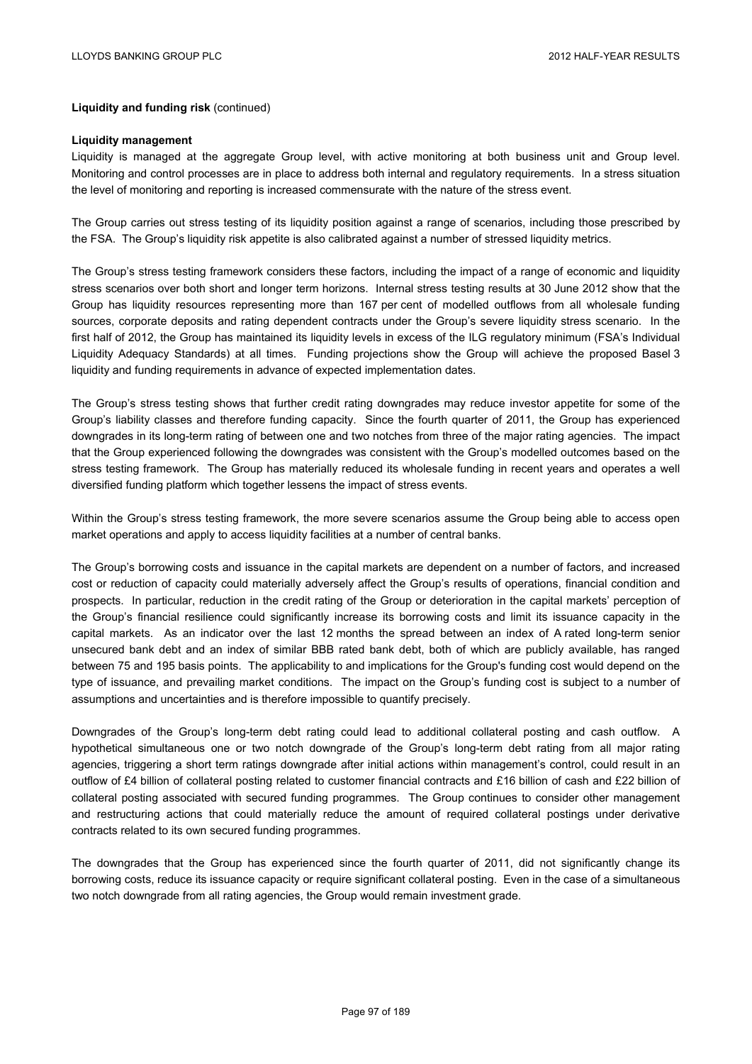**Liquidity and funding risk** (continued)

**Liquidity management**

Liquidity is managed at the aggregate Group level, with active monitoring at both business unit and Group level. Monitoring and control processes are in place to address both internal and regulatory requirements. In a stress situation the level of monitoring and reporting is increased commensurate with the nature of the stress event.

The Group carries out stress testing of its liquidity position against a range of scenarios, including those prescribed by the FSA. The Group's liquidity risk appetite is also calibrated against a number of stressed liquidity metrics.

The Group's stress testing framework considers these factors, including the impact of a range of economic and liquidity stress scenarios over both short and longer term horizons. Internal stress testing results at 30 June 2012 show that the Group has liquidity resources representing more than 167 per cent of modelled outflows from all wholesale funding sources, corporate deposits and rating dependent contracts under the Group's severe liquidity stress scenario. In the first half of 2012, the Group has maintained its liquidity levels in excess of the ILG regulatory minimum (FSA's Individual Liquidity Adequacy Standards) at all times. Funding projections show the Group will achieve the proposed Basel 3 liquidity and funding requirements in advance of expected implementation dates.

The Group's stress testing shows that further credit rating downgrades may reduce investor appetite for some of the Group's liability classes and therefore funding capacity. Since the fourth quarter of 2011, the Group has experienced downgrades in its long-term rating of between one and two notches from three of the major rating agencies. The impact that the Group experienced following the downgrades was consistent with the Group's modelled outcomes based on the stress testing framework. The Group has materially reduced its wholesale funding in recent years and operates a well diversified funding platform which together lessens the impact of stress events.

Within the Group's stress testing framework, the more severe scenarios assume the Group being able to access open market operations and apply to access liquidity facilities at a number of central banks.

The Group's borrowing costs and issuance in the capital markets are dependent on a number of factors, and increased cost or reduction of capacity could materially adversely affect the Group's results of operations, financial condition and prospects. In particular, reduction in the credit rating of the Group or deterioration in the capital markets' perception of the Group's financial resilience could significantly increase its borrowing costs and limit its issuance capacity in the capital markets. As an indicator over the last 12 months the spread between an index of A rated long-term senior unsecured bank debt and an index of similar BBB rated bank debt, both of which are publicly available, has ranged between 75 and 195 basis points. The applicability to and implications for the Group's funding cost would depend on the type of issuance, and prevailing market conditions. The impact on the Group's funding cost is subject to a number of assumptions and uncertainties and is therefore impossible to quantify precisely.

Downgrades of the Group's long-term debt rating could lead to additional collateral posting and cash outflow. A hypothetical simultaneous one or two notch downgrade of the Group's long-term debt rating from all major rating agencies, triggering a short term ratings downgrade after initial actions within management's control, could result in an outflow of £4 billion of collateral posting related to customer financial contracts and £16 billion of cash and £22 billion of collateral posting associated with secured funding programmes. The Group continues to consider other management and restructuring actions that could materially reduce the amount of required collateral postings under derivative contracts related to its own secured funding programmes.

The downgrades that the Group has experienced since the fourth quarter of 2011, did not significantly change its borrowing costs, reduce its issuance capacity or require significant collateral posting. Even in the case of a simultaneous two notch downgrade from all rating agencies, the Group would remain investment grade.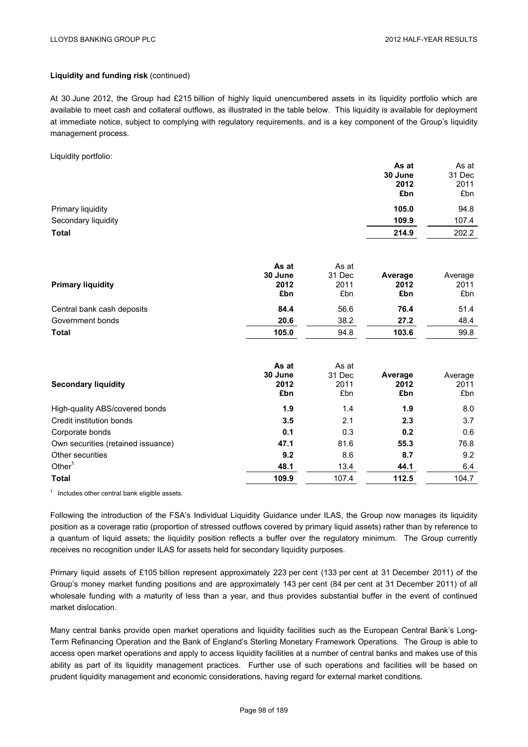**Liquidity and funding risk** (continued)

At 30 June 2012, the Group had £215 billion of highly liquid unencumbered assets in its liquidity portfolio which are available to meet cash and collateral outflows, as illustrated in the table below. This liquidity is available for deployment at immediate notice, subject to complying with regulatory requirements, and is a key component of the Group's liquidity management process.

Liquidity portfolio:

| | **As at 30 June 2012 £bn** | As at 31 Dec 2011 £bn |
|---|---|---|
| Primary liquidity | **105.0** | 94.8 |
| Secondary liquidity | **109.9** | 107.4 |
| **Total** | **214.9** | 202.2 |

| **Primary liquidity** | **As at 30 June 2012 £bn** | As at 31 Dec 2011 £bn | **Average 2012 £bn** | Average 2011 £bn |
|---|---|---|---|---|
| Central bank cash deposits | **84.4** | 56.6 | **76.4** | 51.4 |
| Government bonds | **20.6** | 38.2 | **27.2** | 48.4 |
| **Total** | **105.0** | 94.8 | **103.6** | 99.8 |

| **Secondary liquidity** | **As at 30 June 2012 £bn** | As at 31 Dec 2011 £bn | **Average 2012 £bn** | Average 2011 £bn |
|---|---|---|---|---|
| High-quality ABS/covered bonds | **1.9** | 1.4 | **1.9** | 8.0 |
| Credit institution bonds | **3.5** | 2.1 | **2.3** | 3.7 |
| Corporate bonds | **0.1** | 0.3 | **0.2** | 0.6 |
| Own securities (retained issuance) | **47.1** | 81.6 | **55.3** | 76.8 |
| Other securities | **9.2** | 8.6 | **8.7** | 9.2 |
| Other[1] | **48.1** | 13.4 | **44.1** | 6.4 |
| **Total** | **109.9** | 107.4 | **112.5** | 104.7 |

[1] Includes other central bank eligible assets.

Following the introduction of the FSA's Individual Liquidity Guidance under ILAS, the Group now manages its liquidity position as a coverage ratio (proportion of stressed outflows covered by primary liquid assets) rather than by reference to a quantum of liquid assets; the liquidity position reflects a buffer over the regulatory minimum. The Group currently receives no recognition under ILAS for assets held for secondary liquidity purposes.

Primary liquid assets of £105 billion represent approximately 223 per cent (133 per cent at 31 December 2011) of the Group's money market funding positions and are approximately 143 per cent (84 per cent at 31 December 2011) of all wholesale funding with a maturity of less than a year, and thus provides substantial buffer in the event of continued market dislocation.

Many central banks provide open market operations and liquidity facilities such as the European Central Bank's Long-Term Refinancing Operation and the Bank of England's Sterling Monetary Framework Operations. The Group is able to access open market operations and apply to access liquidity facilities at a number of central banks and makes use of this ability as part of its liquidity management practices. Further use of such operations and facilities will be based on prudent liquidity management and economic considerations, having regard for external market conditions.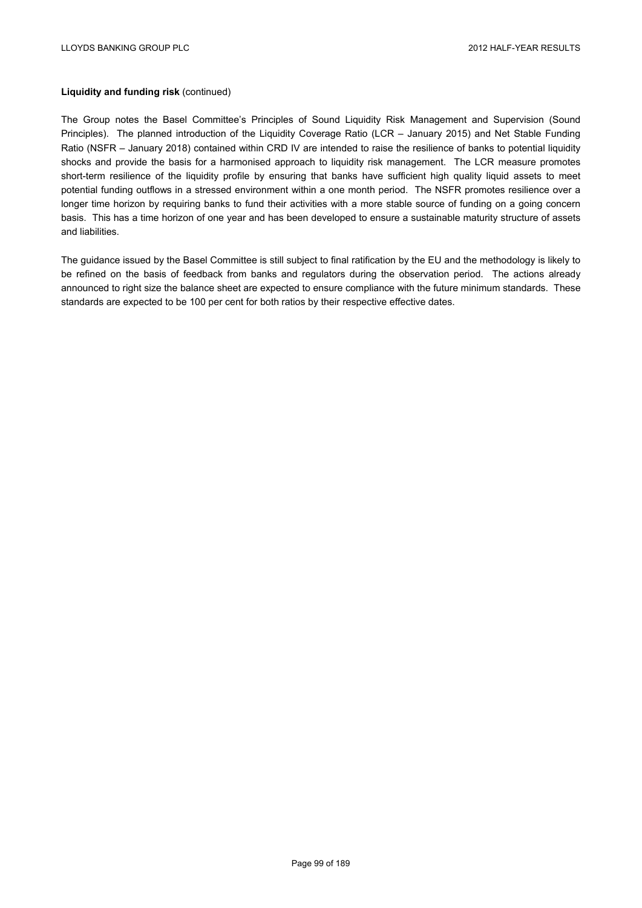**Liquidity and funding risk** (continued)

The Group notes the Basel Committee's Principles of Sound Liquidity Risk Management and Supervision (Sound Principles). The planned introduction of the Liquidity Coverage Ratio (LCR – January 2015) and Net Stable Funding Ratio (NSFR – January 2018) contained within CRD IV are intended to raise the resilience of banks to potential liquidity shocks and provide the basis for a harmonised approach to liquidity risk management. The LCR measure promotes short-term resilience of the liquidity profile by ensuring that banks have sufficient high quality liquid assets to meet potential funding outflows in a stressed environment within a one month period. The NSFR promotes resilience over a longer time horizon by requiring banks to fund their activities with a more stable source of funding on a going concern basis. This has a time horizon of one year and has been developed to ensure a sustainable maturity structure of assets and liabilities.

The guidance issued by the Basel Committee is still subject to final ratification by the EU and the methodology is likely to be refined on the basis of feedback from banks and regulators during the observation period. The actions already announced to right size the balance sheet are expected to ensure compliance with the future minimum standards. These standards are expected to be 100 per cent for both ratios by their respective effective dates.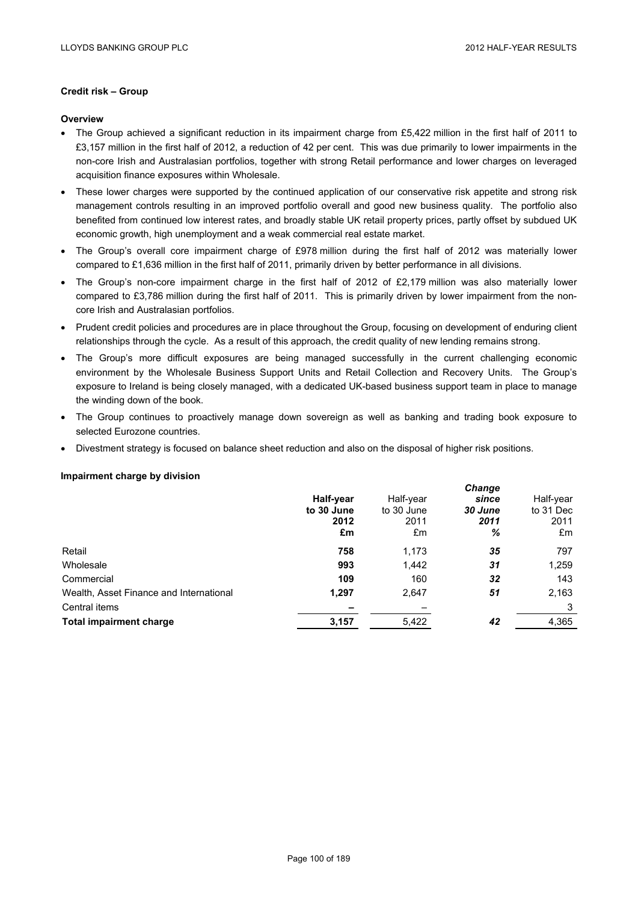**Credit risk – Group**

**Overview**

- The Group achieved a significant reduction in its impairment charge from £5,422 million in the first half of 2011 to £3,157 million in the first half of 2012, a reduction of 42 per cent. This was due primarily to lower impairments in the non-core Irish and Australasian portfolios, together with strong Retail performance and lower charges on leveraged acquisition finance exposures within Wholesale.
- These lower charges were supported by the continued application of our conservative risk appetite and strong risk management controls resulting in an improved portfolio overall and good new business quality. The portfolio also benefited from continued low interest rates, and broadly stable UK retail property prices, partly offset by subdued UK economic growth, high unemployment and a weak commercial real estate market.
- The Group's overall core impairment charge of £978 million during the first half of 2012 was materially lower compared to £1,636 million in the first half of 2011, primarily driven by better performance in all divisions.
- The Group's non-core impairment charge in the first half of 2012 of £2,179 million was also materially lower compared to £3,786 million during the first half of 2011. This is primarily driven by lower impairment from the non-core Irish and Australasian portfolios.
- Prudent credit policies and procedures are in place throughout the Group, focusing on development of enduring client relationships through the cycle. As a result of this approach, the credit quality of new lending remains strong.
- The Group's more difficult exposures are being managed successfully in the current challenging economic environment by the Wholesale Business Support Units and Retail Collection and Recovery Units. The Group's exposure to Ireland is being closely managed, with a dedicated UK-based business support team in place to manage the winding down of the book.
- The Group continues to proactively manage down sovereign as well as banking and trading book exposure to selected Eurozone countries.
- Divestment strategy is focused on balance sheet reduction and also on the disposal of higher risk positions.

**Impairment charge by division**

| | **Half-year to 30 June 2012 £m** | Half-year to 30 June 2011 £m | ***Change since 30 June 2011 %*** | Half-year to 31 Dec 2011 £m |
|---|---|---|---|---|
| Retail | **758** | 1,173 | ***35*** | 797 |
| Wholesale | **993** | 1,442 | ***31*** | 1,259 |
| Commercial | **109** | 160 | ***32*** | 143 |
| Wealth, Asset Finance and International | **1,297** | 2,647 | ***51*** | 2,163 |
| Central items | **–** | – | | 3 |
| **Total impairment charge** | **3,157** | 5,422 | ***42*** | 4,365 |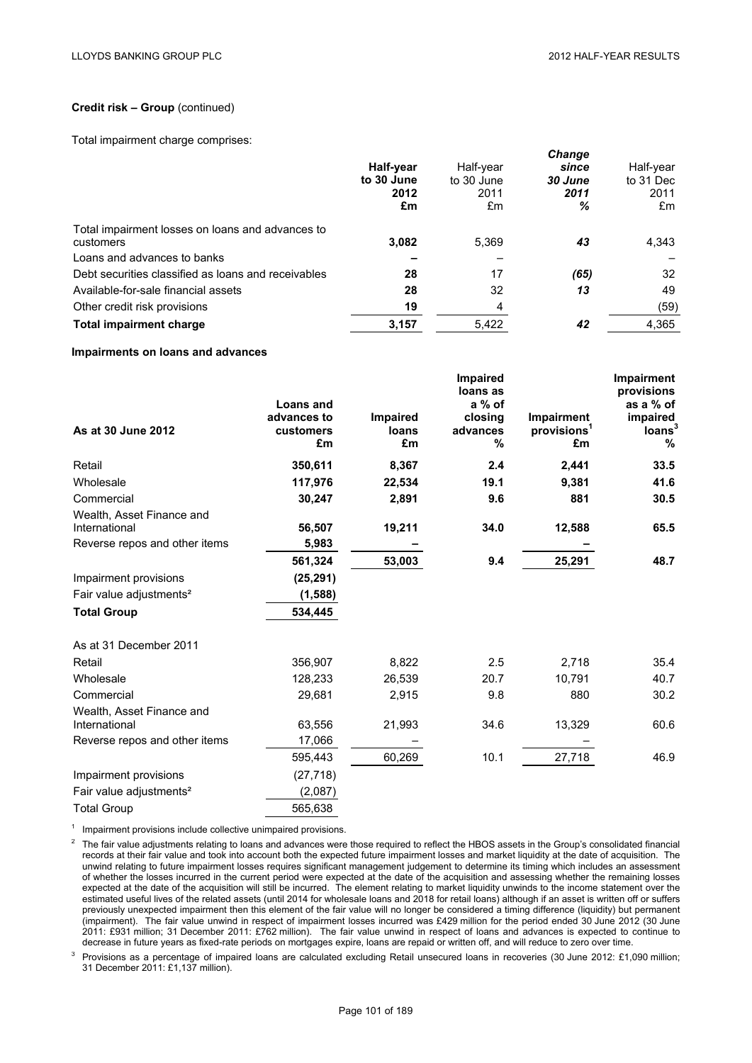**Credit risk – Group** (continued)

Total impairment charge comprises:

| | **Half-year to 30 June 2012 £m** | Half-year to 30 June 2011 £m | ***Change since 30 June 2011 %*** | Half-year to 31 Dec 2011 £m |
|---|---|---|---|---|
| Total impairment losses on loans and advances to customers | **3,082** | 5,369 | ***43*** | 4,343 |
| Loans and advances to banks | **–** | – | | – |
| Debt securities classified as loans and receivables | **28** | 17 | ***(65)*** | 32 |
| Available-for-sale financial assets | **28** | 32 | ***13*** | 49 |
| Other credit risk provisions | **19** | 4 | | (59) |
| **Total impairment charge** | **3,157** | 5,422 | ***42*** | 4,365 |

**Impairments on loans and advances**

| **As at 30 June 2012** | **Loans and advances to customers £m** | **Impaired loans £m** | **Impaired loans as a % of closing advances %** | **Impairment provisions[1] £m** | **Impairment provisions as a % of impaired loans[3] %** |
|---|---|---|---|---|---|
| Retail | **350,611** | **8,367** | **2.4** | **2,441** | **33.5** |
| Wholesale | **117,976** | **22,534** | **19.1** | **9,381** | **41.6** |
| Commercial | **30,247** | **2,891** | **9.6** | **881** | **30.5** |
| Wealth, Asset Finance and International | **56,507** | **19,211** | **34.0** | **12,588** | **65.5** |
| Reverse repos and other items | **5,983** | **–** | | **–** | |
| | **561,324** | **53,003** | **9.4** | **25,291** | **48.7** |
| Impairment provisions | **(25,291)** | | | | |
| Fair value adjustments[2] | **(1,588)** | | | | |
| **Total Group** | **534,445** | | | | |
| | | | | | |
| As at 31 December 2011 | | | | | |
| Retail | 356,907 | 8,822 | 2.5 | 2,718 | 35.4 |
| Wholesale | 128,233 | 26,539 | 20.7 | 10,791 | 40.7 |
| Commercial | 29,681 | 2,915 | 9.8 | 880 | 30.2 |
| Wealth, Asset Finance and International | 63,556 | 21,993 | 34.6 | 13,329 | 60.6 |
| Reverse repos and other items | 17,066 | – | | – | |
| | 595,443 | 60,269 | 10.1 | 27,718 | 46.9 |
| Impairment provisions | (27,718) | | | | |
| Fair value adjustments[2] | (2,087) | | | | |
| Total Group | 565,638 | | | | |

[1] Impairment provisions include collective unimpaired provisions.

[2] The fair value adjustments relating to loans and advances were those required to reflect the HBOS assets in the Group's consolidated financial records at their fair value and took into account both the expected future impairment losses and market liquidity at the date of acquisition. The unwind relating to future impairment losses requires significant management judgement to determine its timing which includes an assessment of whether the losses incurred in the current period were expected at the date of the acquisition and assessing whether the remaining losses expected at the date of the acquisition will still be incurred. The element relating to market liquidity unwinds to the income statement over the estimated useful lives of the related assets (until 2014 for wholesale loans and 2018 for retail loans) although if an asset is written off or suffers previously unexpected impairment then this element of the fair value will no longer be considered a timing difference (liquidity) but permanent (impairment). The fair value unwind in respect of impairment losses incurred was £429 million for the period ended 30 June 2012 (30 June 2011: £931 million; 31 December 2011: £762 million). The fair value unwind in respect of loans and advances is expected to continue to decrease in future years as fixed-rate periods on mortgages expire, loans are repaid or written off, and will reduce to zero over time.

[3] Provisions as a percentage of impaired loans are calculated excluding Retail unsecured loans in recoveries (30 June 2012: £1,090 million; 31 December 2011: £1,137 million).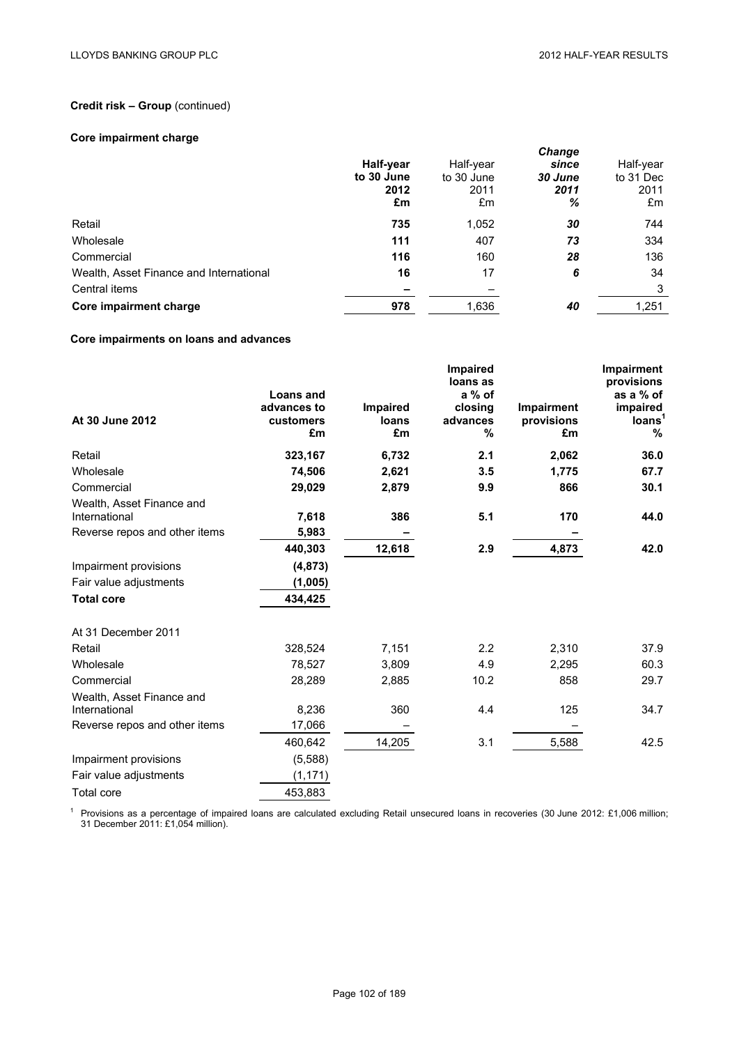**Credit risk – Group** (continued)

**Core impairment charge**

| | **Half-year to 30 June 2012 £m** | Half-year to 30 June 2011 £m | ***Change since 30 June 2011 %*** | Half-year to 31 Dec 2011 £m |
|---|---|---|---|---|
| Retail | **735** | 1,052 | ***30*** | 744 |
| Wholesale | **111** | 407 | ***73*** | 334 |
| Commercial | **116** | 160 | ***28*** | 136 |
| Wealth, Asset Finance and International | **16** | 17 | ***6*** | 34 |
| Central items | **–** | – | | 3 |
| **Core impairment charge** | **978** | 1,636 | ***40*** | 1,251 |

**Core impairments on loans and advances**

| **At 30 June 2012** | **Loans and advances to customers £m** | **Impaired loans £m** | **Impaired loans as a % of closing advances %** | **Impairment provisions £m** | **Impairment provisions as a % of impaired loans[1] %** |
|---|---|---|---|---|---|
| Retail | **323,167** | **6,732** | **2.1** | **2,062** | **36.0** |
| Wholesale | **74,506** | **2,621** | **3.5** | **1,775** | **67.7** |
| Commercial | **29,029** | **2,879** | **9.9** | **866** | **30.1** |
| Wealth, Asset Finance and International | **7,618** | **386** | **5.1** | **170** | **44.0** |
| Reverse repos and other items | **5,983** | **–** | | **–** | |
| | **440,303** | **12,618** | **2.9** | **4,873** | **42.0** |
| Impairment provisions | **(4,873)** | | | | |
| Fair value adjustments | **(1,005)** | | | | |
| **Total core** | **434,425** | | | | |
| | | | | | |
| At 31 December 2011 | | | | | |
| Retail | 328,524 | 7,151 | 2.2 | 2,310 | 37.9 |
| Wholesale | 78,527 | 3,809 | 4.9 | 2,295 | 60.3 |
| Commercial | 28,289 | 2,885 | 10.2 | 858 | 29.7 |
| Wealth, Asset Finance and International | 8,236 | 360 | 4.4 | 125 | 34.7 |
| Reverse repos and other items | 17,066 | – | | – | |
| | 460,642 | 14,205 | 3.1 | 5,588 | 42.5 |
| Impairment provisions | (5,588) | | | | |
| Fair value adjustments | (1,171) | | | | |
| Total core | 453,883 | | | | |

[1] Provisions as a percentage of impaired loans are calculated excluding Retail unsecured loans in recoveries (30 June 2012: £1,006 million; 31 December 2011: £1,054 million).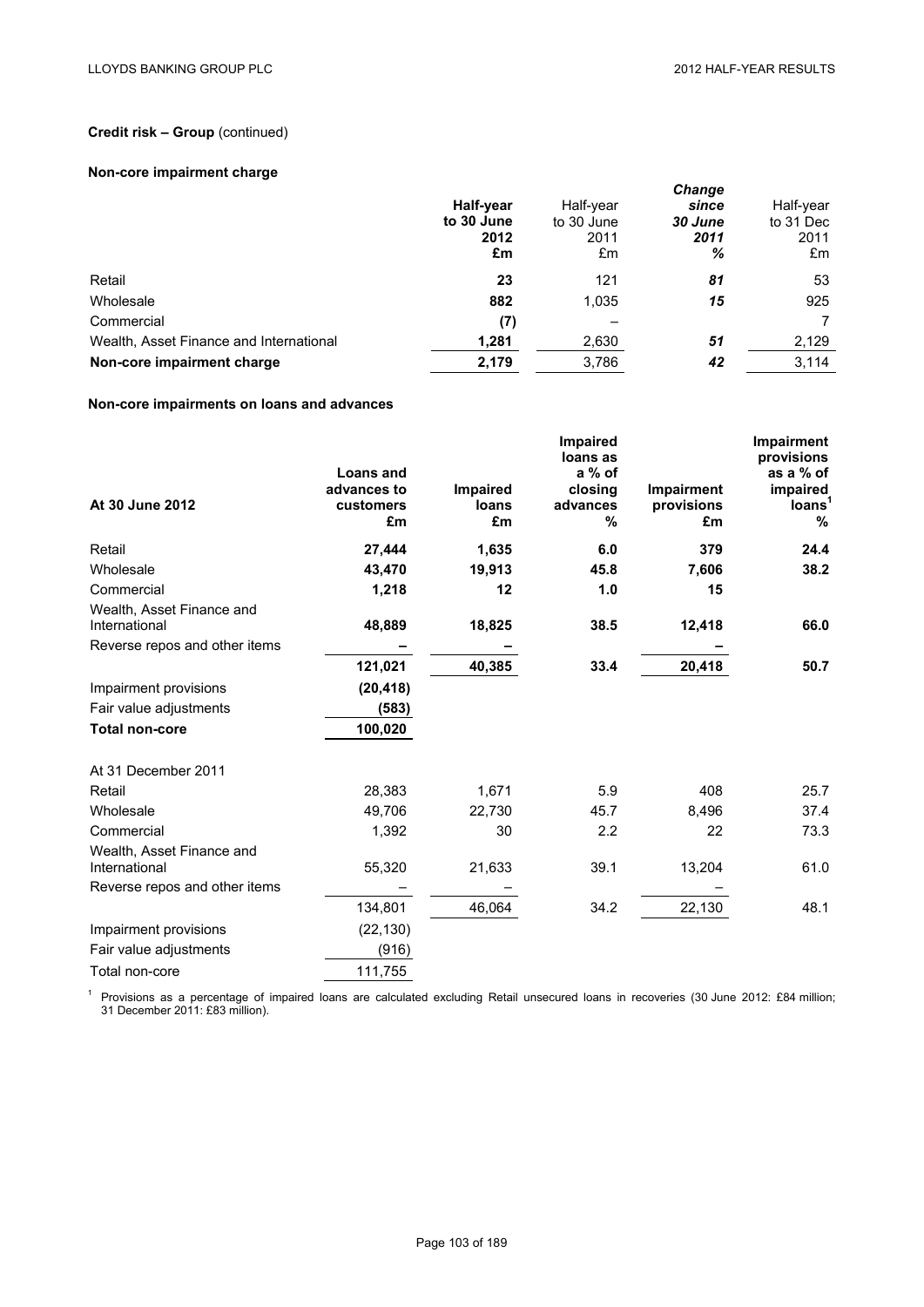## Credit risk – Group (continued)

### Non-core impairment charge

| | **Half-year to 30 June 2012 £m** | Half-year to 30 June 2011 £m | ***Change since 30 June 2011 %*** | Half-year to 31 Dec 2011 £m |
|---|---|---|---|---|
| Retail | **23** | 121 | ***81*** | 53 |
| Wholesale | **882** | 1,035 | ***15*** | 925 |
| Commercial | **(7)** | – | | 7 |
| Wealth, Asset Finance and International | **1,281** | 2,630 | ***51*** | 2,129 |
| **Non-core impairment charge** | **2,179** | 3,786 | ***42*** | 3,114 |

### Non-core impairments on loans and advances

| **At 30 June 2012** | **Loans and advances to customers £m** | **Impaired loans £m** | **Impaired loans as a % of closing advances %** | **Impairment provisions £m** | **Impairment provisions as a % of impaired loans[1] %** |
|---|---|---|---|---|---|
| Retail | **27,444** | **1,635** | **6.0** | **379** | **24.4** |
| Wholesale | **43,470** | **19,913** | **45.8** | **7,606** | **38.2** |
| Commercial | **1,218** | **12** | **1.0** | **15** | |
| Wealth, Asset Finance and International | **48,889** | **18,825** | **38.5** | **12,418** | **66.0** |
| Reverse repos and other items | **–** | **–** | | **–** | |
| | **121,021** | **40,385** | **33.4** | **20,418** | **50.7** |
| Impairment provisions | **(20,418)** | | | | |
| Fair value adjustments | **(583)** | | | | |
| **Total non-core** | **100,020** | | | | |
| | | | | | |
| At 31 December 2011 | | | | | |
| Retail | 28,383 | 1,671 | 5.9 | 408 | 25.7 |
| Wholesale | 49,706 | 22,730 | 45.7 | 8,496 | 37.4 |
| Commercial | 1,392 | 30 | 2.2 | 22 | 73.3 |
| Wealth, Asset Finance and International | 55,320 | 21,633 | 39.1 | 13,204 | 61.0 |
| Reverse repos and other items | – | – | | – | |
| | 134,801 | 46,064 | 34.2 | 22,130 | 48.1 |
| Impairment provisions | (22,130) | | | | |
| Fair value adjustments | (916) | | | | |
| Total non-core | 111,755 | | | | |

[1] Provisions as a percentage of impaired loans are calculated excluding Retail unsecured loans in recoveries (30 June 2012: £84 million; 31 December 2011: £83 million).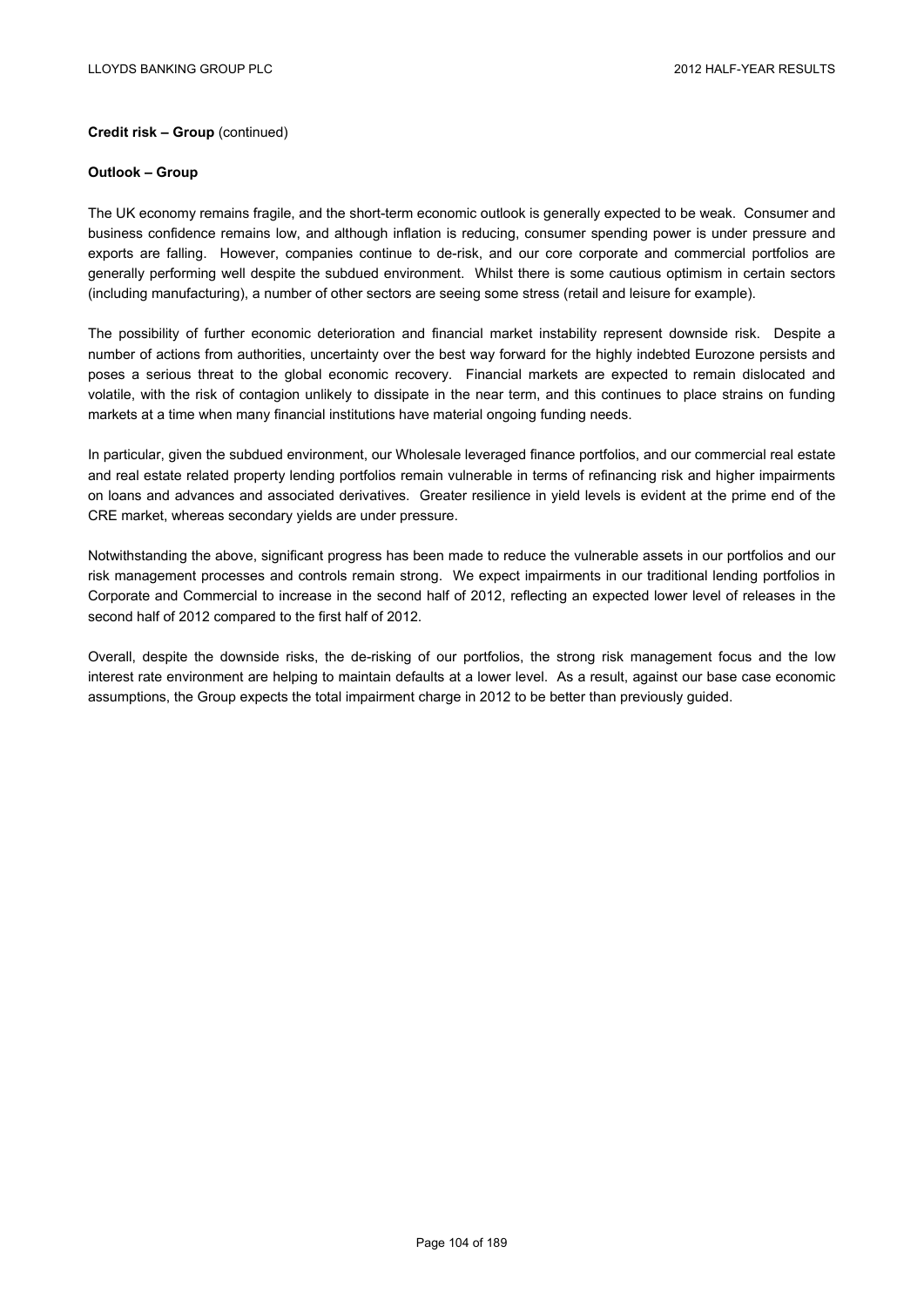**Credit risk – Group** (continued)

**Outlook – Group**

The UK economy remains fragile, and the short-term economic outlook is generally expected to be weak. Consumer and business confidence remains low, and although inflation is reducing, consumer spending power is under pressure and exports are falling. However, companies continue to de-risk, and our core corporate and commercial portfolios are generally performing well despite the subdued environment. Whilst there is some cautious optimism in certain sectors (including manufacturing), a number of other sectors are seeing some stress (retail and leisure for example).

The possibility of further economic deterioration and financial market instability represent downside risk. Despite a number of actions from authorities, uncertainty over the best way forward for the highly indebted Eurozone persists and poses a serious threat to the global economic recovery. Financial markets are expected to remain dislocated and volatile, with the risk of contagion unlikely to dissipate in the near term, and this continues to place strains on funding markets at a time when many financial institutions have material ongoing funding needs.

In particular, given the subdued environment, our Wholesale leveraged finance portfolios, and our commercial real estate and real estate related property lending portfolios remain vulnerable in terms of refinancing risk and higher impairments on loans and advances and associated derivatives. Greater resilience in yield levels is evident at the prime end of the CRE market, whereas secondary yields are under pressure.

Notwithstanding the above, significant progress has been made to reduce the vulnerable assets in our portfolios and our risk management processes and controls remain strong. We expect impairments in our traditional lending portfolios in Corporate and Commercial to increase in the second half of 2012, reflecting an expected lower level of releases in the second half of 2012 compared to the first half of 2012.

Overall, despite the downside risks, the de-risking of our portfolios, the strong risk management focus and the low interest rate environment are helping to maintain defaults at a lower level. As a result, against our base case economic assumptions, the Group expects the total impairment charge in 2012 to be better than previously guided.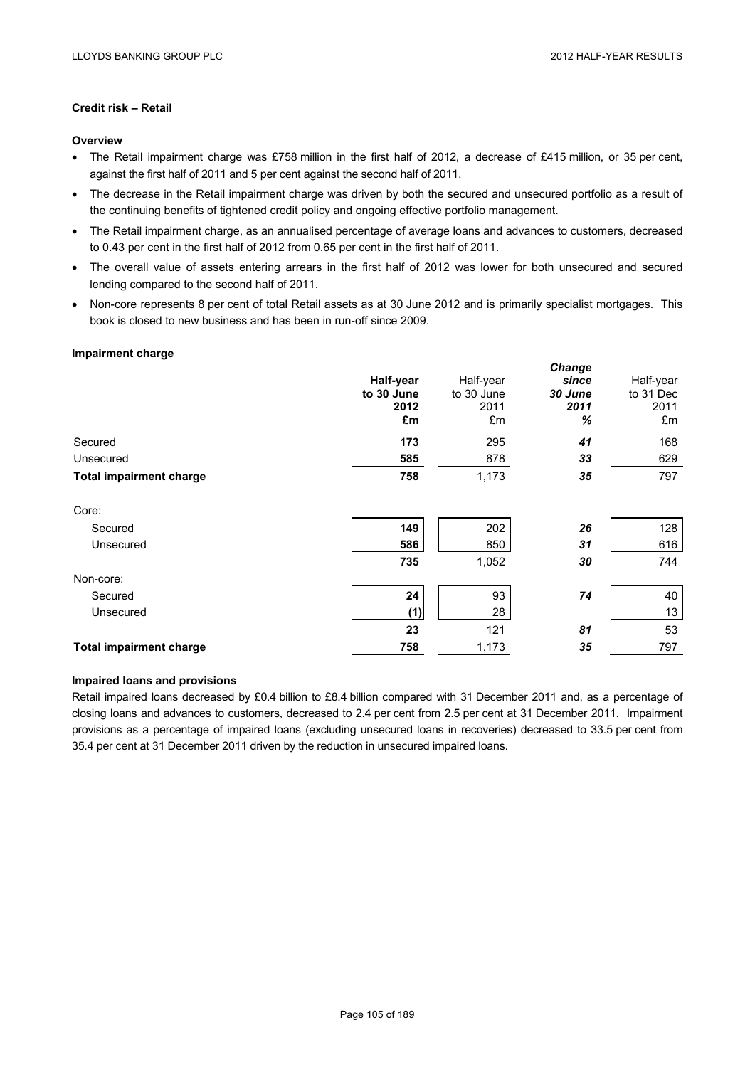## Credit risk – Retail

### Overview

- The Retail impairment charge was £758 million in the first half of 2012, a decrease of £415 million, or 35 per cent, against the first half of 2011 and 5 per cent against the second half of 2011.
- The decrease in the Retail impairment charge was driven by both the secured and unsecured portfolio as a result of the continuing benefits of tightened credit policy and ongoing effective portfolio management.
- The Retail impairment charge, as an annualised percentage of average loans and advances to customers, decreased to 0.43 per cent in the first half of 2012 from 0.65 per cent in the first half of 2011.
- The overall value of assets entering arrears in the first half of 2012 was lower for both unsecured and secured lending compared to the second half of 2011.
- Non-core represents 8 per cent of total Retail assets as at 30 June 2012 and is primarily specialist mortgages. This book is closed to new business and has been in run-off since 2009.

### Impairment charge

| | **Half-year to 30 June 2012 £m** | Half-year to 30 June 2011 £m | ***Change since 30 June 2011 %*** | Half-year to 31 Dec 2011 £m |
|---|---|---|---|---|
| Secured | **173** | 295 | ***41*** | 168 |
| Unsecured | **585** | 878 | ***33*** | 629 |
| **Total impairment charge** | **758** | 1,173 | ***35*** | 797 |
| Core: | | | | |
| Secured | **149** | 202 | ***26*** | 128 |
| Unsecured | **586** | 850 | ***31*** | 616 |
| | **735** | 1,052 | ***30*** | 744 |
| Non-core: | | | | |
| Secured | **24** | 93 | ***74*** | 40 |
| Unsecured | **(1)** | 28 | | 13 |
| | **23** | 121 | ***81*** | 53 |
| **Total impairment charge** | **758** | 1,173 | ***35*** | 797 |

### Impaired loans and provisions

Retail impaired loans decreased by £0.4 billion to £8.4 billion compared with 31 December 2011 and, as a percentage of closing loans and advances to customers, decreased to 2.4 per cent from 2.5 per cent at 31 December 2011. Impairment provisions as a percentage of impaired loans (excluding unsecured loans in recoveries) decreased to 33.5 per cent from 35.4 per cent at 31 December 2011 driven by the reduction in unsecured impaired loans.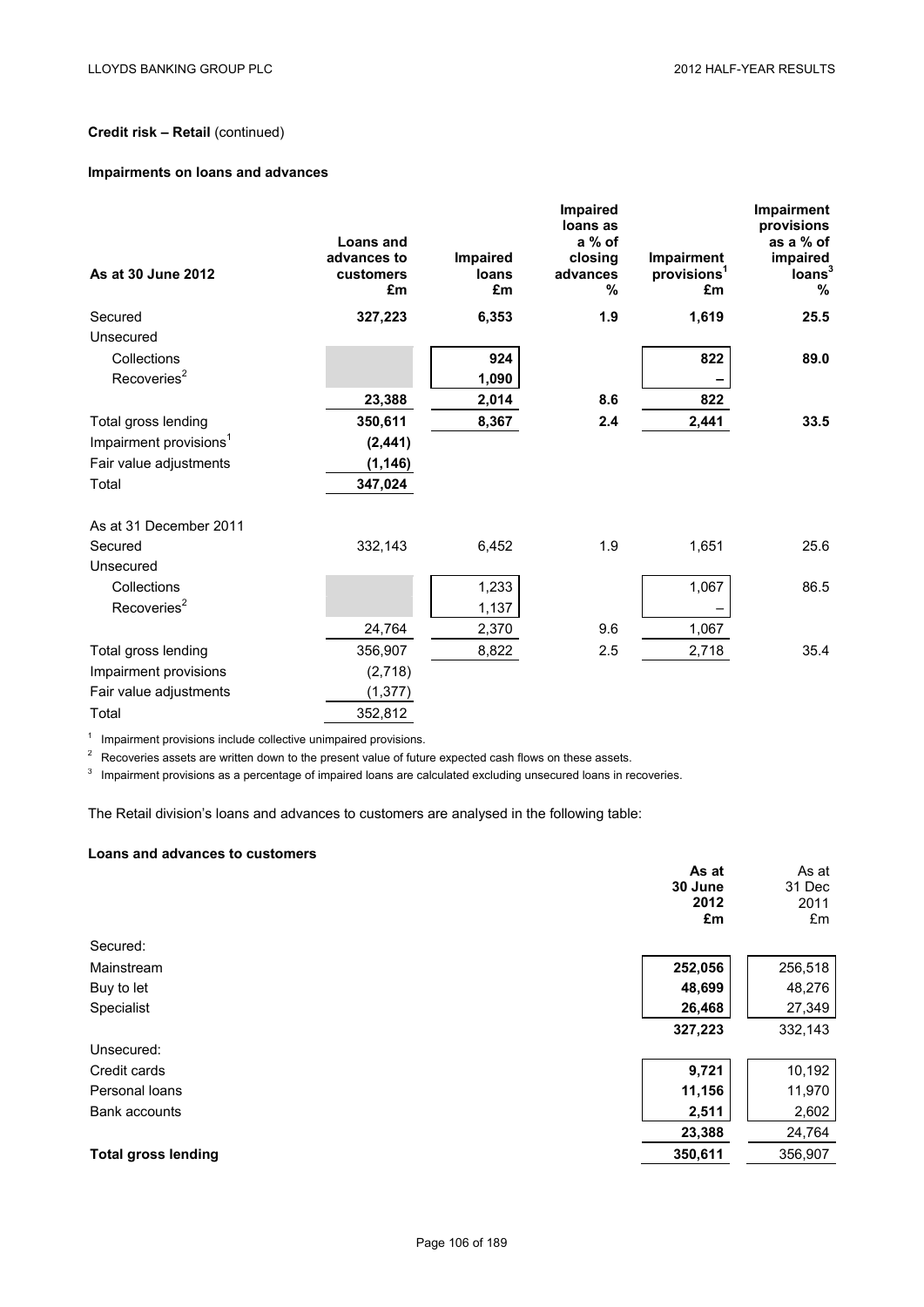**Credit risk – Retail** (continued)

**Impairments on loans and advances**

| As at 30 June 2012 | Loans and advances to customers £m | Impaired loans £m | Impaired loans as a % of closing advances % | Impairment provisions[1] £m | Impairment provisions as a % of impaired loans[3] % |
|---|---|---|---|---|---|
| Secured | **327,223** | **6,353** | **1.9** | **1,619** | **25.5** |
| Unsecured | | | | | |
| Collections | | **924** | | **822** | **89.0** |
| Recoveries[2] | | **1,090** | | **–** | |
| | **23,388** | **2,014** | **8.6** | **822** | |
| Total gross lending | **350,611** | **8,367** | **2.4** | **2,441** | **33.5** |
| Impairment provisions[1] | **(2,441)** | | | | |
| Fair value adjustments | **(1,146)** | | | | |
| Total | **347,024** | | | | |
| As at 31 December 2011 | | | | | |
| Secured | 332,143 | 6,452 | 1.9 | 1,651 | 25.6 |
| Unsecured | | | | | |
| Collections | | 1,233 | | 1,067 | 86.5 |
| Recoveries[2] | | 1,137 | | – | |
| | 24,764 | 2,370 | 9.6 | 1,067 | |
| Total gross lending | 356,907 | 8,822 | 2.5 | 2,718 | 35.4 |
| Impairment provisions | (2,718) | | | | |
| Fair value adjustments | (1,377) | | | | |
| Total | 352,812 | | | | |

[1] Impairment provisions include collective unimpaired provisions.

[2] Recoveries assets are written down to the present value of future expected cash flows on these assets.

[3] Impairment provisions as a percentage of impaired loans are calculated excluding unsecured loans in recoveries.

The Retail division's loans and advances to customers are analysed in the following table:

**Loans and advances to customers**

| | As at 30 June 2012 £m | As at 31 Dec 2011 £m |
|---|---|---|
| Secured: | | |
| Mainstream | **252,056** | 256,518 |
| Buy to let | **48,699** | 48,276 |
| Specialist | **26,468** | 27,349 |
| | **327,223** | 332,143 |
| Unsecured: | | |
| Credit cards | **9,721** | 10,192 |
| Personal loans | **11,156** | 11,970 |
| Bank accounts | **2,511** | 2,602 |
| | **23,388** | 24,764 |
| **Total gross lending** | **350,611** | 356,907 |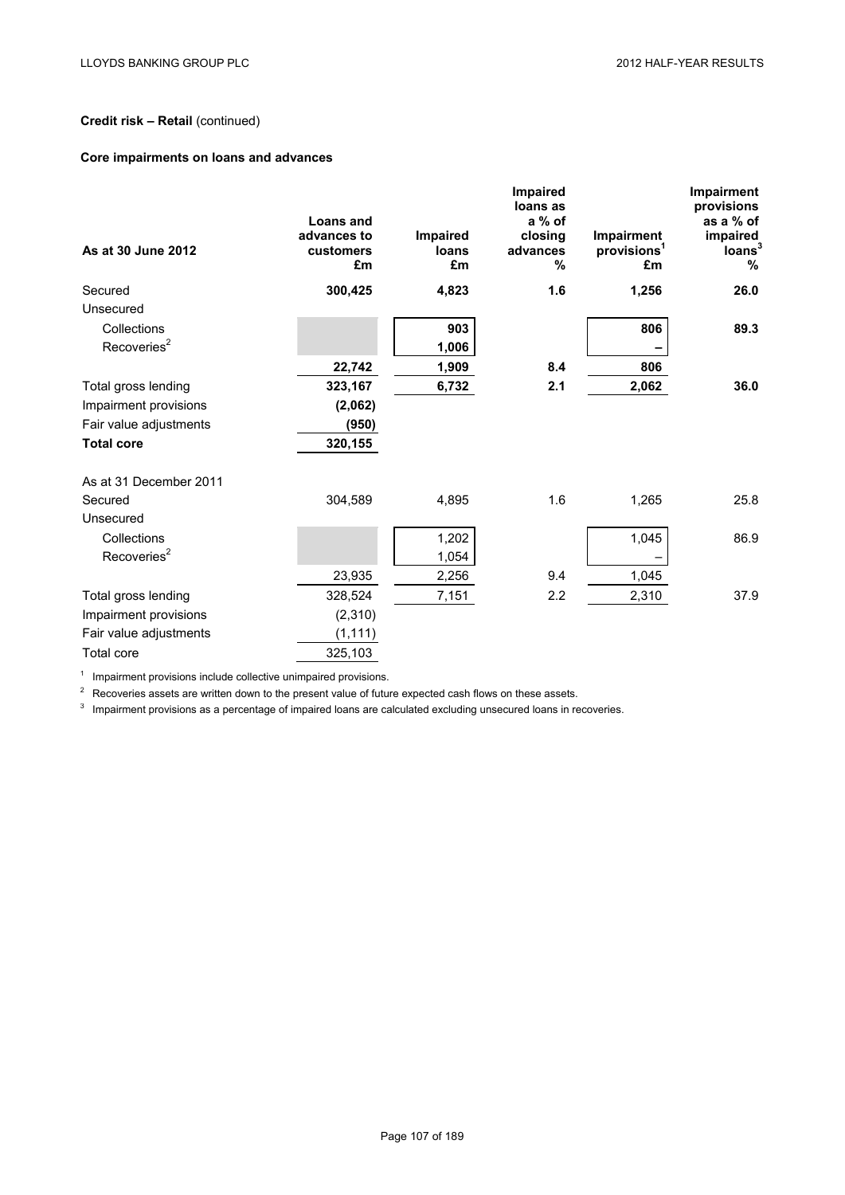**Credit risk – Retail** (continued)

**Core impairments on loans and advances**

| As at 30 June 2012 | Loans and advances to customers £m | Impaired loans £m | Impaired loans as a % of closing advances % | Impairment provisions[1] £m | Impairment provisions as a % of impaired loans[3] % |
|---|---|---|---|---|---|
| Secured | **300,425** | **4,823** | **1.6** | **1,256** | **26.0** |
| Unsecured | | | | | |
| Collections | | **903** | | **806** | **89.3** |
| Recoveries[2] | | **1,006** | | **–** | |
| | **22,742** | **1,909** | **8.4** | **806** | |
| Total gross lending | **323,167** | **6,732** | **2.1** | **2,062** | **36.0** |
| Impairment provisions | **(2,062)** | | | | |
| Fair value adjustments | **(950)** | | | | |
| **Total core** | **320,155** | | | | |
| | | | | | |
| As at 31 December 2011 | | | | | |
| Secured | 304,589 | 4,895 | 1.6 | 1,265 | 25.8 |
| Unsecured | | | | | |
| Collections | | 1,202 | | 1,045 | 86.9 |
| Recoveries[2] | | 1,054 | | – | |
| | 23,935 | 2,256 | 9.4 | 1,045 | |
| Total gross lending | 328,524 | 7,151 | 2.2 | 2,310 | 37.9 |
| Impairment provisions | (2,310) | | | | |
| Fair value adjustments | (1,111) | | | | |
| Total core | 325,103 | | | | |

[1] Impairment provisions include collective unimpaired provisions.

[2] Recoveries assets are written down to the present value of future expected cash flows on these assets.

[3] Impairment provisions as a percentage of impaired loans are calculated excluding unsecured loans in recoveries.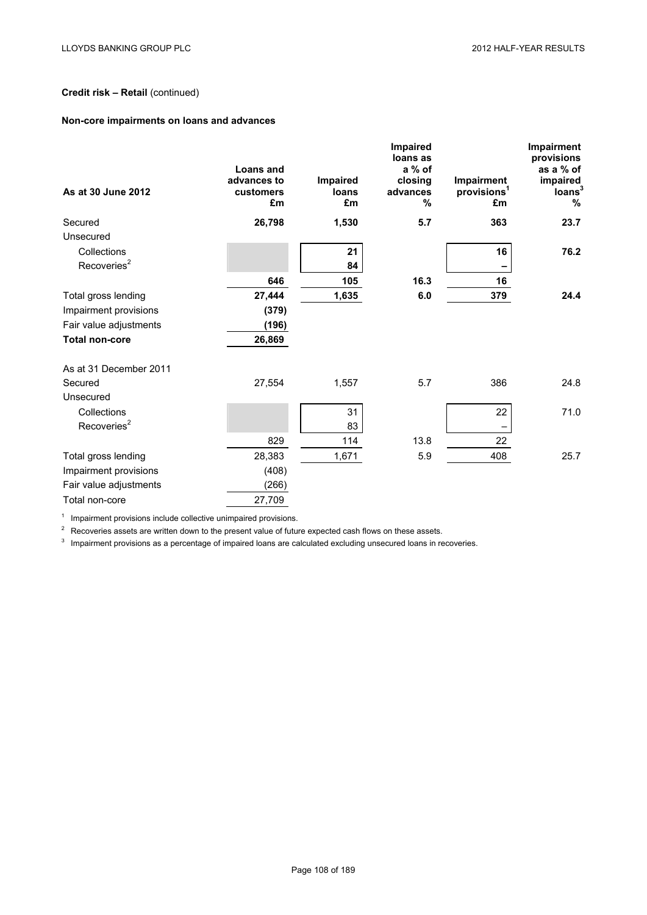## Credit risk – Retail (continued)

### Non-core impairments on loans and advances

| As at 30 June 2012 | Loans and advances to customers £m | Impaired loans £m | Impaired loans as a % of closing advances % | Impairment provisions[1] £m | Impairment provisions as a % of impaired loans[3] % |
|---|---|---|---|---|---|
| Secured | **26,798** | **1,530** | **5.7** | **363** | **23.7** |
| Unsecured | | | | | |
| Collections | | **21** | | **16** | **76.2** |
| Recoveries[2] | | **84** | | **–** | |
| | **646** | **105** | **16.3** | **16** | |
| Total gross lending | **27,444** | **1,635** | **6.0** | **379** | **24.4** |
| Impairment provisions | **(379)** | | | | |
| Fair value adjustments | **(196)** | | | | |
| **Total non-core** | **26,869** | | | | |
| | | | | | |
| As at 31 December 2011 | | | | | |
| Secured | 27,554 | 1,557 | 5.7 | 386 | 24.8 |
| Unsecured | | | | | |
| Collections | | 31 | | 22 | 71.0 |
| Recoveries[2] | | 83 | | – | |
| | 829 | 114 | 13.8 | 22 | |
| Total gross lending | 28,383 | 1,671 | 5.9 | 408 | 25.7 |
| Impairment provisions | (408) | | | | |
| Fair value adjustments | (266) | | | | |
| Total non-core | 27,709 | | | | |

[1] Impairment provisions include collective unimpaired provisions.

[2] Recoveries assets are written down to the present value of future expected cash flows on these assets.

[3] Impairment provisions as a percentage of impaired loans are calculated excluding unsecured loans in recoveries.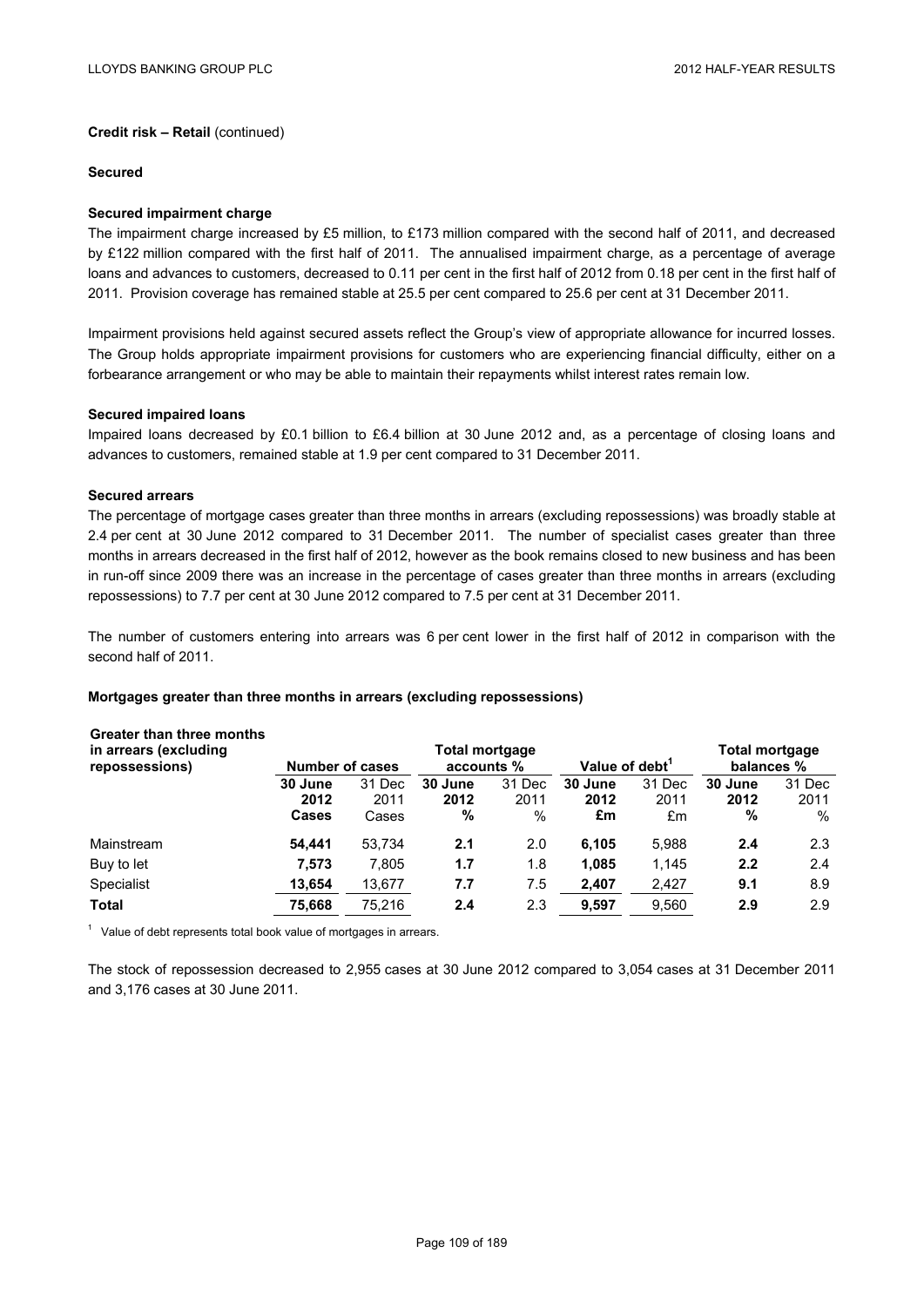**Credit risk – Retail** (continued)

**Secured**

**Secured impairment charge**

The impairment charge increased by £5 million, to £173 million compared with the second half of 2011, and decreased by £122 million compared with the first half of 2011. The annualised impairment charge, as a percentage of average loans and advances to customers, decreased to 0.11 per cent in the first half of 2012 from 0.18 per cent in the first half of 2011. Provision coverage has remained stable at 25.5 per cent compared to 25.6 per cent at 31 December 2011.

Impairment provisions held against secured assets reflect the Group's view of appropriate allowance for incurred losses. The Group holds appropriate impairment provisions for customers who are experiencing financial difficulty, either on a forbearance arrangement or who may be able to maintain their repayments whilst interest rates remain low.

**Secured impaired loans**

Impaired loans decreased by £0.1 billion to £6.4 billion at 30 June 2012 and, as a percentage of closing loans and advances to customers, remained stable at 1.9 per cent compared to 31 December 2011.

**Secured arrears**

The percentage of mortgage cases greater than three months in arrears (excluding repossessions) was broadly stable at 2.4 per cent at 30 June 2012 compared to 31 December 2011. The number of specialist cases greater than three months in arrears decreased in the first half of 2012, however as the book remains closed to new business and has been in run-off since 2009 there was an increase in the percentage of cases greater than three months in arrears (excluding repossessions) to 7.7 per cent at 30 June 2012 compared to 7.5 per cent at 31 December 2011.

The number of customers entering into arrears was 6 per cent lower in the first half of 2012 in comparison with the second half of 2011.

**Mortgages greater than three months in arrears (excluding repossessions)**

| **Greater than three months in arrears (excluding repossessions)** | **Number of cases** | | **Total mortgage accounts %** | | **Value of debt[1]** | | **Total mortgage balances %** | |
|---|---|---|---|---|---|---|---|---|
| | **30 June 2012 Cases** | 31 Dec 2011 Cases | **30 June 2012 %** | 31 Dec 2011 % | **30 June 2012 £m** | 31 Dec 2011 £m | **30 June 2012 %** | 31 Dec 2011 % |
| Mainstream | **54,441** | 53,734 | **2.1** | 2.0 | **6,105** | 5,988 | **2.4** | 2.3 |
| Buy to let | **7,573** | 7,805 | **1.7** | 1.8 | **1,085** | 1,145 | **2.2** | 2.4 |
| Specialist | **13,654** | 13,677 | **7.7** | 7.5 | **2,407** | 2,427 | **9.1** | 8.9 |
| **Total** | **75,668** | 75,216 | **2.4** | 2.3 | **9,597** | 9,560 | **2.9** | 2.9 |

[1] Value of debt represents total book value of mortgages in arrears.

The stock of repossession decreased to 2,955 cases at 30 June 2012 compared to 3,054 cases at 31 December 2011 and 3,176 cases at 30 June 2011.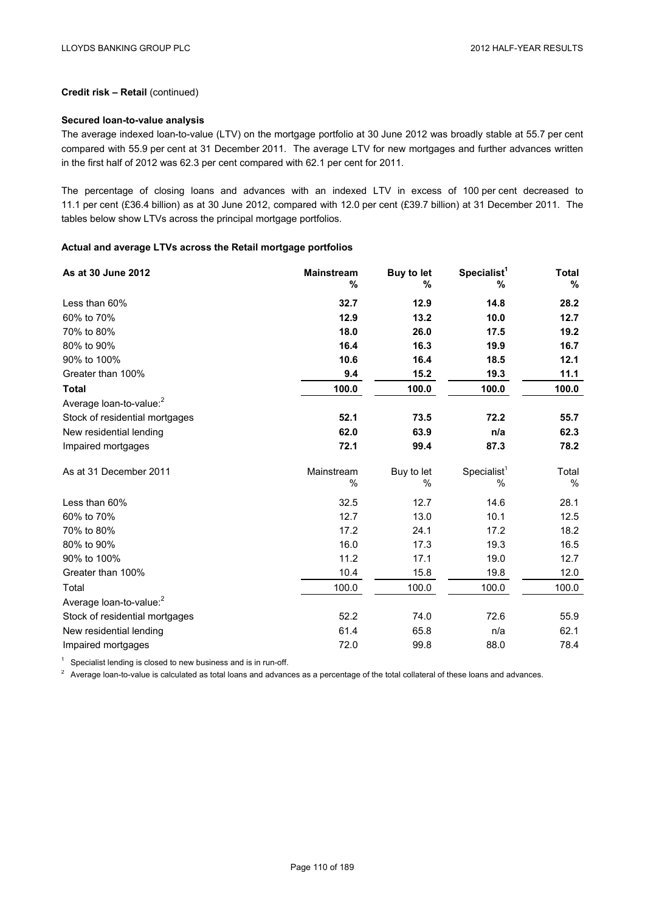**Credit risk – Retail** (continued)

**Secured loan-to-value analysis**

The average indexed loan-to-value (LTV) on the mortgage portfolio at 30 June 2012 was broadly stable at 55.7 per cent compared with 55.9 per cent at 31 December 2011. The average LTV for new mortgages and further advances written in the first half of 2012 was 62.3 per cent compared with 62.1 per cent for 2011.

The percentage of closing loans and advances with an indexed LTV in excess of 100 per cent decreased to 11.1 per cent (£36.4 billion) as at 30 June 2012, compared with 12.0 per cent (£39.7 billion) at 31 December 2011. The tables below show LTVs across the principal mortgage portfolios.

**Actual and average LTVs across the Retail mortgage portfolios**

| **As at 30 June 2012** | **Mainstream %** | **Buy to let %** | **Specialist[1] %** | **Total %** |
|---|---|---|---|---|
| Less than 60% | **32.7** | **12.9** | **14.8** | **28.2** |
| 60% to 70% | **12.9** | **13.2** | **10.0** | **12.7** |
| 70% to 80% | **18.0** | **26.0** | **17.5** | **19.2** |
| 80% to 90% | **16.4** | **16.3** | **19.9** | **16.7** |
| 90% to 100% | **10.6** | **16.4** | **18.5** | **12.1** |
| Greater than 100% | **9.4** | **15.2** | **19.3** | **11.1** |
| **Total** | **100.0** | **100.0** | **100.0** | **100.0** |
| Average loan-to-value:[2] | | | | |
| Stock of residential mortgages | **52.1** | **73.5** | **72.2** | **55.7** |
| New residential lending | **62.0** | **63.9** | **n/a** | **62.3** |
| Impaired mortgages | **72.1** | **99.4** | **87.3** | **78.2** |

| As at 31 December 2011 | Mainstream % | Buy to let % | Specialist[1] % | Total % |
|---|---|---|---|---|
| Less than 60% | 32.5 | 12.7 | 14.6 | 28.1 |
| 60% to 70% | 12.7 | 13.0 | 10.1 | 12.5 |
| 70% to 80% | 17.2 | 24.1 | 17.2 | 18.2 |
| 80% to 90% | 16.0 | 17.3 | 19.3 | 16.5 |
| 90% to 100% | 11.2 | 17.1 | 19.0 | 12.7 |
| Greater than 100% | 10.4 | 15.8 | 19.8 | 12.0 |
| Total | 100.0 | 100.0 | 100.0 | 100.0 |
| Average loan-to-value:[2] | | | | |
| Stock of residential mortgages | 52.2 | 74.0 | 72.6 | 55.9 |
| New residential lending | 61.4 | 65.8 | n/a | 62.1 |
| Impaired mortgages | 72.0 | 99.8 | 88.0 | 78.4 |

[1] Specialist lending is closed to new business and is in run-off.

[2] Average loan-to-value is calculated as total loans and advances as a percentage of the total collateral of these loans and advances.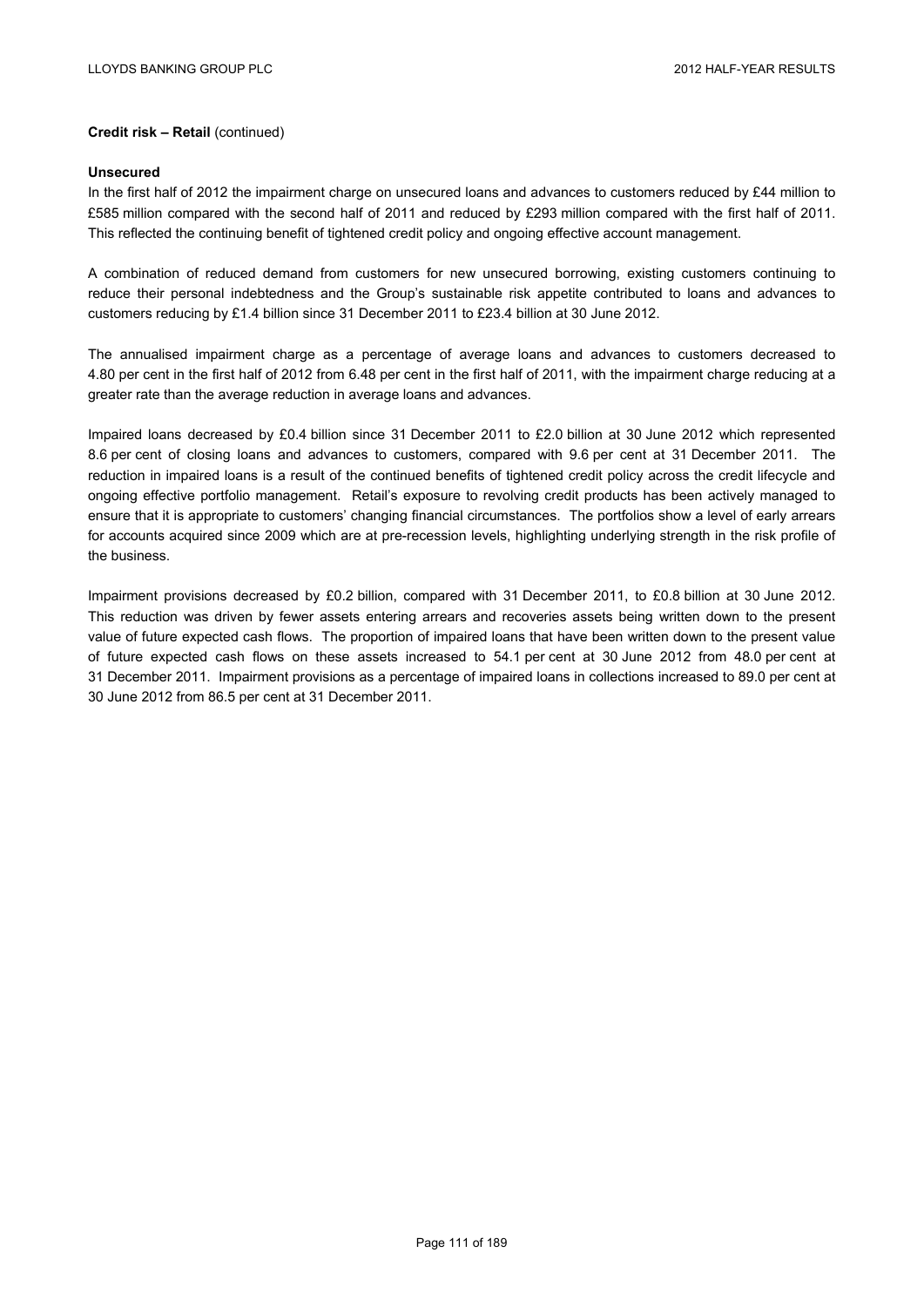**Credit risk – Retail** (continued)

**Unsecured**

In the first half of 2012 the impairment charge on unsecured loans and advances to customers reduced by £44 million to £585 million compared with the second half of 2011 and reduced by £293 million compared with the first half of 2011. This reflected the continuing benefit of tightened credit policy and ongoing effective account management.

A combination of reduced demand from customers for new unsecured borrowing, existing customers continuing to reduce their personal indebtedness and the Group's sustainable risk appetite contributed to loans and advances to customers reducing by £1.4 billion since 31 December 2011 to £23.4 billion at 30 June 2012.

The annualised impairment charge as a percentage of average loans and advances to customers decreased to 4.80 per cent in the first half of 2012 from 6.48 per cent in the first half of 2011, with the impairment charge reducing at a greater rate than the average reduction in average loans and advances.

Impaired loans decreased by £0.4 billion since 31 December 2011 to £2.0 billion at 30 June 2012 which represented 8.6 per cent of closing loans and advances to customers, compared with 9.6 per cent at 31 December 2011. The reduction in impaired loans is a result of the continued benefits of tightened credit policy across the credit lifecycle and ongoing effective portfolio management. Retail's exposure to revolving credit products has been actively managed to ensure that it is appropriate to customers' changing financial circumstances. The portfolios show a level of early arrears for accounts acquired since 2009 which are at pre-recession levels, highlighting underlying strength in the risk profile of the business.

Impairment provisions decreased by £0.2 billion, compared with 31 December 2011, to £0.8 billion at 30 June 2012. This reduction was driven by fewer assets entering arrears and recoveries assets being written down to the present value of future expected cash flows. The proportion of impaired loans that have been written down to the present value of future expected cash flows on these assets increased to 54.1 per cent at 30 June 2012 from 48.0 per cent at 31 December 2011. Impairment provisions as a percentage of impaired loans in collections increased to 89.0 per cent at 30 June 2012 from 86.5 per cent at 31 December 2011.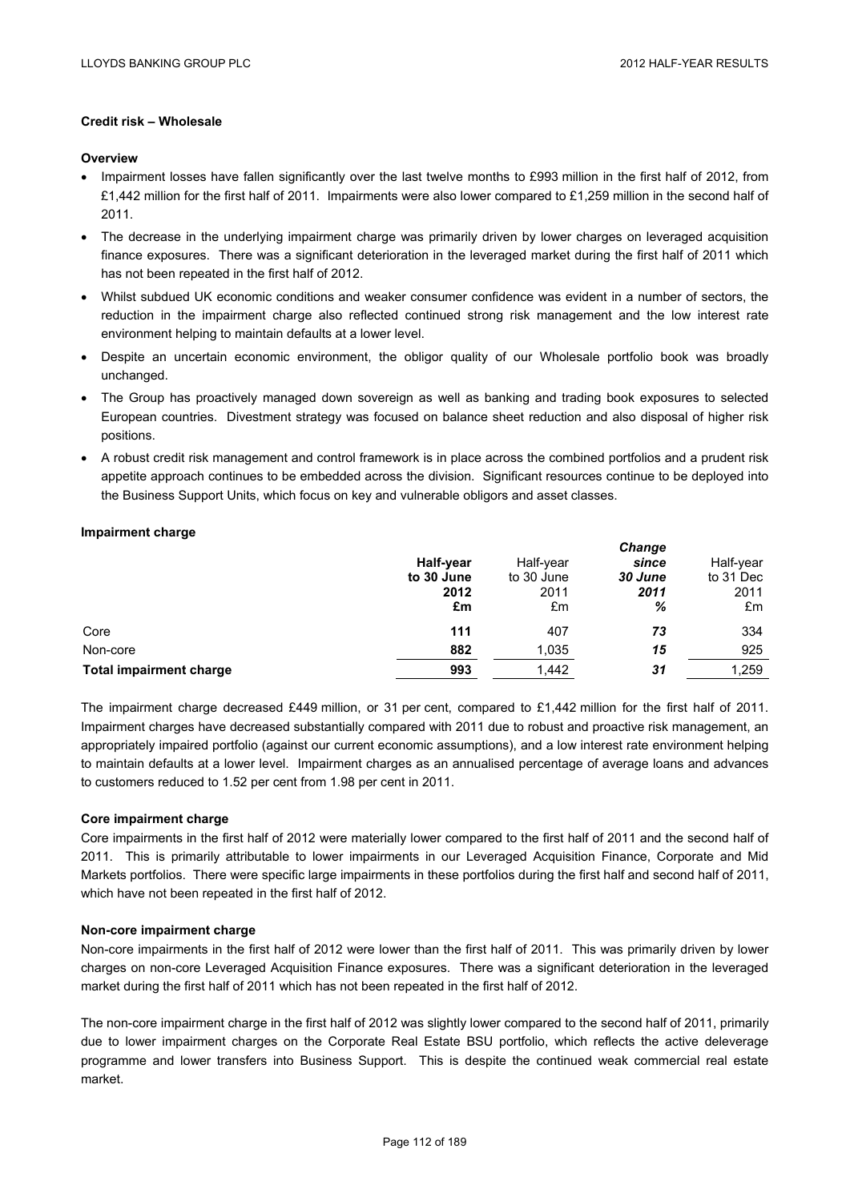### Credit risk – Wholesale

#### Overview

- Impairment losses have fallen significantly over the last twelve months to £993 million in the first half of 2012, from £1,442 million for the first half of 2011. Impairments were also lower compared to £1,259 million in the second half of 2011.
- The decrease in the underlying impairment charge was primarily driven by lower charges on leveraged acquisition finance exposures. There was a significant deterioration in the leveraged market during the first half of 2011 which has not been repeated in the first half of 2012.
- Whilst subdued UK economic conditions and weaker consumer confidence was evident in a number of sectors, the reduction in the impairment charge also reflected continued strong risk management and the low interest rate environment helping to maintain defaults at a lower level.
- Despite an uncertain economic environment, the obligor quality of our Wholesale portfolio book was broadly unchanged.
- The Group has proactively managed down sovereign as well as banking and trading book exposures to selected European countries. Divestment strategy was focused on balance sheet reduction and also disposal of higher risk positions.
- A robust credit risk management and control framework is in place across the combined portfolios and a prudent risk appetite approach continues to be embedded across the division. Significant resources continue to be deployed into the Business Support Units, which focus on key and vulnerable obligors and asset classes.

#### Impairment charge

| | **Half-year to 30 June 2012 £m** | Half-year to 30 June 2011 £m | ***Change since 30 June 2011 %*** | Half-year to 31 Dec 2011 £m |
|---|---|---|---|---|
| Core | **111** | 407 | ***73*** | 334 |
| Non-core | **882** | 1,035 | ***15*** | 925 |
| **Total impairment charge** | **993** | 1,442 | ***31*** | 1,259 |

The impairment charge decreased £449 million, or 31 per cent, compared to £1,442 million for the first half of 2011. Impairment charges have decreased substantially compared with 2011 due to robust and proactive risk management, an appropriately impaired portfolio (against our current economic assumptions), and a low interest rate environment helping to maintain defaults at a lower level. Impairment charges as an annualised percentage of average loans and advances to customers reduced to 1.52 per cent from 1.98 per cent in 2011.

#### Core impairment charge

Core impairments in the first half of 2012 were materially lower compared to the first half of 2011 and the second half of 2011. This is primarily attributable to lower impairments in our Leveraged Acquisition Finance, Corporate and Mid Markets portfolios. There were specific large impairments in these portfolios during the first half and second half of 2011, which have not been repeated in the first half of 2012.

#### Non-core impairment charge

Non-core impairments in the first half of 2012 were lower than the first half of 2011. This was primarily driven by lower charges on non-core Leveraged Acquisition Finance exposures. There was a significant deterioration in the leveraged market during the first half of 2011 which has not been repeated in the first half of 2012.

The non-core impairment charge in the first half of 2012 was slightly lower compared to the second half of 2011, primarily due to lower impairment charges on the Corporate Real Estate BSU portfolio, which reflects the active deleverage programme and lower transfers into Business Support. This is despite the continued weak commercial real estate market.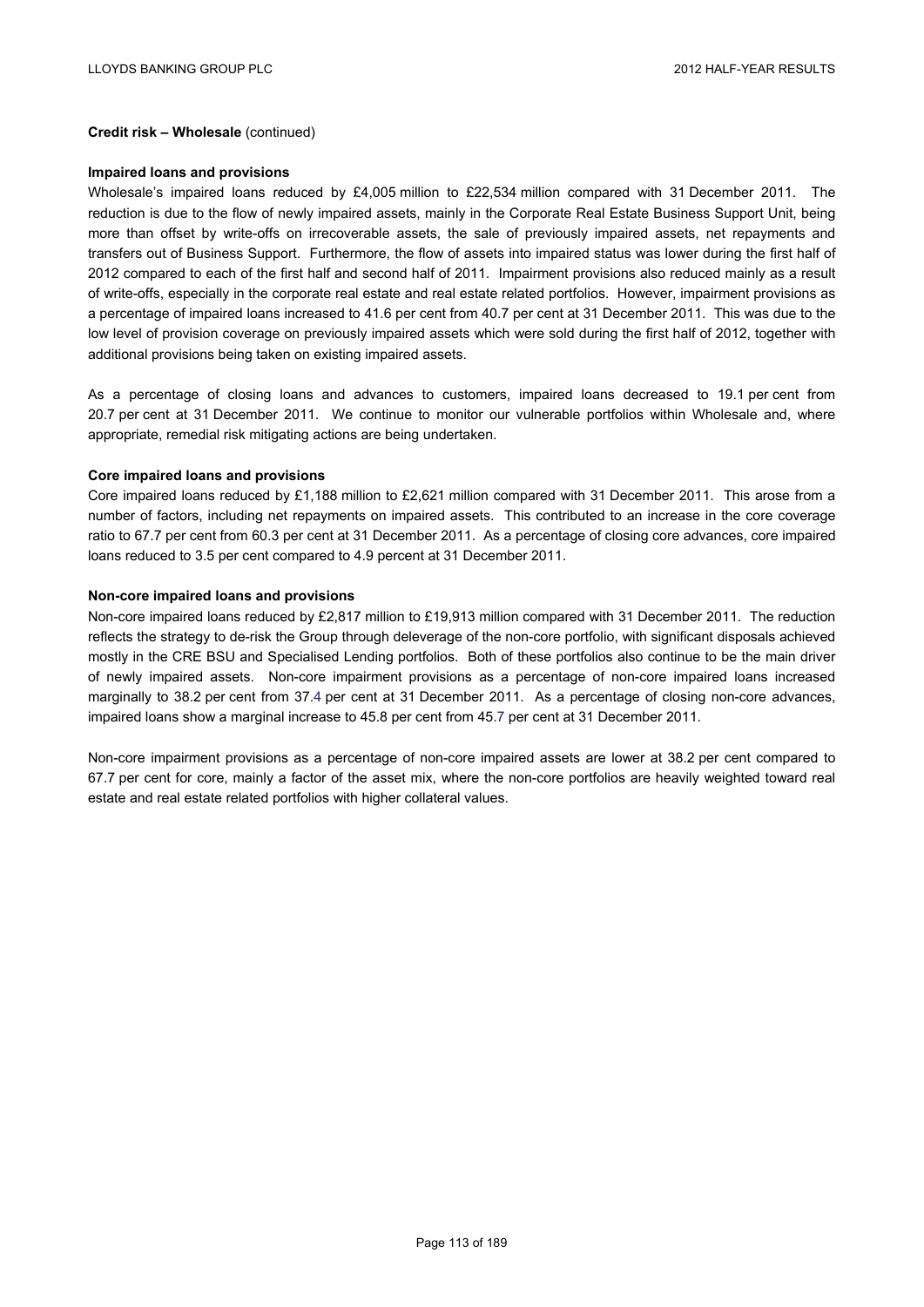**Credit risk – Wholesale** (continued)

**Impaired loans and provisions**

Wholesale's impaired loans reduced by £4,005 million to £22,534 million compared with 31 December 2011. The reduction is due to the flow of newly impaired assets, mainly in the Corporate Real Estate Business Support Unit, being more than offset by write-offs on irrecoverable assets, the sale of previously impaired assets, net repayments and transfers out of Business Support. Furthermore, the flow of assets into impaired status was lower during the first half of 2012 compared to each of the first half and second half of 2011. Impairment provisions also reduced mainly as a result of write-offs, especially in the corporate real estate and real estate related portfolios. However, impairment provisions as a percentage of impaired loans increased to 41.6 per cent from 40.7 per cent at 31 December 2011. This was due to the low level of provision coverage on previously impaired assets which were sold during the first half of 2012, together with additional provisions being taken on existing impaired assets.

As a percentage of closing loans and advances to customers, impaired loans decreased to 19.1 per cent from 20.7 per cent at 31 December 2011. We continue to monitor our vulnerable portfolios within Wholesale and, where appropriate, remedial risk mitigating actions are being undertaken.

**Core impaired loans and provisions**

Core impaired loans reduced by £1,188 million to £2,621 million compared with 31 December 2011. This arose from a number of factors, including net repayments on impaired assets. This contributed to an increase in the core coverage ratio to 67.7 per cent from 60.3 per cent at 31 December 2011. As a percentage of closing core advances, core impaired loans reduced to 3.5 per cent compared to 4.9 percent at 31 December 2011.

**Non-core impaired loans and provisions**

Non-core impaired loans reduced by £2,817 million to £19,913 million compared with 31 December 2011. The reduction reflects the strategy to de-risk the Group through deleverage of the non-core portfolio, with significant disposals achieved mostly in the CRE BSU and Specialised Lending portfolios. Both of these portfolios also continue to be the main driver of newly impaired assets. Non-core impairment provisions as a percentage of non-core impaired loans increased marginally to 38.2 per cent from 37.4 per cent at 31 December 2011. As a percentage of closing non-core advances, impaired loans show a marginal increase to 45.8 per cent from 45.7 per cent at 31 December 2011.

Non-core impairment provisions as a percentage of non-core impaired assets are lower at 38.2 per cent compared to 67.7 per cent for core, mainly a factor of the asset mix, where the non-core portfolios are heavily weighted toward real estate and real estate related portfolios with higher collateral values.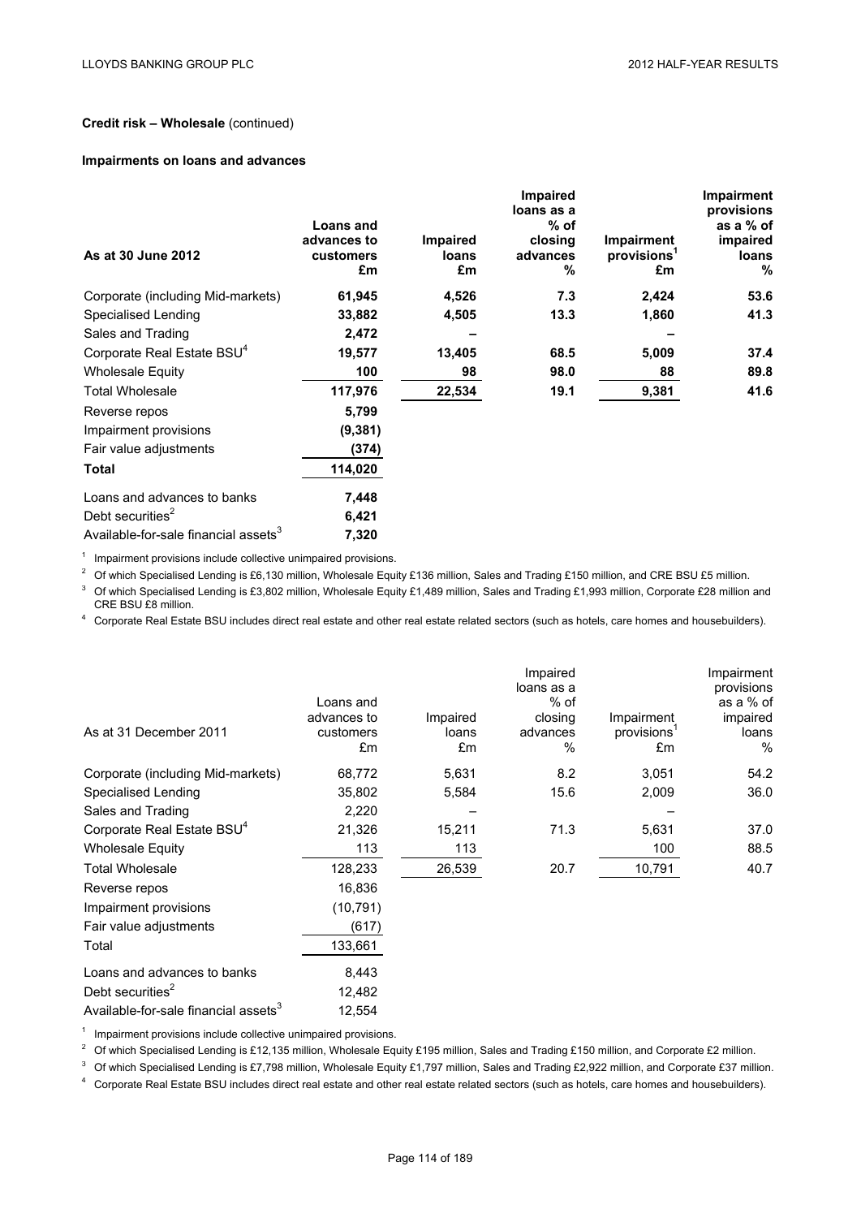**Credit risk – Wholesale** (continued)

**Impairments on loans and advances**

| **As at 30 June 2012** | **Loans and advances to customers £m** | **Impaired loans £m** | **Impaired loans as a % of closing advances %** | **Impairment provisions[1] £m** | **Impairment provisions as a % of impaired loans %** |
|---|---|---|---|---|---|
| Corporate (including Mid-markets) | **61,945** | **4,526** | **7.3** | **2,424** | **53.6** |
| Specialised Lending | **33,882** | **4,505** | **13.3** | **1,860** | **41.3** |
| Sales and Trading | **2,472** | **–** | | **–** | |
| Corporate Real Estate BSU[4] | **19,577** | **13,405** | **68.5** | **5,009** | **37.4** |
| Wholesale Equity | **100** | **98** | **98.0** | **88** | **89.8** |
| Total Wholesale | **117,976** | **22,534** | **19.1** | **9,381** | **41.6** |
| Reverse repos | **5,799** | | | | |
| Impairment provisions | **(9,381)** | | | | |
| Fair value adjustments | **(374)** | | | | |
| **Total** | **114,020** | | | | |
| Loans and advances to banks | **7,448** | | | | |
| Debt securities[2] | **6,421** | | | | |
| Available-for-sale financial assets[3] | **7,320** | | | | |

[1] Impairment provisions include collective unimpaired provisions.

[2] Of which Specialised Lending is £6,130 million, Wholesale Equity £136 million, Sales and Trading £150 million, and CRE BSU £5 million.

[3] Of which Specialised Lending is £3,802 million, Wholesale Equity £1,489 million, Sales and Trading £1,993 million, Corporate £28 million and CRE BSU £8 million.

[4] Corporate Real Estate BSU includes direct real estate and other real estate related sectors (such as hotels, care homes and housebuilders).

| As at 31 December 2011 | Loans and advances to customers £m | Impaired loans £m | Impaired loans as a % of closing advances % | Impairment provisions[1] £m | Impairment provisions as a % of impaired loans % |
|---|---|---|---|---|---|
| Corporate (including Mid-markets) | 68,772 | 5,631 | 8.2 | 3,051 | 54.2 |
| Specialised Lending | 35,802 | 5,584 | 15.6 | 2,009 | 36.0 |
| Sales and Trading | 2,220 | – | | – | |
| Corporate Real Estate BSU[4] | 21,326 | 15,211 | 71.3 | 5,631 | 37.0 |
| Wholesale Equity | 113 | 113 | | 100 | 88.5 |
| Total Wholesale | 128,233 | 26,539 | 20.7 | 10,791 | 40.7 |
| Reverse repos | 16,836 | | | | |
| Impairment provisions | (10,791) | | | | |
| Fair value adjustments | (617) | | | | |
| Total | 133,661 | | | | |
| Loans and advances to banks | 8,443 | | | | |
| Debt securities[2] | 12,482 | | | | |
| Available-for-sale financial assets[3] | 12,554 | | | | |

[1] Impairment provisions include collective unimpaired provisions.

[2] Of which Specialised Lending is £12,135 million, Wholesale Equity £195 million, Sales and Trading £150 million, and Corporate £2 million.

[3] Of which Specialised Lending is £7,798 million, Wholesale Equity £1,797 million, Sales and Trading £2,922 million, and Corporate £37 million.

[4] Corporate Real Estate BSU includes direct real estate and other real estate related sectors (such as hotels, care homes and housebuilders).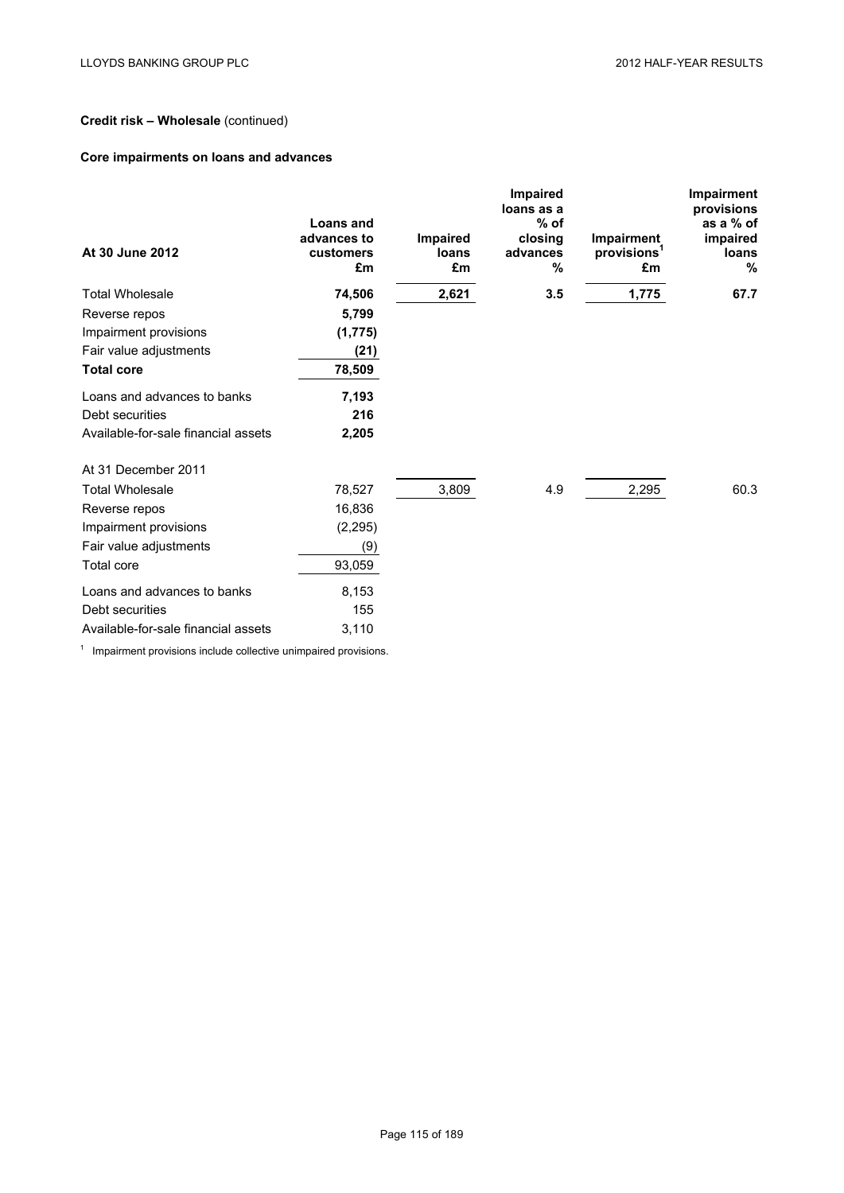**Credit risk – Wholesale** (continued)

**Core impairments on loans and advances**

| At 30 June 2012 | Loans and advances to customers £m | Impaired loans £m | Impaired loans as a % of closing advances % | Impairment provisions[1] £m | Impairment provisions as a % of impaired loans % |
|---|---|---|---|---|---|
| Total Wholesale | **74,506** | **2,621** | **3.5** | **1,775** | **67.7** |
| Reverse repos | **5,799** | | | | |
| Impairment provisions | **(1,775)** | | | | |
| Fair value adjustments | **(21)** | | | | |
| **Total core** | **78,509** | | | | |
| Loans and advances to banks | **7,193** | | | | |
| Debt securities | **216** | | | | |
| Available-for-sale financial assets | **2,205** | | | | |
| At 31 December 2011 | | | | | |
| Total Wholesale | 78,527 | 3,809 | 4.9 | 2,295 | 60.3 |
| Reverse repos | 16,836 | | | | |
| Impairment provisions | (2,295) | | | | |
| Fair value adjustments | (9) | | | | |
| Total core | 93,059 | | | | |
| Loans and advances to banks | 8,153 | | | | |
| Debt securities | 155 | | | | |
| Available-for-sale financial assets | 3,110 | | | | |

[1] Impairment provisions include collective unimpaired provisions.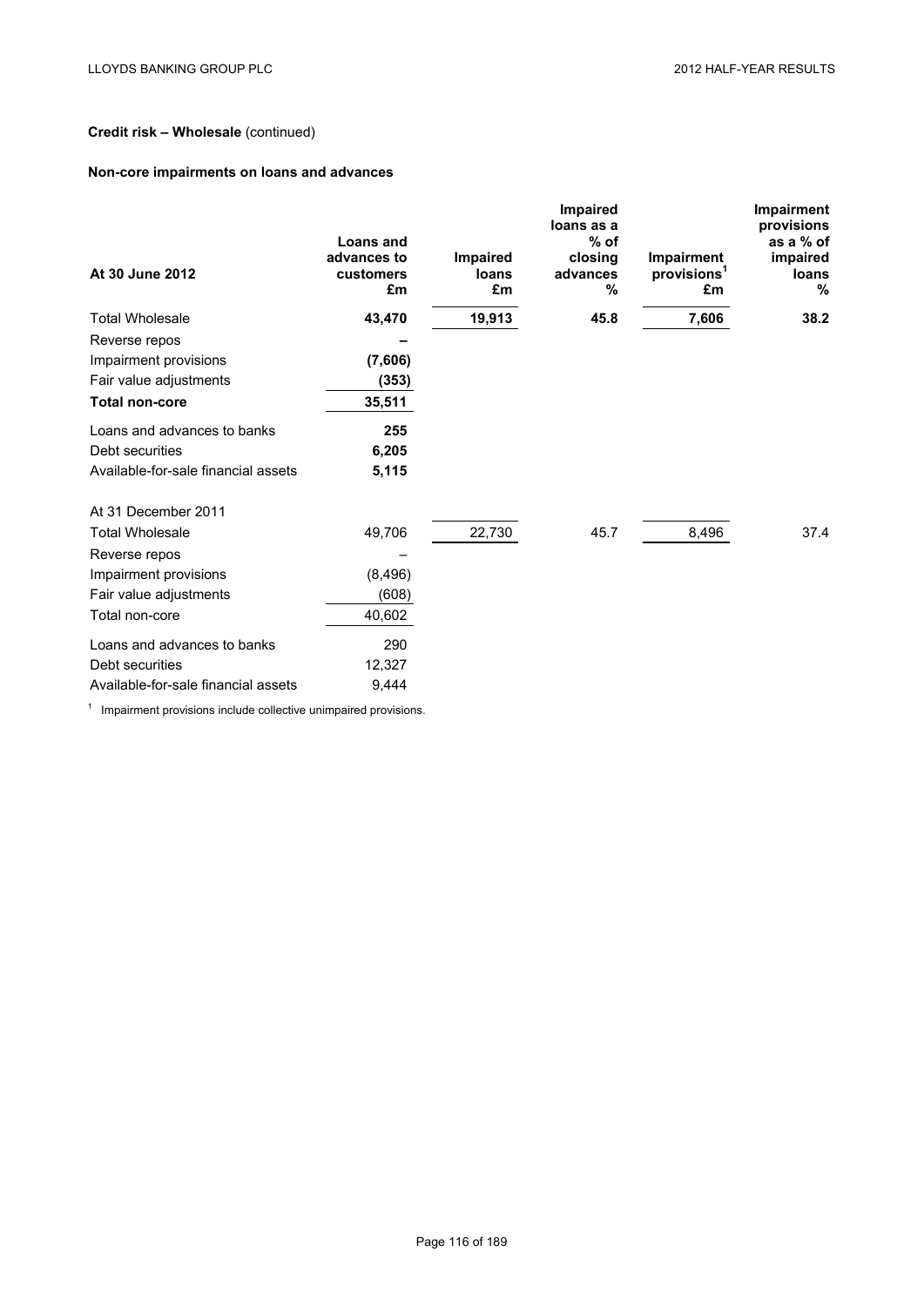### Credit risk – Wholesale (continued)

### Non-core impairments on loans and advances

| At 30 June 2012 | Loans and advances to customers £m | Impaired loans £m | Impaired loans as a % of closing advances % | Impairment provisions[1] £m | Impairment provisions as a % of impaired loans % |
|---|---|---|---|---|---|
| Total Wholesale | **43,470** | **19,913** | **45.8** | **7,606** | **38.2** |
| Reverse repos | **–** | | | | |
| Impairment provisions | **(7,606)** | | | | |
| Fair value adjustments | **(353)** | | | | |
| **Total non-core** | **35,511** | | | | |
| Loans and advances to banks | **255** | | | | |
| Debt securities | **6,205** | | | | |
| Available-for-sale financial assets | **5,115** | | | | |
| At 31 December 2011 | | | | | |
| Total Wholesale | 49,706 | 22,730 | 45.7 | 8,496 | 37.4 |
| Reverse repos | – | | | | |
| Impairment provisions | (8,496) | | | | |
| Fair value adjustments | (608) | | | | |
| Total non-core | 40,602 | | | | |
| Loans and advances to banks | 290 | | | | |
| Debt securities | 12,327 | | | | |
| Available-for-sale financial assets | 9,444 | | | | |

[1] Impairment provisions include collective unimpaired provisions.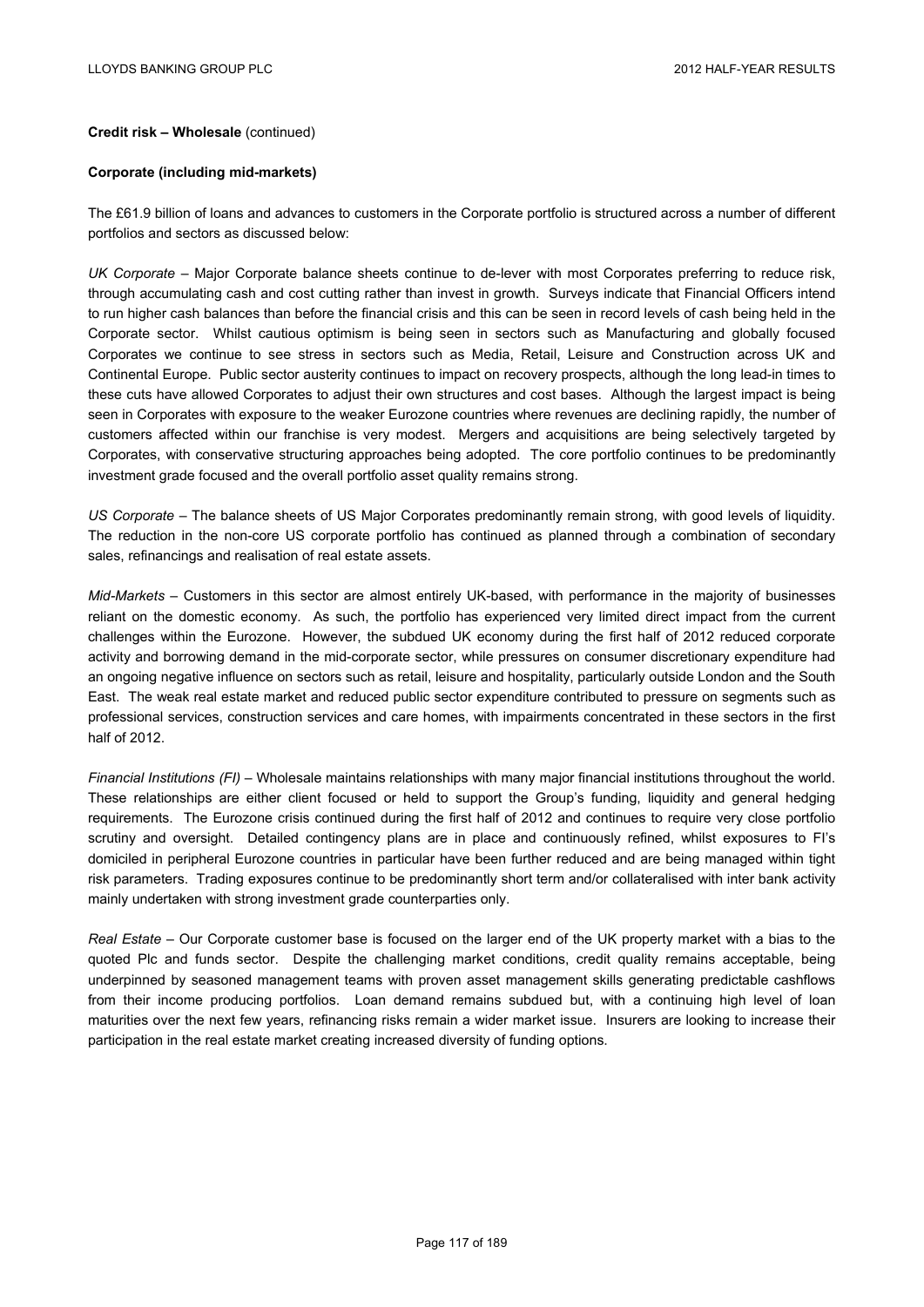**Credit risk – Wholesale** (continued)

**Corporate (including mid-markets)**

The £61.9 billion of loans and advances to customers in the Corporate portfolio is structured across a number of different portfolios and sectors as discussed below:

*UK Corporate* – Major Corporate balance sheets continue to de-lever with most Corporates preferring to reduce risk, through accumulating cash and cost cutting rather than invest in growth. Surveys indicate that Financial Officers intend to run higher cash balances than before the financial crisis and this can be seen in record levels of cash being held in the Corporate sector. Whilst cautious optimism is being seen in sectors such as Manufacturing and globally focused Corporates we continue to see stress in sectors such as Media, Retail, Leisure and Construction across UK and Continental Europe. Public sector austerity continues to impact on recovery prospects, although the long lead-in times to these cuts have allowed Corporates to adjust their own structures and cost bases. Although the largest impact is being seen in Corporates with exposure to the weaker Eurozone countries where revenues are declining rapidly, the number of customers affected within our franchise is very modest. Mergers and acquisitions are being selectively targeted by Corporates, with conservative structuring approaches being adopted. The core portfolio continues to be predominantly investment grade focused and the overall portfolio asset quality remains strong.

*US Corporate* – The balance sheets of US Major Corporates predominantly remain strong, with good levels of liquidity. The reduction in the non-core US corporate portfolio has continued as planned through a combination of secondary sales, refinancings and realisation of real estate assets.

*Mid-Markets* – Customers in this sector are almost entirely UK-based, with performance in the majority of businesses reliant on the domestic economy. As such, the portfolio has experienced very limited direct impact from the current challenges within the Eurozone. However, the subdued UK economy during the first half of 2012 reduced corporate activity and borrowing demand in the mid-corporate sector, while pressures on consumer discretionary expenditure had an ongoing negative influence on sectors such as retail, leisure and hospitality, particularly outside London and the South East. The weak real estate market and reduced public sector expenditure contributed to pressure on segments such as professional services, construction services and care homes, with impairments concentrated in these sectors in the first half of 2012.

*Financial Institutions (FI)* – Wholesale maintains relationships with many major financial institutions throughout the world. These relationships are either client focused or held to support the Group's funding, liquidity and general hedging requirements. The Eurozone crisis continued during the first half of 2012 and continues to require very close portfolio scrutiny and oversight. Detailed contingency plans are in place and continuously refined, whilst exposures to FI's domiciled in peripheral Eurozone countries in particular have been further reduced and are being managed within tight risk parameters. Trading exposures continue to be predominantly short term and/or collateralised with inter bank activity mainly undertaken with strong investment grade counterparties only.

*Real Estate* – Our Corporate customer base is focused on the larger end of the UK property market with a bias to the quoted Plc and funds sector. Despite the challenging market conditions, credit quality remains acceptable, being underpinned by seasoned management teams with proven asset management skills generating predictable cashflows from their income producing portfolios. Loan demand remains subdued but, with a continuing high level of loan maturities over the next few years, refinancing risks remain a wider market issue. Insurers are looking to increase their participation in the real estate market creating increased diversity of funding options.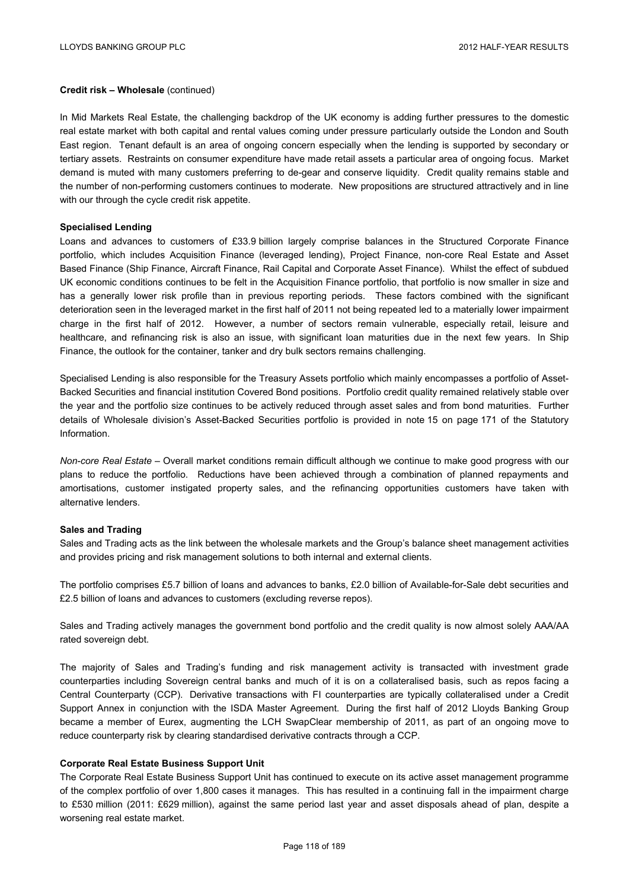**Credit risk – Wholesale** (continued)

In Mid Markets Real Estate, the challenging backdrop of the UK economy is adding further pressures to the domestic real estate market with both capital and rental values coming under pressure particularly outside the London and South East region. Tenant default is an area of ongoing concern especially when the lending is supported by secondary or tertiary assets. Restraints on consumer expenditure have made retail assets a particular area of ongoing focus. Market demand is muted with many customers preferring to de-gear and conserve liquidity. Credit quality remains stable and the number of non-performing customers continues to moderate. New propositions are structured attractively and in line with our through the cycle credit risk appetite.

**Specialised Lending**

Loans and advances to customers of £33.9 billion largely comprise balances in the Structured Corporate Finance portfolio, which includes Acquisition Finance (leveraged lending), Project Finance, non-core Real Estate and Asset Based Finance (Ship Finance, Aircraft Finance, Rail Capital and Corporate Asset Finance). Whilst the effect of subdued UK economic conditions continues to be felt in the Acquisition Finance portfolio, that portfolio is now smaller in size and has a generally lower risk profile than in previous reporting periods. These factors combined with the significant deterioration seen in the leveraged market in the first half of 2011 not being repeated led to a materially lower impairment charge in the first half of 2012. However, a number of sectors remain vulnerable, especially retail, leisure and healthcare, and refinancing risk is also an issue, with significant loan maturities due in the next few years. In Ship Finance, the outlook for the container, tanker and dry bulk sectors remains challenging.

Specialised Lending is also responsible for the Treasury Assets portfolio which mainly encompasses a portfolio of Asset-Backed Securities and financial institution Covered Bond positions. Portfolio credit quality remained relatively stable over the year and the portfolio size continues to be actively reduced through asset sales and from bond maturities. Further details of Wholesale division's Asset-Backed Securities portfolio is provided in note 15 on page 171 of the Statutory Information.

*Non-core Real Estate* – Overall market conditions remain difficult although we continue to make good progress with our plans to reduce the portfolio. Reductions have been achieved through a combination of planned repayments and amortisations, customer instigated property sales, and the refinancing opportunities customers have taken with alternative lenders.

**Sales and Trading**

Sales and Trading acts as the link between the wholesale markets and the Group's balance sheet management activities and provides pricing and risk management solutions to both internal and external clients.

The portfolio comprises £5.7 billion of loans and advances to banks, £2.0 billion of Available-for-Sale debt securities and £2.5 billion of loans and advances to customers (excluding reverse repos).

Sales and Trading actively manages the government bond portfolio and the credit quality is now almost solely AAA/AA rated sovereign debt.

The majority of Sales and Trading's funding and risk management activity is transacted with investment grade counterparties including Sovereign central banks and much of it is on a collateralised basis, such as repos facing a Central Counterparty (CCP). Derivative transactions with FI counterparties are typically collateralised under a Credit Support Annex in conjunction with the ISDA Master Agreement. During the first half of 2012 Lloyds Banking Group became a member of Eurex, augmenting the LCH SwapClear membership of 2011, as part of an ongoing move to reduce counterparty risk by clearing standardised derivative contracts through a CCP.

**Corporate Real Estate Business Support Unit**

The Corporate Real Estate Business Support Unit has continued to execute on its active asset management programme of the complex portfolio of over 1,800 cases it manages. This has resulted in a continuing fall in the impairment charge to £530 million (2011: £629 million), against the same period last year and asset disposals ahead of plan, despite a worsening real estate market.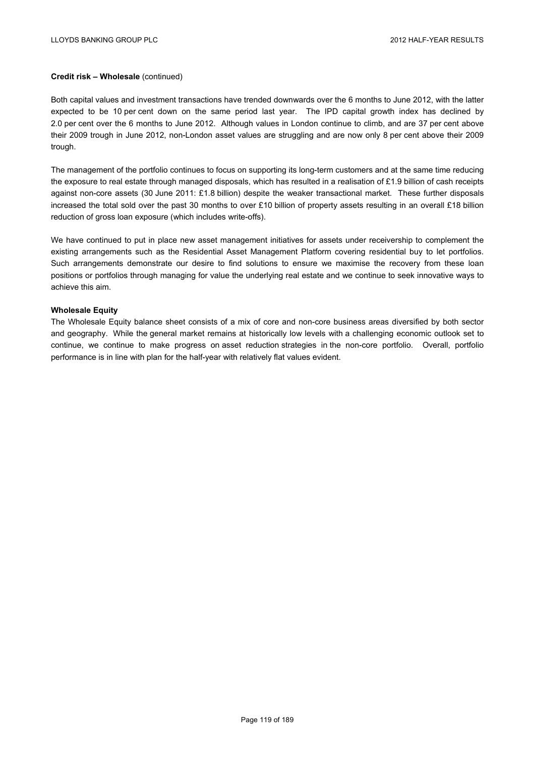**Credit risk – Wholesale** (continued)

Both capital values and investment transactions have trended downwards over the 6 months to June 2012, with the latter expected to be 10 per cent down on the same period last year. The IPD capital growth index has declined by 2.0 per cent over the 6 months to June 2012. Although values in London continue to climb, and are 37 per cent above their 2009 trough in June 2012, non-London asset values are struggling and are now only 8 per cent above their 2009 trough.

The management of the portfolio continues to focus on supporting its long-term customers and at the same time reducing the exposure to real estate through managed disposals, which has resulted in a realisation of £1.9 billion of cash receipts against non-core assets (30 June 2011: £1.8 billion) despite the weaker transactional market. These further disposals increased the total sold over the past 30 months to over £10 billion of property assets resulting in an overall £18 billion reduction of gross loan exposure (which includes write-offs).

We have continued to put in place new asset management initiatives for assets under receivership to complement the existing arrangements such as the Residential Asset Management Platform covering residential buy to let portfolios. Such arrangements demonstrate our desire to find solutions to ensure we maximise the recovery from these loan positions or portfolios through managing for value the underlying real estate and we continue to seek innovative ways to achieve this aim.

**Wholesale Equity**

The Wholesale Equity balance sheet consists of a mix of core and non-core business areas diversified by both sector and geography. While the general market remains at historically low levels with a challenging economic outlook set to continue, we continue to make progress on asset reduction strategies in the non-core portfolio. Overall, portfolio performance is in line with plan for the half-year with relatively flat values evident.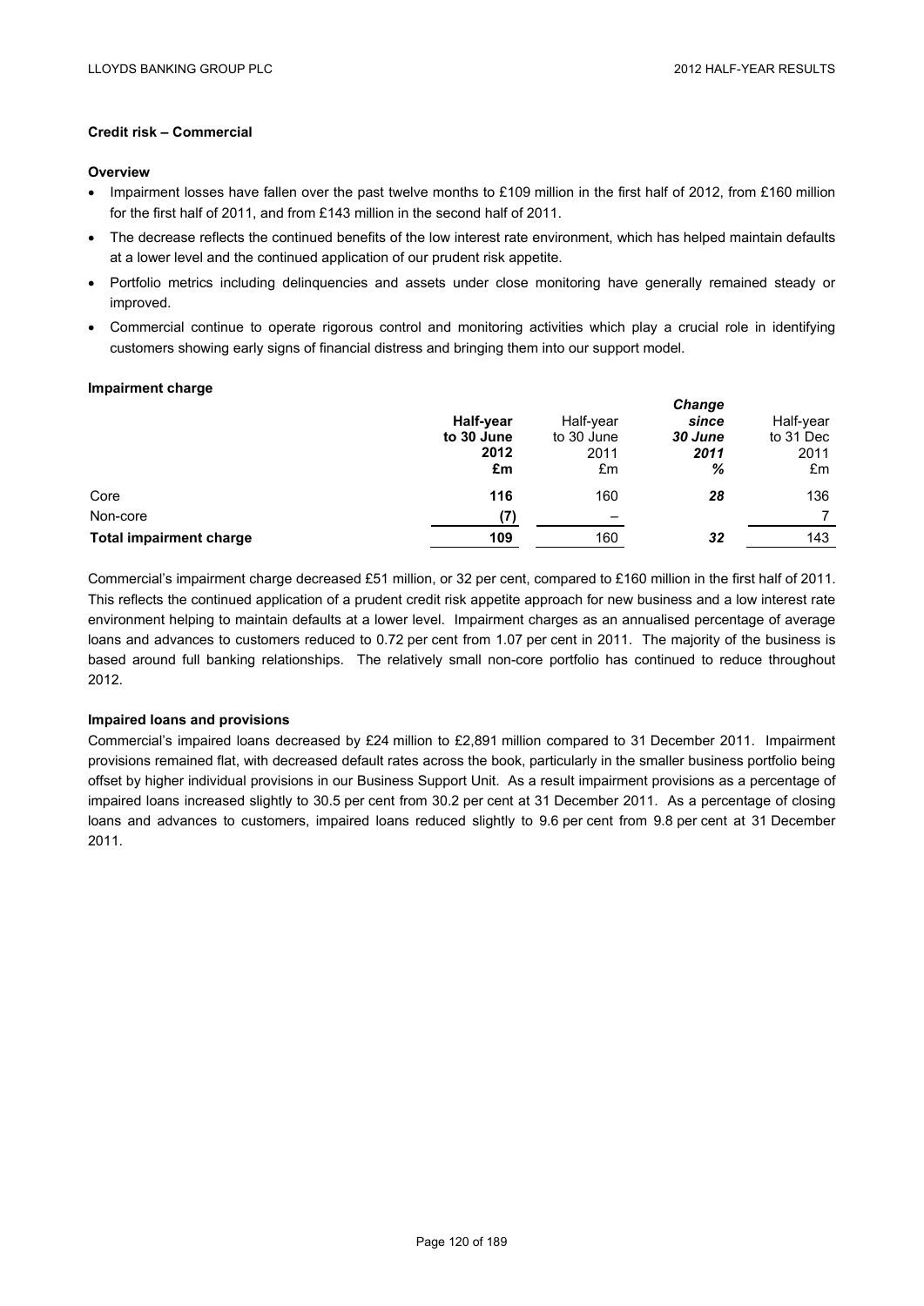**Credit risk – Commercial**

**Overview**

- Impairment losses have fallen over the past twelve months to £109 million in the first half of 2012, from £160 million for the first half of 2011, and from £143 million in the second half of 2011.
- The decrease reflects the continued benefits of the low interest rate environment, which has helped maintain defaults at a lower level and the continued application of our prudent risk appetite.
- Portfolio metrics including delinquencies and assets under close monitoring have generally remained steady or improved.
- Commercial continue to operate rigorous control and monitoring activities which play a crucial role in identifying customers showing early signs of financial distress and bringing them into our support model.

**Impairment charge**

| | **Half-year to 30 June 2012 £m** | Half-year to 30 June 2011 £m | ***Change since 30 June 2011 %*** | Half-year to 31 Dec 2011 £m |
|---|---|---|---|---|
| Core | **116** | 160 | ***28*** | 136 |
| Non-core | **(7)** | – | | 7 |
| **Total impairment charge** | **109** | 160 | ***32*** | 143 |

Commercial's impairment charge decreased £51 million, or 32 per cent, compared to £160 million in the first half of 2011. This reflects the continued application of a prudent credit risk appetite approach for new business and a low interest rate environment helping to maintain defaults at a lower level. Impairment charges as an annualised percentage of average loans and advances to customers reduced to 0.72 per cent from 1.07 per cent in 2011. The majority of the business is based around full banking relationships. The relatively small non-core portfolio has continued to reduce throughout 2012.

**Impaired loans and provisions**

Commercial's impaired loans decreased by £24 million to £2,891 million compared to 31 December 2011. Impairment provisions remained flat, with decreased default rates across the book, particularly in the smaller business portfolio being offset by higher individual provisions in our Business Support Unit. As a result impairment provisions as a percentage of impaired loans increased slightly to 30.5 per cent from 30.2 per cent at 31 December 2011. As a percentage of closing loans and advances to customers, impaired loans reduced slightly to 9.6 per cent from 9.8 per cent at 31 December 2011.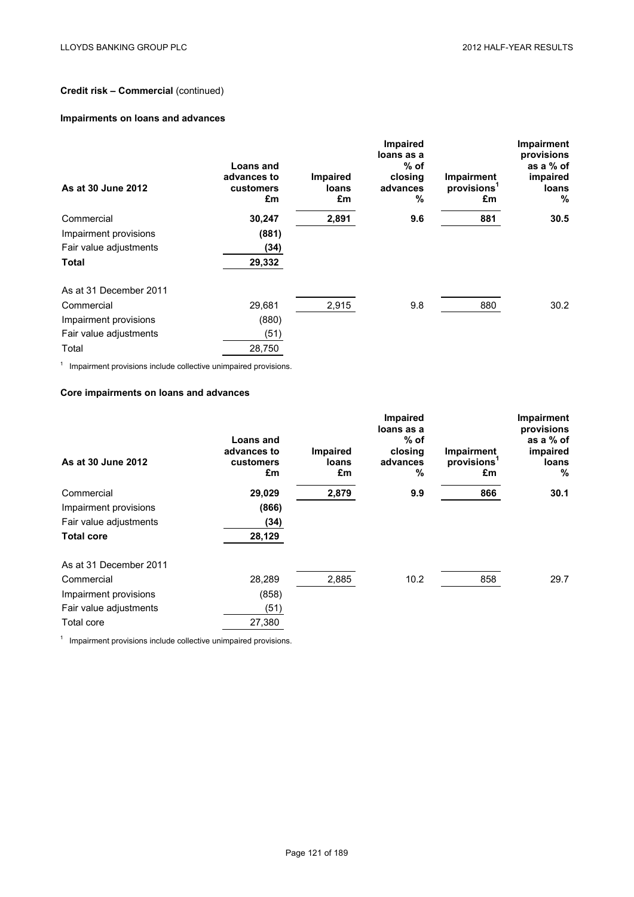**Credit risk – Commercial** (continued)

**Impairments on loans and advances**

| As at 30 June 2012 | Loans and advances to customers £m | Impaired loans £m | Impaired loans as a % of closing advances % | Impairment provisions[1] £m | Impairment provisions as a % of impaired loans % |
|---|---|---|---|---|---|
| Commercial | **30,247** | **2,891** | **9.6** | **881** | **30.5** |
| Impairment provisions | **(881)** | | | | |
| Fair value adjustments | **(34)** | | | | |
| **Total** | **29,332** | | | | |
| | | | | | |
| As at 31 December 2011 | | | | | |
| Commercial | 29,681 | 2,915 | 9.8 | 880 | 30.2 |
| Impairment provisions | (880) | | | | |
| Fair value adjustments | (51) | | | | |
| Total | 28,750 | | | | |

[1] Impairment provisions include collective unimpaired provisions.

**Core impairments on loans and advances**

| As at 30 June 2012 | Loans and advances to customers £m | Impaired loans £m | Impaired loans as a % of closing advances % | Impairment provisions[1] £m | Impairment provisions as a % of impaired loans % |
|---|---|---|---|---|---|
| Commercial | **29,029** | **2,879** | **9.9** | **866** | **30.1** |
| Impairment provisions | **(866)** | | | | |
| Fair value adjustments | **(34)** | | | | |
| **Total core** | **28,129** | | | | |
| | | | | | |
| As at 31 December 2011 | | | | | |
| Commercial | 28,289 | 2,885 | 10.2 | 858 | 29.7 |
| Impairment provisions | (858) | | | | |
| Fair value adjustments | (51) | | | | |
| Total core | 27,380 | | | | |

[1] Impairment provisions include collective unimpaired provisions.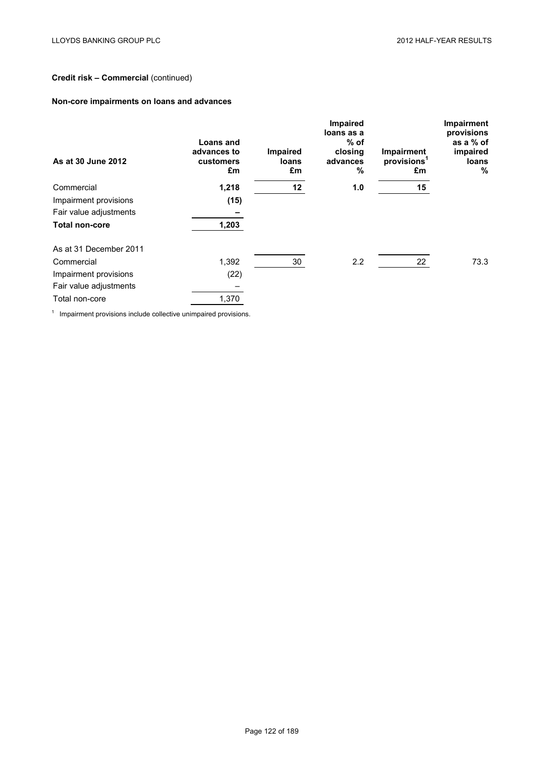## Credit risk – Commercial (continued)

### Non-core impairments on loans and advances

| As at 30 June 2012 | Loans and advances to customers £m | Impaired loans £m | Impaired loans as a % of closing advances % | Impairment provisions[1] £m | Impairment provisions as a % of impaired loans % |
|---|---|---|---|---|---|
| Commercial | **1,218** | **12** | **1.0** | **15** | |
| Impairment provisions | **(15)** | | | | |
| Fair value adjustments | **–** | | | | |
| **Total non-core** | **1,203** | | | | |
| | | | | | |
| As at 31 December 2011 | | | | | |
| Commercial | 1,392 | 30 | 2.2 | 22 | 73.3 |
| Impairment provisions | (22) | | | | |
| Fair value adjustments | – | | | | |
| Total non-core | 1,370 | | | | |

[1] Impairment provisions include collective unimpaired provisions.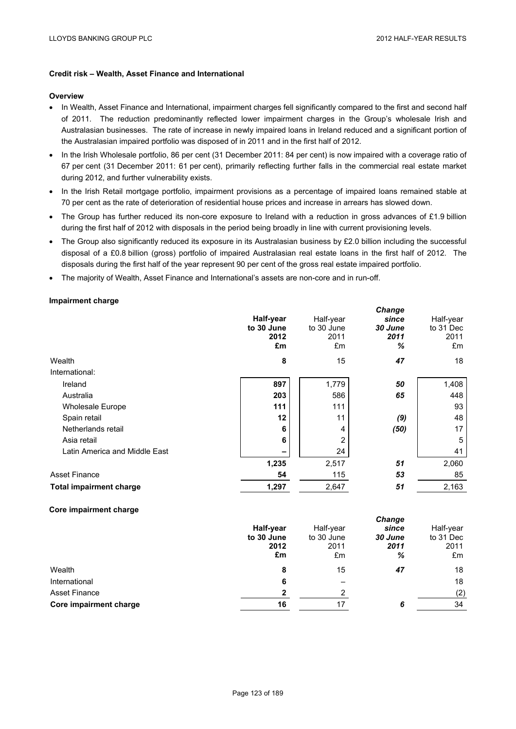**Credit risk – Wealth, Asset Finance and International**

**Overview**

- In Wealth, Asset Finance and International, impairment charges fell significantly compared to the first and second half of 2011. The reduction predominantly reflected lower impairment charges in the Group's wholesale Irish and Australasian businesses. The rate of increase in newly impaired loans in Ireland reduced and a significant portion of the Australasian impaired portfolio was disposed of in 2011 and in the first half of 2012.
- In the Irish Wholesale portfolio, 86 per cent (31 December 2011: 84 per cent) is now impaired with a coverage ratio of 67 per cent (31 December 2011: 61 per cent), primarily reflecting further falls in the commercial real estate market during 2012, and further vulnerability exists.
- In the Irish Retail mortgage portfolio, impairment provisions as a percentage of impaired loans remained stable at 70 per cent as the rate of deterioration of residential house prices and increase in arrears has slowed down.
- The Group has further reduced its non-core exposure to Ireland with a reduction in gross advances of £1.9 billion during the first half of 2012 with disposals in the period being broadly in line with current provisioning levels.
- The Group also significantly reduced its exposure in its Australasian business by £2.0 billion including the successful disposal of a £0.8 billion (gross) portfolio of impaired Australasian real estate loans in the first half of 2012. The disposals during the first half of the year represent 90 per cent of the gross real estate impaired portfolio.
- The majority of Wealth, Asset Finance and International's assets are non-core and in run-off.

**Impairment charge**

| | **Half-year to 30 June 2012 £m** | Half-year to 30 June 2011 £m | ***Change since 30 June 2011 %*** | Half-year to 31 Dec 2011 £m |
|---|---|---|---|---|
| Wealth | **8** | 15 | ***47*** | 18 |
| International: | | | | |
| Ireland | **897** | 1,779 | ***50*** | 1,408 |
| Australia | **203** | 586 | ***65*** | 448 |
| Wholesale Europe | **111** | 111 | | 93 |
| Spain retail | **12** | 11 | ***(9)*** | 48 |
| Netherlands retail | **6** | 4 | ***(50)*** | 17 |
| Asia retail | **6** | 2 | | 5 |
| Latin America and Middle East | **–** | 24 | | 41 |
| | **1,235** | 2,517 | ***51*** | 2,060 |
| Asset Finance | **54** | 115 | ***53*** | 85 |
| **Total impairment charge** | **1,297** | 2,647 | ***51*** | 2,163 |

**Core impairment charge**

| | **Half-year to 30 June 2012 £m** | Half-year to 30 June 2011 £m | ***Change since 30 June 2011 %*** | Half-year to 31 Dec 2011 £m |
|---|---|---|---|---|
| Wealth | **8** | 15 | ***47*** | 18 |
| International | **6** | – | | 18 |
| Asset Finance | **2** | 2 | | (2) |
| **Core impairment charge** | **16** | 17 | ***6*** | 34 |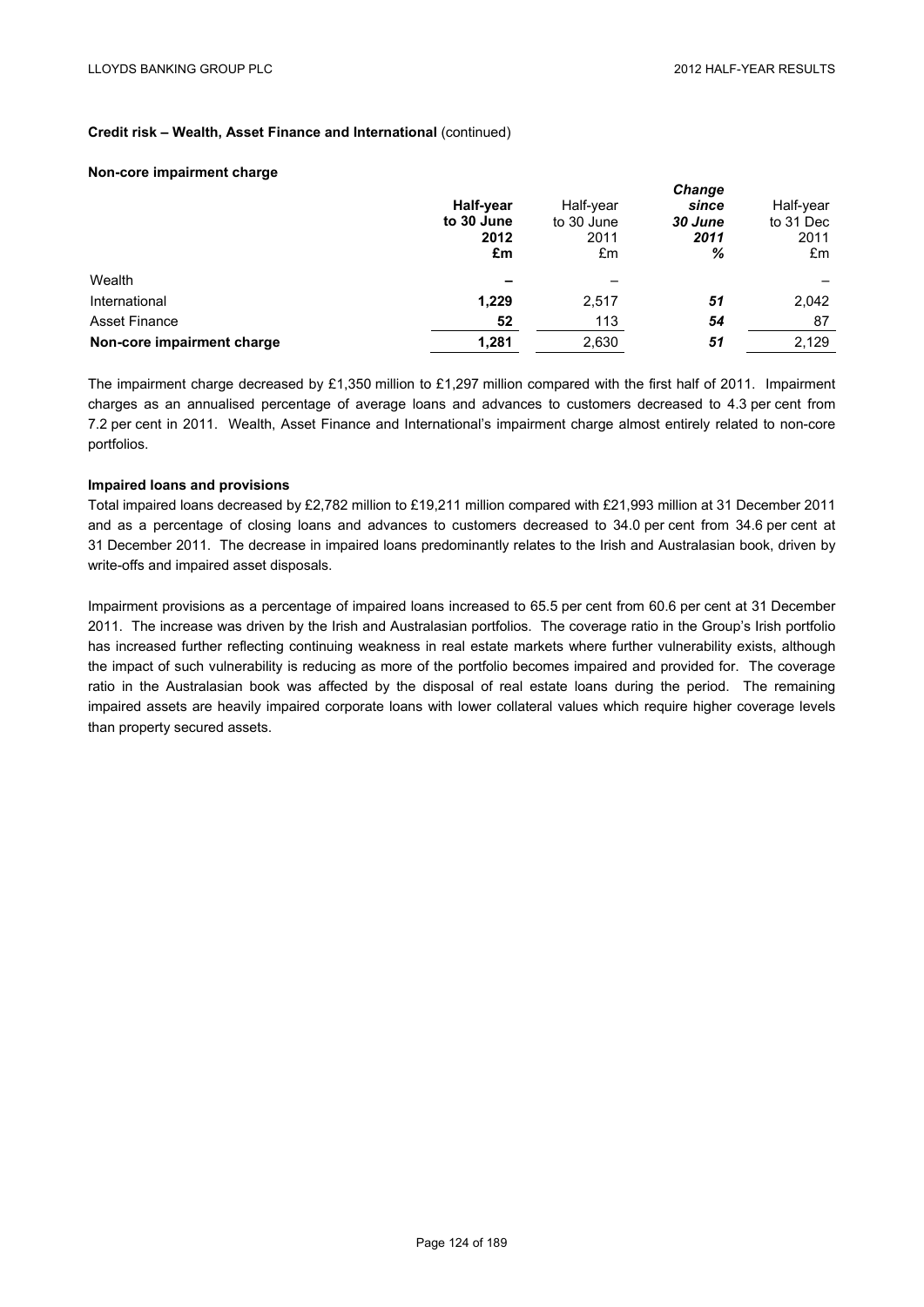**Credit risk – Wealth, Asset Finance and International** (continued)

**Non-core impairment charge**

| | **Half-year to 30 June 2012 £m** | Half-year to 30 June 2011 £m | ***Change since 30 June 2011 %*** | Half-year to 31 Dec 2011 £m |
|---|---|---|---|---|
| Wealth | **–** | – | | – |
| International | **1,229** | 2,517 | ***51*** | 2,042 |
| Asset Finance | **52** | 113 | ***54*** | 87 |
| **Non-core impairment charge** | **1,281** | 2,630 | ***51*** | 2,129 |

The impairment charge decreased by £1,350 million to £1,297 million compared with the first half of 2011. Impairment charges as an annualised percentage of average loans and advances to customers decreased to 4.3 per cent from 7.2 per cent in 2011. Wealth, Asset Finance and International's impairment charge almost entirely related to non-core portfolios.

**Impaired loans and provisions**

Total impaired loans decreased by £2,782 million to £19,211 million compared with £21,993 million at 31 December 2011 and as a percentage of closing loans and advances to customers decreased to 34.0 per cent from 34.6 per cent at 31 December 2011. The decrease in impaired loans predominantly relates to the Irish and Australasian book, driven by write-offs and impaired asset disposals.

Impairment provisions as a percentage of impaired loans increased to 65.5 per cent from 60.6 per cent at 31 December 2011. The increase was driven by the Irish and Australasian portfolios. The coverage ratio in the Group's Irish portfolio has increased further reflecting continuing weakness in real estate markets where further vulnerability exists, although the impact of such vulnerability is reducing as more of the portfolio becomes impaired and provided for. The coverage ratio in the Australasian book was affected by the disposal of real estate loans during the period. The remaining impaired assets are heavily impaired corporate loans with lower collateral values which require higher coverage levels than property secured assets.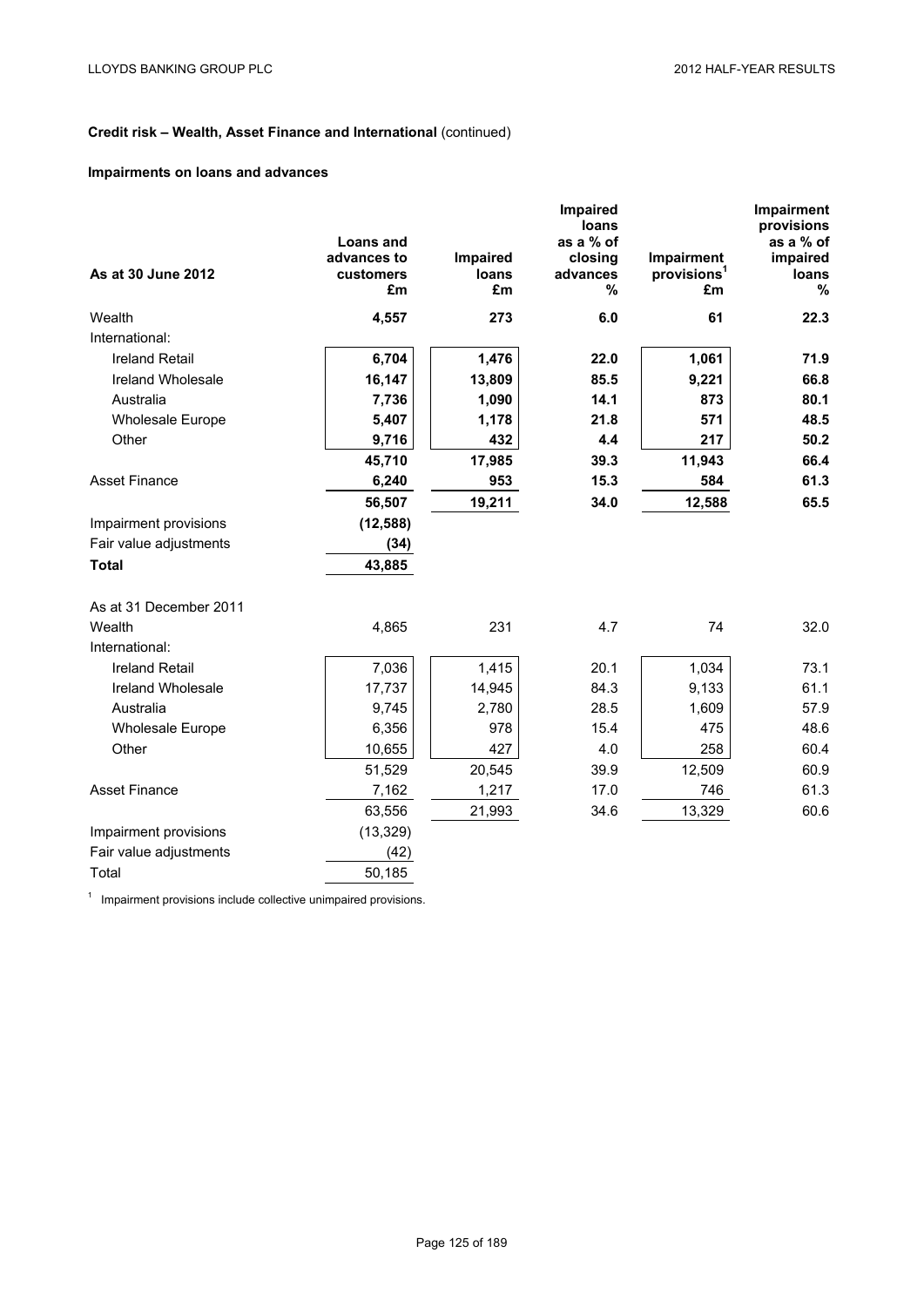**Credit risk – Wealth, Asset Finance and International** (continued)

**Impairments on loans and advances**

| As at 30 June 2012 | Loans and advances to customers £m | Impaired loans £m | Impaired loans as a % of closing advances % | Impairment provisions[1] £m | Impairment provisions as a % of impaired loans % |
|---|---|---|---|---|---|
| Wealth | **4,557** | **273** | **6.0** | **61** | **22.3** |
| International: | | | | | |
| Ireland Retail | **6,704** | **1,476** | **22.0** | **1,061** | **71.9** |
| Ireland Wholesale | **16,147** | **13,809** | **85.5** | **9,221** | **66.8** |
| Australia | **7,736** | **1,090** | **14.1** | **873** | **80.1** |
| Wholesale Europe | **5,407** | **1,178** | **21.8** | **571** | **48.5** |
| Other | **9,716** | **432** | **4.4** | **217** | **50.2** |
| | **45,710** | **17,985** | **39.3** | **11,943** | **66.4** |
| Asset Finance | **6,240** | **953** | **15.3** | **584** | **61.3** |
| | **56,507** | **19,211** | **34.0** | **12,588** | **65.5** |
| Impairment provisions | **(12,588)** | | | | |
| Fair value adjustments | **(34)** | | | | |
| **Total** | **43,885** | | | | |
| As at 31 December 2011 | | | | | |
| Wealth | 4,865 | 231 | 4.7 | 74 | 32.0 |
| International: | | | | | |
| Ireland Retail | 7,036 | 1,415 | 20.1 | 1,034 | 73.1 |
| Ireland Wholesale | 17,737 | 14,945 | 84.3 | 9,133 | 61.1 |
| Australia | 9,745 | 2,780 | 28.5 | 1,609 | 57.9 |
| Wholesale Europe | 6,356 | 978 | 15.4 | 475 | 48.6 |
| Other | 10,655 | 427 | 4.0 | 258 | 60.4 |
| | 51,529 | 20,545 | 39.9 | 12,509 | 60.9 |
| Asset Finance | 7,162 | 1,217 | 17.0 | 746 | 61.3 |
| | 63,556 | 21,993 | 34.6 | 13,329 | 60.6 |
| Impairment provisions | (13,329) | | | | |
| Fair value adjustments | (42) | | | | |
| Total | 50,185 | | | | |

[1] Impairment provisions include collective unimpaired provisions.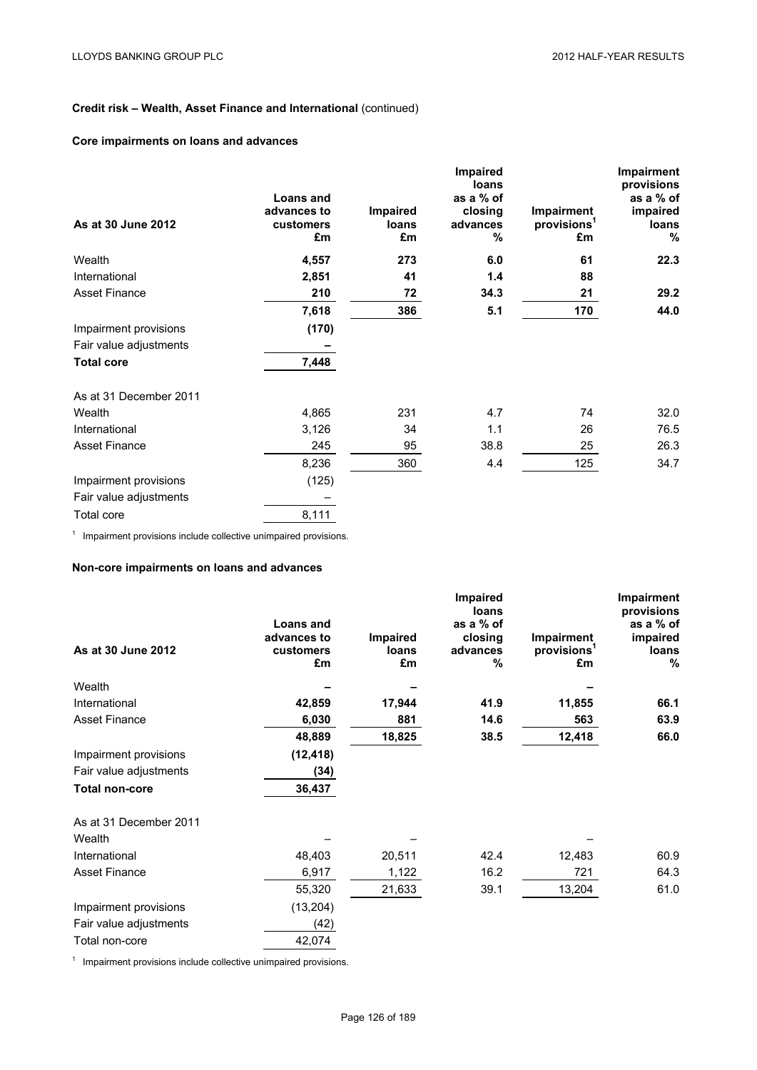**Credit risk – Wealth, Asset Finance and International** (continued)

**Core impairments on loans and advances**

| As at 30 June 2012 | Loans and advances to customers £m | Impaired loans £m | Impaired loans as a % of closing advances % | Impairment provisions[1] £m | Impairment provisions as a % of impaired loans % |
|---|---|---|---|---|---|
| Wealth | **4,557** | **273** | **6.0** | **61** | **22.3** |
| International | **2,851** | **41** | **1.4** | **88** | |
| Asset Finance | **210** | **72** | **34.3** | **21** | **29.2** |
| | **7,618** | **386** | **5.1** | **170** | **44.0** |
| Impairment provisions | **(170)** | | | | |
| Fair value adjustments | **–** | | | | |
| **Total core** | **7,448** | | | | |
| As at 31 December 2011 | | | | | |
| Wealth | 4,865 | 231 | 4.7 | 74 | 32.0 |
| International | 3,126 | 34 | 1.1 | 26 | 76.5 |
| Asset Finance | 245 | 95 | 38.8 | 25 | 26.3 |
| | 8,236 | 360 | 4.4 | 125 | 34.7 |
| Impairment provisions | (125) | | | | |
| Fair value adjustments | – | | | | |
| Total core | 8,111 | | | | |

[1] Impairment provisions include collective unimpaired provisions.

**Non-core impairments on loans and advances**

| As at 30 June 2012 | Loans and advances to customers £m | Impaired loans £m | Impaired loans as a % of closing advances % | Impairment provisions[1] £m | Impairment provisions as a % of impaired loans % |
|---|---|---|---|---|---|
| Wealth | **–** | **–** | | **–** | |
| International | **42,859** | **17,944** | **41.9** | **11,855** | **66.1** |
| Asset Finance | **6,030** | **881** | **14.6** | **563** | **63.9** |
| | **48,889** | **18,825** | **38.5** | **12,418** | **66.0** |
| Impairment provisions | **(12,418)** | | | | |
| Fair value adjustments | **(34)** | | | | |
| **Total non-core** | **36,437** | | | | |
| As at 31 December 2011 | | | | | |
| Wealth | – | – | | – | |
| International | 48,403 | 20,511 | 42.4 | 12,483 | 60.9 |
| Asset Finance | 6,917 | 1,122 | 16.2 | 721 | 64.3 |
| | 55,320 | 21,633 | 39.1 | 13,204 | 61.0 |
| Impairment provisions | (13,204) | | | | |
| Fair value adjustments | (42) | | | | |
| Total non-core | 42,074 | | | | |

[1] Impairment provisions include collective unimpaired provisions.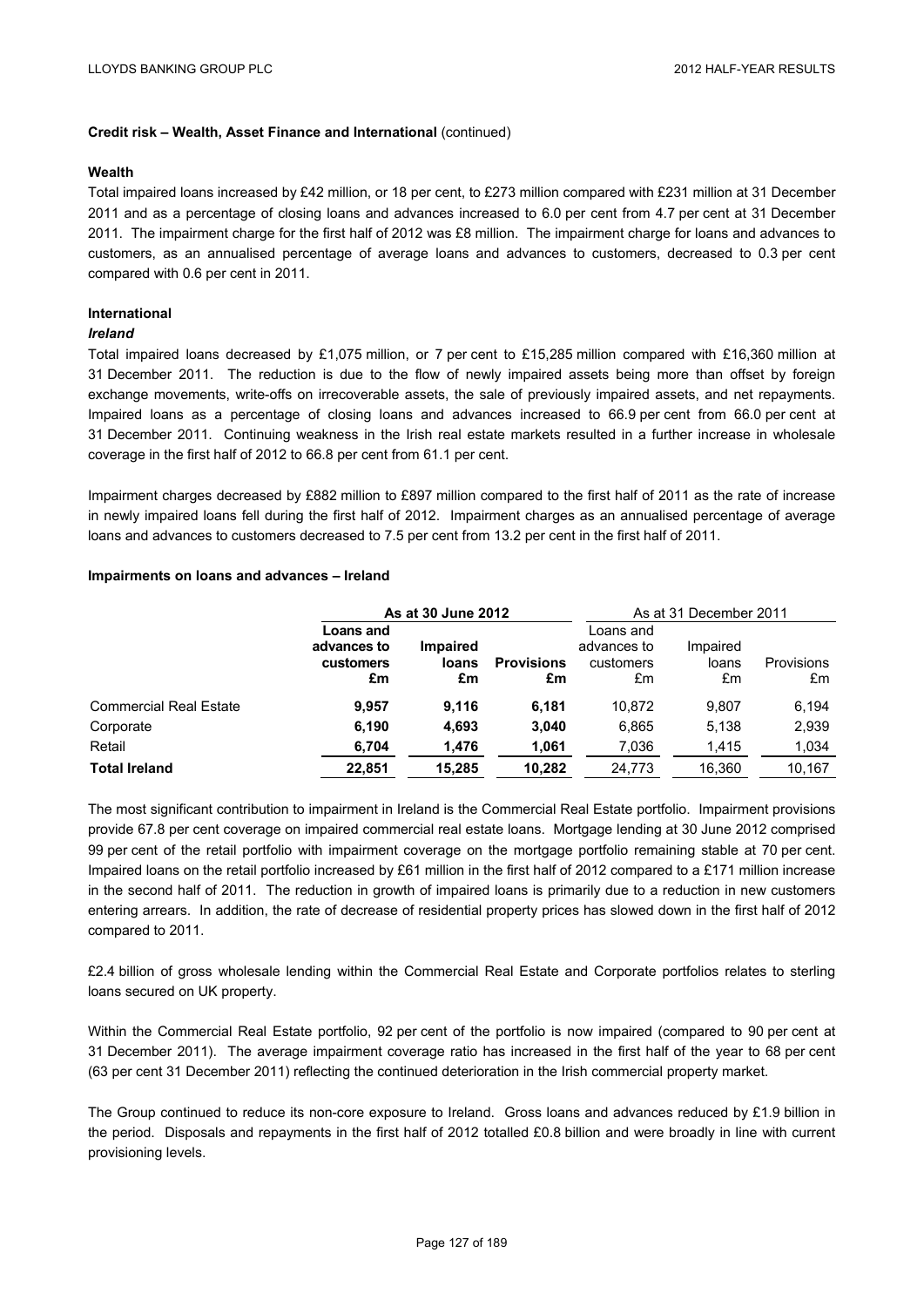**Credit risk – Wealth, Asset Finance and International** (continued)

**Wealth**

Total impaired loans increased by £42 million, or 18 per cent, to £273 million compared with £231 million at 31 December 2011 and as a percentage of closing loans and advances increased to 6.0 per cent from 4.7 per cent at 31 December 2011. The impairment charge for the first half of 2012 was £8 million. The impairment charge for loans and advances to customers, as an annualised percentage of average loans and advances to customers, decreased to 0.3 per cent compared with 0.6 per cent in 2011.

**International**

***Ireland***

Total impaired loans decreased by £1,075 million, or 7 per cent to £15,285 million compared with £16,360 million at 31 December 2011. The reduction is due to the flow of newly impaired assets being more than offset by foreign exchange movements, write-offs on irrecoverable assets, the sale of previously impaired assets, and net repayments. Impaired loans as a percentage of closing loans and advances increased to 66.9 per cent from 66.0 per cent at 31 December 2011. Continuing weakness in the Irish real estate markets resulted in a further increase in wholesale coverage in the first half of 2012 to 66.8 per cent from 61.1 per cent.

Impairment charges decreased by £882 million to £897 million compared to the first half of 2011 as the rate of increase in newly impaired loans fell during the first half of 2012. Impairment charges as an annualised percentage of average loans and advances to customers decreased to 7.5 per cent from 13.2 per cent in the first half of 2011.

**Impairments on loans and advances – Ireland**

| | **As at 30 June 2012** | | | As at 31 December 2011 | | |
|---|---|---|---|---|---|---|
| | **Loans and advances to customers £m** | **Impaired loans £m** | **Provisions £m** | Loans and advances to customers £m | Impaired loans £m | Provisions £m |
| Commercial Real Estate | **9,957** | **9,116** | **6,181** | 10,872 | 9,807 | 6,194 |
| Corporate | **6,190** | **4,693** | **3,040** | 6,865 | 5,138 | 2,939 |
| Retail | **6,704** | **1,476** | **1,061** | 7,036 | 1,415 | 1,034 |
| **Total Ireland** | **22,851** | **15,285** | **10,282** | 24,773 | 16,360 | 10,167 |

The most significant contribution to impairment in Ireland is the Commercial Real Estate portfolio. Impairment provisions provide 67.8 per cent coverage on impaired commercial real estate loans. Mortgage lending at 30 June 2012 comprised 99 per cent of the retail portfolio with impairment coverage on the mortgage portfolio remaining stable at 70 per cent. Impaired loans on the retail portfolio increased by £61 million in the first half of 2012 compared to a £171 million increase in the second half of 2011. The reduction in growth of impaired loans is primarily due to a reduction in new customers entering arrears. In addition, the rate of decrease of residential property prices has slowed down in the first half of 2012 compared to 2011.

£2.4 billion of gross wholesale lending within the Commercial Real Estate and Corporate portfolios relates to sterling loans secured on UK property.

Within the Commercial Real Estate portfolio, 92 per cent of the portfolio is now impaired (compared to 90 per cent at 31 December 2011). The average impairment coverage ratio has increased in the first half of the year to 68 per cent (63 per cent 31 December 2011) reflecting the continued deterioration in the Irish commercial property market.

The Group continued to reduce its non-core exposure to Ireland. Gross loans and advances reduced by £1.9 billion in the period. Disposals and repayments in the first half of 2012 totalled £0.8 billion and were broadly in line with current provisioning levels.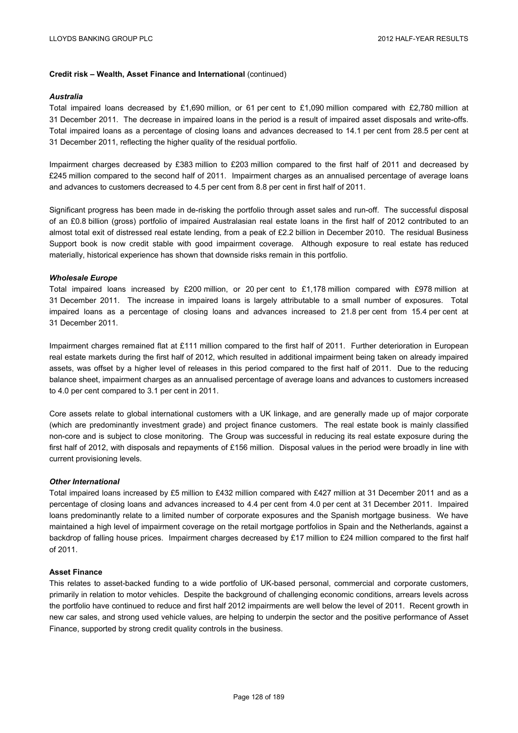**Credit risk – Wealth, Asset Finance and International** (continued)

***Australia***

Total impaired loans decreased by £1,690 million, or 61 per cent to £1,090 million compared with £2,780 million at 31 December 2011. The decrease in impaired loans in the period is a result of impaired asset disposals and write-offs. Total impaired loans as a percentage of closing loans and advances decreased to 14.1 per cent from 28.5 per cent at 31 December 2011, reflecting the higher quality of the residual portfolio.

Impairment charges decreased by £383 million to £203 million compared to the first half of 2011 and decreased by £245 million compared to the second half of 2011. Impairment charges as an annualised percentage of average loans and advances to customers decreased to 4.5 per cent from 8.8 per cent in first half of 2011.

Significant progress has been made in de-risking the portfolio through asset sales and run-off. The successful disposal of an £0.8 billion (gross) portfolio of impaired Australasian real estate loans in the first half of 2012 contributed to an almost total exit of distressed real estate lending, from a peak of £2.2 billion in December 2010. The residual Business Support book is now credit stable with good impairment coverage. Although exposure to real estate has reduced materially, historical experience has shown that downside risks remain in this portfolio.

***Wholesale Europe***

Total impaired loans increased by £200 million, or 20 per cent to £1,178 million compared with £978 million at 31 December 2011. The increase in impaired loans is largely attributable to a small number of exposures. Total impaired loans as a percentage of closing loans and advances increased to 21.8 per cent from 15.4 per cent at 31 December 2011.

Impairment charges remained flat at £111 million compared to the first half of 2011. Further deterioration in European real estate markets during the first half of 2012, which resulted in additional impairment being taken on already impaired assets, was offset by a higher level of releases in this period compared to the first half of 2011. Due to the reducing balance sheet, impairment charges as an annualised percentage of average loans and advances to customers increased to 4.0 per cent compared to 3.1 per cent in 2011.

Core assets relate to global international customers with a UK linkage, and are generally made up of major corporate (which are predominantly investment grade) and project finance customers. The real estate book is mainly classified non-core and is subject to close monitoring. The Group was successful in reducing its real estate exposure during the first half of 2012, with disposals and repayments of £156 million. Disposal values in the period were broadly in line with current provisioning levels.

***Other International***

Total impaired loans increased by £5 million to £432 million compared with £427 million at 31 December 2011 and as a percentage of closing loans and advances increased to 4.4 per cent from 4.0 per cent at 31 December 2011. Impaired loans predominantly relate to a limited number of corporate exposures and the Spanish mortgage business. We have maintained a high level of impairment coverage on the retail mortgage portfolios in Spain and the Netherlands, against a backdrop of falling house prices. Impairment charges decreased by £17 million to £24 million compared to the first half of 2011.

**Asset Finance**

This relates to asset-backed funding to a wide portfolio of UK-based personal, commercial and corporate customers, primarily in relation to motor vehicles. Despite the background of challenging economic conditions, arrears levels across the portfolio have continued to reduce and first half 2012 impairments are well below the level of 2011. Recent growth in new car sales, and strong used vehicle values, are helping to underpin the sector and the positive performance of Asset Finance, supported by strong credit quality controls in the business.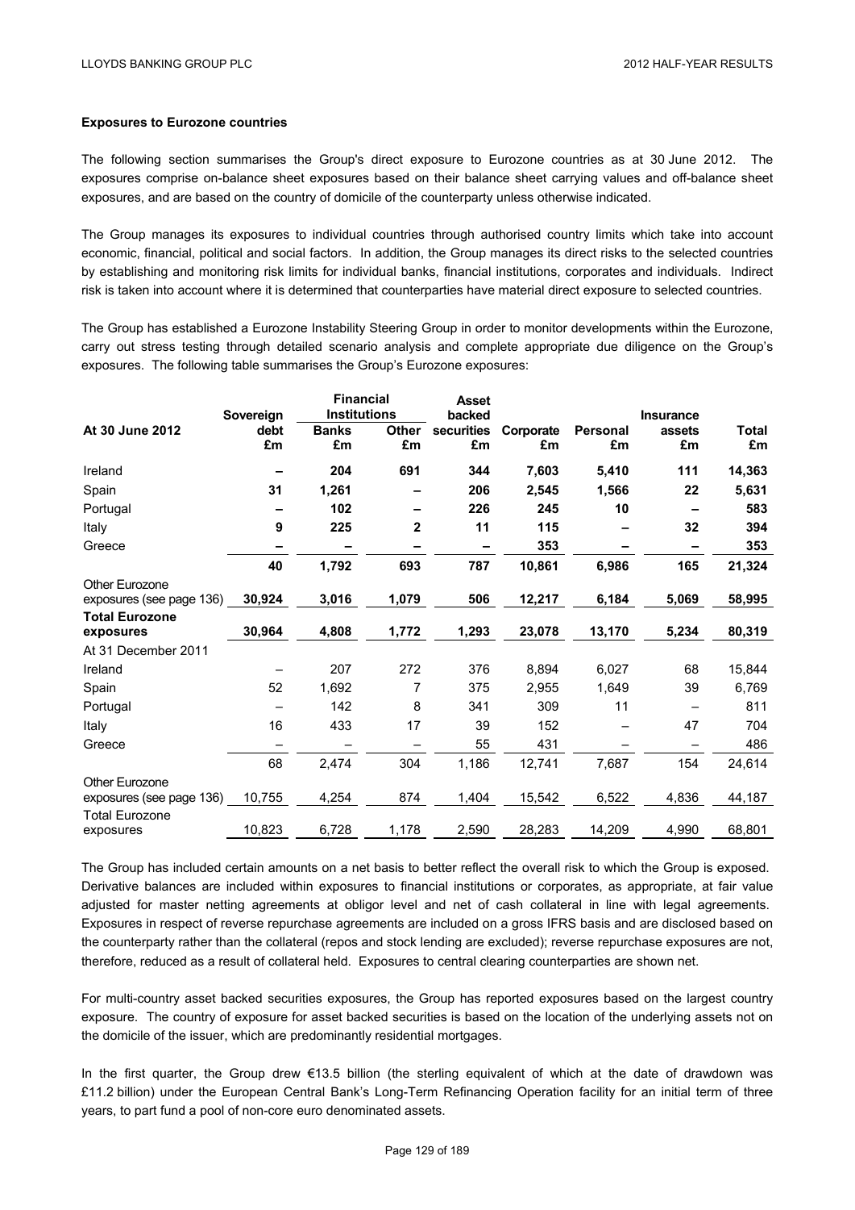**Exposures to Eurozone countries**

The following section summarises the Group's direct exposure to Eurozone countries as at 30 June 2012. The exposures comprise on-balance sheet exposures based on their balance sheet carrying values and off-balance sheet exposures, and are based on the country of domicile of the counterparty unless otherwise indicated.

The Group manages its exposures to individual countries through authorised country limits which take into account economic, financial, political and social factors. In addition, the Group manages its direct risks to the selected countries by establishing and monitoring risk limits for individual banks, financial institutions, corporates and individuals. Indirect risk is taken into account where it is determined that counterparties have material direct exposure to selected countries.

The Group has established a Eurozone Instability Steering Group in order to monitor developments within the Eurozone, carry out stress testing through detailed scenario analysis and complete appropriate due diligence on the Group's exposures. The following table summarises the Group's Eurozone exposures:

| | Sovereign | Financial Institutions | | Asset backed | | | Insurance | |
|---|---|---|---|---|---|---|---|---|
| **At 30 June 2012** | **debt £m** | **Banks £m** | **Other £m** | **securities £m** | **Corporate £m** | **Personal £m** | **assets £m** | **Total £m** |
| Ireland | **–** | **204** | **691** | **344** | **7,603** | **5,410** | **111** | **14,363** |
| Spain | **31** | **1,261** | **–** | **206** | **2,545** | **1,566** | **22** | **5,631** |
| Portugal | **–** | **102** | **–** | **226** | **245** | **10** | **–** | **583** |
| Italy | **9** | **225** | **2** | **11** | **115** | **–** | **32** | **394** |
| Greece | **–** | **–** | **–** | **–** | **353** | **–** | **–** | **353** |
| | **40** | **1,792** | **693** | **787** | **10,861** | **6,986** | **165** | **21,324** |
| Other Eurozone exposures (see page 136) | **30,924** | **3,016** | **1,079** | **506** | **12,217** | **6,184** | **5,069** | **58,995** |
| **Total Eurozone exposures** | **30,964** | **4,808** | **1,772** | **1,293** | **23,078** | **13,170** | **5,234** | **80,319** |
| At 31 December 2011 | | | | | | | | |
| Ireland | – | 207 | 272 | 376 | 8,894 | 6,027 | 68 | 15,844 |
| Spain | 52 | 1,692 | 7 | 375 | 2,955 | 1,649 | 39 | 6,769 |
| Portugal | – | 142 | 8 | 341 | 309 | 11 | – | 811 |
| Italy | 16 | 433 | 17 | 39 | 152 | – | 47 | 704 |
| Greece | – | – | – | 55 | 431 | – | – | 486 |
| | 68 | 2,474 | 304 | 1,186 | 12,741 | 7,687 | 154 | 24,614 |
| Other Eurozone exposures (see page 136) | 10,755 | 4,254 | 874 | 1,404 | 15,542 | 6,522 | 4,836 | 44,187 |
| Total Eurozone exposures | 10,823 | 6,728 | 1,178 | 2,590 | 28,283 | 14,209 | 4,990 | 68,801 |

The Group has included certain amounts on a net basis to better reflect the overall risk to which the Group is exposed. Derivative balances are included within exposures to financial institutions or corporates, as appropriate, at fair value adjusted for master netting agreements at obligor level and net of cash collateral in line with legal agreements. Exposures in respect of reverse repurchase agreements are included on a gross IFRS basis and are disclosed based on the counterparty rather than the collateral (repos and stock lending are excluded); reverse repurchase exposures are not, therefore, reduced as a result of collateral held. Exposures to central clearing counterparties are shown net.

For multi-country asset backed securities exposures, the Group has reported exposures based on the largest country exposure. The country of exposure for asset backed securities is based on the location of the underlying assets not on the domicile of the issuer, which are predominantly residential mortgages.

In the first quarter, the Group drew €13.5 billion (the sterling equivalent of which at the date of drawdown was £11.2 billion) under the European Central Bank's Long-Term Refinancing Operation facility for an initial term of three years, to part fund a pool of non-core euro denominated assets.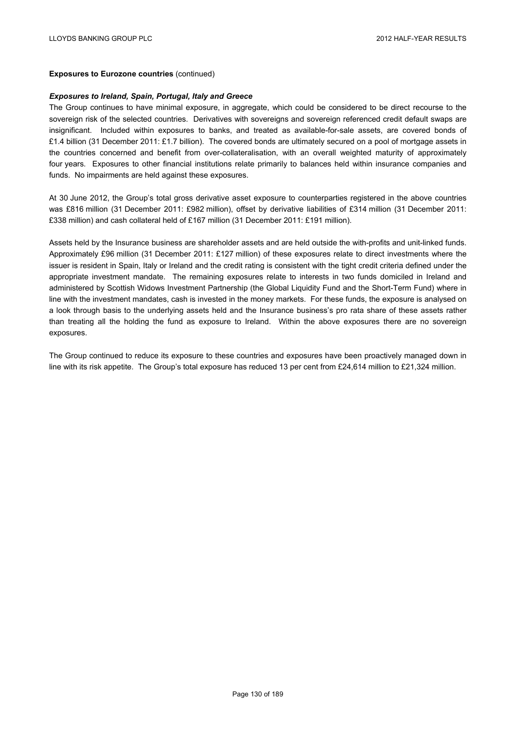**Exposures to Eurozone countries** (continued)

***Exposures to Ireland, Spain, Portugal, Italy and Greece***

The Group continues to have minimal exposure, in aggregate, which could be considered to be direct recourse to the sovereign risk of the selected countries. Derivatives with sovereigns and sovereign referenced credit default swaps are insignificant. Included within exposures to banks, and treated as available-for-sale assets, are covered bonds of £1.4 billion (31 December 2011: £1.7 billion). The covered bonds are ultimately secured on a pool of mortgage assets in the countries concerned and benefit from over-collateralisation, with an overall weighted maturity of approximately four years. Exposures to other financial institutions relate primarily to balances held within insurance companies and funds. No impairments are held against these exposures.

At 30 June 2012, the Group's total gross derivative asset exposure to counterparties registered in the above countries was £816 million (31 December 2011: £982 million), offset by derivative liabilities of £314 million (31 December 2011: £338 million) and cash collateral held of £167 million (31 December 2011: £191 million).

Assets held by the Insurance business are shareholder assets and are held outside the with-profits and unit-linked funds. Approximately £96 million (31 December 2011: £127 million) of these exposures relate to direct investments where the issuer is resident in Spain, Italy or Ireland and the credit rating is consistent with the tight credit criteria defined under the appropriate investment mandate. The remaining exposures relate to interests in two funds domiciled in Ireland and administered by Scottish Widows Investment Partnership (the Global Liquidity Fund and the Short-Term Fund) where in line with the investment mandates, cash is invested in the money markets. For these funds, the exposure is analysed on a look through basis to the underlying assets held and the Insurance business's pro rata share of these assets rather than treating all the holding the fund as exposure to Ireland. Within the above exposures there are no sovereign exposures.

The Group continued to reduce its exposure to these countries and exposures have been proactively managed down in line with its risk appetite. The Group's total exposure has reduced 13 per cent from £24,614 million to £21,324 million.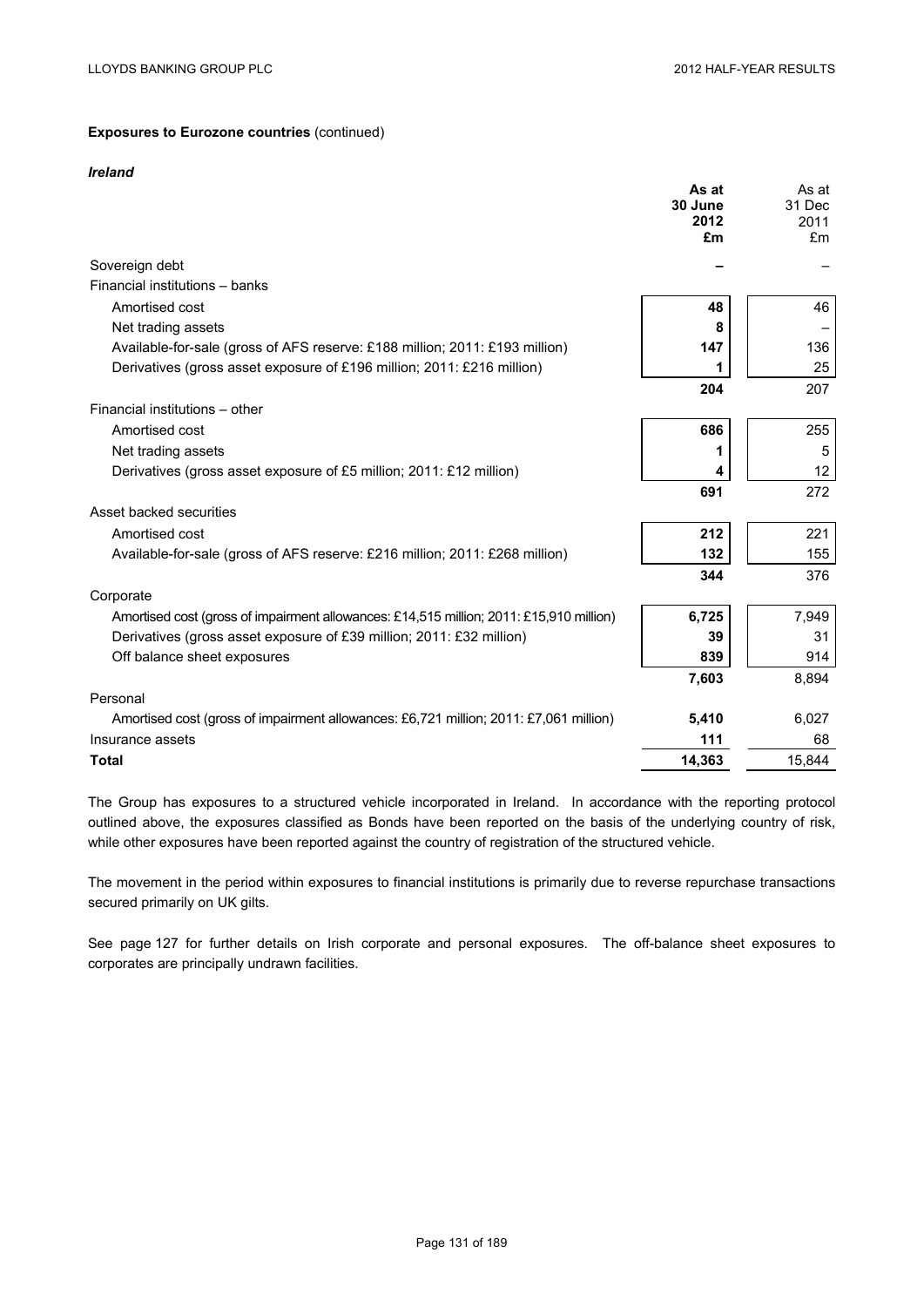**Exposures to Eurozone countries** (continued)

***Ireland***

| | As at 30 June 2012 £m | As at 31 Dec 2011 £m |
|---|---|---|
| Sovereign debt | – | – |
| Financial institutions – banks | | |
| Amortised cost | 48 | 46 |
| Net trading assets | 8 | – |
| Available-for-sale (gross of AFS reserve: £188 million; 2011: £193 million) | 147 | 136 |
| Derivatives (gross asset exposure of £196 million; 2011: £216 million) | 1 | 25 |
| | 204 | 207 |
| Financial institutions – other | | |
| Amortised cost | 686 | 255 |
| Net trading assets | 1 | 5 |
| Derivatives (gross asset exposure of £5 million; 2011: £12 million) | 4 | 12 |
| | 691 | 272 |
| Asset backed securities | | |
| Amortised cost | 212 | 221 |
| Available-for-sale (gross of AFS reserve: £216 million; 2011: £268 million) | 132 | 155 |
| | 344 | 376 |
| Corporate | | |
| Amortised cost (gross of impairment allowances: £14,515 million; 2011: £15,910 million) | 6,725 | 7,949 |
| Derivatives (gross asset exposure of £39 million; 2011: £32 million) | 39 | 31 |
| Off balance sheet exposures | 839 | 914 |
| | 7,603 | 8,894 |
| Personal | | |
| Amortised cost (gross of impairment allowances: £6,721 million; 2011: £7,061 million) | 5,410 | 6,027 |
| Insurance assets | 111 | 68 |
| **Total** | 14,363 | 15,844 |

The Group has exposures to a structured vehicle incorporated in Ireland. In accordance with the reporting protocol outlined above, the exposures classified as Bonds have been reported on the basis of the underlying country of risk, while other exposures have been reported against the country of registration of the structured vehicle.

The movement in the period within exposures to financial institutions is primarily due to reverse repurchase transactions secured primarily on UK gilts.

See page 127 for further details on Irish corporate and personal exposures. The off-balance sheet exposures to corporates are principally undrawn facilities.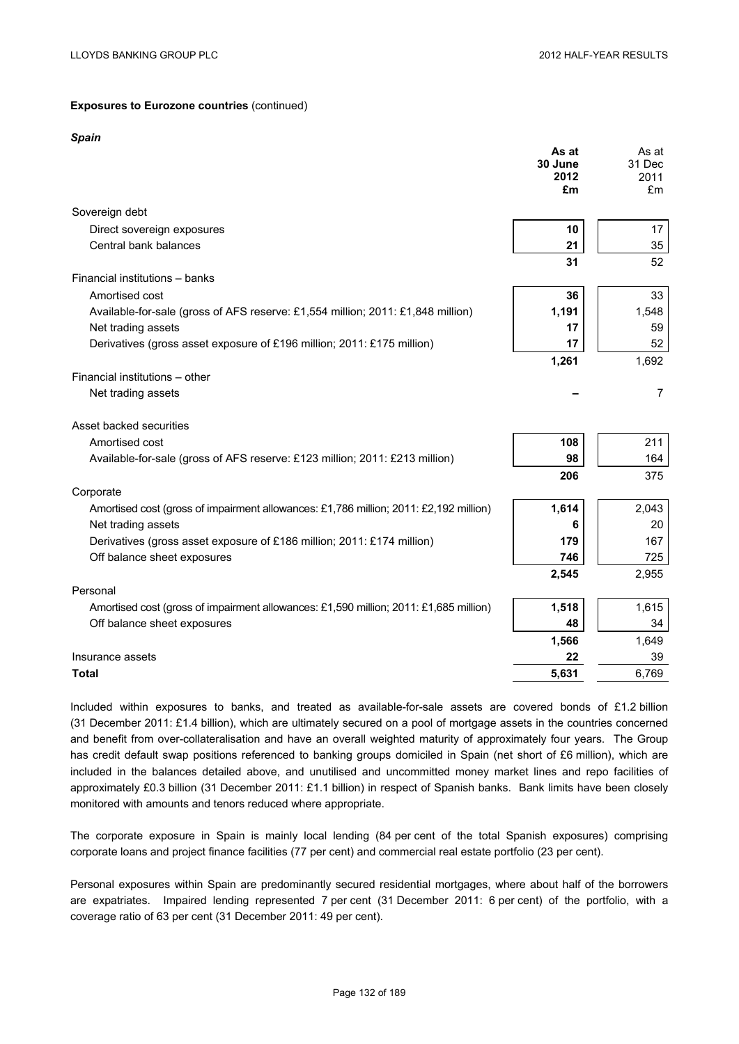**Exposures to Eurozone countries** (continued)

***Spain***

| | **As at 30 June 2012 £m** | As at 31 Dec 2011 £m |
|---|---|---|
| Sovereign debt | | |
| Direct sovereign exposures | **10** | 17 |
| Central bank balances | **21** | 35 |
| | **31** | 52 |
| Financial institutions – banks | | |
| Amortised cost | **36** | 33 |
| Available-for-sale (gross of AFS reserve: £1,554 million; 2011: £1,848 million) | **1,191** | 1,548 |
| Net trading assets | **17** | 59 |
| Derivatives (gross asset exposure of £196 million; 2011: £175 million) | **17** | 52 |
| | **1,261** | 1,692 |
| Financial institutions – other | | |
| Net trading assets | **–** | 7 |
| Asset backed securities | | |
| Amortised cost | **108** | 211 |
| Available-for-sale (gross of AFS reserve: £123 million; 2011: £213 million) | **98** | 164 |
| | **206** | 375 |
| Corporate | | |
| Amortised cost (gross of impairment allowances: £1,786 million; 2011: £2,192 million) | **1,614** | 2,043 |
| Net trading assets | **6** | 20 |
| Derivatives (gross asset exposure of £186 million; 2011: £174 million) | **179** | 167 |
| Off balance sheet exposures | **746** | 725 |
| | **2,545** | 2,955 |
| Personal | | |
| Amortised cost (gross of impairment allowances: £1,590 million; 2011: £1,685 million) | **1,518** | 1,615 |
| Off balance sheet exposures | **48** | 34 |
| | **1,566** | 1,649 |
| Insurance assets | **22** | 39 |
| **Total** | **5,631** | 6,769 |

Included within exposures to banks, and treated as available-for-sale assets are covered bonds of £1.2 billion (31 December 2011: £1.4 billion), which are ultimately secured on a pool of mortgage assets in the countries concerned and benefit from over-collateralisation and have an overall weighted maturity of approximately four years. The Group has credit default swap positions referenced to banking groups domiciled in Spain (net short of £6 million), which are included in the balances detailed above, and unutilised and uncommitted money market lines and repo facilities of approximately £0.3 billion (31 December 2011: £1.1 billion) in respect of Spanish banks. Bank limits have been closely monitored with amounts and tenors reduced where appropriate.

The corporate exposure in Spain is mainly local lending (84 per cent of the total Spanish exposures) comprising corporate loans and project finance facilities (77 per cent) and commercial real estate portfolio (23 per cent).

Personal exposures within Spain are predominantly secured residential mortgages, where about half of the borrowers are expatriates. Impaired lending represented 7 per cent (31 December 2011: 6 per cent) of the portfolio, with a coverage ratio of 63 per cent (31 December 2011: 49 per cent).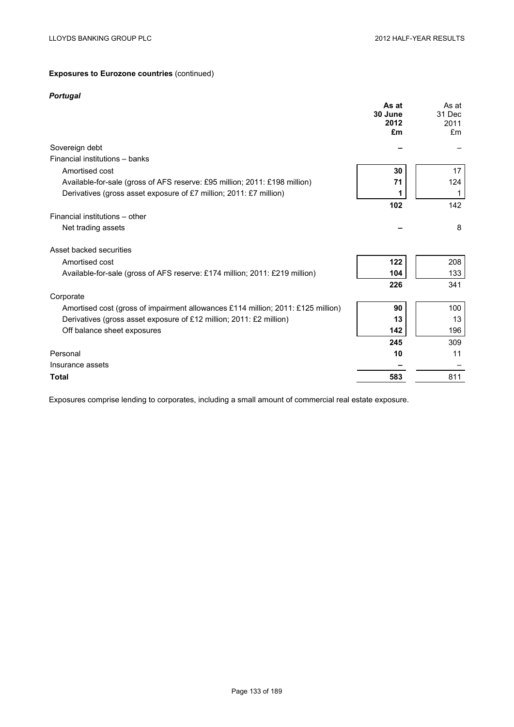**Exposures to Eurozone countries** (continued)

***Portugal***

| | **As at 30 June 2012 £m** | As at 31 Dec 2011 £m |
|---|---|---|
| Sovereign debt | **–** | – |
| Financial institutions – banks | | |
| Amortised cost | **30** | 17 |
| Available-for-sale (gross of AFS reserve: £95 million; 2011: £198 million) | **71** | 124 |
| Derivatives (gross asset exposure of £7 million; 2011: £7 million) | **1** | 1 |
| | **102** | 142 |
| Financial institutions – other | | |
| Net trading assets | **–** | 8 |
| Asset backed securities | | |
| Amortised cost | **122** | 208 |
| Available-for-sale (gross of AFS reserve: £174 million; 2011: £219 million) | **104** | 133 |
| | **226** | 341 |
| Corporate | | |
| Amortised cost (gross of impairment allowances £114 million; 2011: £125 million) | **90** | 100 |
| Derivatives (gross asset exposure of £12 million; 2011: £2 million) | **13** | 13 |
| Off balance sheet exposures | **142** | 196 |
| | **245** | 309 |
| Personal | **10** | 11 |
| Insurance assets | **–** | – |
| **Total** | **583** | 811 |

Exposures comprise lending to corporates, including a small amount of commercial real estate exposure.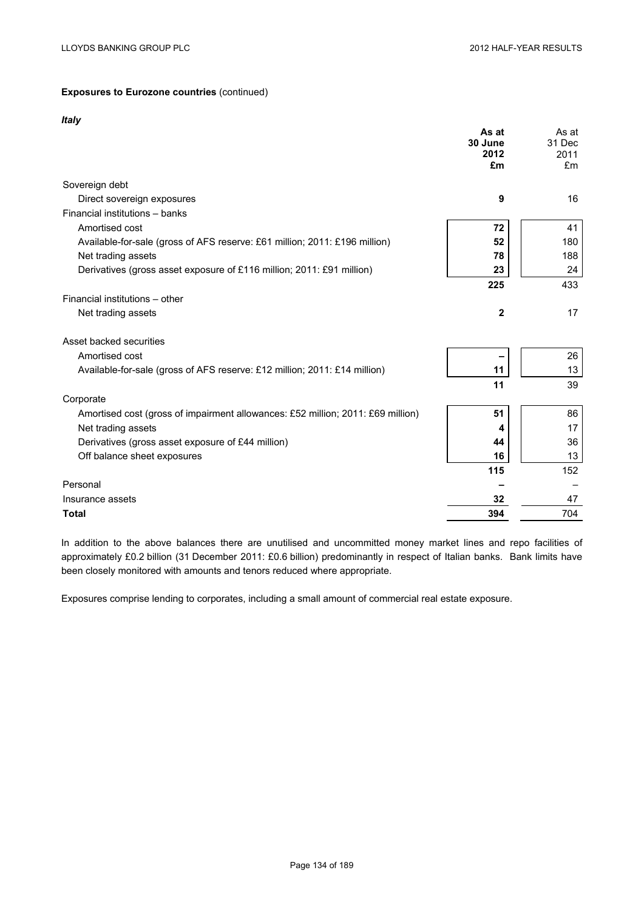**Exposures to Eurozone countries** (continued)

***Italy***

| | **As at 30 June 2012 £m** | As at 31 Dec 2011 £m |
|---|---|---|
| Sovereign debt | | |
| Direct sovereign exposures | **9** | 16 |
| Financial institutions – banks | | |
| Amortised cost | **72** | 41 |
| Available-for-sale (gross of AFS reserve: £61 million; 2011: £196 million) | **52** | 180 |
| Net trading assets | **78** | 188 |
| Derivatives (gross asset exposure of £116 million; 2011: £91 million) | **23** | 24 |
| | **225** | 433 |
| Financial institutions – other | | |
| Net trading assets | **2** | 17 |
| Asset backed securities | | |
| Amortised cost | **–** | 26 |
| Available-for-sale (gross of AFS reserve: £12 million; 2011: £14 million) | **11** | 13 |
| | **11** | 39 |
| Corporate | | |
| Amortised cost (gross of impairment allowances: £52 million; 2011: £69 million) | **51** | 86 |
| Net trading assets | **4** | 17 |
| Derivatives (gross asset exposure of £44 million) | **44** | 36 |
| Off balance sheet exposures | **16** | 13 |
| | **115** | 152 |
| Personal | **–** | – |
| Insurance assets | **32** | 47 |
| **Total** | **394** | 704 |

In addition to the above balances there are unutilised and uncommitted money market lines and repo facilities of approximately £0.2 billion (31 December 2011: £0.6 billion) predominantly in respect of Italian banks. Bank limits have been closely monitored with amounts and tenors reduced where appropriate.

Exposures comprise lending to corporates, including a small amount of commercial real estate exposure.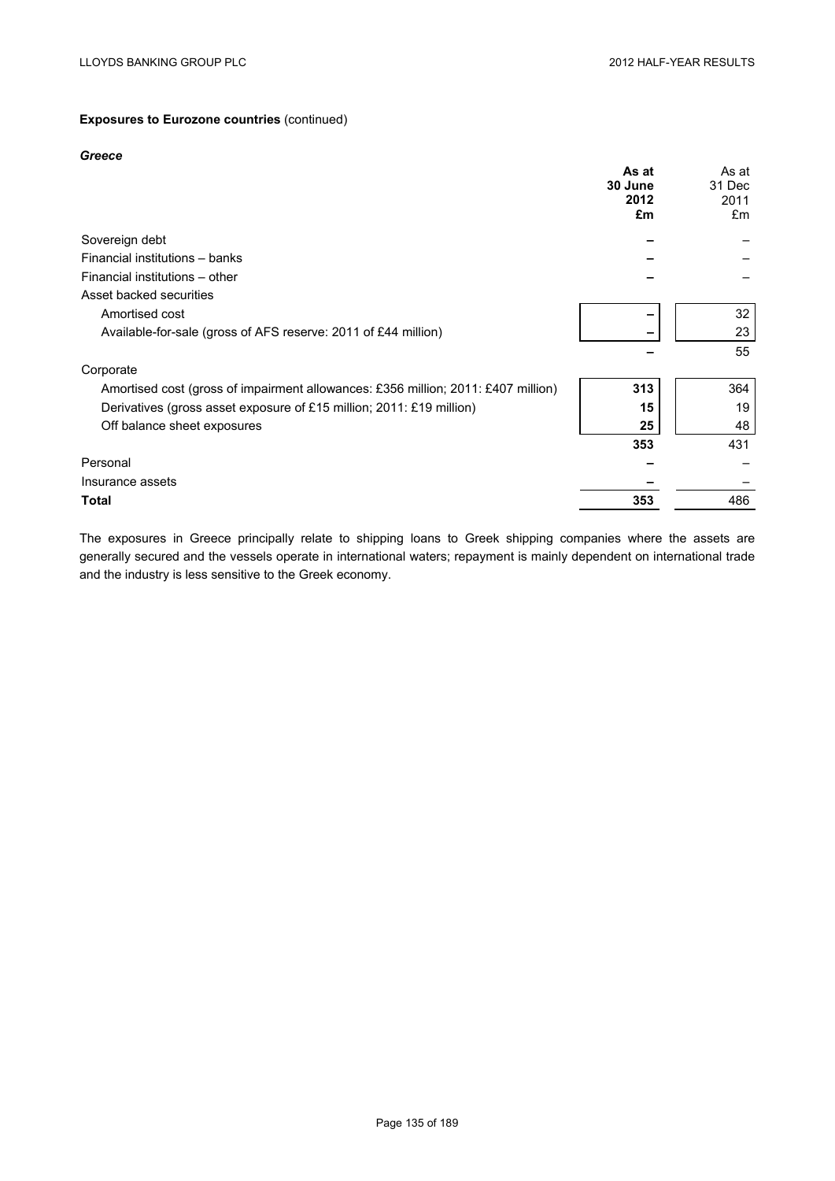**Exposures to Eurozone countries** (continued)

***Greece***

| | **As at 30 June 2012 £m** | As at 31 Dec 2011 £m |
|---|---|---|
| Sovereign debt | **–** | – |
| Financial institutions – banks | **–** | – |
| Financial institutions – other | **–** | – |
| Asset backed securities | | |
| Amortised cost | **–** | 32 |
| Available-for-sale (gross of AFS reserve: 2011 of £44 million) | **–** | 23 |
| | **–** | 55 |
| Corporate | | |
| Amortised cost (gross of impairment allowances: £356 million; 2011: £407 million) | **313** | 364 |
| Derivatives (gross asset exposure of £15 million; 2011: £19 million) | **15** | 19 |
| Off balance sheet exposures | **25** | 48 |
| | **353** | 431 |
| Personal | **–** | – |
| Insurance assets | **–** | – |
| **Total** | **353** | 486 |

The exposures in Greece principally relate to shipping loans to Greek shipping companies where the assets are generally secured and the vessels operate in international waters; repayment is mainly dependent on international trade and the industry is less sensitive to the Greek economy.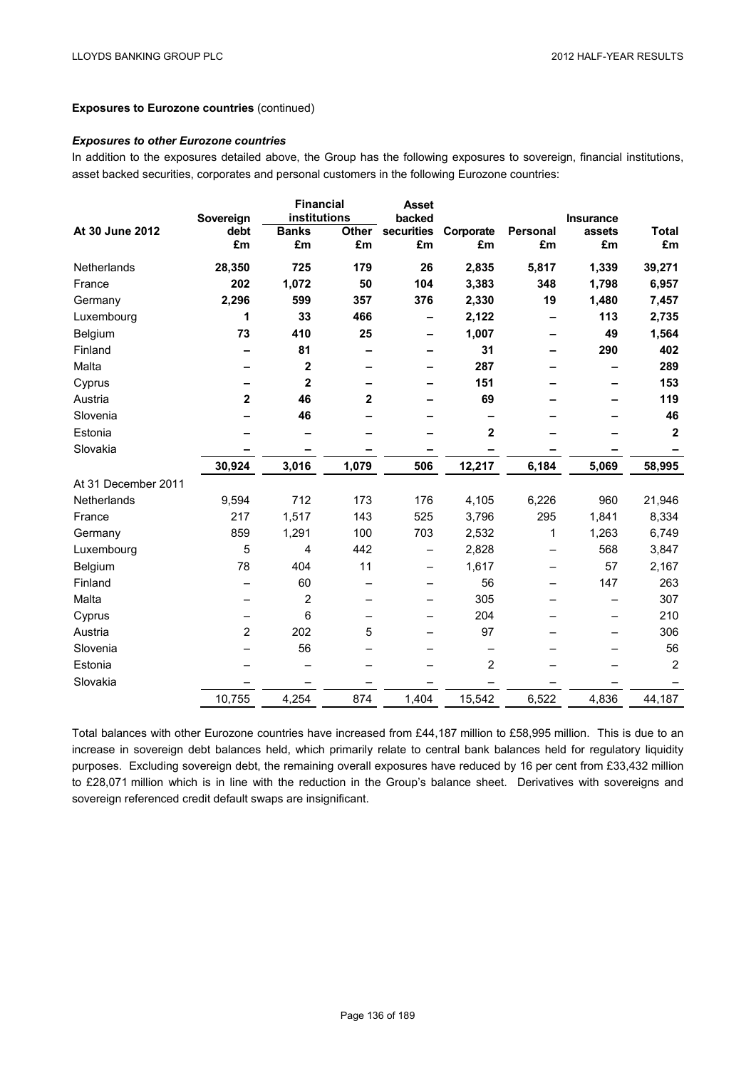**Exposures to Eurozone countries** (continued)

***Exposures to other Eurozone countries***

In addition to the exposures detailed above, the Group has the following exposures to sovereign, financial institutions, asset backed securities, corporates and personal customers in the following Eurozone countries:

| | Sovereign | Financial institutions | | Asset backed | | | Insurance | |
|---|---|---|---|---|---|---|---|---|
| **At 30 June 2012** | **debt** | **Banks** | **Other** | **securities** | **Corporate** | **Personal** | **assets** | **Total** |
| | **£m** | **£m** | **£m** | **£m** | **£m** | **£m** | **£m** | **£m** |
| Netherlands | **28,350** | **725** | **179** | **26** | **2,835** | **5,817** | **1,339** | **39,271** |
| France | **202** | **1,072** | **50** | **104** | **3,383** | **348** | **1,798** | **6,957** |
| Germany | **2,296** | **599** | **357** | **376** | **2,330** | **19** | **1,480** | **7,457** |
| Luxembourg | **1** | **33** | **466** | **–** | **2,122** | **–** | **113** | **2,735** |
| Belgium | **73** | **410** | **25** | **–** | **1,007** | **–** | **49** | **1,564** |
| Finland | **–** | **81** | **–** | **–** | **31** | **–** | **290** | **402** |
| Malta | **–** | **2** | **–** | **–** | **287** | **–** | **–** | **289** |
| Cyprus | **–** | **2** | **–** | **–** | **151** | **–** | **–** | **153** |
| Austria | **2** | **46** | **2** | **–** | **69** | **–** | **–** | **119** |
| Slovenia | **–** | **46** | **–** | **–** | **–** | **–** | **–** | **46** |
| Estonia | **–** | **–** | **–** | **–** | **2** | **–** | **–** | **2** |
| Slovakia | **–** | **–** | **–** | **–** | **–** | **–** | **–** | **–** |
| | **30,924** | **3,016** | **1,079** | **506** | **12,217** | **6,184** | **5,069** | **58,995** |
| At 31 December 2011 | | | | | | | | |
| Netherlands | 9,594 | 712 | 173 | 176 | 4,105 | 6,226 | 960 | 21,946 |
| France | 217 | 1,517 | 143 | 525 | 3,796 | 295 | 1,841 | 8,334 |
| Germany | 859 | 1,291 | 100 | 703 | 2,532 | 1 | 1,263 | 6,749 |
| Luxembourg | 5 | 4 | 442 | – | 2,828 | – | 568 | 3,847 |
| Belgium | 78 | 404 | 11 | – | 1,617 | – | 57 | 2,167 |
| Finland | – | 60 | – | – | 56 | – | 147 | 263 |
| Malta | – | 2 | – | – | 305 | – | – | 307 |
| Cyprus | – | 6 | – | – | 204 | – | – | 210 |
| Austria | 2 | 202 | 5 | – | 97 | – | – | 306 |
| Slovenia | – | 56 | – | – | – | – | – | 56 |
| Estonia | – | – | – | – | 2 | – | – | 2 |
| Slovakia | – | – | – | – | – | – | – | – |
| | 10,755 | 4,254 | 874 | 1,404 | 15,542 | 6,522 | 4,836 | 44,187 |

Total balances with other Eurozone countries have increased from £44,187 million to £58,995 million. This is due to an increase in sovereign debt balances held, which primarily relate to central bank balances held for regulatory liquidity purposes. Excluding sovereign debt, the remaining overall exposures have reduced by 16 per cent from £33,432 million to £28,071 million which is in line with the reduction in the Group's balance sheet. Derivatives with sovereigns and sovereign referenced credit default swaps are insignificant.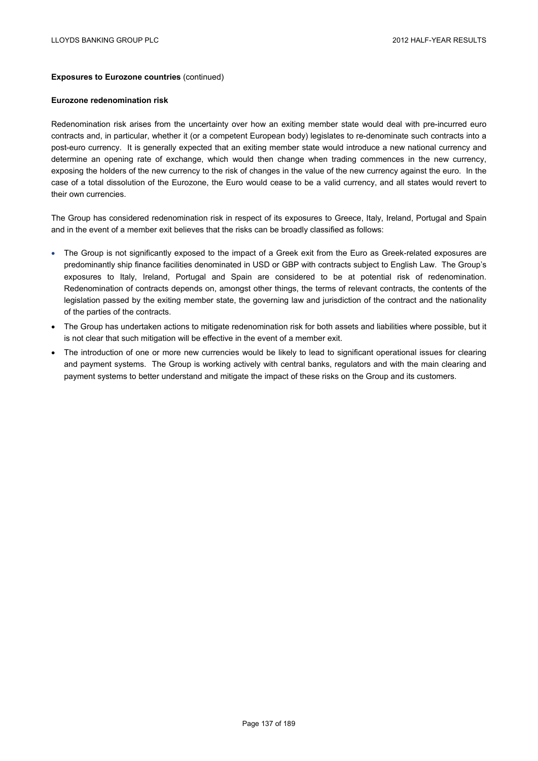**Exposures to Eurozone countries** (continued)

**Eurozone redenomination risk**

Redenomination risk arises from the uncertainty over how an exiting member state would deal with pre-incurred euro contracts and, in particular, whether it (or a competent European body) legislates to re-denominate such contracts into a post-euro currency. It is generally expected that an exiting member state would introduce a new national currency and determine an opening rate of exchange, which would then change when trading commences in the new currency, exposing the holders of the new currency to the risk of changes in the value of the new currency against the euro. In the case of a total dissolution of the Eurozone, the Euro would cease to be a valid currency, and all states would revert to their own currencies.

The Group has considered redenomination risk in respect of its exposures to Greece, Italy, Ireland, Portugal and Spain and in the event of a member exit believes that the risks can be broadly classified as follows:

- The Group is not significantly exposed to the impact of a Greek exit from the Euro as Greek-related exposures are predominantly ship finance facilities denominated in USD or GBP with contracts subject to English Law. The Group's exposures to Italy, Ireland, Portugal and Spain are considered to be at potential risk of redenomination. Redenomination of contracts depends on, amongst other things, the terms of relevant contracts, the contents of the legislation passed by the exiting member state, the governing law and jurisdiction of the contract and the nationality of the parties of the contracts.
- The Group has undertaken actions to mitigate redenomination risk for both assets and liabilities where possible, but it is not clear that such mitigation will be effective in the event of a member exit.
- The introduction of one or more new currencies would be likely to lead to significant operational issues for clearing and payment systems. The Group is working actively with central banks, regulators and with the main clearing and payment systems to better understand and mitigate the impact of these risks on the Group and its customers.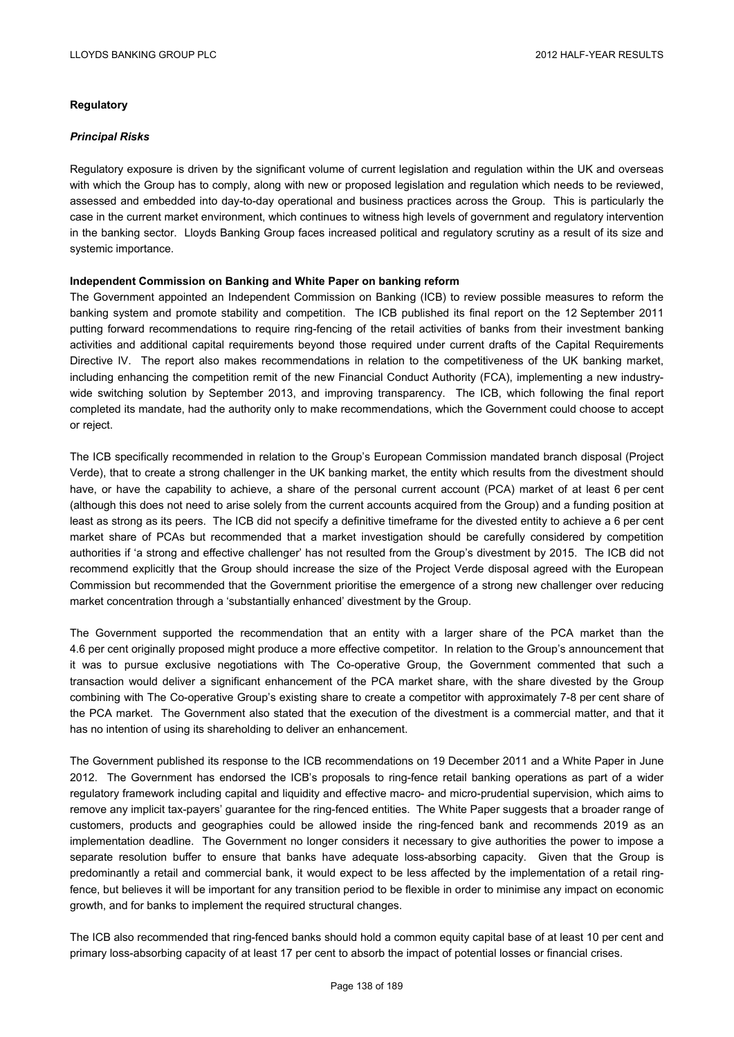## Regulatory

### *Principal Risks*

Regulatory exposure is driven by the significant volume of current legislation and regulation within the UK and overseas with which the Group has to comply, along with new or proposed legislation and regulation which needs to be reviewed, assessed and embedded into day-to-day operational and business practices across the Group. This is particularly the case in the current market environment, which continues to witness high levels of government and regulatory intervention in the banking sector. Lloyds Banking Group faces increased political and regulatory scrutiny as a result of its size and systemic importance.

**Independent Commission on Banking and White Paper on banking reform**

The Government appointed an Independent Commission on Banking (ICB) to review possible measures to reform the banking system and promote stability and competition. The ICB published its final report on the 12 September 2011 putting forward recommendations to require ring-fencing of the retail activities of banks from their investment banking activities and additional capital requirements beyond those required under current drafts of the Capital Requirements Directive IV. The report also makes recommendations in relation to the competitiveness of the UK banking market, including enhancing the competition remit of the new Financial Conduct Authority (FCA), implementing a new industry-wide switching solution by September 2013, and improving transparency. The ICB, which following the final report completed its mandate, had the authority only to make recommendations, which the Government could choose to accept or reject.

The ICB specifically recommended in relation to the Group's European Commission mandated branch disposal (Project Verde), that to create a strong challenger in the UK banking market, the entity which results from the divestment should have, or have the capability to achieve, a share of the personal current account (PCA) market of at least 6 per cent (although this does not need to arise solely from the current accounts acquired from the Group) and a funding position at least as strong as its peers. The ICB did not specify a definitive timeframe for the divested entity to achieve a 6 per cent market share of PCAs but recommended that a market investigation should be carefully considered by competition authorities if 'a strong and effective challenger' has not resulted from the Group's divestment by 2015. The ICB did not recommend explicitly that the Group should increase the size of the Project Verde disposal agreed with the European Commission but recommended that the Government prioritise the emergence of a strong new challenger over reducing market concentration through a 'substantially enhanced' divestment by the Group.

The Government supported the recommendation that an entity with a larger share of the PCA market than the 4.6 per cent originally proposed might produce a more effective competitor. In relation to the Group's announcement that it was to pursue exclusive negotiations with The Co-operative Group, the Government commented that such a transaction would deliver a significant enhancement of the PCA market share, with the share divested by the Group combining with The Co-operative Group's existing share to create a competitor with approximately 7-8 per cent share of the PCA market. The Government also stated that the execution of the divestment is a commercial matter, and that it has no intention of using its shareholding to deliver an enhancement.

The Government published its response to the ICB recommendations on 19 December 2011 and a White Paper in June 2012. The Government has endorsed the ICB's proposals to ring-fence retail banking operations as part of a wider regulatory framework including capital and liquidity and effective macro- and micro-prudential supervision, which aims to remove any implicit tax-payers' guarantee for the ring-fenced entities. The White Paper suggests that a broader range of customers, products and geographies could be allowed inside the ring-fenced bank and recommends 2019 as an implementation deadline. The Government no longer considers it necessary to give authorities the power to impose a separate resolution buffer to ensure that banks have adequate loss-absorbing capacity. Given that the Group is predominantly a retail and commercial bank, it would expect to be less affected by the implementation of a retail ring-fence, but believes it will be important for any transition period to be flexible in order to minimise any impact on economic growth, and for banks to implement the required structural changes.

The ICB also recommended that ring-fenced banks should hold a common equity capital base of at least 10 per cent and primary loss-absorbing capacity of at least 17 per cent to absorb the impact of potential losses or financial crises.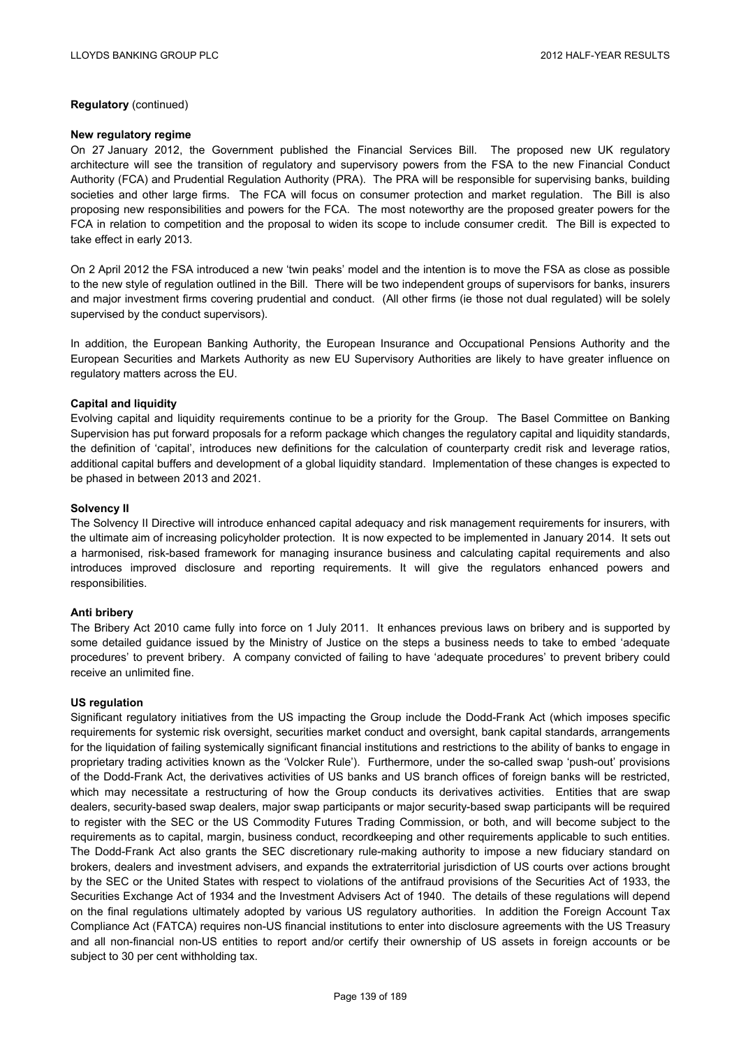**Regulatory** (continued)

**New regulatory regime**

On 27 January 2012, the Government published the Financial Services Bill. The proposed new UK regulatory architecture will see the transition of regulatory and supervisory powers from the FSA to the new Financial Conduct Authority (FCA) and Prudential Regulation Authority (PRA). The PRA will be responsible for supervising banks, building societies and other large firms. The FCA will focus on consumer protection and market regulation. The Bill is also proposing new responsibilities and powers for the FCA. The most noteworthy are the proposed greater powers for the FCA in relation to competition and the proposal to widen its scope to include consumer credit. The Bill is expected to take effect in early 2013.

On 2 April 2012 the FSA introduced a new 'twin peaks' model and the intention is to move the FSA as close as possible to the new style of regulation outlined in the Bill. There will be two independent groups of supervisors for banks, insurers and major investment firms covering prudential and conduct. (All other firms (ie those not dual regulated) will be solely supervised by the conduct supervisors).

In addition, the European Banking Authority, the European Insurance and Occupational Pensions Authority and the European Securities and Markets Authority as new EU Supervisory Authorities are likely to have greater influence on regulatory matters across the EU.

**Capital and liquidity**

Evolving capital and liquidity requirements continue to be a priority for the Group. The Basel Committee on Banking Supervision has put forward proposals for a reform package which changes the regulatory capital and liquidity standards, the definition of 'capital', introduces new definitions for the calculation of counterparty credit risk and leverage ratios, additional capital buffers and development of a global liquidity standard. Implementation of these changes is expected to be phased in between 2013 and 2021.

**Solvency II**

The Solvency II Directive will introduce enhanced capital adequacy and risk management requirements for insurers, with the ultimate aim of increasing policyholder protection. It is now expected to be implemented in January 2014. It sets out a harmonised, risk-based framework for managing insurance business and calculating capital requirements and also introduces improved disclosure and reporting requirements. It will give the regulators enhanced powers and responsibilities.

**Anti bribery**

The Bribery Act 2010 came fully into force on 1 July 2011. It enhances previous laws on bribery and is supported by some detailed guidance issued by the Ministry of Justice on the steps a business needs to take to embed 'adequate procedures' to prevent bribery. A company convicted of failing to have 'adequate procedures' to prevent bribery could receive an unlimited fine.

**US regulation**

Significant regulatory initiatives from the US impacting the Group include the Dodd-Frank Act (which imposes specific requirements for systemic risk oversight, securities market conduct and oversight, bank capital standards, arrangements for the liquidation of failing systemically significant financial institutions and restrictions to the ability of banks to engage in proprietary trading activities known as the 'Volcker Rule'). Furthermore, under the so-called swap 'push-out' provisions of the Dodd-Frank Act, the derivatives activities of US banks and US branch offices of foreign banks will be restricted, which may necessitate a restructuring of how the Group conducts its derivatives activities. Entities that are swap dealers, security-based swap dealers, major swap participants or major security-based swap participants will be required to register with the SEC or the US Commodity Futures Trading Commission, or both, and will become subject to the requirements as to capital, margin, business conduct, recordkeeping and other requirements applicable to such entities. The Dodd-Frank Act also grants the SEC discretionary rule-making authority to impose a new fiduciary standard on brokers, dealers and investment advisers, and expands the extraterritorial jurisdiction of US courts over actions brought by the SEC or the United States with respect to violations of the antifraud provisions of the Securities Act of 1933, the Securities Exchange Act of 1934 and the Investment Advisers Act of 1940. The details of these regulations will depend on the final regulations ultimately adopted by various US regulatory authorities. In addition the Foreign Account Tax Compliance Act (FATCA) requires non-US financial institutions to enter into disclosure agreements with the US Treasury and all non-financial non-US entities to report and/or certify their ownership of US assets in foreign accounts or be subject to 30 per cent withholding tax.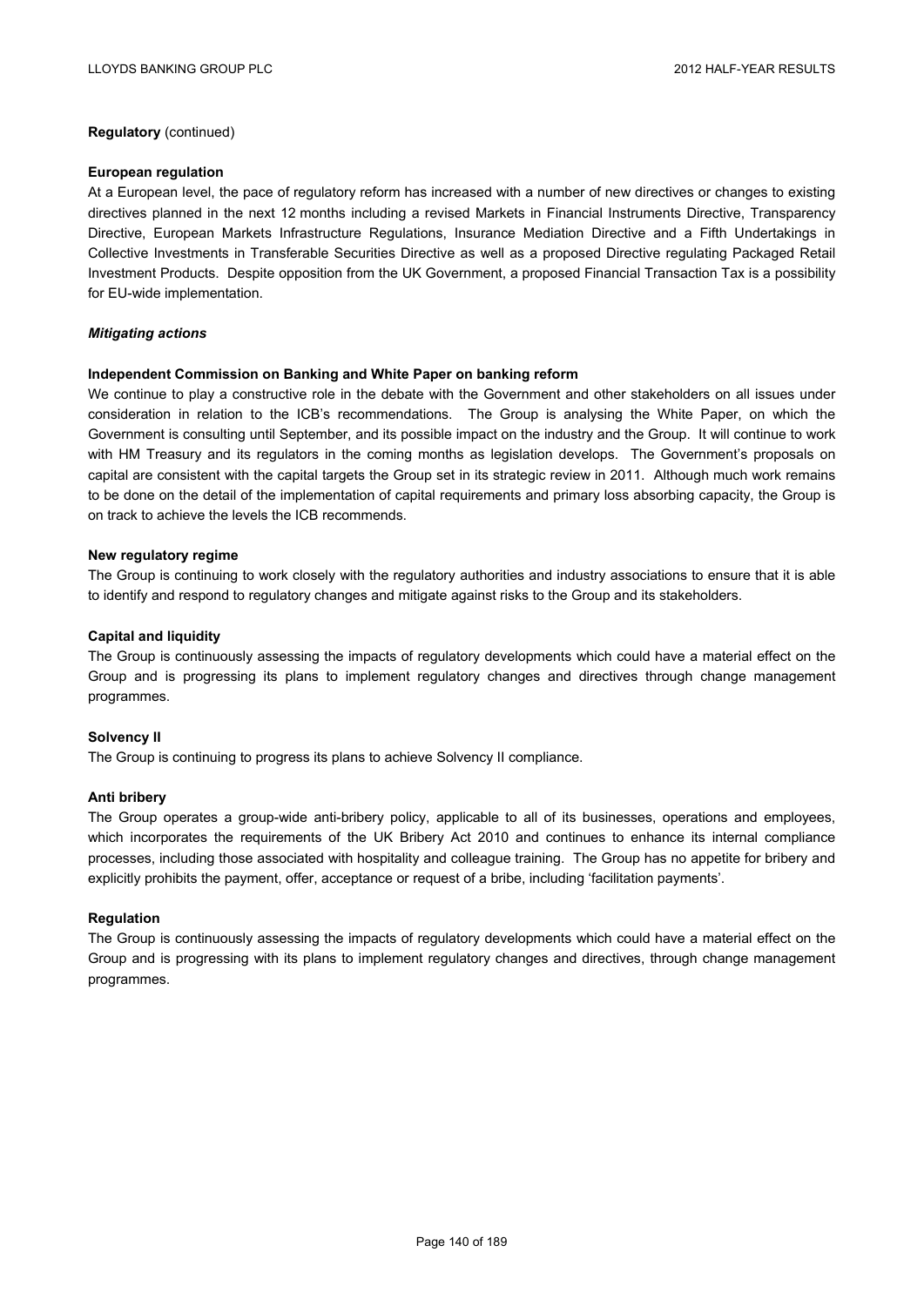**Regulatory** (continued)

**European regulation**

At a European level, the pace of regulatory reform has increased with a number of new directives or changes to existing directives planned in the next 12 months including a revised Markets in Financial Instruments Directive, Transparency Directive, European Markets Infrastructure Regulations, Insurance Mediation Directive and a Fifth Undertakings in Collective Investments in Transferable Securities Directive as well as a proposed Directive regulating Packaged Retail Investment Products. Despite opposition from the UK Government, a proposed Financial Transaction Tax is a possibility for EU-wide implementation.

***Mitigating actions***

**Independent Commission on Banking and White Paper on banking reform**

We continue to play a constructive role in the debate with the Government and other stakeholders on all issues under consideration in relation to the ICB's recommendations. The Group is analysing the White Paper, on which the Government is consulting until September, and its possible impact on the industry and the Group. It will continue to work with HM Treasury and its regulators in the coming months as legislation develops. The Government's proposals on capital are consistent with the capital targets the Group set in its strategic review in 2011. Although much work remains to be done on the detail of the implementation of capital requirements and primary loss absorbing capacity, the Group is on track to achieve the levels the ICB recommends.

**New regulatory regime**

The Group is continuing to work closely with the regulatory authorities and industry associations to ensure that it is able to identify and respond to regulatory changes and mitigate against risks to the Group and its stakeholders.

**Capital and liquidity**

The Group is continuously assessing the impacts of regulatory developments which could have a material effect on the Group and is progressing its plans to implement regulatory changes and directives through change management programmes.

**Solvency II**

The Group is continuing to progress its plans to achieve Solvency II compliance.

**Anti bribery**

The Group operates a group-wide anti-bribery policy, applicable to all of its businesses, operations and employees, which incorporates the requirements of the UK Bribery Act 2010 and continues to enhance its internal compliance processes, including those associated with hospitality and colleague training. The Group has no appetite for bribery and explicitly prohibits the payment, offer, acceptance or request of a bribe, including 'facilitation payments'.

**Regulation**

The Group is continuously assessing the impacts of regulatory developments which could have a material effect on the Group and is progressing with its plans to implement regulatory changes and directives, through change management programmes.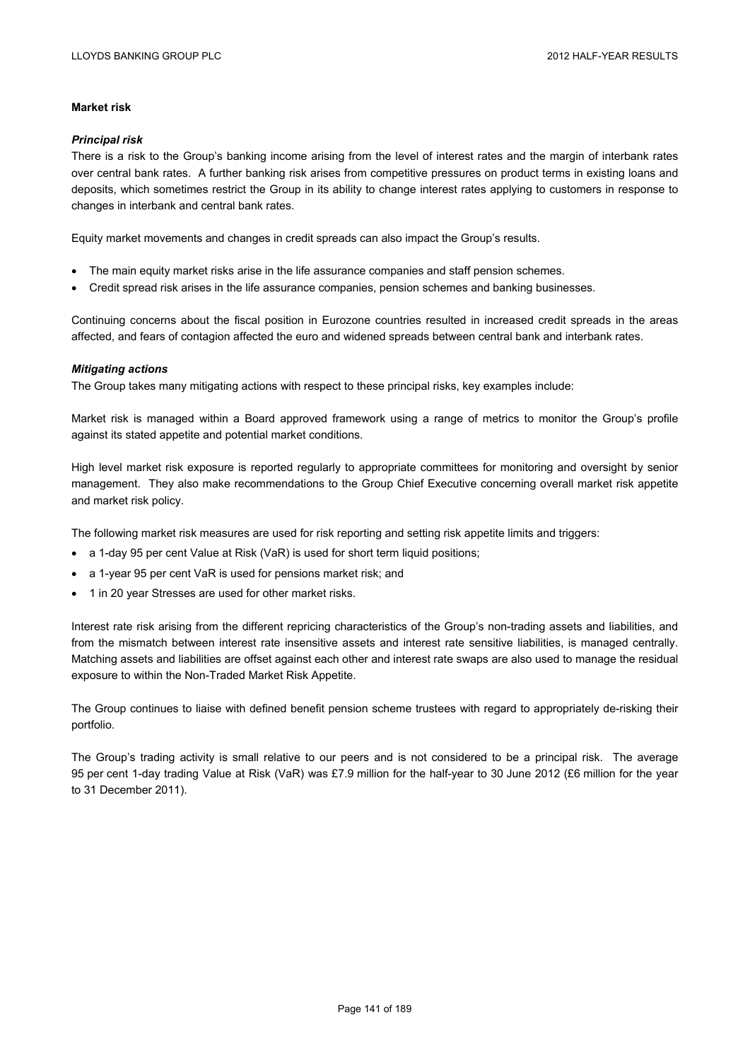**Market risk**

***Principal risk***

There is a risk to the Group's banking income arising from the level of interest rates and the margin of interbank rates over central bank rates. A further banking risk arises from competitive pressures on product terms in existing loans and deposits, which sometimes restrict the Group in its ability to change interest rates applying to customers in response to changes in interbank and central bank rates.

Equity market movements and changes in credit spreads can also impact the Group's results.

- The main equity market risks arise in the life assurance companies and staff pension schemes.
- Credit spread risk arises in the life assurance companies, pension schemes and banking businesses.

Continuing concerns about the fiscal position in Eurozone countries resulted in increased credit spreads in the areas affected, and fears of contagion affected the euro and widened spreads between central bank and interbank rates.

***Mitigating actions***

The Group takes many mitigating actions with respect to these principal risks, key examples include:

Market risk is managed within a Board approved framework using a range of metrics to monitor the Group's profile against its stated appetite and potential market conditions.

High level market risk exposure is reported regularly to appropriate committees for monitoring and oversight by senior management. They also make recommendations to the Group Chief Executive concerning overall market risk appetite and market risk policy.

The following market risk measures are used for risk reporting and setting risk appetite limits and triggers:

- a 1-day 95 per cent Value at Risk (VaR) is used for short term liquid positions;
- a 1-year 95 per cent VaR is used for pensions market risk; and
- 1 in 20 year Stresses are used for other market risks.

Interest rate risk arising from the different repricing characteristics of the Group's non-trading assets and liabilities, and from the mismatch between interest rate insensitive assets and interest rate sensitive liabilities, is managed centrally. Matching assets and liabilities are offset against each other and interest rate swaps are also used to manage the residual exposure to within the Non-Traded Market Risk Appetite.

The Group continues to liaise with defined benefit pension scheme trustees with regard to appropriately de-risking their portfolio.

The Group's trading activity is small relative to our peers and is not considered to be a principal risk. The average 95 per cent 1-day trading Value at Risk (VaR) was £7.9 million for the half-year to 30 June 2012 (£6 million for the year to 31 December 2011).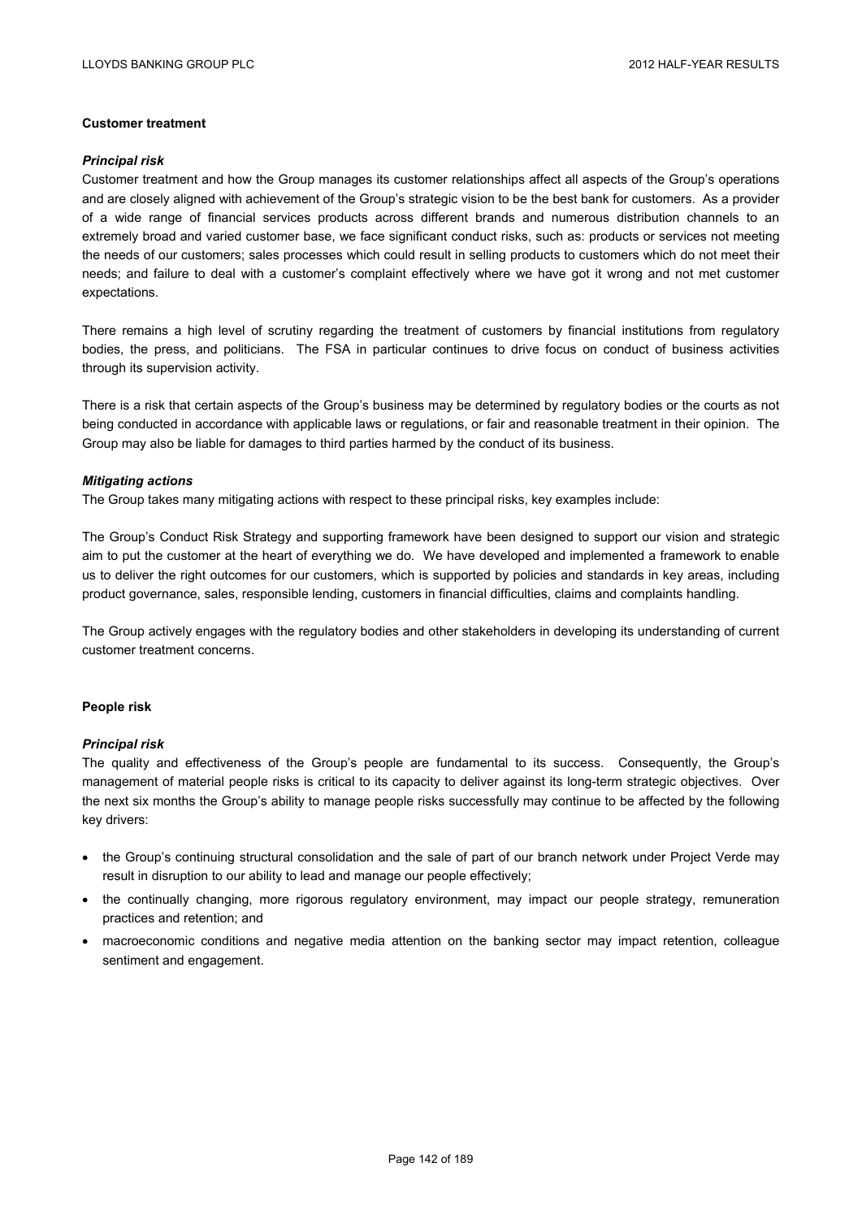**Customer treatment**

***Principal risk***

Customer treatment and how the Group manages its customer relationships affect all aspects of the Group's operations and are closely aligned with achievement of the Group's strategic vision to be the best bank for customers. As a provider of a wide range of financial services products across different brands and numerous distribution channels to an extremely broad and varied customer base, we face significant conduct risks, such as: products or services not meeting the needs of our customers; sales processes which could result in selling products to customers which do not meet their needs; and failure to deal with a customer's complaint effectively where we have got it wrong and not met customer expectations.

There remains a high level of scrutiny regarding the treatment of customers by financial institutions from regulatory bodies, the press, and politicians. The FSA in particular continues to drive focus on conduct of business activities through its supervision activity.

There is a risk that certain aspects of the Group's business may be determined by regulatory bodies or the courts as not being conducted in accordance with applicable laws or regulations, or fair and reasonable treatment in their opinion. The Group may also be liable for damages to third parties harmed by the conduct of its business.

***Mitigating actions***

The Group takes many mitigating actions with respect to these principal risks, key examples include:

The Group's Conduct Risk Strategy and supporting framework have been designed to support our vision and strategic aim to put the customer at the heart of everything we do. We have developed and implemented a framework to enable us to deliver the right outcomes for our customers, which is supported by policies and standards in key areas, including product governance, sales, responsible lending, customers in financial difficulties, claims and complaints handling.

The Group actively engages with the regulatory bodies and other stakeholders in developing its understanding of current customer treatment concerns.

**People risk**

***Principal risk***

The quality and effectiveness of the Group's people are fundamental to its success. Consequently, the Group's management of material people risks is critical to its capacity to deliver against its long-term strategic objectives. Over the next six months the Group's ability to manage people risks successfully may continue to be affected by the following key drivers:

- the Group's continuing structural consolidation and the sale of part of our branch network under Project Verde may result in disruption to our ability to lead and manage our people effectively;
- the continually changing, more rigorous regulatory environment, may impact our people strategy, remuneration practices and retention; and
- macroeconomic conditions and negative media attention on the banking sector may impact retention, colleague sentiment and engagement.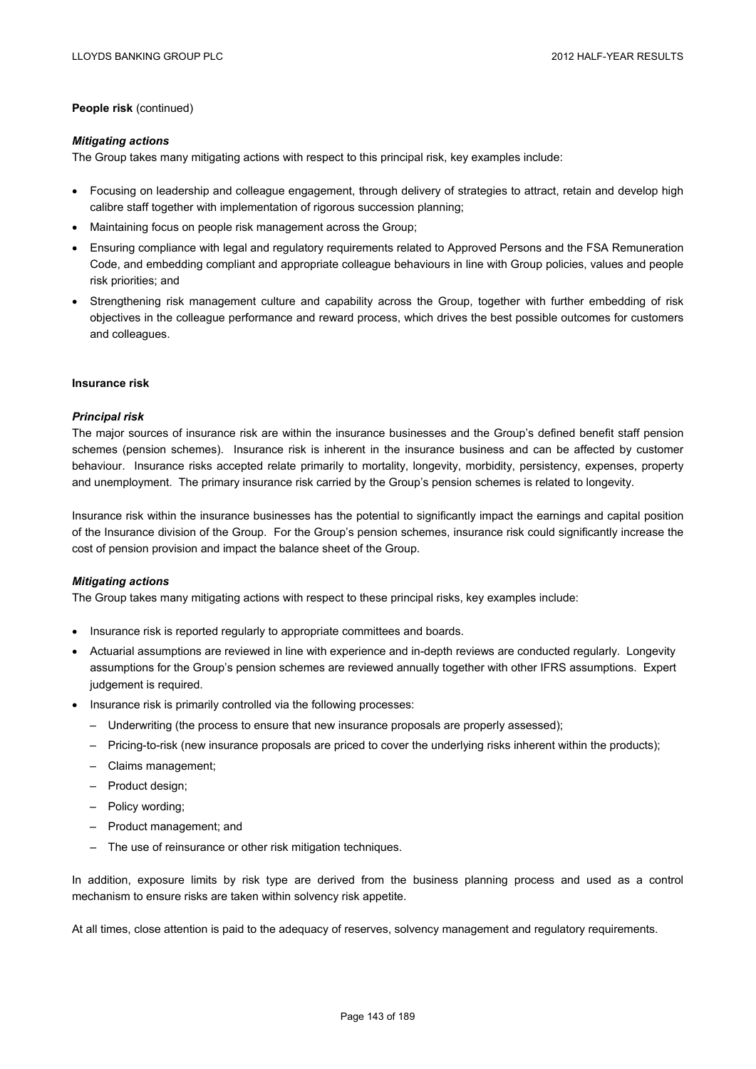**People risk** (continued)

***Mitigating actions***

The Group takes many mitigating actions with respect to this principal risk, key examples include:

- Focusing on leadership and colleague engagement, through delivery of strategies to attract, retain and develop high calibre staff together with implementation of rigorous succession planning;
- Maintaining focus on people risk management across the Group;
- Ensuring compliance with legal and regulatory requirements related to Approved Persons and the FSA Remuneration Code, and embedding compliant and appropriate colleague behaviours in line with Group policies, values and people risk priorities; and
- Strengthening risk management culture and capability across the Group, together with further embedding of risk objectives in the colleague performance and reward process, which drives the best possible outcomes for customers and colleagues.

**Insurance risk**

***Principal risk***

The major sources of insurance risk are within the insurance businesses and the Group's defined benefit staff pension schemes (pension schemes). Insurance risk is inherent in the insurance business and can be affected by customer behaviour. Insurance risks accepted relate primarily to mortality, longevity, morbidity, persistency, expenses, property and unemployment. The primary insurance risk carried by the Group's pension schemes is related to longevity.

Insurance risk within the insurance businesses has the potential to significantly impact the earnings and capital position of the Insurance division of the Group. For the Group's pension schemes, insurance risk could significantly increase the cost of pension provision and impact the balance sheet of the Group.

***Mitigating actions***

The Group takes many mitigating actions with respect to these principal risks, key examples include:

- Insurance risk is reported regularly to appropriate committees and boards.
- Actuarial assumptions are reviewed in line with experience and in-depth reviews are conducted regularly. Longevity assumptions for the Group's pension schemes are reviewed annually together with other IFRS assumptions. Expert judgement is required.
- Insurance risk is primarily controlled via the following processes:
  - Underwriting (the process to ensure that new insurance proposals are properly assessed);
  - Pricing-to-risk (new insurance proposals are priced to cover the underlying risks inherent within the products);
  - Claims management;
  - Product design;
  - Policy wording;
  - Product management; and
  - The use of reinsurance or other risk mitigation techniques.

In addition, exposure limits by risk type are derived from the business planning process and used as a control mechanism to ensure risks are taken within solvency risk appetite.

At all times, close attention is paid to the adequacy of reserves, solvency management and regulatory requirements.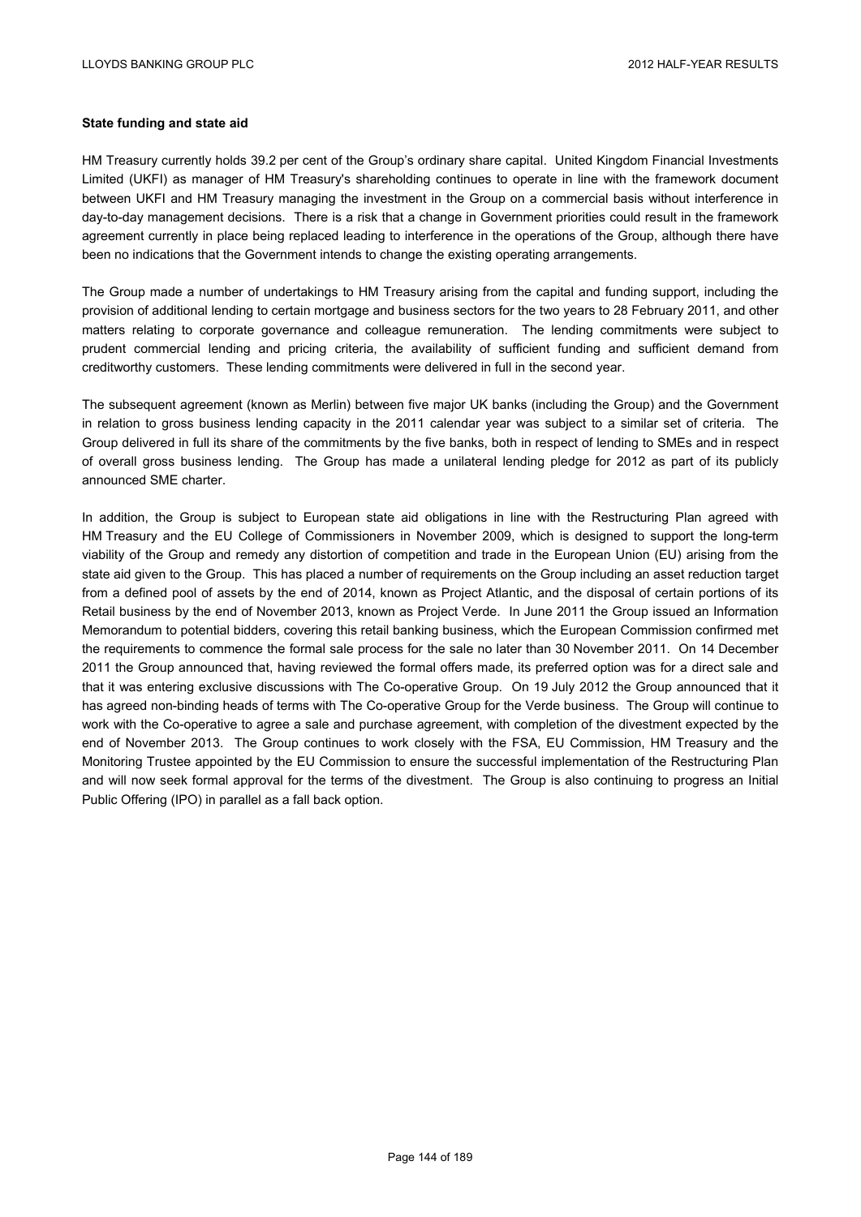**State funding and state aid**

HM Treasury currently holds 39.2 per cent of the Group's ordinary share capital. United Kingdom Financial Investments Limited (UKFI) as manager of HM Treasury's shareholding continues to operate in line with the framework document between UKFI and HM Treasury managing the investment in the Group on a commercial basis without interference in day-to-day management decisions. There is a risk that a change in Government priorities could result in the framework agreement currently in place being replaced leading to interference in the operations of the Group, although there have been no indications that the Government intends to change the existing operating arrangements.

The Group made a number of undertakings to HM Treasury arising from the capital and funding support, including the provision of additional lending to certain mortgage and business sectors for the two years to 28 February 2011, and other matters relating to corporate governance and colleague remuneration. The lending commitments were subject to prudent commercial lending and pricing criteria, the availability of sufficient funding and sufficient demand from creditworthy customers. These lending commitments were delivered in full in the second year.

The subsequent agreement (known as Merlin) between five major UK banks (including the Group) and the Government in relation to gross business lending capacity in the 2011 calendar year was subject to a similar set of criteria. The Group delivered in full its share of the commitments by the five banks, both in respect of lending to SMEs and in respect of overall gross business lending. The Group has made a unilateral lending pledge for 2012 as part of its publicly announced SME charter.

In addition, the Group is subject to European state aid obligations in line with the Restructuring Plan agreed with HM Treasury and the EU College of Commissioners in November 2009, which is designed to support the long-term viability of the Group and remedy any distortion of competition and trade in the European Union (EU) arising from the state aid given to the Group. This has placed a number of requirements on the Group including an asset reduction target from a defined pool of assets by the end of 2014, known as Project Atlantic, and the disposal of certain portions of its Retail business by the end of November 2013, known as Project Verde. In June 2011 the Group issued an Information Memorandum to potential bidders, covering this retail banking business, which the European Commission confirmed met the requirements to commence the formal sale process for the sale no later than 30 November 2011. On 14 December 2011 the Group announced that, having reviewed the formal offers made, its preferred option was for a direct sale and that it was entering exclusive discussions with The Co-operative Group. On 19 July 2012 the Group announced that it has agreed non-binding heads of terms with The Co-operative Group for the Verde business. The Group will continue to work with the Co-operative to agree a sale and purchase agreement, with completion of the divestment expected by the end of November 2013. The Group continues to work closely with the FSA, EU Commission, HM Treasury and the Monitoring Trustee appointed by the EU Commission to ensure the successful implementation of the Restructuring Plan and will now seek formal approval for the terms of the divestment. The Group is also continuing to progress an Initial Public Offering (IPO) in parallel as a fall back option.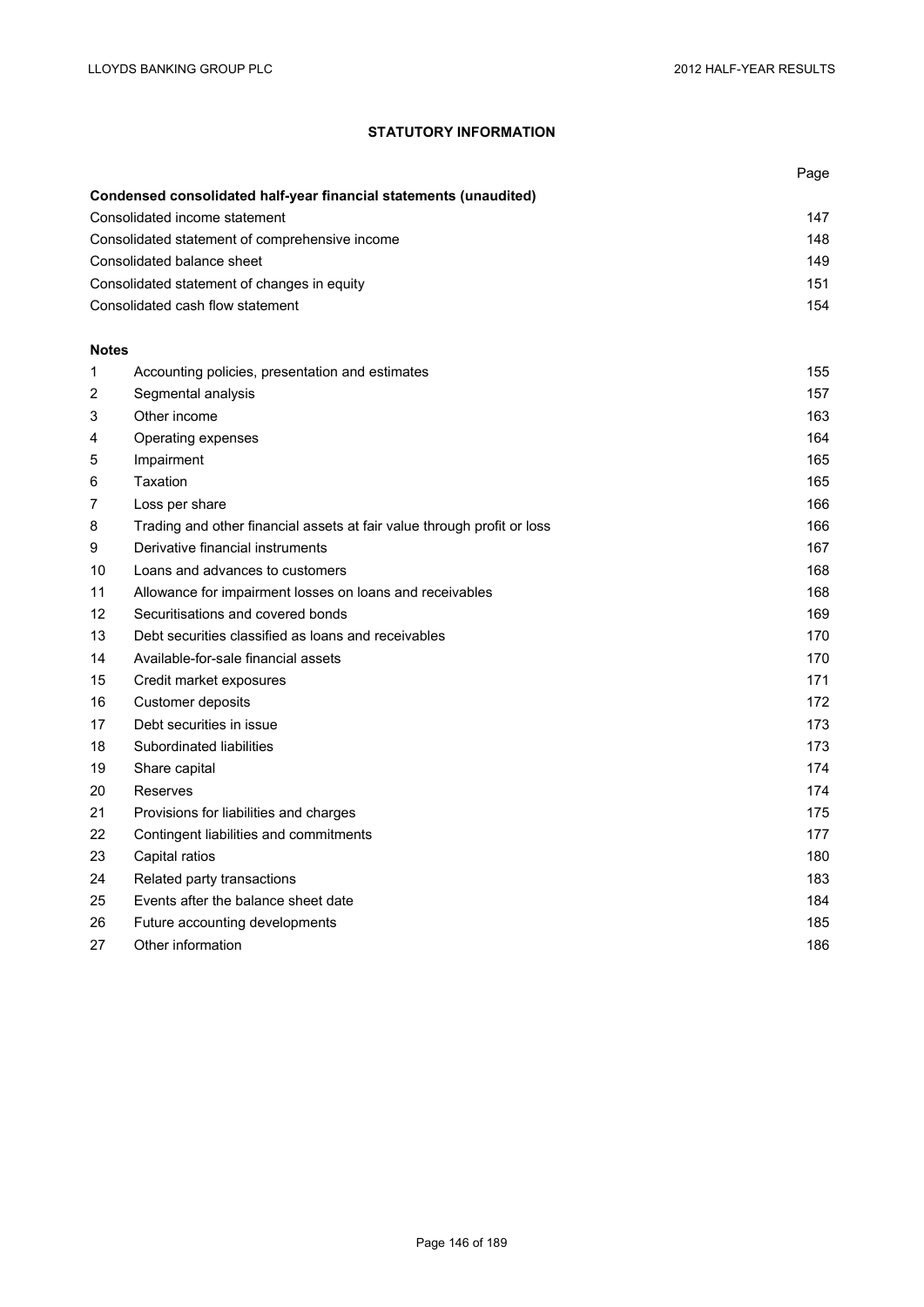# STATUTORY INFORMATION

| | Page |
|---|---|
| **Condensed consolidated half-year financial statements (unaudited)** | |
| Consolidated income statement | 147 |
| Consolidated statement of comprehensive income | 148 |
| Consolidated balance sheet | 149 |
| Consolidated statement of changes in equity | 151 |
| Consolidated cash flow statement | 154 |

**Notes**

| | | |
|---|---|---|
| 1 | Accounting policies, presentation and estimates | 155 |
| 2 | Segmental analysis | 157 |
| 3 | Other income | 163 |
| 4 | Operating expenses | 164 |
| 5 | Impairment | 165 |
| 6 | Taxation | 165 |
| 7 | Loss per share | 166 |
| 8 | Trading and other financial assets at fair value through profit or loss | 166 |
| 9 | Derivative financial instruments | 167 |
| 10 | Loans and advances to customers | 168 |
| 11 | Allowance for impairment losses on loans and receivables | 168 |
| 12 | Securitisations and covered bonds | 169 |
| 13 | Debt securities classified as loans and receivables | 170 |
| 14 | Available-for-sale financial assets | 170 |
| 15 | Credit market exposures | 171 |
| 16 | Customer deposits | 172 |
| 17 | Debt securities in issue | 173 |
| 18 | Subordinated liabilities | 173 |
| 19 | Share capital | 174 |
| 20 | Reserves | 174 |
| 21 | Provisions for liabilities and charges | 175 |
| 22 | Contingent liabilities and commitments | 177 |
| 23 | Capital ratios | 180 |
| 24 | Related party transactions | 183 |
| 25 | Events after the balance sheet date | 184 |
| 26 | Future accounting developments | 185 |
| 27 | Other information | 186 |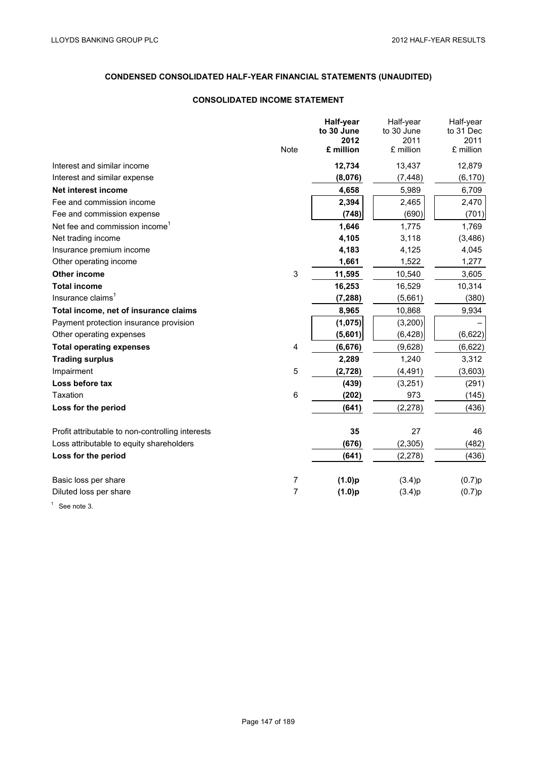## CONDENSED CONSOLIDATED HALF-YEAR FINANCIAL STATEMENTS (UNAUDITED)

### CONSOLIDATED INCOME STATEMENT

| | Note | **Half-year to 30 June 2012 £ million** | Half-year to 30 June 2011 £ million | Half-year to 31 Dec 2011 £ million |
|---|---|---|---|---|
| Interest and similar income | | **12,734** | 13,437 | 12,879 |
| Interest and similar expense | | **(8,076)** | (7,448) | (6,170) |
| **Net interest income** | | **4,658** | 5,989 | 6,709 |
| Fee and commission income | | **2,394** | 2,465 | 2,470 |
| Fee and commission expense | | **(748)** | (690) | (701) |
| Net fee and commission income[1] | | **1,646** | 1,775 | 1,769 |
| Net trading income | | **4,105** | 3,118 | (3,486) |
| Insurance premium income | | **4,183** | 4,125 | 4,045 |
| Other operating income | | **1,661** | 1,522 | 1,277 |
| **Other income** | 3 | **11,595** | 10,540 | 3,605 |
| **Total income** | | **16,253** | 16,529 | 10,314 |
| Insurance claims[1] | | **(7,288)** | (5,661) | (380) |
| **Total income, net of insurance claims** | | **8,965** | 10,868 | 9,934 |
| Payment protection insurance provision | | **(1,075)** | (3,200) | – |
| Other operating expenses | | **(5,601)** | (6,428) | (6,622) |
| **Total operating expenses** | 4 | **(6,676)** | (9,628) | (6,622) |
| **Trading surplus** | | **2,289** | 1,240 | 3,312 |
| Impairment | 5 | **(2,728)** | (4,491) | (3,603) |
| **Loss before tax** | | **(439)** | (3,251) | (291) |
| Taxation | 6 | **(202)** | 973 | (145) |
| **Loss for the period** | | **(641)** | (2,278) | (436) |
| | | | | |
| Profit attributable to non-controlling interests | | **35** | 27 | 46 |
| Loss attributable to equity shareholders | | **(676)** | (2,305) | (482) |
| **Loss for the period** | | **(641)** | (2,278) | (436) |
| | | | | |
| Basic loss per share | 7 | **(1.0)p** | (3.4)p | (0.7)p |
| Diluted loss per share | 7 | **(1.0)p** | (3.4)p | (0.7)p |

[1] See note 3.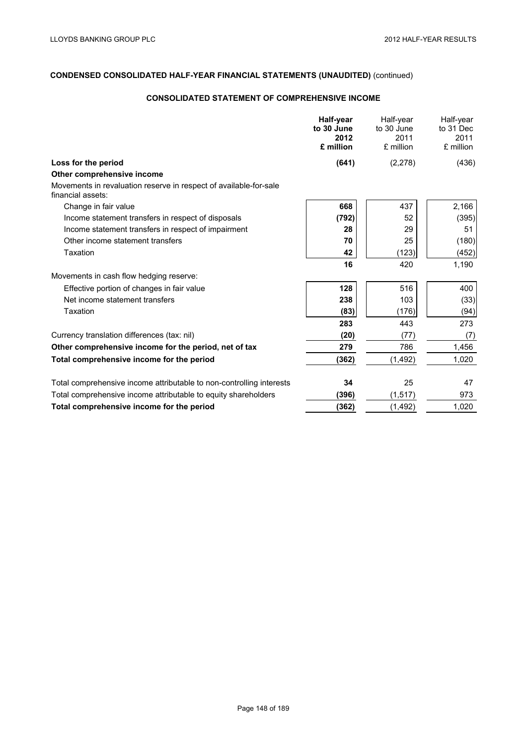## CONDENSED CONSOLIDATED HALF-YEAR FINANCIAL STATEMENTS (UNAUDITED) (continued)

### CONSOLIDATED STATEMENT OF COMPREHENSIVE INCOME

| | **Half-year to 30 June 2012 £ million** | Half-year to 30 June 2011 £ million | Half-year to 31 Dec 2011 £ million |
|---|---|---|---|
| **Loss for the period** | **(641)** | (2,278) | (436) |
| **Other comprehensive income** | | | |
| Movements in revaluation reserve in respect of available-for-sale financial assets: | | | |
| Change in fair value | **668** | 437 | 2,166 |
| Income statement transfers in respect of disposals | **(792)** | 52 | (395) |
| Income statement transfers in respect of impairment | **28** | 29 | 51 |
| Other income statement transfers | **70** | 25 | (180) |
| Taxation | **42** | (123) | (452) |
| | **16** | 420 | 1,190 |
| Movements in cash flow hedging reserve: | | | |
| Effective portion of changes in fair value | **128** | 516 | 400 |
| Net income statement transfers | **238** | 103 | (33) |
| Taxation | **(83)** | (176) | (94) |
| | **283** | 443 | 273 |
| Currency translation differences (tax: nil) | **(20)** | (77) | (7) |
| **Other comprehensive income for the period, net of tax** | **279** | 786 | 1,456 |
| **Total comprehensive income for the period** | **(362)** | (1,492) | 1,020 |
| | | | |
| Total comprehensive income attributable to non-controlling interests | **34** | 25 | 47 |
| Total comprehensive income attributable to equity shareholders | **(396)** | (1,517) | 973 |
| **Total comprehensive income for the period** | **(362)** | (1,492) | 1,020 |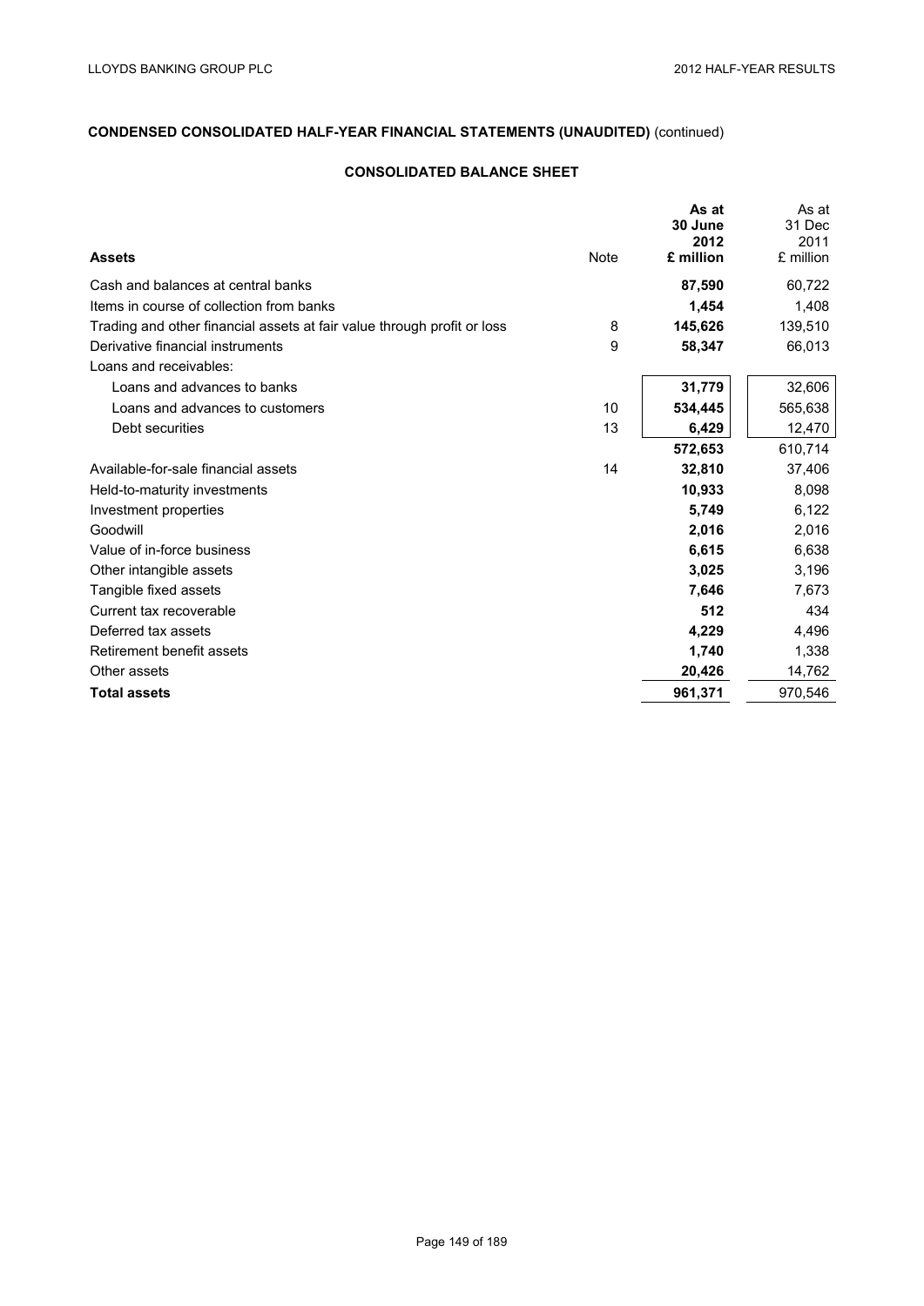## CONDENSED CONSOLIDATED HALF-YEAR FINANCIAL STATEMENTS (UNAUDITED) (continued)

### CONSOLIDATED BALANCE SHEET

| Assets | Note | As at 30 June 2012 £ million | As at 31 Dec 2011 £ million |
|---|---|---|---|
| Cash and balances at central banks | | **87,590** | 60,722 |
| Items in course of collection from banks | | **1,454** | 1,408 |
| Trading and other financial assets at fair value through profit or loss | 8 | **145,626** | 139,510 |
| Derivative financial instruments | 9 | **58,347** | 66,013 |
| Loans and receivables: | | | |
| Loans and advances to banks | | **31,779** | 32,606 |
| Loans and advances to customers | 10 | **534,445** | 565,638 |
| Debt securities | 13 | **6,429** | 12,470 |
| | | **572,653** | 610,714 |
| Available-for-sale financial assets | 14 | **32,810** | 37,406 |
| Held-to-maturity investments | | **10,933** | 8,098 |
| Investment properties | | **5,749** | 6,122 |
| Goodwill | | **2,016** | 2,016 |
| Value of in-force business | | **6,615** | 6,638 |
| Other intangible assets | | **3,025** | 3,196 |
| Tangible fixed assets | | **7,646** | 7,673 |
| Current tax recoverable | | **512** | 434 |
| Deferred tax assets | | **4,229** | 4,496 |
| Retirement benefit assets | | **1,740** | 1,338 |
| Other assets | | **20,426** | 14,762 |
| **Total assets** | | **961,371** | 970,546 |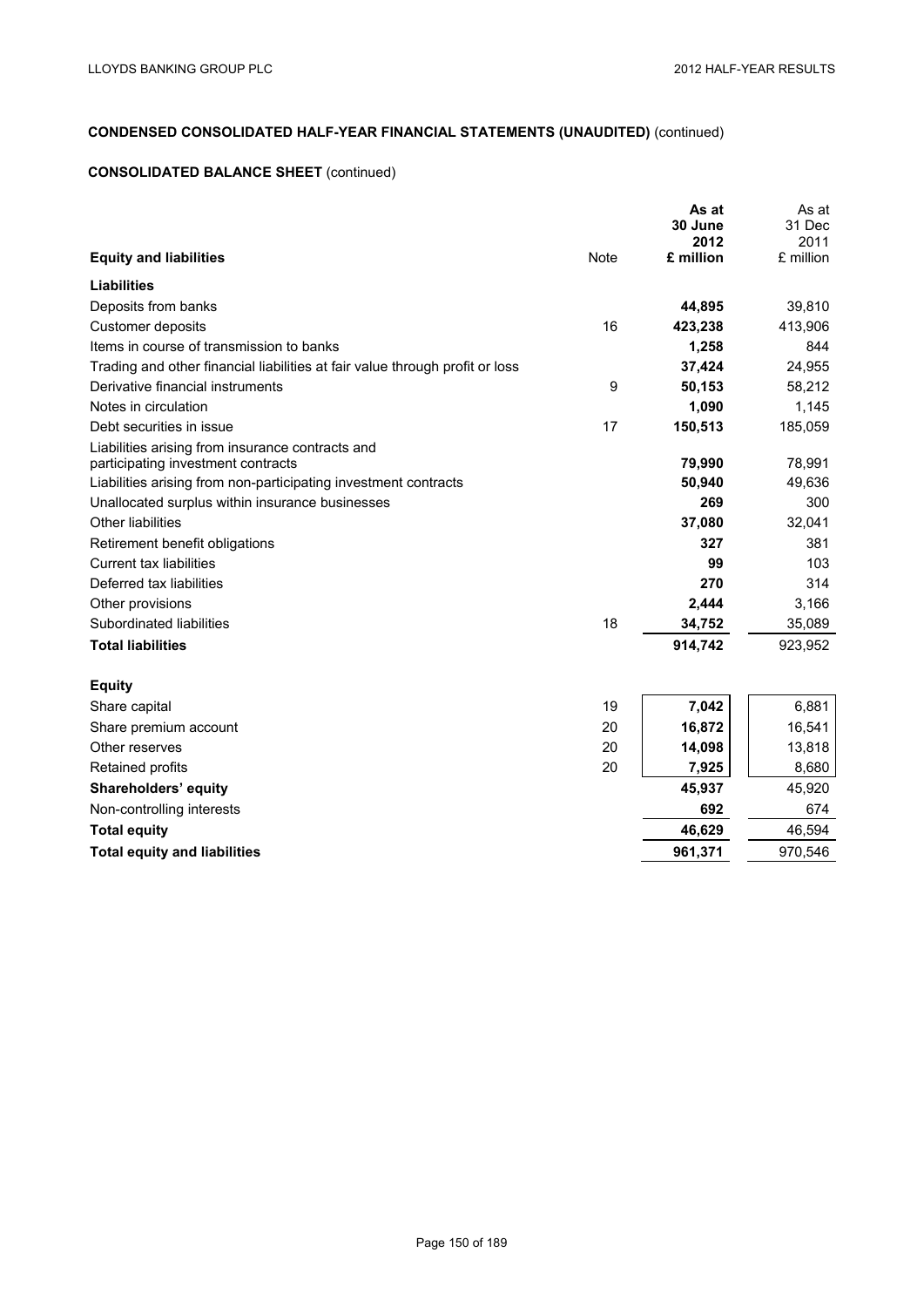## CONDENSED CONSOLIDATED HALF-YEAR FINANCIAL STATEMENTS (UNAUDITED) (continued)

### CONSOLIDATED BALANCE SHEET (continued)

| Equity and liabilities | Note | As at 30 June 2012 £ million | As at 31 Dec 2011 £ million |
|---|---|---|---|
| **Liabilities** | | | |
| Deposits from banks | | **44,895** | 39,810 |
| Customer deposits | 16 | **423,238** | 413,906 |
| Items in course of transmission to banks | | **1,258** | 844 |
| Trading and other financial liabilities at fair value through profit or loss | | **37,424** | 24,955 |
| Derivative financial instruments | 9 | **50,153** | 58,212 |
| Notes in circulation | | **1,090** | 1,145 |
| Debt securities in issue | 17 | **150,513** | 185,059 |
| Liabilities arising from insurance contracts and participating investment contracts | | **79,990** | 78,991 |
| Liabilities arising from non-participating investment contracts | | **50,940** | 49,636 |
| Unallocated surplus within insurance businesses | | **269** | 300 |
| Other liabilities | | **37,080** | 32,041 |
| Retirement benefit obligations | | **327** | 381 |
| Current tax liabilities | | **99** | 103 |
| Deferred tax liabilities | | **270** | 314 |
| Other provisions | | **2,444** | 3,166 |
| Subordinated liabilities | 18 | **34,752** | 35,089 |
| **Total liabilities** | | **914,742** | 923,952 |
| **Equity** | | | |
| Share capital | 19 | **7,042** | 6,881 |
| Share premium account | 20 | **16,872** | 16,541 |
| Other reserves | 20 | **14,098** | 13,818 |
| Retained profits | 20 | **7,925** | 8,680 |
| **Shareholders' equity** | | **45,937** | 45,920 |
| Non-controlling interests | | **692** | 674 |
| **Total equity** | | **46,629** | 46,594 |
| **Total equity and liabilities** | | **961,371** | 970,546 |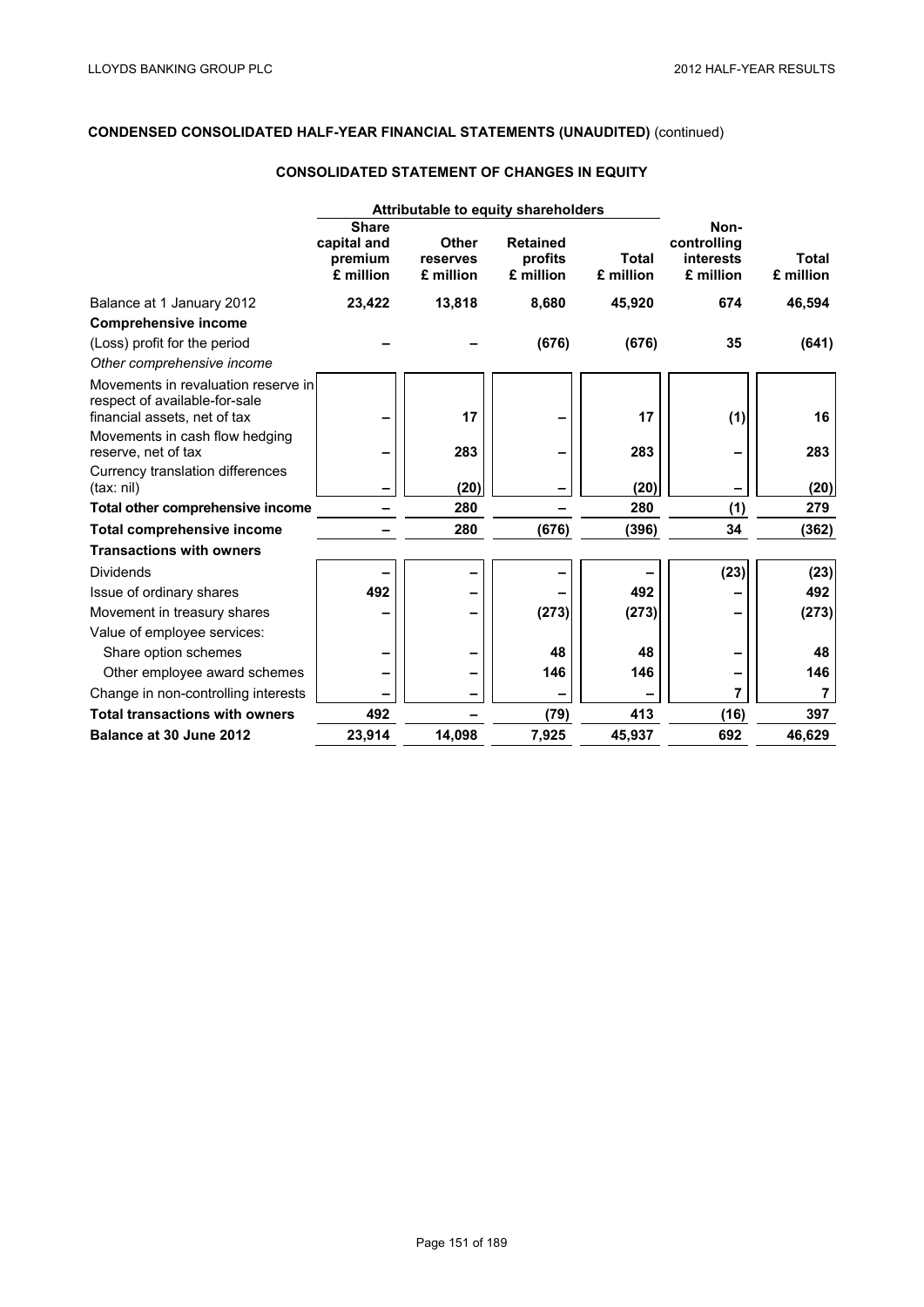## CONDENSED CONSOLIDATED HALF-YEAR FINANCIAL STATEMENTS (UNAUDITED) (continued)

### CONSOLIDATED STATEMENT OF CHANGES IN EQUITY

| | Attributable to equity shareholders | | | | | |
|---|---|---|---|---|---|---|
| | **Share capital and premium £ million** | **Other reserves £ million** | **Retained profits £ million** | **Total £ million** | **Non-controlling interests £ million** | **Total £ million** |
| Balance at 1 January 2012 | **23,422** | **13,818** | **8,680** | **45,920** | **674** | **46,594** |
| **Comprehensive income** | | | | | | |
| (Loss) profit for the period | – | – | (676) | (676) | 35 | (641) |
| *Other comprehensive income* | | | | | | |
| Movements in revaluation reserve in respect of available-for-sale financial assets, net of tax | – | 17 | – | 17 | (1) | 16 |
| Movements in cash flow hedging reserve, net of tax | – | 283 | – | 283 | – | 283 |
| Currency translation differences (tax: nil) | – | (20) | – | (20) | – | (20) |
| **Total other comprehensive income** | – | 280 | – | 280 | (1) | 279 |
| **Total comprehensive income** | – | 280 | (676) | (396) | 34 | (362) |
| **Transactions with owners** | | | | | | |
| Dividends | – | – | – | – | (23) | (23) |
| Issue of ordinary shares | 492 | – | – | 492 | – | 492 |
| Movement in treasury shares | – | – | (273) | (273) | – | (273) |
| Value of employee services: | | | | | | |
| Share option schemes | – | – | 48 | 48 | – | 48 |
| Other employee award schemes | – | – | 146 | 146 | – | 146 |
| Change in non-controlling interests | – | – | – | – | 7 | 7 |
| **Total transactions with owners** | 492 | – | (79) | 413 | (16) | 397 |
| **Balance at 30 June 2012** | **23,914** | **14,098** | **7,925** | **45,937** | **692** | **46,629** |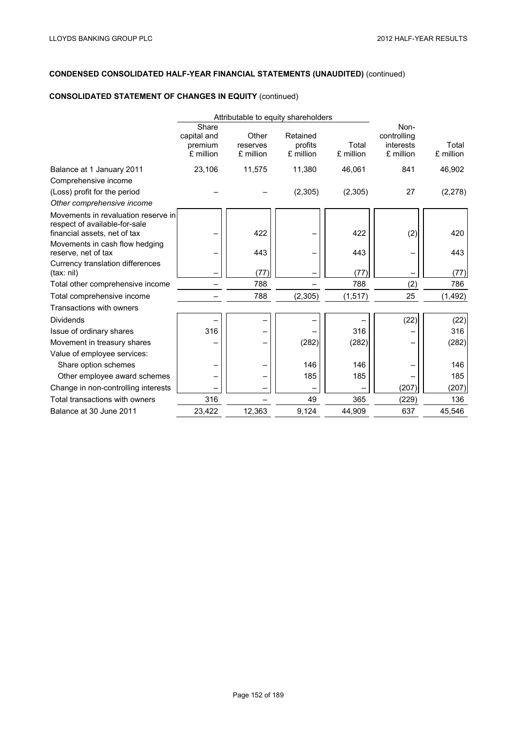**CONDENSED CONSOLIDATED HALF-YEAR FINANCIAL STATEMENTS (UNAUDITED)** (continued)

**CONSOLIDATED STATEMENT OF CHANGES IN EQUITY** (continued)

| | Attributable to equity shareholders | | | | | |
|---|---|---|---|---|---|---|
| | Share capital and premium £ million | Other reserves £ million | Retained profits £ million | Total £ million | Non-controlling interests £ million | Total £ million |
| Balance at 1 January 2011 | 23,106 | 11,575 | 11,380 | 46,061 | 841 | 46,902 |
| Comprehensive income | | | | | | |
| (Loss) profit for the period | – | – | (2,305) | (2,305) | 27 | (2,278) |
| *Other comprehensive income* | | | | | | |
| Movements in revaluation reserve in respect of available-for-sale financial assets, net of tax | – | 422 | – | 422 | (2) | 420 |
| Movements in cash flow hedging reserve, net of tax | – | 443 | – | 443 | – | 443 |
| Currency translation differences (tax: nil) | – | (77) | – | (77) | – | (77) |
| Total other comprehensive income | – | 788 | – | 788 | (2) | 786 |
| Total comprehensive income | – | 788 | (2,305) | (1,517) | 25 | (1,492) |
| Transactions with owners | | | | | | |
| Dividends | – | – | – | – | (22) | (22) |
| Issue of ordinary shares | 316 | – | – | 316 | – | 316 |
| Movement in treasury shares | – | – | (282) | (282) | – | (282) |
| Value of employee services: | | | | | | |
| Share option schemes | – | – | 146 | 146 | – | 146 |
| Other employee award schemes | – | – | 185 | 185 | – | 185 |
| Change in non-controlling interests | – | – | – | – | (207) | (207) |
| Total transactions with owners | 316 | – | 49 | 365 | (229) | 136 |
| Balance at 30 June 2011 | 23,422 | 12,363 | 9,124 | 44,909 | 637 | 45,546 |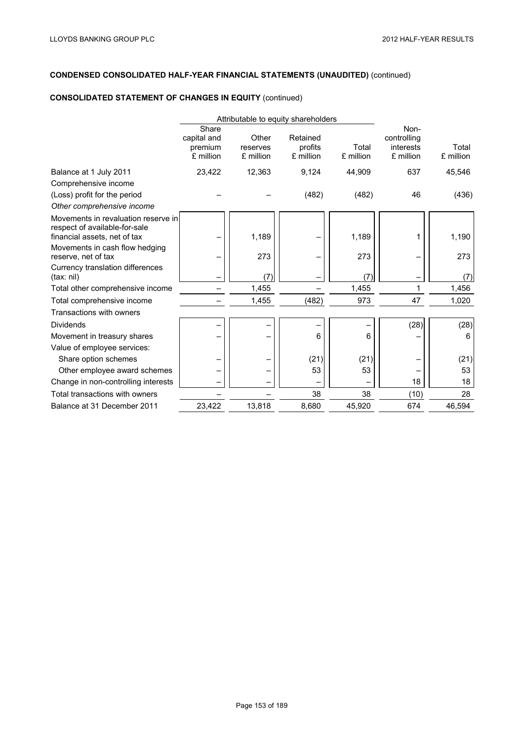**CONDENSED CONSOLIDATED HALF-YEAR FINANCIAL STATEMENTS (UNAUDITED)** (continued)

**CONSOLIDATED STATEMENT OF CHANGES IN EQUITY** (continued)

| | Attributable to equity shareholders | | | | | |
|---|---|---|---|---|---|---|
| | Share capital and premium £ million | Other reserves £ million | Retained profits £ million | Total £ million | Non-controlling interests £ million | Total £ million |
| Balance at 1 July 2011 | 23,422 | 12,363 | 9,124 | 44,909 | 637 | 45,546 |
| Comprehensive income | | | | | | |
| (Loss) profit for the period | – | – | (482) | (482) | 46 | (436) |
| *Other comprehensive income* | | | | | | |
| Movements in revaluation reserve in respect of available-for-sale financial assets, net of tax | – | 1,189 | – | 1,189 | 1 | 1,190 |
| Movements in cash flow hedging reserve, net of tax | – | 273 | – | 273 | – | 273 |
| Currency translation differences (tax: nil) | – | (7) | – | (7) | – | (7) |
| Total other comprehensive income | – | 1,455 | – | 1,455 | 1 | 1,456 |
| Total comprehensive income | – | 1,455 | (482) | 973 | 47 | 1,020 |
| Transactions with owners | | | | | | |
| Dividends | – | – | – | – | (28) | (28) |
| Movement in treasury shares | – | – | 6 | 6 | – | 6 |
| Value of employee services: | | | | | | |
| Share option schemes | – | – | (21) | (21) | – | (21) |
| Other employee award schemes | – | – | 53 | 53 | – | 53 |
| Change in non-controlling interests | – | – | – | – | 18 | 18 |
| Total transactions with owners | – | – | 38 | 38 | (10) | 28 |
| Balance at 31 December 2011 | 23,422 | 13,818 | 8,680 | 45,920 | 674 | 46,594 |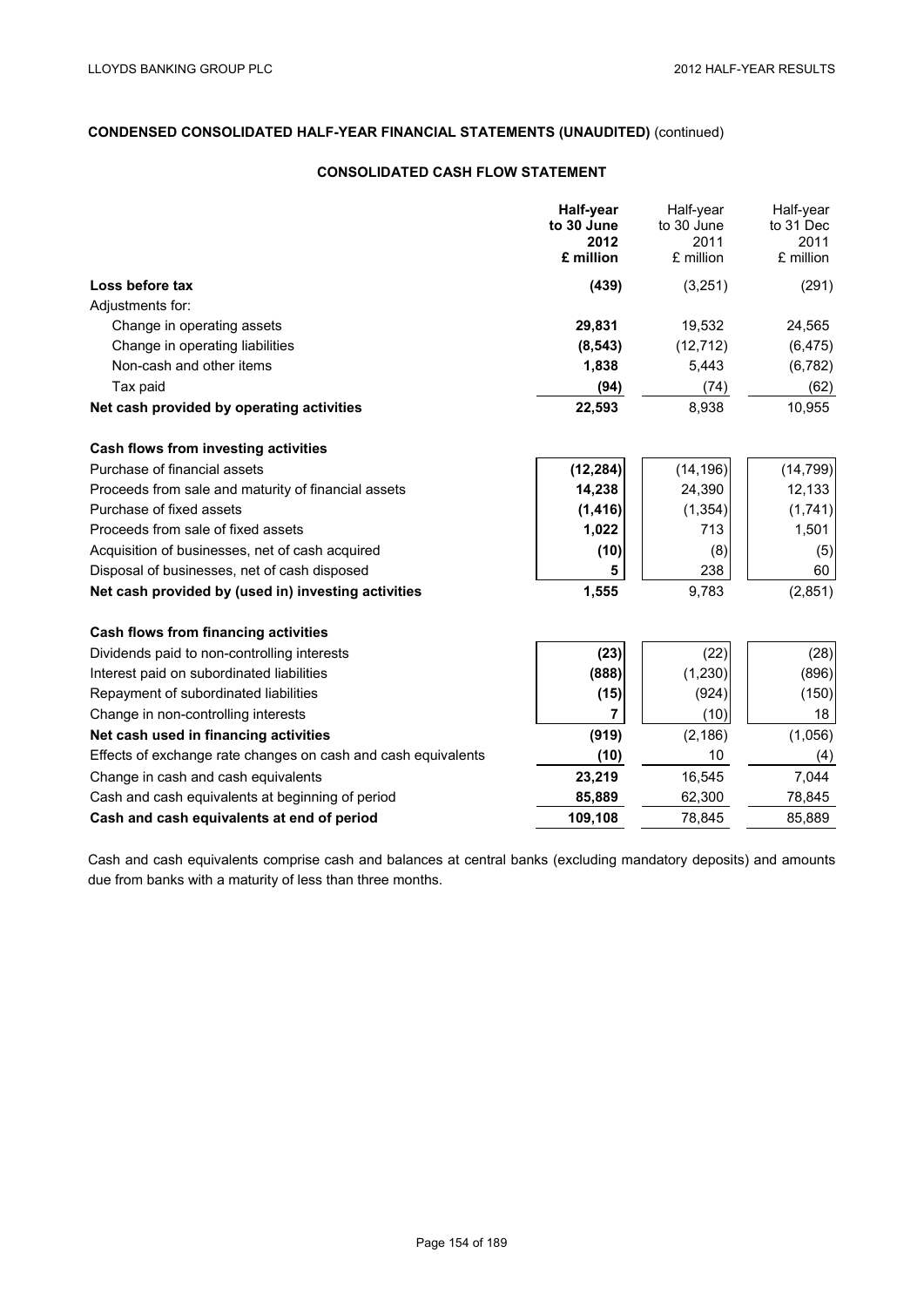**CONDENSED CONSOLIDATED HALF-YEAR FINANCIAL STATEMENTS (UNAUDITED)** (continued)

## CONSOLIDATED CASH FLOW STATEMENT

| | **Half-year to 30 June 2012 £ million** | Half-year to 30 June 2011 £ million | Half-year to 31 Dec 2011 £ million |
|---|---|---|---|
| **Loss before tax** | **(439)** | (3,251) | (291) |
| Adjustments for: | | | |
| Change in operating assets | **29,831** | 19,532 | 24,565 |
| Change in operating liabilities | **(8,543)** | (12,712) | (6,475) |
| Non-cash and other items | **1,838** | 5,443 | (6,782) |
| Tax paid | **(94)** | (74) | (62) |
| **Net cash provided by operating activities** | **22,593** | 8,938 | 10,955 |
| | | | |
| **Cash flows from investing activities** | | | |
| Purchase of financial assets | **(12,284)** | (14,196) | (14,799) |
| Proceeds from sale and maturity of financial assets | **14,238** | 24,390 | 12,133 |
| Purchase of fixed assets | **(1,416)** | (1,354) | (1,741) |
| Proceeds from sale of fixed assets | **1,022** | 713 | 1,501 |
| Acquisition of businesses, net of cash acquired | **(10)** | (8) | (5) |
| Disposal of businesses, net of cash disposed | **5** | 238 | 60 |
| **Net cash provided by (used in) investing activities** | **1,555** | 9,783 | (2,851) |
| | | | |
| **Cash flows from financing activities** | | | |
| Dividends paid to non-controlling interests | **(23)** | (22) | (28) |
| Interest paid on subordinated liabilities | **(888)** | (1,230) | (896) |
| Repayment of subordinated liabilities | **(15)** | (924) | (150) |
| Change in non-controlling interests | **7** | (10) | 18 |
| **Net cash used in financing activities** | **(919)** | (2,186) | (1,056) |
| Effects of exchange rate changes on cash and cash equivalents | **(10)** | 10 | (4) |
| Change in cash and cash equivalents | **23,219** | 16,545 | 7,044 |
| Cash and cash equivalents at beginning of period | **85,889** | 62,300 | 78,845 |
| **Cash and cash equivalents at end of period** | **109,108** | 78,845 | 85,889 |

Cash and cash equivalents comprise cash and balances at central banks (excluding mandatory deposits) and amounts due from banks with a maturity of less than three months.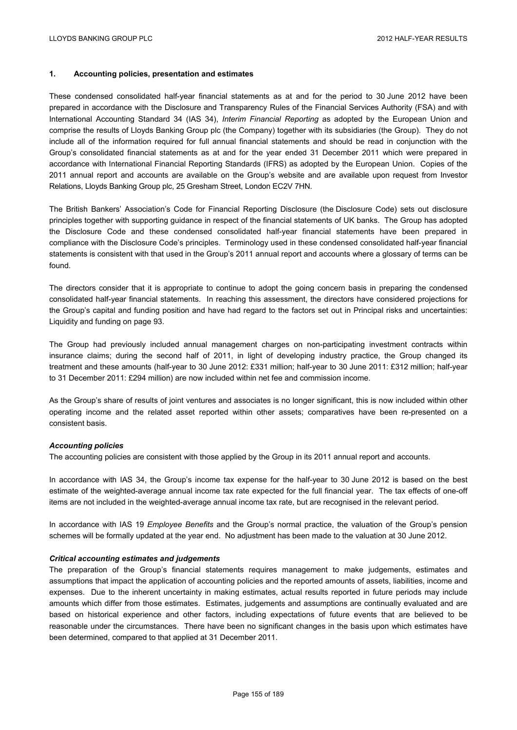## 1. Accounting policies, presentation and estimates

These condensed consolidated half-year financial statements as at and for the period to 30 June 2012 have been prepared in accordance with the Disclosure and Transparency Rules of the Financial Services Authority (FSA) and with International Accounting Standard 34 (IAS 34), *Interim Financial Reporting* as adopted by the European Union and comprise the results of Lloyds Banking Group plc (the Company) together with its subsidiaries (the Group). They do not include all of the information required for full annual financial statements and should be read in conjunction with the Group's consolidated financial statements as at and for the year ended 31 December 2011 which were prepared in accordance with International Financial Reporting Standards (IFRS) as adopted by the European Union. Copies of the 2011 annual report and accounts are available on the Group's website and are available upon request from Investor Relations, Lloyds Banking Group plc, 25 Gresham Street, London EC2V 7HN.

The British Bankers' Association's Code for Financial Reporting Disclosure (the Disclosure Code) sets out disclosure principles together with supporting guidance in respect of the financial statements of UK banks. The Group has adopted the Disclosure Code and these condensed consolidated half-year financial statements have been prepared in compliance with the Disclosure Code's principles. Terminology used in these condensed consolidated half-year financial statements is consistent with that used in the Group's 2011 annual report and accounts where a glossary of terms can be found.

The directors consider that it is appropriate to continue to adopt the going concern basis in preparing the condensed consolidated half-year financial statements. In reaching this assessment, the directors have considered projections for the Group's capital and funding position and have had regard to the factors set out in Principal risks and uncertainties: Liquidity and funding on page 93.

The Group had previously included annual management charges on non-participating investment contracts within insurance claims; during the second half of 2011, in light of developing industry practice, the Group changed its treatment and these amounts (half-year to 30 June 2012: £331 million; half-year to 30 June 2011: £312 million; half-year to 31 December 2011: £294 million) are now included within net fee and commission income.

As the Group's share of results of joint ventures and associates is no longer significant, this is now included within other operating income and the related asset reported within other assets; comparatives have been re-presented on a consistent basis.

### *Accounting policies*

The accounting policies are consistent with those applied by the Group in its 2011 annual report and accounts.

In accordance with IAS 34, the Group's income tax expense for the half-year to 30 June 2012 is based on the best estimate of the weighted-average annual income tax rate expected for the full financial year. The tax effects of one-off items are not included in the weighted-average annual income tax rate, but are recognised in the relevant period.

In accordance with IAS 19 *Employee Benefits* and the Group's normal practice, the valuation of the Group's pension schemes will be formally updated at the year end. No adjustment has been made to the valuation at 30 June 2012.

### *Critical accounting estimates and judgements*

The preparation of the Group's financial statements requires management to make judgements, estimates and assumptions that impact the application of accounting policies and the reported amounts of assets, liabilities, income and expenses. Due to the inherent uncertainty in making estimates, actual results reported in future periods may include amounts which differ from those estimates. Estimates, judgements and assumptions are continually evaluated and are based on historical experience and other factors, including expectations of future events that are believed to be reasonable under the circumstances. There have been no significant changes in the basis upon which estimates have been determined, compared to that applied at 31 December 2011.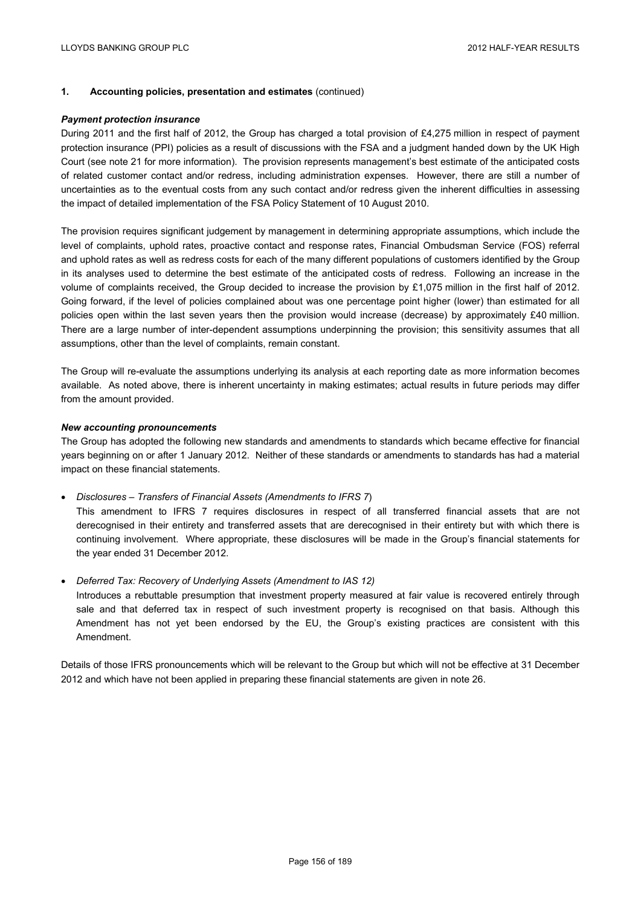## 1. Accounting policies, presentation and estimates (continued)

***Payment protection insurance***

During 2011 and the first half of 2012, the Group has charged a total provision of £4,275 million in respect of payment protection insurance (PPI) policies as a result of discussions with the FSA and a judgment handed down by the UK High Court (see note 21 for more information). The provision represents management's best estimate of the anticipated costs of related customer contact and/or redress, including administration expenses. However, there are still a number of uncertainties as to the eventual costs from any such contact and/or redress given the inherent difficulties in assessing the impact of detailed implementation of the FSA Policy Statement of 10 August 2010.

The provision requires significant judgement by management in determining appropriate assumptions, which include the level of complaints, uphold rates, proactive contact and response rates, Financial Ombudsman Service (FOS) referral and uphold rates as well as redress costs for each of the many different populations of customers identified by the Group in its analyses used to determine the best estimate of the anticipated costs of redress. Following an increase in the volume of complaints received, the Group decided to increase the provision by £1,075 million in the first half of 2012. Going forward, if the level of policies complained about was one percentage point higher (lower) than estimated for all policies open within the last seven years then the provision would increase (decrease) by approximately £40 million. There are a large number of inter-dependent assumptions underpinning the provision; this sensitivity assumes that all assumptions, other than the level of complaints, remain constant.

The Group will re-evaluate the assumptions underlying its analysis at each reporting date as more information becomes available. As noted above, there is inherent uncertainty in making estimates; actual results in future periods may differ from the amount provided.

***New accounting pronouncements***

The Group has adopted the following new standards and amendments to standards which became effective for financial years beginning on or after 1 January 2012. Neither of these standards or amendments to standards has had a material impact on these financial statements.

- *Disclosures – Transfers of Financial Assets (Amendments to IFRS 7)*

  This amendment to IFRS 7 requires disclosures in respect of all transferred financial assets that are not derecognised in their entirety and transferred assets that are derecognised in their entirety but with which there is continuing involvement. Where appropriate, these disclosures will be made in the Group's financial statements for the year ended 31 December 2012.

- *Deferred Tax: Recovery of Underlying Assets (Amendment to IAS 12)*

  Introduces a rebuttable presumption that investment property measured at fair value is recovered entirely through sale and that deferred tax in respect of such investment property is recognised on that basis. Although this Amendment has not yet been endorsed by the EU, the Group's existing practices are consistent with this Amendment.

Details of those IFRS pronouncements which will be relevant to the Group but which will not be effective at 31 December 2012 and which have not been applied in preparing these financial statements are given in note 26.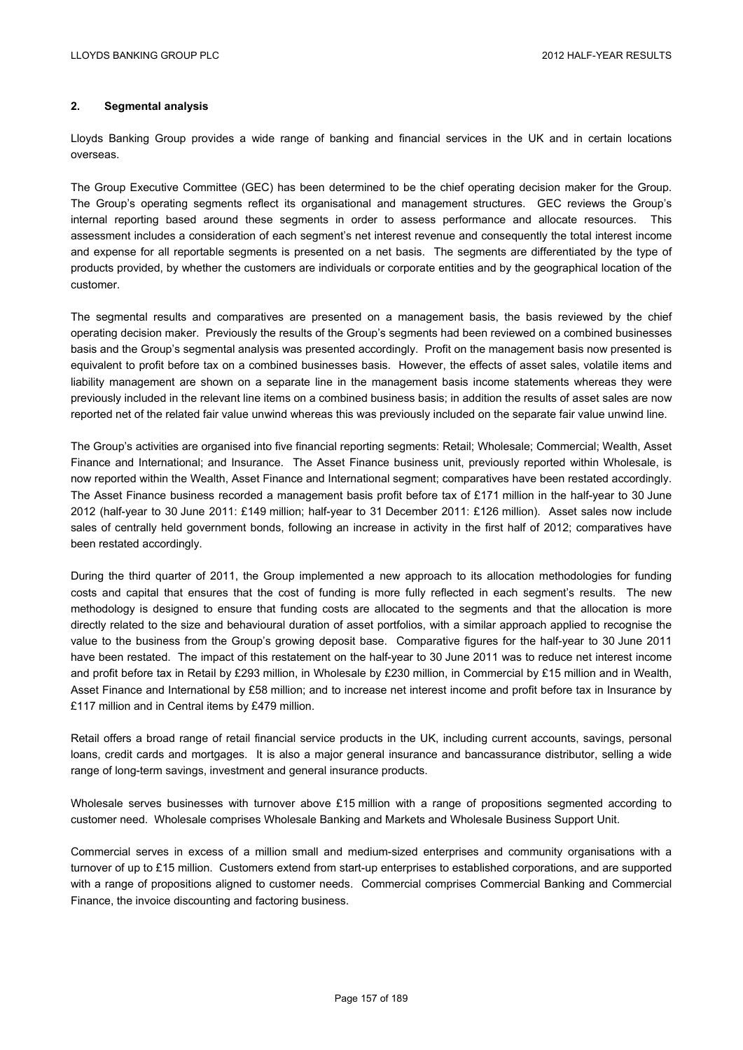## 2. Segmental analysis

Lloyds Banking Group provides a wide range of banking and financial services in the UK and in certain locations overseas.

The Group Executive Committee (GEC) has been determined to be the chief operating decision maker for the Group. The Group's operating segments reflect its organisational and management structures. GEC reviews the Group's internal reporting based around these segments in order to assess performance and allocate resources. This assessment includes a consideration of each segment's net interest revenue and consequently the total interest income and expense for all reportable segments is presented on a net basis. The segments are differentiated by the type of products provided, by whether the customers are individuals or corporate entities and by the geographical location of the customer.

The segmental results and comparatives are presented on a management basis, the basis reviewed by the chief operating decision maker. Previously the results of the Group's segments had been reviewed on a combined businesses basis and the Group's segmental analysis was presented accordingly. Profit on the management basis now presented is equivalent to profit before tax on a combined businesses basis. However, the effects of asset sales, volatile items and liability management are shown on a separate line in the management basis income statements whereas they were previously included in the relevant line items on a combined businesses basis; in addition the results of asset sales are now reported net of the related fair value unwind whereas this was previously included on the separate fair value unwind line.

The Group's activities are organised into five financial reporting segments: Retail; Wholesale; Commercial; Wealth, Asset Finance and International; and Insurance. The Asset Finance business unit, previously reported within Wholesale, is now reported within the Wealth, Asset Finance and International segment; comparatives have been restated accordingly. The Asset Finance business recorded a management basis profit before tax of £171 million in the half-year to 30 June 2012 (half-year to 30 June 2011: £149 million; half-year to 31 December 2011: £126 million). Asset sales now include sales of centrally held government bonds, following an increase in activity in the first half of 2012; comparatives have been restated accordingly.

During the third quarter of 2011, the Group implemented a new approach to its allocation methodologies for funding costs and capital that ensures that the cost of funding is more fully reflected in each segment's results. The new methodology is designed to ensure that funding costs are allocated to the segments and that the allocation is more directly related to the size and behavioural duration of asset portfolios, with a similar approach applied to recognise the value to the business from the Group's growing deposit base. Comparative figures for the half-year to 30 June 2011 have been restated. The impact of this restatement on the half-year to 30 June 2011 was to reduce net interest income and profit before tax in Retail by £293 million, in Wholesale by £230 million, in Commercial by £15 million and in Wealth, Asset Finance and International by £58 million; and to increase net interest income and profit before tax in Insurance by £117 million and in Central items by £479 million.

Retail offers a broad range of retail financial service products in the UK, including current accounts, savings, personal loans, credit cards and mortgages. It is also a major general insurance and bancassurance distributor, selling a wide range of long-term savings, investment and general insurance products.

Wholesale serves businesses with turnover above £15 million with a range of propositions segmented according to customer need. Wholesale comprises Wholesale Banking and Markets and Wholesale Business Support Unit.

Commercial serves in excess of a million small and medium-sized enterprises and community organisations with a turnover of up to £15 million. Customers extend from start-up enterprises to established corporations, and are supported with a range of propositions aligned to customer needs. Commercial comprises Commercial Banking and Commercial Finance, the invoice discounting and factoring business.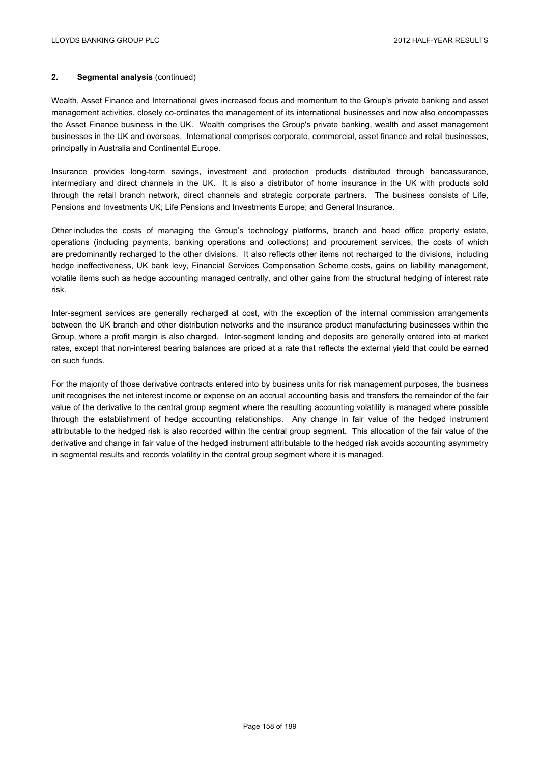## 2. Segmental analysis (continued)

Wealth, Asset Finance and International gives increased focus and momentum to the Group's private banking and asset management activities, closely co-ordinates the management of its international businesses and now also encompasses the Asset Finance business in the UK. Wealth comprises the Group's private banking, wealth and asset management businesses in the UK and overseas. International comprises corporate, commercial, asset finance and retail businesses, principally in Australia and Continental Europe.

Insurance provides long-term savings, investment and protection products distributed through bancassurance, intermediary and direct channels in the UK. It is also a distributor of home insurance in the UK with products sold through the retail branch network, direct channels and strategic corporate partners. The business consists of Life, Pensions and Investments UK; Life Pensions and Investments Europe; and General Insurance.

Other includes the costs of managing the Group's technology platforms, branch and head office property estate, operations (including payments, banking operations and collections) and procurement services, the costs of which are predominantly recharged to the other divisions. It also reflects other items not recharged to the divisions, including hedge ineffectiveness, UK bank levy, Financial Services Compensation Scheme costs, gains on liability management, volatile items such as hedge accounting managed centrally, and other gains from the structural hedging of interest rate risk.

Inter-segment services are generally recharged at cost, with the exception of the internal commission arrangements between the UK branch and other distribution networks and the insurance product manufacturing businesses within the Group, where a profit margin is also charged. Inter-segment lending and deposits are generally entered into at market rates, except that non-interest bearing balances are priced at a rate that reflects the external yield that could be earned on such funds.

For the majority of those derivative contracts entered into by business units for risk management purposes, the business unit recognises the net interest income or expense on an accrual accounting basis and transfers the remainder of the fair value of the derivative to the central group segment where the resulting accounting volatility is managed where possible through the establishment of hedge accounting relationships. Any change in fair value of the hedged instrument attributable to the hedged risk is also recorded within the central group segment. This allocation of the fair value of the derivative and change in fair value of the hedged instrument attributable to the hedged risk avoids accounting asymmetry in segmental results and records volatility in the central group segment where it is managed.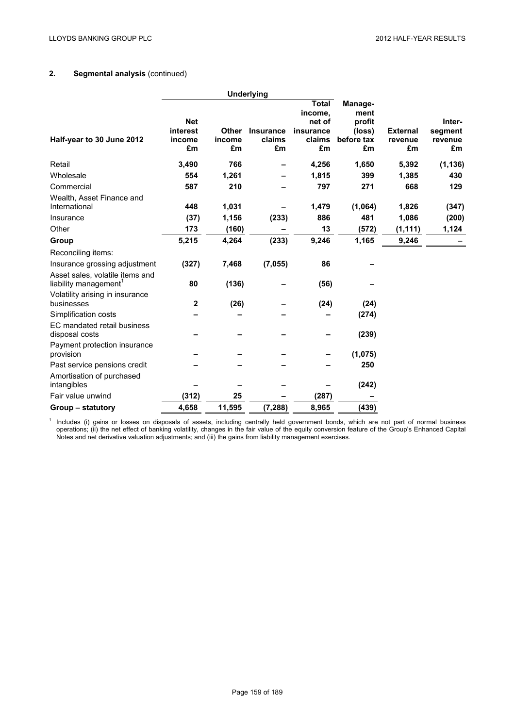## 2. Segmental analysis (continued)

| Half-year to 30 June 2012 | Underlying | | | | | | |
|---|---|---|---|---|---|---|---|
| | Net interest income £m | Other income £m | Insurance claims £m | Total income, net of insurance claims £m | Management profit (loss) before tax £m | External revenue £m | Inter-segment revenue £m |
| Retail | 3,490 | 766 | – | 4,256 | 1,650 | 5,392 | (1,136) |
| Wholesale | 554 | 1,261 | – | 1,815 | 399 | 1,385 | 430 |
| Commercial | 587 | 210 | – | 797 | 271 | 668 | 129 |
| Wealth, Asset Finance and International | 448 | 1,031 | – | 1,479 | (1,064) | 1,826 | (347) |
| Insurance | (37) | 1,156 | (233) | 886 | 481 | 1,086 | (200) |
| Other | 173 | (160) | – | 13 | (572) | (1,111) | 1,124 |
| **Group** | **5,215** | **4,264** | **(233)** | **9,246** | **1,165** | **9,246** | **–** |
| Reconciling items: | | | | | | | |
| Insurance grossing adjustment | (327) | 7,468 | (7,055) | 86 | – | | |
| Asset sales, volatile items and liability management[1] | 80 | (136) | – | (56) | – | | |
| Volatility arising in insurance businesses | 2 | (26) | – | (24) | (24) | | |
| Simplification costs | – | – | – | – | (274) | | |
| EC mandated retail business disposal costs | – | – | – | – | (239) | | |
| Payment protection insurance provision | – | – | – | – | (1,075) | | |
| Past service pensions credit | – | – | – | – | 250 | | |
| Amortisation of purchased intangibles | – | – | – | – | (242) | | |
| Fair value unwind | (312) | 25 | – | (287) | – | | |
| **Group – statutory** | **4,658** | **11,595** | **(7,288)** | **8,965** | **(439)** | | |

[1] Includes (i) gains or losses on disposals of assets, including centrally held government bonds, which are not part of normal business operations; (ii) the net effect of banking volatility, changes in the fair value of the equity conversion feature of the Group's Enhanced Capital Notes and net derivative valuation adjustments; and (iii) the gains from liability management exercises.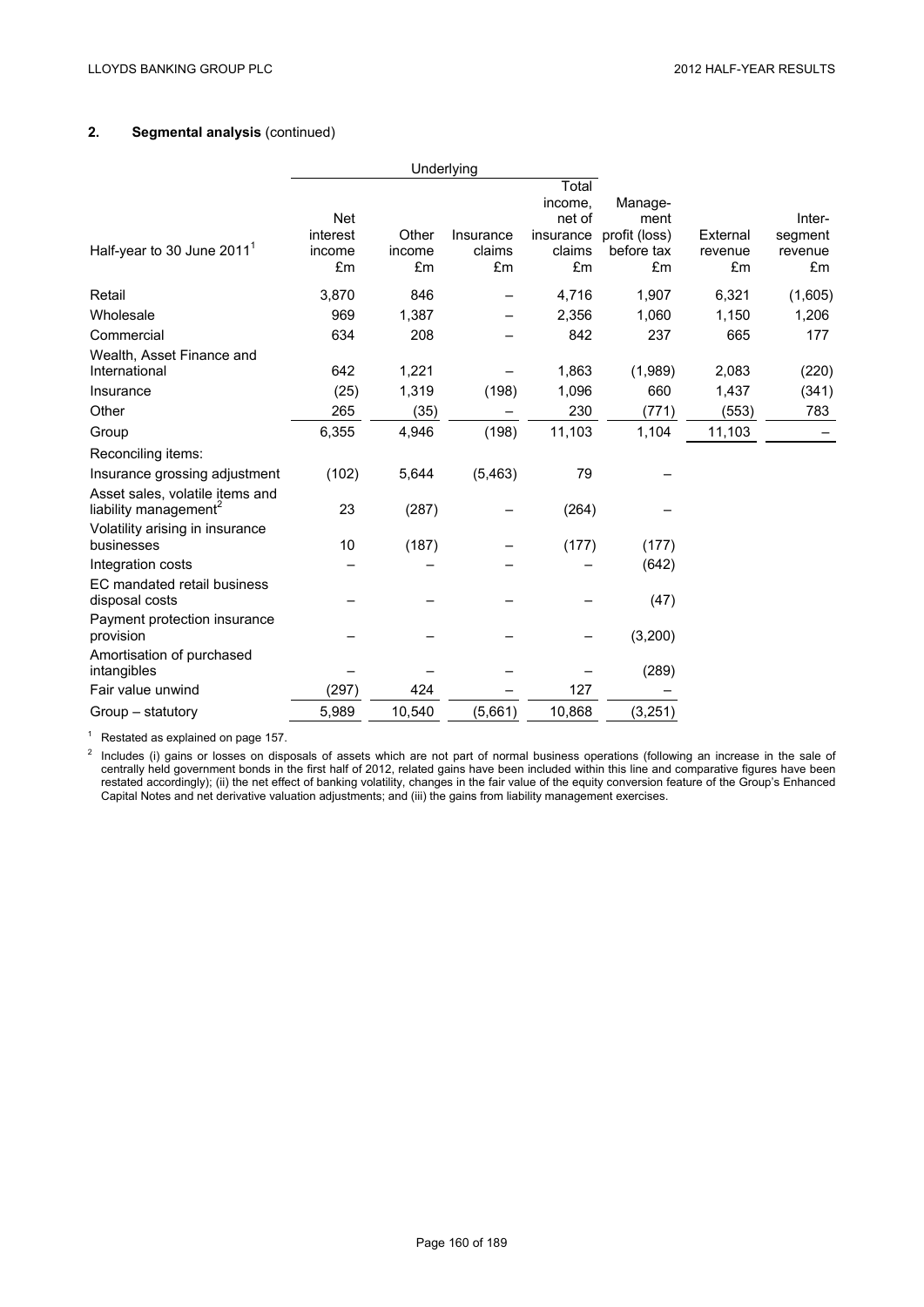## 2. Segmental analysis (continued)

| Half-year to 30 June 2011[1] | Underlying | | | | | | |
|---|---|---|---|---|---|---|---|
| | Net interest income £m | Other income £m | Insurance claims £m | Total income, net of insurance claims £m | Management profit (loss) before tax £m | External revenue £m | Inter-segment revenue £m |
| Retail | 3,870 | 846 | – | 4,716 | 1,907 | 6,321 | (1,605) |
| Wholesale | 969 | 1,387 | – | 2,356 | 1,060 | 1,150 | 1,206 |
| Commercial | 634 | 208 | – | 842 | 237 | 665 | 177 |
| Wealth, Asset Finance and International | 642 | 1,221 | – | 1,863 | (1,989) | 2,083 | (220) |
| Insurance | (25) | 1,319 | (198) | 1,096 | 660 | 1,437 | (341) |
| Other | 265 | (35) | – | 230 | (771) | (553) | 783 |
| Group | 6,355 | 4,946 | (198) | 11,103 | 1,104 | 11,103 | – |
| Reconciling items: | | | | | | | |
| Insurance grossing adjustment | (102) | 5,644 | (5,463) | 79 | – | | |
| Asset sales, volatile items and liability management[2] | 23 | (287) | – | (264) | – | | |
| Volatility arising in insurance businesses | 10 | (187) | – | (177) | (177) | | |
| Integration costs | – | – | – | – | (642) | | |
| EC mandated retail business disposal costs | – | – | – | – | (47) | | |
| Payment protection insurance provision | – | – | – | – | (3,200) | | |
| Amortisation of purchased intangibles | – | – | – | – | (289) | | |
| Fair value unwind | (297) | 424 | – | 127 | – | | |
| Group – statutory | 5,989 | 10,540 | (5,661) | 10,868 | (3,251) | | |

[1] Restated as explained on page 157.

[2] Includes (i) gains or losses on disposals of assets which are not part of normal business operations (following an increase in the sale of centrally held government bonds in the first half of 2012, related gains have been included within this line and comparative figures have been restated accordingly); (ii) the net effect of banking volatility, changes in the fair value of the equity conversion feature of the Group's Enhanced Capital Notes and net derivative valuation adjustments; and (iii) the gains from liability management exercises.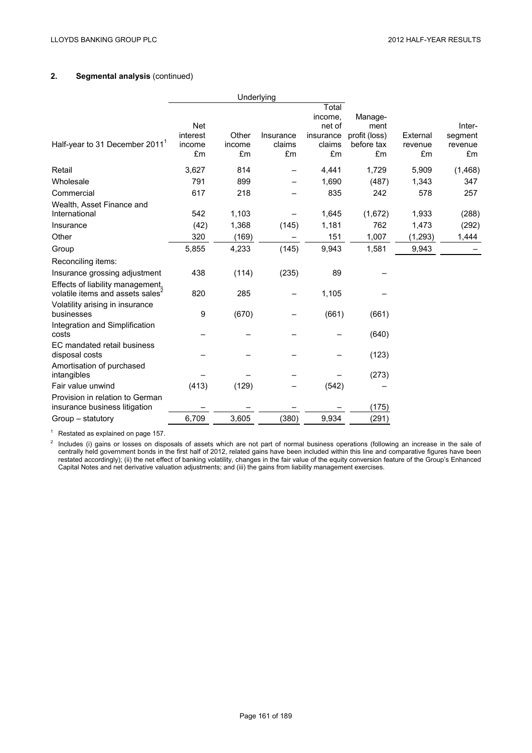## 2. Segmental analysis (continued)

| Half-year to 31 December 2011[1] | Underlying | | | | | | |
|---|---|---|---|---|---|---|---|
| | Net interest income £m | Other income £m | Insurance claims £m | Total income, net of insurance claims £m | Management profit (loss) before tax £m | External revenue £m | Inter-segment revenue £m |
| Retail | 3,627 | 814 | – | 4,441 | 1,729 | 5,909 | (1,468) |
| Wholesale | 791 | 899 | – | 1,690 | (487) | 1,343 | 347 |
| Commercial | 617 | 218 | – | 835 | 242 | 578 | 257 |
| Wealth, Asset Finance and International | 542 | 1,103 | – | 1,645 | (1,672) | 1,933 | (288) |
| Insurance | (42) | 1,368 | (145) | 1,181 | 762 | 1,473 | (292) |
| Other | 320 | (169) | – | 151 | 1,007 | (1,293) | 1,444 |
| Group | 5,855 | 4,233 | (145) | 9,943 | 1,581 | 9,943 | – |
| Reconciling items: | | | | | | | |
| Insurance grossing adjustment | 438 | (114) | (235) | 89 | – | | |
| Effects of liability management, volatile items and assets sales[2] | 820 | 285 | – | 1,105 | – | | |
| Volatility arising in insurance businesses | 9 | (670) | – | (661) | (661) | | |
| Integration and Simplification costs | – | – | – | – | (640) | | |
| EC mandated retail business disposal costs | – | – | – | – | (123) | | |
| Amortisation of purchased intangibles | – | – | – | – | (273) | | |
| Fair value unwind | (413) | (129) | – | (542) | – | | |
| Provision in relation to German insurance business litigation | – | – | – | – | (175) | | |
| Group – statutory | 6,709 | 3,605 | (380) | 9,934 | (291) | | |

[1] Restated as explained on page 157.

[2] Includes (i) gains or losses on disposals of assets which are not part of normal business operations (following an increase in the sale of centrally held government bonds in the first half of 2012, related gains have been included within this line and comparative figures have been restated accordingly); (ii) the net effect of banking volatility, changes in the fair value of the equity conversion feature of the Group's Enhanced Capital Notes and net derivative valuation adjustments; and (iii) the gains from liability management exercises.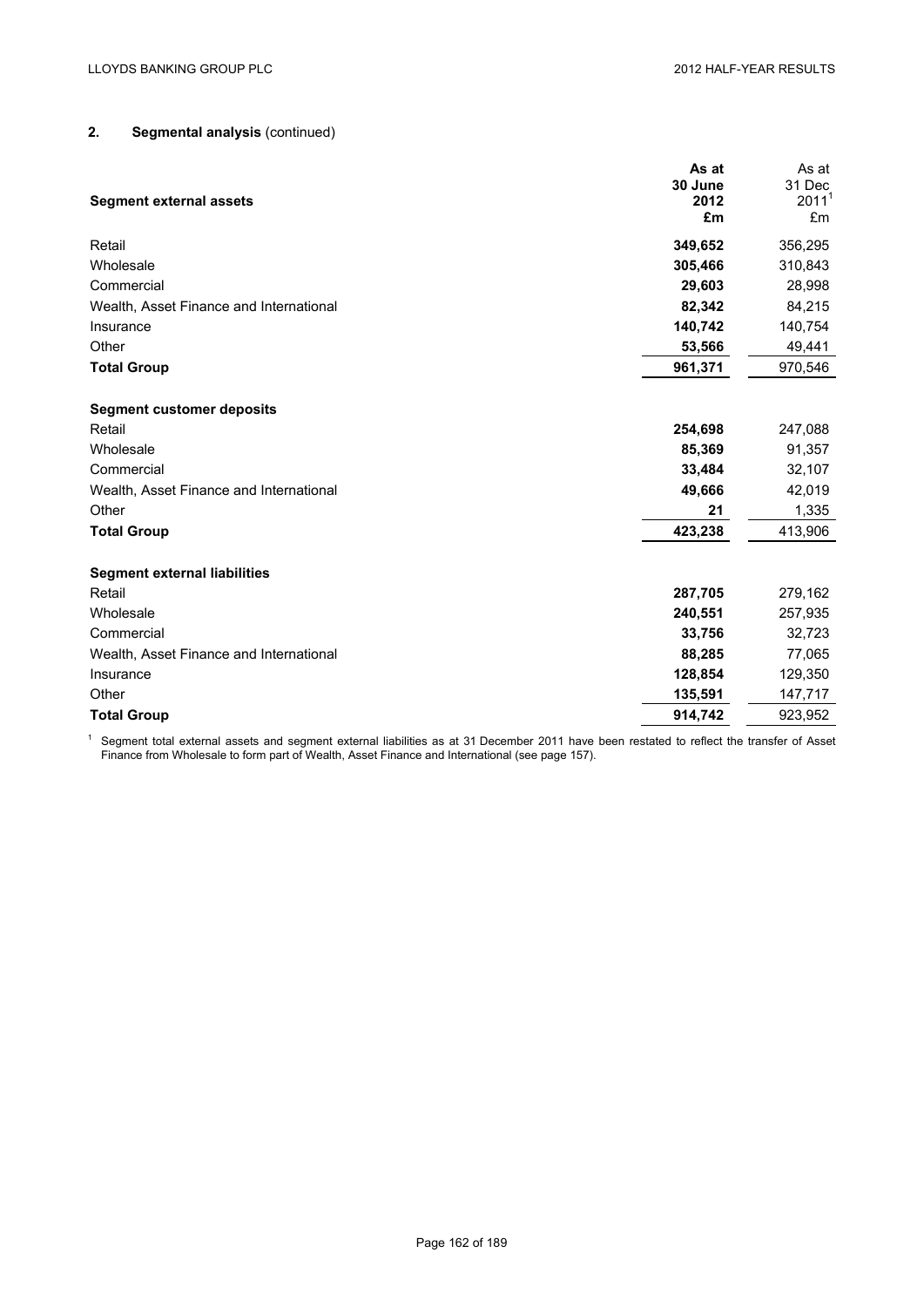## 2. Segmental analysis (continued)

| Segment external assets | As at 30 June 2012 £m | As at 31 Dec 2011[1] £m |
|---|---|---|
| Retail | **349,652** | 356,295 |
| Wholesale | **305,466** | 310,843 |
| Commercial | **29,603** | 28,998 |
| Wealth, Asset Finance and International | **82,342** | 84,215 |
| Insurance | **140,742** | 140,754 |
| Other | **53,566** | 49,441 |
| **Total Group** | **961,371** | 970,546 |
| | | |
| **Segment customer deposits** | | |
| Retail | **254,698** | 247,088 |
| Wholesale | **85,369** | 91,357 |
| Commercial | **33,484** | 32,107 |
| Wealth, Asset Finance and International | **49,666** | 42,019 |
| Other | **21** | 1,335 |
| **Total Group** | **423,238** | 413,906 |
| | | |
| **Segment external liabilities** | | |
| Retail | **287,705** | 279,162 |
| Wholesale | **240,551** | 257,935 |
| Commercial | **33,756** | 32,723 |
| Wealth, Asset Finance and International | **88,285** | 77,065 |
| Insurance | **128,854** | 129,350 |
| Other | **135,591** | 147,717 |
| **Total Group** | **914,742** | 923,952 |

[1] Segment total external assets and segment external liabilities as at 31 December 2011 have been restated to reflect the transfer of Asset Finance from Wholesale to form part of Wealth, Asset Finance and International (see page 157).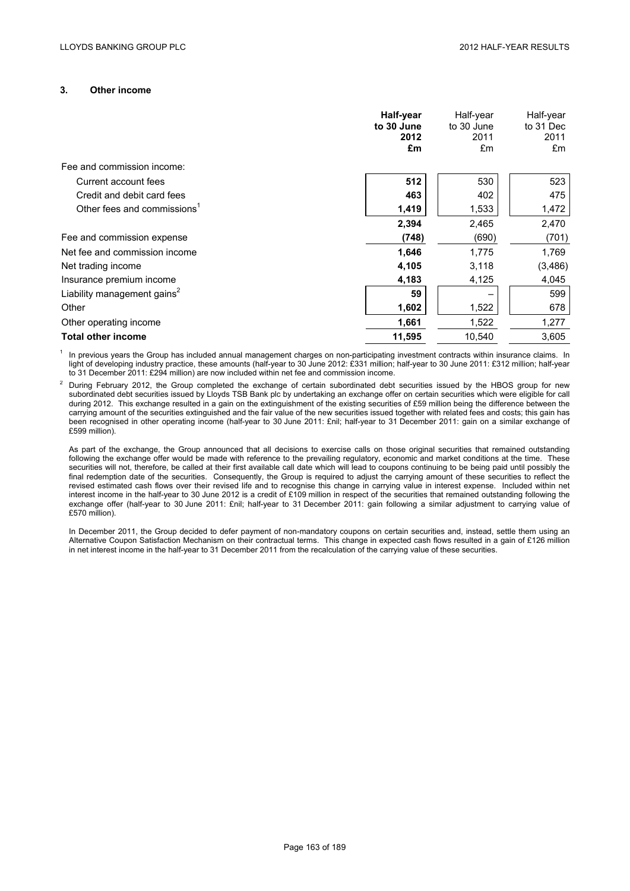## 3. Other income

| | Half-year to 30 June 2012 £m | Half-year to 30 June 2011 £m | Half-year to 31 Dec 2011 £m |
|---|---|---|---|
| Fee and commission income: | | | |
| Current account fees | **512** | 530 | 523 |
| Credit and debit card fees | **463** | 402 | 475 |
| Other fees and commissions[1] | **1,419** | 1,533 | 1,472 |
| | **2,394** | 2,465 | 2,470 |
| Fee and commission expense | **(748)** | (690) | (701) |
| Net fee and commission income | **1,646** | 1,775 | 1,769 |
| Net trading income | **4,105** | 3,118 | (3,486) |
| Insurance premium income | **4,183** | 4,125 | 4,045 |
| Liability management gains[2] | **59** | – | 599 |
| Other | **1,602** | 1,522 | 678 |
| Other operating income | **1,661** | 1,522 | 1,277 |
| **Total other income** | **11,595** | 10,540 | 3,605 |

[1] In previous years the Group has included annual management charges on non-participating investment contracts within insurance claims. In light of developing industry practice, these amounts (half-year to 30 June 2012: £331 million; half-year to 30 June 2011: £312 million; half-year to 31 December 2011: £294 million) are now included within net fee and commission income.

[2] During February 2012, the Group completed the exchange of certain subordinated debt securities issued by the HBOS group for new subordinated debt securities issued by Lloyds TSB Bank plc by undertaking an exchange offer on certain securities which were eligible for call during 2012. This exchange resulted in a gain on the extinguishment of the existing securities of £59 million being the difference between the carrying amount of the securities extinguished and the fair value of the new securities issued together with related fees and costs; this gain has been recognised in other operating income (half-year to 30 June 2011: £nil; half-year to 31 December 2011: gain on a similar exchange of £599 million).

As part of the exchange, the Group announced that all decisions to exercise calls on those original securities that remained outstanding following the exchange offer would be made with reference to the prevailing regulatory, economic and market conditions at the time. These securities will not, therefore, be called at their first available call date which will lead to coupons continuing to be being paid until possibly the final redemption date of the securities. Consequently, the Group is required to adjust the carrying amount of these securities to reflect the revised estimated cash flows over their revised life and to recognise this change in carrying value in interest expense. Included within net interest income in the half-year to 30 June 2012 is a credit of £109 million in respect of the securities that remained outstanding following the exchange offer (half-year to 30 June 2011: £nil; half-year to 31 December 2011: gain following a similar adjustment to carrying value of £570 million).

In December 2011, the Group decided to defer payment of non-mandatory coupons on certain securities and, instead, settle them using an Alternative Coupon Satisfaction Mechanism on their contractual terms. This change in expected cash flows resulted in a gain of £126 million in net interest income in the half-year to 31 December 2011 from the recalculation of the carrying value of these securities.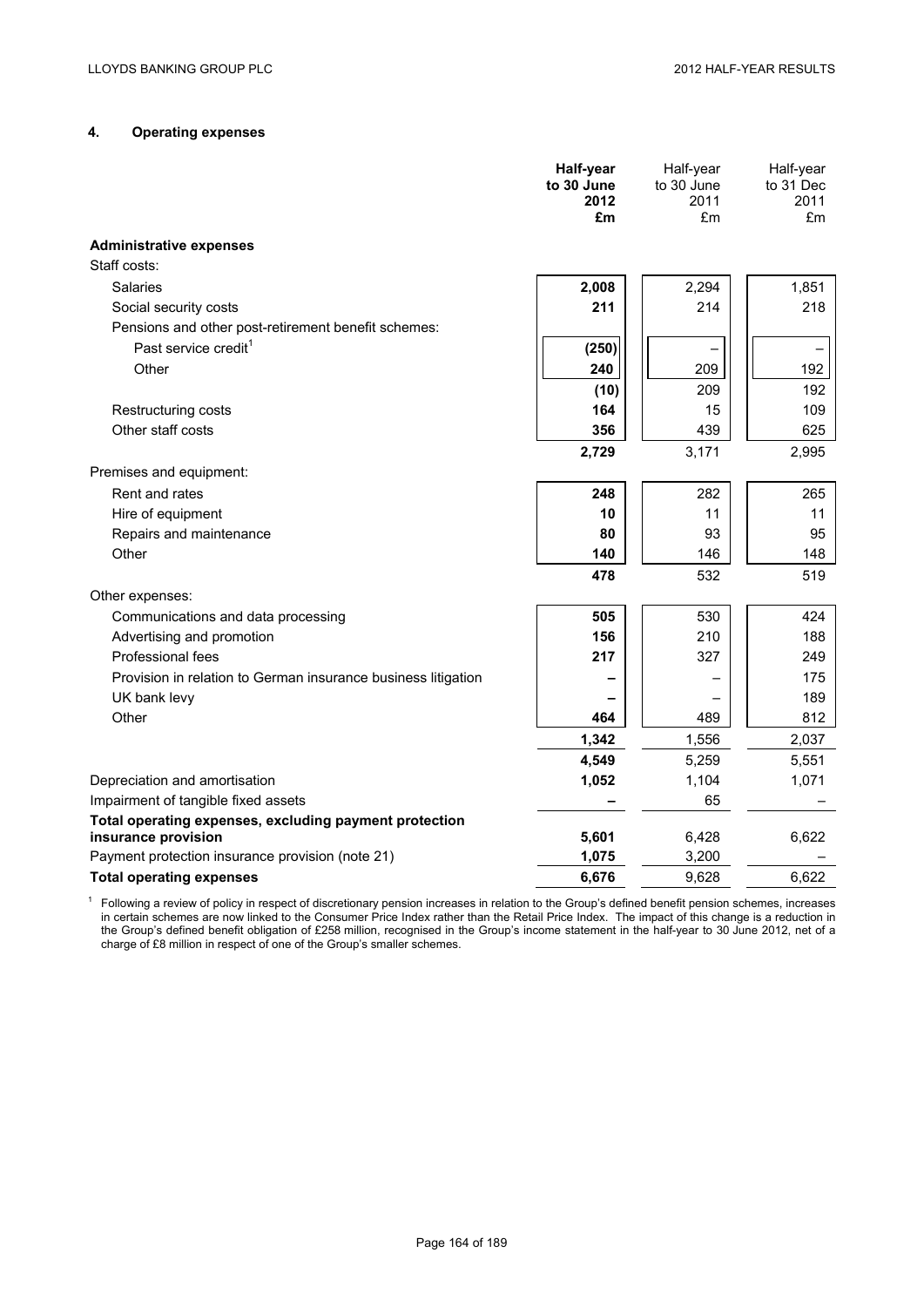## 4. Operating expenses

| | **Half-year to 30 June 2012 £m** | Half-year to 30 June 2011 £m | Half-year to 31 Dec 2011 £m |
|---|---|---|---|
| **Administrative expenses** | | | |
| Staff costs: | | | |
| Salaries | **2,008** | 2,294 | 1,851 |
| Social security costs | **211** | 214 | 218 |
| Pensions and other post-retirement benefit schemes: | | | |
| Past service credit[1] | **(250)** | – | – |
| Other | **240** | 209 | 192 |
| | **(10)** | 209 | 192 |
| Restructuring costs | **164** | 15 | 109 |
| Other staff costs | **356** | 439 | 625 |
| | **2,729** | 3,171 | 2,995 |
| Premises and equipment: | | | |
| Rent and rates | **248** | 282 | 265 |
| Hire of equipment | **10** | 11 | 11 |
| Repairs and maintenance | **80** | 93 | 95 |
| Other | **140** | 146 | 148 |
| | **478** | 532 | 519 |
| Other expenses: | | | |
| Communications and data processing | **505** | 530 | 424 |
| Advertising and promotion | **156** | 210 | 188 |
| Professional fees | **217** | 327 | 249 |
| Provision in relation to German insurance business litigation | **–** | – | 175 |
| UK bank levy | **–** | – | 189 |
| Other | **464** | 489 | 812 |
| | **1,342** | 1,556 | 2,037 |
| | **4,549** | 5,259 | 5,551 |
| Depreciation and amortisation | **1,052** | 1,104 | 1,071 |
| Impairment of tangible fixed assets | **–** | 65 | – |
| **Total operating expenses, excluding payment protection insurance provision** | **5,601** | 6,428 | 6,622 |
| Payment protection insurance provision (note 21) | **1,075** | 3,200 | – |
| **Total operating expenses** | **6,676** | 9,628 | 6,622 |

[1] Following a review of policy in respect of discretionary pension increases in relation to the Group's defined benefit pension schemes, increases in certain schemes are now linked to the Consumer Price Index rather than the Retail Price Index. The impact of this change is a reduction in the Group's defined benefit obligation of £258 million, recognised in the Group's income statement in the half-year to 30 June 2012, net of a charge of £8 million in respect of one of the Group's smaller schemes.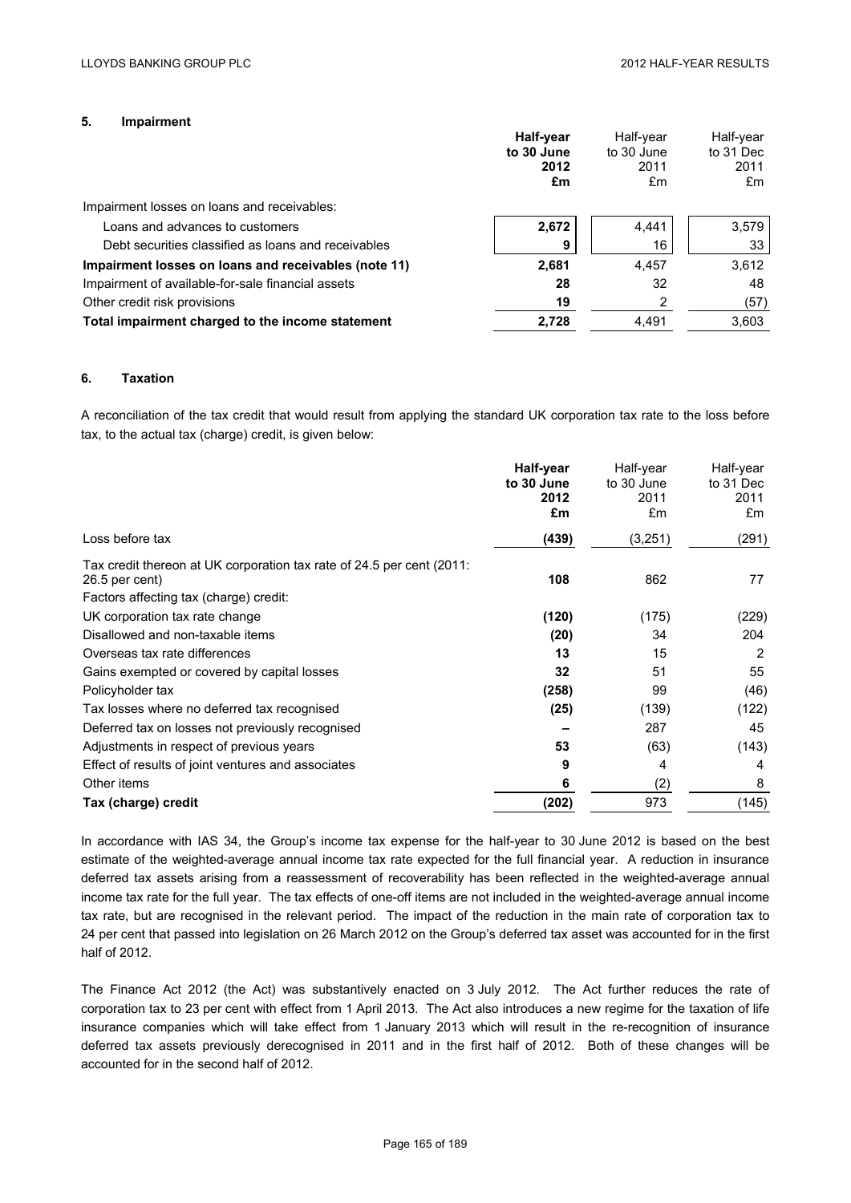## 5. Impairment

| | Half-year to 30 June 2012 £m | Half-year to 30 June 2011 £m | Half-year to 31 Dec 2011 £m |
|---|---|---|---|
| Impairment losses on loans and receivables: | | | |
| Loans and advances to customers | **2,672** | 4,441 | 3,579 |
| Debt securities classified as loans and receivables | **9** | 16 | 33 |
| **Impairment losses on loans and receivables (note 11)** | **2,681** | 4,457 | 3,612 |
| Impairment of available-for-sale financial assets | **28** | 32 | 48 |
| Other credit risk provisions | **19** | 2 | (57) |
| **Total impairment charged to the income statement** | **2,728** | 4,491 | 3,603 |

## 6. Taxation

A reconciliation of the tax credit that would result from applying the standard UK corporation tax rate to the loss before tax, to the actual tax (charge) credit, is given below:

| | Half-year to 30 June 2012 £m | Half-year to 30 June 2011 £m | Half-year to 31 Dec 2011 £m |
|---|---|---|---|
| Loss before tax | **(439)** | (3,251) | (291) |
| Tax credit thereon at UK corporation tax rate of 24.5 per cent (2011: 26.5 per cent) | **108** | 862 | 77 |
| Factors affecting tax (charge) credit: | | | |
| UK corporation tax rate change | **(120)** | (175) | (229) |
| Disallowed and non-taxable items | **(20)** | 34 | 204 |
| Overseas tax rate differences | **13** | 15 | 2 |
| Gains exempted or covered by capital losses | **32** | 51 | 55 |
| Policyholder tax | **(258)** | 99 | (46) |
| Tax losses where no deferred tax recognised | **(25)** | (139) | (122) |
| Deferred tax on losses not previously recognised | **–** | 287 | 45 |
| Adjustments in respect of previous years | **53** | (63) | (143) |
| Effect of results of joint ventures and associates | **9** | 4 | 4 |
| Other items | **6** | (2) | 8 |
| **Tax (charge) credit** | **(202)** | 973 | (145) |

In accordance with IAS 34, the Group's income tax expense for the half-year to 30 June 2012 is based on the best estimate of the weighted-average annual income tax rate expected for the full financial year. A reduction in insurance deferred tax assets arising from a reassessment of recoverability has been reflected in the weighted-average annual income tax rate for the full year. The tax effects of one-off items are not included in the weighted-average annual income tax rate, but are recognised in the relevant period. The impact of the reduction in the main rate of corporation tax to 24 per cent that passed into legislation on 26 March 2012 on the Group's deferred tax asset was accounted for in the first half of 2012.

The Finance Act 2012 (the Act) was substantively enacted on 3 July 2012. The Act further reduces the rate of corporation tax to 23 per cent with effect from 1 April 2013. The Act also introduces a new regime for the taxation of life insurance companies which will take effect from 1 January 2013 which will result in the re-recognition of insurance deferred tax assets previously derecognised in 2011 and in the first half of 2012. Both of these changes will be accounted for in the second half of 2012.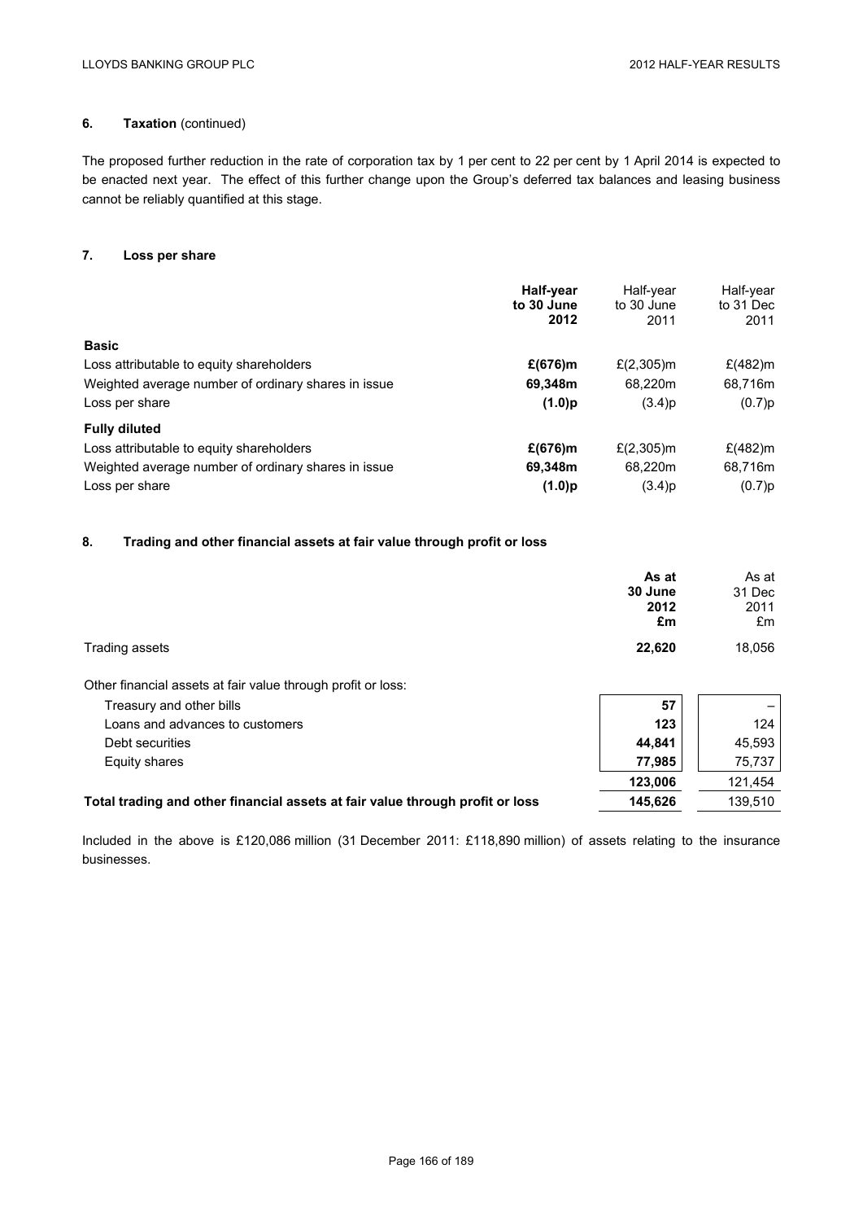## 6. Taxation (continued)

The proposed further reduction in the rate of corporation tax by 1 per cent to 22 per cent by 1 April 2014 is expected to be enacted next year. The effect of this further change upon the Group's deferred tax balances and leasing business cannot be reliably quantified at this stage.

## 7. Loss per share

| | **Half-year to 30 June 2012** | Half-year to 30 June 2011 | Half-year to 31 Dec 2011 |
|---|---|---|---|
| **Basic** | | | |
| Loss attributable to equity shareholders | **£(676)m** | £(2,305)m | £(482)m |
| Weighted average number of ordinary shares in issue | **69,348m** | 68,220m | 68,716m |
| Loss per share | **(1.0)p** | (3.4)p | (0.7)p |
| **Fully diluted** | | | |
| Loss attributable to equity shareholders | **£(676)m** | £(2,305)m | £(482)m |
| Weighted average number of ordinary shares in issue | **69,348m** | 68,220m | 68,716m |
| Loss per share | **(1.0)p** | (3.4)p | (0.7)p |

## 8. Trading and other financial assets at fair value through profit or loss

| | **As at 30 June 2012 £m** | As at 31 Dec 2011 £m |
|---|---|---|
| Trading assets | **22,620** | 18,056 |
| Other financial assets at fair value through profit or loss: | | |
| Treasury and other bills | **57** | – |
| Loans and advances to customers | **123** | 124 |
| Debt securities | **44,841** | 45,593 |
| Equity shares | **77,985** | 75,737 |
| | **123,006** | 121,454 |
| **Total trading and other financial assets at fair value through profit or loss** | **145,626** | 139,510 |

Included in the above is £120,086 million (31 December 2011: £118,890 million) of assets relating to the insurance businesses.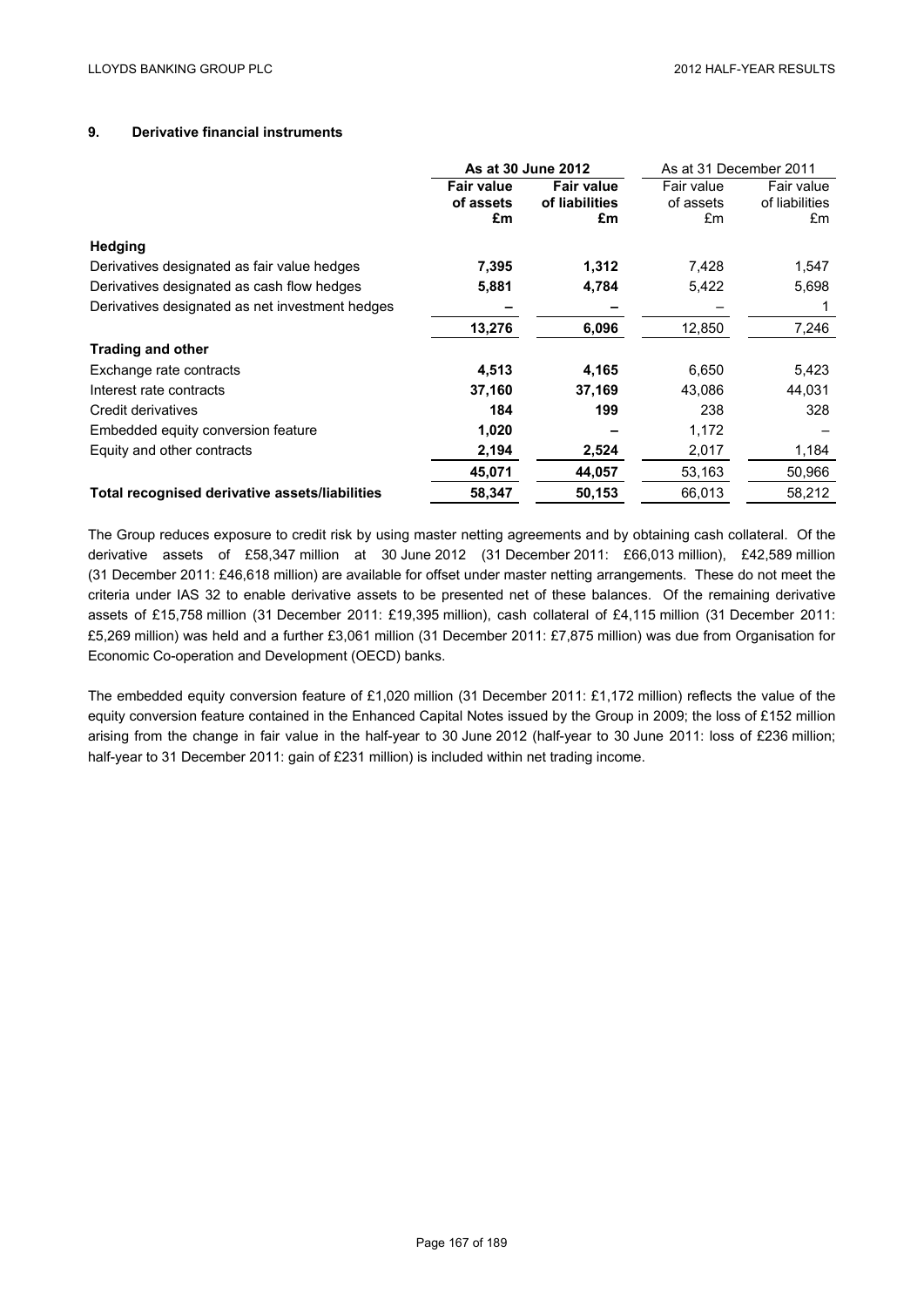## 9. Derivative financial instruments

| | As at 30 June 2012 | | As at 31 December 2011 | |
|---|---|---|---|---|
| | **Fair value of assets £m** | **Fair value of liabilities £m** | Fair value of assets £m | Fair value of liabilities £m |
| **Hedging** | | | | |
| Derivatives designated as fair value hedges | **7,395** | **1,312** | 7,428 | 1,547 |
| Derivatives designated as cash flow hedges | **5,881** | **4,784** | 5,422 | 5,698 |
| Derivatives designated as net investment hedges | **–** | **–** | – | 1 |
| | **13,276** | **6,096** | 12,850 | 7,246 |
| **Trading and other** | | | | |
| Exchange rate contracts | **4,513** | **4,165** | 6,650 | 5,423 |
| Interest rate contracts | **37,160** | **37,169** | 43,086 | 44,031 |
| Credit derivatives | **184** | **199** | 238 | 328 |
| Embedded equity conversion feature | **1,020** | **–** | 1,172 | – |
| Equity and other contracts | **2,194** | **2,524** | 2,017 | 1,184 |
| | **45,071** | **44,057** | 53,163 | 50,966 |
| **Total recognised derivative assets/liabilities** | **58,347** | **50,153** | 66,013 | 58,212 |

The Group reduces exposure to credit risk by using master netting agreements and by obtaining cash collateral. Of the derivative assets of £58,347 million at 30 June 2012 (31 December 2011: £66,013 million), £42,589 million (31 December 2011: £46,618 million) are available for offset under master netting arrangements. These do not meet the criteria under IAS 32 to enable derivative assets to be presented net of these balances. Of the remaining derivative assets of £15,758 million (31 December 2011: £19,395 million), cash collateral of £4,115 million (31 December 2011: £5,269 million) was held and a further £3,061 million (31 December 2011: £7,875 million) was due from Organisation for Economic Co-operation and Development (OECD) banks.

The embedded equity conversion feature of £1,020 million (31 December 2011: £1,172 million) reflects the value of the equity conversion feature contained in the Enhanced Capital Notes issued by the Group in 2009; the loss of £152 million arising from the change in fair value in the half-year to 30 June 2012 (half-year to 30 June 2011: loss of £236 million; half-year to 31 December 2011: gain of £231 million) is included within net trading income.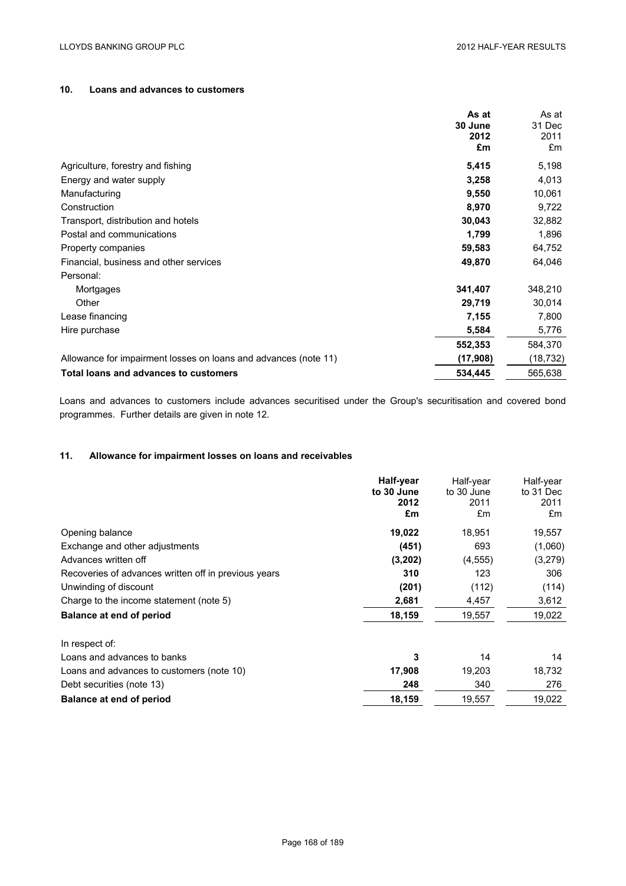## 10. Loans and advances to customers

| | As at 30 June 2012 £m | As at 31 Dec 2011 £m |
|---|---|---|
| Agriculture, forestry and fishing | **5,415** | 5,198 |
| Energy and water supply | **3,258** | 4,013 |
| Manufacturing | **9,550** | 10,061 |
| Construction | **8,970** | 9,722 |
| Transport, distribution and hotels | **30,043** | 32,882 |
| Postal and communications | **1,799** | 1,896 |
| Property companies | **59,583** | 64,752 |
| Financial, business and other services | **49,870** | 64,046 |
| Personal: | | |
| Mortgages | **341,407** | 348,210 |
| Other | **29,719** | 30,014 |
| Lease financing | **7,155** | 7,800 |
| Hire purchase | **5,584** | 5,776 |
| | **552,353** | 584,370 |
| Allowance for impairment losses on loans and advances (note 11) | **(17,908)** | (18,732) |
| **Total loans and advances to customers** | **534,445** | 565,638 |

Loans and advances to customers include advances securitised under the Group's securitisation and covered bond programmes. Further details are given in note 12.

## 11. Allowance for impairment losses on loans and receivables

| | Half-year to 30 June 2012 £m | Half-year to 30 June 2011 £m | Half-year to 31 Dec 2011 £m |
|---|---|---|---|
| Opening balance | **19,022** | 18,951 | 19,557 |
| Exchange and other adjustments | **(451)** | 693 | (1,060) |
| Advances written off | **(3,202)** | (4,555) | (3,279) |
| Recoveries of advances written off in previous years | **310** | 123 | 306 |
| Unwinding of discount | **(201)** | (112) | (114) |
| Charge to the income statement (note 5) | **2,681** | 4,457 | 3,612 |
| **Balance at end of period** | **18,159** | 19,557 | 19,022 |
| | | | |
| In respect of: | | | |
| Loans and advances to banks | **3** | 14 | 14 |
| Loans and advances to customers (note 10) | **17,908** | 19,203 | 18,732 |
| Debt securities (note 13) | **248** | 340 | 276 |
| **Balance at end of period** | **18,159** | 19,557 | 19,022 |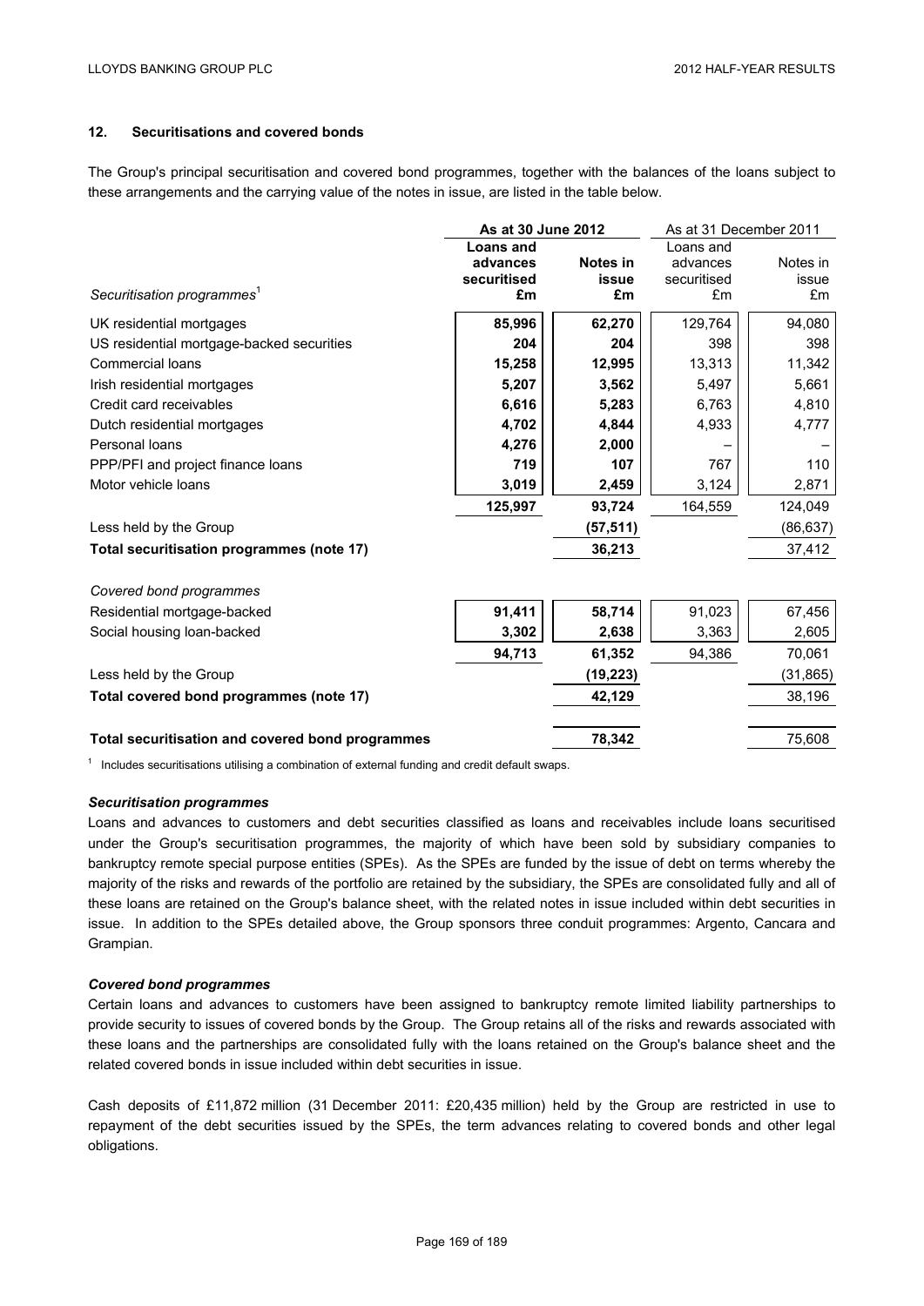## 12. Securitisations and covered bonds

The Group's principal securitisation and covered bond programmes, together with the balances of the loans subject to these arrangements and the carrying value of the notes in issue, are listed in the table below.

| | **As at 30 June 2012** | | As at 31 December 2011 | |
|---|---|---|---|---|
| *Securitisation programmes*[1] | **Loans and advances securitised £m** | **Notes in issue £m** | Loans and advances securitised £m | Notes in issue £m |
| UK residential mortgages | **85,996** | **62,270** | 129,764 | 94,080 |
| US residential mortgage-backed securities | **204** | **204** | 398 | 398 |
| Commercial loans | **15,258** | **12,995** | 13,313 | 11,342 |
| Irish residential mortgages | **5,207** | **3,562** | 5,497 | 5,661 |
| Credit card receivables | **6,616** | **5,283** | 6,763 | 4,810 |
| Dutch residential mortgages | **4,702** | **4,844** | 4,933 | 4,777 |
| Personal loans | **4,276** | **2,000** | – | – |
| PPP/PFI and project finance loans | **719** | **107** | 767 | 110 |
| Motor vehicle loans | **3,019** | **2,459** | 3,124 | 2,871 |
| | **125,997** | **93,724** | 164,559 | 124,049 |
| Less held by the Group | | **(57,511)** | | (86,637) |
| **Total securitisation programmes (note 17)** | | **36,213** | | 37,412 |
| | | | | |
| *Covered bond programmes* | | | | |
| Residential mortgage-backed | **91,411** | **58,714** | 91,023 | 67,456 |
| Social housing loan-backed | **3,302** | **2,638** | 3,363 | 2,605 |
| | **94,713** | **61,352** | 94,386 | 70,061 |
| Less held by the Group | | **(19,223)** | | (31,865) |
| **Total covered bond programmes (note 17)** | | **42,129** | | 38,196 |
| | | | | |
| **Total securitisation and covered bond programmes** | | **78,342** | | 75,608 |

[1] Includes securitisations utilising a combination of external funding and credit default swaps.

### *Securitisation programmes*

Loans and advances to customers and debt securities classified as loans and receivables include loans securitised under the Group's securitisation programmes, the majority of which have been sold by subsidiary companies to bankruptcy remote special purpose entities (SPEs). As the SPEs are funded by the issue of debt on terms whereby the majority of the risks and rewards of the portfolio are retained by the subsidiary, the SPEs are consolidated fully and all of these loans are retained on the Group's balance sheet, with the related notes in issue included within debt securities in issue. In addition to the SPEs detailed above, the Group sponsors three conduit programmes: Argento, Cancara and Grampian.

### *Covered bond programmes*

Certain loans and advances to customers have been assigned to bankruptcy remote limited liability partnerships to provide security to issues of covered bonds by the Group. The Group retains all of the risks and rewards associated with these loans and the partnerships are consolidated fully with the loans retained on the Group's balance sheet and the related covered bonds in issue included within debt securities in issue.

Cash deposits of £11,872 million (31 December 2011: £20,435 million) held by the Group are restricted in use to repayment of the debt securities issued by the SPEs, the term advances relating to covered bonds and other legal obligations.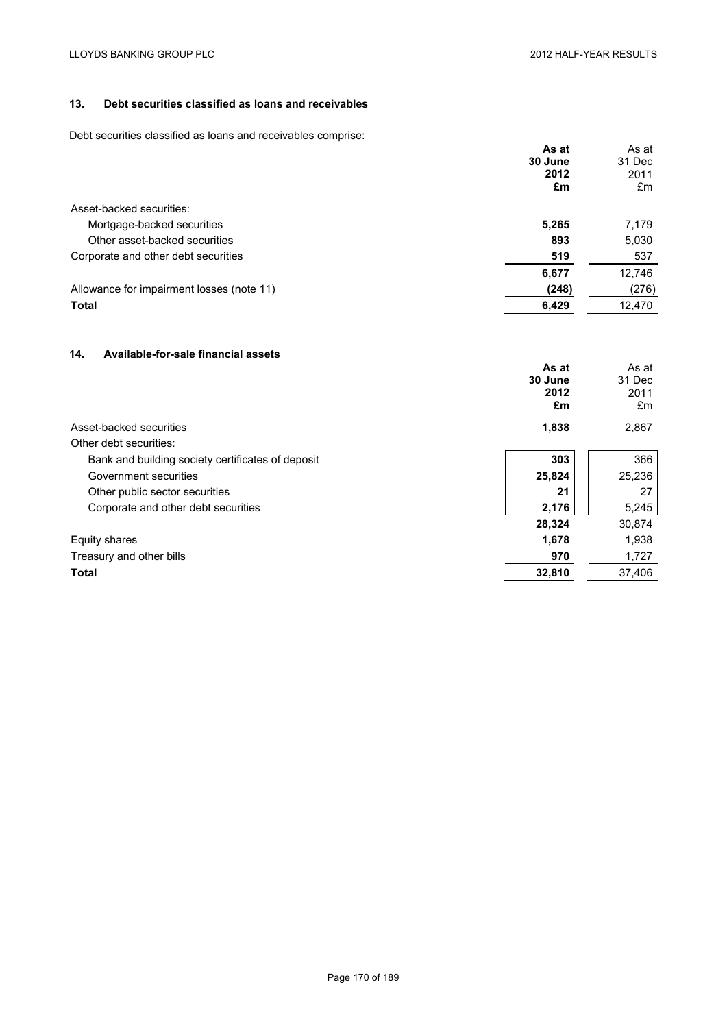## 13. Debt securities classified as loans and receivables

Debt securities classified as loans and receivables comprise:

| | **As at 30 June 2012 £m** | As at 31 Dec 2011 £m |
|---|---|---|
| Asset-backed securities: | | |
| Mortgage-backed securities | **5,265** | 7,179 |
| Other asset-backed securities | **893** | 5,030 |
| Corporate and other debt securities | **519** | 537 |
| | **6,677** | 12,746 |
| Allowance for impairment losses (note 11) | **(248)** | (276) |
| **Total** | **6,429** | 12,470 |

## 14. Available-for-sale financial assets

| | **As at 30 June 2012 £m** | As at 31 Dec 2011 £m |
|---|---|---|
| Asset-backed securities | **1,838** | 2,867 |
| Other debt securities: | | |
| Bank and building society certificates of deposit | **303** | 366 |
| Government securities | **25,824** | 25,236 |
| Other public sector securities | **21** | 27 |
| Corporate and other debt securities | **2,176** | 5,245 |
| | **28,324** | 30,874 |
| Equity shares | **1,678** | 1,938 |
| Treasury and other bills | **970** | 1,727 |
| **Total** | **32,810** | 37,406 |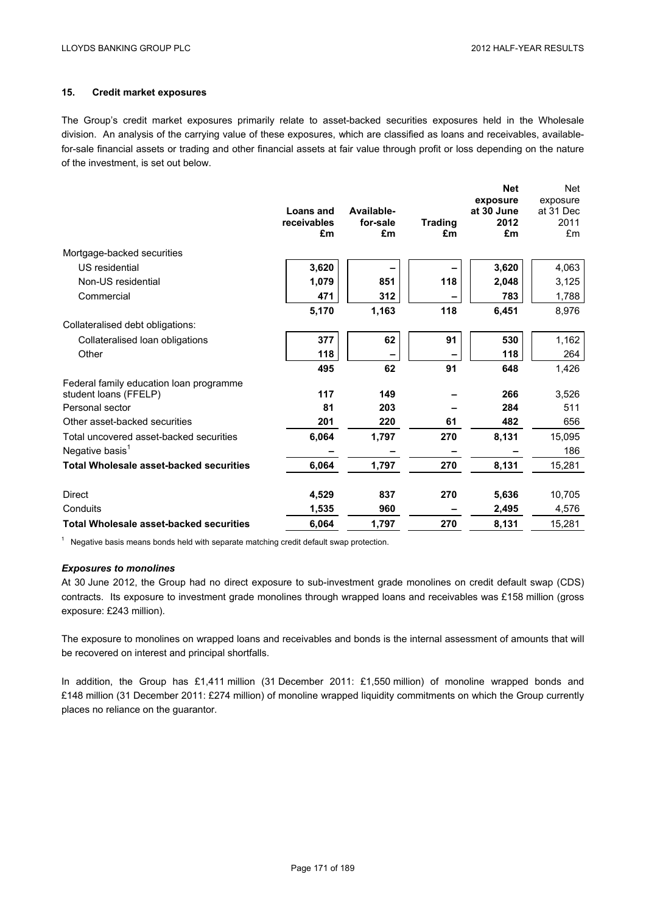## 15. Credit market exposures

The Group's credit market exposures primarily relate to asset-backed securities exposures held in the Wholesale division. An analysis of the carrying value of these exposures, which are classified as loans and receivables, available-for-sale financial assets or trading and other financial assets at fair value through profit or loss depending on the nature of the investment, is set out below.

| | Loans and receivables £m | Available-for-sale £m | Trading £m | Net exposure at 30 June 2012 £m | Net exposure at 31 Dec 2011 £m |
|---|---|---|---|---|---|
| Mortgage-backed securities | | | | | |
| US residential | 3,620 | – | – | 3,620 | 4,063 |
| Non-US residential | 1,079 | 851 | 118 | 2,048 | 3,125 |
| Commercial | 471 | 312 | – | 783 | 1,788 |
| | 5,170 | 1,163 | 118 | 6,451 | 8,976 |
| Collateralised debt obligations: | | | | | |
| Collateralised loan obligations | 377 | 62 | 91 | 530 | 1,162 |
| Other | 118 | – | – | 118 | 264 |
| | 495 | 62 | 91 | 648 | 1,426 |
| Federal family education loan programme student loans (FFELP) | 117 | 149 | – | 266 | 3,526 |
| Personal sector | 81 | 203 | – | 284 | 511 |
| Other asset-backed securities | 201 | 220 | 61 | 482 | 656 |
| Total uncovered asset-backed securities | 6,064 | 1,797 | 270 | 8,131 | 15,095 |
| Negative basis[1] | – | – | – | – | 186 |
| **Total Wholesale asset-backed securities** | 6,064 | 1,797 | 270 | 8,131 | 15,281 |
| | | | | | |
| Direct | 4,529 | 837 | 270 | 5,636 | 10,705 |
| Conduits | 1,535 | 960 | – | 2,495 | 4,576 |
| **Total Wholesale asset-backed securities** | 6,064 | 1,797 | 270 | 8,131 | 15,281 |

[1] Negative basis means bonds held with separate matching credit default swap protection.

### *Exposures to monolines*

At 30 June 2012, the Group had no direct exposure to sub-investment grade monolines on credit default swap (CDS) contracts. Its exposure to investment grade monolines through wrapped loans and receivables was £158 million (gross exposure: £243 million).

The exposure to monolines on wrapped loans and receivables and bonds is the internal assessment of amounts that will be recovered on interest and principal shortfalls.

In addition, the Group has £1,411 million (31 December 2011: £1,550 million) of monoline wrapped bonds and £148 million (31 December 2011: £274 million) of monoline wrapped liquidity commitments on which the Group currently places no reliance on the guarantor.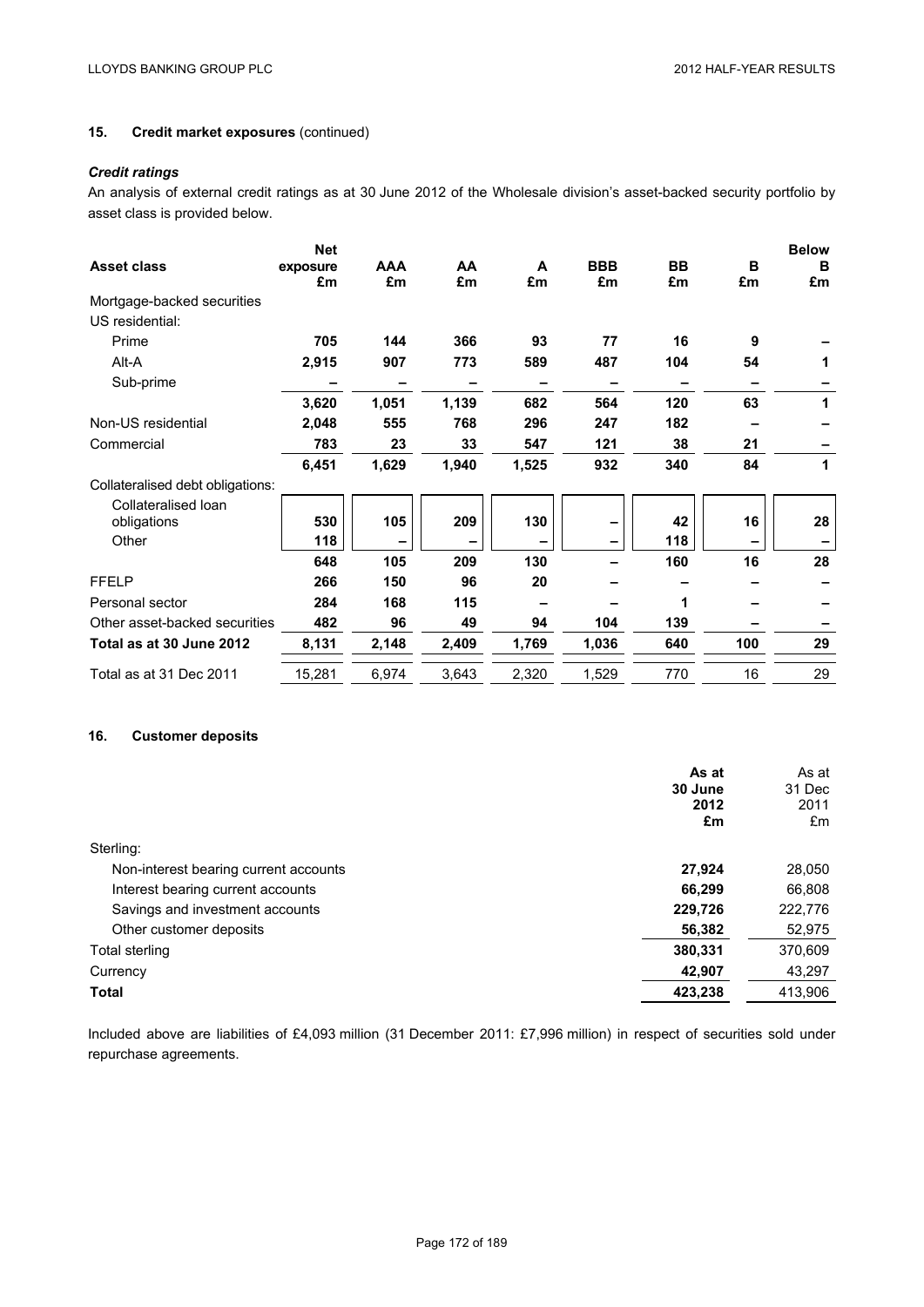## 15. Credit market exposures (continued)

### *Credit ratings*

An analysis of external credit ratings as at 30 June 2012 of the Wholesale division's asset-backed security portfolio by asset class is provided below.

| Asset class | Net exposure £m | AAA £m | AA £m | A £m | BBB £m | BB £m | B £m | Below B £m |
|---|---|---|---|---|---|---|---|---|
| Mortgage-backed securities | | | | | | | | |
| US residential: | | | | | | | | |
| Prime | **705** | **144** | **366** | **93** | **77** | **16** | **9** | **–** |
| Alt-A | **2,915** | **907** | **773** | **589** | **487** | **104** | **54** | **1** |
| Sub-prime | **–** | **–** | **–** | **–** | **–** | **–** | **–** | **–** |
| | **3,620** | **1,051** | **1,139** | **682** | **564** | **120** | **63** | **1** |
| Non-US residential | **2,048** | **555** | **768** | **296** | **247** | **182** | **–** | **–** |
| Commercial | **783** | **23** | **33** | **547** | **121** | **38** | **21** | **–** |
| | **6,451** | **1,629** | **1,940** | **1,525** | **932** | **340** | **84** | **1** |
| Collateralised debt obligations: | | | | | | | | |
| Collateralised loan obligations | **530** | **105** | **209** | **130** | **–** | **42** | **16** | **28** |
| Other | **118** | **–** | **–** | **–** | **–** | **118** | **–** | **–** |
| | **648** | **105** | **209** | **130** | **–** | **160** | **16** | **28** |
| FFELP | **266** | **150** | **96** | **20** | **–** | **–** | **–** | **–** |
| Personal sector | **284** | **168** | **115** | **–** | **–** | **1** | **–** | **–** |
| Other asset-backed securities | **482** | **96** | **49** | **94** | **104** | **139** | **–** | **–** |
| **Total as at 30 June 2012** | **8,131** | **2,148** | **2,409** | **1,769** | **1,036** | **640** | **100** | **29** |
| Total as at 31 Dec 2011 | 15,281 | 6,974 | 3,643 | 2,320 | 1,529 | 770 | 16 | 29 |

## 16. Customer deposits

| | As at 30 June 2012 £m | As at 31 Dec 2011 £m |
|---|---|---|
| Sterling: | | |
| Non-interest bearing current accounts | **27,924** | 28,050 |
| Interest bearing current accounts | **66,299** | 66,808 |
| Savings and investment accounts | **229,726** | 222,776 |
| Other customer deposits | **56,382** | 52,975 |
| Total sterling | **380,331** | 370,609 |
| Currency | **42,907** | 43,297 |
| **Total** | **423,238** | 413,906 |

Included above are liabilities of £4,093 million (31 December 2011: £7,996 million) in respect of securities sold under repurchase agreements.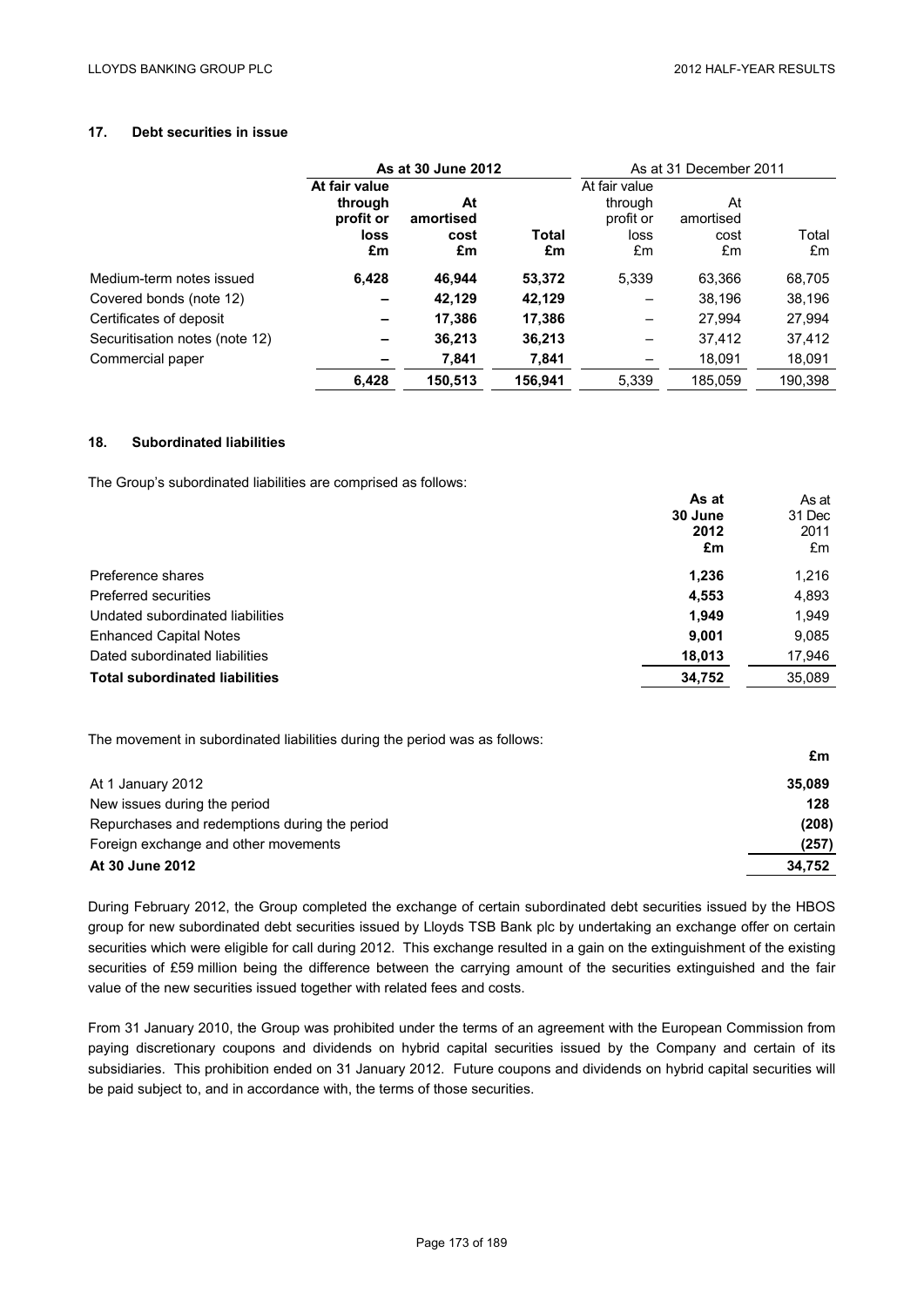## 17. Debt securities in issue

| | As at 30 June 2012 | | | As at 31 December 2011 | | |
|---|---|---|---|---|---|---|
| | **At fair value through profit or loss £m** | **At amortised cost £m** | **Total £m** | At fair value through profit or loss £m | At amortised cost £m | Total £m |
| Medium-term notes issued | **6,428** | **46,944** | **53,372** | 5,339 | 63,366 | 68,705 |
| Covered bonds (note 12) | **–** | **42,129** | **42,129** | – | 38,196 | 38,196 |
| Certificates of deposit | **–** | **17,386** | **17,386** | – | 27,994 | 27,994 |
| Securitisation notes (note 12) | **–** | **36,213** | **36,213** | – | 37,412 | 37,412 |
| Commercial paper | **–** | **7,841** | **7,841** | – | 18,091 | 18,091 |
| | **6,428** | **150,513** | **156,941** | 5,339 | 185,059 | 190,398 |

## 18. Subordinated liabilities

The Group's subordinated liabilities are comprised as follows:

| | **As at 30 June 2012 £m** | As at 31 Dec 2011 £m |
|---|---|---|
| Preference shares | **1,236** | 1,216 |
| Preferred securities | **4,553** | 4,893 |
| Undated subordinated liabilities | **1,949** | 1,949 |
| Enhanced Capital Notes | **9,001** | 9,085 |
| Dated subordinated liabilities | **18,013** | 17,946 |
| **Total subordinated liabilities** | **34,752** | 35,089 |

The movement in subordinated liabilities during the period was as follows:

| | **£m** |
|---|---|
| At 1 January 2012 | **35,089** |
| New issues during the period | **128** |
| Repurchases and redemptions during the period | **(208)** |
| Foreign exchange and other movements | **(257)** |
| **At 30 June 2012** | **34,752** |

During February 2012, the Group completed the exchange of certain subordinated debt securities issued by the HBOS group for new subordinated debt securities issued by Lloyds TSB Bank plc by undertaking an exchange offer on certain securities which were eligible for call during 2012. This exchange resulted in a gain on the extinguishment of the existing securities of £59 million being the difference between the carrying amount of the securities extinguished and the fair value of the new securities issued together with related fees and costs.

From 31 January 2010, the Group was prohibited under the terms of an agreement with the European Commission from paying discretionary coupons and dividends on hybrid capital securities issued by the Company and certain of its subsidiaries. This prohibition ended on 31 January 2012. Future coupons and dividends on hybrid capital securities will be paid subject to, and in accordance with, the terms of those securities.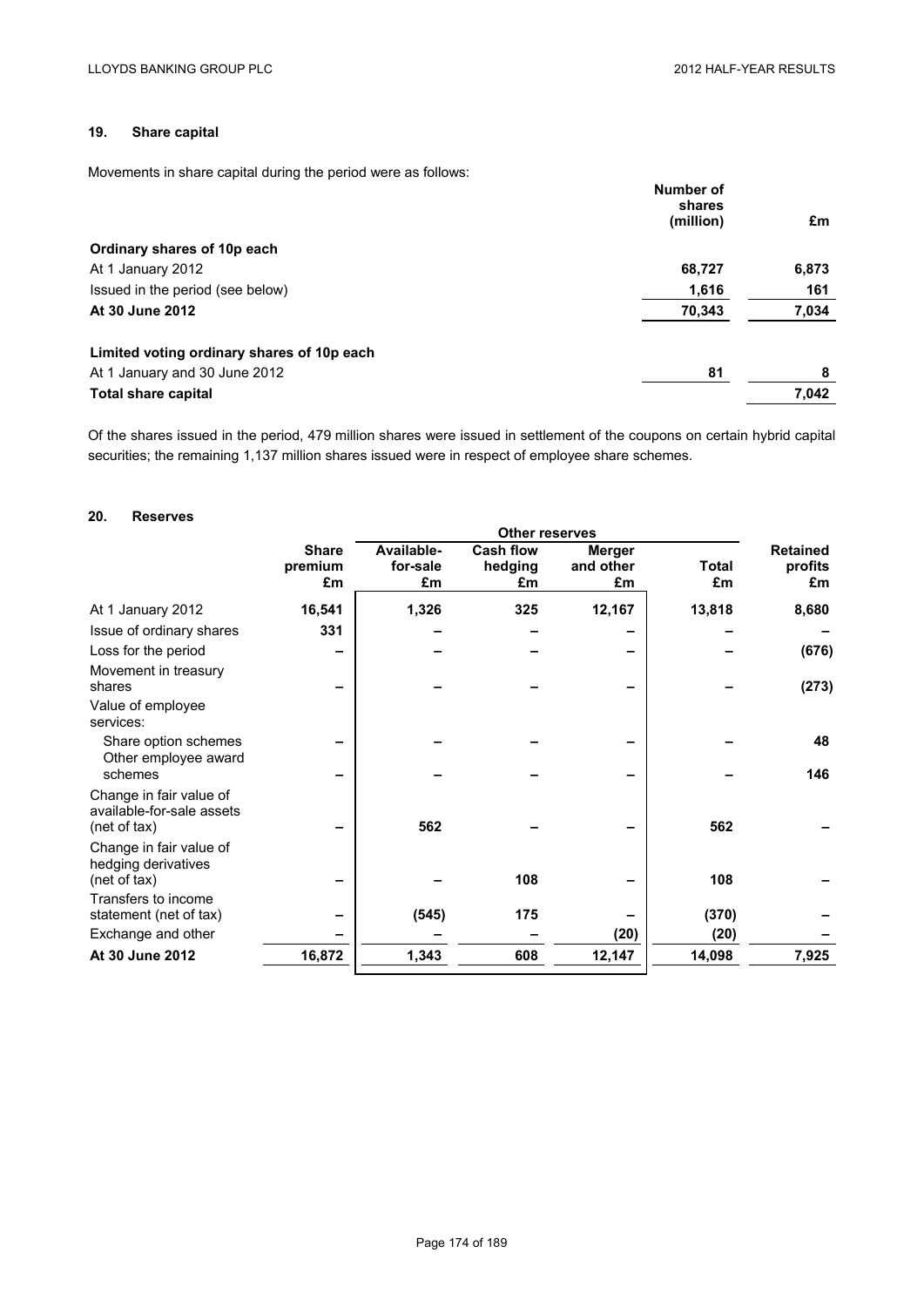## 19. Share capital

Movements in share capital during the period were as follows:

| | Number of shares (million) | £m |
|---|---|---|
| **Ordinary shares of 10p each** | | |
| At 1 January 2012 | **68,727** | **6,873** |
| Issued in the period (see below) | **1,616** | **161** |
| **At 30 June 2012** | **70,343** | **7,034** |
| | | |
| **Limited voting ordinary shares of 10p each** | | |
| At 1 January and 30 June 2012 | **81** | **8** |
| **Total share capital** | | **7,042** |

Of the shares issued in the period, 479 million shares were issued in settlement of the coupons on certain hybrid capital securities; the remaining 1,137 million shares issued were in respect of employee share schemes.

## 20. Reserves

| | | Other reserves | | | | |
|---|---|---|---|---|---|---|
| | Share premium £m | Available-for-sale £m | Cash flow hedging £m | Merger and other £m | Total £m | Retained profits £m |
| At 1 January 2012 | **16,541** | **1,326** | **325** | **12,167** | **13,818** | **8,680** |
| Issue of ordinary shares | **331** | **–** | **–** | **–** | **–** | **–** |
| Loss for the period | **–** | **–** | **–** | **–** | **–** | **(676)** |
| Movement in treasury shares | **–** | **–** | **–** | **–** | **–** | **(273)** |
| Value of employee services: | | | | | | |
| Share option schemes | **–** | **–** | **–** | **–** | **–** | **48** |
| Other employee award schemes | **–** | **–** | **–** | **–** | **–** | **146** |
| Change in fair value of available-for-sale assets (net of tax) | **–** | **562** | **–** | **–** | **562** | **–** |
| Change in fair value of hedging derivatives (net of tax) | **–** | **–** | **108** | **–** | **108** | **–** |
| Transfers to income statement (net of tax) | **–** | **(545)** | **175** | **–** | **(370)** | **–** |
| Exchange and other | **–** | **–** | **–** | **(20)** | **(20)** | **–** |
| **At 30 June 2012** | **16,872** | **1,343** | **608** | **12,147** | **14,098** | **7,925** |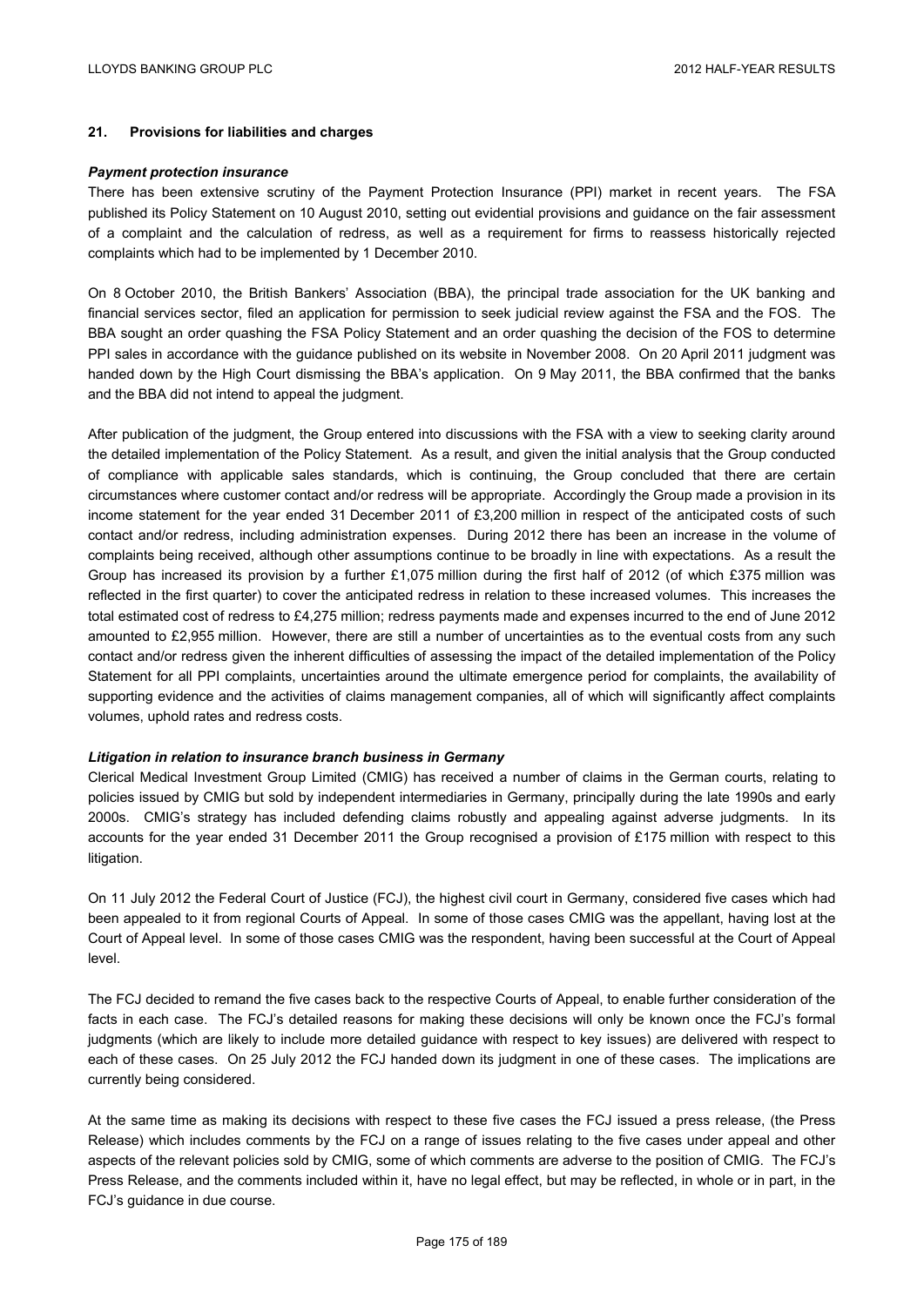## 21. Provisions for liabilities and charges

### *Payment protection insurance*

There has been extensive scrutiny of the Payment Protection Insurance (PPI) market in recent years. The FSA published its Policy Statement on 10 August 2010, setting out evidential provisions and guidance on the fair assessment of a complaint and the calculation of redress, as well as a requirement for firms to reassess historically rejected complaints which had to be implemented by 1 December 2010.

On 8 October 2010, the British Bankers' Association (BBA), the principal trade association for the UK banking and financial services sector, filed an application for permission to seek judicial review against the FSA and the FOS. The BBA sought an order quashing the FSA Policy Statement and an order quashing the decision of the FOS to determine PPI sales in accordance with the guidance published on its website in November 2008. On 20 April 2011 judgment was handed down by the High Court dismissing the BBA's application. On 9 May 2011, the BBA confirmed that the banks and the BBA did not intend to appeal the judgment.

After publication of the judgment, the Group entered into discussions with the FSA with a view to seeking clarity around the detailed implementation of the Policy Statement. As a result, and given the initial analysis that the Group conducted of compliance with applicable sales standards, which is continuing, the Group concluded that there are certain circumstances where customer contact and/or redress will be appropriate. Accordingly the Group made a provision in its income statement for the year ended 31 December 2011 of £3,200 million in respect of the anticipated costs of such contact and/or redress, including administration expenses. During 2012 there has been an increase in the volume of complaints being received, although other assumptions continue to be broadly in line with expectations. As a result the Group has increased its provision by a further £1,075 million during the first half of 2012 (of which £375 million was reflected in the first quarter) to cover the anticipated redress in relation to these increased volumes. This increases the total estimated cost of redress to £4,275 million; redress payments made and expenses incurred to the end of June 2012 amounted to £2,955 million. However, there are still a number of uncertainties as to the eventual costs from any such contact and/or redress given the inherent difficulties of assessing the impact of the detailed implementation of the Policy Statement for all PPI complaints, uncertainties around the ultimate emergence period for complaints, the availability of supporting evidence and the activities of claims management companies, all of which will significantly affect complaints volumes, uphold rates and redress costs.

### *Litigation in relation to insurance branch business in Germany*

Clerical Medical Investment Group Limited (CMIG) has received a number of claims in the German courts, relating to policies issued by CMIG but sold by independent intermediaries in Germany, principally during the late 1990s and early 2000s. CMIG's strategy has included defending claims robustly and appealing against adverse judgments. In its accounts for the year ended 31 December 2011 the Group recognised a provision of £175 million with respect to this litigation.

On 11 July 2012 the Federal Court of Justice (FCJ), the highest civil court in Germany, considered five cases which had been appealed to it from regional Courts of Appeal. In some of those cases CMIG was the appellant, having lost at the Court of Appeal level. In some of those cases CMIG was the respondent, having been successful at the Court of Appeal level.

The FCJ decided to remand the five cases back to the respective Courts of Appeal, to enable further consideration of the facts in each case. The FCJ's detailed reasons for making these decisions will only be known once the FCJ's formal judgments (which are likely to include more detailed guidance with respect to key issues) are delivered with respect to each of these cases. On 25 July 2012 the FCJ handed down its judgment in one of these cases. The implications are currently being considered.

At the same time as making its decisions with respect to these five cases the FCJ issued a press release, (the Press Release) which includes comments by the FCJ on a range of issues relating to the five cases under appeal and other aspects of the relevant policies sold by CMIG, some of which comments are adverse to the position of CMIG. The FCJ's Press Release, and the comments included within it, have no legal effect, but may be reflected, in whole or in part, in the FCJ's guidance in due course.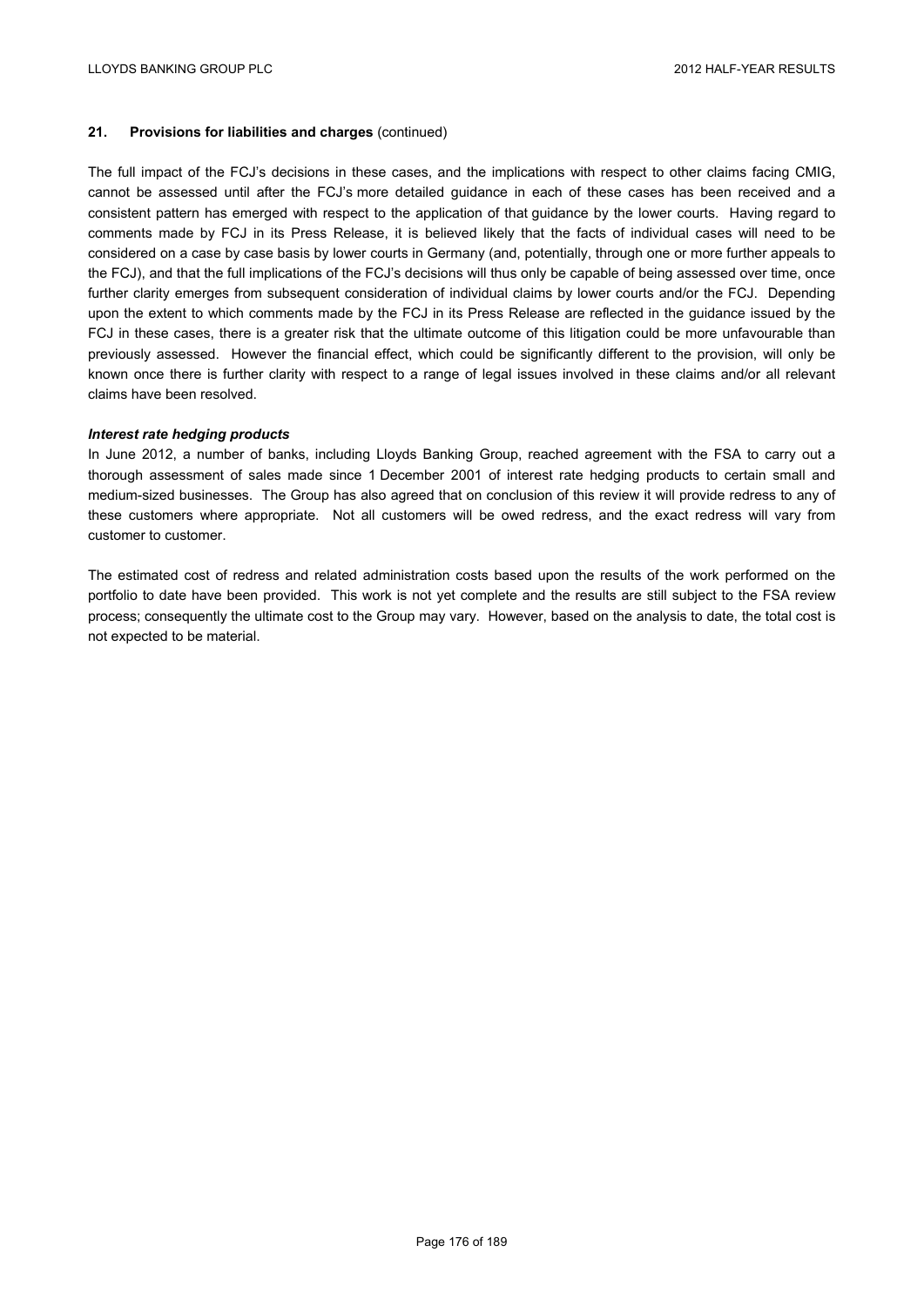## 21. Provisions for liabilities and charges (continued)

The full impact of the FCJ's decisions in these cases, and the implications with respect to other claims facing CMIG, cannot be assessed until after the FCJ's more detailed guidance in each of these cases has been received and a consistent pattern has emerged with respect to the application of that guidance by the lower courts. Having regard to comments made by FCJ in its Press Release, it is believed likely that the facts of individual cases will need to be considered on a case by case basis by lower courts in Germany (and, potentially, through one or more further appeals to the FCJ), and that the full implications of the FCJ's decisions will thus only be capable of being assessed over time, once further clarity emerges from subsequent consideration of individual claims by lower courts and/or the FCJ. Depending upon the extent to which comments made by the FCJ in its Press Release are reflected in the guidance issued by the FCJ in these cases, there is a greater risk that the ultimate outcome of this litigation could be more unfavourable than previously assessed. However the financial effect, which could be significantly different to the provision, will only be known once there is further clarity with respect to a range of legal issues involved in these claims and/or all relevant claims have been resolved.

***Interest rate hedging products***

In June 2012, a number of banks, including Lloyds Banking Group, reached agreement with the FSA to carry out a thorough assessment of sales made since 1 December 2001 of interest rate hedging products to certain small and medium-sized businesses. The Group has also agreed that on conclusion of this review it will provide redress to any of these customers where appropriate. Not all customers will be owed redress, and the exact redress will vary from customer to customer.

The estimated cost of redress and related administration costs based upon the results of the work performed on the portfolio to date have been provided. This work is not yet complete and the results are still subject to the FSA review process; consequently the ultimate cost to the Group may vary. However, based on the analysis to date, the total cost is not expected to be material.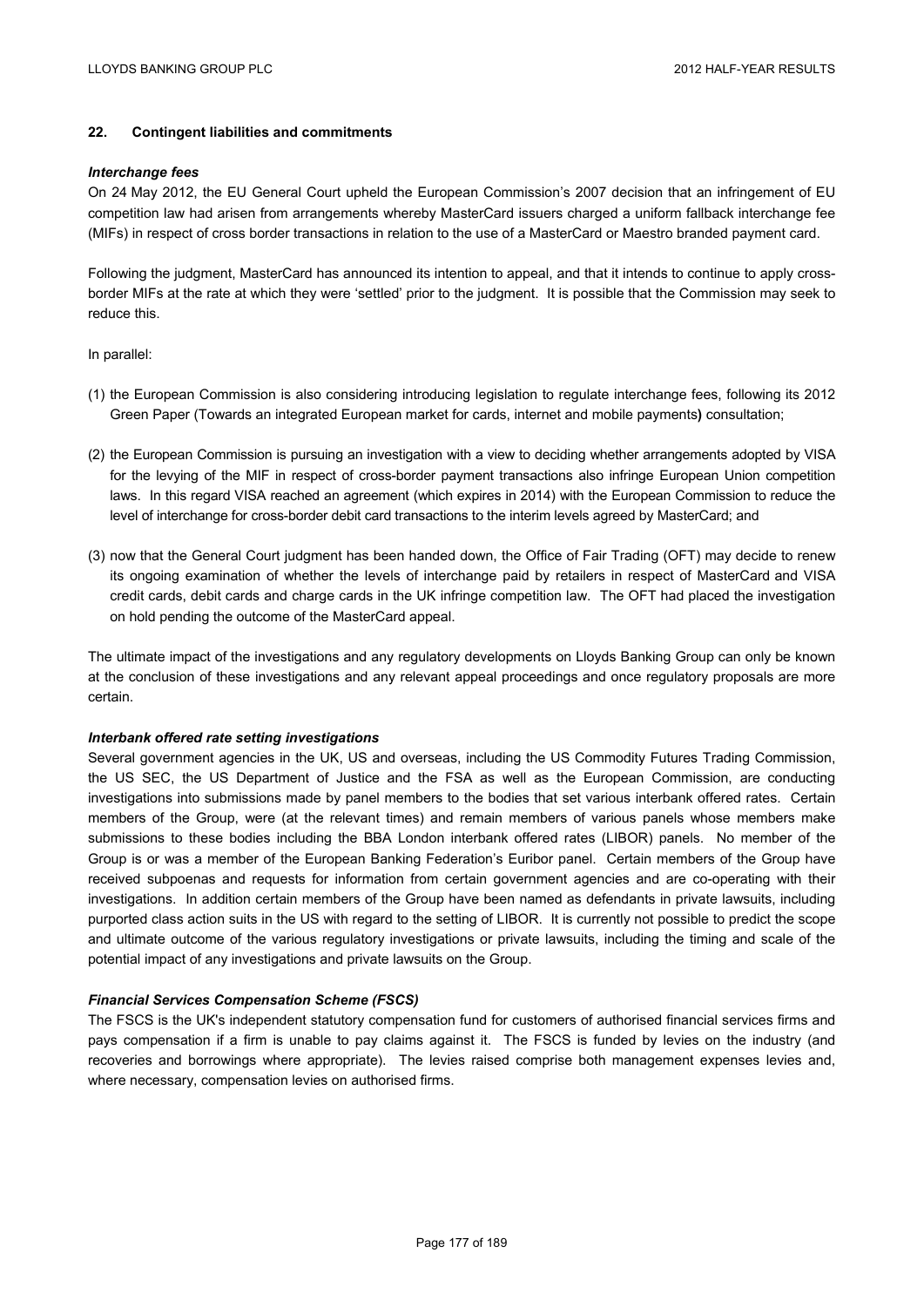## 22. Contingent liabilities and commitments

***Interchange fees***

On 24 May 2012, the EU General Court upheld the European Commission's 2007 decision that an infringement of EU competition law had arisen from arrangements whereby MasterCard issuers charged a uniform fallback interchange fee (MIFs) in respect of cross border transactions in relation to the use of a MasterCard or Maestro branded payment card.

Following the judgment, MasterCard has announced its intention to appeal, and that it intends to continue to apply cross-border MIFs at the rate at which they were 'settled' prior to the judgment. It is possible that the Commission may seek to reduce this.

In parallel:

(1) the European Commission is also considering introducing legislation to regulate interchange fees, following its 2012 Green Paper (Towards an integrated European market for cards, internet and mobile payments**)** consultation;

(2) the European Commission is pursuing an investigation with a view to deciding whether arrangements adopted by VISA for the levying of the MIF in respect of cross-border payment transactions also infringe European Union competition laws. In this regard VISA reached an agreement (which expires in 2014) with the European Commission to reduce the level of interchange for cross-border debit card transactions to the interim levels agreed by MasterCard; and

(3) now that the General Court judgment has been handed down, the Office of Fair Trading (OFT) may decide to renew its ongoing examination of whether the levels of interchange paid by retailers in respect of MasterCard and VISA credit cards, debit cards and charge cards in the UK infringe competition law. The OFT had placed the investigation on hold pending the outcome of the MasterCard appeal.

The ultimate impact of the investigations and any regulatory developments on Lloyds Banking Group can only be known at the conclusion of these investigations and any relevant appeal proceedings and once regulatory proposals are more certain.

***Interbank offered rate setting investigations***

Several government agencies in the UK, US and overseas, including the US Commodity Futures Trading Commission, the US SEC, the US Department of Justice and the FSA as well as the European Commission, are conducting investigations into submissions made by panel members to the bodies that set various interbank offered rates. Certain members of the Group, were (at the relevant times) and remain members of various panels whose members make submissions to these bodies including the BBA London interbank offered rates (LIBOR) panels. No member of the Group is or was a member of the European Banking Federation's Euribor panel. Certain members of the Group have received subpoenas and requests for information from certain government agencies and are co-operating with their investigations. In addition certain members of the Group have been named as defendants in private lawsuits, including purported class action suits in the US with regard to the setting of LIBOR. It is currently not possible to predict the scope and ultimate outcome of the various regulatory investigations or private lawsuits, including the timing and scale of the potential impact of any investigations and private lawsuits on the Group.

***Financial Services Compensation Scheme (FSCS)***

The FSCS is the UK's independent statutory compensation fund for customers of authorised financial services firms and pays compensation if a firm is unable to pay claims against it. The FSCS is funded by levies on the industry (and recoveries and borrowings where appropriate). The levies raised comprise both management expenses levies and, where necessary, compensation levies on authorised firms.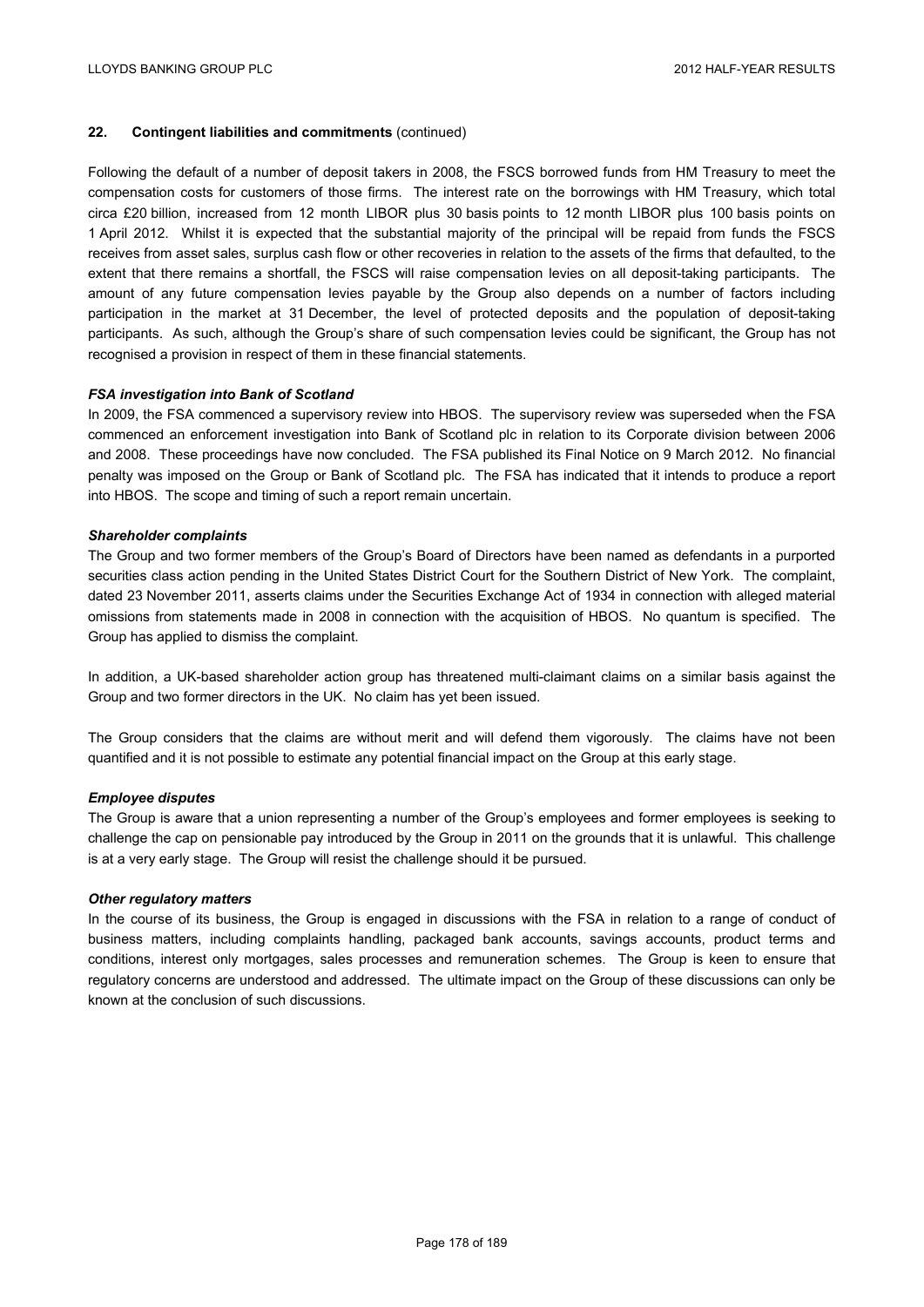## 22. Contingent liabilities and commitments (continued)

Following the default of a number of deposit takers in 2008, the FSCS borrowed funds from HM Treasury to meet the compensation costs for customers of those firms. The interest rate on the borrowings with HM Treasury, which total circa £20 billion, increased from 12 month LIBOR plus 30 basis points to 12 month LIBOR plus 100 basis points on 1 April 2012. Whilst it is expected that the substantial majority of the principal will be repaid from funds the FSCS receives from asset sales, surplus cash flow or other recoveries in relation to the assets of the firms that defaulted, to the extent that there remains a shortfall, the FSCS will raise compensation levies on all deposit-taking participants. The amount of any future compensation levies payable by the Group also depends on a number of factors including participation in the market at 31 December, the level of protected deposits and the population of deposit-taking participants. As such, although the Group's share of such compensation levies could be significant, the Group has not recognised a provision in respect of them in these financial statements.

***FSA investigation into Bank of Scotland***

In 2009, the FSA commenced a supervisory review into HBOS. The supervisory review was superseded when the FSA commenced an enforcement investigation into Bank of Scotland plc in relation to its Corporate division between 2006 and 2008. These proceedings have now concluded. The FSA published its Final Notice on 9 March 2012. No financial penalty was imposed on the Group or Bank of Scotland plc. The FSA has indicated that it intends to produce a report into HBOS. The scope and timing of such a report remain uncertain.

***Shareholder complaints***

The Group and two former members of the Group's Board of Directors have been named as defendants in a purported securities class action pending in the United States District Court for the Southern District of New York. The complaint, dated 23 November 2011, asserts claims under the Securities Exchange Act of 1934 in connection with alleged material omissions from statements made in 2008 in connection with the acquisition of HBOS. No quantum is specified. The Group has applied to dismiss the complaint.

In addition, a UK-based shareholder action group has threatened multi-claimant claims on a similar basis against the Group and two former directors in the UK. No claim has yet been issued.

The Group considers that the claims are without merit and will defend them vigorously. The claims have not been quantified and it is not possible to estimate any potential financial impact on the Group at this early stage.

***Employee disputes***

The Group is aware that a union representing a number of the Group's employees and former employees is seeking to challenge the cap on pensionable pay introduced by the Group in 2011 on the grounds that it is unlawful. This challenge is at a very early stage. The Group will resist the challenge should it be pursued.

***Other regulatory matters***

In the course of its business, the Group is engaged in discussions with the FSA in relation to a range of conduct of business matters, including complaints handling, packaged bank accounts, savings accounts, product terms and conditions, interest only mortgages, sales processes and remuneration schemes. The Group is keen to ensure that regulatory concerns are understood and addressed. The ultimate impact on the Group of these discussions can only be known at the conclusion of such discussions.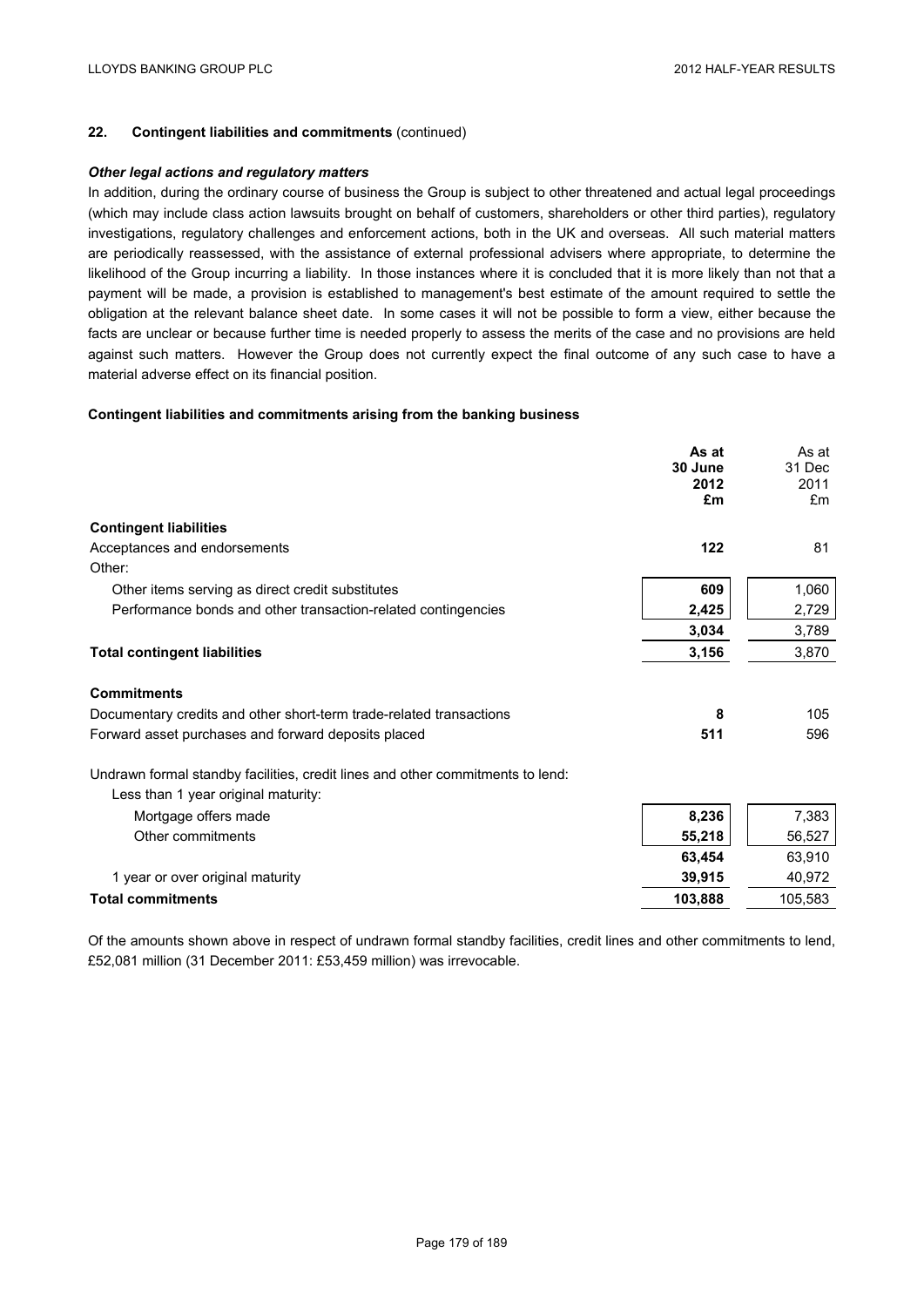## 22. Contingent liabilities and commitments (continued)

### *Other legal actions and regulatory matters*

In addition, during the ordinary course of business the Group is subject to other threatened and actual legal proceedings (which may include class action lawsuits brought on behalf of customers, shareholders or other third parties), regulatory investigations, regulatory challenges and enforcement actions, both in the UK and overseas. All such material matters are periodically reassessed, with the assistance of external professional advisers where appropriate, to determine the likelihood of the Group incurring a liability. In those instances where it is concluded that it is more likely than not that a payment will be made, a provision is established to management's best estimate of the amount required to settle the obligation at the relevant balance sheet date. In some cases it will not be possible to form a view, either because the facts are unclear or because further time is needed properly to assess the merits of the case and no provisions are held against such matters. However the Group does not currently expect the final outcome of any such case to have a material adverse effect on its financial position.

### Contingent liabilities and commitments arising from the banking business

| | **As at 30 June 2012 £m** | As at 31 Dec 2011 £m |
|---|---|---|
| **Contingent liabilities** | | |
| Acceptances and endorsements | **122** | 81 |
| Other: | | |
| Other items serving as direct credit substitutes | **609** | 1,060 |
| Performance bonds and other transaction-related contingencies | **2,425** | 2,729 |
| | **3,034** | 3,789 |
| **Total contingent liabilities** | **3,156** | 3,870 |
| **Commitments** | | |
| Documentary credits and other short-term trade-related transactions | **8** | 105 |
| Forward asset purchases and forward deposits placed | **511** | 596 |
| Undrawn formal standby facilities, credit lines and other commitments to lend: | | |
| Less than 1 year original maturity: | | |
| Mortgage offers made | **8,236** | 7,383 |
| Other commitments | **55,218** | 56,527 |
| | **63,454** | 63,910 |
| 1 year or over original maturity | **39,915** | 40,972 |
| **Total commitments** | **103,888** | 105,583 |

Of the amounts shown above in respect of undrawn formal standby facilities, credit lines and other commitments to lend, £52,081 million (31 December 2011: £53,459 million) was irrevocable.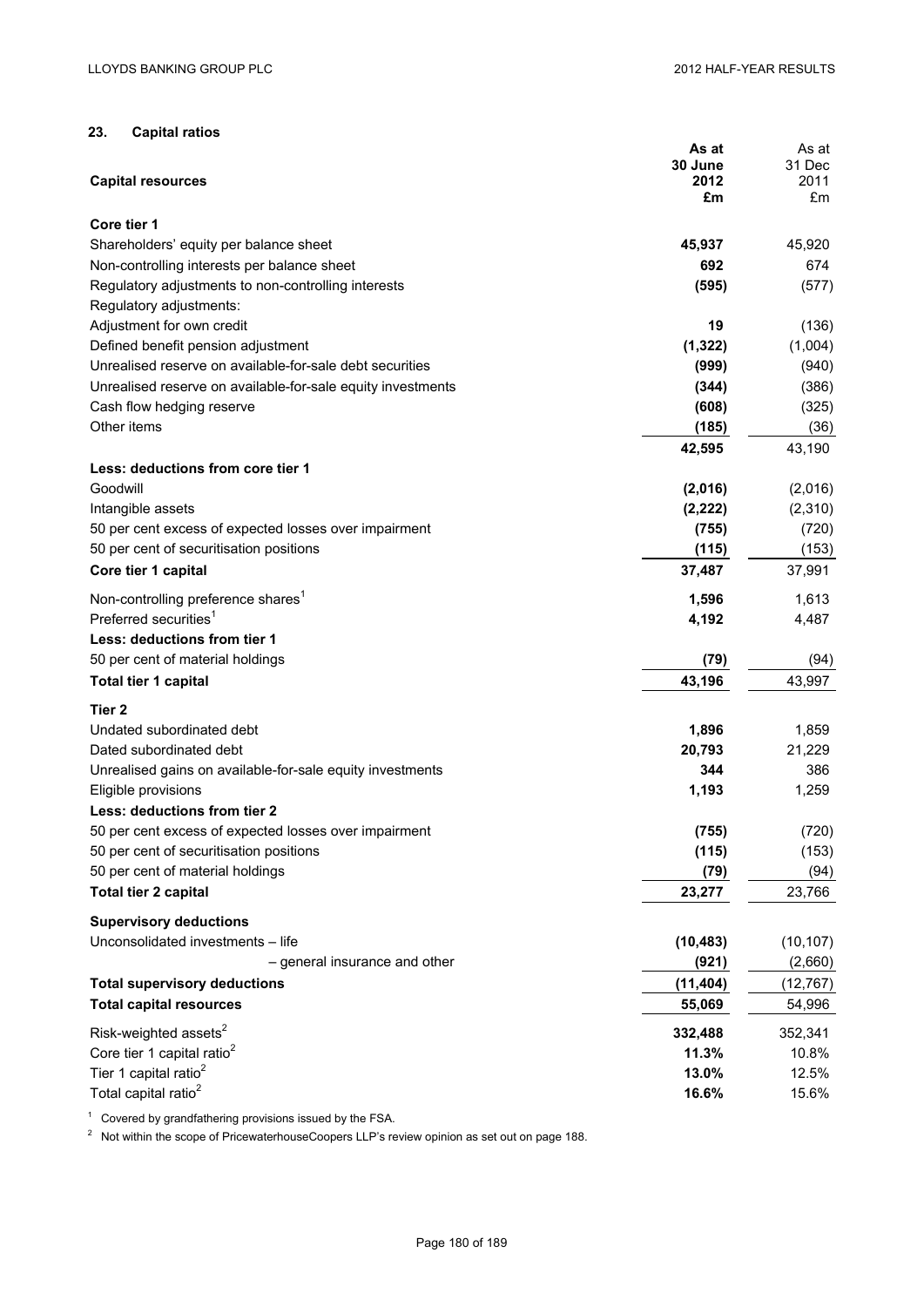## 23. Capital ratios

| Capital resources | As at 30 June 2012 £m | As at 31 Dec 2011 £m |
|---|---|---|
| **Core tier 1** | | |
| Shareholders' equity per balance sheet | **45,937** | 45,920 |
| Non-controlling interests per balance sheet | **692** | 674 |
| Regulatory adjustments to non-controlling interests | **(595)** | (577) |
| Regulatory adjustments: | | |
| Adjustment for own credit | **19** | (136) |
| Defined benefit pension adjustment | **(1,322)** | (1,004) |
| Unrealised reserve on available-for-sale debt securities | **(999)** | (940) |
| Unrealised reserve on available-for-sale equity investments | **(344)** | (386) |
| Cash flow hedging reserve | **(608)** | (325) |
| Other items | **(185)** | (36) |
| | **42,595** | 43,190 |
| **Less: deductions from core tier 1** | | |
| Goodwill | **(2,016)** | (2,016) |
| Intangible assets | **(2,222)** | (2,310) |
| 50 per cent excess of expected losses over impairment | **(755)** | (720) |
| 50 per cent of securitisation positions | **(115)** | (153) |
| **Core tier 1 capital** | **37,487** | 37,991 |
| Non-controlling preference shares[1] | **1,596** | 1,613 |
| Preferred securities[1] | **4,192** | 4,487 |
| **Less: deductions from tier 1** | | |
| 50 per cent of material holdings | **(79)** | (94) |
| **Total tier 1 capital** | **43,196** | 43,997 |
| **Tier 2** | | |
| Undated subordinated debt | **1,896** | 1,859 |
| Dated subordinated debt | **20,793** | 21,229 |
| Unrealised gains on available-for-sale equity investments | **344** | 386 |
| Eligible provisions | **1,193** | 1,259 |
| **Less: deductions from tier 2** | | |
| 50 per cent excess of expected losses over impairment | **(755)** | (720) |
| 50 per cent of securitisation positions | **(115)** | (153) |
| 50 per cent of material holdings | **(79)** | (94) |
| **Total tier 2 capital** | **23,277** | 23,766 |
| **Supervisory deductions** | | |
| Unconsolidated investments – life | **(10,483)** | (10,107) |
| – general insurance and other | **(921)** | (2,660) |
| **Total supervisory deductions** | **(11,404)** | (12,767) |
| **Total capital resources** | **55,069** | 54,996 |
| Risk-weighted assets[2] | **332,488** | 352,341 |
| Core tier 1 capital ratio[2] | **11.3%** | 10.8% |
| Tier 1 capital ratio[2] | **13.0%** | 12.5% |
| Total capital ratio[2] | **16.6%** | 15.6% |

[1] Covered by grandfathering provisions issued by the FSA.

[2] Not within the scope of PricewaterhouseCoopers LLP's review opinion as set out on page 188.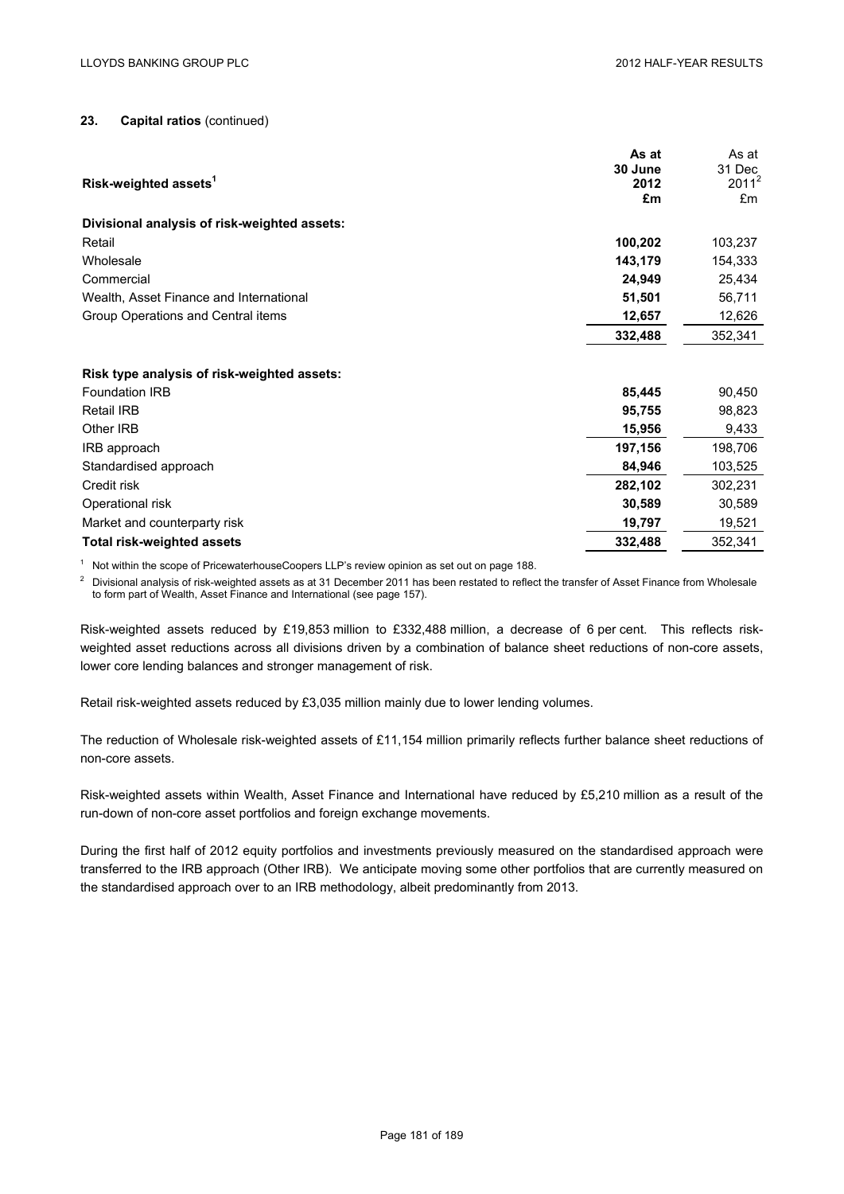## 23. Capital ratios (continued)

| Risk-weighted assets[1] | As at 30 June 2012 £m | As at 31 Dec 2011[2] £m |
|---|---|---|
| **Divisional analysis of risk-weighted assets:** | | |
| Retail | **100,202** | 103,237 |
| Wholesale | **143,179** | 154,333 |
| Commercial | **24,949** | 25,434 |
| Wealth, Asset Finance and International | **51,501** | 56,711 |
| Group Operations and Central items | **12,657** | 12,626 |
| | **332,488** | 352,341 |
| **Risk type analysis of risk-weighted assets:** | | |
| Foundation IRB | **85,445** | 90,450 |
| Retail IRB | **95,755** | 98,823 |
| Other IRB | **15,956** | 9,433 |
| IRB approach | **197,156** | 198,706 |
| Standardised approach | **84,946** | 103,525 |
| Credit risk | **282,102** | 302,231 |
| Operational risk | **30,589** | 30,589 |
| Market and counterparty risk | **19,797** | 19,521 |
| **Total risk-weighted assets** | **332,488** | 352,341 |

[1] Not within the scope of PricewaterhouseCoopers LLP's review opinion as set out on page 188.

[2] Divisional analysis of risk-weighted assets as at 31 December 2011 has been restated to reflect the transfer of Asset Finance from Wholesale to form part of Wealth, Asset Finance and International (see page 157).

Risk-weighted assets reduced by £19,853 million to £332,488 million, a decrease of 6 per cent. This reflects risk-weighted asset reductions across all divisions driven by a combination of balance sheet reductions of non-core assets, lower core lending balances and stronger management of risk.

Retail risk-weighted assets reduced by £3,035 million mainly due to lower lending volumes.

The reduction of Wholesale risk-weighted assets of £11,154 million primarily reflects further balance sheet reductions of non-core assets.

Risk-weighted assets within Wealth, Asset Finance and International have reduced by £5,210 million as a result of the run-down of non-core asset portfolios and foreign exchange movements.

During the first half of 2012 equity portfolios and investments previously measured on the standardised approach were transferred to the IRB approach (Other IRB). We anticipate moving some other portfolios that are currently measured on the standardised approach over to an IRB methodology, albeit predominantly from 2013.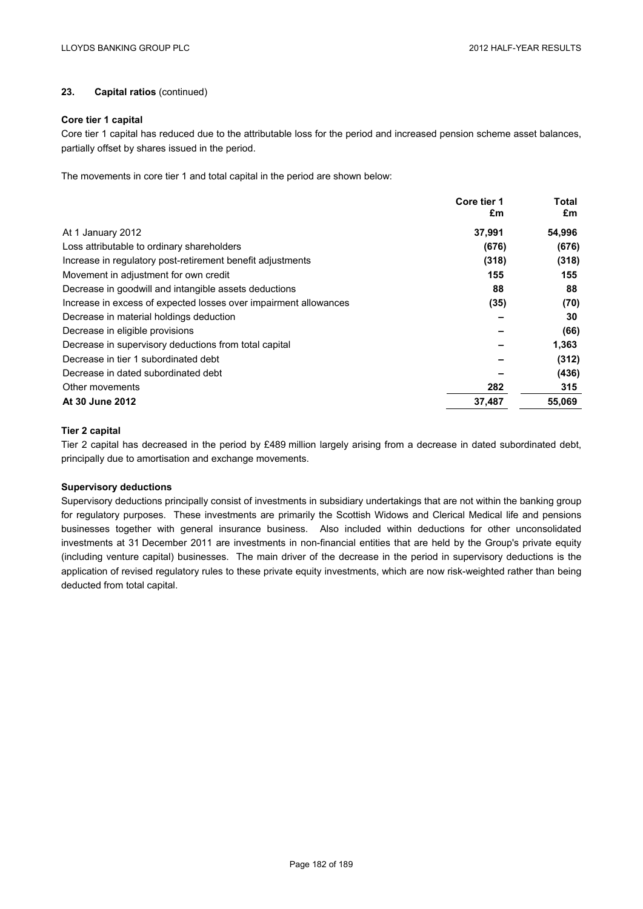## 23. Capital ratios (continued)

### Core tier 1 capital

Core tier 1 capital has reduced due to the attributable loss for the period and increased pension scheme asset balances, partially offset by shares issued in the period.

The movements in core tier 1 and total capital in the period are shown below:

| | Core tier 1 £m | Total £m |
|---|---|---|
| At 1 January 2012 | **37,991** | **54,996** |
| Loss attributable to ordinary shareholders | **(676)** | **(676)** |
| Increase in regulatory post-retirement benefit adjustments | **(318)** | **(318)** |
| Movement in adjustment for own credit | **155** | **155** |
| Decrease in goodwill and intangible assets deductions | **88** | **88** |
| Increase in excess of expected losses over impairment allowances | **(35)** | **(70)** |
| Decrease in material holdings deduction | **–** | **30** |
| Decrease in eligible provisions | **–** | **(66)** |
| Decrease in supervisory deductions from total capital | **–** | **1,363** |
| Decrease in tier 1 subordinated debt | **–** | **(312)** |
| Decrease in dated subordinated debt | **–** | **(436)** |
| Other movements | **282** | **315** |
| **At 30 June 2012** | **37,487** | **55,069** |

### Tier 2 capital

Tier 2 capital has decreased in the period by £489 million largely arising from a decrease in dated subordinated debt, principally due to amortisation and exchange movements.

### Supervisory deductions

Supervisory deductions principally consist of investments in subsidiary undertakings that are not within the banking group for regulatory purposes. These investments are primarily the Scottish Widows and Clerical Medical life and pensions businesses together with general insurance business. Also included within deductions for other unconsolidated investments at 31 December 2011 are investments in non-financial entities that are held by the Group's private equity (including venture capital) businesses. The main driver of the decrease in the period in supervisory deductions is the application of revised regulatory rules to these private equity investments, which are now risk-weighted rather than being deducted from total capital.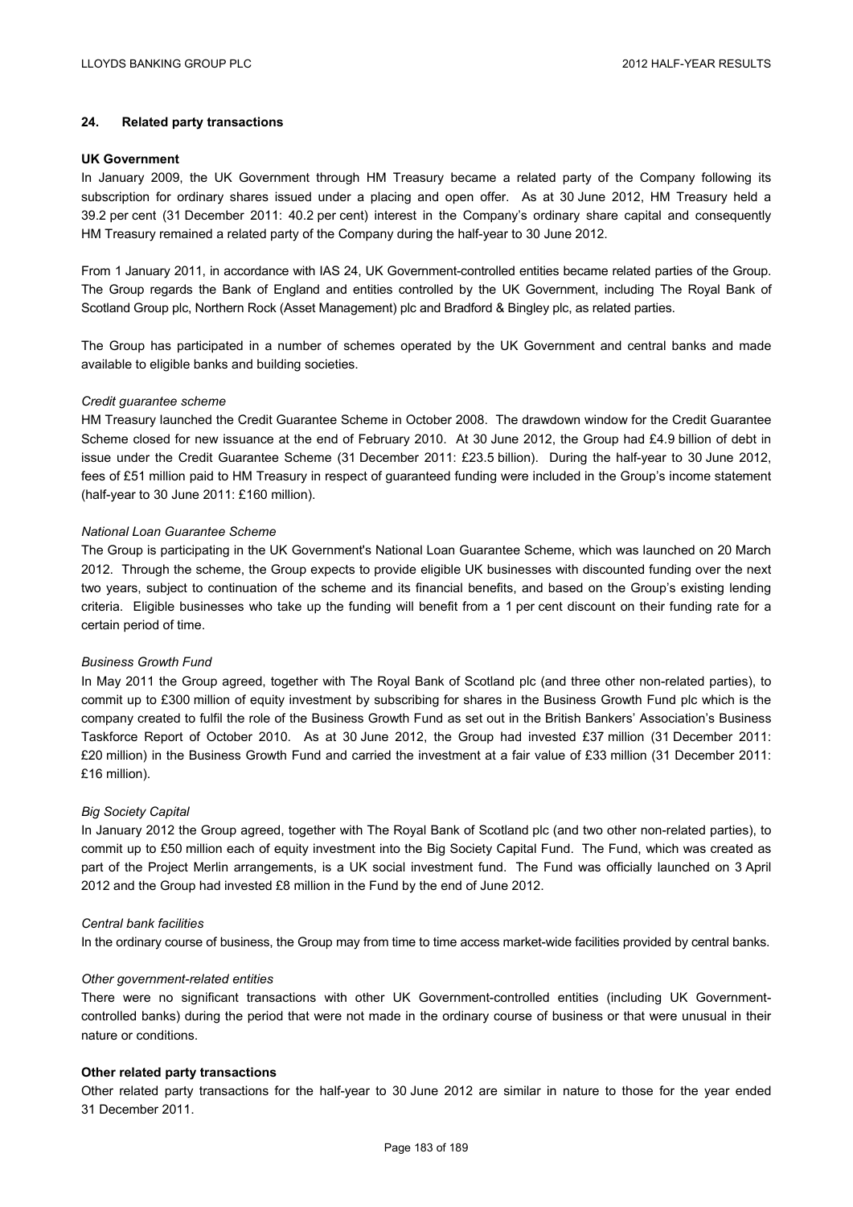## 24. Related party transactions

**UK Government**

In January 2009, the UK Government through HM Treasury became a related party of the Company following its subscription for ordinary shares issued under a placing and open offer. As at 30 June 2012, HM Treasury held a 39.2 per cent (31 December 2011: 40.2 per cent) interest in the Company's ordinary share capital and consequently HM Treasury remained a related party of the Company during the half-year to 30 June 2012.

From 1 January 2011, in accordance with IAS 24, UK Government-controlled entities became related parties of the Group. The Group regards the Bank of England and entities controlled by the UK Government, including The Royal Bank of Scotland Group plc, Northern Rock (Asset Management) plc and Bradford & Bingley plc, as related parties.

The Group has participated in a number of schemes operated by the UK Government and central banks and made available to eligible banks and building societies.

*Credit guarantee scheme*

HM Treasury launched the Credit Guarantee Scheme in October 2008. The drawdown window for the Credit Guarantee Scheme closed for new issuance at the end of February 2010. At 30 June 2012, the Group had £4.9 billion of debt in issue under the Credit Guarantee Scheme (31 December 2011: £23.5 billion). During the half-year to 30 June 2012, fees of £51 million paid to HM Treasury in respect of guaranteed funding were included in the Group's income statement (half-year to 30 June 2011: £160 million).

*National Loan Guarantee Scheme*

The Group is participating in the UK Government's National Loan Guarantee Scheme, which was launched on 20 March 2012. Through the scheme, the Group expects to provide eligible UK businesses with discounted funding over the next two years, subject to continuation of the scheme and its financial benefits, and based on the Group's existing lending criteria. Eligible businesses who take up the funding will benefit from a 1 per cent discount on their funding rate for a certain period of time.

*Business Growth Fund*

In May 2011 the Group agreed, together with The Royal Bank of Scotland plc (and three other non-related parties), to commit up to £300 million of equity investment by subscribing for shares in the Business Growth Fund plc which is the company created to fulfil the role of the Business Growth Fund as set out in the British Bankers' Association's Business Taskforce Report of October 2010. As at 30 June 2012, the Group had invested £37 million (31 December 2011: £20 million) in the Business Growth Fund and carried the investment at a fair value of £33 million (31 December 2011: £16 million).

*Big Society Capital*

In January 2012 the Group agreed, together with The Royal Bank of Scotland plc (and two other non-related parties), to commit up to £50 million each of equity investment into the Big Society Capital Fund. The Fund, which was created as part of the Project Merlin arrangements, is a UK social investment fund. The Fund was officially launched on 3 April 2012 and the Group had invested £8 million in the Fund by the end of June 2012.

*Central bank facilities*

In the ordinary course of business, the Group may from time to time access market-wide facilities provided by central banks.

*Other government-related entities*

There were no significant transactions with other UK Government-controlled entities (including UK Government-controlled banks) during the period that were not made in the ordinary course of business or that were unusual in their nature or conditions.

**Other related party transactions**

Other related party transactions for the half-year to 30 June 2012 are similar in nature to those for the year ended 31 December 2011.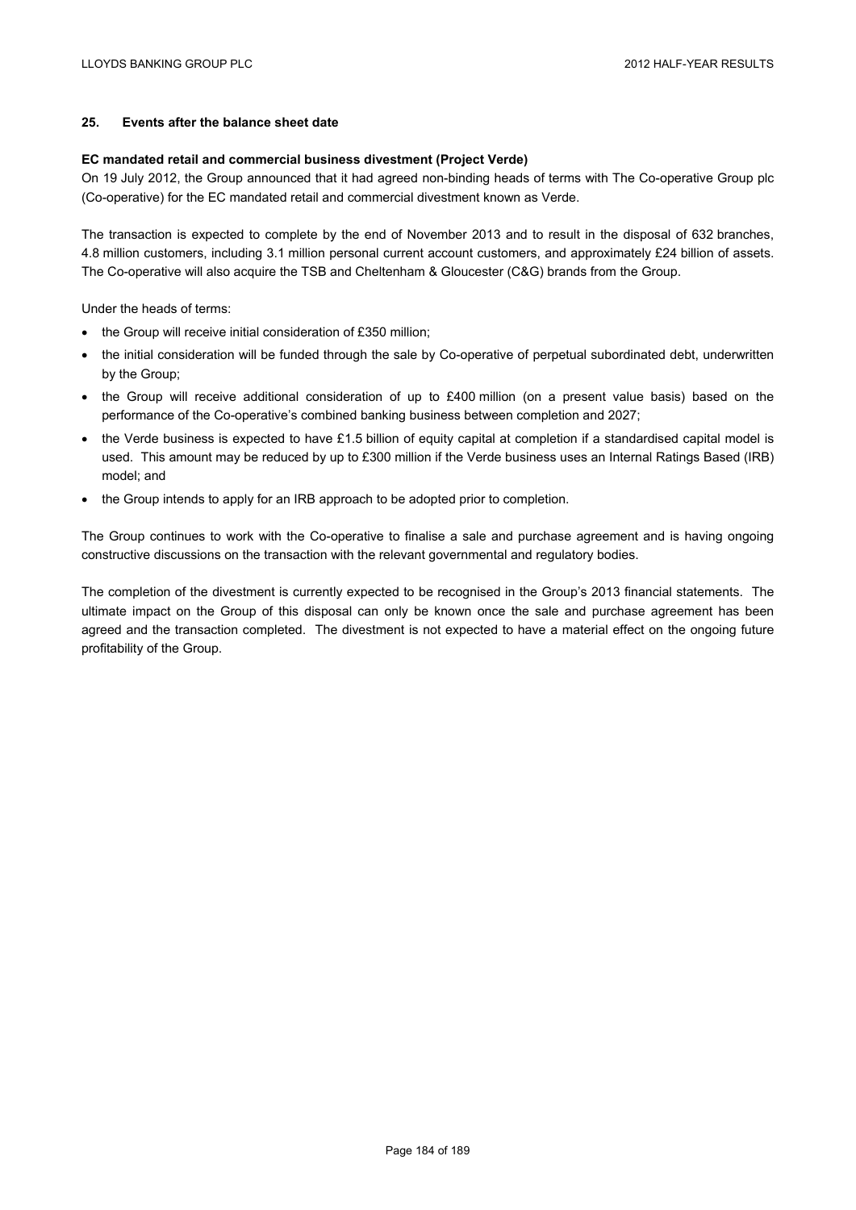## 25. Events after the balance sheet date

### EC mandated retail and commercial business divestment (Project Verde)

On 19 July 2012, the Group announced that it had agreed non-binding heads of terms with The Co-operative Group plc (Co-operative) for the EC mandated retail and commercial divestment known as Verde.

The transaction is expected to complete by the end of November 2013 and to result in the disposal of 632 branches, 4.8 million customers, including 3.1 million personal current account customers, and approximately £24 billion of assets. The Co-operative will also acquire the TSB and Cheltenham & Gloucester (C&G) brands from the Group.

Under the heads of terms:

- the Group will receive initial consideration of £350 million;
- the initial consideration will be funded through the sale by Co-operative of perpetual subordinated debt, underwritten by the Group;
- the Group will receive additional consideration of up to £400 million (on a present value basis) based on the performance of the Co-operative's combined banking business between completion and 2027;
- the Verde business is expected to have £1.5 billion of equity capital at completion if a standardised capital model is used. This amount may be reduced by up to £300 million if the Verde business uses an Internal Ratings Based (IRB) model; and
- the Group intends to apply for an IRB approach to be adopted prior to completion.

The Group continues to work with the Co-operative to finalise a sale and purchase agreement and is having ongoing constructive discussions on the transaction with the relevant governmental and regulatory bodies.

The completion of the divestment is currently expected to be recognised in the Group's 2013 financial statements. The ultimate impact on the Group of this disposal can only be known once the sale and purchase agreement has been agreed and the transaction completed. The divestment is not expected to have a material effect on the ongoing future profitability of the Group.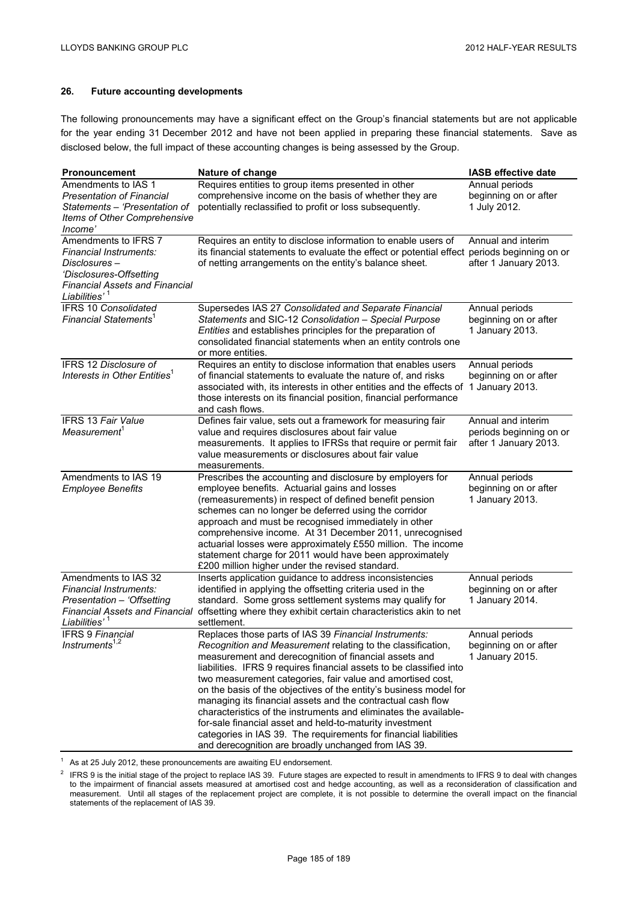## 26. Future accounting developments

The following pronouncements may have a significant effect on the Group's financial statements but are not applicable for the year ending 31 December 2012 and have not been applied in preparing these financial statements. Save as disclosed below, the full impact of these accounting changes is being assessed by the Group.

| Pronouncement | Nature of change | IASB effective date |
|---|---|---|
| Amendments to IAS 1 *Presentation of Financial Statements – 'Presentation of Items of Other Comprehensive Income'* | Requires entities to group items presented in other comprehensive income on the basis of whether they are potentially reclassified to profit or loss subsequently. | Annual periods beginning on or after 1 July 2012. |
| Amendments to IFRS 7 *Financial Instruments: Disclosures – 'Disclosures-Offsetting Financial Assets and Financial Liabilities'* [1] | Requires an entity to disclose information to enable users of its financial statements to evaluate the effect or potential effect of netting arrangements on the entity's balance sheet. | Annual and interim periods beginning on or after 1 January 2013. |
| IFRS 10 *Consolidated Financial Statements*[1] | Supersedes IAS 27 *Consolidated and Separate Financial Statements* and SIC-12 *Consolidation – Special Purpose Entities* and establishes principles for the preparation of consolidated financial statements when an entity controls one or more entities. | Annual periods beginning on or after 1 January 2013. |
| IFRS 12 *Disclosure of Interests in Other Entities*[1] | Requires an entity to disclose information that enables users of financial statements to evaluate the nature of, and risks associated with, its interests in other entities and the effects of those interests on its financial position, financial performance and cash flows. | Annual periods beginning on or after 1 January 2013. |
| IFRS 13 *Fair Value Measurement*[1] | Defines fair value, sets out a framework for measuring fair value and requires disclosures about fair value measurements. It applies to IFRSs that require or permit fair value measurements or disclosures about fair value measurements. | Annual and interim periods beginning on or after 1 January 2013. |
| Amendments to IAS 19 *Employee Benefits* | Prescribes the accounting and disclosure by employers for employee benefits. Actuarial gains and losses (remeasurements) in respect of defined benefit pension schemes can no longer be deferred using the corridor approach and must be recognised immediately in other comprehensive income. At 31 December 2011, unrecognised actuarial losses were approximately £550 million. The income statement charge for 2011 would have been approximately £200 million higher under the revised standard. | Annual periods beginning on or after 1 January 2013. |
| Amendments to IAS 32 *Financial Instruments: Presentation – 'Offsetting Financial Assets and Financial Liabilities'* [1] | Inserts application guidance to address inconsistencies identified in applying the offsetting criteria used in the standard. Some gross settlement systems may qualify for offsetting where they exhibit certain characteristics akin to net settlement. | Annual periods beginning on or after 1 January 2014. |
| IFRS 9 *Financial Instruments*[1,2] | Replaces those parts of IAS 39 *Financial Instruments: Recognition and Measurement* relating to the classification, measurement and derecognition of financial assets and liabilities. IFRS 9 requires financial assets to be classified into two measurement categories, fair value and amortised cost, on the basis of the objectives of the entity's business model for managing its financial assets and the contractual cash flow characteristics of the instruments and eliminates the available-for-sale financial asset and held-to-maturity investment categories in IAS 39. The requirements for financial liabilities and derecognition are broadly unchanged from IAS 39. | Annual periods beginning on or after 1 January 2015. |

[1] As at 25 July 2012, these pronouncements are awaiting EU endorsement.

[2] IFRS 9 is the initial stage of the project to replace IAS 39. Future stages are expected to result in amendments to IFRS 9 to deal with changes to the impairment of financial assets measured at amortised cost and hedge accounting, as well as a reconsideration of classification and measurement. Until all stages of the replacement project are complete, it is not possible to determine the overall impact on the financial statements of the replacement of IAS 39.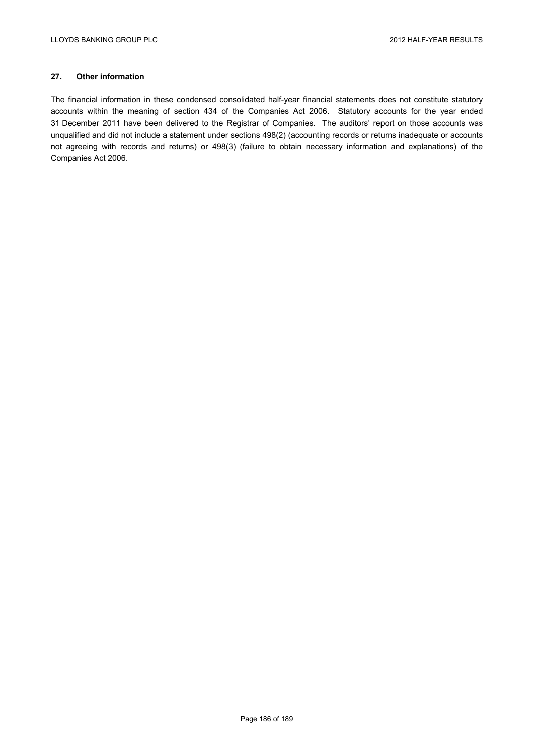## 27. Other information

The financial information in these condensed consolidated half-year financial statements does not constitute statutory accounts within the meaning of section 434 of the Companies Act 2006. Statutory accounts for the year ended 31 December 2011 have been delivered to the Registrar of Companies. The auditors' report on those accounts was unqualified and did not include a statement under sections 498(2) (accounting records or returns inadequate or accounts not agreeing with records and returns) or 498(3) (failure to obtain necessary information and explanations) of the Companies Act 2006.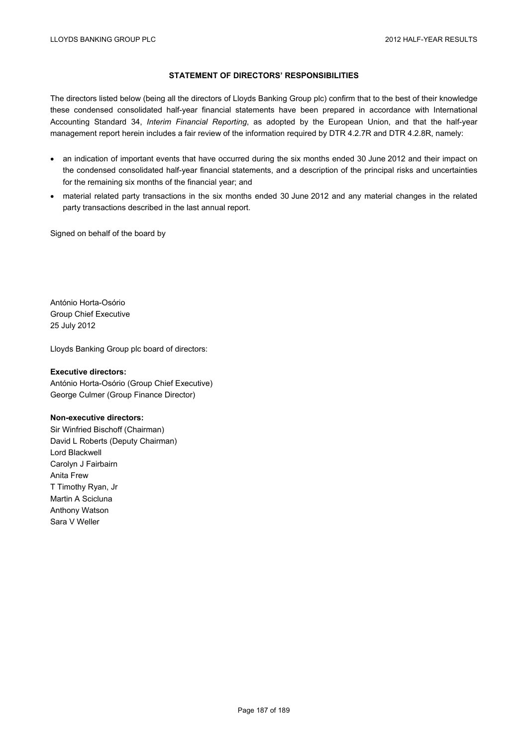## STATEMENT OF DIRECTORS' RESPONSIBILITIES

The directors listed below (being all the directors of Lloyds Banking Group plc) confirm that to the best of their knowledge these condensed consolidated half-year financial statements have been prepared in accordance with International Accounting Standard 34, *Interim Financial Reporting*, as adopted by the European Union, and that the half-year management report herein includes a fair review of the information required by DTR 4.2.7R and DTR 4.2.8R, namely:

- an indication of important events that have occurred during the six months ended 30 June 2012 and their impact on the condensed consolidated half-year financial statements, and a description of the principal risks and uncertainties for the remaining six months of the financial year; and
- material related party transactions in the six months ended 30 June 2012 and any material changes in the related party transactions described in the last annual report.

Signed on behalf of the board by

António Horta-Osório
Group Chief Executive
25 July 2012

Lloyds Banking Group plc board of directors:

**Executive directors:**
António Horta-Osório (Group Chief Executive)
George Culmer (Group Finance Director)

**Non-executive directors:**
Sir Winfried Bischoff (Chairman)
David L Roberts (Deputy Chairman)
Lord Blackwell
Carolyn J Fairbairn
Anita Frew
T Timothy Ryan, Jr
Martin A Scicluna
Anthony Watson
Sara V Weller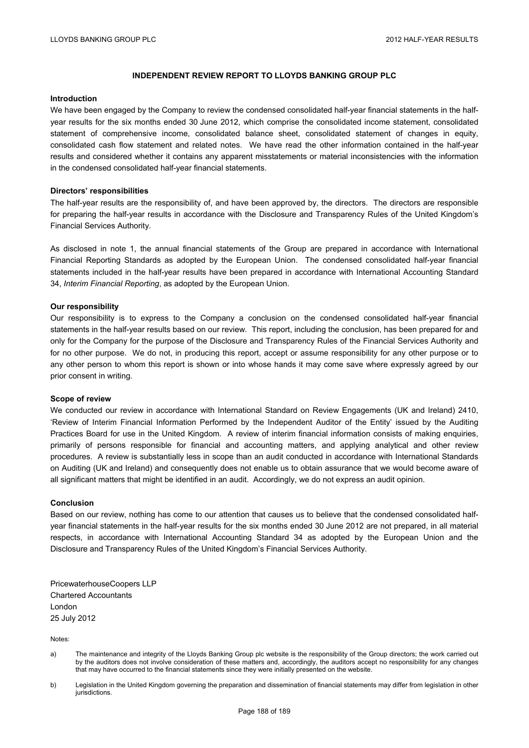# INDEPENDENT REVIEW REPORT TO LLOYDS BANKING GROUP PLC

**Introduction**

We have been engaged by the Company to review the condensed consolidated half-year financial statements in the half-year results for the six months ended 30 June 2012, which comprise the consolidated income statement, consolidated statement of comprehensive income, consolidated balance sheet, consolidated statement of changes in equity, consolidated cash flow statement and related notes. We have read the other information contained in the half-year results and considered whether it contains any apparent misstatements or material inconsistencies with the information in the condensed consolidated half-year financial statements.

**Directors' responsibilities**

The half-year results are the responsibility of, and have been approved by, the directors. The directors are responsible for preparing the half-year results in accordance with the Disclosure and Transparency Rules of the United Kingdom's Financial Services Authority.

As disclosed in note 1, the annual financial statements of the Group are prepared in accordance with International Financial Reporting Standards as adopted by the European Union. The condensed consolidated half-year financial statements included in the half-year results have been prepared in accordance with International Accounting Standard 34, *Interim Financial Reporting*, as adopted by the European Union.

**Our responsibility**

Our responsibility is to express to the Company a conclusion on the condensed consolidated half-year financial statements in the half-year results based on our review. This report, including the conclusion, has been prepared for and only for the Company for the purpose of the Disclosure and Transparency Rules of the Financial Services Authority and for no other purpose. We do not, in producing this report, accept or assume responsibility for any other purpose or to any other person to whom this report is shown or into whose hands it may come save where expressly agreed by our prior consent in writing.

**Scope of review**

We conducted our review in accordance with International Standard on Review Engagements (UK and Ireland) 2410, 'Review of Interim Financial Information Performed by the Independent Auditor of the Entity' issued by the Auditing Practices Board for use in the United Kingdom. A review of interim financial information consists of making enquiries, primarily of persons responsible for financial and accounting matters, and applying analytical and other review procedures. A review is substantially less in scope than an audit conducted in accordance with International Standards on Auditing (UK and Ireland) and consequently does not enable us to obtain assurance that we would become aware of all significant matters that might be identified in an audit. Accordingly, we do not express an audit opinion.

**Conclusion**

Based on our review, nothing has come to our attention that causes us to believe that the condensed consolidated half-year financial statements in the half-year results for the six months ended 30 June 2012 are not prepared, in all material respects, in accordance with International Accounting Standard 34 as adopted by the European Union and the Disclosure and Transparency Rules of the United Kingdom's Financial Services Authority.

PricewaterhouseCoopers LLP
Chartered Accountants
London
25 July 2012

Notes:

a) The maintenance and integrity of the Lloyds Banking Group plc website is the responsibility of the Group directors; the work carried out by the auditors does not involve consideration of these matters and, accordingly, the auditors accept no responsibility for any changes that may have occurred to the financial statements since they were initially presented on the website.

b) Legislation in the United Kingdom governing the preparation and dissemination of financial statements may differ from legislation in other jurisdictions.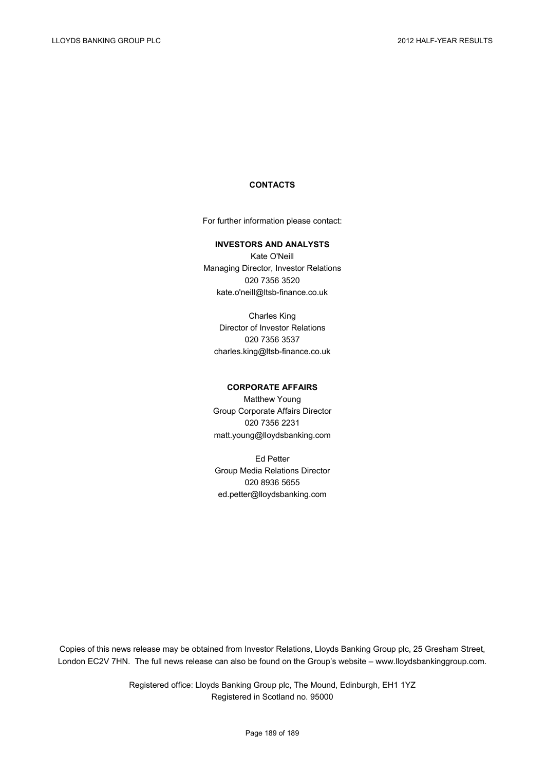## CONTACTS

For further information please contact:

**INVESTORS AND ANALYSTS**

Kate O'Neill
Managing Director, Investor Relations
020 7356 3520
kate.o'neill@ltsb-finance.co.uk

Charles King
Director of Investor Relations
020 7356 3537
charles.king@ltsb-finance.co.uk

**CORPORATE AFFAIRS**

Matthew Young
Group Corporate Affairs Director
020 7356 2231
matt.young@lloydsbanking.com

Ed Petter
Group Media Relations Director
020 8936 5655
ed.petter@lloydsbanking.com

Copies of this news release may be obtained from Investor Relations, Lloyds Banking Group plc, 25 Gresham Street, London EC2V 7HN. The full news release can also be found on the Group's website – www.lloydsbankinggroup.com.

Registered office: Lloyds Banking Group plc, The Mound, Edinburgh, EH1 1YZ
Registered in Scotland no. 95000